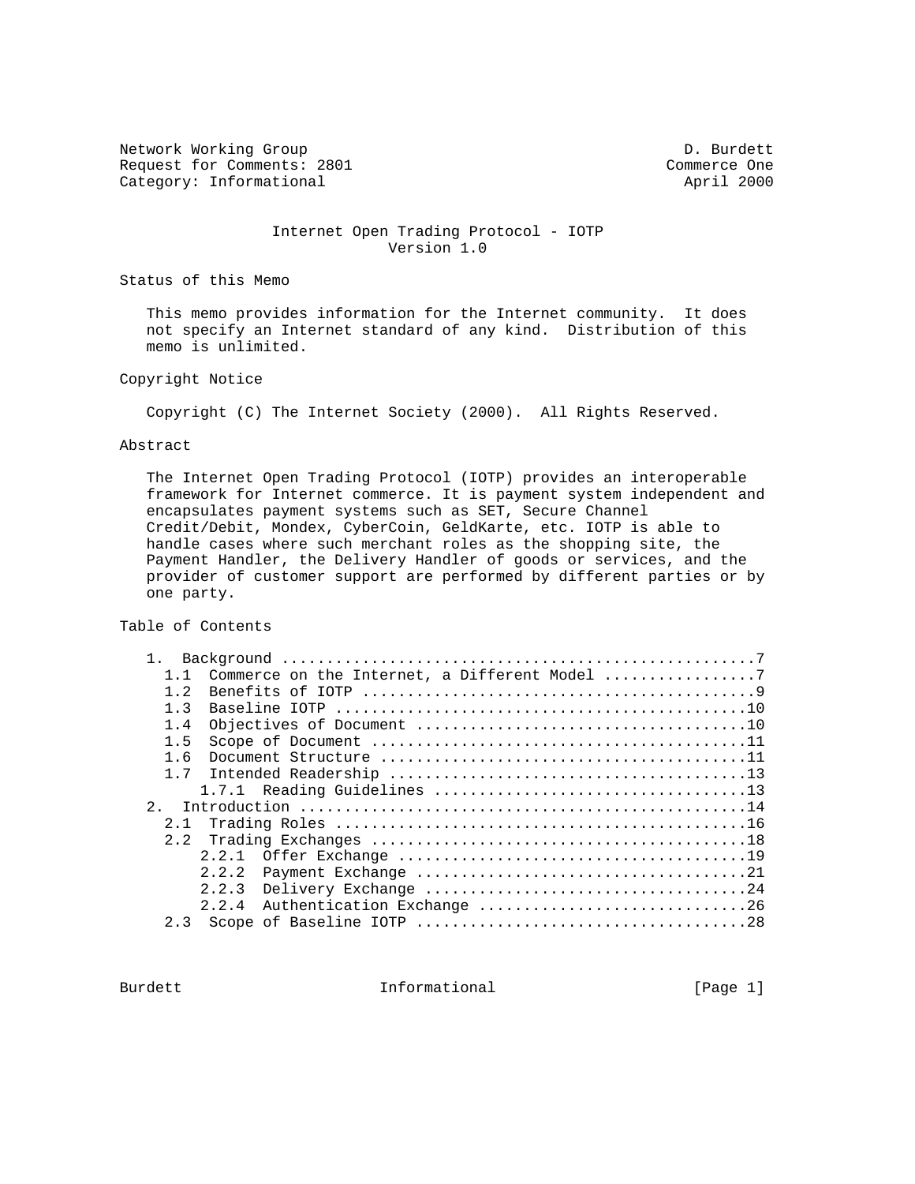Network Working Group D. Burdett
Request for Comments: 2801 Commerce One
Category: Informational April 2000

# Internet Open Trading Protocol - IOTP
# Version 1.0

## Status of this Memo

This memo provides information for the Internet community. It does not specify an Internet standard of any kind. Distribution of this memo is unlimited.

## Copyright Notice

Copyright (C) The Internet Society (2000). All Rights Reserved.

## Abstract

The Internet Open Trading Protocol (IOTP) provides an interoperable framework for Internet commerce. It is payment system independent and encapsulates payment systems such as SET, Secure Channel Credit/Debit, Mondex, CyberCoin, GeldKarte, etc. IOTP is able to handle cases where such merchant roles as the shopping site, the Payment Handler, the Delivery Handler of goods or services, and the provider of customer support are performed by different parties or by one party.

## Table of Contents

```
   1.  Background ....................................................7
     1.1  Commerce on the Internet, a Different Model ................7
     1.2  Benefits of IOTP ...........................................9
     1.3  Baseline IOTP .............................................10
     1.4  Objectives of Document ....................................10
     1.5  Scope of Document .........................................11
     1.6  Document Structure ........................................11
     1.7  Intended Readership .......................................13
         1.7.1  Reading Guidelines ..................................13
   2.  Introduction .................................................14
     2.1  Trading Roles .............................................16
     2.2  Trading Exchanges .........................................18
         2.2.1  Offer Exchange ......................................19
         2.2.2  Payment Exchange ....................................21
         2.2.3  Delivery Exchange ...................................24
         2.2.4  Authentication Exchange .............................26
     2.3  Scope of Baseline IOTP ....................................28
```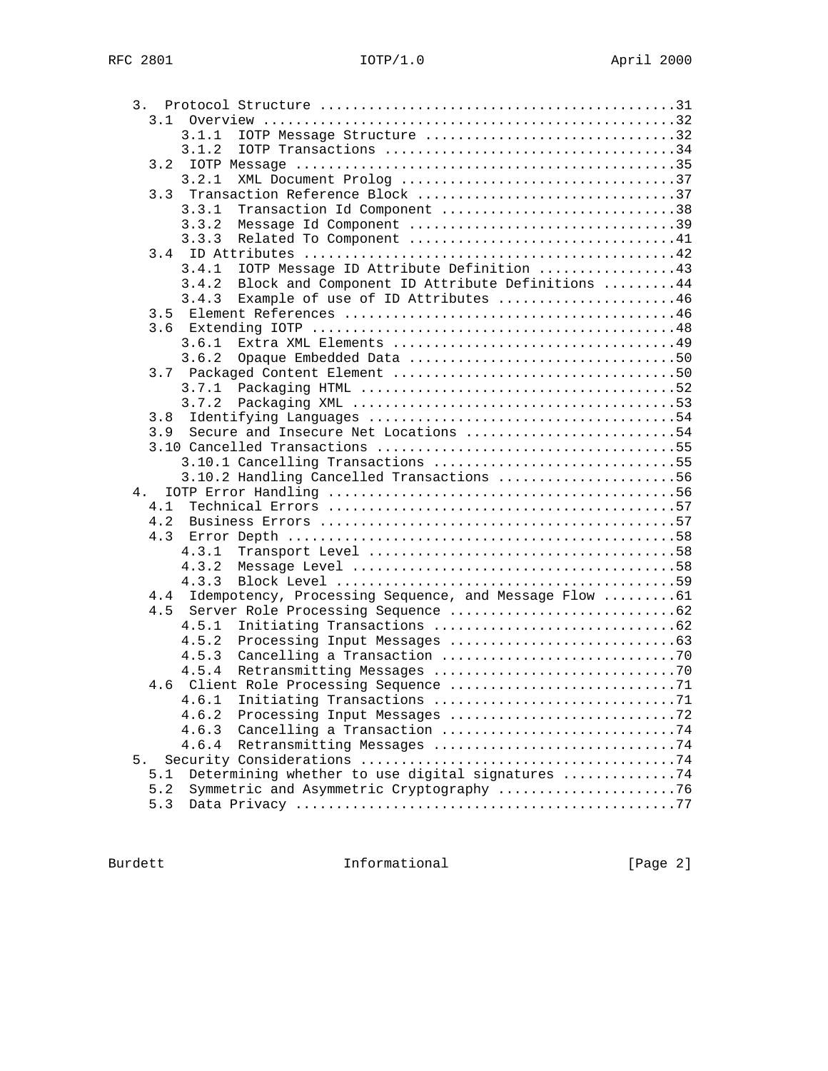```
   3.  Protocol Structure ............................................31
     3.1  Overview ...................................................32
         3.1.1  IOTP Message Structure ...............................32
         3.1.2  IOTP Transactions ....................................34
     3.2  IOTP Message ...............................................35
         3.2.1  XML Document Prolog ..................................37
     3.3  Transaction Reference Block ................................37
         3.3.1  Transaction Id Component .............................38
         3.3.2  Message Id Component .................................39
         3.3.3  Related To Component .................................41
     3.4  ID Attributes ..............................................42
         3.4.1  IOTP Message ID Attribute Definition .................43
         3.4.2  Block and Component ID Attribute Definitions .........44
         3.4.3  Example of use of ID Attributes ......................46
     3.5  Element References .........................................46
     3.6  Extending IOTP .............................................48
         3.6.1  Extra XML Elements ...................................49
         3.6.2  Opaque Embedded Data .................................50
     3.7  Packaged Content Element ...................................50
         3.7.1  Packaging HTML .......................................52
         3.7.2  Packaging XML ........................................53
     3.8  Identifying Languages ......................................54
     3.9  Secure and Insecure Net Locations ..........................54
     3.10 Cancelled Transactions .....................................55
         3.10.1 Cancelling Transactions ..............................55
         3.10.2 Handling Cancelled Transactions ......................56
   4.  IOTP Error Handling ...........................................56
     4.1  Technical Errors ...........................................57
     4.2  Business Errors ............................................57
     4.3  Error Depth ................................................58
         4.3.1  Transport Level ......................................58
         4.3.2  Message Level ........................................58
         4.3.3  Block Level ..........................................59
     4.4  Idempotency, Processing Sequence, and Message Flow .........61
     4.5  Server Role Processing Sequence ............................62
         4.5.1  Initiating Transactions ..............................62
         4.5.2  Processing Input Messages ............................63
         4.5.3  Cancelling a Transaction .............................70
         4.5.4  Retransmitting Messages ..............................70
     4.6  Client Role Processing Sequence ............................71
         4.6.1  Initiating Transactions ..............................71
         4.6.2  Processing Input Messages ............................72
         4.6.3  Cancelling a Transaction .............................74
         4.6.4  Retransmitting Messages ..............................74
   5.  Security Considerations .......................................74
     5.1  Determining whether to use digital signatures ..............74
     5.2  Symmetric and Asymmetric Cryptography ......................76
     5.3  Data Privacy ...............................................77
```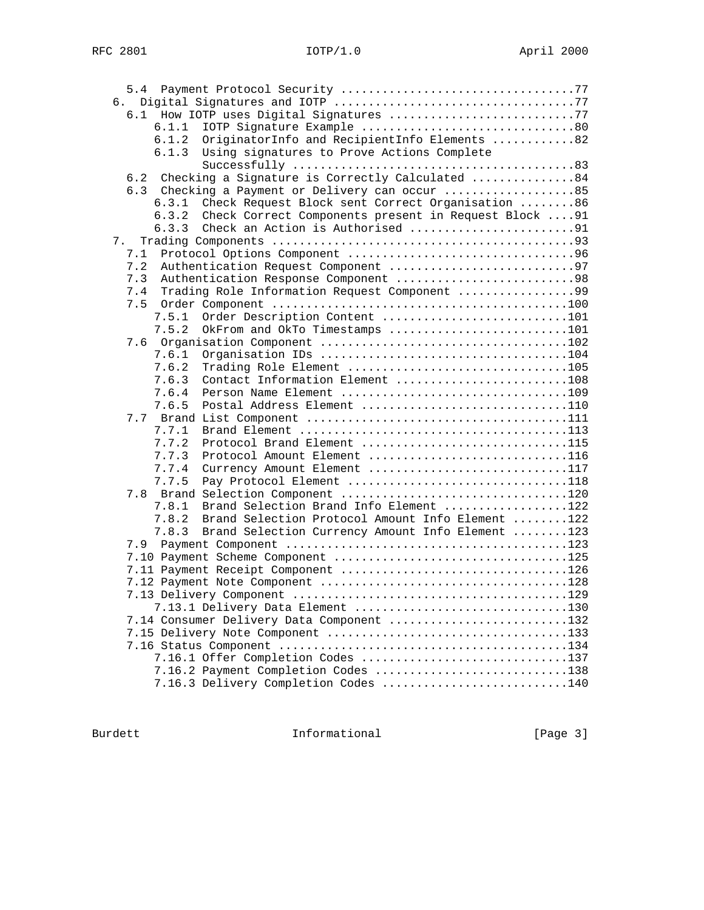```
   5.4  Payment Protocol Security ..................................77
  6.  Digital Signatures and IOTP ..................................77
   6.1  How IOTP uses Digital Signatures ...........................77
       6.1.1  IOTP Signature Example ...............................80
       6.1.2  OriginatorInfo and RecipientInfo Elements ............82
       6.1.3  Using signatures to Prove Actions Complete
              Successfully .........................................83
   6.2  Checking a Signature is Correctly Calculated ...............84
   6.3  Checking a Payment or Delivery can occur ...................85
       6.3.1  Check Request Block sent Correct Organisation ........86
       6.3.2  Check Correct Components present in Request Block ....91
       6.3.3  Check an Action is Authorised ........................91
  7.  Trading Components ...........................................93
   7.1  Protocol Options Component .................................96
   7.2  Authentication Request Component ...........................97
   7.3  Authentication Response Component ..........................98
   7.4  Trading Role Information Request Component .................99
   7.5  Order Component ...........................................100
       7.5.1  Order Description Content ...........................101
       7.5.2  OkFrom and OkTo Timestamps ..........................101
   7.6  Organisation Component ....................................102
       7.6.1  Organisation IDs ....................................104
       7.6.2  Trading Role Element ................................105
       7.6.3  Contact Information Element .........................108
       7.6.4  Person Name Element .................................109
       7.6.5  Postal Address Element ..............................110
   7.7  Brand List Component ......................................111
       7.7.1  Brand Element .......................................113
       7.7.2  Protocol Brand Element ..............................115
       7.7.3  Protocol Amount Element .............................116
       7.7.4  Currency Amount Element .............................117
       7.7.5  Pay Protocol Element ................................118
   7.8  Brand Selection Component .................................120
       7.8.1  Brand Selection Brand Info Element ..................122
       7.8.2  Brand Selection Protocol Amount Info Element ........122
       7.8.3  Brand Selection Currency Amount Info Element ........123
   7.9  Payment Component .........................................123
   7.10 Payment Scheme Component ..................................125
   7.11 Payment Receipt Component .................................126
   7.12 Payment Note Component ....................................128
   7.13 Delivery Component ........................................129
       7.13.1 Delivery Data Element ...............................130
   7.14 Consumer Delivery Data Component ..........................132
   7.15 Delivery Note Component ...................................133
   7.16 Status Component ..........................................134
       7.16.1 Offer Completion Codes ..............................137
       7.16.2 Payment Completion Codes ............................138
       7.16.3 Delivery Completion Codes ...........................140
```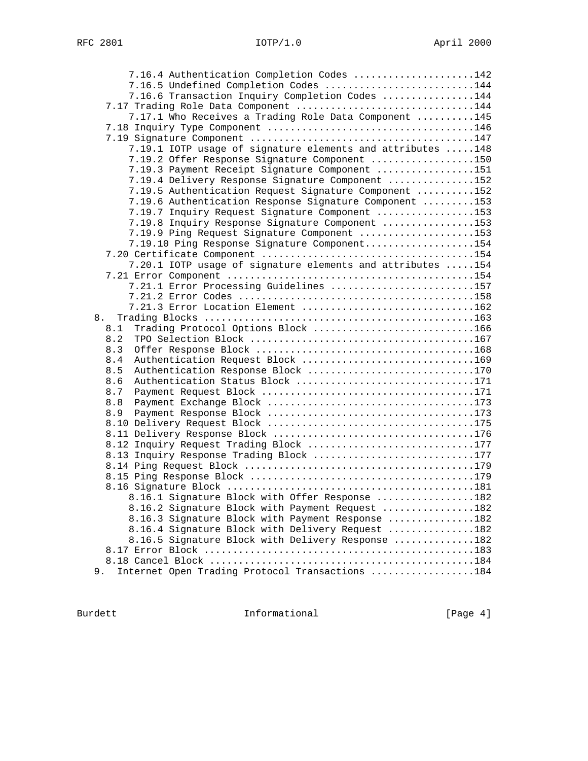```
         7.16.4 Authentication Completion Codes .....................142
         7.16.5 Undefined Completion Codes ..........................144
         7.16.6 Transaction Inquiry Completion Codes ................144
     7.17 Trading Role Data Component ...............................144
         7.17.1 Who Receives a Trading Role Data Component ..........145
     7.18 Inquiry Type Component ....................................146
     7.19 Signature Component .......................................147
         7.19.1 IOTP usage of signature elements and attributes .....148
         7.19.2 Offer Response Signature Component ..................150
         7.19.3 Payment Receipt Signature Component .................151
         7.19.4 Delivery Response Signature Component ...............152
         7.19.5 Authentication Request Signature Component ..........152
         7.19.6 Authentication Response Signature Component .........153
         7.19.7 Inquiry Request Signature Component .................153
         7.19.8 Inquiry Response Signature Component ................153
         7.19.9 Ping Request Signature Component ....................153
         7.19.10 Ping Response Signature Component...................154
     7.20 Certificate Component .....................................154
         7.20.1 IOTP usage of signature elements and attributes .....154
     7.21 Error Component ...........................................154
         7.21.1 Error Processing Guidelines .........................157
         7.21.2 Error Codes .........................................158
         7.21.3 Error Location Element ..............................162
   8.  Trading Blocks ...............................................163
     8.1  Trading Protocol Options Block ............................166
     8.2  TPO Selection Block .......................................167
     8.3  Offer Response Block ......................................168
     8.4  Authentication Request Block ..............................169
     8.5  Authentication Response Block .............................170
     8.6  Authentication Status Block ...............................171
     8.7  Payment Request Block .....................................171
     8.8  Payment Exchange Block ....................................173
     8.9  Payment Response Block ....................................173
     8.10 Delivery Request Block ....................................175
     8.11 Delivery Response Block ...................................176
     8.12 Inquiry Request Trading Block .............................177
     8.13 Inquiry Response Trading Block ............................177
     8.14 Ping Request Block ........................................179
     8.15 Ping Response Block .......................................179
     8.16 Signature Block ...........................................181
         8.16.1 Signature Block with Offer Response .................182
         8.16.2 Signature Block with Payment Request ................182
         8.16.3 Signature Block with Payment Response ...............182
         8.16.4 Signature Block with Delivery Request ...............182
         8.16.5 Signature Block with Delivery Response ..............182
     8.17 Error Block ...............................................183
     8.18 Cancel Block ..............................................184
   9.  Internet Open Trading Protocol Transactions ..................184
```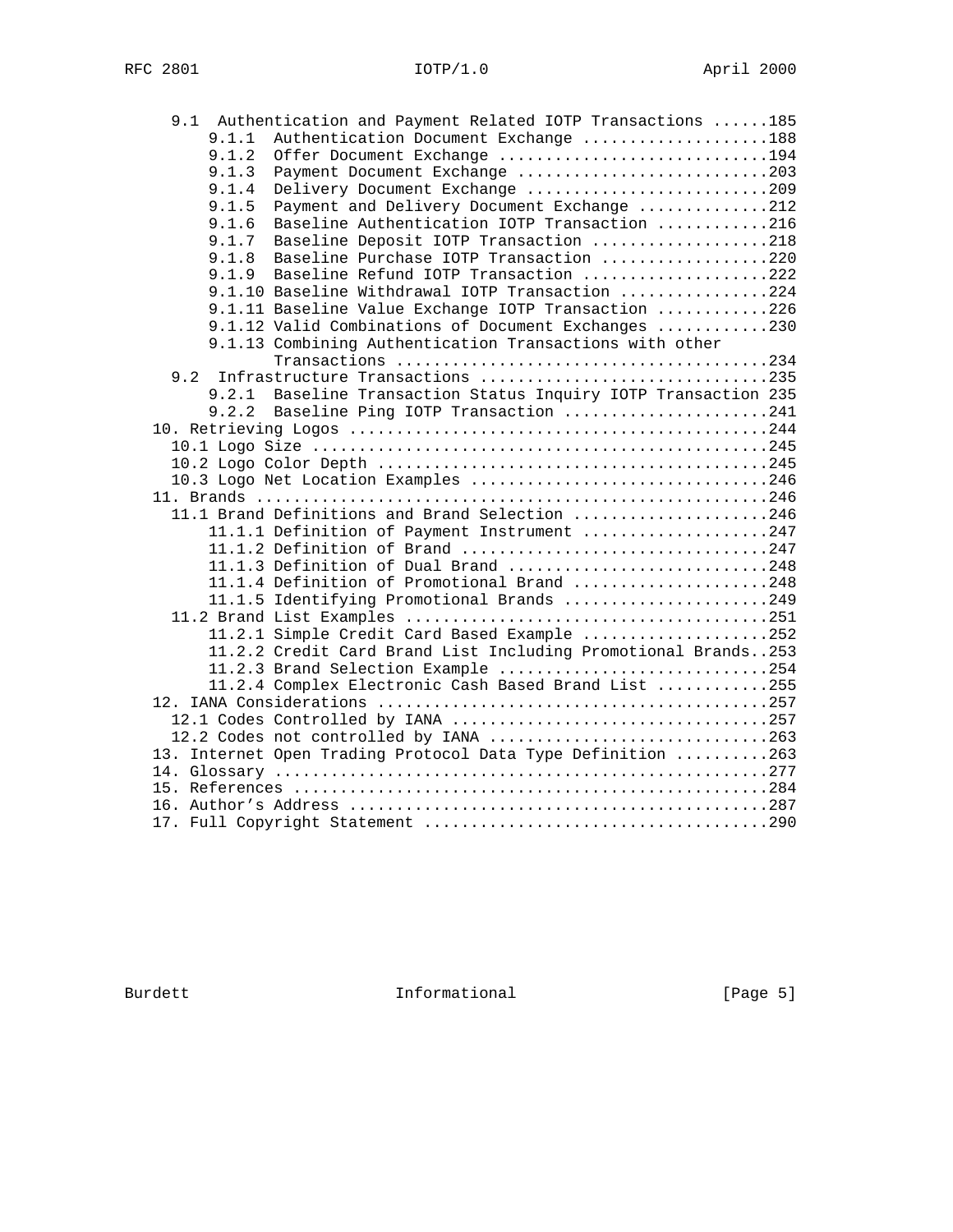```
   9.1  Authentication and Payment Related IOTP Transactions ......185
       9.1.1  Authentication Document Exchange ....................188
       9.1.2  Offer Document Exchange .............................194
       9.1.3  Payment Document Exchange ...........................203
       9.1.4  Delivery Document Exchange ..........................209
       9.1.5  Payment and Delivery Document Exchange ..............212
       9.1.6  Baseline Authentication IOTP Transaction ............216
       9.1.7  Baseline Deposit IOTP Transaction ...................218
       9.1.8  Baseline Purchase IOTP Transaction ..................220
       9.1.9  Baseline Refund IOTP Transaction ....................222
       9.1.10 Baseline Withdrawal IOTP Transaction ................224
       9.1.11 Baseline Value Exchange IOTP Transaction ............226
       9.1.12 Valid Combinations of Document Exchanges ............230
       9.1.13 Combining Authentication Transactions with other
              Transactions ........................................234
   9.2  Infrastructure Transactions ...............................235
       9.2.1  Baseline Transaction Status Inquiry IOTP Transaction 235
       9.2.2  Baseline Ping IOTP Transaction ......................241
 10. Retrieving Logos .............................................244
   10.1 Logo Size .................................................245
   10.2 Logo Color Depth ..........................................245
   10.3 Logo Net Location Examples ................................246
 11. Brands .......................................................246
   11.1 Brand Definitions and Brand Selection .....................246
       11.1.1 Definition of Payment Instrument ....................247
       11.1.2 Definition of Brand .................................247
       11.1.3 Definition of Dual Brand ............................248
       11.1.4 Definition of Promotional Brand .....................248
       11.1.5 Identifying Promotional Brands ......................249
   11.2 Brand List Examples .......................................251
       11.2.1 Simple Credit Card Based Example ....................252
       11.2.2 Credit Card Brand List Including Promotional Brands..253
       11.2.3 Brand Selection Example .............................254
       11.2.4 Complex Electronic Cash Based Brand List ............255
 12. IANA Considerations ..........................................257
   12.1 Codes Controlled by IANA ..................................257
   12.2 Codes not controlled by IANA ..............................263
 13. Internet Open Trading Protocol Data Type Definition ..........263
 14. Glossary .....................................................277
 15. References ...................................................284
 16. Author's Address .............................................287
 17. Full Copyright Statement .....................................290
```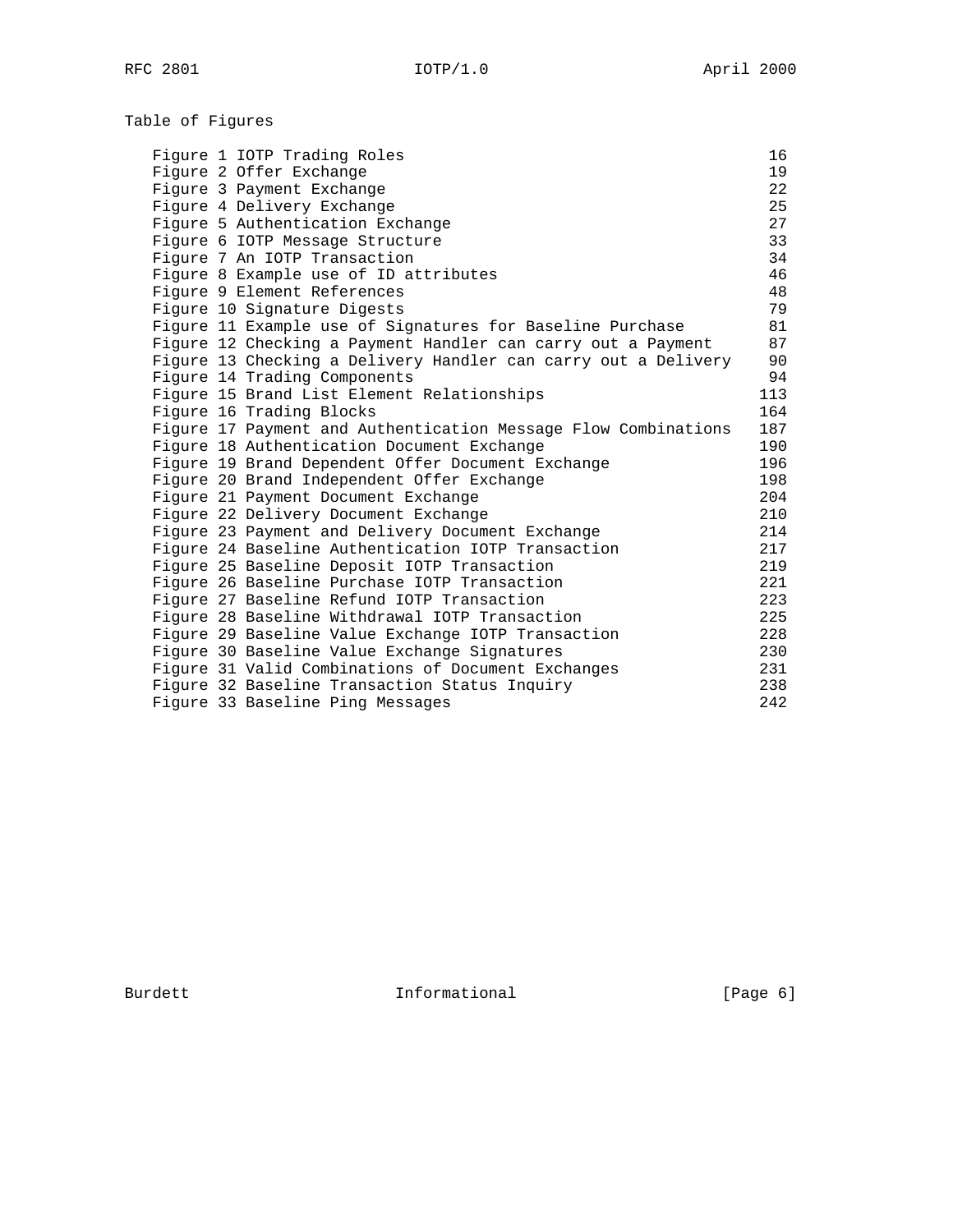# Table of Figures

| Figure | Page |
| --- | --- |
| Figure 1 IOTP Trading Roles | 16 |
| Figure 2 Offer Exchange | 19 |
| Figure 3 Payment Exchange | 22 |
| Figure 4 Delivery Exchange | 25 |
| Figure 5 Authentication Exchange | 27 |
| Figure 6 IOTP Message Structure | 33 |
| Figure 7 An IOTP Transaction | 34 |
| Figure 8 Example use of ID attributes | 46 |
| Figure 9 Element References | 48 |
| Figure 10 Signature Digests | 79 |
| Figure 11 Example use of Signatures for Baseline Purchase | 81 |
| Figure 12 Checking a Payment Handler can carry out a Payment | 87 |
| Figure 13 Checking a Delivery Handler can carry out a Delivery | 90 |
| Figure 14 Trading Components | 94 |
| Figure 15 Brand List Element Relationships | 113 |
| Figure 16 Trading Blocks | 164 |
| Figure 17 Payment and Authentication Message Flow Combinations | 187 |
| Figure 18 Authentication Document Exchange | 190 |
| Figure 19 Brand Dependent Offer Document Exchange | 196 |
| Figure 20 Brand Independent Offer Exchange | 198 |
| Figure 21 Payment Document Exchange | 204 |
| Figure 22 Delivery Document Exchange | 210 |
| Figure 23 Payment and Delivery Document Exchange | 214 |
| Figure 24 Baseline Authentication IOTP Transaction | 217 |
| Figure 25 Baseline Deposit IOTP Transaction | 219 |
| Figure 26 Baseline Purchase IOTP Transaction | 221 |
| Figure 27 Baseline Refund IOTP Transaction | 223 |
| Figure 28 Baseline Withdrawal IOTP Transaction | 225 |
| Figure 29 Baseline Value Exchange IOTP Transaction | 228 |
| Figure 30 Baseline Value Exchange Signatures | 230 |
| Figure 31 Valid Combinations of Document Exchanges | 231 |
| Figure 32 Baseline Transaction Status Inquiry | 238 |
| Figure 33 Baseline Ping Messages | 242 |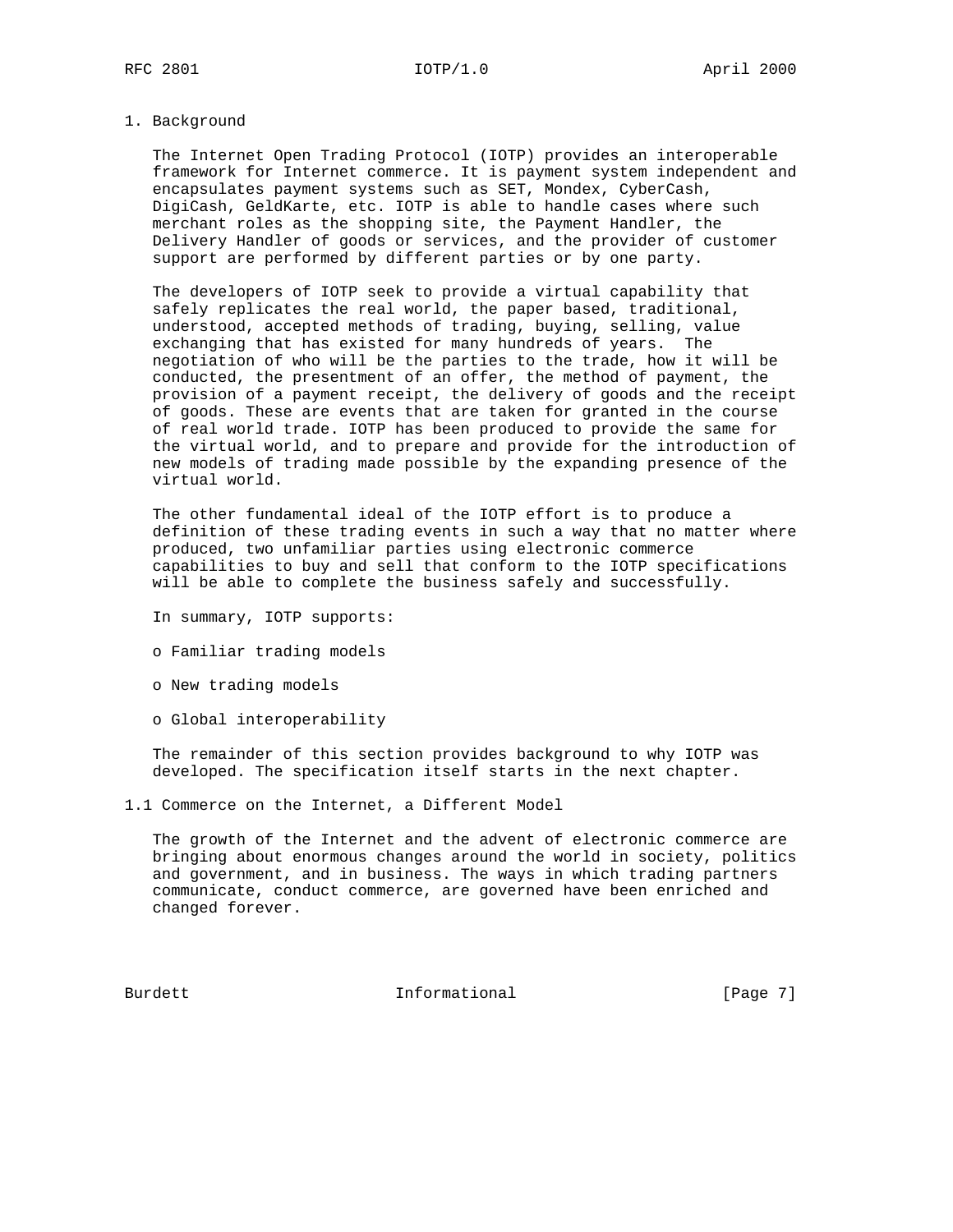# 1. Background

The Internet Open Trading Protocol (IOTP) provides an interoperable framework for Internet commerce. It is payment system independent and encapsulates payment systems such as SET, Mondex, CyberCash, DigiCash, GeldKarte, etc. IOTP is able to handle cases where such merchant roles as the shopping site, the Payment Handler, the Delivery Handler of goods or services, and the provider of customer support are performed by different parties or by one party.

The developers of IOTP seek to provide a virtual capability that safely replicates the real world, the paper based, traditional, understood, accepted methods of trading, buying, selling, value exchanging that has existed for many hundreds of years. The negotiation of who will be the parties to the trade, how it will be conducted, the presentment of an offer, the method of payment, the provision of a payment receipt, the delivery of goods and the receipt of goods. These are events that are taken for granted in the course of real world trade. IOTP has been produced to provide the same for the virtual world, and to prepare and provide for the introduction of new models of trading made possible by the expanding presence of the virtual world.

The other fundamental ideal of the IOTP effort is to produce a definition of these trading events in such a way that no matter where produced, two unfamiliar parties using electronic commerce capabilities to buy and sell that conform to the IOTP specifications will be able to complete the business safely and successfully.

In summary, IOTP supports:

- Familiar trading models
- New trading models
- Global interoperability

The remainder of this section provides background to why IOTP was developed. The specification itself starts in the next chapter.

## 1.1 Commerce on the Internet, a Different Model

The growth of the Internet and the advent of electronic commerce are bringing about enormous changes around the world in society, politics and government, and in business. The ways in which trading partners communicate, conduct commerce, are governed have been enriched and changed forever.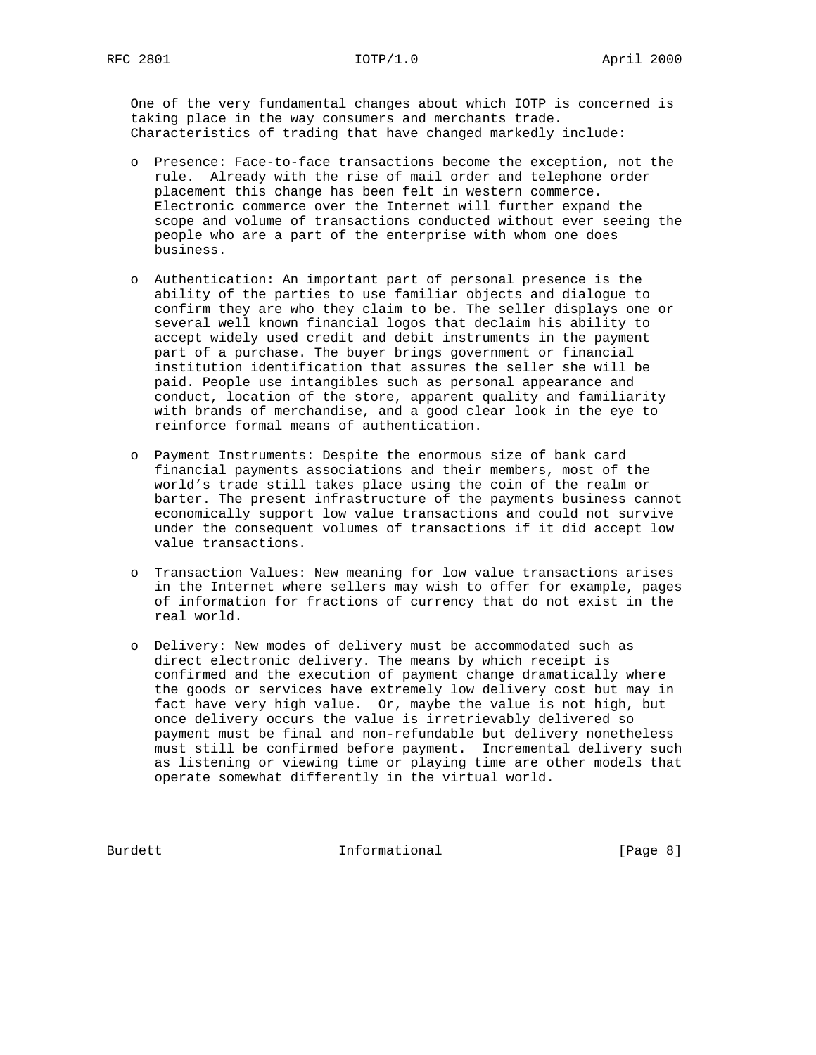One of the very fundamental changes about which IOTP is concerned is taking place in the way consumers and merchants trade. Characteristics of trading that have changed markedly include:

- Presence: Face-to-face transactions become the exception, not the rule. Already with the rise of mail order and telephone order placement this change has been felt in western commerce. Electronic commerce over the Internet will further expand the scope and volume of transactions conducted without ever seeing the people who are a part of the enterprise with whom one does business.

- Authentication: An important part of personal presence is the ability of the parties to use familiar objects and dialogue to confirm they are who they claim to be. The seller displays one or several well known financial logos that declaim his ability to accept widely used credit and debit instruments in the payment part of a purchase. The buyer brings government or financial institution identification that assures the seller she will be paid. People use intangibles such as personal appearance and conduct, location of the store, apparent quality and familiarity with brands of merchandise, and a good clear look in the eye to reinforce formal means of authentication.

- Payment Instruments: Despite the enormous size of bank card financial payments associations and their members, most of the world's trade still takes place using the coin of the realm or barter. The present infrastructure of the payments business cannot economically support low value transactions and could not survive under the consequent volumes of transactions if it did accept low value transactions.

- Transaction Values: New meaning for low value transactions arises in the Internet where sellers may wish to offer for example, pages of information for fractions of currency that do not exist in the real world.

- Delivery: New modes of delivery must be accommodated such as direct electronic delivery. The means by which receipt is confirmed and the execution of payment change dramatically where the goods or services have extremely low delivery cost but may in fact have very high value. Or, maybe the value is not high, but once delivery occurs the value is irretrievably delivered so payment must be final and non-refundable but delivery nonetheless must still be confirmed before payment. Incremental delivery such as listening or viewing time or playing time are other models that operate somewhat differently in the virtual world.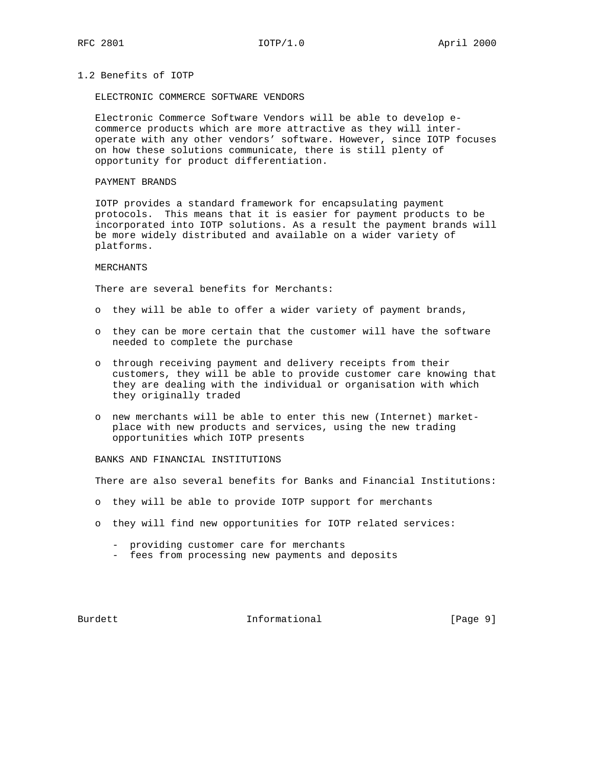## 1.2 Benefits of IOTP

ELECTRONIC COMMERCE SOFTWARE VENDORS

Electronic Commerce Software Vendors will be able to develop e-commerce products which are more attractive as they will inter-operate with any other vendors' software. However, since IOTP focuses on how these solutions communicate, there is still plenty of opportunity for product differentiation.

PAYMENT BRANDS

IOTP provides a standard framework for encapsulating payment protocols. This means that it is easier for payment products to be incorporated into IOTP solutions. As a result the payment brands will be more widely distributed and available on a wider variety of platforms.

MERCHANTS

There are several benefits for Merchants:

- they will be able to offer a wider variety of payment brands,
- they can be more certain that the customer will have the software needed to complete the purchase
- through receiving payment and delivery receipts from their customers, they will be able to provide customer care knowing that they are dealing with the individual or organisation with which they originally traded
- new merchants will be able to enter this new (Internet) market-place with new products and services, using the new trading opportunities which IOTP presents

BANKS AND FINANCIAL INSTITUTIONS

There are also several benefits for Banks and Financial Institutions:

- they will be able to provide IOTP support for merchants
- they will find new opportunities for IOTP related services:
  - providing customer care for merchants
  - fees from processing new payments and deposits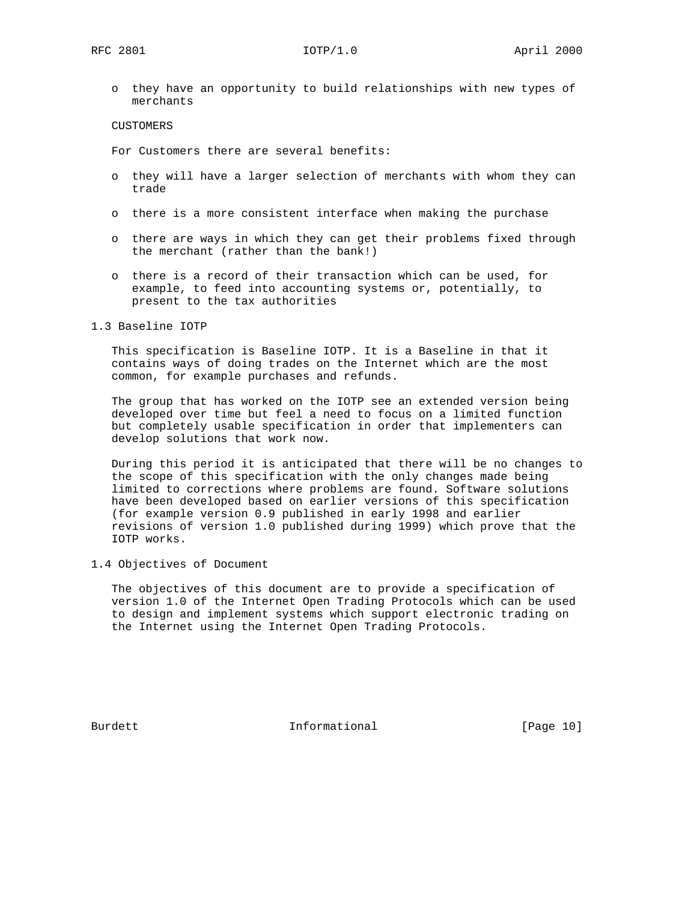- they have an opportunity to build relationships with new types of merchants

CUSTOMERS

For Customers there are several benefits:

- they will have a larger selection of merchants with whom they can trade

- there is a more consistent interface when making the purchase

- there are ways in which they can get their problems fixed through the merchant (rather than the bank!)

- there is a record of their transaction which can be used, for example, to feed into accounting systems or, potentially, to present to the tax authorities

## 1.3 Baseline IOTP

This specification is Baseline IOTP. It is a Baseline in that it contains ways of doing trades on the Internet which are the most common, for example purchases and refunds.

The group that has worked on the IOTP see an extended version being developed over time but feel a need to focus on a limited function but completely usable specification in order that implementers can develop solutions that work now.

During this period it is anticipated that there will be no changes to the scope of this specification with the only changes made being limited to corrections where problems are found. Software solutions have been developed based on earlier versions of this specification (for example version 0.9 published in early 1998 and earlier revisions of version 1.0 published during 1999) which prove that the IOTP works.

## 1.4 Objectives of Document

The objectives of this document are to provide a specification of version 1.0 of the Internet Open Trading Protocols which can be used to design and implement systems which support electronic trading on the Internet using the Internet Open Trading Protocols.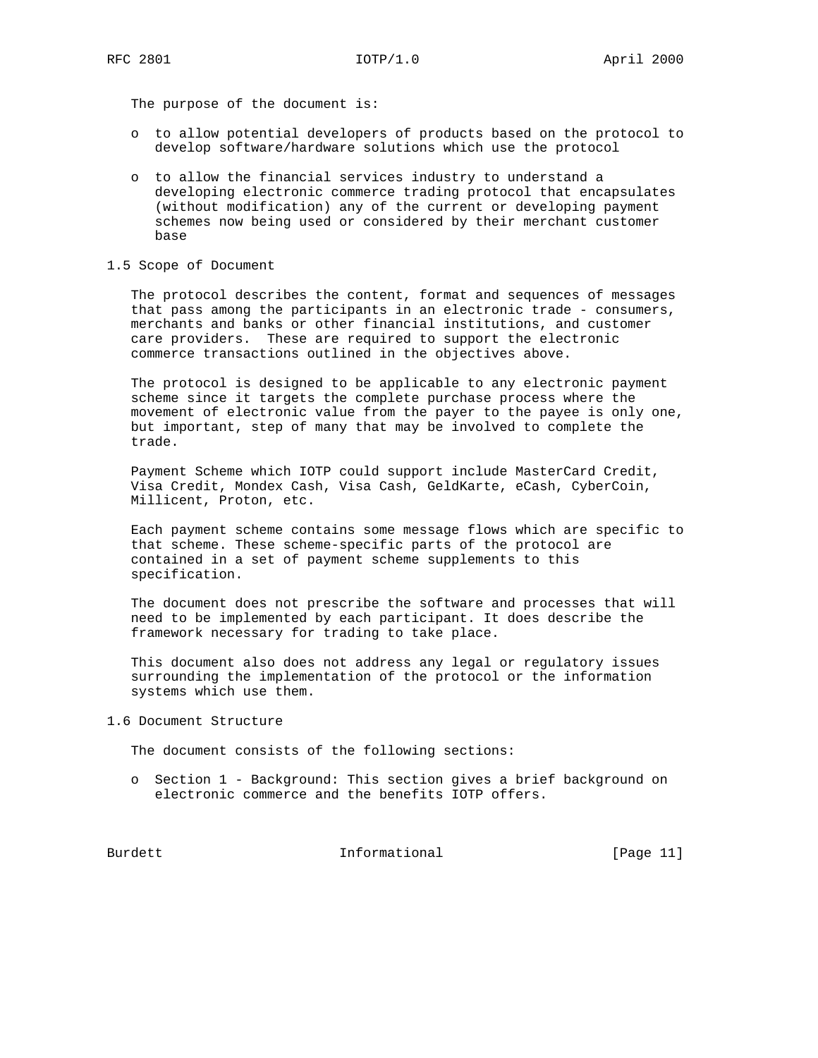The purpose of the document is:

- to allow potential developers of products based on the protocol to develop software/hardware solutions which use the protocol
- to allow the financial services industry to understand a developing electronic commerce trading protocol that encapsulates (without modification) any of the current or developing payment schemes now being used or considered by their merchant customer base

## 1.5 Scope of Document

The protocol describes the content, format and sequences of messages that pass among the participants in an electronic trade - consumers, merchants and banks or other financial institutions, and customer care providers. These are required to support the electronic commerce transactions outlined in the objectives above.

The protocol is designed to be applicable to any electronic payment scheme since it targets the complete purchase process where the movement of electronic value from the payer to the payee is only one, but important, step of many that may be involved to complete the trade.

Payment Scheme which IOTP could support include MasterCard Credit, Visa Credit, Mondex Cash, Visa Cash, GeldKarte, eCash, CyberCoin, Millicent, Proton, etc.

Each payment scheme contains some message flows which are specific to that scheme. These scheme-specific parts of the protocol are contained in a set of payment scheme supplements to this specification.

The document does not prescribe the software and processes that will need to be implemented by each participant. It does describe the framework necessary for trading to take place.

This document also does not address any legal or regulatory issues surrounding the implementation of the protocol or the information systems which use them.

## 1.6 Document Structure

The document consists of the following sections:

- Section 1 - Background: This section gives a brief background on electronic commerce and the benefits IOTP offers.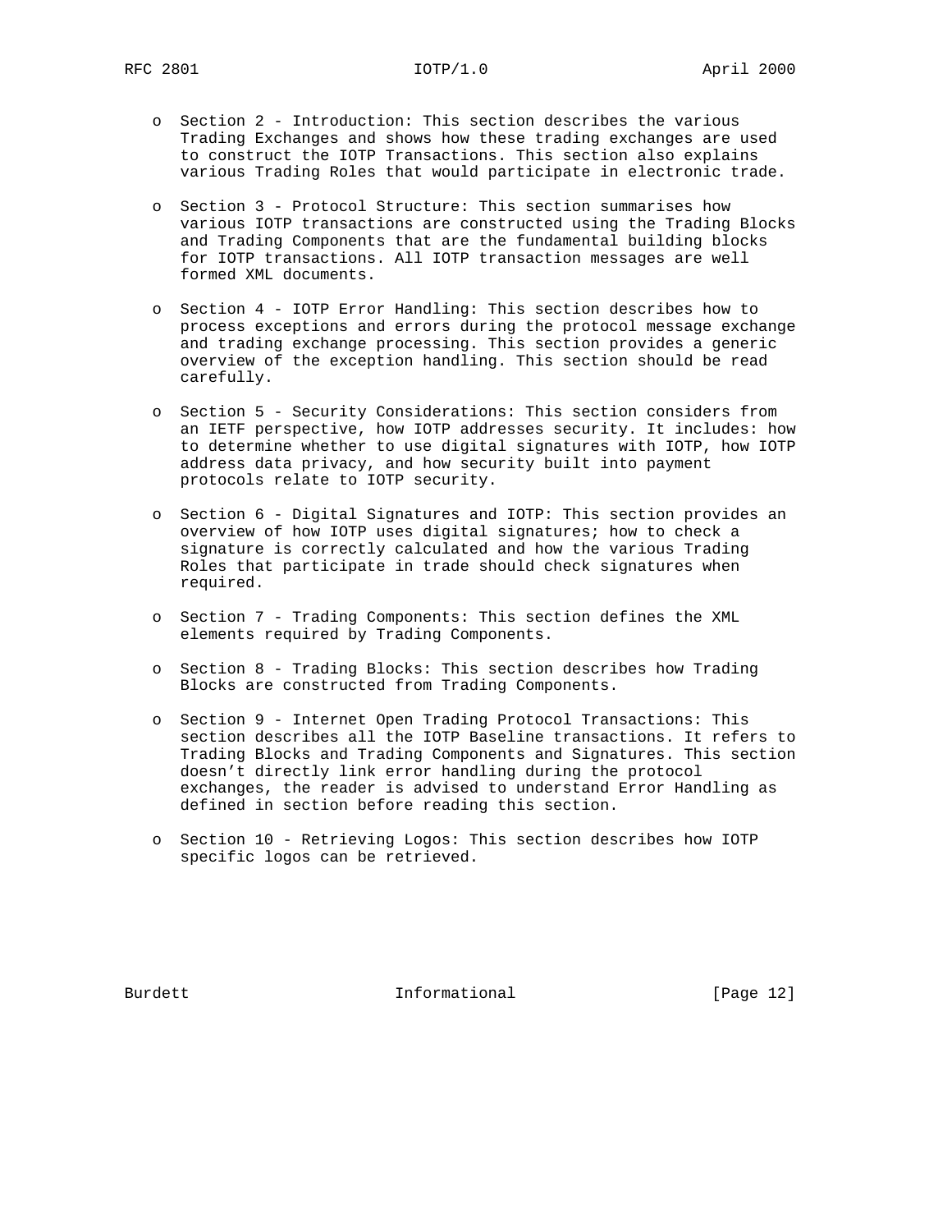- Section 2 - Introduction: This section describes the various Trading Exchanges and shows how these trading exchanges are used to construct the IOTP Transactions. This section also explains various Trading Roles that would participate in electronic trade.

- Section 3 - Protocol Structure: This section summarises how various IOTP transactions are constructed using the Trading Blocks and Trading Components that are the fundamental building blocks for IOTP transactions. All IOTP transaction messages are well formed XML documents.

- Section 4 - IOTP Error Handling: This section describes how to process exceptions and errors during the protocol message exchange and trading exchange processing. This section provides a generic overview of the exception handling. This section should be read carefully.

- Section 5 - Security Considerations: This section considers from an IETF perspective, how IOTP addresses security. It includes: how to determine whether to use digital signatures with IOTP, how IOTP address data privacy, and how security built into payment protocols relate to IOTP security.

- Section 6 - Digital Signatures and IOTP: This section provides an overview of how IOTP uses digital signatures; how to check a signature is correctly calculated and how the various Trading Roles that participate in trade should check signatures when required.

- Section 7 - Trading Components: This section defines the XML elements required by Trading Components.

- Section 8 - Trading Blocks: This section describes how Trading Blocks are constructed from Trading Components.

- Section 9 - Internet Open Trading Protocol Transactions: This section describes all the IOTP Baseline transactions. It refers to Trading Blocks and Trading Components and Signatures. This section doesn't directly link error handling during the protocol exchanges, the reader is advised to understand Error Handling as defined in section before reading this section.

- Section 10 - Retrieving Logos: This section describes how IOTP specific logos can be retrieved.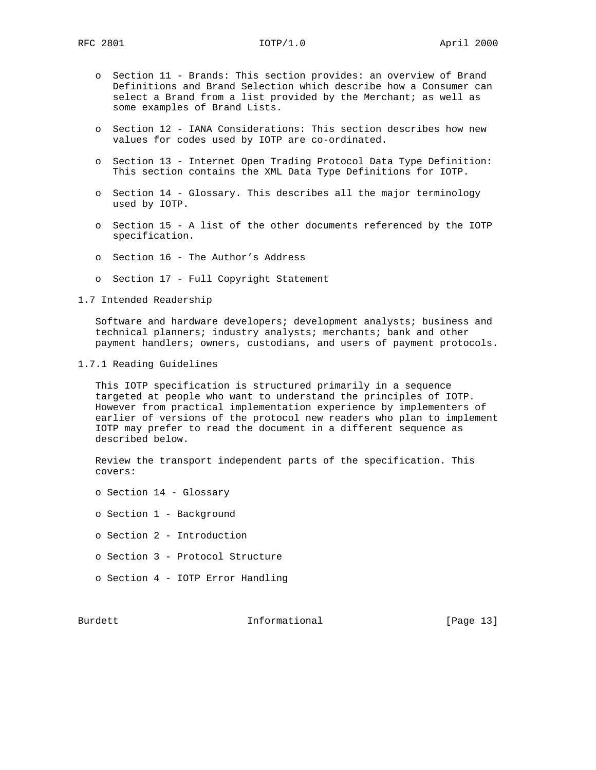- Section 11 - Brands: This section provides: an overview of Brand Definitions and Brand Selection which describe how a Consumer can select a Brand from a list provided by the Merchant; as well as some examples of Brand Lists.

- Section 12 - IANA Considerations: This section describes how new values for codes used by IOTP are co-ordinated.

- Section 13 - Internet Open Trading Protocol Data Type Definition: This section contains the XML Data Type Definitions for IOTP.

- Section 14 - Glossary. This describes all the major terminology used by IOTP.

- Section 15 - A list of the other documents referenced by the IOTP specification.

- Section 16 - The Author's Address

- Section 17 - Full Copyright Statement

### 1.7 Intended Readership

Software and hardware developers; development analysts; business and technical planners; industry analysts; merchants; bank and other payment handlers; owners, custodians, and users of payment protocols.

#### 1.7.1 Reading Guidelines

This IOTP specification is structured primarily in a sequence targeted at people who want to understand the principles of IOTP. However from practical implementation experience by implementers of earlier of versions of the protocol new readers who plan to implement IOTP may prefer to read the document in a different sequence as described below.

Review the transport independent parts of the specification. This covers:

- Section 14 - Glossary

- Section 1 - Background

- Section 2 - Introduction

- Section 3 - Protocol Structure

- Section 4 - IOTP Error Handling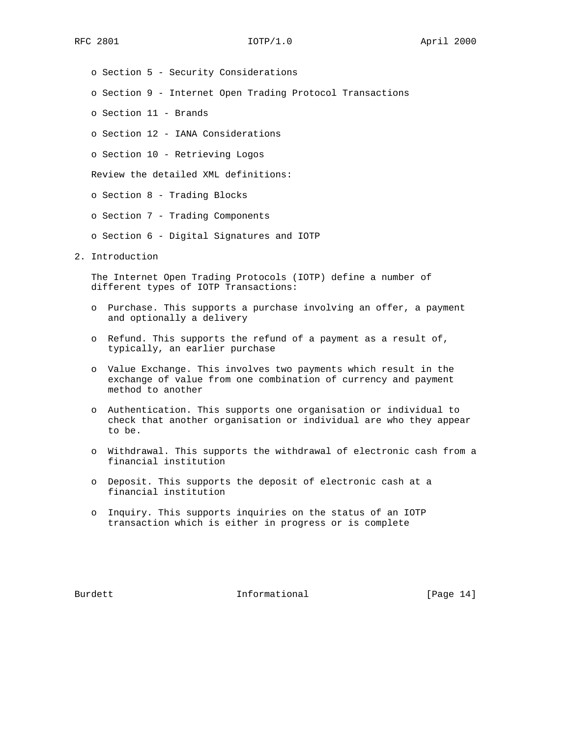- Section 5 - Security Considerations
- Section 9 - Internet Open Trading Protocol Transactions
- Section 11 - Brands
- Section 12 - IANA Considerations
- Section 10 - Retrieving Logos

Review the detailed XML definitions:

- Section 8 - Trading Blocks
- Section 7 - Trading Components
- Section 6 - Digital Signatures and IOTP

## 2. Introduction

The Internet Open Trading Protocols (IOTP) define a number of different types of IOTP Transactions:

- Purchase. This supports a purchase involving an offer, a payment and optionally a delivery
- Refund. This supports the refund of a payment as a result of, typically, an earlier purchase
- Value Exchange. This involves two payments which result in the exchange of value from one combination of currency and payment method to another
- Authentication. This supports one organisation or individual to check that another organisation or individual are who they appear to be.
- Withdrawal. This supports the withdrawal of electronic cash from a financial institution
- Deposit. This supports the deposit of electronic cash at a financial institution
- Inquiry. This supports inquiries on the status of an IOTP transaction which is either in progress or is complete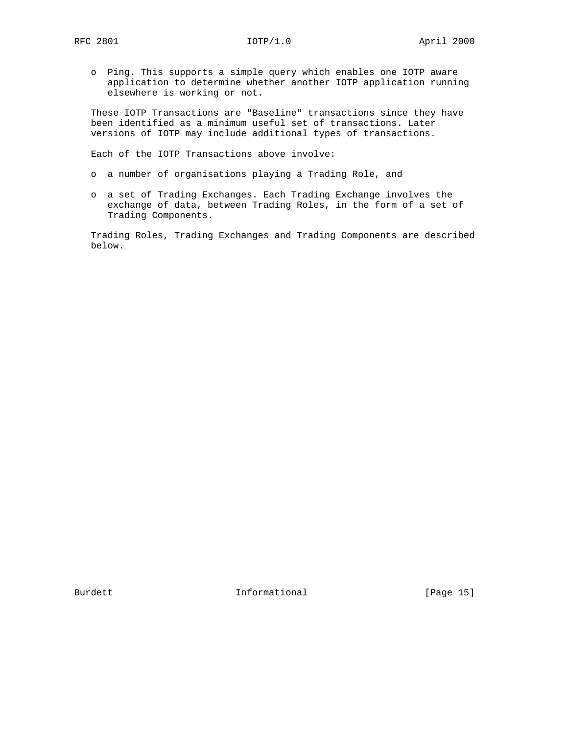- Ping. This supports a simple query which enables one IOTP aware application to determine whether another IOTP application running elsewhere is working or not.

These IOTP Transactions are "Baseline" transactions since they have been identified as a minimum useful set of transactions. Later versions of IOTP may include additional types of transactions.

Each of the IOTP Transactions above involve:

- a number of organisations playing a Trading Role, and
- a set of Trading Exchanges. Each Trading Exchange involves the exchange of data, between Trading Roles, in the form of a set of Trading Components.

Trading Roles, Trading Exchanges and Trading Components are described below.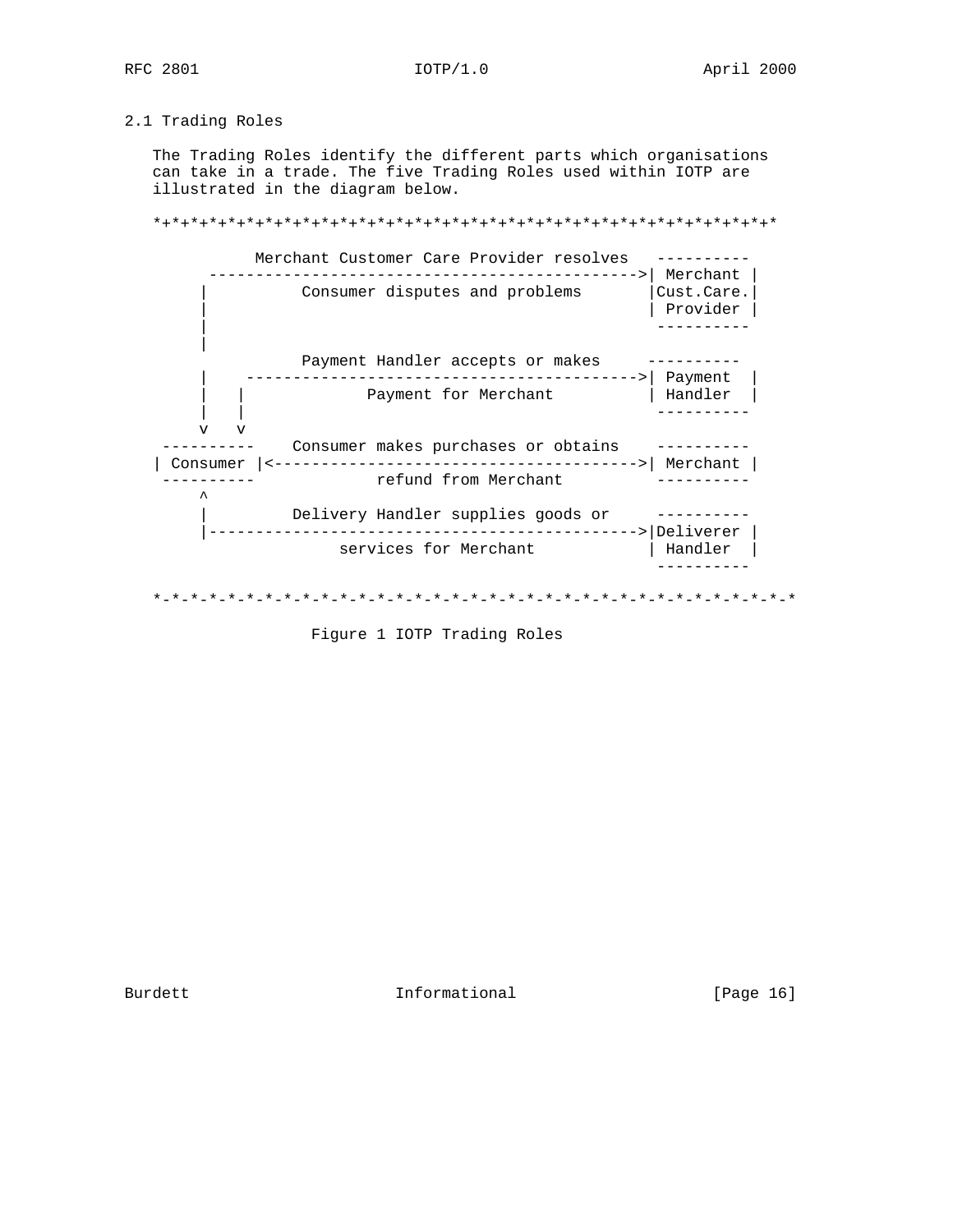## 2.1 Trading Roles

The Trading Roles identify the different parts which organisations can take in a trade. The five Trading Roles used within IOTP are illustrated in the diagram below.

```
*+*+*+*+*+*+*+*+*+*+*+*+*+*+*+*+*+*+*+*+*+*+*+*+*+*+*+*+*+*+*+*+*+*+*

           Merchant Customer Care Provider resolves   ----------
      ----------------------------------------------->| Merchant |
     |          Consumer disputes and problems       |Cust.Care.|
     |                                                | Provider |
     |                                                ----------
     |
     |          Payment Handler accepts or makes     ----------
     |    ------------------------------------------>| Payment  |
     |   |             Payment for Merchant          | Handler  |
     |   |                                            ----------
     v   v
 ----------    Consumer makes purchases or obtains    ----------
| Consumer |<--------------------------------------->| Merchant |
 ----------             refund from Merchant          ----------
     ^
     |         Delivery Handler supplies goods or     ----------
     |------------------------------------------->|Deliverer |
                     services for Merchant           | Handler  |
                                                      ----------

*-*-*-*-*-*-*-*-*-*-*-*-*-*-*-*-*-*-*-*-*-*-*-*-*-*-*-*-*-*-*-*-*-*-*
```

Figure 1 IOTP Trading Roles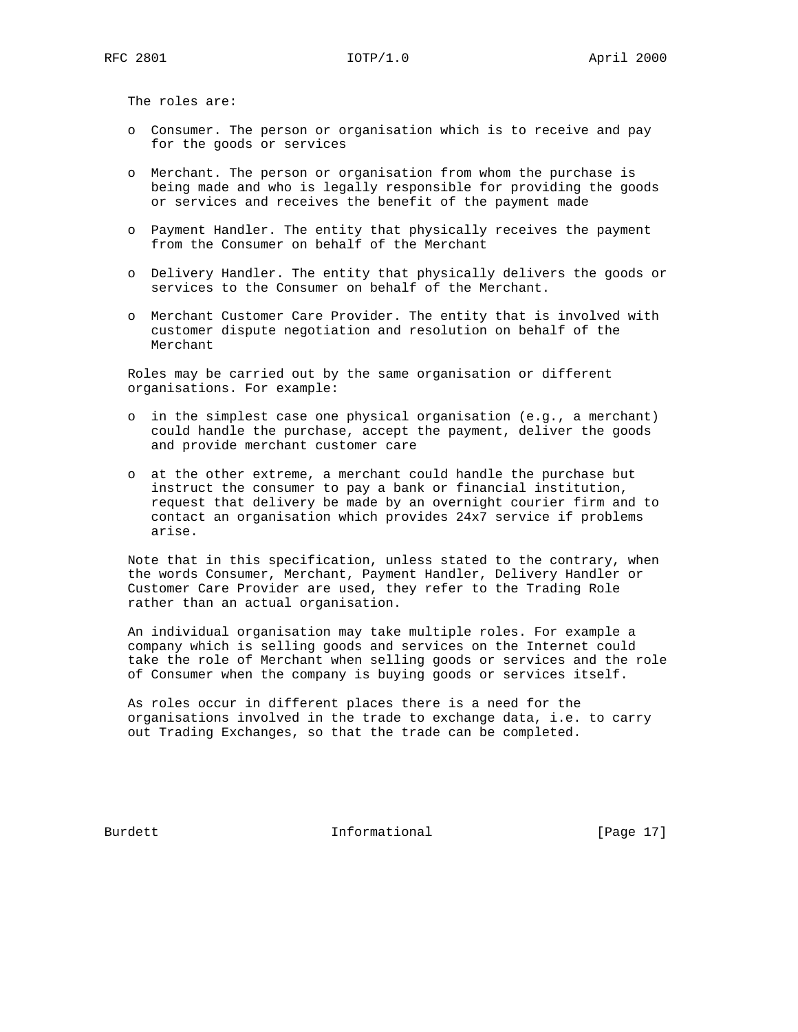The roles are:

- Consumer. The person or organisation which is to receive and pay for the goods or services
- Merchant. The person or organisation from whom the purchase is being made and who is legally responsible for providing the goods or services and receives the benefit of the payment made
- Payment Handler. The entity that physically receives the payment from the Consumer on behalf of the Merchant
- Delivery Handler. The entity that physically delivers the goods or services to the Consumer on behalf of the Merchant.
- Merchant Customer Care Provider. The entity that is involved with customer dispute negotiation and resolution on behalf of the Merchant

Roles may be carried out by the same organisation or different organisations. For example:

- in the simplest case one physical organisation (e.g., a merchant) could handle the purchase, accept the payment, deliver the goods and provide merchant customer care
- at the other extreme, a merchant could handle the purchase but instruct the consumer to pay a bank or financial institution, request that delivery be made by an overnight courier firm and to contact an organisation which provides 24x7 service if problems arise.

Note that in this specification, unless stated to the contrary, when the words Consumer, Merchant, Payment Handler, Delivery Handler or Customer Care Provider are used, they refer to the Trading Role rather than an actual organisation.

An individual organisation may take multiple roles. For example a company which is selling goods and services on the Internet could take the role of Merchant when selling goods or services and the role of Consumer when the company is buying goods or services itself.

As roles occur in different places there is a need for the organisations involved in the trade to exchange data, i.e. to carry out Trading Exchanges, so that the trade can be completed.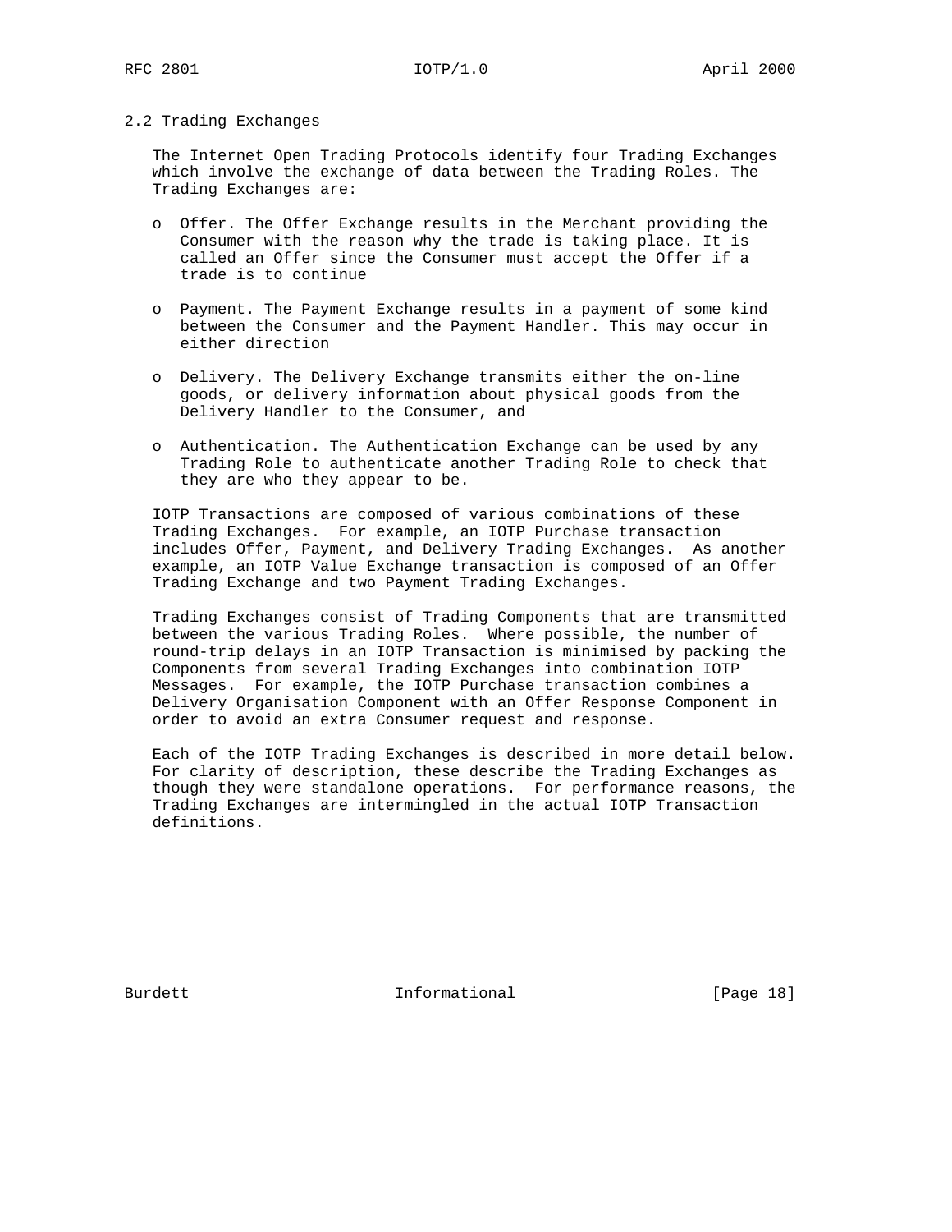## 2.2 Trading Exchanges

The Internet Open Trading Protocols identify four Trading Exchanges which involve the exchange of data between the Trading Roles. The Trading Exchanges are:

- Offer. The Offer Exchange results in the Merchant providing the Consumer with the reason why the trade is taking place. It is called an Offer since the Consumer must accept the Offer if a trade is to continue
- Payment. The Payment Exchange results in a payment of some kind between the Consumer and the Payment Handler. This may occur in either direction
- Delivery. The Delivery Exchange transmits either the on-line goods, or delivery information about physical goods from the Delivery Handler to the Consumer, and
- Authentication. The Authentication Exchange can be used by any Trading Role to authenticate another Trading Role to check that they are who they appear to be.

IOTP Transactions are composed of various combinations of these Trading Exchanges. For example, an IOTP Purchase transaction includes Offer, Payment, and Delivery Trading Exchanges. As another example, an IOTP Value Exchange transaction is composed of an Offer Trading Exchange and two Payment Trading Exchanges.

Trading Exchanges consist of Trading Components that are transmitted between the various Trading Roles. Where possible, the number of round-trip delays in an IOTP Transaction is minimised by packing the Components from several Trading Exchanges into combination IOTP Messages. For example, the IOTP Purchase transaction combines a Delivery Organisation Component with an Offer Response Component in order to avoid an extra Consumer request and response.

Each of the IOTP Trading Exchanges is described in more detail below. For clarity of description, these describe the Trading Exchanges as though they were standalone operations. For performance reasons, the Trading Exchanges are intermingled in the actual IOTP Transaction definitions.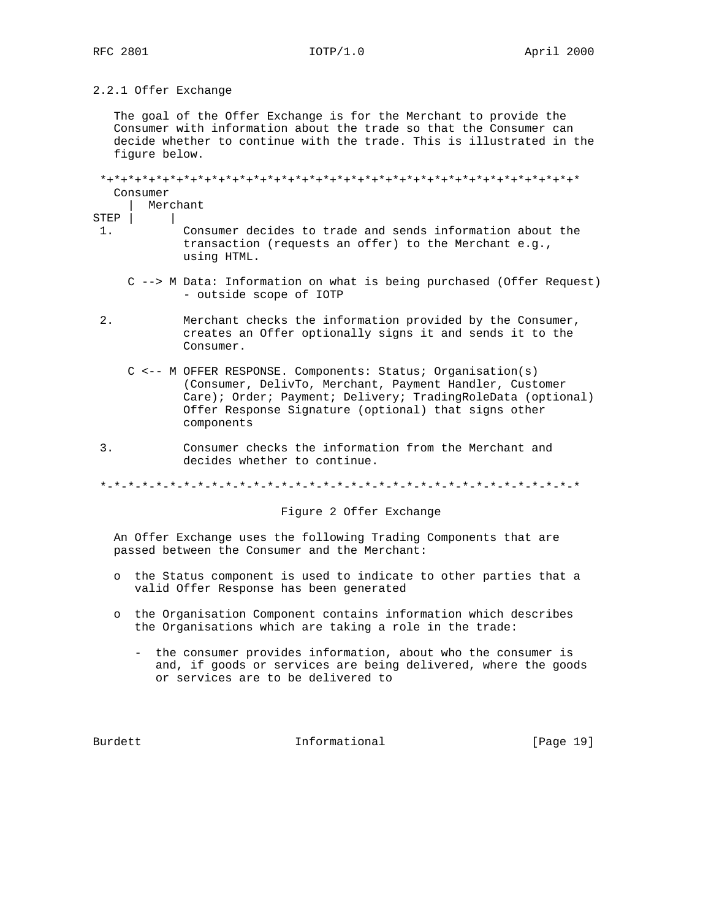### 2.2.1 Offer Exchange

The goal of the Offer Exchange is for the Merchant to provide the Consumer with information about the trade so that the Consumer can decide whether to continue with the trade. This is illustrated in the figure below.

```
 *+*+*+*+*+*+*+*+*+*+*+*+*+*+*+*+*+*+*+*+*+*+*+*+*+*+*+*+*+*+*+*+*+*+*
   Consumer
     |  Merchant
STEP |     |
 1.          Consumer decides to trade and sends information about the
             transaction (requests an offer) to the Merchant e.g.,
             using HTML.

     C --> M Data: Information on what is being purchased (Offer Request)
             - outside scope of IOTP

 2.          Merchant checks the information provided by the Consumer,
             creates an Offer optionally signs it and sends it to the
             Consumer.

     C <-- M OFFER RESPONSE. Components: Status; Organisation(s)
             (Consumer, DelivTo, Merchant, Payment Handler, Customer
             Care); Order; Payment; Delivery; TradingRoleData (optional)
             Offer Response Signature (optional) that signs other
             components

 3.          Consumer checks the information from the Merchant and
             decides whether to continue.

 *-*-*-*-*-*-*-*-*-*-*-*-*-*-*-*-*-*-*-*-*-*-*-*-*-*-*-*-*-*-*-*-*-*-*
```

Figure 2 Offer Exchange

An Offer Exchange uses the following Trading Components that are passed between the Consumer and the Merchant:

- the Status component is used to indicate to other parties that a valid Offer Response has been generated
- the Organisation Component contains information which describes the Organisations which are taking a role in the trade:
  - the consumer provides information, about who the consumer is and, if goods or services are being delivered, where the goods or services are to be delivered to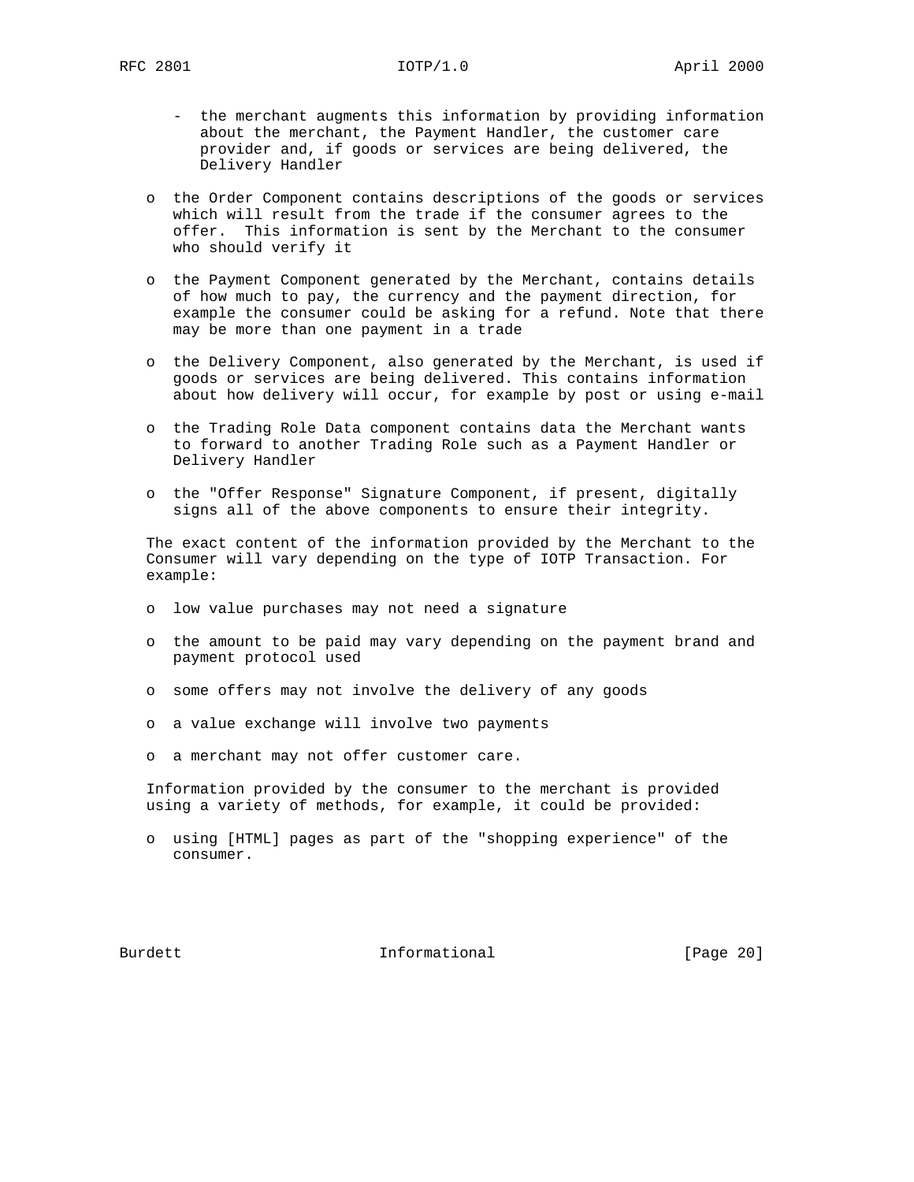- the merchant augments this information by providing information about the merchant, the Payment Handler, the customer care provider and, if goods or services are being delivered, the Delivery Handler

- the Order Component contains descriptions of the goods or services which will result from the trade if the consumer agrees to the offer. This information is sent by the Merchant to the consumer who should verify it

- the Payment Component generated by the Merchant, contains details of how much to pay, the currency and the payment direction, for example the consumer could be asking for a refund. Note that there may be more than one payment in a trade

- the Delivery Component, also generated by the Merchant, is used if goods or services are being delivered. This contains information about how delivery will occur, for example by post or using e-mail

- the Trading Role Data component contains data the Merchant wants to forward to another Trading Role such as a Payment Handler or Delivery Handler

- the "Offer Response" Signature Component, if present, digitally signs all of the above components to ensure their integrity.

The exact content of the information provided by the Merchant to the Consumer will vary depending on the type of IOTP Transaction. For example:

- low value purchases may not need a signature

- the amount to be paid may vary depending on the payment brand and payment protocol used

- some offers may not involve the delivery of any goods

- a value exchange will involve two payments

- a merchant may not offer customer care.

Information provided by the consumer to the merchant is provided using a variety of methods, for example, it could be provided:

- using [HTML] pages as part of the "shopping experience" of the consumer.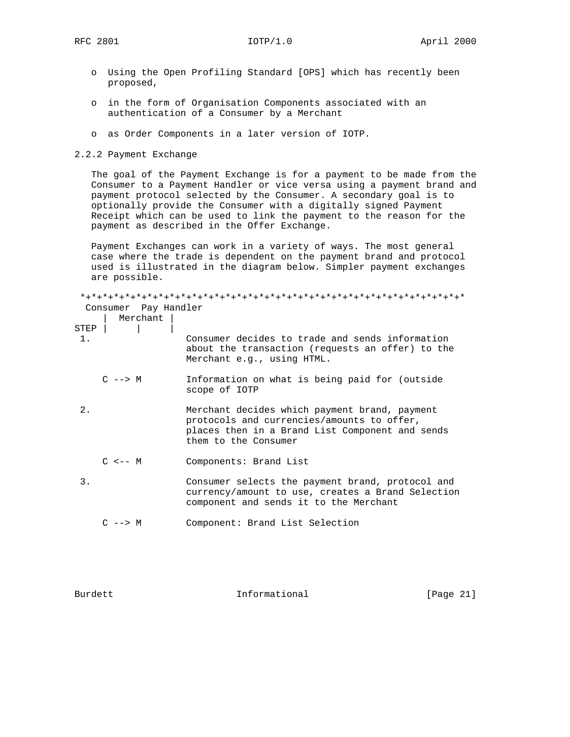- Using the Open Profiling Standard [OPS] which has recently been proposed,
- in the form of Organisation Components associated with an authentication of a Consumer by a Merchant
- as Order Components in a later version of IOTP.

### 2.2.2 Payment Exchange

The goal of the Payment Exchange is for a payment to be made from the Consumer to a Payment Handler or vice versa using a payment brand and payment protocol selected by the Consumer. A secondary goal is to optionally provide the Consumer with a digitally signed Payment Receipt which can be used to link the payment to the reason for the payment as described in the Offer Exchange.

Payment Exchanges can work in a variety of ways. The most general case where the trade is dependent on the payment brand and protocol used is illustrated in the diagram below. Simpler payment exchanges are possible.

```
 *+*+*+*+*+*+*+*+*+*+*+*+*+*+*+*+*+*+*+*+*+*+*+*+*+*+*+*+*+*+*+*+*+*+*
  Consumer  Pay Handler
     |  Merchant |
STEP |     |     |
 1.               Consumer decides to trade and sends information
                  about the transaction (requests an offer) to the
                  Merchant e.g., using HTML.

    C --> M       Information on what is being paid for (outside
                  scope of IOTP

 2.               Merchant decides which payment brand, payment
                  protocols and currencies/amounts to offer,
                  places then in a Brand List Component and sends
                  them to the Consumer

    C <-- M       Components: Brand List

 3.               Consumer selects the payment brand, protocol and
                  currency/amount to use, creates a Brand Selection
                  component and sends it to the Merchant

    C --> M       Component: Brand List Selection
```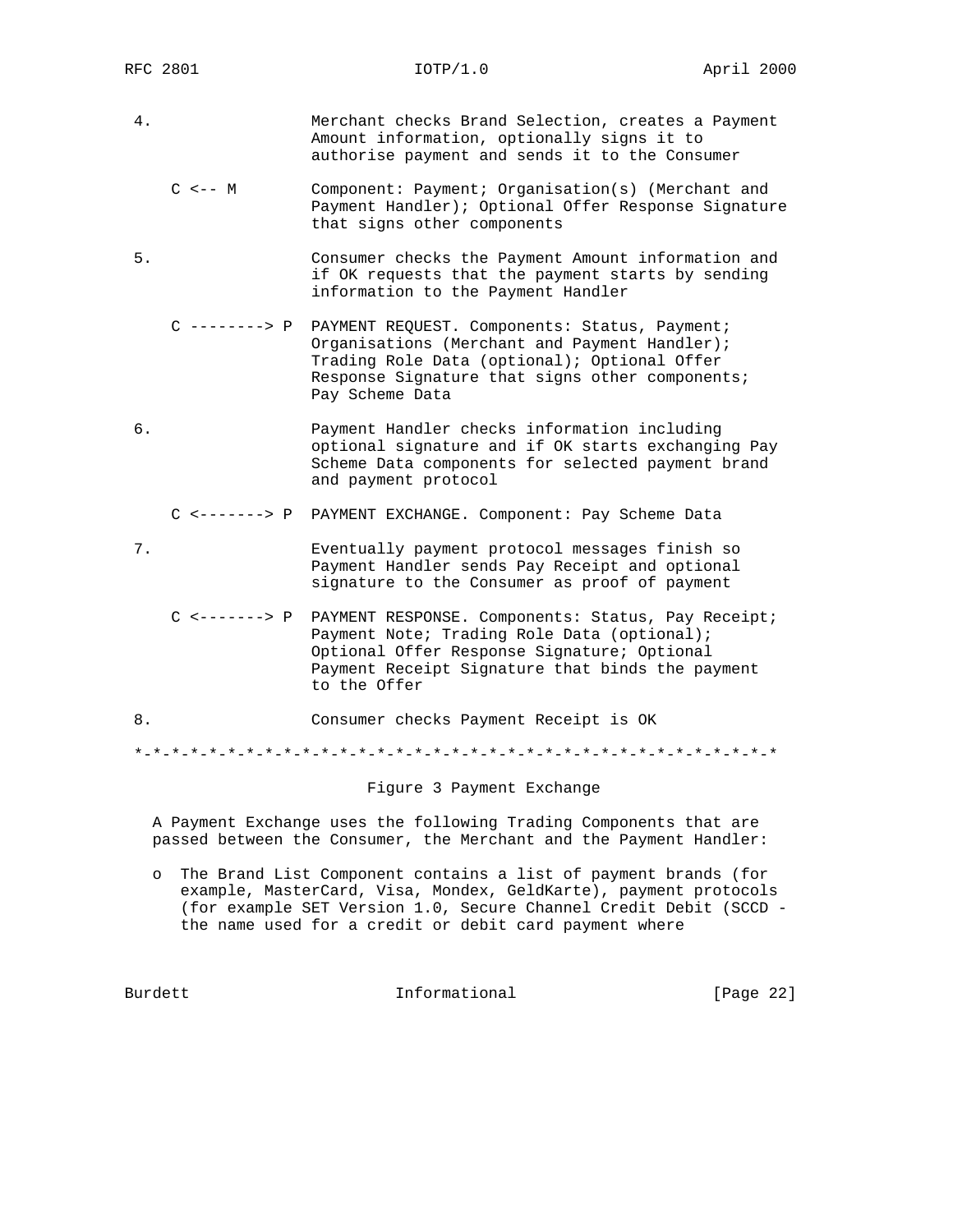```
4.                 Merchant checks Brand Selection, creates a Payment
                   Amount information, optionally signs it to
                   authorise payment and sends it to the Consumer

   C <-- M         Component: Payment; Organisation(s) (Merchant and
                   Payment Handler); Optional Offer Response Signature
                   that signs other components

5.                 Consumer checks the Payment Amount information and
                   if OK requests that the payment starts by sending
                   information to the Payment Handler

   C --------> P  PAYMENT REQUEST. Components: Status, Payment;
                   Organisations (Merchant and Payment Handler);
                   Trading Role Data (optional); Optional Offer
                   Response Signature that signs other components;
                   Pay Scheme Data

6.                 Payment Handler checks information including
                   optional signature and if OK starts exchanging Pay
                   Scheme Data components for selected payment brand
                   and payment protocol

   C <-------> P  PAYMENT EXCHANGE. Component: Pay Scheme Data

7.                 Eventually payment protocol messages finish so
                   Payment Handler sends Pay Receipt and optional
                   signature to the Consumer as proof of payment

   C <-------> P  PAYMENT RESPONSE. Components: Status, Pay Receipt;
                   Payment Note; Trading Role Data (optional);
                   Optional Offer Response Signature; Optional
                   Payment Receipt Signature that binds the payment
                   to the Offer

8.                 Consumer checks Payment Receipt is OK

*-*-*-*-*-*-*-*-*-*-*-*-*-*-*-*-*-*-*-*-*-*-*-*-*-*-*-*-*-*-*-*-*-*-*-*
```

Figure 3 Payment Exchange

A Payment Exchange uses the following Trading Components that are passed between the Consumer, the Merchant and the Payment Handler:

o The Brand List Component contains a list of payment brands (for example, MasterCard, Visa, Mondex, GeldKarte), payment protocols (for example SET Version 1.0, Secure Channel Credit Debit (SCCD - the name used for a credit or debit card payment where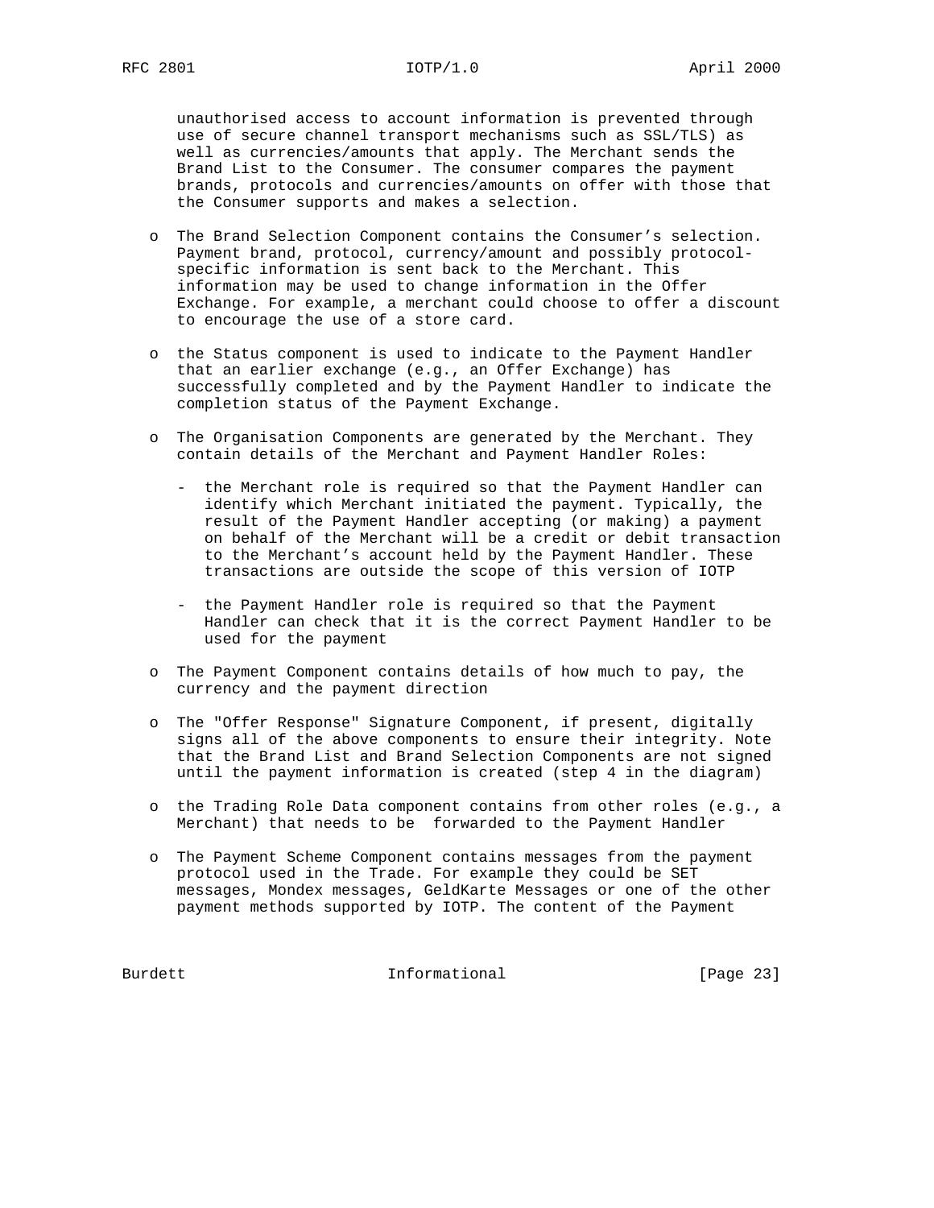unauthorised access to account information is prevented through use of secure channel transport mechanisms such as SSL/TLS) as well as currencies/amounts that apply. The Merchant sends the Brand List to the Consumer. The consumer compares the payment brands, protocols and currencies/amounts on offer with those that the Consumer supports and makes a selection.

- The Brand Selection Component contains the Consumer's selection. Payment brand, protocol, currency/amount and possibly protocol-specific information is sent back to the Merchant. This information may be used to change information in the Offer Exchange. For example, a merchant could choose to offer a discount to encourage the use of a store card.

- the Status component is used to indicate to the Payment Handler that an earlier exchange (e.g., an Offer Exchange) has successfully completed and by the Payment Handler to indicate the completion status of the Payment Exchange.

- The Organisation Components are generated by the Merchant. They contain details of the Merchant and Payment Handler Roles:

  - the Merchant role is required so that the Payment Handler can identify which Merchant initiated the payment. Typically, the result of the Payment Handler accepting (or making) a payment on behalf of the Merchant will be a credit or debit transaction to the Merchant's account held by the Payment Handler. These transactions are outside the scope of this version of IOTP

  - the Payment Handler role is required so that the Payment Handler can check that it is the correct Payment Handler to be used for the payment

- The Payment Component contains details of how much to pay, the currency and the payment direction

- The "Offer Response" Signature Component, if present, digitally signs all of the above components to ensure their integrity. Note that the Brand List and Brand Selection Components are not signed until the payment information is created (step 4 in the diagram)

- the Trading Role Data component contains from other roles (e.g., a Merchant) that needs to be forwarded to the Payment Handler

- The Payment Scheme Component contains messages from the payment protocol used in the Trade. For example they could be SET messages, Mondex messages, GeldKarte Messages or one of the other payment methods supported by IOTP. The content of the Payment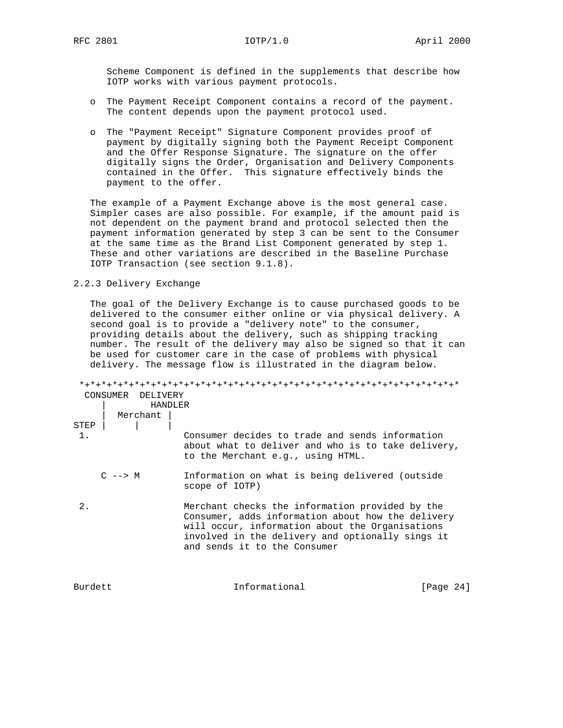Scheme Component is defined in the supplements that describe how IOTP works with various payment protocols.

- The Payment Receipt Component contains a record of the payment. The content depends upon the payment protocol used.

- The "Payment Receipt" Signature Component provides proof of payment by digitally signing both the Payment Receipt Component and the Offer Response Signature. The signature on the offer digitally signs the Order, Organisation and Delivery Components contained in the Offer. This signature effectively binds the payment to the offer.

The example of a Payment Exchange above is the most general case. Simpler cases are also possible. For example, if the amount paid is not dependent on the payment brand and protocol selected then the payment information generated by step 3 can be sent to the Consumer at the same time as the Brand List Component generated by step 1. These and other variations are described in the Baseline Purchase IOTP Transaction (see section 9.1.8).

### 2.2.3 Delivery Exchange

The goal of the Delivery Exchange is to cause purchased goods to be delivered to the consumer either online or via physical delivery. A second goal is to provide a "delivery note" to the consumer, providing details about the delivery, such as shipping tracking number. The result of the delivery may also be signed so that it can be used for customer care in the case of problems with physical delivery. The message flow is illustrated in the diagram below.

```
 *+*+*+*+*+*+*+*+*+*+*+*+*+*+*+*+*+*+*+*+*+*+*+*+*+*+*+*+*+*+*+*+*+*+*
  CONSUMER  DELIVERY
     |        HANDLER
     |   Merchant |
STEP |      |     |
 1.                Consumer decides to trade and sends information
                   about what to deliver and who is to take delivery,
                   to the Merchant e.g., using HTML.

    C --> M        Information on what is being delivered (outside
                   scope of IOTP)

 2.                Merchant checks the information provided by the
                   Consumer, adds information about how the delivery
                   will occur, information about the Organisations
                   involved in the delivery and optionally sings it
                   and sends it to the Consumer
```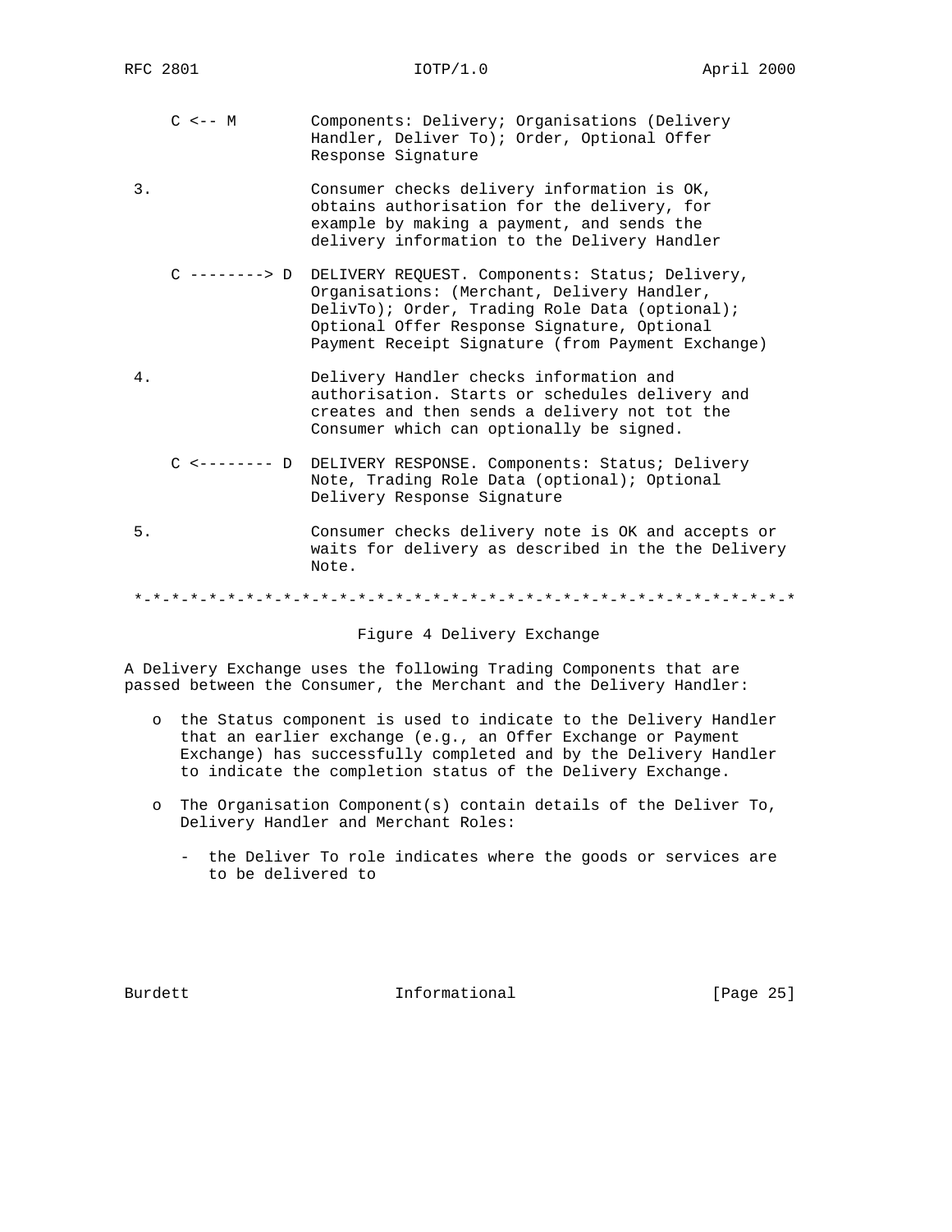```
     C <-- M        Components: Delivery; Organisations (Delivery
                    Handler, Deliver To); Order, Optional Offer
                    Response Signature

 3.                 Consumer checks delivery information is OK,
                    obtains authorisation for the delivery, for
                    example by making a payment, and sends the
                    delivery information to the Delivery Handler

     C --------> D  DELIVERY REQUEST. Components: Status; Delivery,
                    Organisations: (Merchant, Delivery Handler,
                    DelivTo); Order, Trading Role Data (optional);
                    Optional Offer Response Signature, Optional
                    Payment Receipt Signature (from Payment Exchange)

 4.                 Delivery Handler checks information and
                    authorisation. Starts or schedules delivery and
                    creates and then sends a delivery not tot the
                    Consumer which can optionally be signed.

     C <-------- D  DELIVERY RESPONSE. Components: Status; Delivery
                    Note, Trading Role Data (optional); Optional
                    Delivery Response Signature

 5.                 Consumer checks delivery note is OK and accepts or
                    waits for delivery as described in the the Delivery
                    Note.

 *-*-*-*-*-*-*-*-*-*-*-*-*-*-*-*-*-*-*-*-*-*-*-*-*-*-*-*-*-*-*-*-*-*-*
```

Figure 4 Delivery Exchange

A Delivery Exchange uses the following Trading Components that are passed between the Consumer, the Merchant and the Delivery Handler:

- the Status component is used to indicate to the Delivery Handler that an earlier exchange (e.g., an Offer Exchange or Payment Exchange) has successfully completed and by the Delivery Handler to indicate the completion status of the Delivery Exchange.

- The Organisation Component(s) contain details of the Deliver To, Delivery Handler and Merchant Roles:

  - the Deliver To role indicates where the goods or services are to be delivered to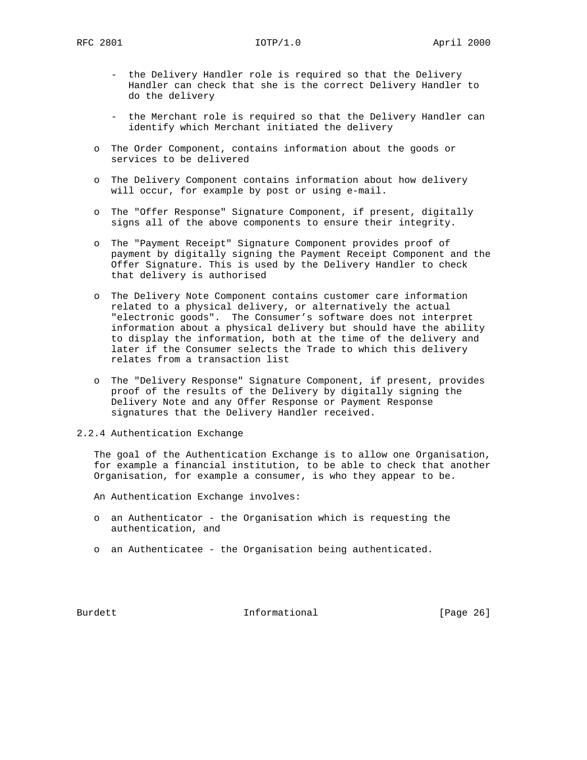- the Delivery Handler role is required so that the Delivery Handler can check that she is the correct Delivery Handler to do the delivery

  - the Merchant role is required so that the Delivery Handler can identify which Merchant initiated the delivery

- The Order Component, contains information about the goods or services to be delivered

- The Delivery Component contains information about how delivery will occur, for example by post or using e-mail.

- The "Offer Response" Signature Component, if present, digitally signs all of the above components to ensure their integrity.

- The "Payment Receipt" Signature Component provides proof of payment by digitally signing the Payment Receipt Component and the Offer Signature. This is used by the Delivery Handler to check that delivery is authorised

- The Delivery Note Component contains customer care information related to a physical delivery, or alternatively the actual "electronic goods". The Consumer's software does not interpret information about a physical delivery but should have the ability to display the information, both at the time of the delivery and later if the Consumer selects the Trade to which this delivery relates from a transaction list

- The "Delivery Response" Signature Component, if present, provides proof of the results of the Delivery by digitally signing the Delivery Note and any Offer Response or Payment Response signatures that the Delivery Handler received.

### 2.2.4 Authentication Exchange

The goal of the Authentication Exchange is to allow one Organisation, for example a financial institution, to be able to check that another Organisation, for example a consumer, is who they appear to be.

An Authentication Exchange involves:

- an Authenticator - the Organisation which is requesting the authentication, and

- an Authenticatee - the Organisation being authenticated.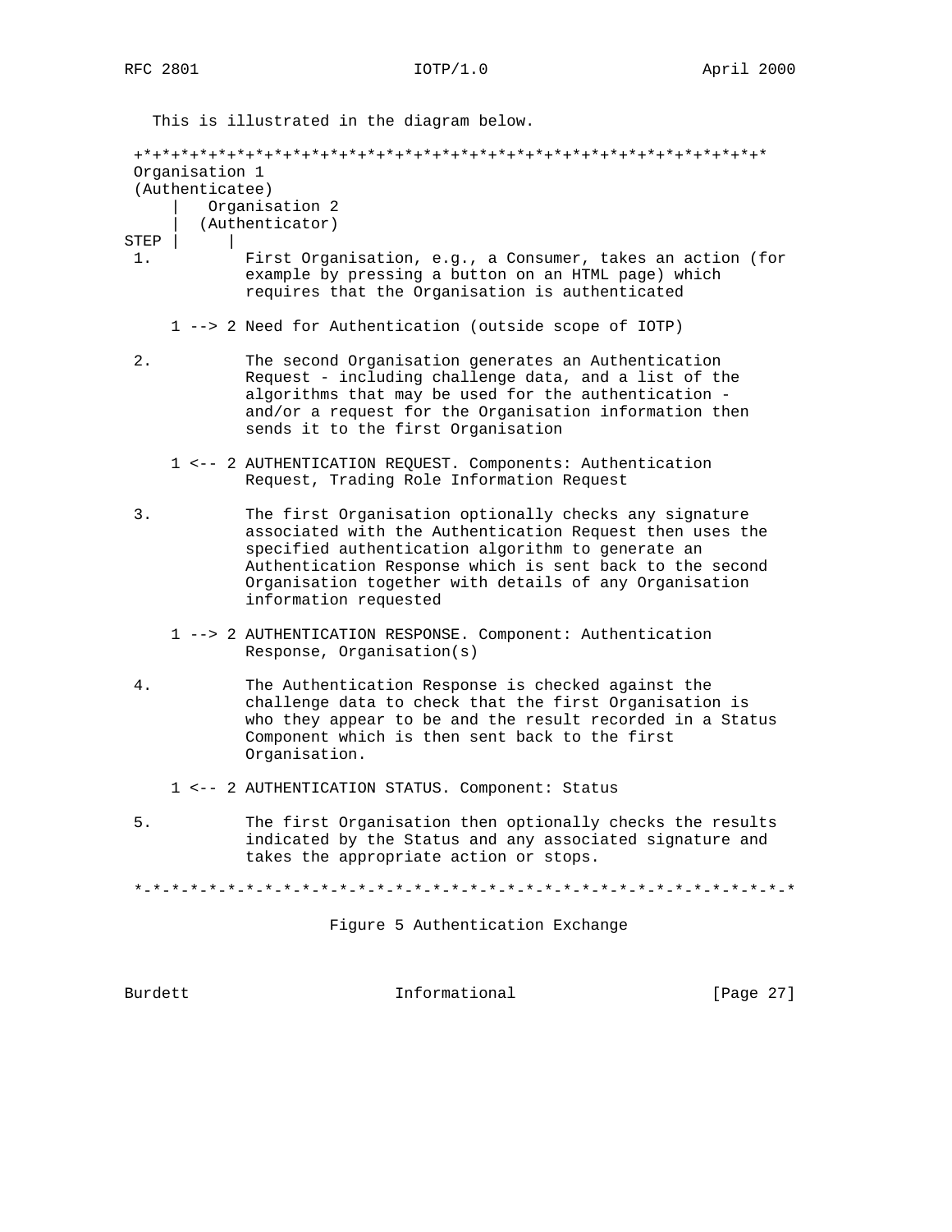This is illustrated in the diagram below.

```
 +*+*+*+*+*+*+*+*+*+*+*+*+*+*+*+*+*+*+*+*+*+*+*+*+*+*+*+*+*+*+*+*+*+*
 Organisation 1
 (Authenticatee)
     |   Organisation 2
     |  (Authenticator)
STEP |      |
 1.         First Organisation, e.g., a Consumer, takes an action (for
            example by pressing a button on an HTML page) which
            requires that the Organisation is authenticated

     1 --> 2 Need for Authentication (outside scope of IOTP)

 2.         The second Organisation generates an Authentication
            Request - including challenge data, and a list of the
            algorithms that may be used for the authentication -
            and/or a request for the Organisation information then
            sends it to the first Organisation

     1 <-- 2 AUTHENTICATION REQUEST. Components: Authentication
            Request, Trading Role Information Request

 3.         The first Organisation optionally checks any signature
            associated with the Authentication Request then uses the
            specified authentication algorithm to generate an
            Authentication Response which is sent back to the second
            Organisation together with details of any Organisation
            information requested

     1 --> 2 AUTHENTICATION RESPONSE. Component: Authentication
            Response, Organisation(s)

 4.         The Authentication Response is checked against the
            challenge data to check that the first Organisation is
            who they appear to be and the result recorded in a Status
            Component which is then sent back to the first
            Organisation.

     1 <-- 2 AUTHENTICATION STATUS. Component: Status

 5.         The first Organisation then optionally checks the results
            indicated by the Status and any associated signature and
            takes the appropriate action or stops.

 *-*-*-*-*-*-*-*-*-*-*-*-*-*-*-*-*-*-*-*-*-*-*-*-*-*-*-*-*-*-*-*-*-*-*
```

Figure 5 Authentication Exchange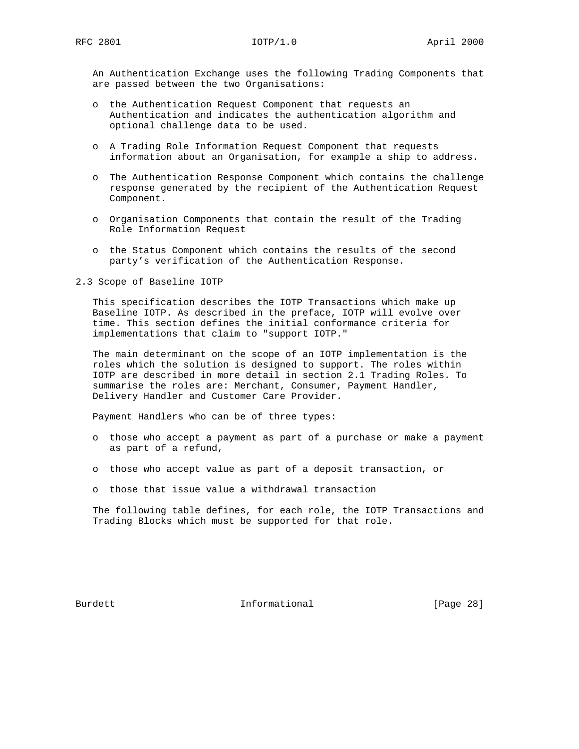An Authentication Exchange uses the following Trading Components that are passed between the two Organisations:

- the Authentication Request Component that requests an Authentication and indicates the authentication algorithm and optional challenge data to be used.
- A Trading Role Information Request Component that requests information about an Organisation, for example a ship to address.
- The Authentication Response Component which contains the challenge response generated by the recipient of the Authentication Request Component.
- Organisation Components that contain the result of the Trading Role Information Request
- the Status Component which contains the results of the second party's verification of the Authentication Response.

## 2.3 Scope of Baseline IOTP

This specification describes the IOTP Transactions which make up Baseline IOTP. As described in the preface, IOTP will evolve over time. This section defines the initial conformance criteria for implementations that claim to "support IOTP."

The main determinant on the scope of an IOTP implementation is the roles which the solution is designed to support. The roles within IOTP are described in more detail in section 2.1 Trading Roles. To summarise the roles are: Merchant, Consumer, Payment Handler, Delivery Handler and Customer Care Provider.

Payment Handlers who can be of three types:

- those who accept a payment as part of a purchase or make a payment as part of a refund,
- those who accept value as part of a deposit transaction, or
- those that issue value a withdrawal transaction

The following table defines, for each role, the IOTP Transactions and Trading Blocks which must be supported for that role.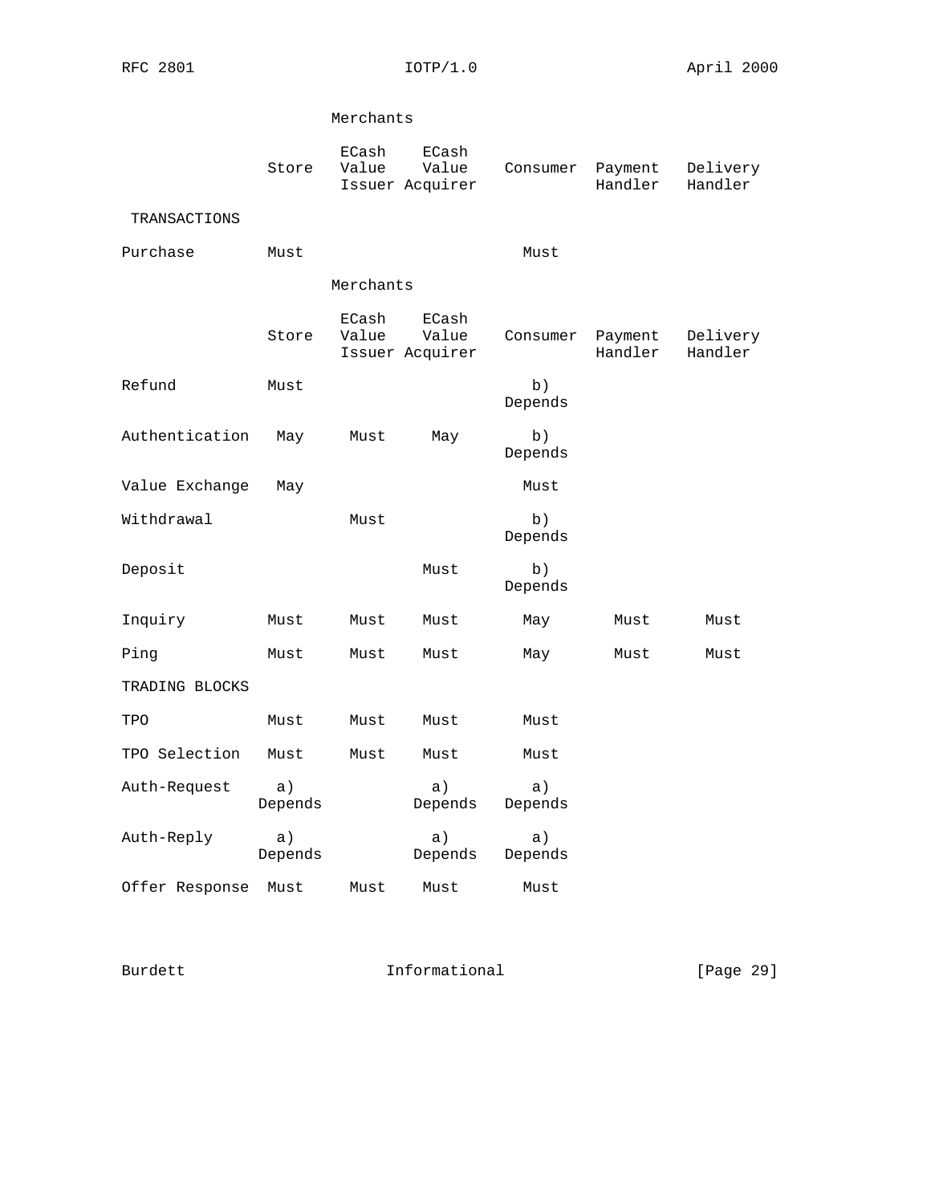| | Merchants | | | | | |
|---|---|---|---|---|---|---|
| | Store | ECash Value Issuer | ECash Value Acquirer | Consumer | Payment Handler | Delivery Handler |
| TRANSACTIONS | | | | | | |
| Purchase | Must | | | Must | | |
| Refund | Must | | | b) Depends | | |
| Authentication | May | Must | May | b) Depends | | |
| Value Exchange | May | | | Must | | |
| Withdrawal | | Must | | b) Depends | | |
| Deposit | | | Must | b) Depends | | |
| Inquiry | Must | Must | Must | May | Must | Must |
| Ping | Must | Must | Must | May | Must | Must |
| TRADING BLOCKS | | | | | | |
| TPO | Must | Must | Must | Must | | |
| TPO Selection | Must | Must | Must | Must | | |
| Auth-Request | a) Depends | | a) Depends | a) Depends | | |
| Auth-Reply | a) Depends | | a) Depends | a) Depends | | |
| Offer Response | Must | Must | Must | Must | | |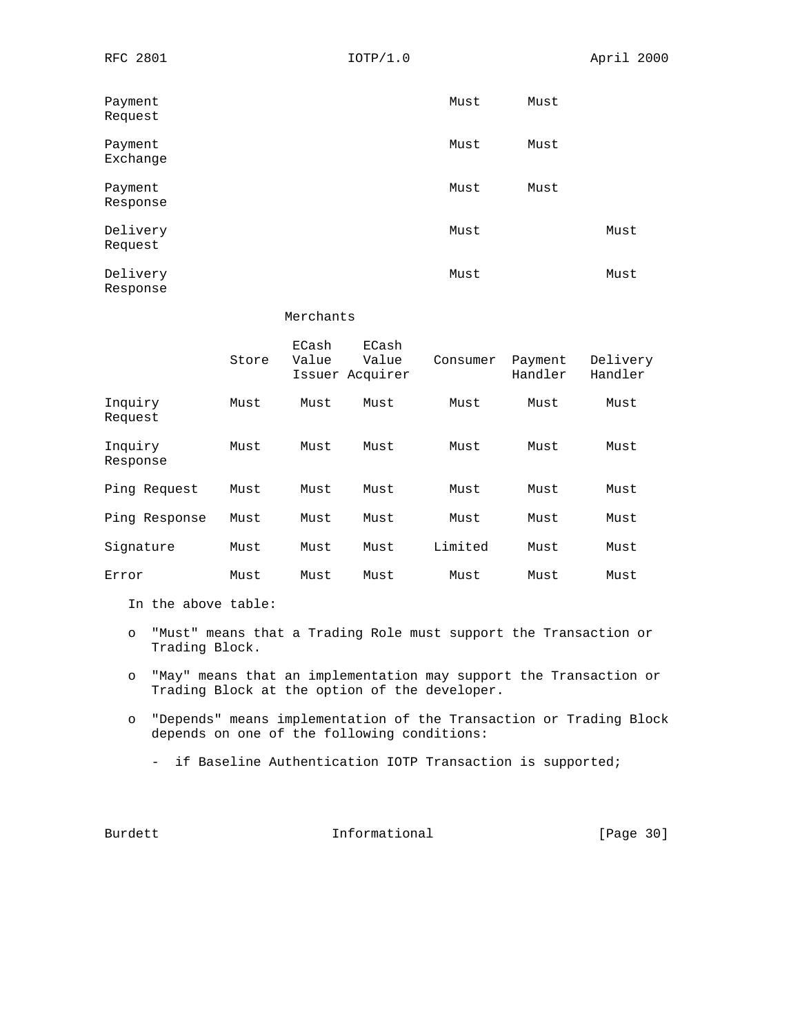| | Merchants | | | | | |
|---|---|---|---|---|---|---|
| | Store | ECash Value Issuer | ECash Value Acquirer | Consumer | Payment Handler | Delivery Handler |
| Payment Request | | | | Must | Must | |
| Payment Exchange | | | | Must | Must | |
| Payment Response | | | | Must | Must | |
| Delivery Request | | | | Must | | Must |
| Delivery Response | | | | Must | | Must |
| Inquiry Request | Must | Must | Must | Must | Must | Must |
| Inquiry Response | Must | Must | Must | Must | Must | Must |
| Ping Request | Must | Must | Must | Must | Must | Must |
| Ping Response | Must | Must | Must | Must | Must | Must |
| Signature | Must | Must | Must | Limited | Must | Must |
| Error | Must | Must | Must | Must | Must | Must |

In the above table:

- "Must" means that a Trading Role must support the Transaction or Trading Block.

- "May" means that an implementation may support the Transaction or Trading Block at the option of the developer.

- "Depends" means implementation of the Transaction or Trading Block depends on one of the following conditions:

  - if Baseline Authentication IOTP Transaction is supported;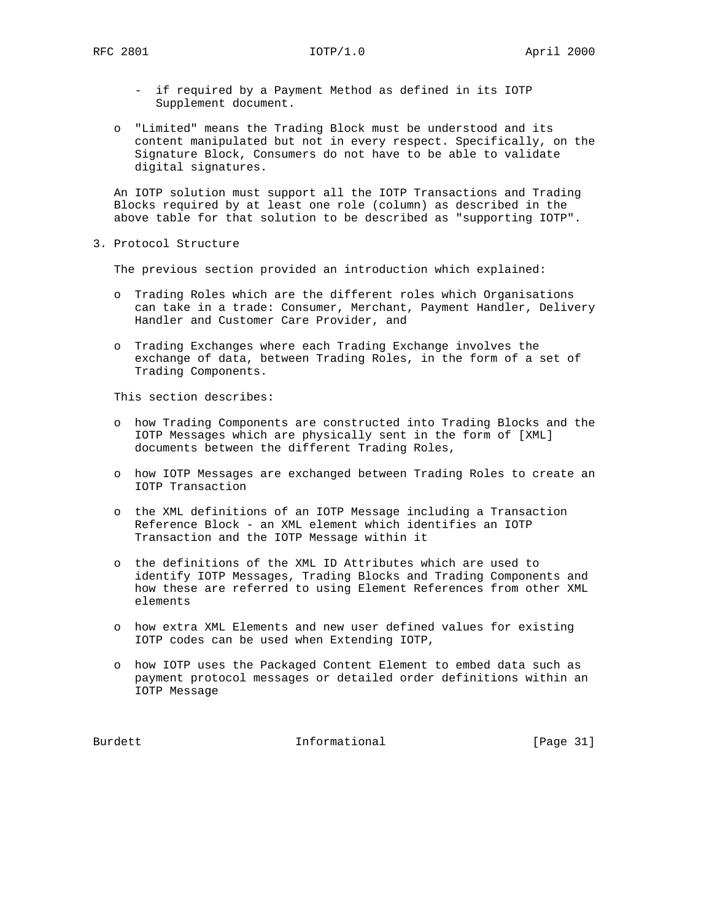- if required by a Payment Method as defined in its IOTP Supplement document.

o "Limited" means the Trading Block must be understood and its content manipulated but not in every respect. Specifically, on the Signature Block, Consumers do not have to be able to validate digital signatures.

An IOTP solution must support all the IOTP Transactions and Trading Blocks required by at least one role (column) as described in the above table for that solution to be described as "supporting IOTP".

## 3. Protocol Structure

The previous section provided an introduction which explained:

o Trading Roles which are the different roles which Organisations can take in a trade: Consumer, Merchant, Payment Handler, Delivery Handler and Customer Care Provider, and

o Trading Exchanges where each Trading Exchange involves the exchange of data, between Trading Roles, in the form of a set of Trading Components.

This section describes:

o how Trading Components are constructed into Trading Blocks and the IOTP Messages which are physically sent in the form of [XML] documents between the different Trading Roles,

o how IOTP Messages are exchanged between Trading Roles to create an IOTP Transaction

o the XML definitions of an IOTP Message including a Transaction Reference Block - an XML element which identifies an IOTP Transaction and the IOTP Message within it

o the definitions of the XML ID Attributes which are used to identify IOTP Messages, Trading Blocks and Trading Components and how these are referred to using Element References from other XML elements

o how extra XML Elements and new user defined values for existing IOTP codes can be used when Extending IOTP,

o how IOTP uses the Packaged Content Element to embed data such as payment protocol messages or detailed order definitions within an IOTP Message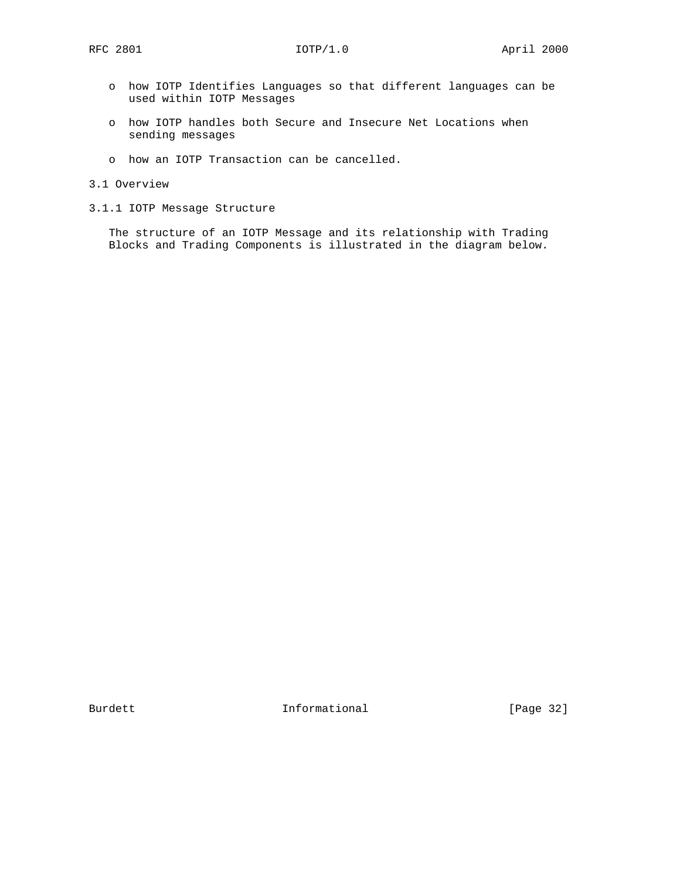- how IOTP Identifies Languages so that different languages can be used within IOTP Messages

- how IOTP handles both Secure and Insecure Net Locations when sending messages

- how an IOTP Transaction can be cancelled.

## 3.1 Overview

### 3.1.1 IOTP Message Structure

The structure of an IOTP Message and its relationship with Trading Blocks and Trading Components is illustrated in the diagram below.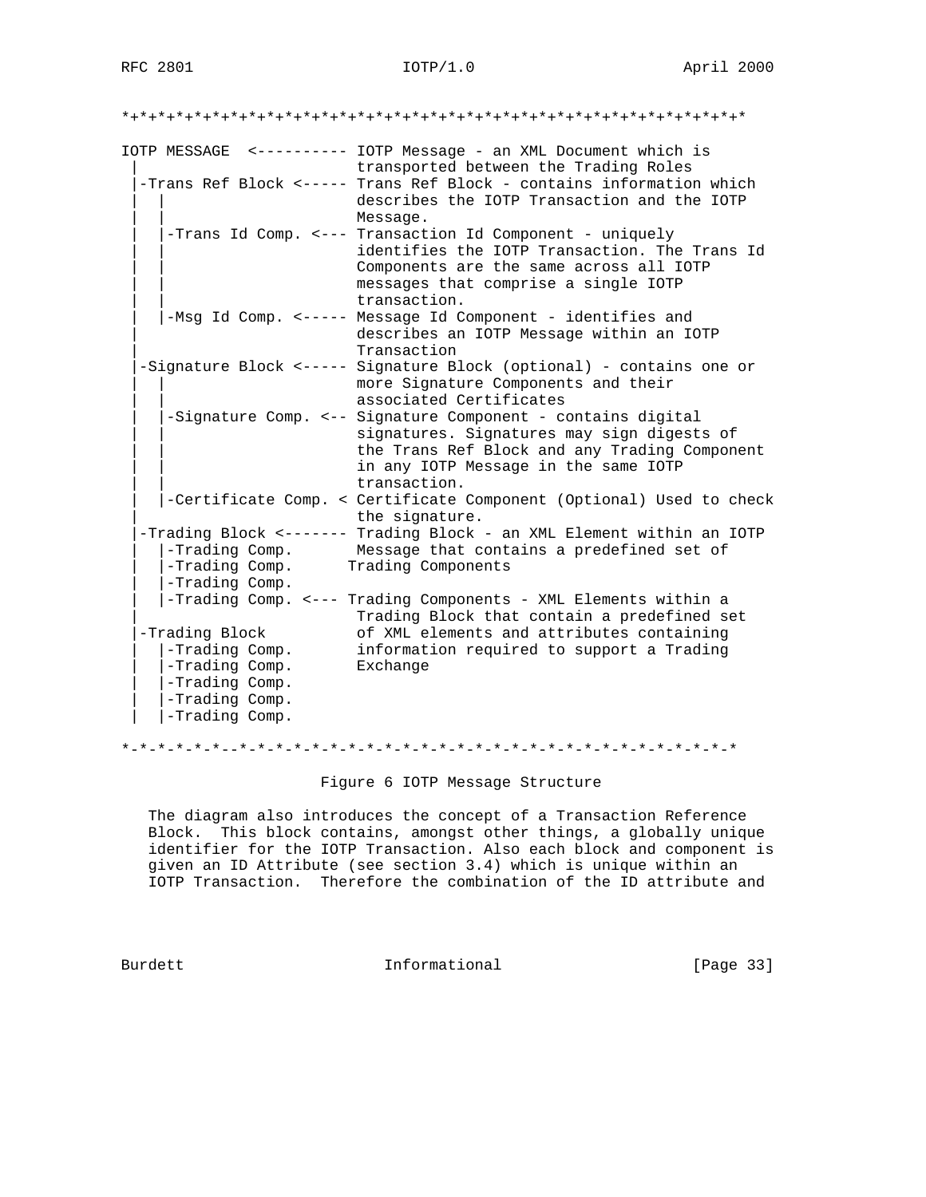```
*+*+*+*+*+*+*+*+*+*+*+*+*+*+*+*+*+*+*+*+*+*+*+*+*+*+*+*+*+*+*+*+*+*+*+*

IOTP MESSAGE  <---------- IOTP Message - an XML Document which is
 |                        transported between the Trading Roles
 |-Trans Ref Block <----- Trans Ref Block - contains information which
 |  |                     describes the IOTP Transaction and the IOTP
 |  |                     Message.
 |  |-Trans Id Comp. <--- Transaction Id Component - uniquely
 |  |                     identifies the IOTP Transaction. The Trans Id
 |  |                     Components are the same across all IOTP
 |  |                     messages that comprise a single IOTP
 |  |                     transaction.
 |  |-Msg Id Comp. <----- Message Id Component - identifies and
 |                        describes an IOTP Message within an IOTP
 |                        Transaction
 |-Signature Block <----- Signature Block (optional) - contains one or
 |  |                     more Signature Components and their
 |  |                     associated Certificates
 |  |-Signature Comp. <-- Signature Component - contains digital
 |  |                     signatures. Signatures may sign digests of
 |  |                     the Trans Ref Block and any Trading Component
 |  |                     in any IOTP Message in the same IOTP
 |  |                     transaction.
 |  |-Certificate Comp. < Certificate Component (Optional) Used to check
 |                        the signature.
 |-Trading Block <------- Trading Block - an XML Element within an IOTP
 |  |-Trading Comp.       Message that contains a predefined set of
 |  |-Trading Comp.      Trading Components
 |  |-Trading Comp.
 |  |-Trading Comp. <--- Trading Components - XML Elements within a
 |                        Trading Block that contain a predefined set
 |-Trading Block          of XML elements and attributes containing
 |  |-Trading Comp.       information required to support a Trading
 |  |-Trading Comp.       Exchange
 |  |-Trading Comp.
 |  |-Trading Comp.
 |  |-Trading Comp.

*-*-*-*-*-*--*-*-*-*-*-*-*-*-*-*-*-*-*-*-*-*-*-*-*-*-*-*-*-*-*-*-*-*-*
```

Figure 6 IOTP Message Structure

The diagram also introduces the concept of a Transaction Reference Block. This block contains, amongst other things, a globally unique identifier for the IOTP Transaction. Also each block and component is given an ID Attribute (see section 3.4) which is unique within an IOTP Transaction. Therefore the combination of the ID attribute and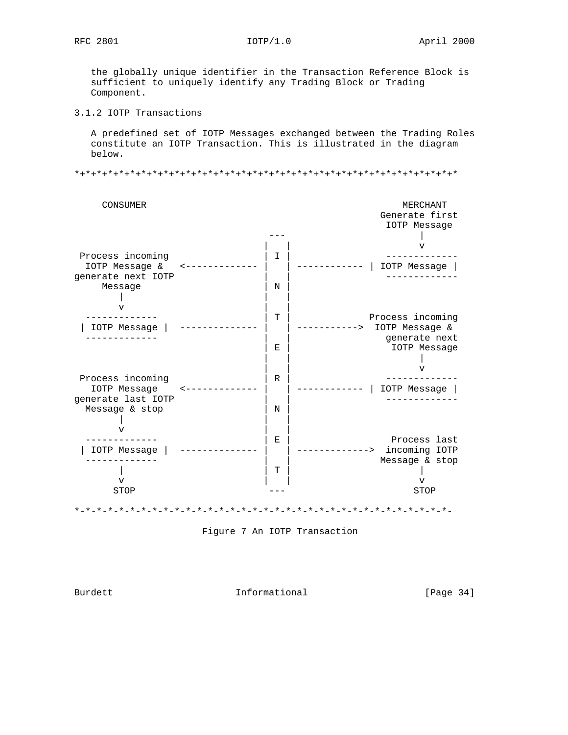the globally unique identifier in the Transaction Reference Block is sufficient to uniquely identify any Trading Block or Trading Component.

### 3.1.2 IOTP Transactions

A predefined set of IOTP Messages exchanged between the Trading Roles constitute an IOTP Transaction. This is illustrated in the diagram below.

```
*+*+*+*+*+*+*+*+*+*+*+*+*+*+*+*+*+*+*+*+*+*+*+*+*+*+*+*+*+*+*+*+*+*+*+*

     CONSUMER                                               MERCHANT
                                                        Generate first
                                                         IOTP Message
                                   ---                        |
                                  |   |                       v
 Process incoming                 | I |                  -------------
  IOTP Message &   <------------- |   | ------------ | IOTP Message |
generate next IOTP                |   |                  -------------
     Message                      | N |
        |                         |   |
        v                         |   |
  -------------                   | T |               Process incoming
 | IOTP Message |  -------------- |   | ----------->  IOTP Message &
  -------------                   |   |                  generate next
                                  | E |                   IOTP Message
                                  |   |                        |
                                  |   |                        v
 Process incoming                 | R |                  -------------
   IOTP Message    <------------- |   | ------------ | IOTP Message |
generate last IOTP                |   |                  -------------
  Message & stop                  | N |
        |                         |   |
        v                         |   |
  -------------                   | E |                 Process last
 | IOTP Message |  -------------- |   | ------------->  incoming IOTP
  -------------                   |   |                Message & stop
        |                         | T |                        |
        v                         |   |                        v
       STOP                        ---                        STOP

*-*-*-*-*-*-*-*-*-*-*-*-*-*-*-*-*-*-*-*-*-*-*-*-*-*-*-*-*-*-*-*-*-*-*-*-
```

Figure 7 An IOTP Transaction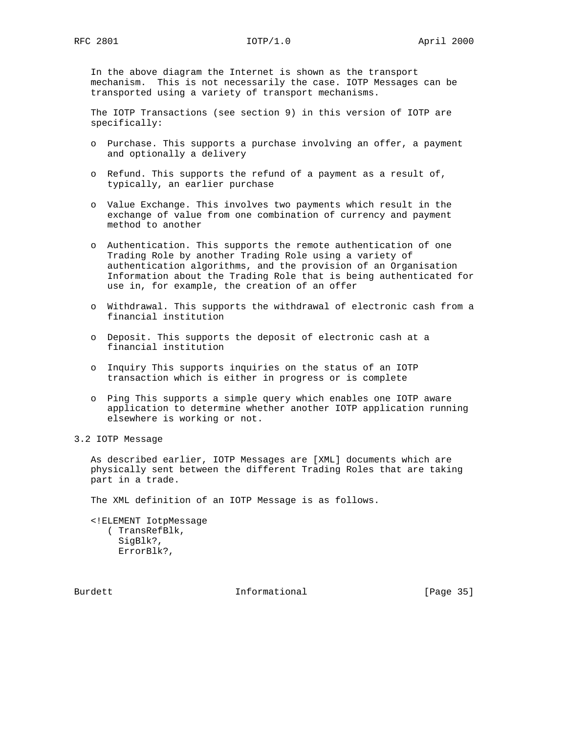In the above diagram the Internet is shown as the transport mechanism. This is not necessarily the case. IOTP Messages can be transported using a variety of transport mechanisms.

The IOTP Transactions (see section 9) in this version of IOTP are specifically:

- Purchase. This supports a purchase involving an offer, a payment and optionally a delivery
- Refund. This supports the refund of a payment as a result of, typically, an earlier purchase
- Value Exchange. This involves two payments which result in the exchange of value from one combination of currency and payment method to another
- Authentication. This supports the remote authentication of one Trading Role by another Trading Role using a variety of authentication algorithms, and the provision of an Organisation Information about the Trading Role that is being authenticated for use in, for example, the creation of an offer
- Withdrawal. This supports the withdrawal of electronic cash from a financial institution
- Deposit. This supports the deposit of electronic cash at a financial institution
- Inquiry This supports inquiries on the status of an IOTP transaction which is either in progress or is complete
- Ping This supports a simple query which enables one IOTP aware application to determine whether another IOTP application running elsewhere is working or not.

## 3.2 IOTP Message

As described earlier, IOTP Messages are [XML] documents which are physically sent between the different Trading Roles that are taking part in a trade.

The XML definition of an IOTP Message is as follows.

```
<!ELEMENT IotpMessage
   ( TransRefBlk,
     SigBlk?,
     ErrorBlk?,
```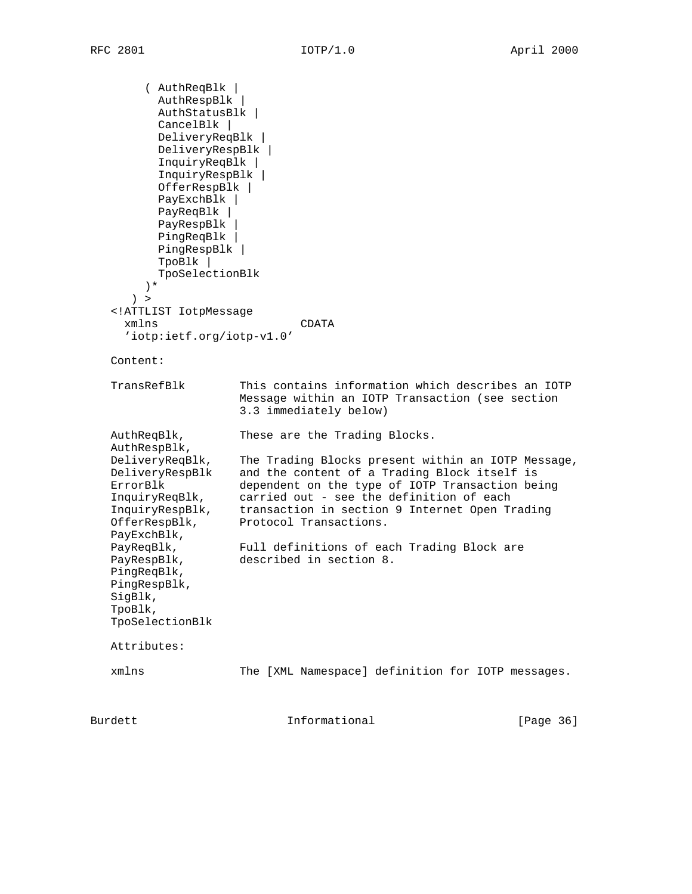```
        ( AuthReqBlk |
          AuthRespBlk |
          AuthStatusBlk |
          CancelBlk |
          DeliveryReqBlk |
          DeliveryRespBlk |
          InquiryReqBlk |
          InquiryRespBlk |
          OfferRespBlk |
          PayExchBlk |
          PayReqBlk |
          PayRespBlk |
          PingReqBlk |
          PingRespBlk |
          TpoBlk |
          TpoSelectionBlk
        )*
      ) >
   <!ATTLIST IotpMessage
     xmlns                   CDATA
     'iotp:ietf.org/iotp-v1.0'
```

Content:

```
   TransRefBlk        This contains information which describes an IOTP
                      Message within an IOTP Transaction (see section
                      3.3 immediately below)

   AuthReqBlk,        These are the Trading Blocks.
   AuthRespBlk,
   DeliveryReqBlk,    The Trading Blocks present within an IOTP Message,
   DeliveryRespBlk    and the content of a Trading Block itself is
   ErrorBlk           dependent on the type of IOTP Transaction being
   InquiryReqBlk,     carried out - see the definition of each
   InquiryRespBlk,    transaction in section 9 Internet Open Trading
   OfferRespBlk,      Protocol Transactions.
   PayExchBlk,
   PayReqBlk,         Full definitions of each Trading Block are
   PayRespBlk,        described in section 8.
   PingReqBlk,
   PingRespBlk,
   SigBlk,
   TpoBlk,
   TpoSelectionBlk
```

Attributes:

```
   xmlns              The [XML Namespace] definition for IOTP messages.
```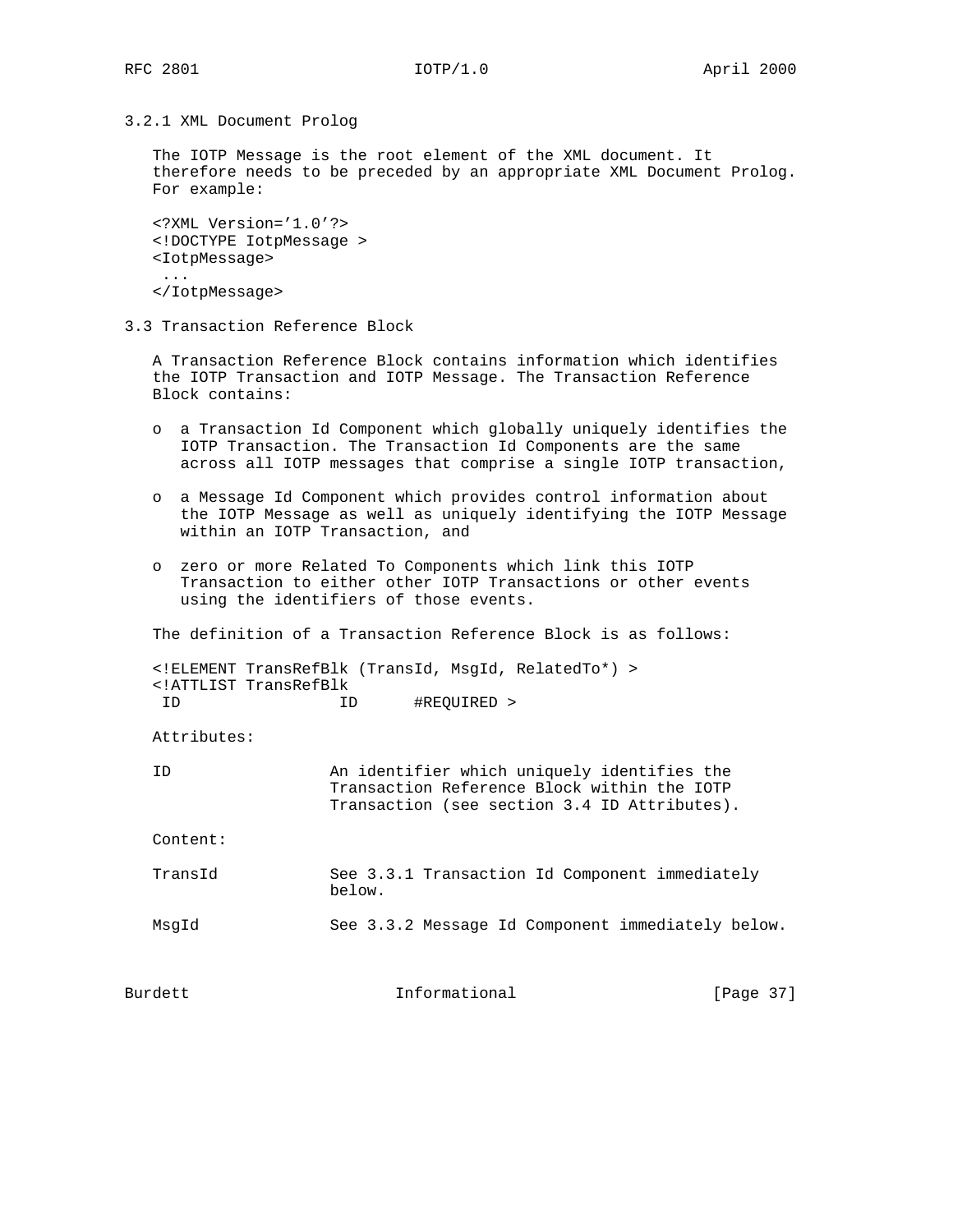### 3.2.1 XML Document Prolog

The IOTP Message is the root element of the XML document. It therefore needs to be preceded by an appropriate XML Document Prolog. For example:

```
<?XML Version='1.0'?>
<!DOCTYPE IotpMessage >
<IotpMessage>
 ...
</IotpMessage>
```

## 3.3 Transaction Reference Block

A Transaction Reference Block contains information which identifies the IOTP Transaction and IOTP Message. The Transaction Reference Block contains:

- a Transaction Id Component which globally uniquely identifies the IOTP Transaction. The Transaction Id Components are the same across all IOTP messages that comprise a single IOTP transaction,
- a Message Id Component which provides control information about the IOTP Message as well as uniquely identifying the IOTP Message within an IOTP Transaction, and
- zero or more Related To Components which link this IOTP Transaction to either other IOTP Transactions or other events using the identifiers of those events.

The definition of a Transaction Reference Block is as follows:

```
<!ELEMENT TransRefBlk (TransId, MsgId, RelatedTo*) >
<!ATTLIST TransRefBlk
 ID                 ID      #REQUIRED >
```

Attributes:

```
ID                 An identifier which uniquely identifies the
                   Transaction Reference Block within the IOTP
                   Transaction (see section 3.4 ID Attributes).
```

Content:

```
TransId            See 3.3.1 Transaction Id Component immediately
                   below.

MsgId              See 3.3.2 Message Id Component immediately below.
```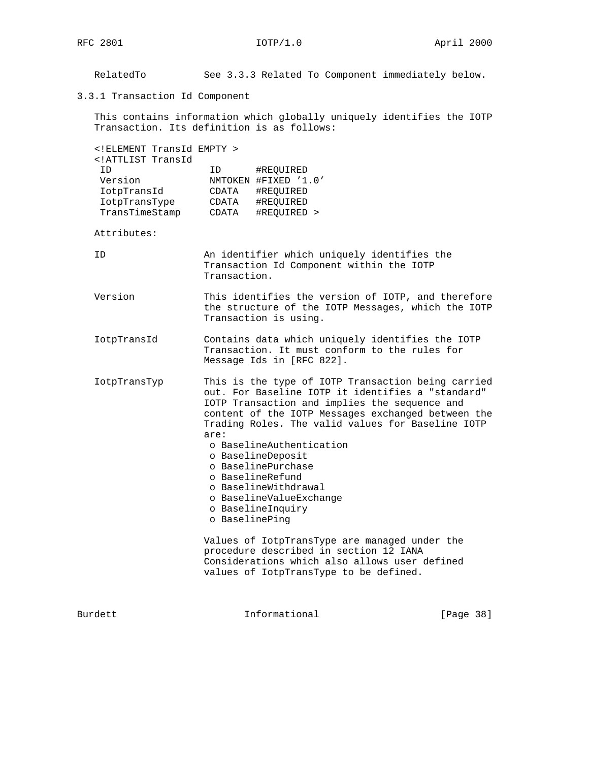RelatedTo          See 3.3.3 Related To Component immediately below.

### 3.3.1 Transaction Id Component

This contains information which globally uniquely identifies the IOTP Transaction. Its definition is as follows:

```
<!ELEMENT TransId EMPTY >
<!ATTLIST TransId
 ID                ID      #REQUIRED
 Version           NMTOKEN #FIXED '1.0'
 IotpTransId       CDATA   #REQUIRED
 IotpTransType     CDATA   #REQUIRED
 TransTimeStamp    CDATA   #REQUIRED >
```

Attributes:

ID                 An identifier which uniquely identifies the Transaction Id Component within the IOTP Transaction.

Version            This identifies the version of IOTP, and therefore the structure of the IOTP Messages, which the IOTP Transaction is using.

IotpTransId        Contains data which uniquely identifies the IOTP Transaction. It must conform to the rules for Message Ids in [RFC 822].

IotpTransTyp       This is the type of IOTP Transaction being carried out. For Baseline IOTP it identifies a "standard" IOTP Transaction and implies the sequence and content of the IOTP Messages exchanged between the Trading Roles. The valid values for Baseline IOTP are:

- BaselineAuthentication
- BaselineDeposit
- BaselinePurchase
- BaselineRefund
- BaselineWithdrawal
- BaselineValueExchange
- BaselineInquiry
- BaselinePing

Values of IotpTransType are managed under the procedure described in section 12 IANA Considerations which also allows user defined values of IotpTransType to be defined.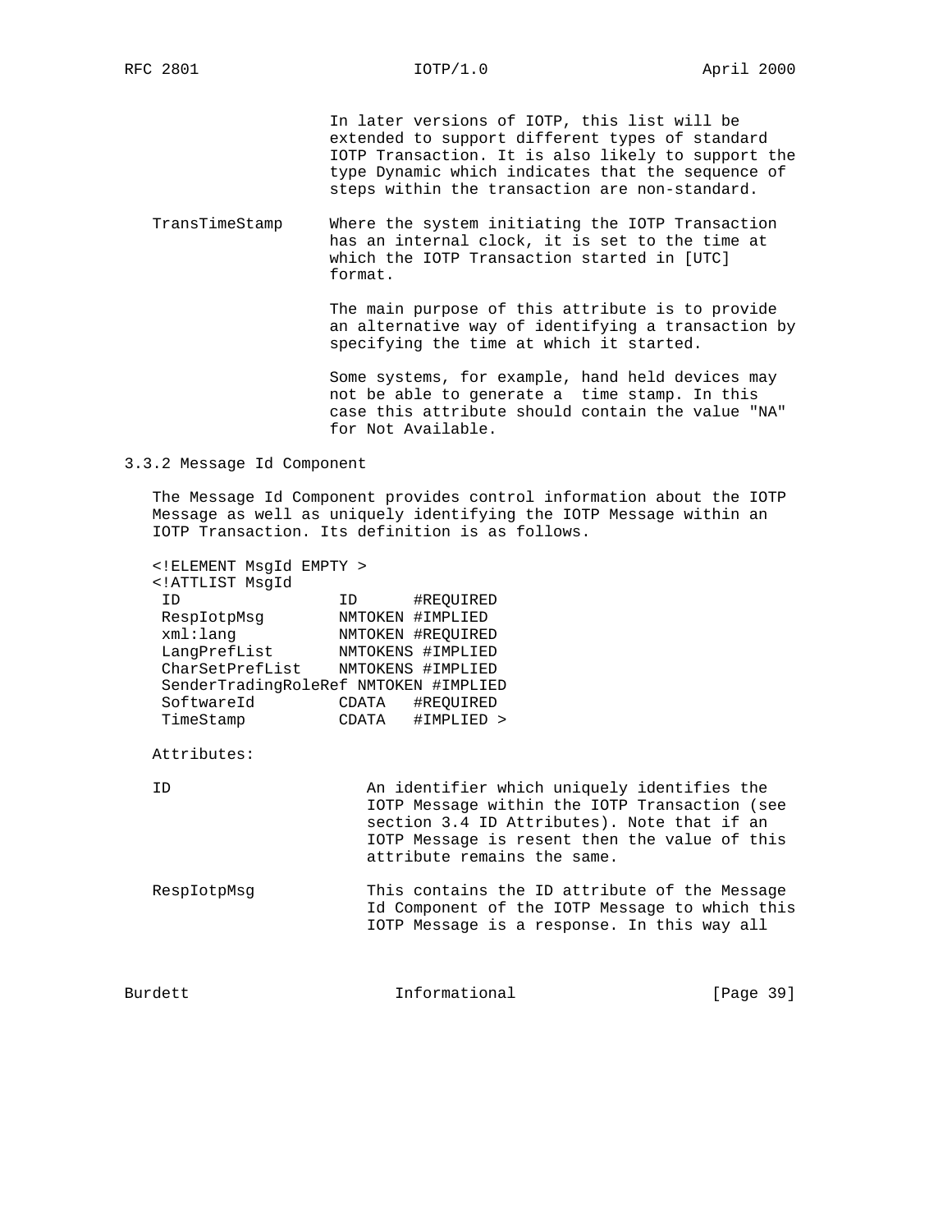In later versions of IOTP, this list will be extended to support different types of standard IOTP Transaction. It is also likely to support the type Dynamic which indicates that the sequence of steps within the transaction are non-standard.

TransTimeStamp — Where the system initiating the IOTP Transaction has an internal clock, it is set to the time at which the IOTP Transaction started in [UTC] format.

The main purpose of this attribute is to provide an alternative way of identifying a transaction by specifying the time at which it started.

Some systems, for example, hand held devices may not be able to generate a  time stamp. In this case this attribute should contain the value "NA" for Not Available.

### 3.3.2 Message Id Component

The Message Id Component provides control information about the IOTP Message as well as uniquely identifying the IOTP Message within an IOTP Transaction. Its definition is as follows.

```
<!ELEMENT MsgId EMPTY >
<!ATTLIST MsgId
 ID                  ID      #REQUIRED
 RespIotpMsg         NMTOKEN #IMPLIED
 xml:lang            NMTOKEN #REQUIRED
 LangPrefList        NMTOKENS #IMPLIED
 CharSetPrefList     NMTOKENS #IMPLIED
 SenderTradingRoleRef NMTOKEN #IMPLIED
 SoftwareId          CDATA   #REQUIRED
 TimeStamp           CDATA   #IMPLIED >
```

Attributes:

ID — An identifier which uniquely identifies the IOTP Message within the IOTP Transaction (see section 3.4 ID Attributes). Note that if an IOTP Message is resent then the value of this attribute remains the same.

RespIotpMsg — This contains the ID attribute of the Message Id Component of the IOTP Message to which this IOTP Message is a response. In this way all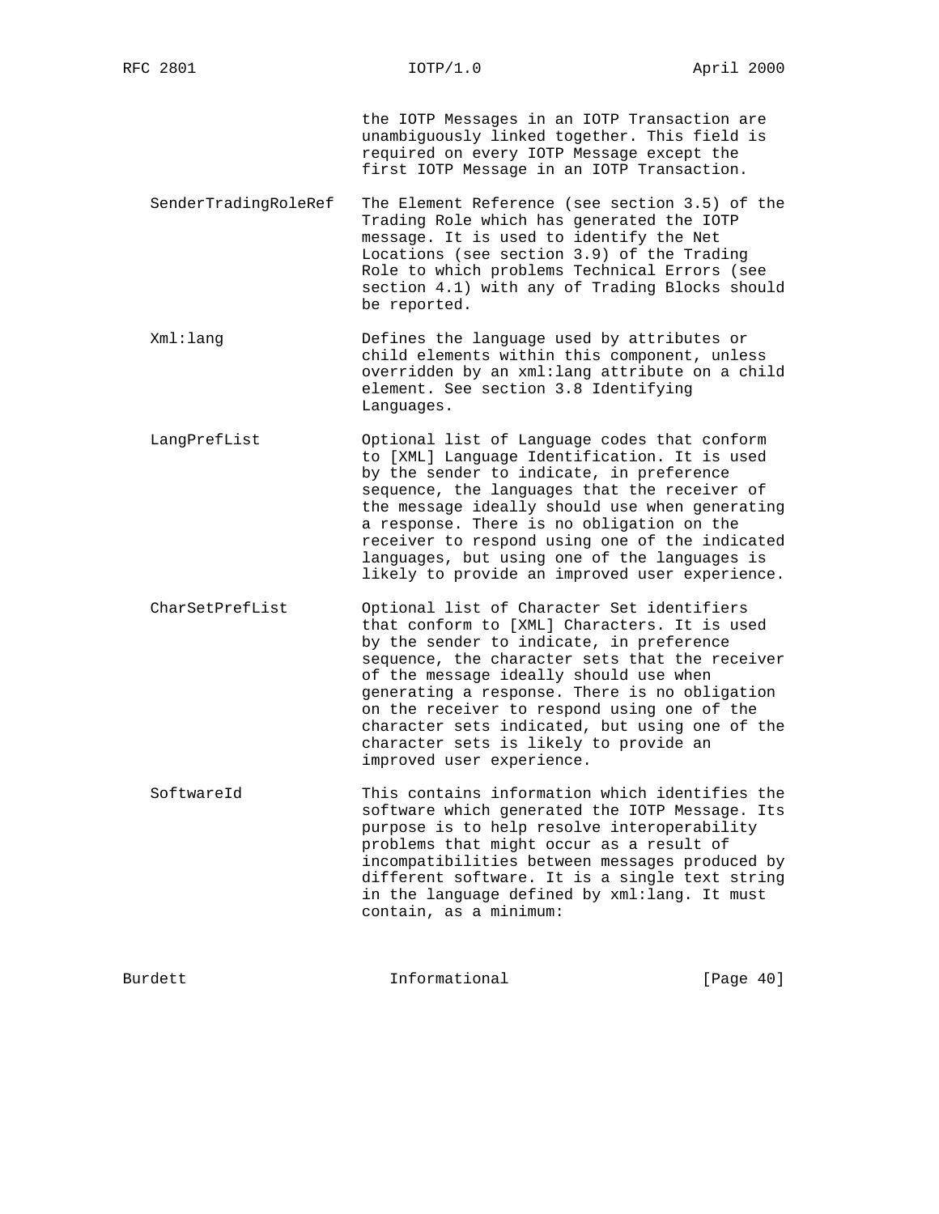the IOTP Messages in an IOTP Transaction are unambiguously linked together. This field is required on every IOTP Message except the first IOTP Message in an IOTP Transaction.

**SenderTradingRoleRef** The Element Reference (see section 3.5) of the Trading Role which has generated the IOTP message. It is used to identify the Net Locations (see section 3.9) of the Trading Role to which problems Technical Errors (see section 4.1) with any of Trading Blocks should be reported.

**Xml:lang** Defines the language used by attributes or child elements within this component, unless overridden by an xml:lang attribute on a child element. See section 3.8 Identifying Languages.

**LangPrefList** Optional list of Language codes that conform to [XML] Language Identification. It is used by the sender to indicate, in preference sequence, the languages that the receiver of the message ideally should use when generating a response. There is no obligation on the receiver to respond using one of the indicated languages, but using one of the languages is likely to provide an improved user experience.

**CharSetPrefList** Optional list of Character Set identifiers that conform to [XML] Characters. It is used by the sender to indicate, in preference sequence, the character sets that the receiver of the message ideally should use when generating a response. There is no obligation on the receiver to respond using one of the character sets indicated, but using one of the character sets is likely to provide an improved user experience.

**SoftwareId** This contains information which identifies the software which generated the IOTP Message. Its purpose is to help resolve interoperability problems that might occur as a result of incompatibilities between messages produced by different software. It is a single text string in the language defined by xml:lang. It must contain, as a minimum: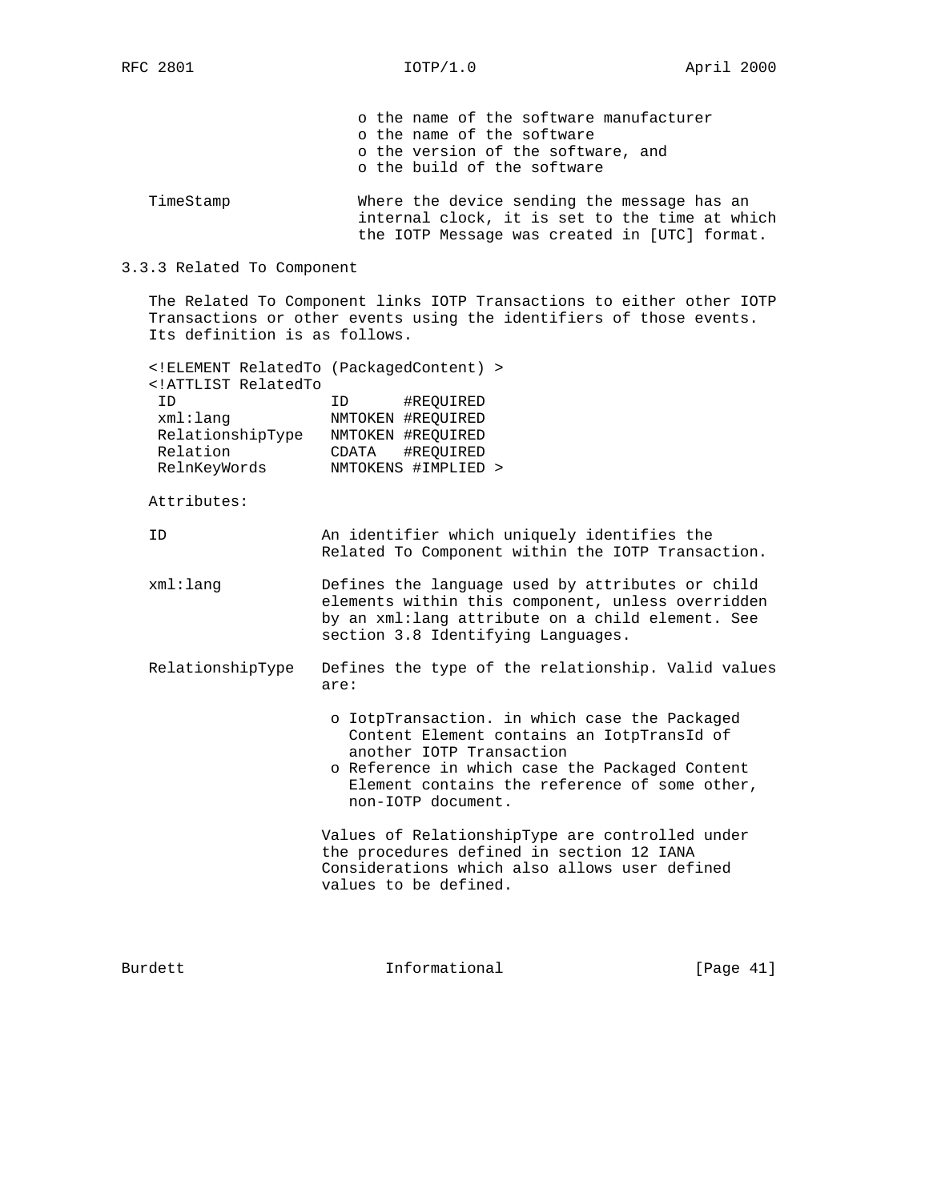- o the name of the software manufacturer
- o the name of the software
- o the version of the software, and
- o the build of the software

TimeStamp — Where the device sending the message has an internal clock, it is set to the time at which the IOTP Message was created in [UTC] format.

### 3.3.3 Related To Component

The Related To Component links IOTP Transactions to either other IOTP Transactions or other events using the identifiers of those events. Its definition is as follows.

```
<!ELEMENT RelatedTo (PackagedContent) >
<!ATTLIST RelatedTo
 ID                ID      #REQUIRED
 xml:lang          NMTOKEN #REQUIRED
 RelationshipType  NMTOKEN #REQUIRED
 Relation          CDATA   #REQUIRED
 RelnKeyWords      NMTOKENS #IMPLIED >
```

Attributes:

ID — An identifier which uniquely identifies the Related To Component within the IOTP Transaction.

xml:lang — Defines the language used by attributes or child elements within this component, unless overridden by an xml:lang attribute on a child element. See section 3.8 Identifying Languages.

RelationshipType — Defines the type of the relationship. Valid values are:

- o IotpTransaction. in which case the Packaged Content Element contains an IotpTransId of another IOTP Transaction
- o Reference in which case the Packaged Content Element contains the reference of some other, non-IOTP document.

Values of RelationshipType are controlled under the procedures defined in section 12 IANA Considerations which also allows user defined values to be defined.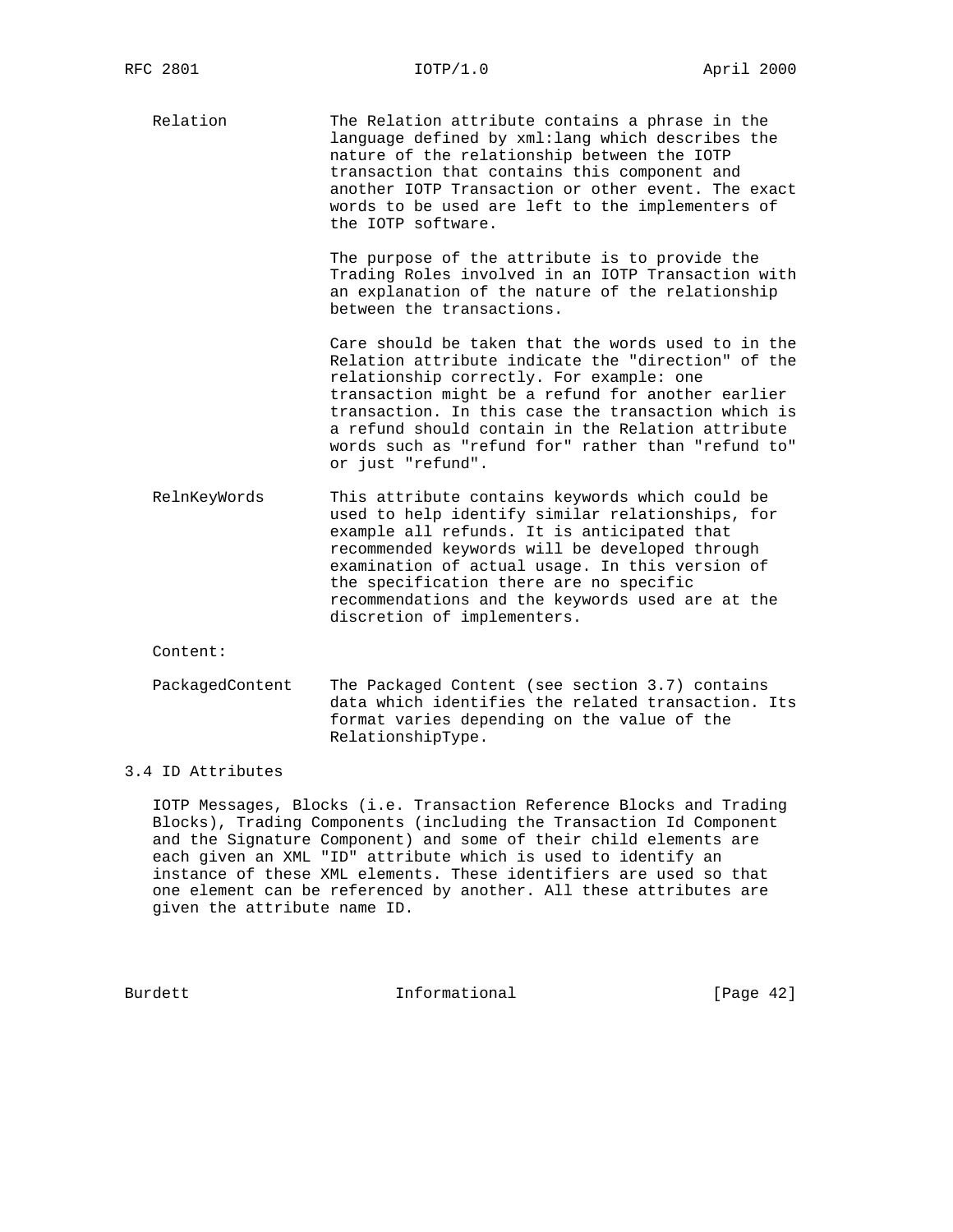Relation — The Relation attribute contains a phrase in the language defined by xml:lang which describes the nature of the relationship between the IOTP transaction that contains this component and another IOTP Transaction or other event. The exact words to be used are left to the implementers of the IOTP software.

The purpose of the attribute is to provide the Trading Roles involved in an IOTP Transaction with an explanation of the nature of the relationship between the transactions.

Care should be taken that the words used to in the Relation attribute indicate the "direction" of the relationship correctly. For example: one transaction might be a refund for another earlier transaction. In this case the transaction which is a refund should contain in the Relation attribute words such as "refund for" rather than "refund to" or just "refund".

RelnKeyWords — This attribute contains keywords which could be used to help identify similar relationships, for example all refunds. It is anticipated that recommended keywords will be developed through examination of actual usage. In this version of the specification there are no specific recommendations and the keywords used are at the discretion of implementers.

Content:

PackagedContent — The Packaged Content (see section 3.7) contains data which identifies the related transaction. Its format varies depending on the value of the RelationshipType.

### 3.4 ID Attributes

IOTP Messages, Blocks (i.e. Transaction Reference Blocks and Trading Blocks), Trading Components (including the Transaction Id Component and the Signature Component) and some of their child elements are each given an XML "ID" attribute which is used to identify an instance of these XML elements. These identifiers are used so that one element can be referenced by another. All these attributes are given the attribute name ID.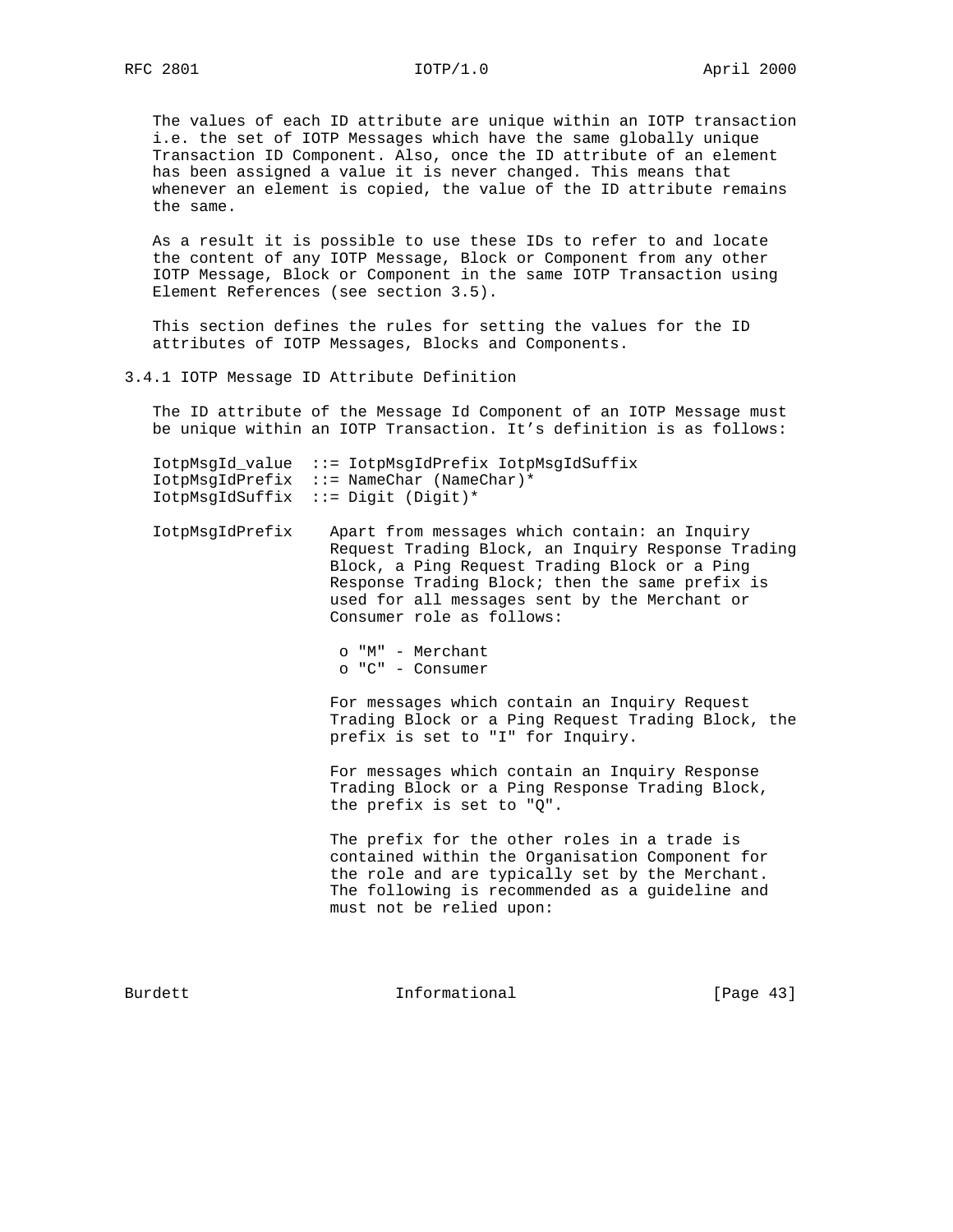The values of each ID attribute are unique within an IOTP transaction i.e. the set of IOTP Messages which have the same globally unique Transaction ID Component. Also, once the ID attribute of an element has been assigned a value it is never changed. This means that whenever an element is copied, the value of the ID attribute remains the same.

As a result it is possible to use these IDs to refer to and locate the content of any IOTP Message, Block or Component from any other IOTP Message, Block or Component in the same IOTP Transaction using Element References (see section 3.5).

This section defines the rules for setting the values for the ID attributes of IOTP Messages, Blocks and Components.

### 3.4.1 IOTP Message ID Attribute Definition

The ID attribute of the Message Id Component of an IOTP Message must be unique within an IOTP Transaction. It's definition is as follows:

```
IotpMsgId_value  ::= IotpMsgIdPrefix IotpMsgIdSuffix
IotpMsgIdPrefix  ::= NameChar (NameChar)*
IotpMsgIdSuffix  ::= Digit (Digit)*
```

IotpMsgIdPrefix — Apart from messages which contain: an Inquiry Request Trading Block, an Inquiry Response Trading Block, a Ping Request Trading Block or a Ping Response Trading Block; then the same prefix is used for all messages sent by the Merchant or Consumer role as follows:

- "M" - Merchant
- "C" - Consumer

For messages which contain an Inquiry Request Trading Block or a Ping Request Trading Block, the prefix is set to "I" for Inquiry.

For messages which contain an Inquiry Response Trading Block or a Ping Response Trading Block, the prefix is set to "Q".

The prefix for the other roles in a trade is contained within the Organisation Component for the role and are typically set by the Merchant. The following is recommended as a guideline and must not be relied upon: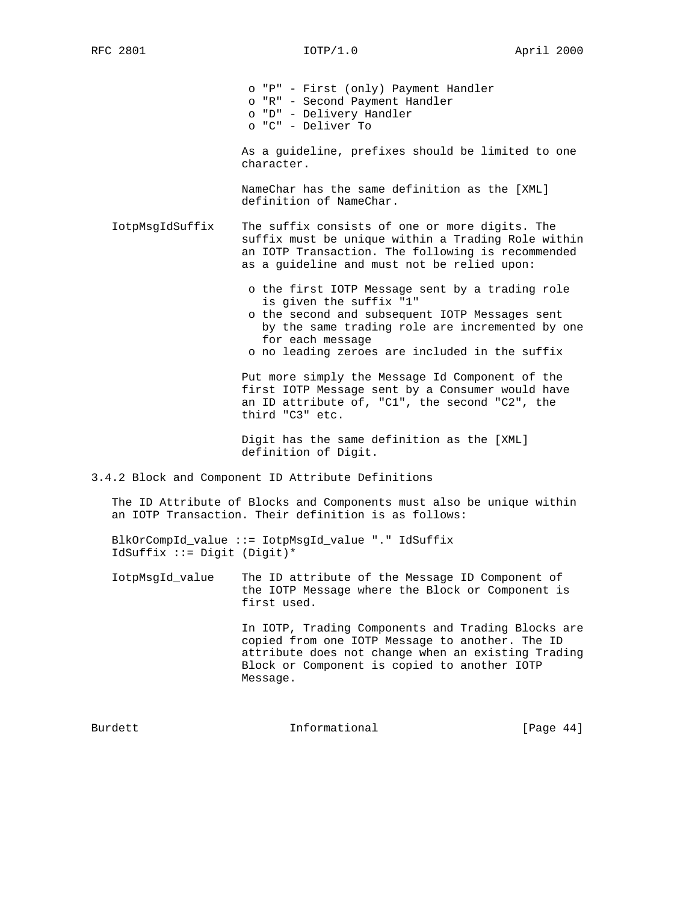- "P" - First (only) Payment Handler
- "R" - Second Payment Handler
- "D" - Delivery Handler
- "C" - Deliver To

As a guideline, prefixes should be limited to one character.

NameChar has the same definition as the [XML] definition of NameChar.

**IotpMsgIdSuffix** The suffix consists of one or more digits. The suffix must be unique within a Trading Role within an IOTP Transaction. The following is recommended as a guideline and must not be relied upon:

- the first IOTP Message sent by a trading role is given the suffix "1"
- the second and subsequent IOTP Messages sent by the same trading role are incremented by one for each message
- no leading zeroes are included in the suffix

Put more simply the Message Id Component of the first IOTP Message sent by a Consumer would have an ID attribute of, "C1", the second "C2", the third "C3" etc.

Digit has the same definition as the [XML] definition of Digit.

### 3.4.2 Block and Component ID Attribute Definitions

The ID Attribute of Blocks and Components must also be unique within an IOTP Transaction. Their definition is as follows:

```
BlkOrCompId_value ::= IotpMsgId_value "." IdSuffix
IdSuffix ::= Digit (Digit)*
```

**IotpMsgId_value** The ID attribute of the Message ID Component of the IOTP Message where the Block or Component is first used.

In IOTP, Trading Components and Trading Blocks are copied from one IOTP Message to another. The ID attribute does not change when an existing Trading Block or Component is copied to another IOTP Message.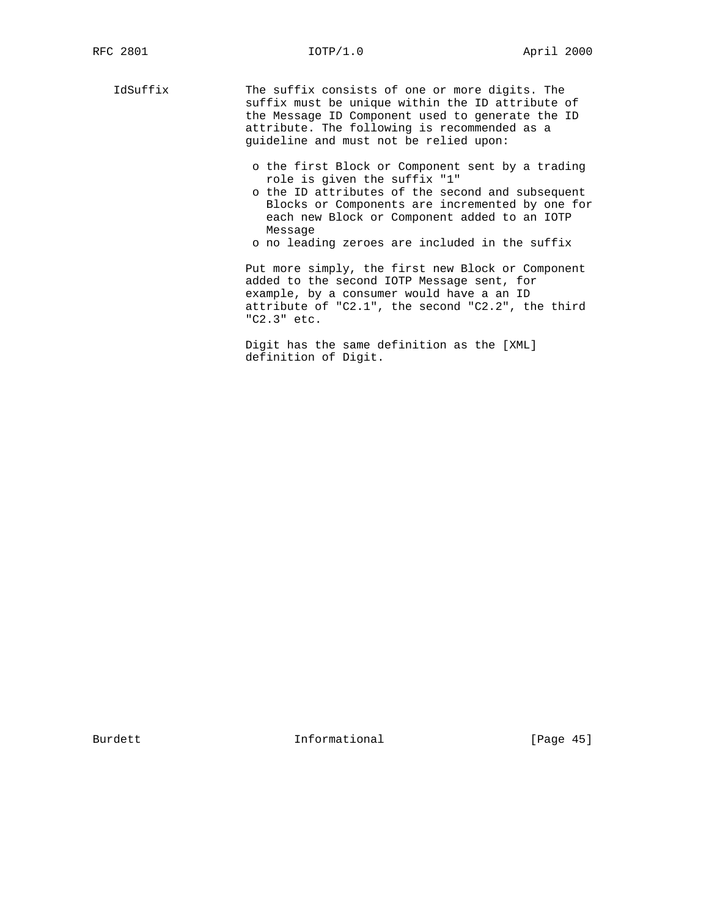IdSuffix

The suffix consists of one or more digits. The suffix must be unique within the ID attribute of the Message ID Component used to generate the ID attribute. The following is recommended as a guideline and must not be relied upon:

- the first Block or Component sent by a trading role is given the suffix "1"
- the ID attributes of the second and subsequent Blocks or Components are incremented by one for each new Block or Component added to an IOTP Message
- no leading zeroes are included in the suffix

Put more simply, the first new Block or Component added to the second IOTP Message sent, for example, by a consumer would have a an ID attribute of "C2.1", the second "C2.2", the third "C2.3" etc.

Digit has the same definition as the [XML] definition of Digit.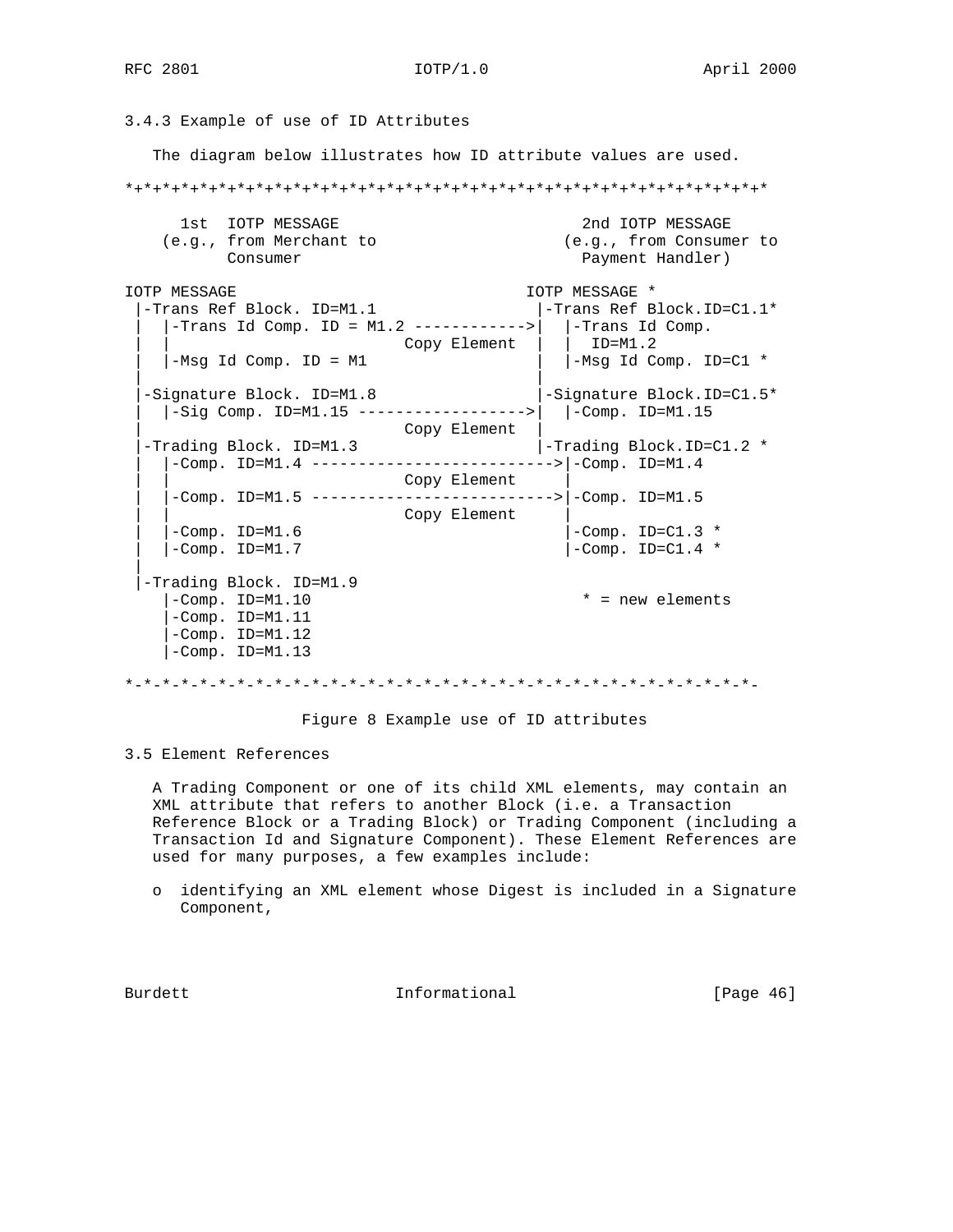### 3.4.3 Example of use of ID Attributes

The diagram below illustrates how ID attribute values are used.

```
*+*+*+*+*+*+*+*+*+*+*+*+*+*+*+*+*+*+*+*+*+*+*+*+*+*+*+*+*+*+*+*+*+*+*

      1st  IOTP MESSAGE                           2nd IOTP MESSAGE
    (e.g., from Merchant to                     (e.g., from Consumer to
           Consumer                               Payment Handler)

IOTP MESSAGE                               IOTP MESSAGE *
 |-Trans Ref Block. ID=M1.1                 |-Trans Ref Block.ID=C1.1*
 |  |-Trans Id Comp. ID = M1.2 ------------>|  |-Trans Id Comp.
 |  |                       Copy Element    |  |   ID=M1.2
 |  |-Msg Id Comp. ID = M1                   |  |-Msg Id Comp. ID=C1 *
 |                                          |
 |-Signature Block. ID=M1.8                 |-Signature Block.ID=C1.5*
 |  |-Sig Comp. ID=M1.15 ------------------>|  |-Comp. ID=M1.15
 |                          Copy Element    |
 |-Trading Block. ID=M1.3                   |-Trading Block.ID=C1.2 *
 |  |-Comp. ID=M1.4 -------------------------->|-Comp. ID=M1.4
 |  |                       Copy Element       |
 |  |-Comp. ID=M1.5 -------------------------->|-Comp. ID=M1.5
 |  |                       Copy Element       |
 |  |-Comp. ID=M1.6                            |-Comp. ID=C1.3 *
 |  |-Comp. ID=M1.7                            |-Comp. ID=C1.4 *
 |
 |-Trading Block. ID=M1.9
    |-Comp. ID=M1.10                              * = new elements
    |-Comp. ID=M1.11
    |-Comp. ID=M1.12
    |-Comp. ID=M1.13

*-*-*-*-*-*-*-*-*-*-*-*-*-*-*-*-*-*-*-*-*-*-*-*-*-*-*-*-*-*-*-*-*-*-*-
```

Figure 8 Example use of ID attributes

## 3.5 Element References

A Trading Component or one of its child XML elements, may contain an XML attribute that refers to another Block (i.e. a Transaction Reference Block or a Trading Block) or Trading Component (including a Transaction Id and Signature Component). These Element References are used for many purposes, a few examples include:

- identifying an XML element whose Digest is included in a Signature Component,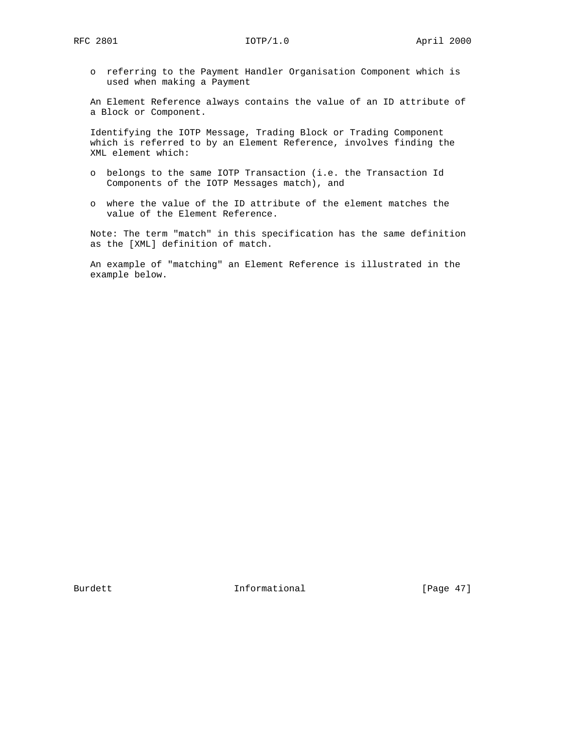- referring to the Payment Handler Organisation Component which is used when making a Payment

An Element Reference always contains the value of an ID attribute of a Block or Component.

Identifying the IOTP Message, Trading Block or Trading Component which is referred to by an Element Reference, involves finding the XML element which:

- belongs to the same IOTP Transaction (i.e. the Transaction Id Components of the IOTP Messages match), and
- where the value of the ID attribute of the element matches the value of the Element Reference.

Note: The term "match" in this specification has the same definition as the [XML] definition of match.

An example of "matching" an Element Reference is illustrated in the example below.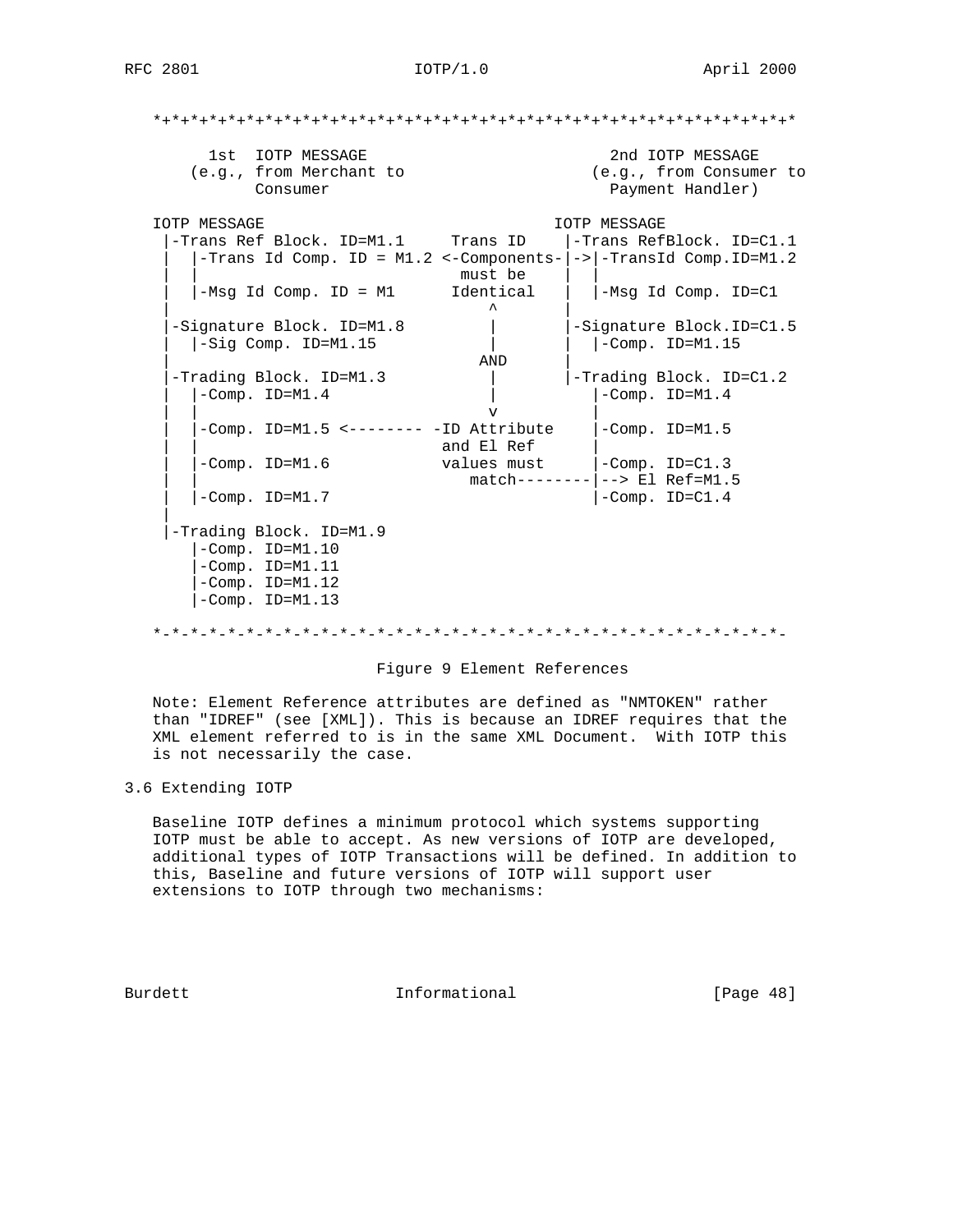```
*+*+*+*+*+*+*+*+*+*+*+*+*+*+*+*+*+*+*+*+*+*+*+*+*+*+*+*+*+*+*+*+*+*+*

      1st  IOTP MESSAGE                            2nd IOTP MESSAGE
    (e.g., from Merchant to                      (e.g., from Consumer to
           Consumer                                Payment Handler)

IOTP MESSAGE                                   IOTP MESSAGE
 |-Trans Ref Block. ID=M1.1     Trans ID    |-Trans RefBlock. ID=C1.1
 |  |-Trans Id Comp. ID = M1.2 <-Components-|->|-TransId Comp.ID=M1.2
 |  |                            must be    |  |
 |  |-Msg Id Comp. ID = M1      Identical   |  |-Msg Id Comp. ID=C1
 |                                 ^        |
 |-Signature Block. ID=M1.8        |        |-Signature Block.ID=C1.5
 |  |-Sig Comp. ID=M1.15           |        |  |-Comp. ID=M1.15
 |                                AND       |
 |-Trading Block. ID=M1.3          |        |-Trading Block. ID=C1.2
 |  |-Comp. ID=M1.4                |           |-Comp. ID=M1.4
 |  |                              v           |
 |  |-Comp. ID=M1.5 <-------- -ID Attribute    |-Comp. ID=M1.5
 |  |                         and El Ref       |
 |  |-Comp. ID=M1.6           values must      |-Comp. ID=C1.3
 |  |                            match--------|--> El Ref=M1.5
 |  |-Comp. ID=M1.7                            |-Comp. ID=C1.4
 |
 |-Trading Block. ID=M1.9
    |-Comp. ID=M1.10
    |-Comp. ID=M1.11
    |-Comp. ID=M1.12
    |-Comp. ID=M1.13

*-*-*-*-*-*-*-*-*-*-*-*-*-*-*-*-*-*-*-*-*-*-*-*-*-*-*-*-*-*-*-*-*-*-*-
```

Figure 9 Element References

Note: Element Reference attributes are defined as "NMTOKEN" rather than "IDREF" (see [XML]). This is because an IDREF requires that the XML element referred to is in the same XML Document. With IOTP this is not necessarily the case.

## 3.6 Extending IOTP

Baseline IOTP defines a minimum protocol which systems supporting IOTP must be able to accept. As new versions of IOTP are developed, additional types of IOTP Transactions will be defined. In addition to this, Baseline and future versions of IOTP will support user extensions to IOTP through two mechanisms: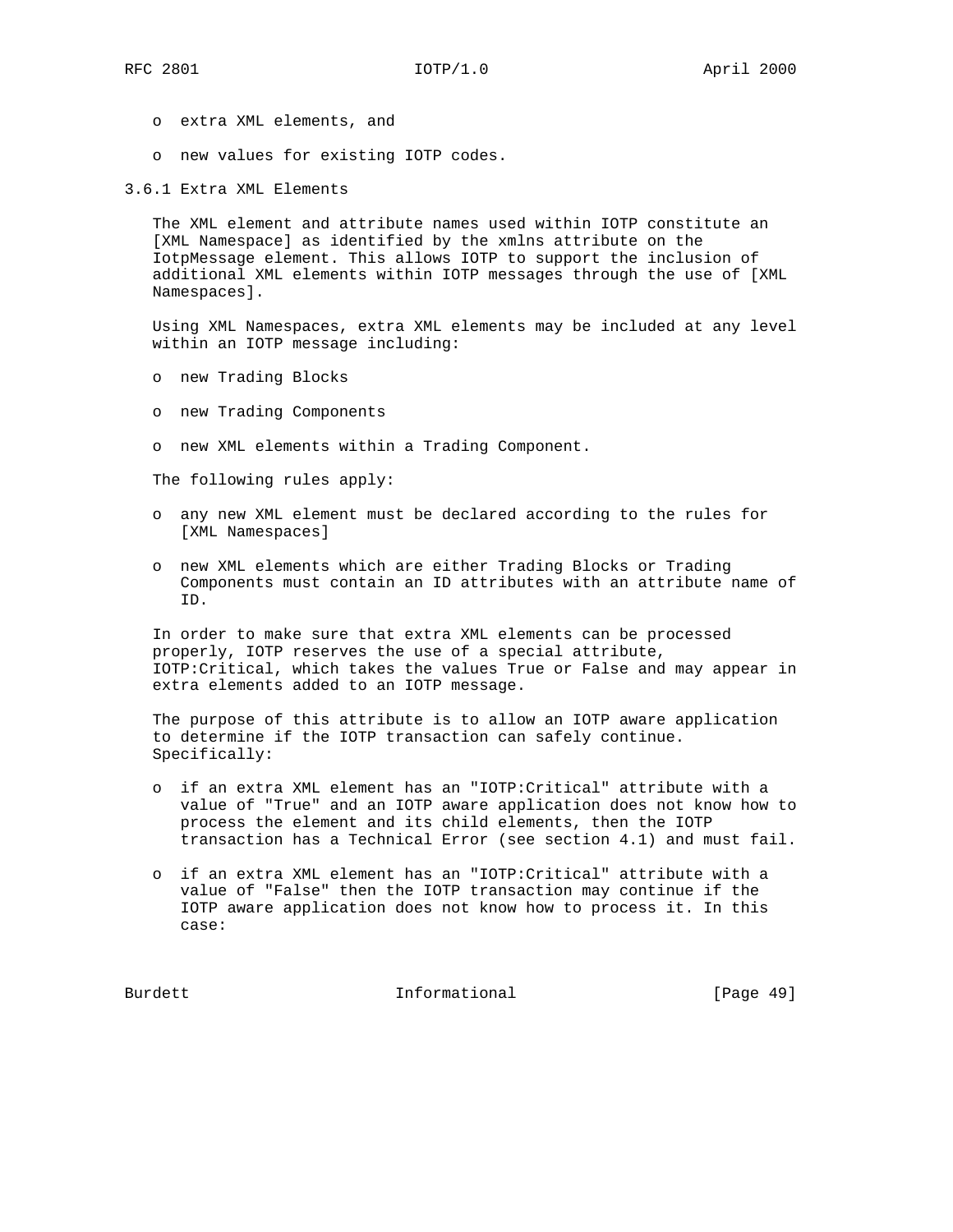- extra XML elements, and
- new values for existing IOTP codes.

### 3.6.1 Extra XML Elements

The XML element and attribute names used within IOTP constitute an [XML Namespace] as identified by the xmlns attribute on the IotpMessage element. This allows IOTP to support the inclusion of additional XML elements within IOTP messages through the use of [XML Namespaces].

Using XML Namespaces, extra XML elements may be included at any level within an IOTP message including:

- new Trading Blocks
- new Trading Components
- new XML elements within a Trading Component.

The following rules apply:

- any new XML element must be declared according to the rules for [XML Namespaces]
- new XML elements which are either Trading Blocks or Trading Components must contain an ID attributes with an attribute name of ID.

In order to make sure that extra XML elements can be processed properly, IOTP reserves the use of a special attribute, IOTP:Critical, which takes the values True or False and may appear in extra elements added to an IOTP message.

The purpose of this attribute is to allow an IOTP aware application to determine if the IOTP transaction can safely continue. Specifically:

- if an extra XML element has an "IOTP:Critical" attribute with a value of "True" and an IOTP aware application does not know how to process the element and its child elements, then the IOTP transaction has a Technical Error (see section 4.1) and must fail.
- if an extra XML element has an "IOTP:Critical" attribute with a value of "False" then the IOTP transaction may continue if the IOTP aware application does not know how to process it. In this case: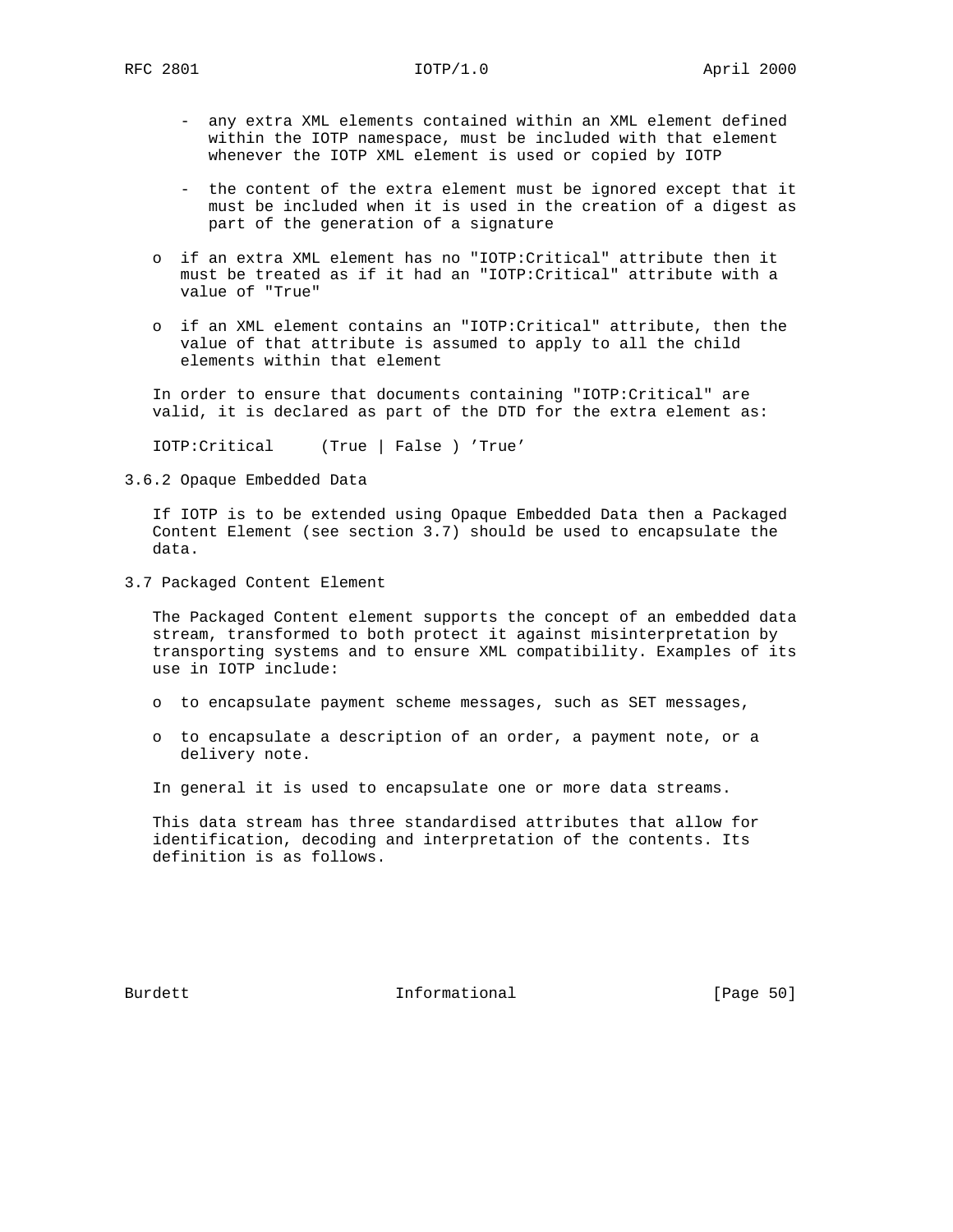- any extra XML elements contained within an XML element defined within the IOTP namespace, must be included with that element whenever the IOTP XML element is used or copied by IOTP

  - the content of the extra element must be ignored except that it must be included when it is used in the creation of a digest as part of the generation of a signature

- if an extra XML element has no "IOTP:Critical" attribute then it must be treated as if it had an "IOTP:Critical" attribute with a value of "True"

- if an XML element contains an "IOTP:Critical" attribute, then the value of that attribute is assumed to apply to all the child elements within that element

In order to ensure that documents containing "IOTP:Critical" are valid, it is declared as part of the DTD for the extra element as:

```
IOTP:Critical     (True | False ) 'True'
```

### 3.6.2 Opaque Embedded Data

If IOTP is to be extended using Opaque Embedded Data then a Packaged Content Element (see section 3.7) should be used to encapsulate the data.

## 3.7 Packaged Content Element

The Packaged Content element supports the concept of an embedded data stream, transformed to both protect it against misinterpretation by transporting systems and to ensure XML compatibility. Examples of its use in IOTP include:

- to encapsulate payment scheme messages, such as SET messages,

- to encapsulate a description of an order, a payment note, or a delivery note.

In general it is used to encapsulate one or more data streams.

This data stream has three standardised attributes that allow for identification, decoding and interpretation of the contents. Its definition is as follows.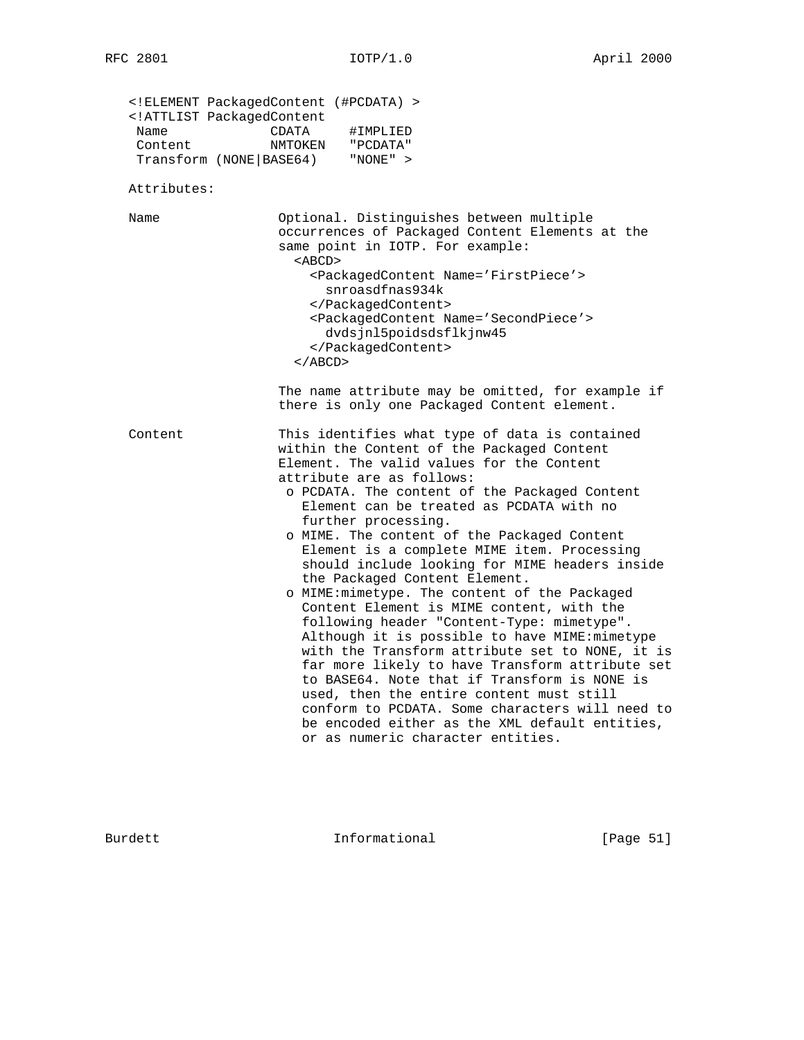```
<!ELEMENT PackagedContent (#PCDATA) >
<!ATTLIST PackagedContent
 Name             CDATA     #IMPLIED
 Content          NMTOKEN   "PCDATA"
 Transform (NONE|BASE64)    "NONE" >
```

Attributes:

```
Name              Optional. Distinguishes between multiple
                  occurrences of Packaged Content Elements at the
                  same point in IOTP. For example:
                    <ABCD>
                      <PackagedContent Name='FirstPiece'>
                        snroasdfnas934k
                      </PackagedContent>
                      <PackagedContent Name='SecondPiece'>
                        dvdsjnl5poidsdsflkjnw45
                      </PackagedContent>
                    </ABCD>

                  The name attribute may be omitted, for example if
                  there is only one Packaged Content element.

Content           This identifies what type of data is contained
                  within the Content of the Packaged Content
                  Element. The valid values for the Content
                  attribute are as follows:
                   o PCDATA. The content of the Packaged Content
                     Element can be treated as PCDATA with no
                     further processing.
                   o MIME. The content of the Packaged Content
                     Element is a complete MIME item. Processing
                     should include looking for MIME headers inside
                     the Packaged Content Element.
                   o MIME:mimetype. The content of the Packaged
                     Content Element is MIME content, with the
                     following header "Content-Type: mimetype".
                     Although it is possible to have MIME:mimetype
                     with the Transform attribute set to NONE, it is
                     far more likely to have Transform attribute set
                     to BASE64. Note that if Transform is NONE is
                     used, then the entire content must still
                     conform to PCDATA. Some characters will need to
                     be encoded either as the XML default entities,
                     or as numeric character entities.
```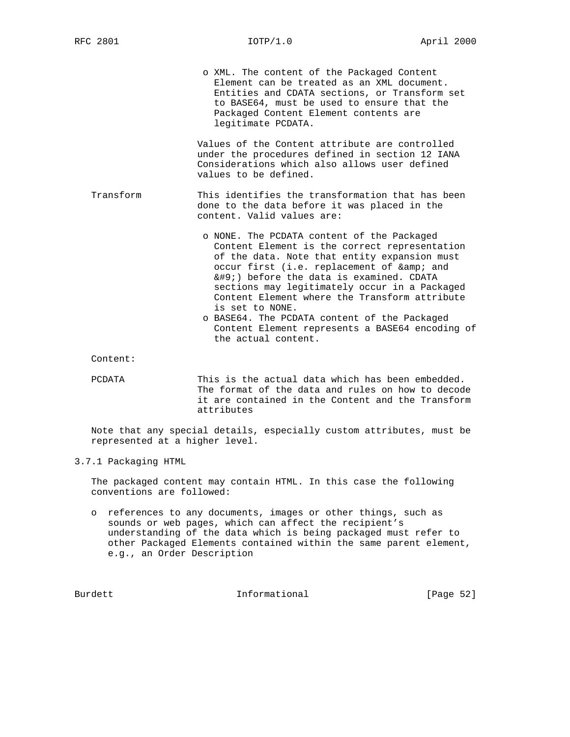- XML. The content of the Packaged Content Element can be treated as an XML document. Entities and CDATA sections, or Transform set to BASE64, must be used to ensure that the Packaged Content Element contents are legitimate PCDATA.

Values of the Content attribute are controlled under the procedures defined in section 12 IANA Considerations which also allows user defined values to be defined.

Transform — This identifies the transformation that has been done to the data before it was placed in the content. Valid values are:

- NONE. The PCDATA content of the Packaged Content Element is the correct representation of the data. Note that entity expansion must occur first (i.e. replacement of &amp;amp; and &amp;#9;) before the data is examined. CDATA sections may legitimately occur in a Packaged Content Element where the Transform attribute is set to NONE.
- BASE64. The PCDATA content of the Packaged Content Element represents a BASE64 encoding of the actual content.

Content:

PCDATA — This is the actual data which has been embedded. The format of the data and rules on how to decode it are contained in the Content and the Transform attributes

Note that any special details, especially custom attributes, must be represented at a higher level.

### 3.7.1 Packaging HTML

The packaged content may contain HTML. In this case the following conventions are followed:

- references to any documents, images or other things, such as sounds or web pages, which can affect the recipient's understanding of the data which is being packaged must refer to other Packaged Elements contained within the same parent element, e.g., an Order Description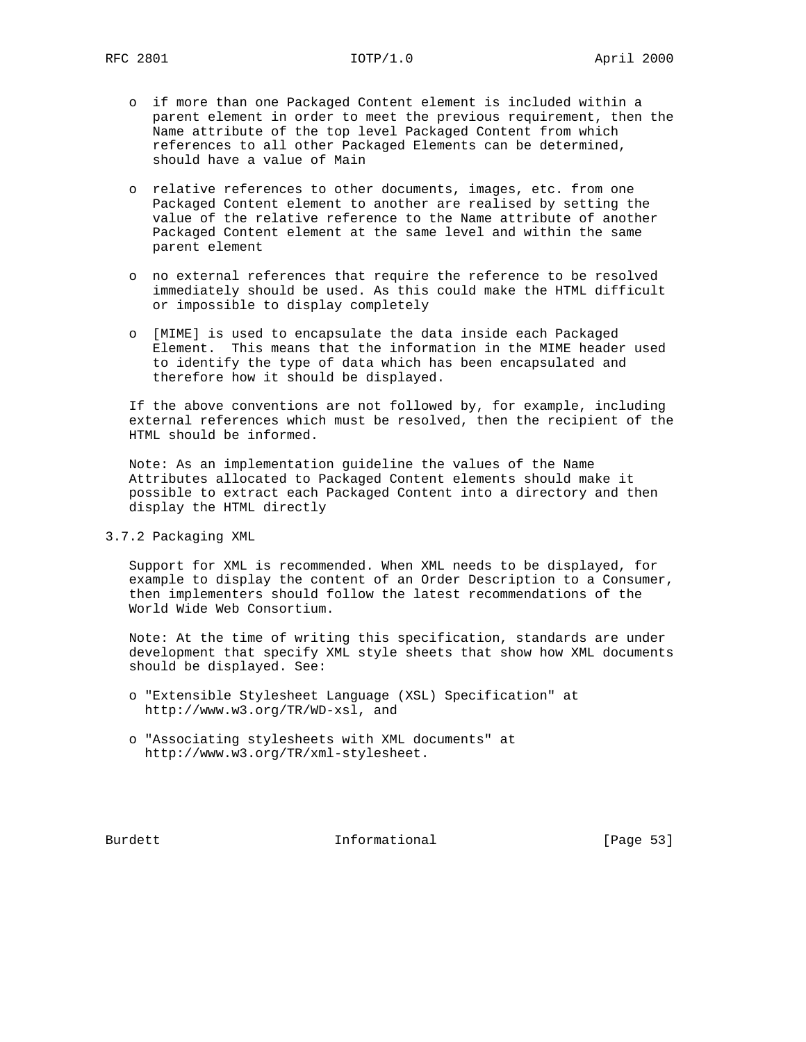- if more than one Packaged Content element is included within a parent element in order to meet the previous requirement, then the Name attribute of the top level Packaged Content from which references to all other Packaged Elements can be determined, should have a value of Main

- relative references to other documents, images, etc. from one Packaged Content element to another are realised by setting the value of the relative reference to the Name attribute of another Packaged Content element at the same level and within the same parent element

- no external references that require the reference to be resolved immediately should be used. As this could make the HTML difficult or impossible to display completely

- [MIME] is used to encapsulate the data inside each Packaged Element. This means that the information in the MIME header used to identify the type of data which has been encapsulated and therefore how it should be displayed.

If the above conventions are not followed by, for example, including external references which must be resolved, then the recipient of the HTML should be informed.

Note: As an implementation guideline the values of the Name Attributes allocated to Packaged Content elements should make it possible to extract each Packaged Content into a directory and then display the HTML directly

### 3.7.2 Packaging XML

Support for XML is recommended. When XML needs to be displayed, for example to display the content of an Order Description to a Consumer, then implementers should follow the latest recommendations of the World Wide Web Consortium.

Note: At the time of writing this specification, standards are under development that specify XML style sheets that show how XML documents should be displayed. See:

- "Extensible Stylesheet Language (XSL) Specification" at http://www.w3.org/TR/WD-xsl, and

- "Associating stylesheets with XML documents" at http://www.w3.org/TR/xml-stylesheet.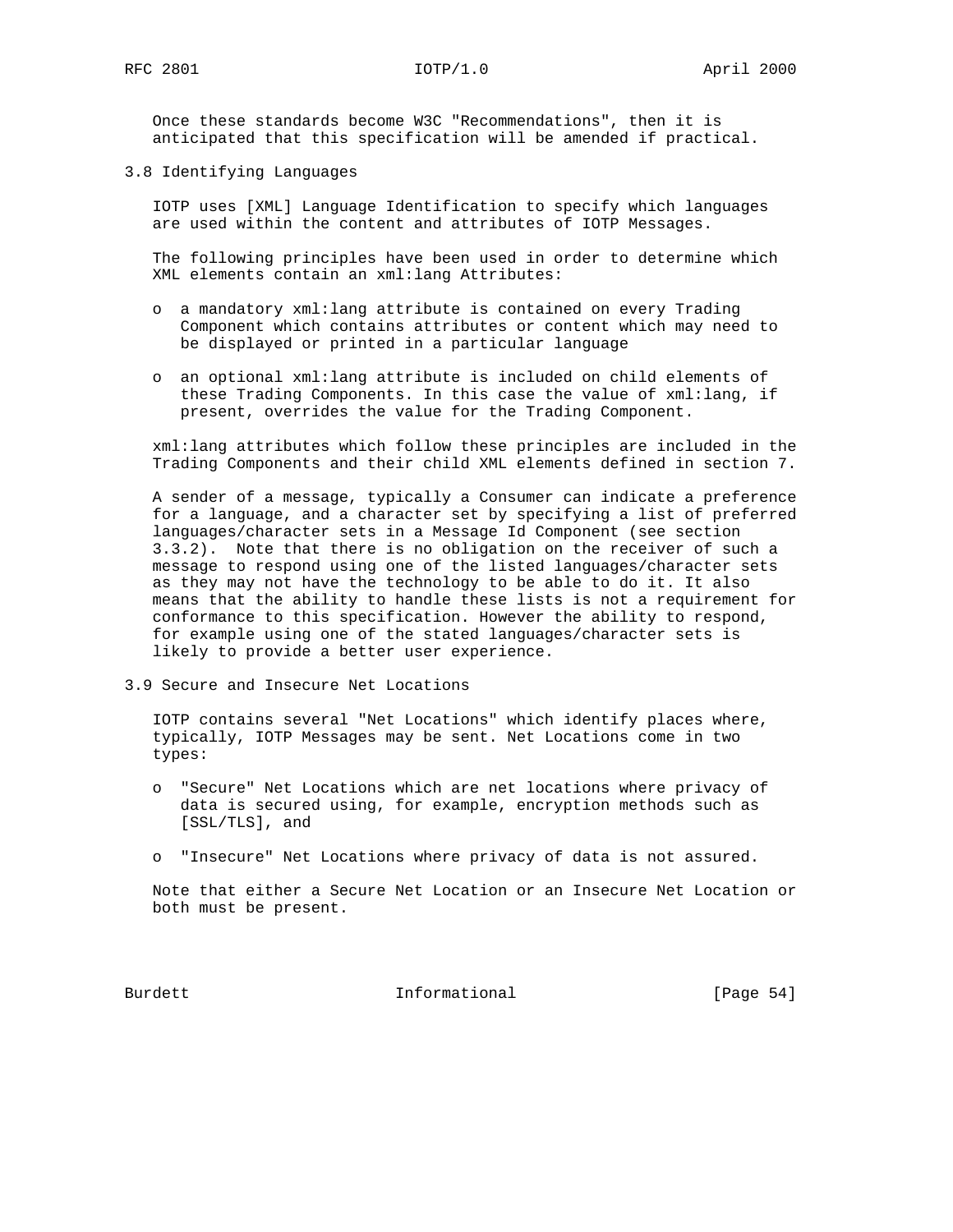Once these standards become W3C "Recommendations", then it is anticipated that this specification will be amended if practical.

## 3.8 Identifying Languages

IOTP uses [XML] Language Identification to specify which languages are used within the content and attributes of IOTP Messages.

The following principles have been used in order to determine which XML elements contain an xml:lang Attributes:

- a mandatory xml:lang attribute is contained on every Trading Component which contains attributes or content which may need to be displayed or printed in a particular language
- an optional xml:lang attribute is included on child elements of these Trading Components. In this case the value of xml:lang, if present, overrides the value for the Trading Component.

xml:lang attributes which follow these principles are included in the Trading Components and their child XML elements defined in section 7.

A sender of a message, typically a Consumer can indicate a preference for a language, and a character set by specifying a list of preferred languages/character sets in a Message Id Component (see section 3.3.2). Note that there is no obligation on the receiver of such a message to respond using one of the listed languages/character sets as they may not have the technology to be able to do it. It also means that the ability to handle these lists is not a requirement for conformance to this specification. However the ability to respond, for example using one of the stated languages/character sets is likely to provide a better user experience.

## 3.9 Secure and Insecure Net Locations

IOTP contains several "Net Locations" which identify places where, typically, IOTP Messages may be sent. Net Locations come in two types:

- "Secure" Net Locations which are net locations where privacy of data is secured using, for example, encryption methods such as [SSL/TLS], and
- "Insecure" Net Locations where privacy of data is not assured.

Note that either a Secure Net Location or an Insecure Net Location or both must be present.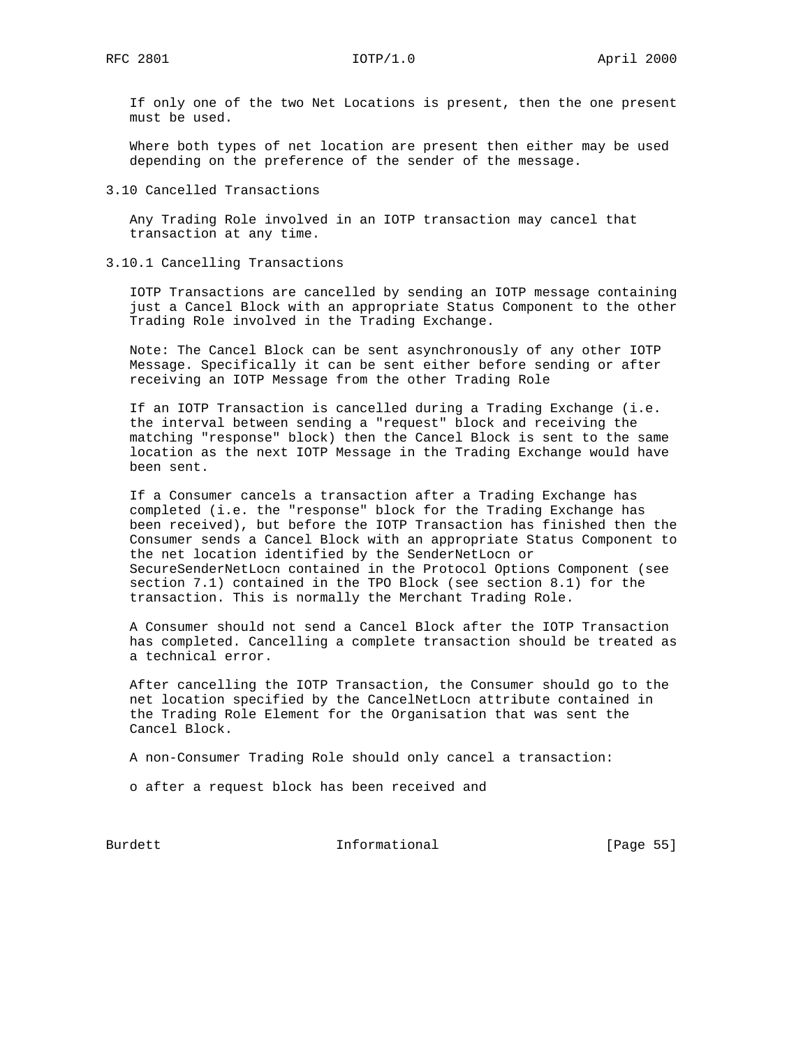If only one of the two Net Locations is present, then the one present must be used.

Where both types of net location are present then either may be used depending on the preference of the sender of the message.

## 3.10 Cancelled Transactions

Any Trading Role involved in an IOTP transaction may cancel that transaction at any time.

### 3.10.1 Cancelling Transactions

IOTP Transactions are cancelled by sending an IOTP message containing just a Cancel Block with an appropriate Status Component to the other Trading Role involved in the Trading Exchange.

Note: The Cancel Block can be sent asynchronously of any other IOTP Message. Specifically it can be sent either before sending or after receiving an IOTP Message from the other Trading Role

If an IOTP Transaction is cancelled during a Trading Exchange (i.e. the interval between sending a "request" block and receiving the matching "response" block) then the Cancel Block is sent to the same location as the next IOTP Message in the Trading Exchange would have been sent.

If a Consumer cancels a transaction after a Trading Exchange has completed (i.e. the "response" block for the Trading Exchange has been received), but before the IOTP Transaction has finished then the Consumer sends a Cancel Block with an appropriate Status Component to the net location identified by the SenderNetLocn or SecureSenderNetLocn contained in the Protocol Options Component (see section 7.1) contained in the TPO Block (see section 8.1) for the transaction. This is normally the Merchant Trading Role.

A Consumer should not send a Cancel Block after the IOTP Transaction has completed. Cancelling a complete transaction should be treated as a technical error.

After cancelling the IOTP Transaction, the Consumer should go to the net location specified by the CancelNetLocn attribute contained in the Trading Role Element for the Organisation that was sent the Cancel Block.

A non-Consumer Trading Role should only cancel a transaction:

- after a request block has been received and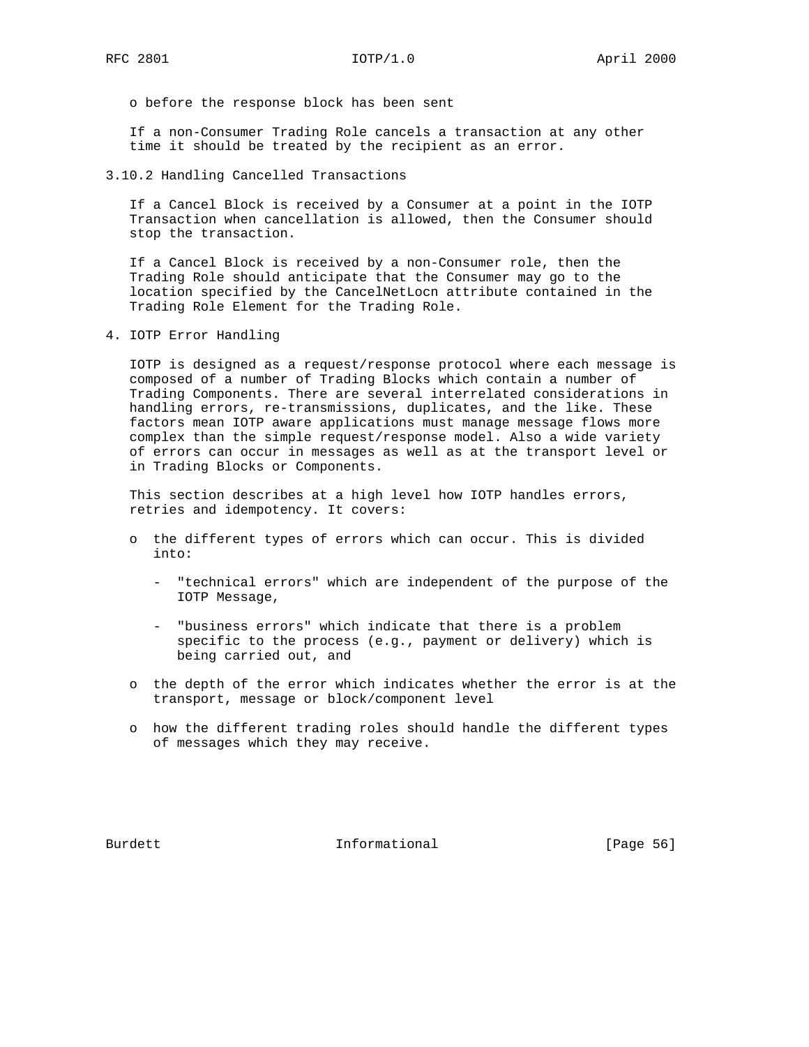- before the response block has been sent

If a non-Consumer Trading Role cancels a transaction at any other time it should be treated by the recipient as an error.

### 3.10.2 Handling Cancelled Transactions

If a Cancel Block is received by a Consumer at a point in the IOTP Transaction when cancellation is allowed, then the Consumer should stop the transaction.

If a Cancel Block is received by a non-Consumer role, then the Trading Role should anticipate that the Consumer may go to the location specified by the CancelNetLocn attribute contained in the Trading Role Element for the Trading Role.

## 4. IOTP Error Handling

IOTP is designed as a request/response protocol where each message is composed of a number of Trading Blocks which contain a number of Trading Components. There are several interrelated considerations in handling errors, re-transmissions, duplicates, and the like. These factors mean IOTP aware applications must manage message flows more complex than the simple request/response model. Also a wide variety of errors can occur in messages as well as at the transport level or in Trading Blocks or Components.

This section describes at a high level how IOTP handles errors, retries and idempotency. It covers:

- the different types of errors which can occur. This is divided into:
  - "technical errors" which are independent of the purpose of the IOTP Message,
  - "business errors" which indicate that there is a problem specific to the process (e.g., payment or delivery) which is being carried out, and
- the depth of the error which indicates whether the error is at the transport, message or block/component level
- how the different trading roles should handle the different types of messages which they may receive.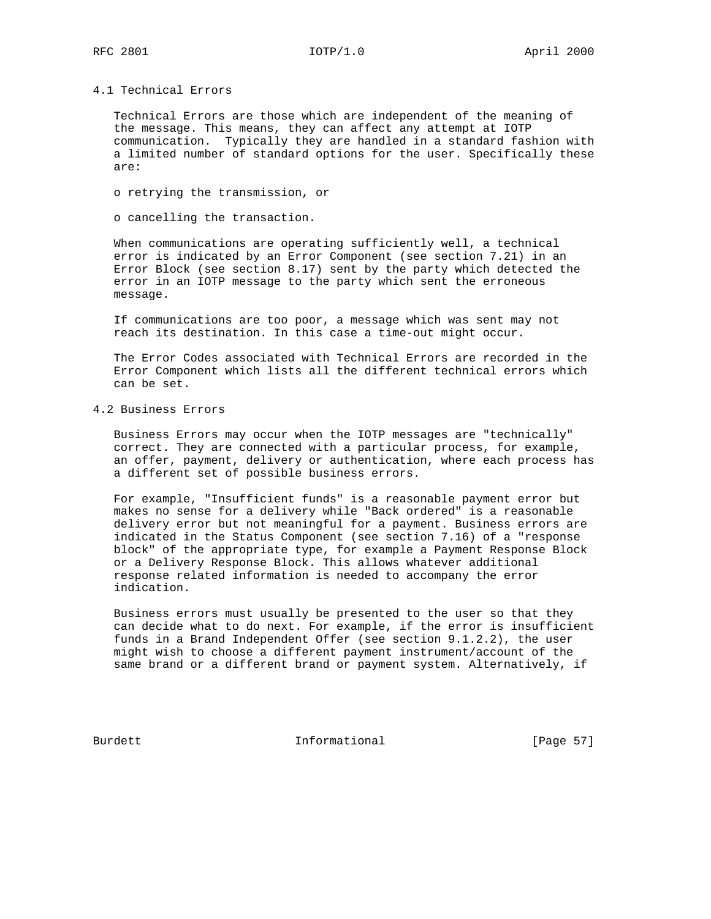### 4.1 Technical Errors

Technical Errors are those which are independent of the meaning of the message. This means, they can affect any attempt at IOTP communication. Typically they are handled in a standard fashion with a limited number of standard options for the user. Specifically these are:

- retrying the transmission, or
- cancelling the transaction.

When communications are operating sufficiently well, a technical error is indicated by an Error Component (see section 7.21) in an Error Block (see section 8.17) sent by the party which detected the error in an IOTP message to the party which sent the erroneous message.

If communications are too poor, a message which was sent may not reach its destination. In this case a time-out might occur.

The Error Codes associated with Technical Errors are recorded in the Error Component which lists all the different technical errors which can be set.

### 4.2 Business Errors

Business Errors may occur when the IOTP messages are "technically" correct. They are connected with a particular process, for example, an offer, payment, delivery or authentication, where each process has a different set of possible business errors.

For example, "Insufficient funds" is a reasonable payment error but makes no sense for a delivery while "Back ordered" is a reasonable delivery error but not meaningful for a payment. Business errors are indicated in the Status Component (see section 7.16) of a "response block" of the appropriate type, for example a Payment Response Block or a Delivery Response Block. This allows whatever additional response related information is needed to accompany the error indication.

Business errors must usually be presented to the user so that they can decide what to do next. For example, if the error is insufficient funds in a Brand Independent Offer (see section 9.1.2.2), the user might wish to choose a different payment instrument/account of the same brand or a different brand or payment system. Alternatively, if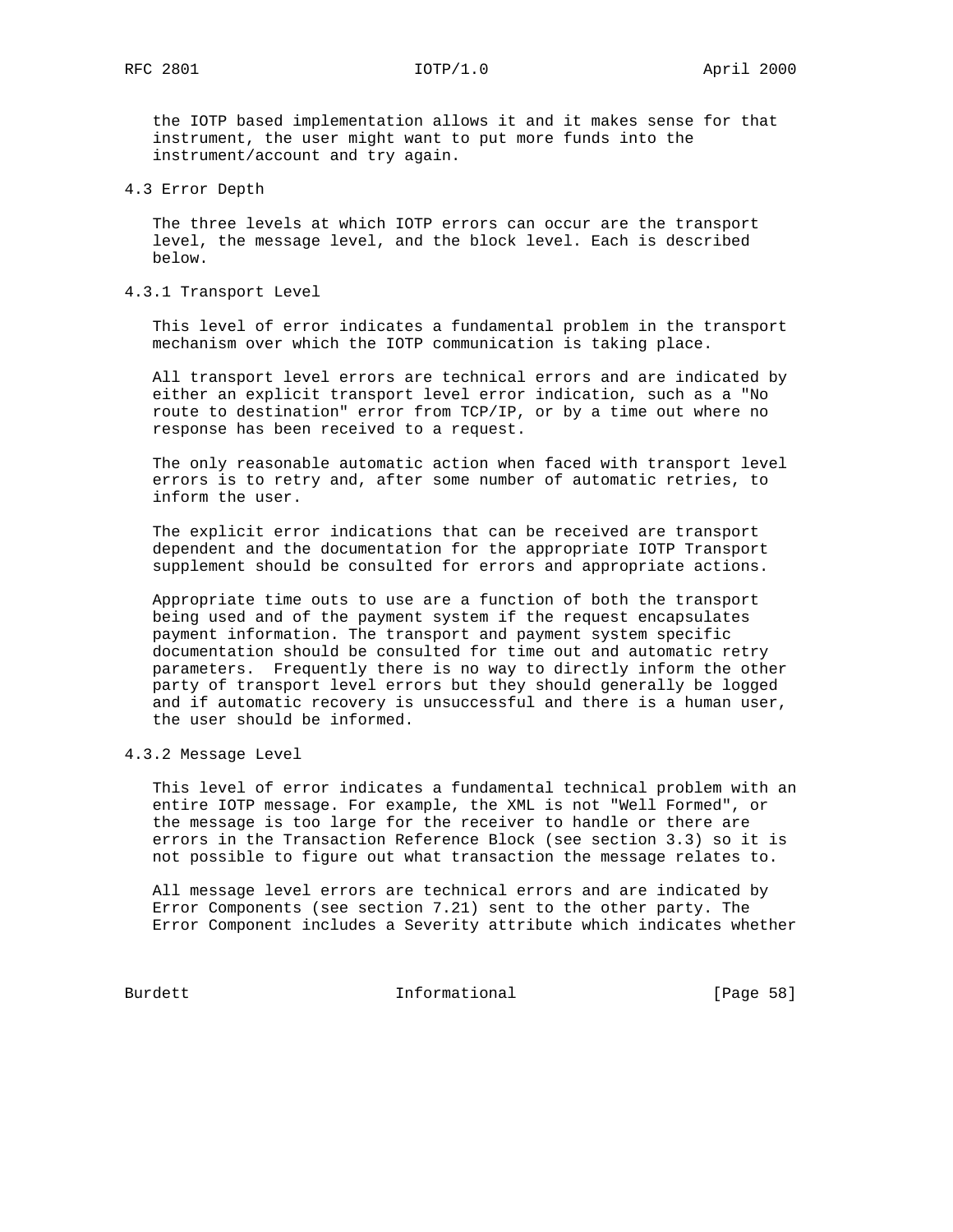the IOTP based implementation allows it and it makes sense for that instrument, the user might want to put more funds into the instrument/account and try again.

### 4.3 Error Depth

The three levels at which IOTP errors can occur are the transport level, the message level, and the block level. Each is described below.

#### 4.3.1 Transport Level

This level of error indicates a fundamental problem in the transport mechanism over which the IOTP communication is taking place.

All transport level errors are technical errors and are indicated by either an explicit transport level error indication, such as a "No route to destination" error from TCP/IP, or by a time out where no response has been received to a request.

The only reasonable automatic action when faced with transport level errors is to retry and, after some number of automatic retries, to inform the user.

The explicit error indications that can be received are transport dependent and the documentation for the appropriate IOTP Transport supplement should be consulted for errors and appropriate actions.

Appropriate time outs to use are a function of both the transport being used and of the payment system if the request encapsulates payment information. The transport and payment system specific documentation should be consulted for time out and automatic retry parameters. Frequently there is no way to directly inform the other party of transport level errors but they should generally be logged and if automatic recovery is unsuccessful and there is a human user, the user should be informed.

#### 4.3.2 Message Level

This level of error indicates a fundamental technical problem with an entire IOTP message. For example, the XML is not "Well Formed", or the message is too large for the receiver to handle or there are errors in the Transaction Reference Block (see section 3.3) so it is not possible to figure out what transaction the message relates to.

All message level errors are technical errors and are indicated by Error Components (see section 7.21) sent to the other party. The Error Component includes a Severity attribute which indicates whether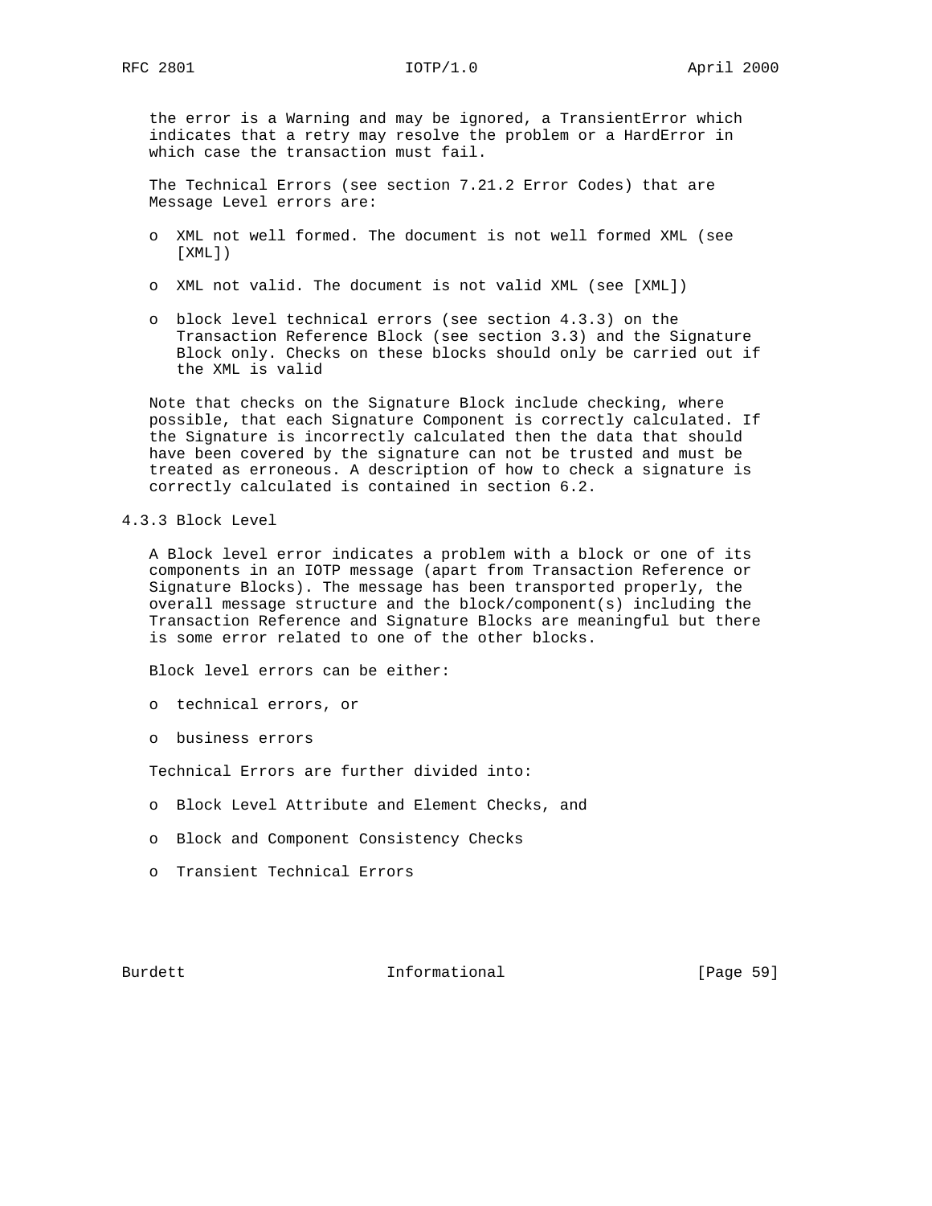the error is a Warning and may be ignored, a TransientError which indicates that a retry may resolve the problem or a HardError in which case the transaction must fail.

The Technical Errors (see section 7.21.2 Error Codes) that are Message Level errors are:

- XML not well formed. The document is not well formed XML (see [XML])
- XML not valid. The document is not valid XML (see [XML])
- block level technical errors (see section 4.3.3) on the Transaction Reference Block (see section 3.3) and the Signature Block only. Checks on these blocks should only be carried out if the XML is valid

Note that checks on the Signature Block include checking, where possible, that each Signature Component is correctly calculated. If the Signature is incorrectly calculated then the data that should have been covered by the signature can not be trusted and must be treated as erroneous. A description of how to check a signature is correctly calculated is contained in section 6.2.

### 4.3.3 Block Level

A Block level error indicates a problem with a block or one of its components in an IOTP message (apart from Transaction Reference or Signature Blocks). The message has been transported properly, the overall message structure and the block/component(s) including the Transaction Reference and Signature Blocks are meaningful but there is some error related to one of the other blocks.

Block level errors can be either:

- technical errors, or
- business errors

Technical Errors are further divided into:

- Block Level Attribute and Element Checks, and
- Block and Component Consistency Checks
- Transient Technical Errors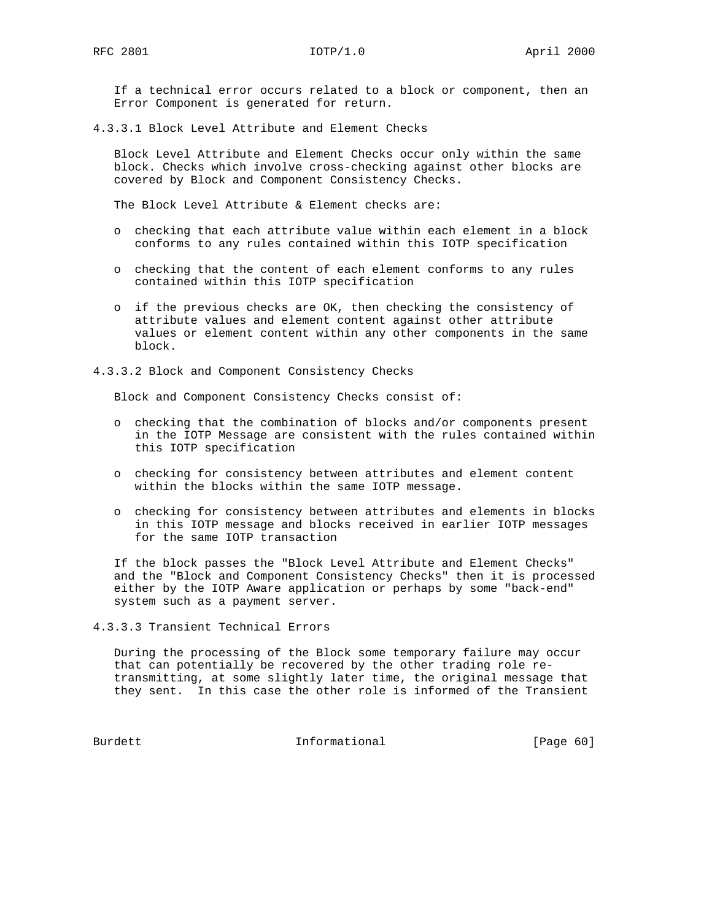If a technical error occurs related to a block or component, then an Error Component is generated for return.

#### 4.3.3.1 Block Level Attribute and Element Checks

Block Level Attribute and Element Checks occur only within the same block. Checks which involve cross-checking against other blocks are covered by Block and Component Consistency Checks.

The Block Level Attribute & Element checks are:

- checking that each attribute value within each element in a block conforms to any rules contained within this IOTP specification
- checking that the content of each element conforms to any rules contained within this IOTP specification
- if the previous checks are OK, then checking the consistency of attribute values and element content against other attribute values or element content within any other components in the same block.

#### 4.3.3.2 Block and Component Consistency Checks

Block and Component Consistency Checks consist of:

- checking that the combination of blocks and/or components present in the IOTP Message are consistent with the rules contained within this IOTP specification
- checking for consistency between attributes and element content within the blocks within the same IOTP message.
- checking for consistency between attributes and elements in blocks in this IOTP message and blocks received in earlier IOTP messages for the same IOTP transaction

If the block passes the "Block Level Attribute and Element Checks" and the "Block and Component Consistency Checks" then it is processed either by the IOTP Aware application or perhaps by some "back-end" system such as a payment server.

#### 4.3.3.3 Transient Technical Errors

During the processing of the Block some temporary failure may occur that can potentially be recovered by the other trading role re-transmitting, at some slightly later time, the original message that they sent. In this case the other role is informed of the Transient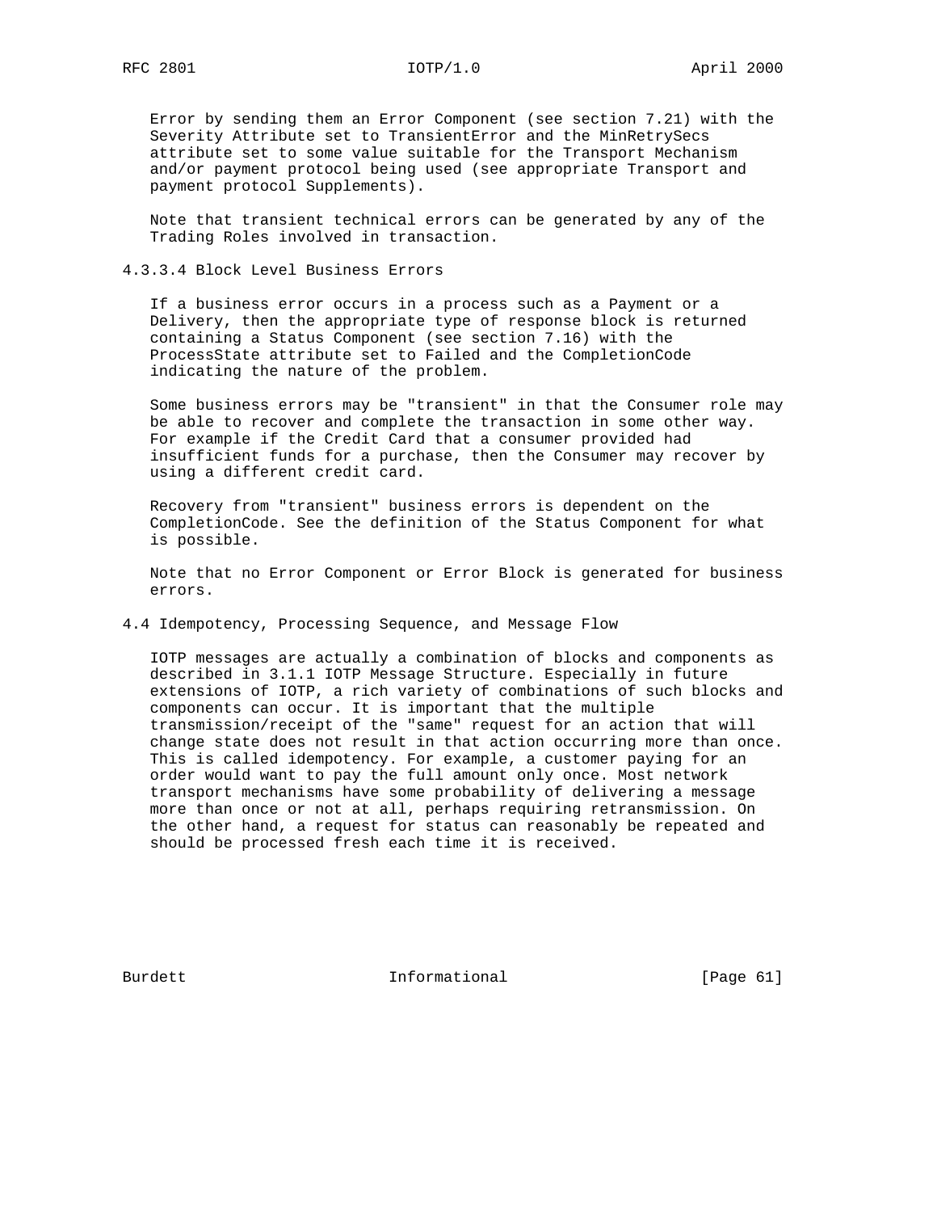Error by sending them an Error Component (see section 7.21) with the Severity Attribute set to TransientError and the MinRetrySecs attribute set to some value suitable for the Transport Mechanism and/or payment protocol being used (see appropriate Transport and payment protocol Supplements).

Note that transient technical errors can be generated by any of the Trading Roles involved in transaction.

#### 4.3.3.4 Block Level Business Errors

If a business error occurs in a process such as a Payment or a Delivery, then the appropriate type of response block is returned containing a Status Component (see section 7.16) with the ProcessState attribute set to Failed and the CompletionCode indicating the nature of the problem.

Some business errors may be "transient" in that the Consumer role may be able to recover and complete the transaction in some other way. For example if the Credit Card that a consumer provided had insufficient funds for a purchase, then the Consumer may recover by using a different credit card.

Recovery from "transient" business errors is dependent on the CompletionCode. See the definition of the Status Component for what is possible.

Note that no Error Component or Error Block is generated for business errors.

### 4.4 Idempotency, Processing Sequence, and Message Flow

IOTP messages are actually a combination of blocks and components as described in 3.1.1 IOTP Message Structure. Especially in future extensions of IOTP, a rich variety of combinations of such blocks and components can occur. It is important that the multiple transmission/receipt of the "same" request for an action that will change state does not result in that action occurring more than once. This is called idempotency. For example, a customer paying for an order would want to pay the full amount only once. Most network transport mechanisms have some probability of delivering a message more than once or not at all, perhaps requiring retransmission. On the other hand, a request for status can reasonably be repeated and should be processed fresh each time it is received.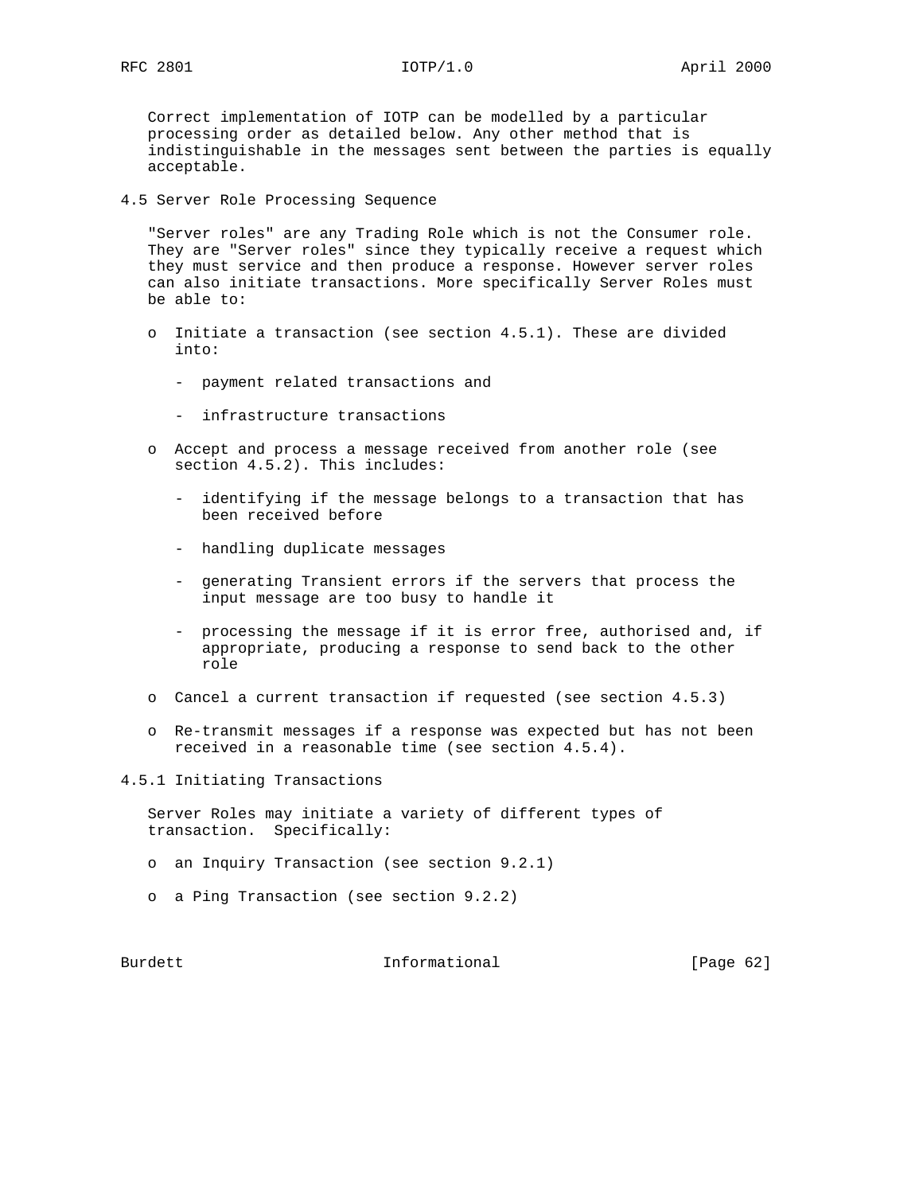Correct implementation of IOTP can be modelled by a particular processing order as detailed below. Any other method that is indistinguishable in the messages sent between the parties is equally acceptable.

### 4.5 Server Role Processing Sequence

"Server roles" are any Trading Role which is not the Consumer role. They are "Server roles" since they typically receive a request which they must service and then produce a response. However server roles can also initiate transactions. More specifically Server Roles must be able to:

- Initiate a transaction (see section 4.5.1). These are divided into:
  - payment related transactions and
  - infrastructure transactions
- Accept and process a message received from another role (see section 4.5.2). This includes:
  - identifying if the message belongs to a transaction that has been received before
  - handling duplicate messages
  - generating Transient errors if the servers that process the input message are too busy to handle it
  - processing the message if it is error free, authorised and, if appropriate, producing a response to send back to the other role
- Cancel a current transaction if requested (see section 4.5.3)
- Re-transmit messages if a response was expected but has not been received in a reasonable time (see section 4.5.4).

#### 4.5.1 Initiating Transactions

Server Roles may initiate a variety of different types of transaction. Specifically:

- an Inquiry Transaction (see section 9.2.1)
- a Ping Transaction (see section 9.2.2)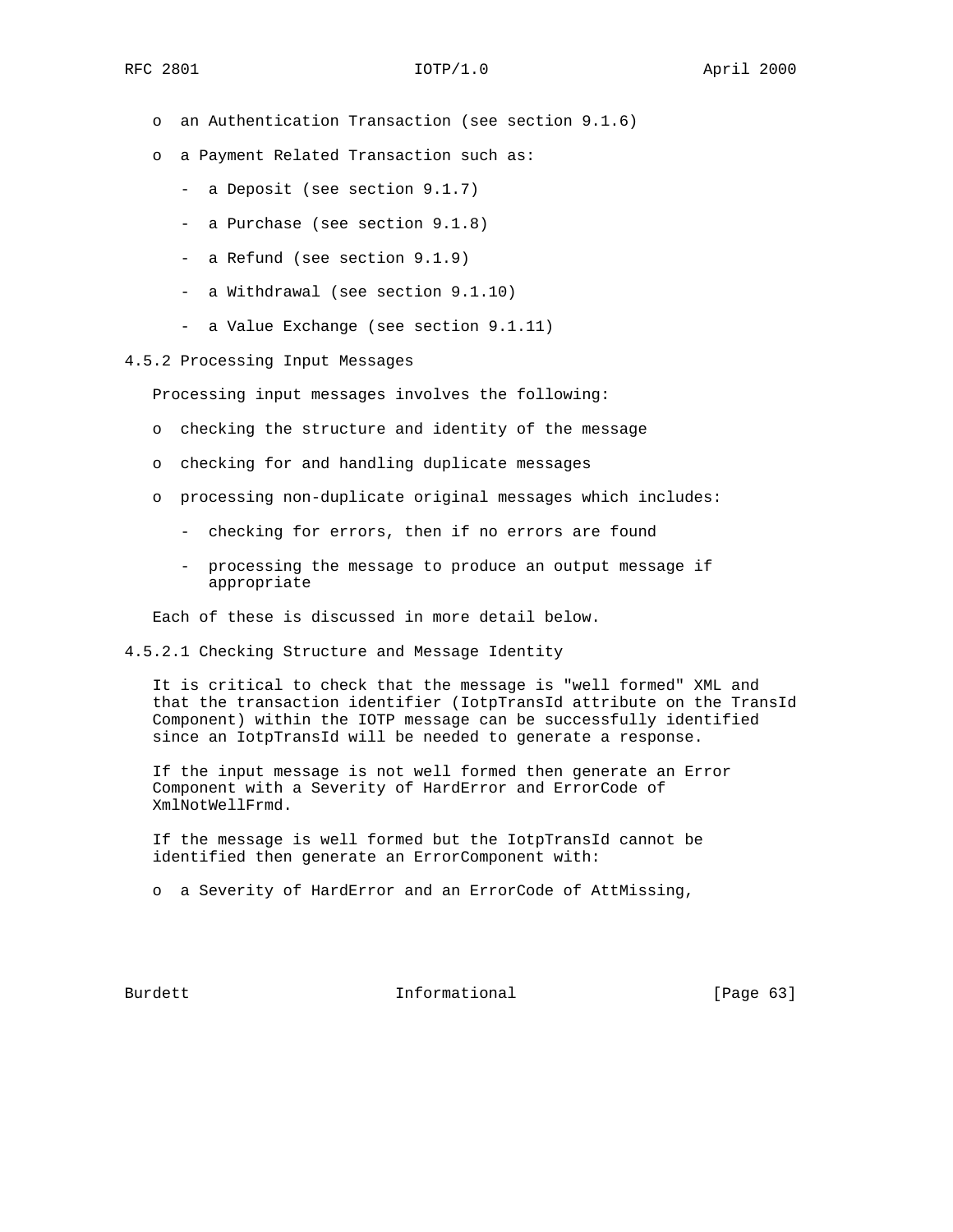- an Authentication Transaction (see section 9.1.6)

- a Payment Related Transaction such as:

  - a Deposit (see section 9.1.7)

  - a Purchase (see section 9.1.8)

  - a Refund (see section 9.1.9)

  - a Withdrawal (see section 9.1.10)

  - a Value Exchange (see section 9.1.11)

#### 4.5.2 Processing Input Messages

Processing input messages involves the following:

- checking the structure and identity of the message

- checking for and handling duplicate messages

- processing non-duplicate original messages which includes:

  - checking for errors, then if no errors are found

  - processing the message to produce an output message if appropriate

Each of these is discussed in more detail below.

##### 4.5.2.1 Checking Structure and Message Identity

It is critical to check that the message is "well formed" XML and that the transaction identifier (IotpTransId attribute on the TransId Component) within the IOTP message can be successfully identified since an IotpTransId will be needed to generate a response.

If the input message is not well formed then generate an Error Component with a Severity of HardError and ErrorCode of XmlNotWellFrmd.

If the message is well formed but the IotpTransId cannot be identified then generate an ErrorComponent with:

- a Severity of HardError and an ErrorCode of AttMissing,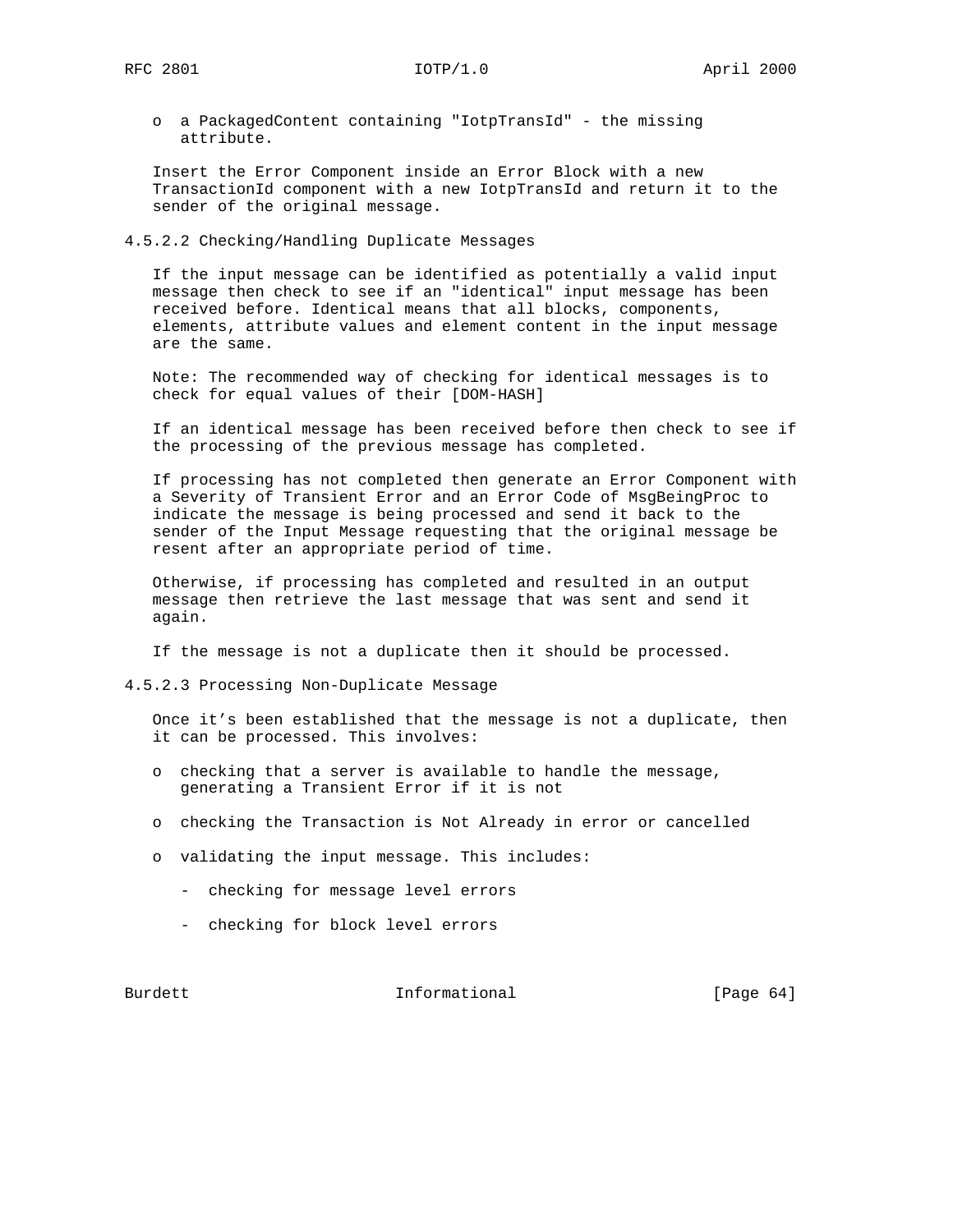- a PackagedContent containing "IotpTransId" - the missing attribute.

Insert the Error Component inside an Error Block with a new TransactionId component with a new IotpTransId and return it to the sender of the original message.

#### 4.5.2.2 Checking/Handling Duplicate Messages

If the input message can be identified as potentially a valid input message then check to see if an "identical" input message has been received before. Identical means that all blocks, components, elements, attribute values and element content in the input message are the same.

Note: The recommended way of checking for identical messages is to check for equal values of their [DOM-HASH]

If an identical message has been received before then check to see if the processing of the previous message has completed.

If processing has not completed then generate an Error Component with a Severity of Transient Error and an Error Code of MsgBeingProc to indicate the message is being processed and send it back to the sender of the Input Message requesting that the original message be resent after an appropriate period of time.

Otherwise, if processing has completed and resulted in an output message then retrieve the last message that was sent and send it again.

If the message is not a duplicate then it should be processed.

#### 4.5.2.3 Processing Non-Duplicate Message

Once it’s been established that the message is not a duplicate, then it can be processed. This involves:

- checking that a server is available to handle the message, generating a Transient Error if it is not
- checking the Transaction is Not Already in error or cancelled
- validating the input message. This includes:
  - checking for message level errors
  - checking for block level errors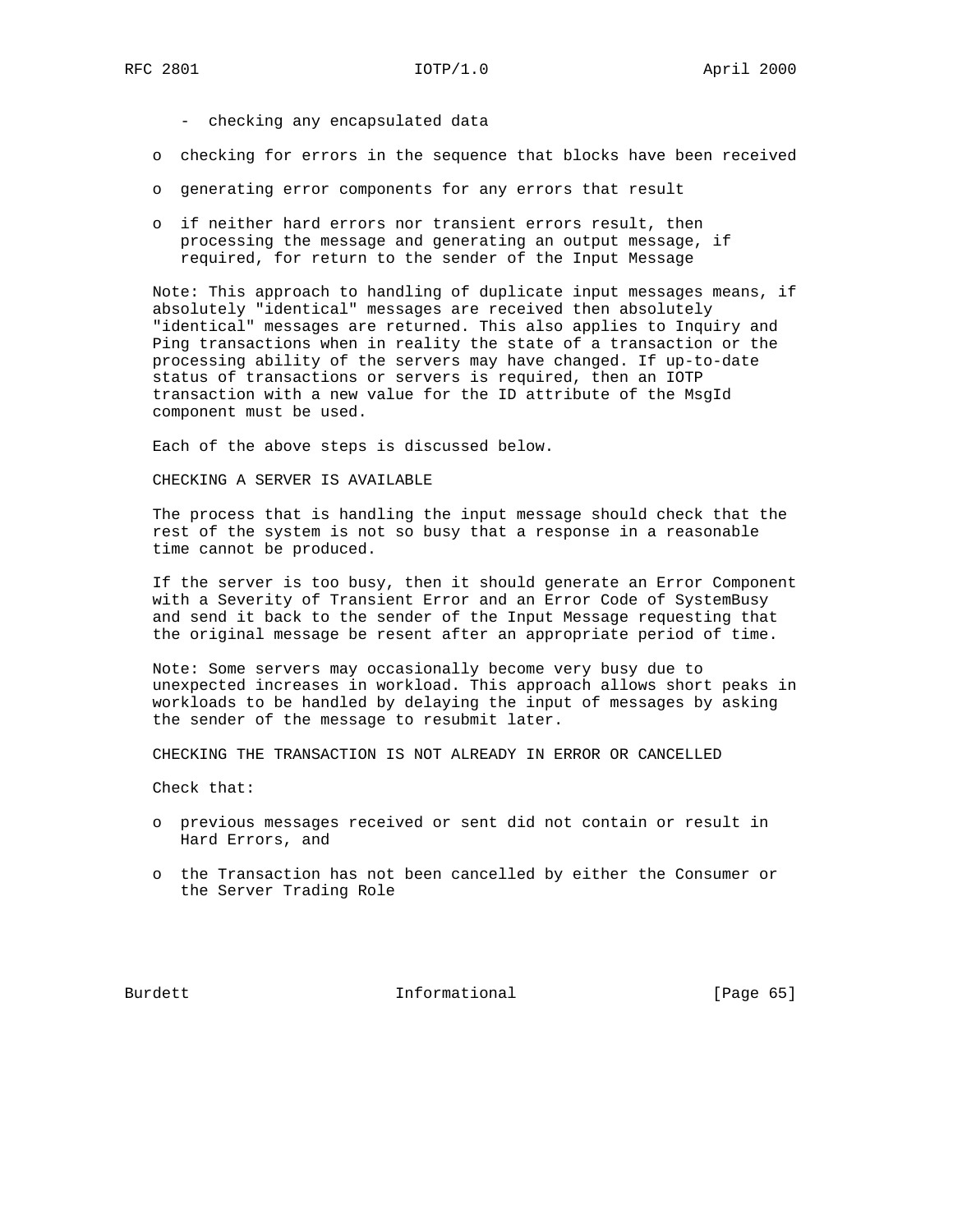- checking any encapsulated data

- checking for errors in the sequence that blocks have been received

- generating error components for any errors that result

- if neither hard errors nor transient errors result, then processing the message and generating an output message, if required, for return to the sender of the Input Message

Note: This approach to handling of duplicate input messages means, if absolutely "identical" messages are received then absolutely "identical" messages are returned. This also applies to Inquiry and Ping transactions when in reality the state of a transaction or the processing ability of the servers may have changed. If up-to-date status of transactions or servers is required, then an IOTP transaction with a new value for the ID attribute of the MsgId component must be used.

Each of the above steps is discussed below.

CHECKING A SERVER IS AVAILABLE

The process that is handling the input message should check that the rest of the system is not so busy that a response in a reasonable time cannot be produced.

If the server is too busy, then it should generate an Error Component with a Severity of Transient Error and an Error Code of SystemBusy and send it back to the sender of the Input Message requesting that the original message be resent after an appropriate period of time.

Note: Some servers may occasionally become very busy due to unexpected increases in workload. This approach allows short peaks in workloads to be handled by delaying the input of messages by asking the sender of the message to resubmit later.

CHECKING THE TRANSACTION IS NOT ALREADY IN ERROR OR CANCELLED

Check that:

- previous messages received or sent did not contain or result in Hard Errors, and

- the Transaction has not been cancelled by either the Consumer or the Server Trading Role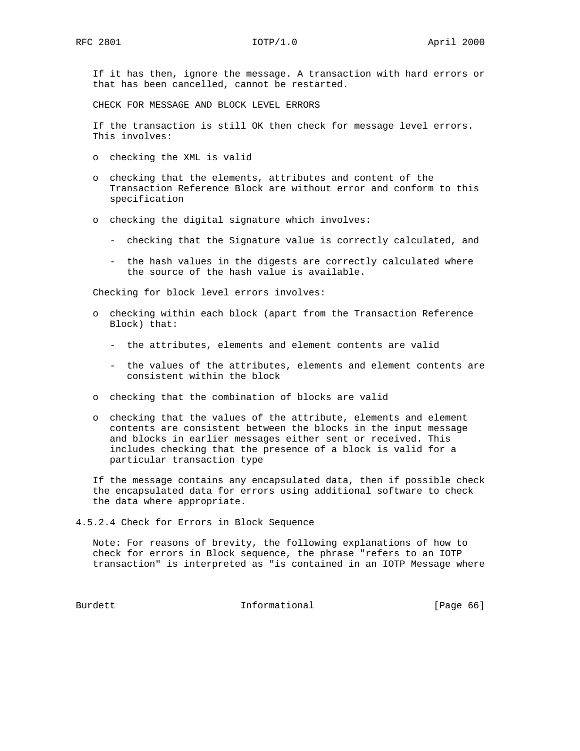If it has then, ignore the message. A transaction with hard errors or that has been cancelled, cannot be restarted.

CHECK FOR MESSAGE AND BLOCK LEVEL ERRORS

If the transaction is still OK then check for message level errors. This involves:

- checking the XML is valid
- checking that the elements, attributes and content of the Transaction Reference Block are without error and conform to this specification
- checking the digital signature which involves:
  - checking that the Signature value is correctly calculated, and
  - the hash values in the digests are correctly calculated where the source of the hash value is available.

Checking for block level errors involves:

- checking within each block (apart from the Transaction Reference Block) that:
  - the attributes, elements and element contents are valid
  - the values of the attributes, elements and element contents are consistent within the block
- checking that the combination of blocks are valid
- checking that the values of the attribute, elements and element contents are consistent between the blocks in the input message and blocks in earlier messages either sent or received. This includes checking that the presence of a block is valid for a particular transaction type

If the message contains any encapsulated data, then if possible check the encapsulated data for errors using additional software to check the data where appropriate.

#### 4.5.2.4 Check for Errors in Block Sequence

Note: For reasons of brevity, the following explanations of how to check for errors in Block sequence, the phrase "refers to an IOTP transaction" is interpreted as "is contained in an IOTP Message where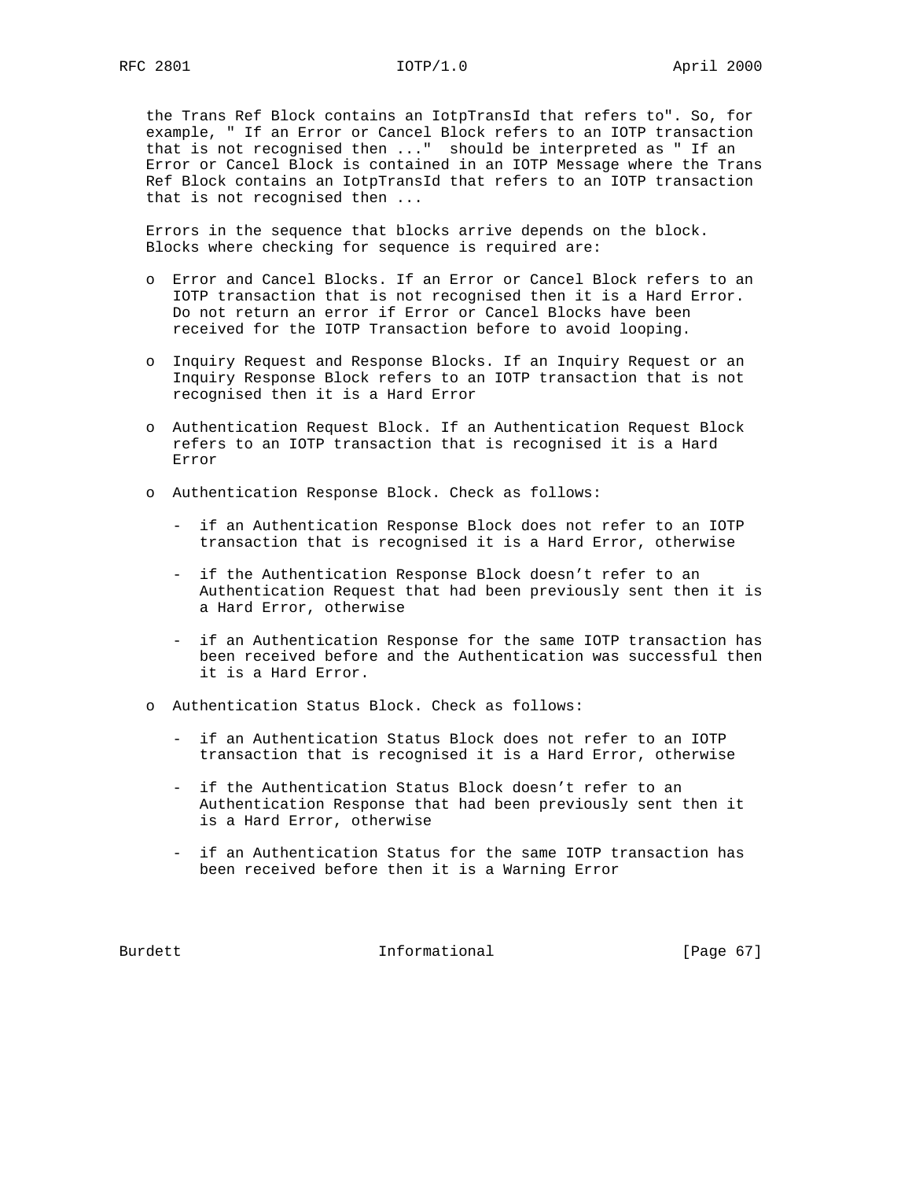the Trans Ref Block contains an IotpTransId that refers to". So, for example, " If an Error or Cancel Block refers to an IOTP transaction that is not recognised then ..." should be interpreted as " If an Error or Cancel Block is contained in an IOTP Message where the Trans Ref Block contains an IotpTransId that refers to an IOTP transaction that is not recognised then ...

Errors in the sequence that blocks arrive depends on the block. Blocks where checking for sequence is required are:

- Error and Cancel Blocks. If an Error or Cancel Block refers to an IOTP transaction that is not recognised then it is a Hard Error. Do not return an error if Error or Cancel Blocks have been received for the IOTP Transaction before to avoid looping.
- Inquiry Request and Response Blocks. If an Inquiry Request or an Inquiry Response Block refers to an IOTP transaction that is not recognised then it is a Hard Error
- Authentication Request Block. If an Authentication Request Block refers to an IOTP transaction that is recognised it is a Hard Error
- Authentication Response Block. Check as follows:
  - if an Authentication Response Block does not refer to an IOTP transaction that is recognised it is a Hard Error, otherwise
  - if the Authentication Response Block doesn't refer to an Authentication Request that had been previously sent then it is a Hard Error, otherwise
  - if an Authentication Response for the same IOTP transaction has been received before and the Authentication was successful then it is a Hard Error.
- Authentication Status Block. Check as follows:
  - if an Authentication Status Block does not refer to an IOTP transaction that is recognised it is a Hard Error, otherwise
  - if the Authentication Status Block doesn't refer to an Authentication Response that had been previously sent then it is a Hard Error, otherwise
  - if an Authentication Status for the same IOTP transaction has been received before then it is a Warning Error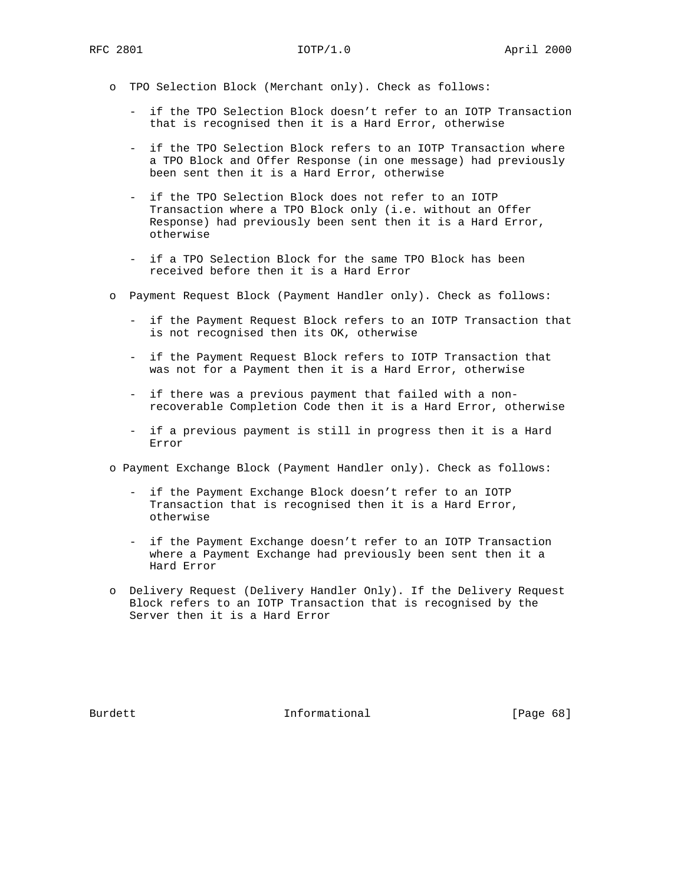- TPO Selection Block (Merchant only). Check as follows:

  - if the TPO Selection Block doesn’t refer to an IOTP Transaction that is recognised then it is a Hard Error, otherwise

  - if the TPO Selection Block refers to an IOTP Transaction where a TPO Block and Offer Response (in one message) had previously been sent then it is a Hard Error, otherwise

  - if the TPO Selection Block does not refer to an IOTP Transaction where a TPO Block only (i.e. without an Offer Response) had previously been sent then it is a Hard Error, otherwise

  - if a TPO Selection Block for the same TPO Block has been received before then it is a Hard Error

- Payment Request Block (Payment Handler only). Check as follows:

  - if the Payment Request Block refers to an IOTP Transaction that is not recognised then its OK, otherwise

  - if the Payment Request Block refers to IOTP Transaction that was not for a Payment then it is a Hard Error, otherwise

  - if there was a previous payment that failed with a non-recoverable Completion Code then it is a Hard Error, otherwise

  - if a previous payment is still in progress then it is a Hard Error

- Payment Exchange Block (Payment Handler only). Check as follows:

  - if the Payment Exchange Block doesn’t refer to an IOTP Transaction that is recognised then it is a Hard Error, otherwise

  - if the Payment Exchange doesn’t refer to an IOTP Transaction where a Payment Exchange had previously been sent then it a Hard Error

- Delivery Request (Delivery Handler Only). If the Delivery Request Block refers to an IOTP Transaction that is recognised by the Server then it is a Hard Error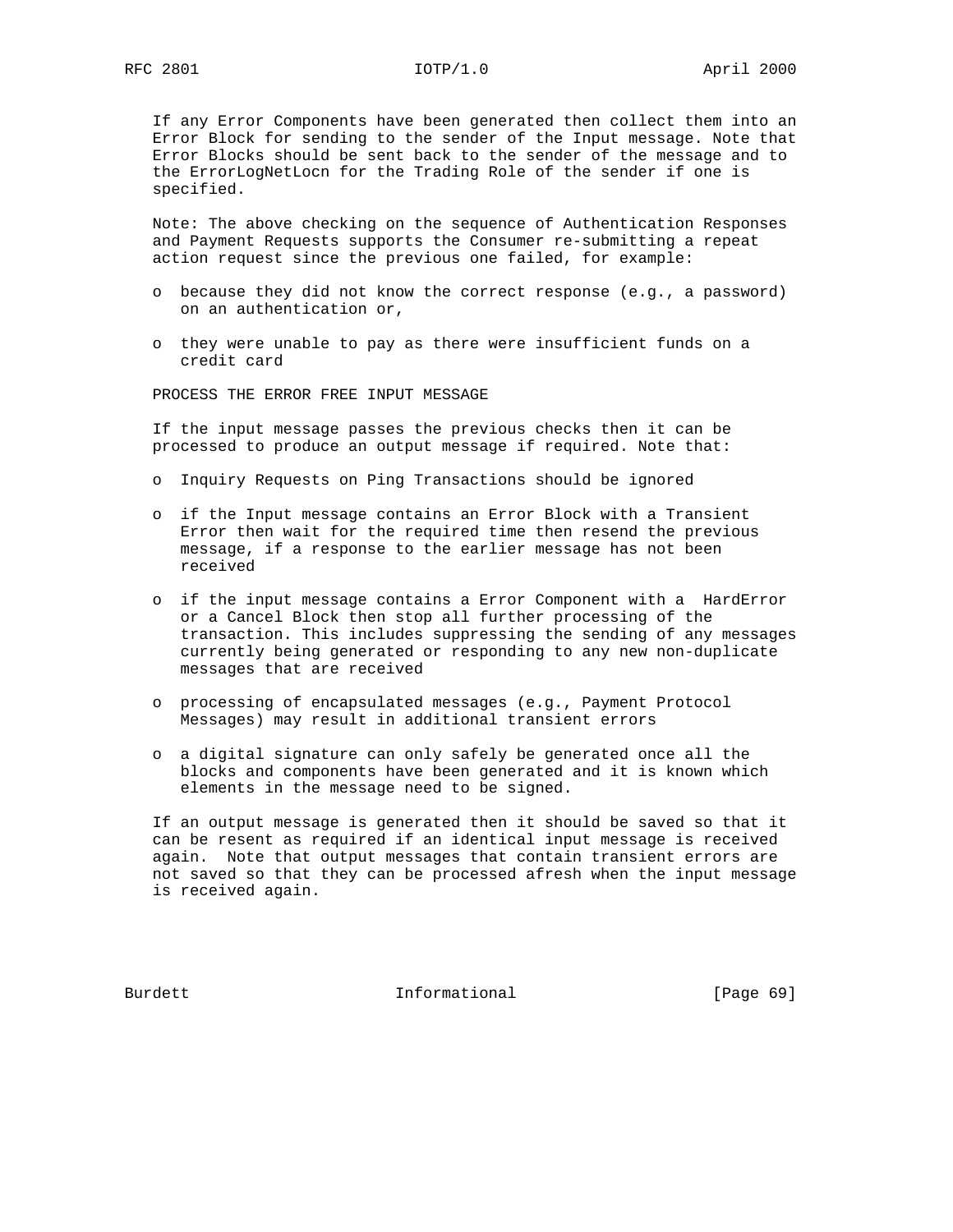If any Error Components have been generated then collect them into an Error Block for sending to the sender of the Input message. Note that Error Blocks should be sent back to the sender of the message and to the ErrorLogNetLocn for the Trading Role of the sender if one is specified.

Note: The above checking on the sequence of Authentication Responses and Payment Requests supports the Consumer re-submitting a repeat action request since the previous one failed, for example:

- because they did not know the correct response (e.g., a password) on an authentication or,
- they were unable to pay as there were insufficient funds on a credit card

PROCESS THE ERROR FREE INPUT MESSAGE

If the input message passes the previous checks then it can be processed to produce an output message if required. Note that:

- Inquiry Requests on Ping Transactions should be ignored
- if the Input message contains an Error Block with a Transient Error then wait for the required time then resend the previous message, if a response to the earlier message has not been received
- if the input message contains a Error Component with a HardError or a Cancel Block then stop all further processing of the transaction. This includes suppressing the sending of any messages currently being generated or responding to any new non-duplicate messages that are received
- processing of encapsulated messages (e.g., Payment Protocol Messages) may result in additional transient errors
- a digital signature can only safely be generated once all the blocks and components have been generated and it is known which elements in the message need to be signed.

If an output message is generated then it should be saved so that it can be resent as required if an identical input message is received again. Note that output messages that contain transient errors are not saved so that they can be processed afresh when the input message is received again.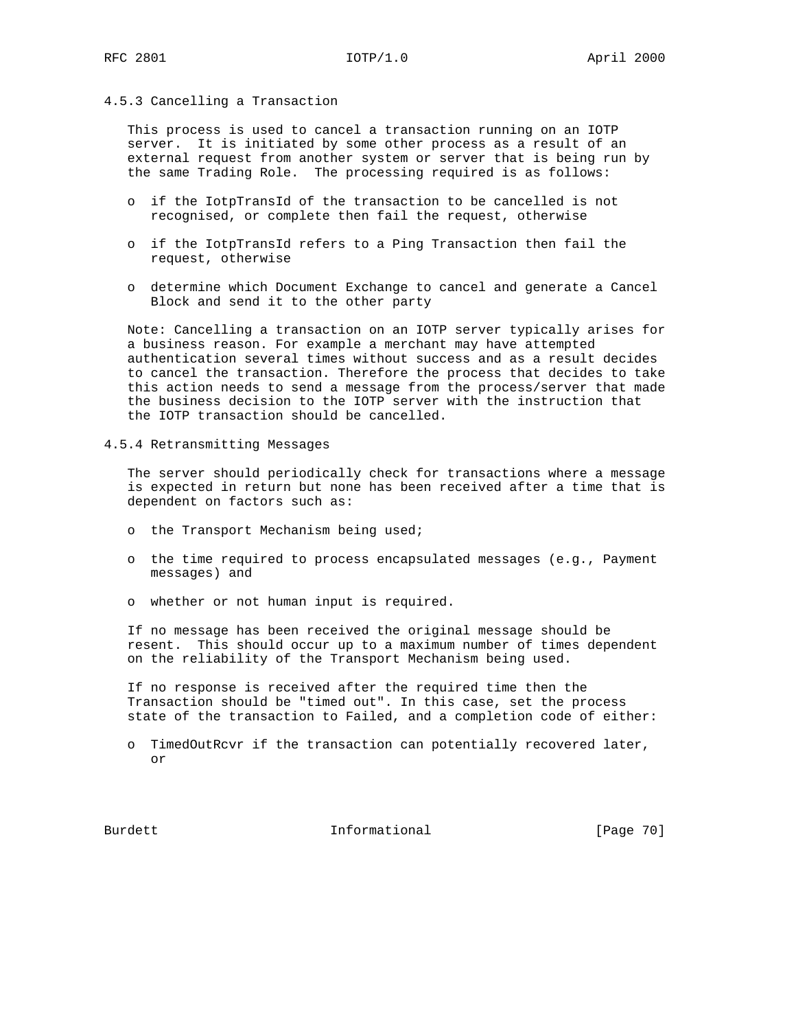### 4.5.3 Cancelling a Transaction

This process is used to cancel a transaction running on an IOTP server. It is initiated by some other process as a result of an external request from another system or server that is being run by the same Trading Role. The processing required is as follows:

- if the IotpTransId of the transaction to be cancelled is not recognised, or complete then fail the request, otherwise
- if the IotpTransId refers to a Ping Transaction then fail the request, otherwise
- determine which Document Exchange to cancel and generate a Cancel Block and send it to the other party

Note: Cancelling a transaction on an IOTP server typically arises for a business reason. For example a merchant may have attempted authentication several times without success and as a result decides to cancel the transaction. Therefore the process that decides to take this action needs to send a message from the process/server that made the business decision to the IOTP server with the instruction that the IOTP transaction should be cancelled.

### 4.5.4 Retransmitting Messages

The server should periodically check for transactions where a message is expected in return but none has been received after a time that is dependent on factors such as:

- the Transport Mechanism being used;
- the time required to process encapsulated messages (e.g., Payment messages) and
- whether or not human input is required.

If no message has been received the original message should be resent. This should occur up to a maximum number of times dependent on the reliability of the Transport Mechanism being used.

If no response is received after the required time then the Transaction should be "timed out". In this case, set the process state of the transaction to Failed, and a completion code of either:

- TimedOutRcvr if the transaction can potentially recovered later, or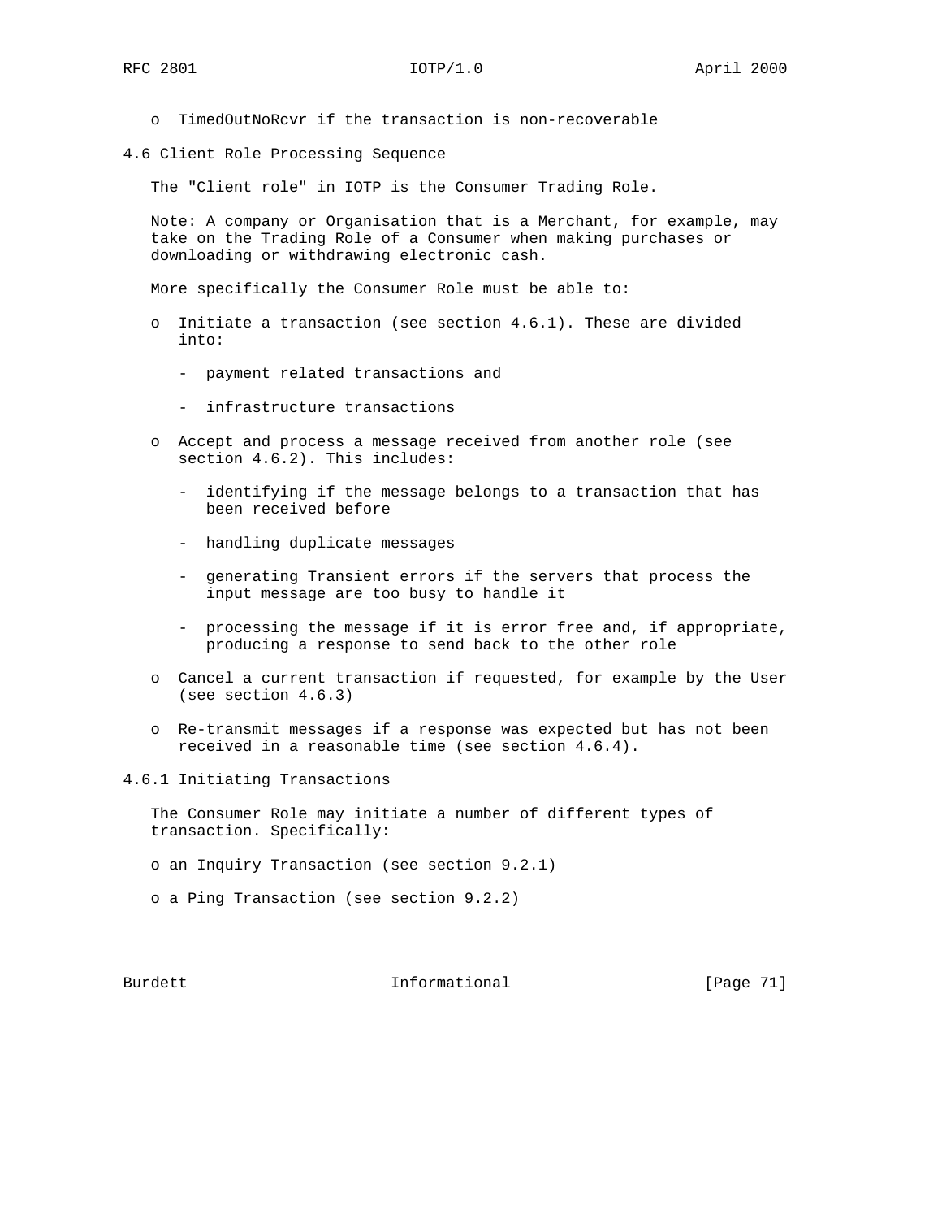- TimedOutNoRcvr if the transaction is non-recoverable

### 4.6 Client Role Processing Sequence

The "Client role" in IOTP is the Consumer Trading Role.

Note: A company or Organisation that is a Merchant, for example, may take on the Trading Role of a Consumer when making purchases or downloading or withdrawing electronic cash.

More specifically the Consumer Role must be able to:

- Initiate a transaction (see section 4.6.1). These are divided into:
  - payment related transactions and
  - infrastructure transactions
- Accept and process a message received from another role (see section 4.6.2). This includes:
  - identifying if the message belongs to a transaction that has been received before
  - handling duplicate messages
  - generating Transient errors if the servers that process the input message are too busy to handle it
  - processing the message if it is error free and, if appropriate, producing a response to send back to the other role
- Cancel a current transaction if requested, for example by the User (see section 4.6.3)
- Re-transmit messages if a response was expected but has not been received in a reasonable time (see section 4.6.4).

#### 4.6.1 Initiating Transactions

The Consumer Role may initiate a number of different types of transaction. Specifically:

- an Inquiry Transaction (see section 9.2.1)
- a Ping Transaction (see section 9.2.2)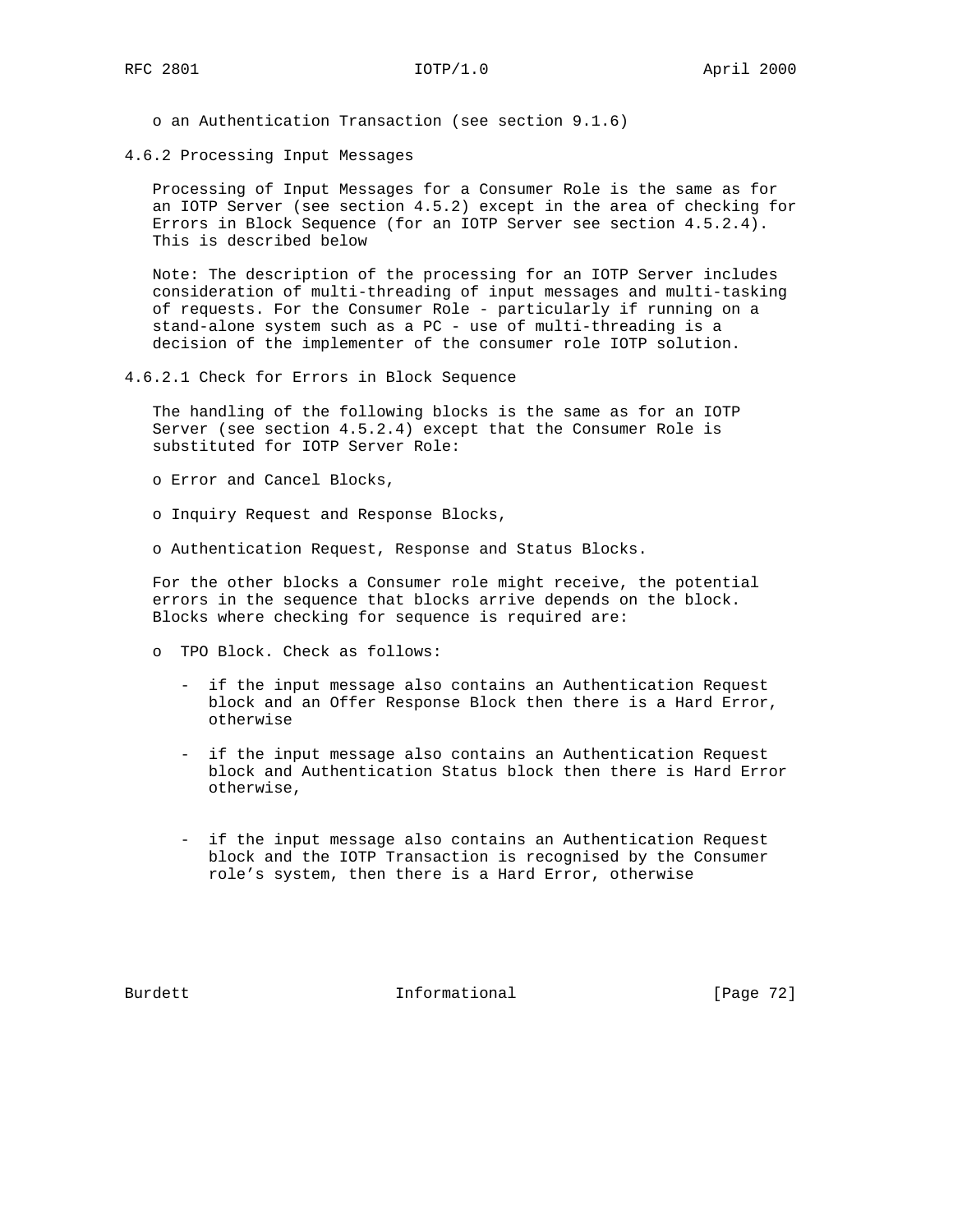o an Authentication Transaction (see section 9.1.6)

### 4.6.2 Processing Input Messages

Processing of Input Messages for a Consumer Role is the same as for an IOTP Server (see section 4.5.2) except in the area of checking for Errors in Block Sequence (for an IOTP Server see section 4.5.2.4). This is described below

Note: The description of the processing for an IOTP Server includes consideration of multi-threading of input messages and multi-tasking of requests. For the Consumer Role - particularly if running on a stand-alone system such as a PC - use of multi-threading is a decision of the implementer of the consumer role IOTP solution.

#### 4.6.2.1 Check for Errors in Block Sequence

The handling of the following blocks is the same as for an IOTP Server (see section 4.5.2.4) except that the Consumer Role is substituted for IOTP Server Role:

- o Error and Cancel Blocks,
- o Inquiry Request and Response Blocks,
- o Authentication Request, Response and Status Blocks.

For the other blocks a Consumer role might receive, the potential errors in the sequence that blocks arrive depends on the block. Blocks where checking for sequence is required are:

- o TPO Block. Check as follows:
  - if the input message also contains an Authentication Request block and an Offer Response Block then there is a Hard Error, otherwise
  - if the input message also contains an Authentication Request block and Authentication Status block then there is Hard Error otherwise,
  - if the input message also contains an Authentication Request block and the IOTP Transaction is recognised by the Consumer role's system, then there is a Hard Error, otherwise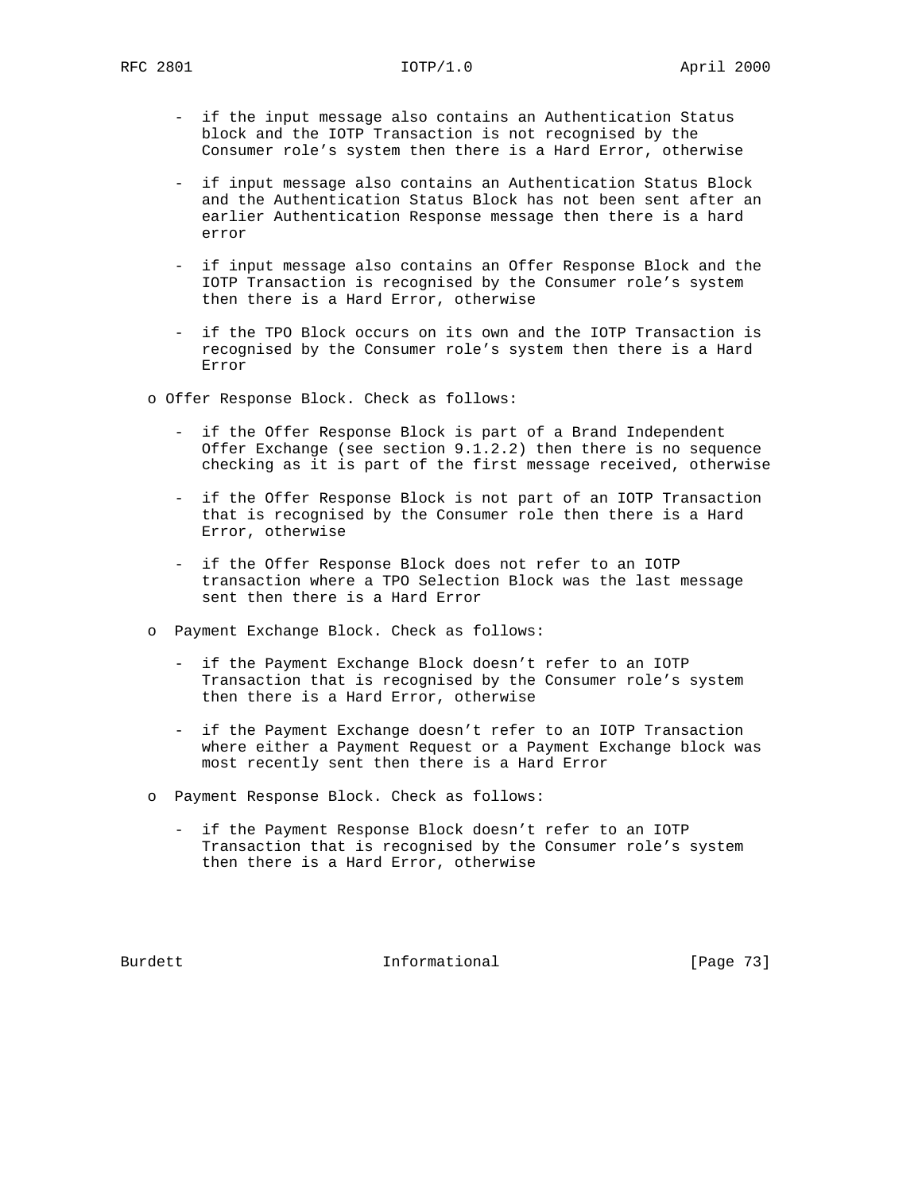- if the input message also contains an Authentication Status block and the IOTP Transaction is not recognised by the Consumer role's system then there is a Hard Error, otherwise

- if input message also contains an Authentication Status Block and the Authentication Status Block has not been sent after an earlier Authentication Response message then there is a hard error

- if input message also contains an Offer Response Block and the IOTP Transaction is recognised by the Consumer role's system then there is a Hard Error, otherwise

- if the TPO Block occurs on its own and the IOTP Transaction is recognised by the Consumer role's system then there is a Hard Error

o Offer Response Block. Check as follows:

- if the Offer Response Block is part of a Brand Independent Offer Exchange (see section 9.1.2.2) then there is no sequence checking as it is part of the first message received, otherwise

- if the Offer Response Block is not part of an IOTP Transaction that is recognised by the Consumer role then there is a Hard Error, otherwise

- if the Offer Response Block does not refer to an IOTP transaction where a TPO Selection Block was the last message sent then there is a Hard Error

o Payment Exchange Block. Check as follows:

- if the Payment Exchange Block doesn't refer to an IOTP Transaction that is recognised by the Consumer role's system then there is a Hard Error, otherwise

- if the Payment Exchange doesn't refer to an IOTP Transaction where either a Payment Request or a Payment Exchange block was most recently sent then there is a Hard Error

o Payment Response Block. Check as follows:

- if the Payment Response Block doesn't refer to an IOTP Transaction that is recognised by the Consumer role's system then there is a Hard Error, otherwise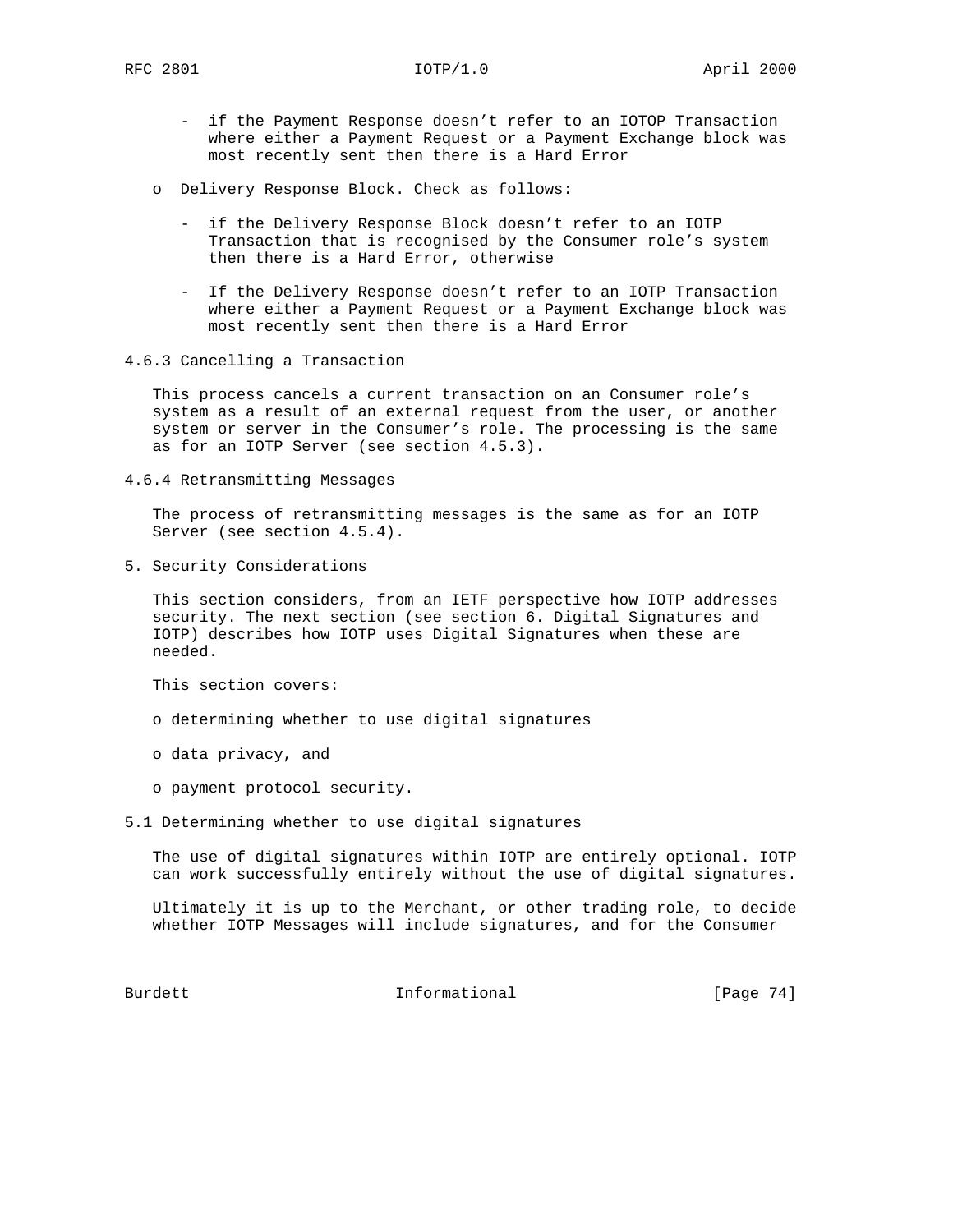- if the Payment Response doesn't refer to an IOTOP Transaction where either a Payment Request or a Payment Exchange block was most recently sent then there is a Hard Error

o Delivery Response Block. Check as follows:

- if the Delivery Response Block doesn't refer to an IOTP Transaction that is recognised by the Consumer role's system then there is a Hard Error, otherwise

- If the Delivery Response doesn't refer to an IOTP Transaction where either a Payment Request or a Payment Exchange block was most recently sent then there is a Hard Error

### 4.6.3 Cancelling a Transaction

This process cancels a current transaction on an Consumer role's system as a result of an external request from the user, or another system or server in the Consumer's role. The processing is the same as for an IOTP Server (see section 4.5.3).

### 4.6.4 Retransmitting Messages

The process of retransmitting messages is the same as for an IOTP Server (see section 4.5.4).

## 5. Security Considerations

This section considers, from an IETF perspective how IOTP addresses security. The next section (see section 6. Digital Signatures and IOTP) describes how IOTP uses Digital Signatures when these are needed.

This section covers:

o determining whether to use digital signatures

o data privacy, and

o payment protocol security.

### 5.1 Determining whether to use digital signatures

The use of digital signatures within IOTP are entirely optional. IOTP can work successfully entirely without the use of digital signatures.

Ultimately it is up to the Merchant, or other trading role, to decide whether IOTP Messages will include signatures, and for the Consumer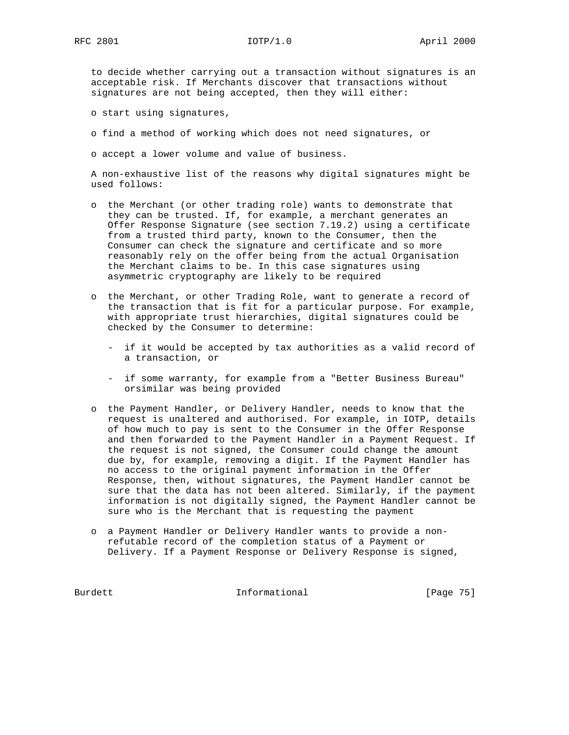to decide whether carrying out a transaction without signatures is an acceptable risk. If Merchants discover that transactions without signatures are not being accepted, then they will either:

- start using signatures,
- find a method of working which does not need signatures, or
- accept a lower volume and value of business.

A non-exhaustive list of the reasons why digital signatures might be used follows:

- the Merchant (or other trading role) wants to demonstrate that they can be trusted. If, for example, a merchant generates an Offer Response Signature (see section 7.19.2) using a certificate from a trusted third party, known to the Consumer, then the Consumer can check the signature and certificate and so more reasonably rely on the offer being from the actual Organisation the Merchant claims to be. In this case signatures using asymmetric cryptography are likely to be required

- the Merchant, or other Trading Role, want to generate a record of the transaction that is fit for a particular purpose. For example, with appropriate trust hierarchies, digital signatures could be checked by the Consumer to determine:

  - if it would be accepted by tax authorities as a valid record of a transaction, or
  - if some warranty, for example from a "Better Business Bureau" orsimilar was being provided

- the Payment Handler, or Delivery Handler, needs to know that the request is unaltered and authorised. For example, in IOTP, details of how much to pay is sent to the Consumer in the Offer Response and then forwarded to the Payment Handler in a Payment Request. If the request is not signed, the Consumer could change the amount due by, for example, removing a digit. If the Payment Handler has no access to the original payment information in the Offer Response, then, without signatures, the Payment Handler cannot be sure that the data has not been altered. Similarly, if the payment information is not digitally signed, the Payment Handler cannot be sure who is the Merchant that is requesting the payment

- a Payment Handler or Delivery Handler wants to provide a non-refutable record of the completion status of a Payment or Delivery. If a Payment Response or Delivery Response is signed,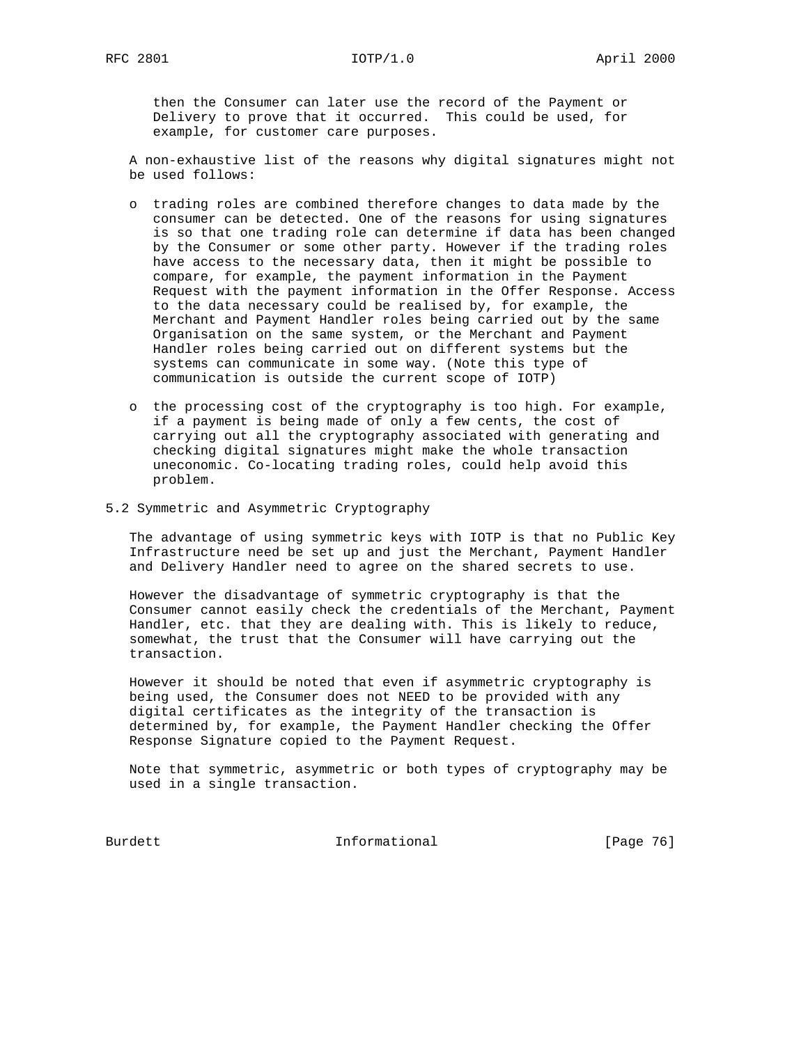then the Consumer can later use the record of the Payment or Delivery to prove that it occurred. This could be used, for example, for customer care purposes.

A non-exhaustive list of the reasons why digital signatures might not be used follows:

- trading roles are combined therefore changes to data made by the consumer can be detected. One of the reasons for using signatures is so that one trading role can determine if data has been changed by the Consumer or some other party. However if the trading roles have access to the necessary data, then it might be possible to compare, for example, the payment information in the Payment Request with the payment information in the Offer Response. Access to the data necessary could be realised by, for example, the Merchant and Payment Handler roles being carried out by the same Organisation on the same system, or the Merchant and Payment Handler roles being carried out on different systems but the systems can communicate in some way. (Note this type of communication is outside the current scope of IOTP)

- the processing cost of the cryptography is too high. For example, if a payment is being made of only a few cents, the cost of carrying out all the cryptography associated with generating and checking digital signatures might make the whole transaction uneconomic. Co-locating trading roles, could help avoid this problem.

## 5.2 Symmetric and Asymmetric Cryptography

The advantage of using symmetric keys with IOTP is that no Public Key Infrastructure need be set up and just the Merchant, Payment Handler and Delivery Handler need to agree on the shared secrets to use.

However the disadvantage of symmetric cryptography is that the Consumer cannot easily check the credentials of the Merchant, Payment Handler, etc. that they are dealing with. This is likely to reduce, somewhat, the trust that the Consumer will have carrying out the transaction.

However it should be noted that even if asymmetric cryptography is being used, the Consumer does not NEED to be provided with any digital certificates as the integrity of the transaction is determined by, for example, the Payment Handler checking the Offer Response Signature copied to the Payment Request.

Note that symmetric, asymmetric or both types of cryptography may be used in a single transaction.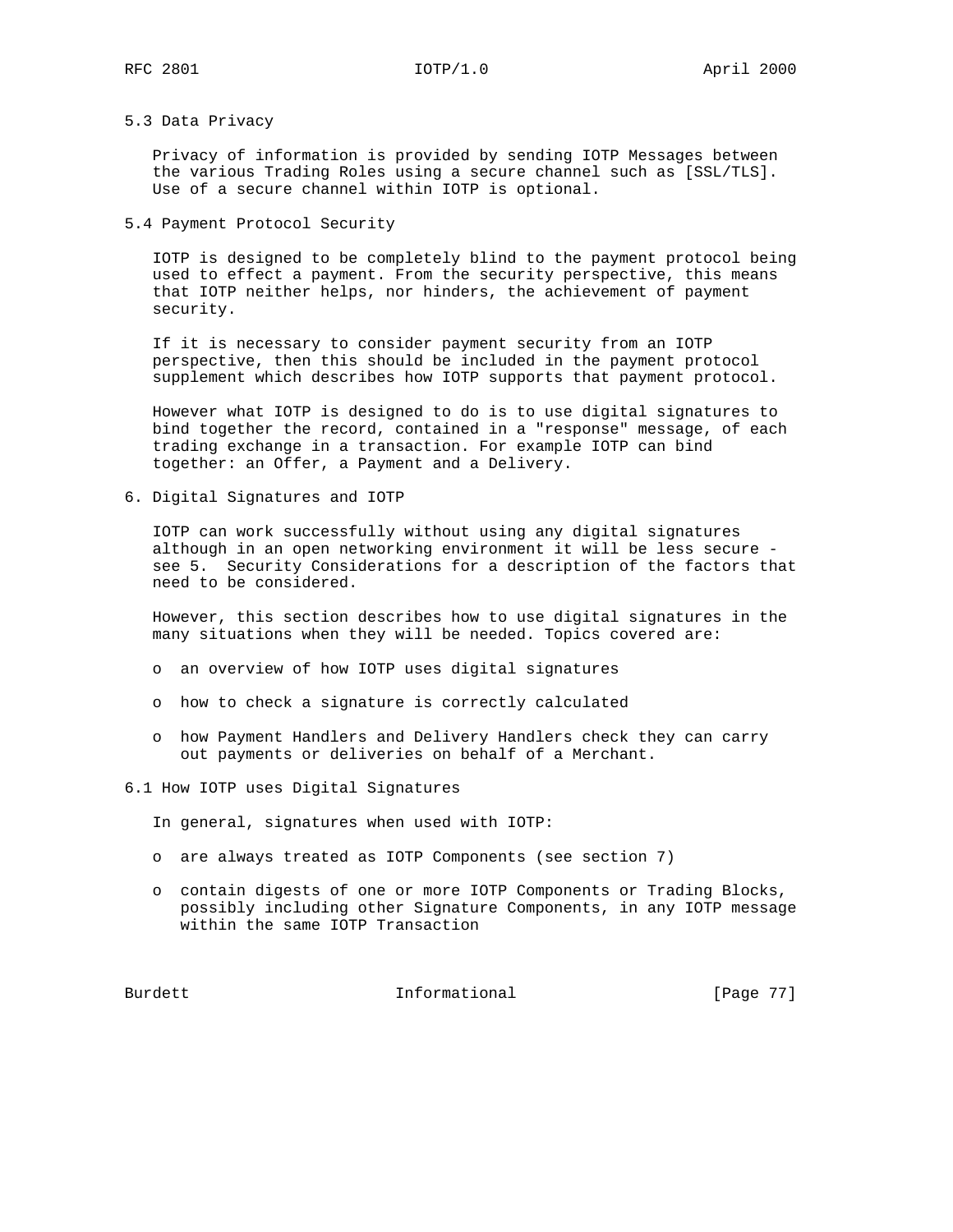### 5.3 Data Privacy

Privacy of information is provided by sending IOTP Messages between the various Trading Roles using a secure channel such as [SSL/TLS]. Use of a secure channel within IOTP is optional.

### 5.4 Payment Protocol Security

IOTP is designed to be completely blind to the payment protocol being used to effect a payment. From the security perspective, this means that IOTP neither helps, nor hinders, the achievement of payment security.

If it is necessary to consider payment security from an IOTP perspective, then this should be included in the payment protocol supplement which describes how IOTP supports that payment protocol.

However what IOTP is designed to do is to use digital signatures to bind together the record, contained in a "response" message, of each trading exchange in a transaction. For example IOTP can bind together: an Offer, a Payment and a Delivery.

## 6. Digital Signatures and IOTP

IOTP can work successfully without using any digital signatures although in an open networking environment it will be less secure - see 5. Security Considerations for a description of the factors that need to be considered.

However, this section describes how to use digital signatures in the many situations when they will be needed. Topics covered are:

- an overview of how IOTP uses digital signatures
- how to check a signature is correctly calculated
- how Payment Handlers and Delivery Handlers check they can carry out payments or deliveries on behalf of a Merchant.

### 6.1 How IOTP uses Digital Signatures

In general, signatures when used with IOTP:

- are always treated as IOTP Components (see section 7)
- contain digests of one or more IOTP Components or Trading Blocks, possibly including other Signature Components, in any IOTP message within the same IOTP Transaction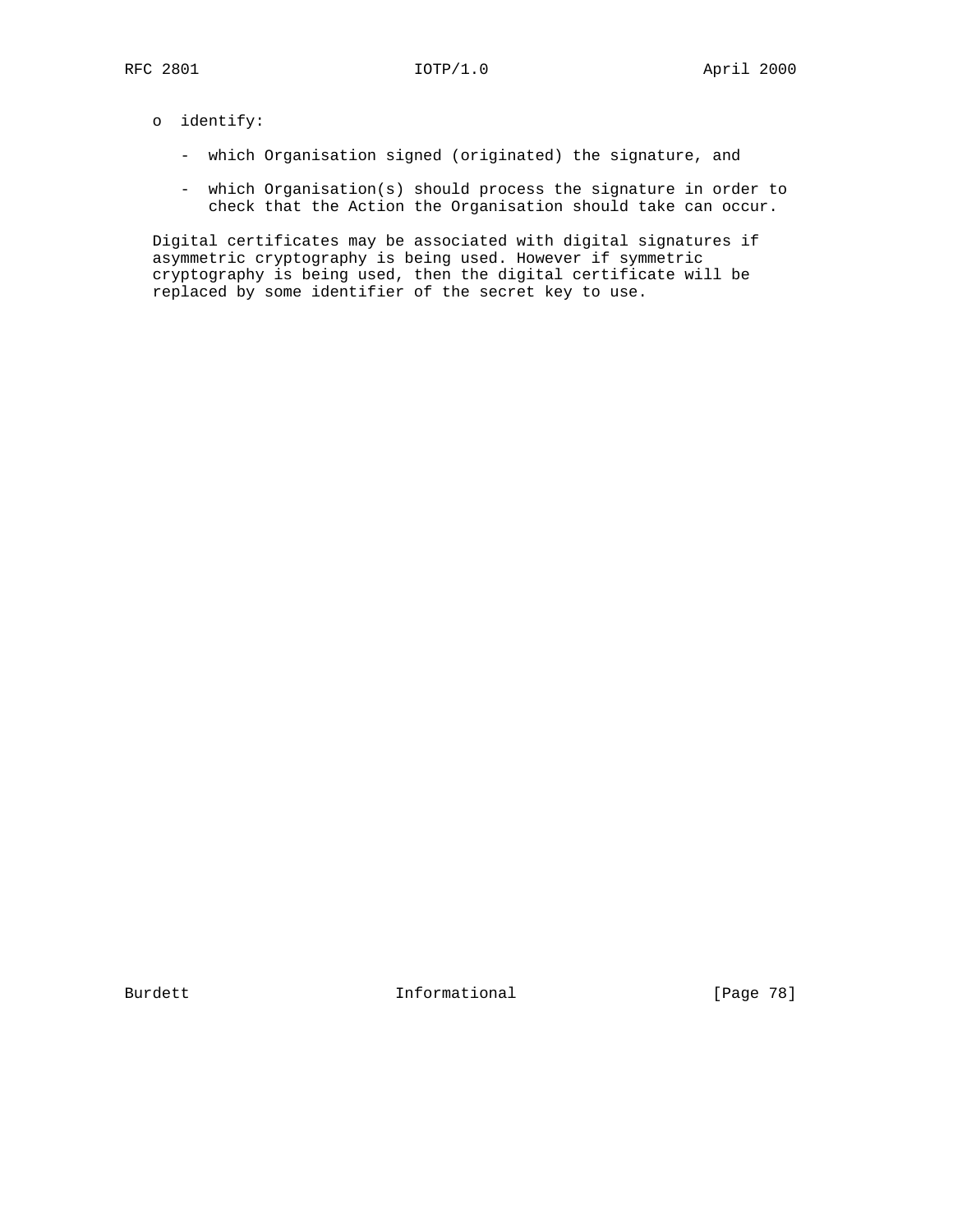- identify:
  - which Organisation signed (originated) the signature, and
  - which Organisation(s) should process the signature in order to check that the Action the Organisation should take can occur.

Digital certificates may be associated with digital signatures if asymmetric cryptography is being used. However if symmetric cryptography is being used, then the digital certificate will be replaced by some identifier of the secret key to use.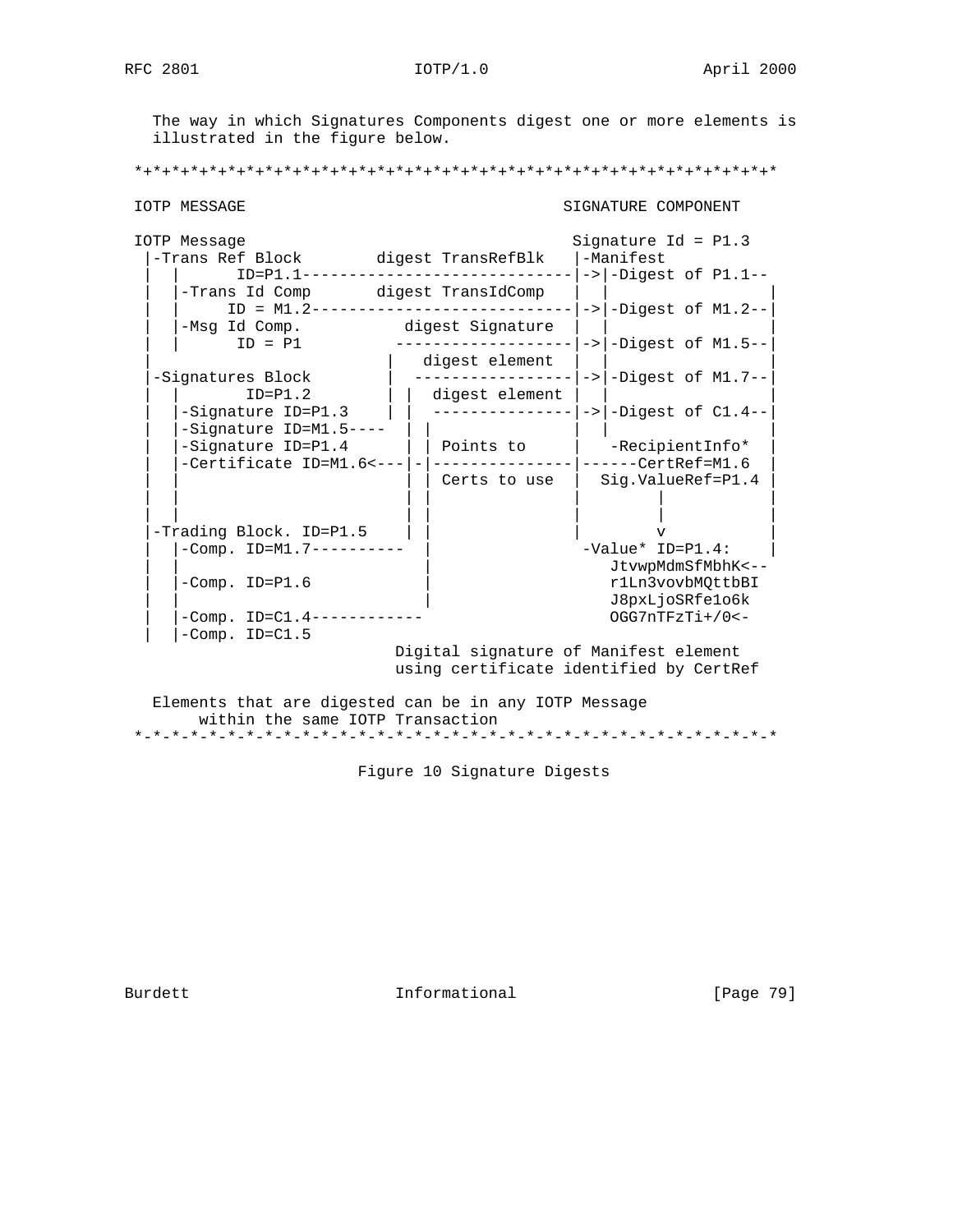The way in which Signatures Components digest one or more elements is illustrated in the figure below.

```
*+*+*+*+*+*+*+*+*+*+*+*+*+*+*+*+*+*+*+*+*+*+*+*+*+*+*+*+*+*+*+*+*+*+*

IOTP MESSAGE                                  SIGNATURE COMPONENT

IOTP Message                                   Signature Id = P1.3
 |-Trans Ref Block        digest TransRefBlk   |-Manifest
 |  |      ID=P1.1-----------------------------|->|-Digest of P1.1--
 |  |-Trans Id Comp       digest TransIdComp   |  |               |
 |  |     ID = M1.2----------------------------|->|-Digest of M1.2--|
 |  |-Msg Id Comp.           digest Signature  |  |               |
 |  |      ID = P1          -------------------|->|-Digest of M1.5--|
 |                        |   digest element   |  |               |
 |-Signatures Block       |  ------------------|->|-Digest of M1.7--|
 |  |       ID=P1.2       | |  digest element  |  |               |
 |  |-Signature ID=P1.3   | |  ----------------|->|-Digest of C1.4--|
 |  |-Signature ID=M1.5----  | |                |  |               |
 |  |-Signature ID=P1.4     | | Points to      |   -RecipientInfo*  |
 |  |-Certificate ID=M1.6<---|-|---------------|------CertRef=M1.6  |
 |  |                      | | Certs to use  |  Sig.ValueRef=P1.4 |
 |  |                      | |               |         |          |
 |  |                      | |               |         |          |
 |-Trading Block. ID=P1.5  | |               |         v          |
 |  |-Comp. ID=M1.7----------  |               -Value* ID=P1.4:    |
 |  |                       |                  JtvwpMdmSfMbhK<--
 |  |-Comp. ID=P1.6          |                  r1Ln3vovbMQttbBI
 |  |                       |                  J8pxLjoSRfe1o6k
 |  |-Comp. ID=C1.4------------                  OGG7nTFzTi+/0<-
 |  |-Comp. ID=C1.5
                         Digital signature of Manifest element
                         using certificate identified by CertRef

   Elements that are digested can be in any IOTP Message
        within the same IOTP Transaction
*-*-*-*-*-*-*-*-*-*-*-*-*-*-*-*-*-*-*-*-*-*-*-*-*-*-*-*-*-*-*-*-*-*-*
```

Figure 10 Signature Digests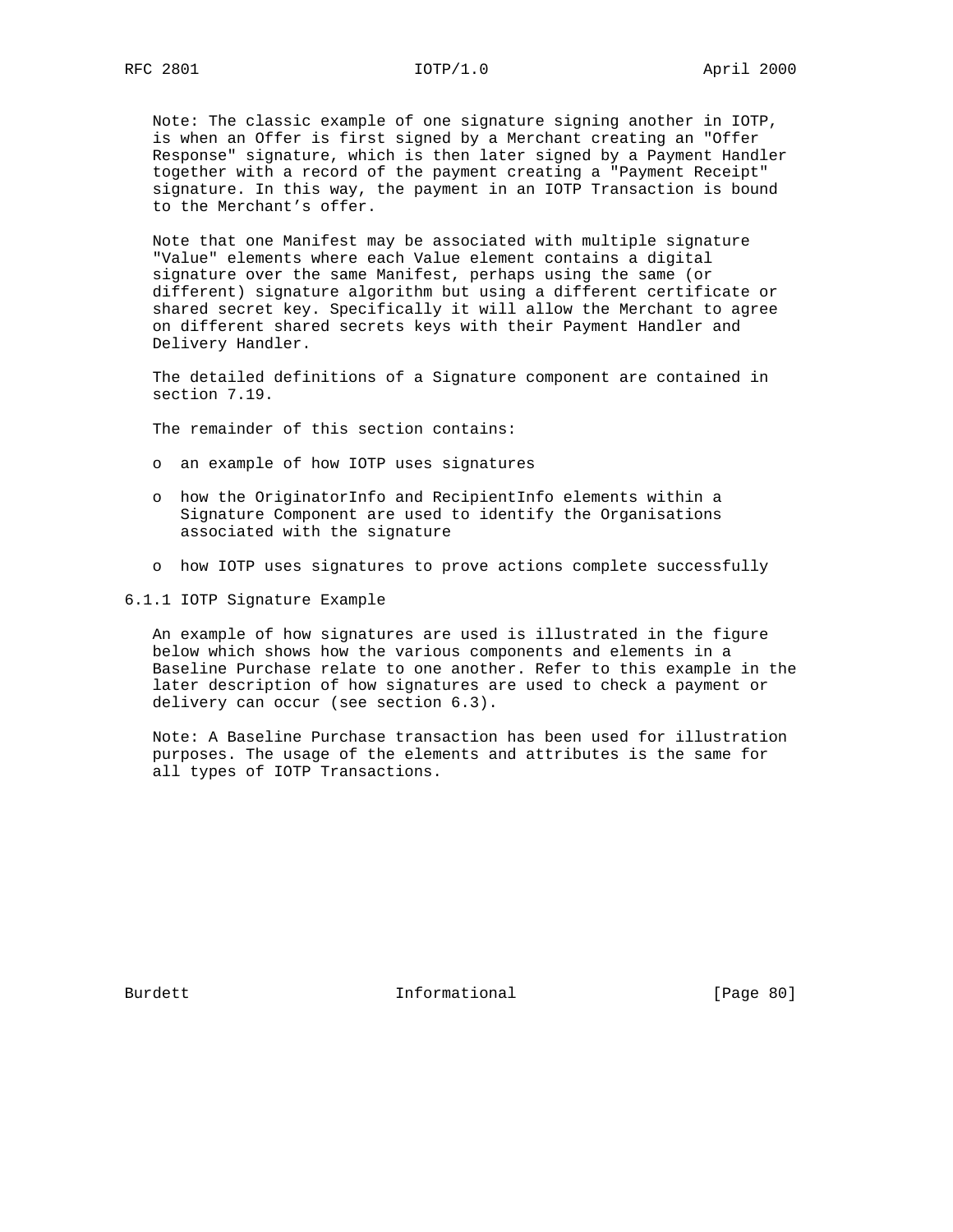Note: The classic example of one signature signing another in IOTP, is when an Offer is first signed by a Merchant creating an "Offer Response" signature, which is then later signed by a Payment Handler together with a record of the payment creating a "Payment Receipt" signature. In this way, the payment in an IOTP Transaction is bound to the Merchant’s offer.

Note that one Manifest may be associated with multiple signature "Value" elements where each Value element contains a digital signature over the same Manifest, perhaps using the same (or different) signature algorithm but using a different certificate or shared secret key. Specifically it will allow the Merchant to agree on different shared secrets keys with their Payment Handler and Delivery Handler.

The detailed definitions of a Signature component are contained in section 7.19.

The remainder of this section contains:

- an example of how IOTP uses signatures
- how the OriginatorInfo and RecipientInfo elements within a Signature Component are used to identify the Organisations associated with the signature
- how IOTP uses signatures to prove actions complete successfully

### 6.1.1 IOTP Signature Example

An example of how signatures are used is illustrated in the figure below which shows how the various components and elements in a Baseline Purchase relate to one another. Refer to this example in the later description of how signatures are used to check a payment or delivery can occur (see section 6.3).

Note: A Baseline Purchase transaction has been used for illustration purposes. The usage of the elements and attributes is the same for all types of IOTP Transactions.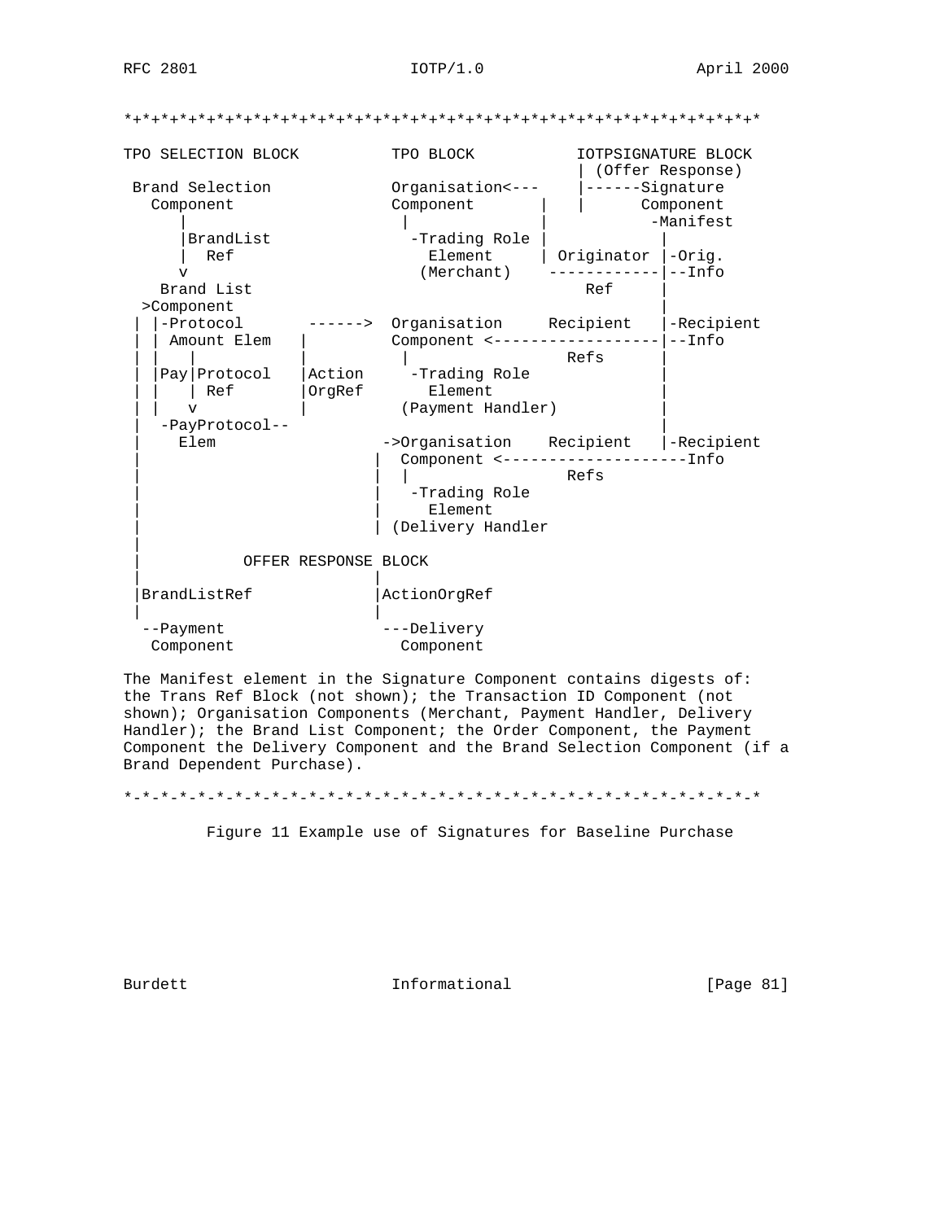```
*+*+*+*+*+*+*+*+*+*+*+*+*+*+*+*+*+*+*+*+*+*+*+*+*+*+*+*+*+*+*+*+*+*+*+*

TPO SELECTION BLOCK          TPO BLOCK           IOTPSIGNATURE BLOCK
                                                 | (Offer Response)
 Brand Selection             Organisation<---    |------Signature
   Component                 Component       |   |      Component
      |                       |              |           -Manifest
      |BrandList               -Trading Role |              |
      |  Ref                     Element     | Originator |-Orig.
      v                         (Merchant)    ------------|--Info
    Brand List                                      Ref     |
  >Component                                                |
 | |-Protocol       ------>  Organisation     Recipient   |-Recipient
 | | Amount Elem   |         Component <------------------|--Info
 | |   |           |          |                 Refs      |
 | |Pay|Protocol   |Action     -Trading Role                |
 | |   | Ref       |OrgRef       Element                    |
 | |   v           |          (Payment Handler)             |
 |  -PayProtocol--                                          |
 |     Elem                 ->Organisation    Recipient   |-Recipient
 |                         |  Component <--------------------Info
 |                         |  |                 Refs
 |                         |   -Trading Role
 |                         |     Element
 |                         | (Delivery Handler
 |
 |           OFFER RESPONSE BLOCK
 |                         |
 |BrandListRef             |ActionOrgRef
 |                         |
  --Payment                 ---Delivery
   Component                  Component
```

The Manifest element in the Signature Component contains digests of: the Trans Ref Block (not shown); the Transaction ID Component (not shown); Organisation Components (Merchant, Payment Handler, Delivery Handler); the Brand List Component; the Order Component, the Payment Component the Delivery Component and the Brand Selection Component (if a Brand Dependent Purchase).

```
*-*-*-*-*-*-*-*-*-*-*-*-*-*-*-*-*-*-*-*-*-*-*-*-*-*-*-*-*-*-*-*-*-*-*-*
```

Figure 11 Example use of Signatures for Baseline Purchase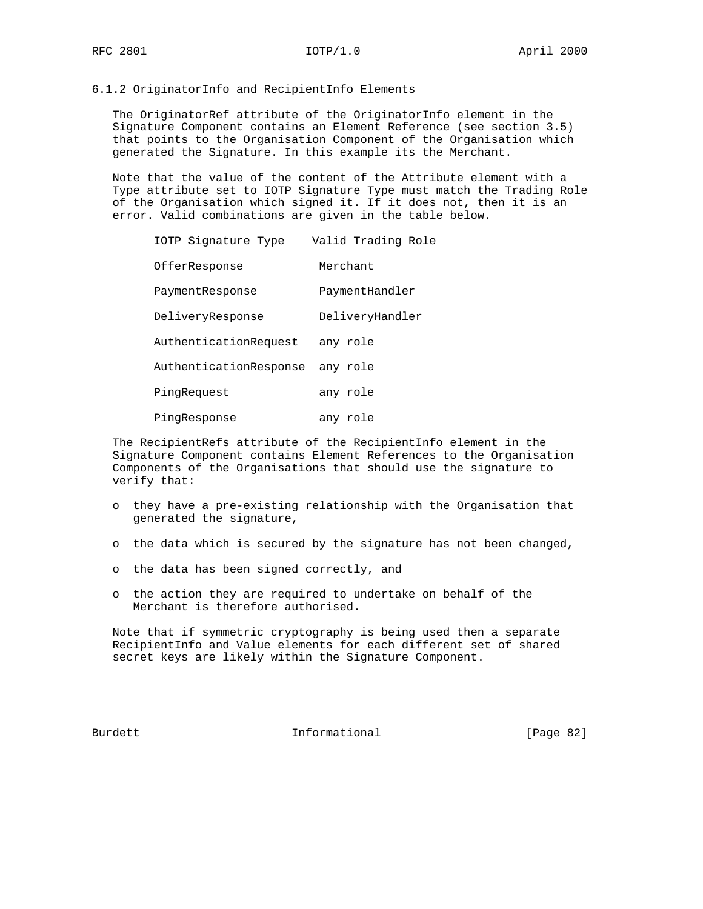### 6.1.2 OriginatorInfo and RecipientInfo Elements

The OriginatorRef attribute of the OriginatorInfo element in the Signature Component contains an Element Reference (see section 3.5) that points to the Organisation Component of the Organisation which generated the Signature. In this example its the Merchant.

Note that the value of the content of the Attribute element with a Type attribute set to IOTP Signature Type must match the Trading Role of the Organisation which signed it. If it does not, then it is an error. Valid combinations are given in the table below.

| IOTP Signature Type | Valid Trading Role |
|---|---|
| OfferResponse | Merchant |
| PaymentResponse | PaymentHandler |
| DeliveryResponse | DeliveryHandler |
| AuthenticationRequest | any role |
| AuthenticationResponse | any role |
| PingRequest | any role |
| PingResponse | any role |

The RecipientRefs attribute of the RecipientInfo element in the Signature Component contains Element References to the Organisation Components of the Organisations that should use the signature to verify that:

- they have a pre-existing relationship with the Organisation that generated the signature,
- the data which is secured by the signature has not been changed,
- the data has been signed correctly, and
- the action they are required to undertake on behalf of the Merchant is therefore authorised.

Note that if symmetric cryptography is being used then a separate RecipientInfo and Value elements for each different set of shared secret keys are likely within the Signature Component.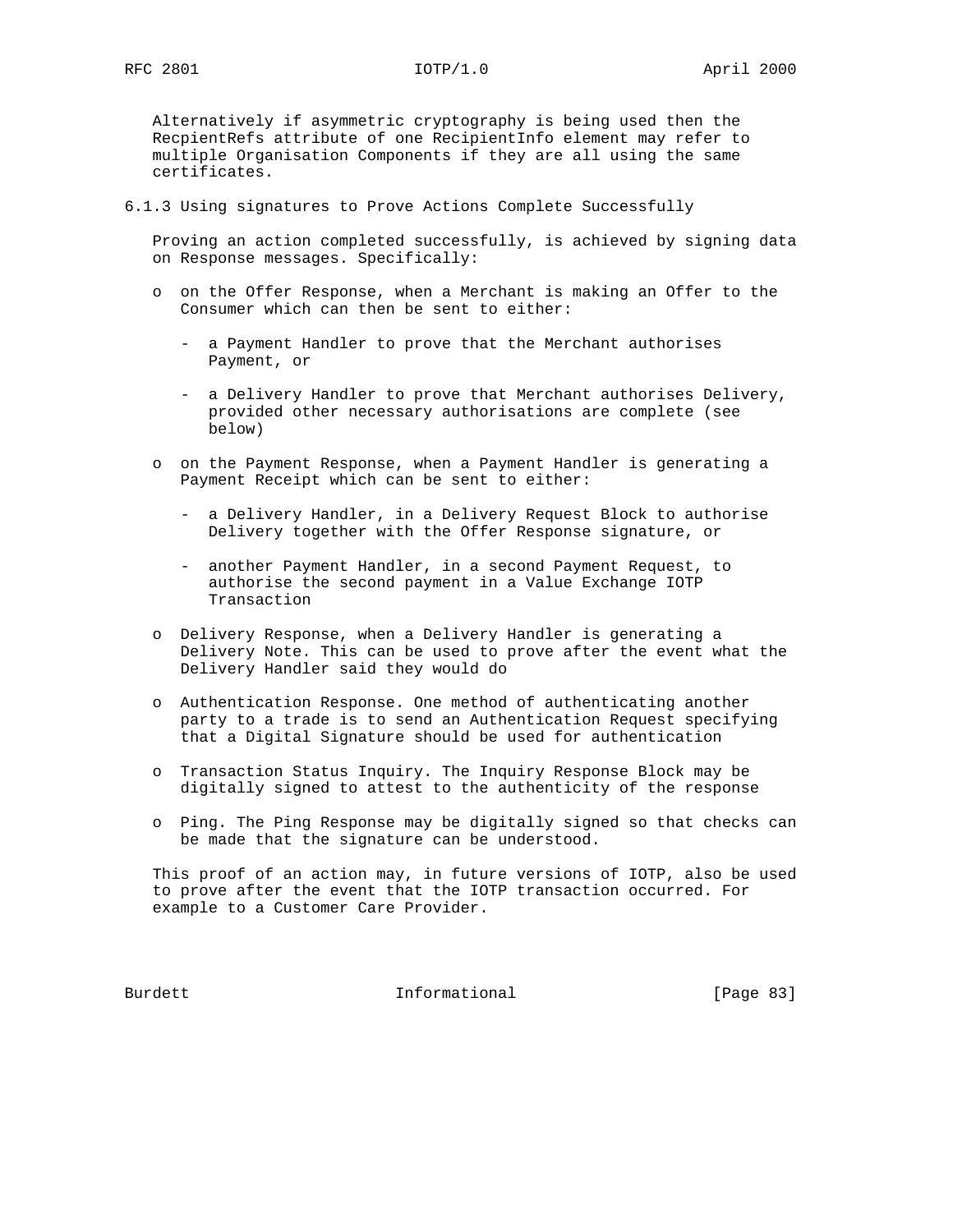Alternatively if asymmetric cryptography is being used then the RecpientRefs attribute of one RecipientInfo element may refer to multiple Organisation Components if they are all using the same certificates.

### 6.1.3 Using signatures to Prove Actions Complete Successfully

Proving an action completed successfully, is achieved by signing data on Response messages. Specifically:

- on the Offer Response, when a Merchant is making an Offer to the Consumer which can then be sent to either:
  - a Payment Handler to prove that the Merchant authorises Payment, or
  - a Delivery Handler to prove that Merchant authorises Delivery, provided other necessary authorisations are complete (see below)
- on the Payment Response, when a Payment Handler is generating a Payment Receipt which can be sent to either:
  - a Delivery Handler, in a Delivery Request Block to authorise Delivery together with the Offer Response signature, or
  - another Payment Handler, in a second Payment Request, to authorise the second payment in a Value Exchange IOTP Transaction
- Delivery Response, when a Delivery Handler is generating a Delivery Note. This can be used to prove after the event what the Delivery Handler said they would do
- Authentication Response. One method of authenticating another party to a trade is to send an Authentication Request specifying that a Digital Signature should be used for authentication
- Transaction Status Inquiry. The Inquiry Response Block may be digitally signed to attest to the authenticity of the response
- Ping. The Ping Response may be digitally signed so that checks can be made that the signature can be understood.

This proof of an action may, in future versions of IOTP, also be used to prove after the event that the IOTP transaction occurred. For example to a Customer Care Provider.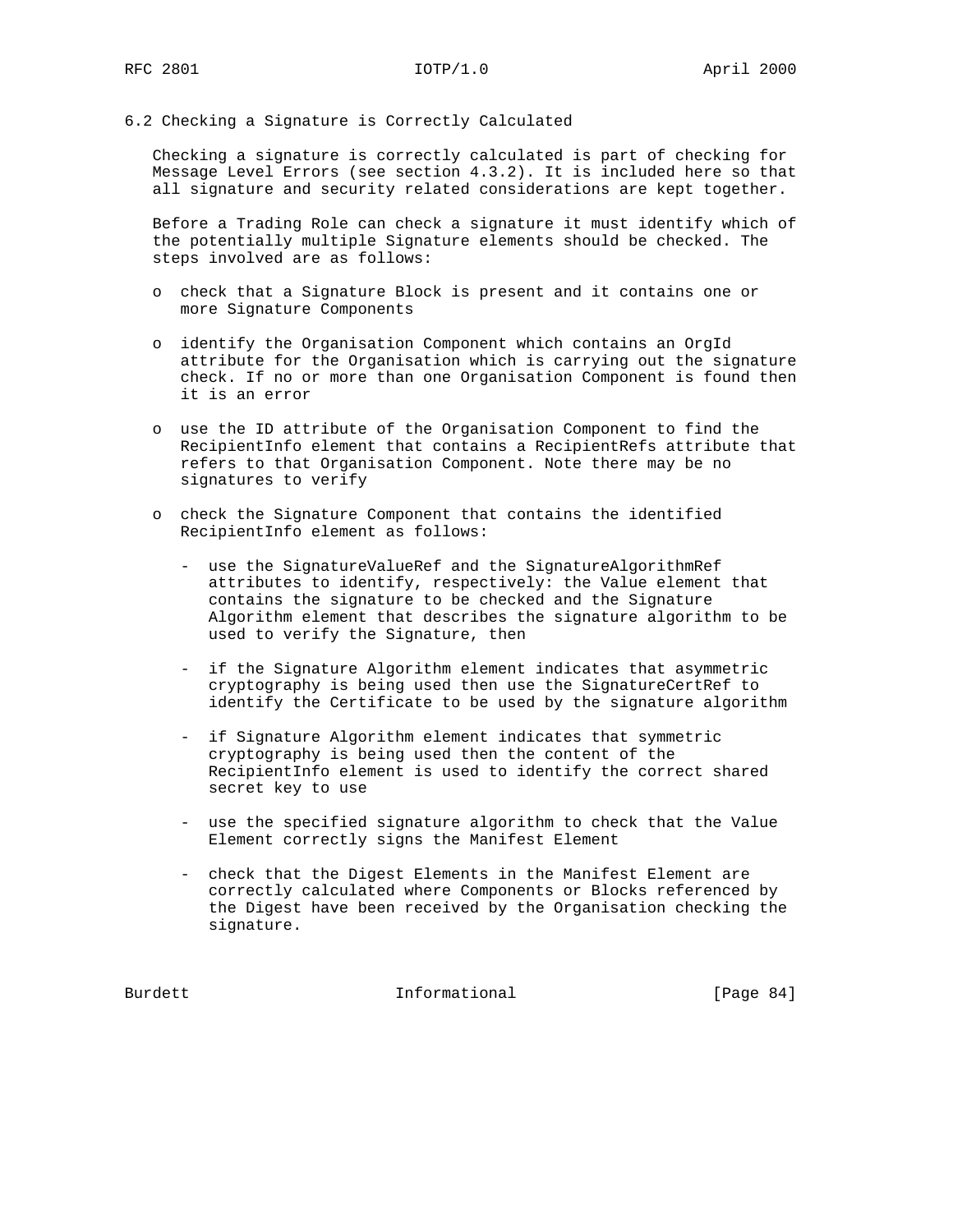### 6.2 Checking a Signature is Correctly Calculated

Checking a signature is correctly calculated is part of checking for Message Level Errors (see section 4.3.2). It is included here so that all signature and security related considerations are kept together.

Before a Trading Role can check a signature it must identify which of the potentially multiple Signature elements should be checked. The steps involved are as follows:

- check that a Signature Block is present and it contains one or more Signature Components
- identify the Organisation Component which contains an OrgId attribute for the Organisation which is carrying out the signature check. If no or more than one Organisation Component is found then it is an error
- use the ID attribute of the Organisation Component to find the RecipientInfo element that contains a RecipientRefs attribute that refers to that Organisation Component. Note there may be no signatures to verify
- check the Signature Component that contains the identified RecipientInfo element as follows:
  - use the SignatureValueRef and the SignatureAlgorithmRef attributes to identify, respectively: the Value element that contains the signature to be checked and the Signature Algorithm element that describes the signature algorithm to be used to verify the Signature, then
  - if the Signature Algorithm element indicates that asymmetric cryptography is being used then use the SignatureCertRef to identify the Certificate to be used by the signature algorithm
  - if Signature Algorithm element indicates that symmetric cryptography is being used then the content of the RecipientInfo element is used to identify the correct shared secret key to use
  - use the specified signature algorithm to check that the Value Element correctly signs the Manifest Element
  - check that the Digest Elements in the Manifest Element are correctly calculated where Components or Blocks referenced by the Digest have been received by the Organisation checking the signature.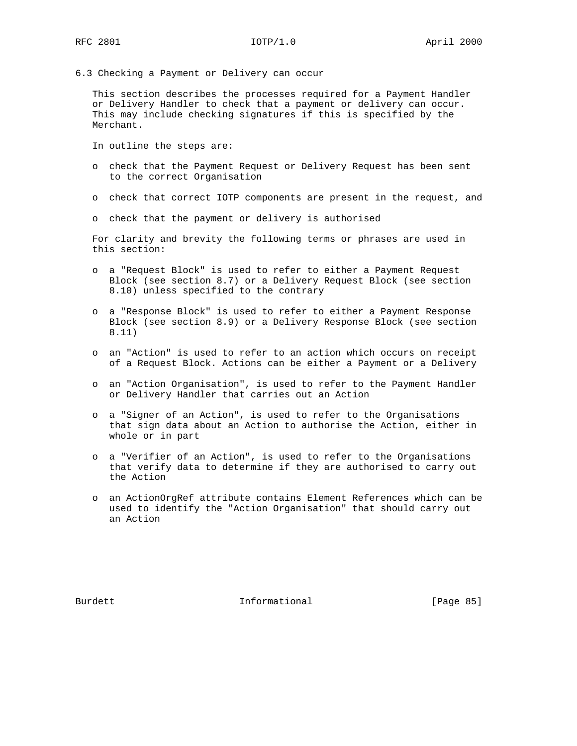### 6.3 Checking a Payment or Delivery can occur

This section describes the processes required for a Payment Handler or Delivery Handler to check that a payment or delivery can occur. This may include checking signatures if this is specified by the Merchant.

In outline the steps are:

- check that the Payment Request or Delivery Request has been sent to the correct Organisation
- check that correct IOTP components are present in the request, and
- check that the payment or delivery is authorised

For clarity and brevity the following terms or phrases are used in this section:

- a "Request Block" is used to refer to either a Payment Request Block (see section 8.7) or a Delivery Request Block (see section 8.10) unless specified to the contrary
- a "Response Block" is used to refer to either a Payment Response Block (see section 8.9) or a Delivery Response Block (see section 8.11)
- an "Action" is used to refer to an action which occurs on receipt of a Request Block. Actions can be either a Payment or a Delivery
- an "Action Organisation", is used to refer to the Payment Handler or Delivery Handler that carries out an Action
- a "Signer of an Action", is used to refer to the Organisations that sign data about an Action to authorise the Action, either in whole or in part
- a "Verifier of an Action", is used to refer to the Organisations that verify data to determine if they are authorised to carry out the Action
- an ActionOrgRef attribute contains Element References which can be used to identify the "Action Organisation" that should carry out an Action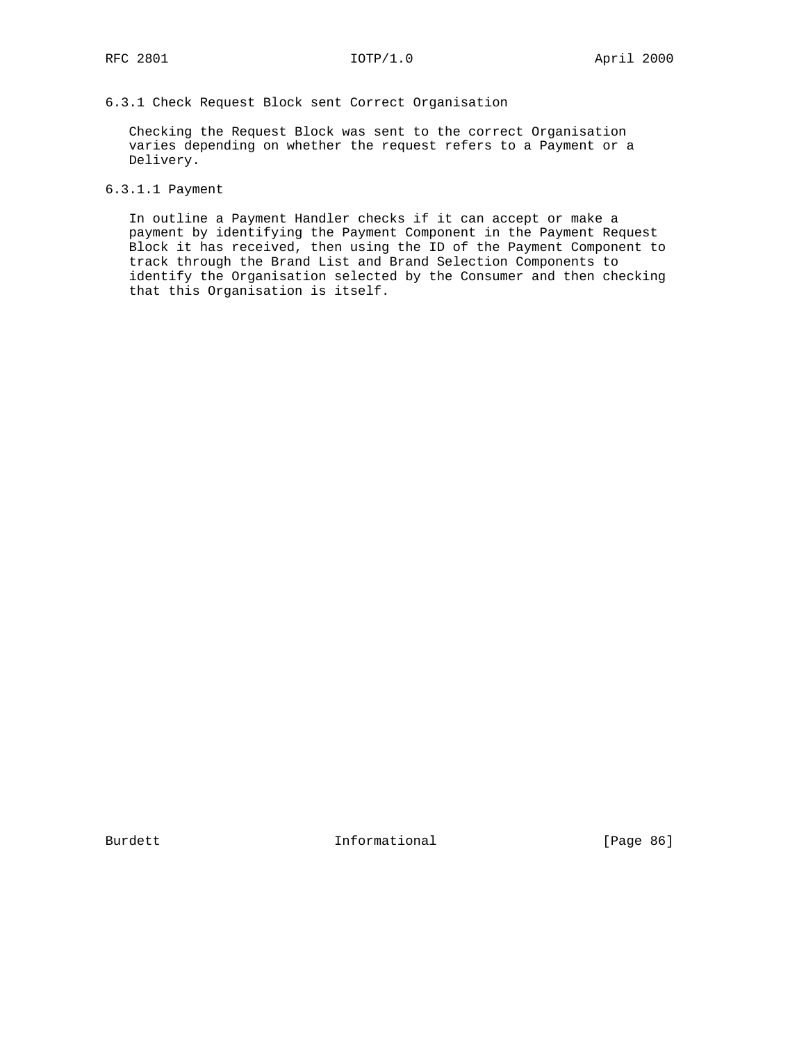### 6.3.1 Check Request Block sent Correct Organisation

Checking the Request Block was sent to the correct Organisation varies depending on whether the request refers to a Payment or a Delivery.

#### 6.3.1.1 Payment

In outline a Payment Handler checks if it can accept or make a payment by identifying the Payment Component in the Payment Request Block it has received, then using the ID of the Payment Component to track through the Brand List and Brand Selection Components to identify the Organisation selected by the Consumer and then checking that this Organisation is itself.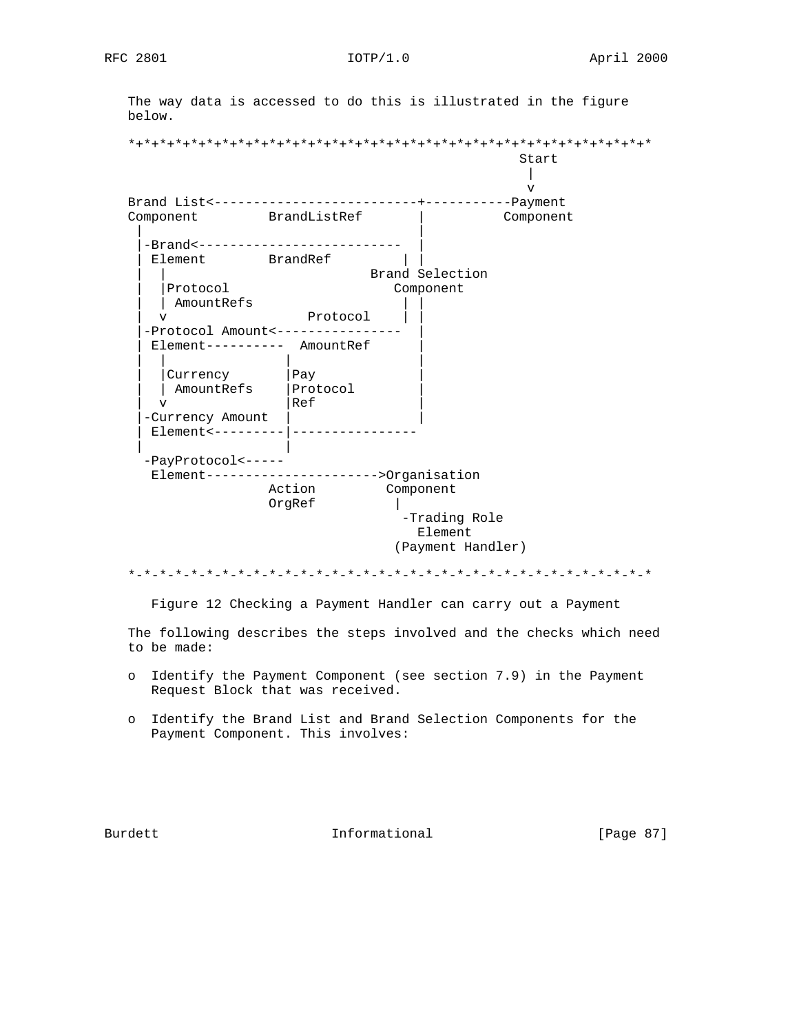The way data is accessed to do this is illustrated in the figure below.

```
*+*+*+*+*+*+*+*+*+*+*+*+*+*+*+*+*+*+*+*+*+*+*+*+*+*+*+*+*+*+*+*+*+*
                                                   Start
                                                     |
                                                     v
Brand List<--------------------------+-----------Payment
Component         BrandListRef       |          Component
 |                                   |
 |-Brand<--------------------------  |
 | Element        BrandRef         | |
 |  |                           Brand Selection
 |  |Protocol                      Component
 |  | AmountRefs                   | |
 |  v                  Protocol    | |
 |-Protocol Amount<----------------  |
 | Element----------  AmountRef      |
 |  |              |                 |
 |  |Currency      |Pay              |
 |  | AmountRefs   |Protocol         |
 |  v              |Ref              |
 |-Currency Amount |                 |
 | Element<--------|----------------
 |                 |
  -PayProtocol<-----
   Element---------------------->Organisation
                  Action         Component
                  OrgRef          |
                                    -Trading Role
                                      Element
                                   (Payment Handler)

*-*-*-*-*-*-*-*-*-*-*-*-*-*-*-*-*-*-*-*-*-*-*-*-*-*-*-*-*-*-*-*-*-*
```

Figure 12 Checking a Payment Handler can carry out a Payment

The following describes the steps involved and the checks which need to be made:

- Identify the Payment Component (see section 7.9) in the Payment Request Block that was received.

- Identify the Brand List and Brand Selection Components for the Payment Component. This involves: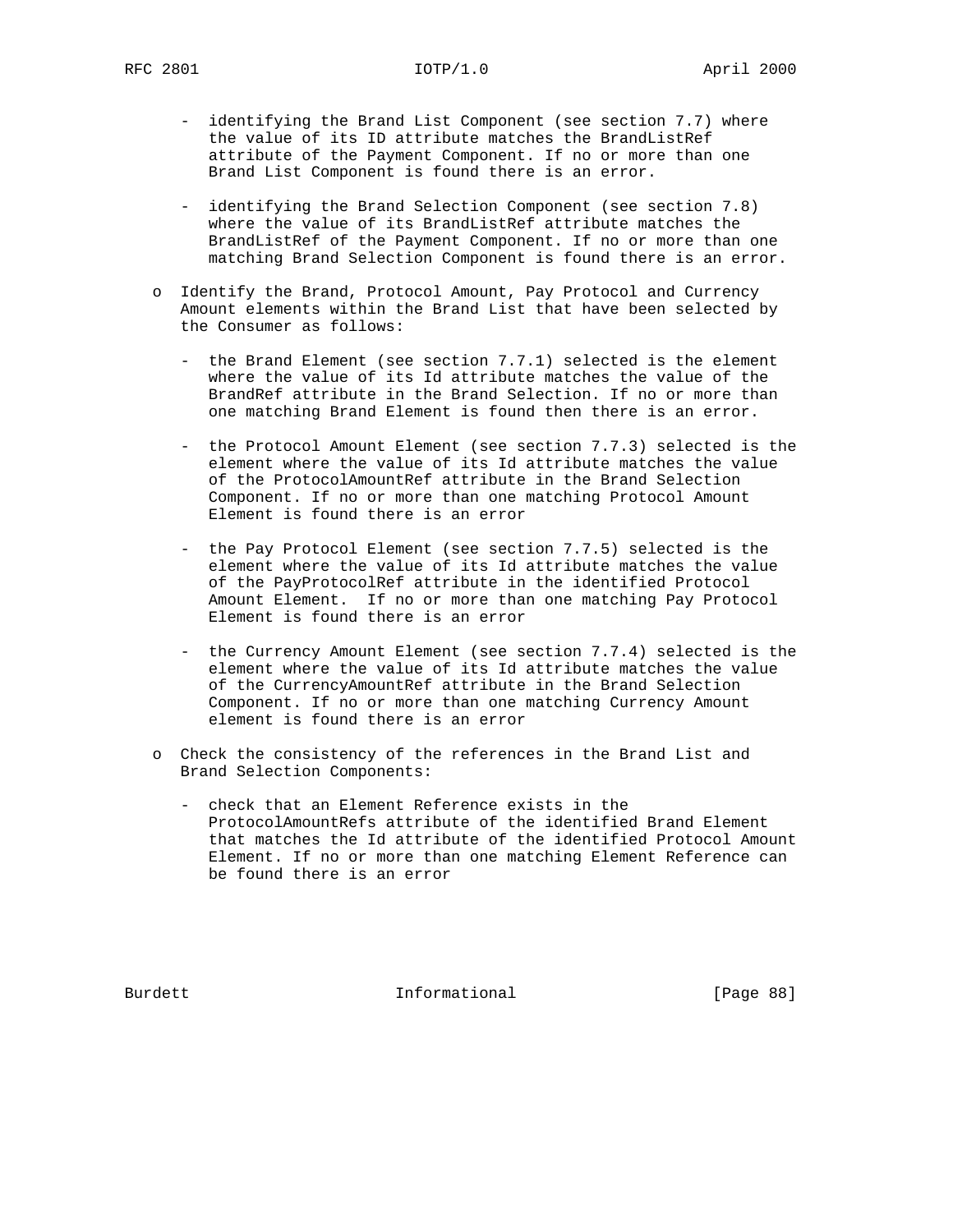- identifying the Brand List Component (see section 7.7) where the value of its ID attribute matches the BrandListRef attribute of the Payment Component. If no or more than one Brand List Component is found there is an error.

- identifying the Brand Selection Component (see section 7.8) where the value of its BrandListRef attribute matches the BrandListRef of the Payment Component. If no or more than one matching Brand Selection Component is found there is an error.

o Identify the Brand, Protocol Amount, Pay Protocol and Currency Amount elements within the Brand List that have been selected by the Consumer as follows:

- the Brand Element (see section 7.7.1) selected is the element where the value of its Id attribute matches the value of the BrandRef attribute in the Brand Selection. If no or more than one matching Brand Element is found then there is an error.

- the Protocol Amount Element (see section 7.7.3) selected is the element where the value of its Id attribute matches the value of the ProtocolAmountRef attribute in the Brand Selection Component. If no or more than one matching Protocol Amount Element is found there is an error

- the Pay Protocol Element (see section 7.7.5) selected is the element where the value of its Id attribute matches the value of the PayProtocolRef attribute in the identified Protocol Amount Element. If no or more than one matching Pay Protocol Element is found there is an error

- the Currency Amount Element (see section 7.7.4) selected is the element where the value of its Id attribute matches the value of the CurrencyAmountRef attribute in the Brand Selection Component. If no or more than one matching Currency Amount element is found there is an error

o Check the consistency of the references in the Brand List and Brand Selection Components:

- check that an Element Reference exists in the ProtocolAmountRefs attribute of the identified Brand Element that matches the Id attribute of the identified Protocol Amount Element. If no or more than one matching Element Reference can be found there is an error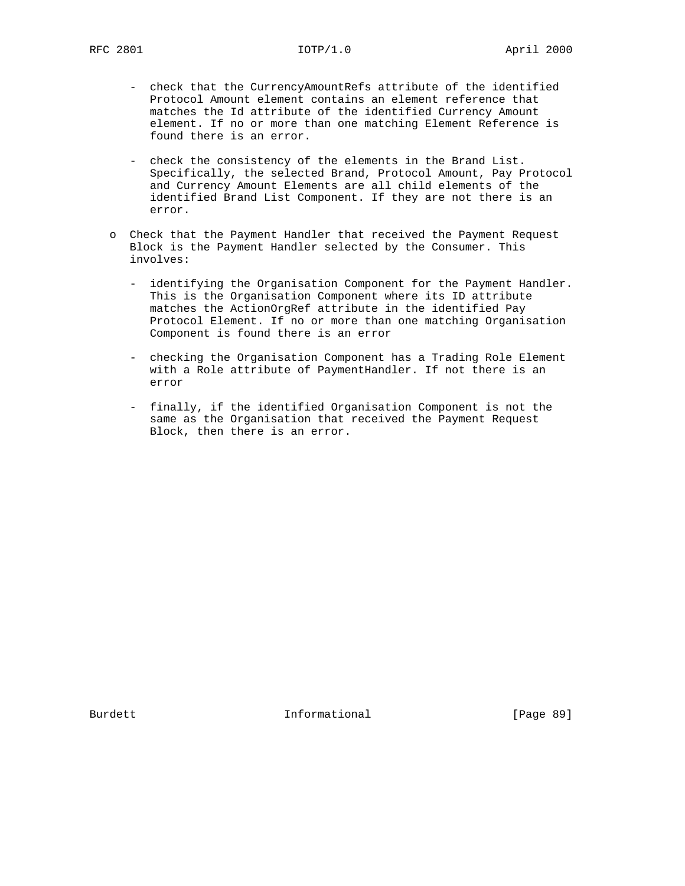- check that the CurrencyAmountRefs attribute of the identified Protocol Amount element contains an element reference that matches the Id attribute of the identified Currency Amount element. If no or more than one matching Element Reference is found there is an error.

- check the consistency of the elements in the Brand List. Specifically, the selected Brand, Protocol Amount, Pay Protocol and Currency Amount Elements are all child elements of the identified Brand List Component. If they are not there is an error.

o Check that the Payment Handler that received the Payment Request Block is the Payment Handler selected by the Consumer. This involves:

  - identifying the Organisation Component for the Payment Handler. This is the Organisation Component where its ID attribute matches the ActionOrgRef attribute in the identified Pay Protocol Element. If no or more than one matching Organisation Component is found there is an error

  - checking the Organisation Component has a Trading Role Element with a Role attribute of PaymentHandler. If not there is an error

  - finally, if the identified Organisation Component is not the same as the Organisation that received the Payment Request Block, then there is an error.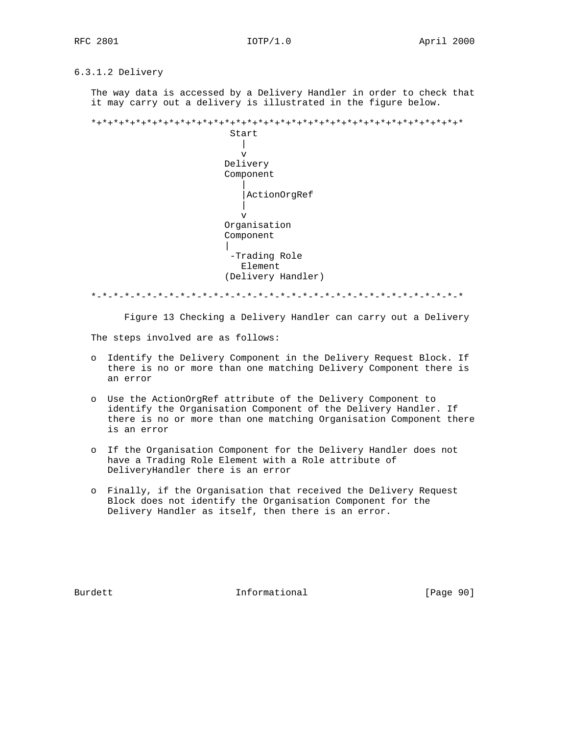### 6.3.1.2 Delivery

The way data is accessed by a Delivery Handler in order to check that it may carry out a delivery is illustrated in the figure below.

```
*+*+*+*+*+*+*+*+*+*+*+*+*+*+*+*+*+*+*+*+*+*+*+*+*+*+*+*+*+*+*+*+*+*
                         Start
                           |
                           v
                        Delivery
                        Component
                           |
                           |ActionOrgRef
                           |
                           v
                        Organisation
                        Component
                        |
                         -Trading Role
                           Element
                        (Delivery Handler)

*-*-*-*-*-*-*-*-*-*-*-*-*-*-*-*-*-*-*-*-*-*-*-*-*-*-*-*-*-*-*-*-*-*
```

Figure 13 Checking a Delivery Handler can carry out a Delivery

The steps involved are as follows:

- Identify the Delivery Component in the Delivery Request Block. If there is no or more than one matching Delivery Component there is an error
- Use the ActionOrgRef attribute of the Delivery Component to identify the Organisation Component of the Delivery Handler. If there is no or more than one matching Organisation Component there is an error
- If the Organisation Component for the Delivery Handler does not have a Trading Role Element with a Role attribute of DeliveryHandler there is an error
- Finally, if the Organisation that received the Delivery Request Block does not identify the Organisation Component for the Delivery Handler as itself, then there is an error.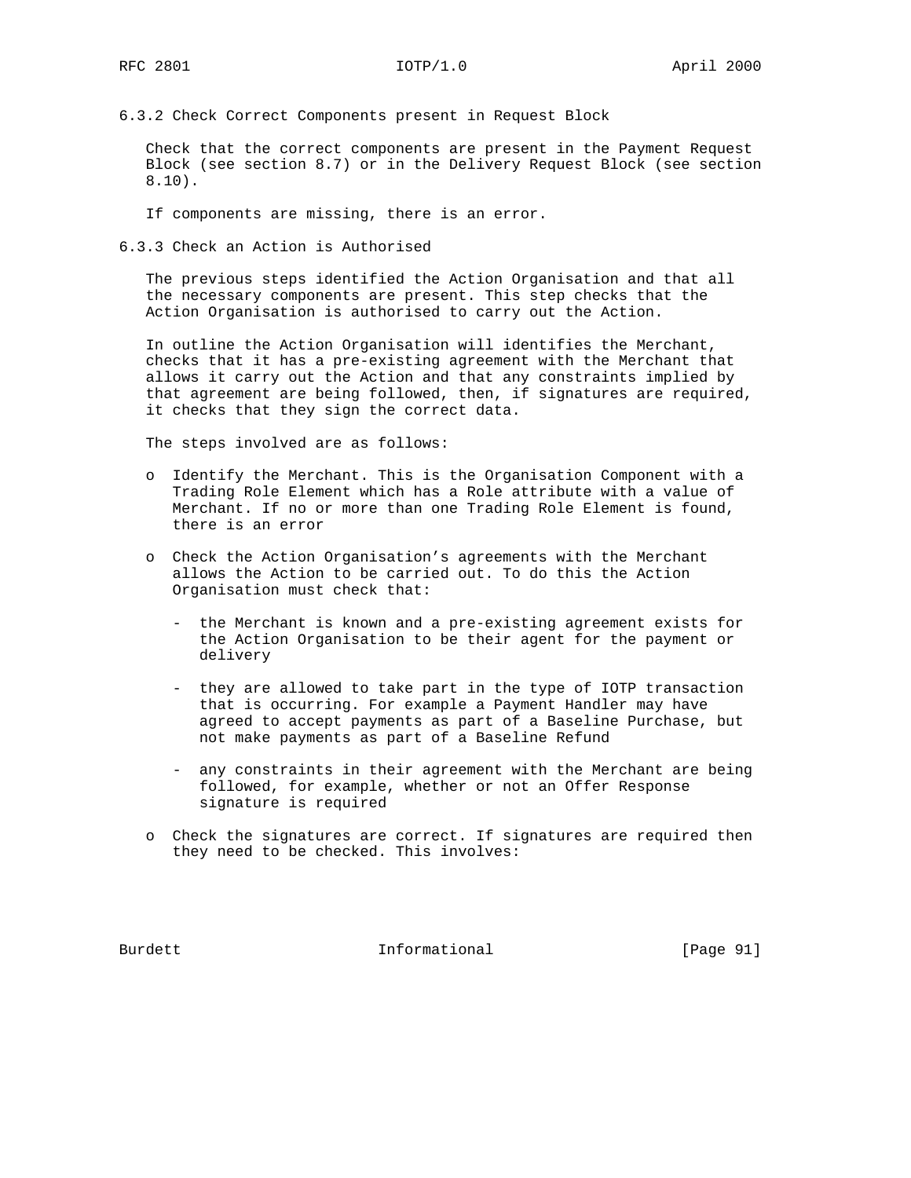### 6.3.2 Check Correct Components present in Request Block

Check that the correct components are present in the Payment Request Block (see section 8.7) or in the Delivery Request Block (see section 8.10).

If components are missing, there is an error.

### 6.3.3 Check an Action is Authorised

The previous steps identified the Action Organisation and that all the necessary components are present. This step checks that the Action Organisation is authorised to carry out the Action.

In outline the Action Organisation will identifies the Merchant, checks that it has a pre-existing agreement with the Merchant that allows it carry out the Action and that any constraints implied by that agreement are being followed, then, if signatures are required, it checks that they sign the correct data.

The steps involved are as follows:

- Identify the Merchant. This is the Organisation Component with a Trading Role Element which has a Role attribute with a value of Merchant. If no or more than one Trading Role Element is found, there is an error
- Check the Action Organisation's agreements with the Merchant allows the Action to be carried out. To do this the Action Organisation must check that:
  - the Merchant is known and a pre-existing agreement exists for the Action Organisation to be their agent for the payment or delivery
  - they are allowed to take part in the type of IOTP transaction that is occurring. For example a Payment Handler may have agreed to accept payments as part of a Baseline Purchase, but not make payments as part of a Baseline Refund
  - any constraints in their agreement with the Merchant are being followed, for example, whether or not an Offer Response signature is required
- Check the signatures are correct. If signatures are required then they need to be checked. This involves: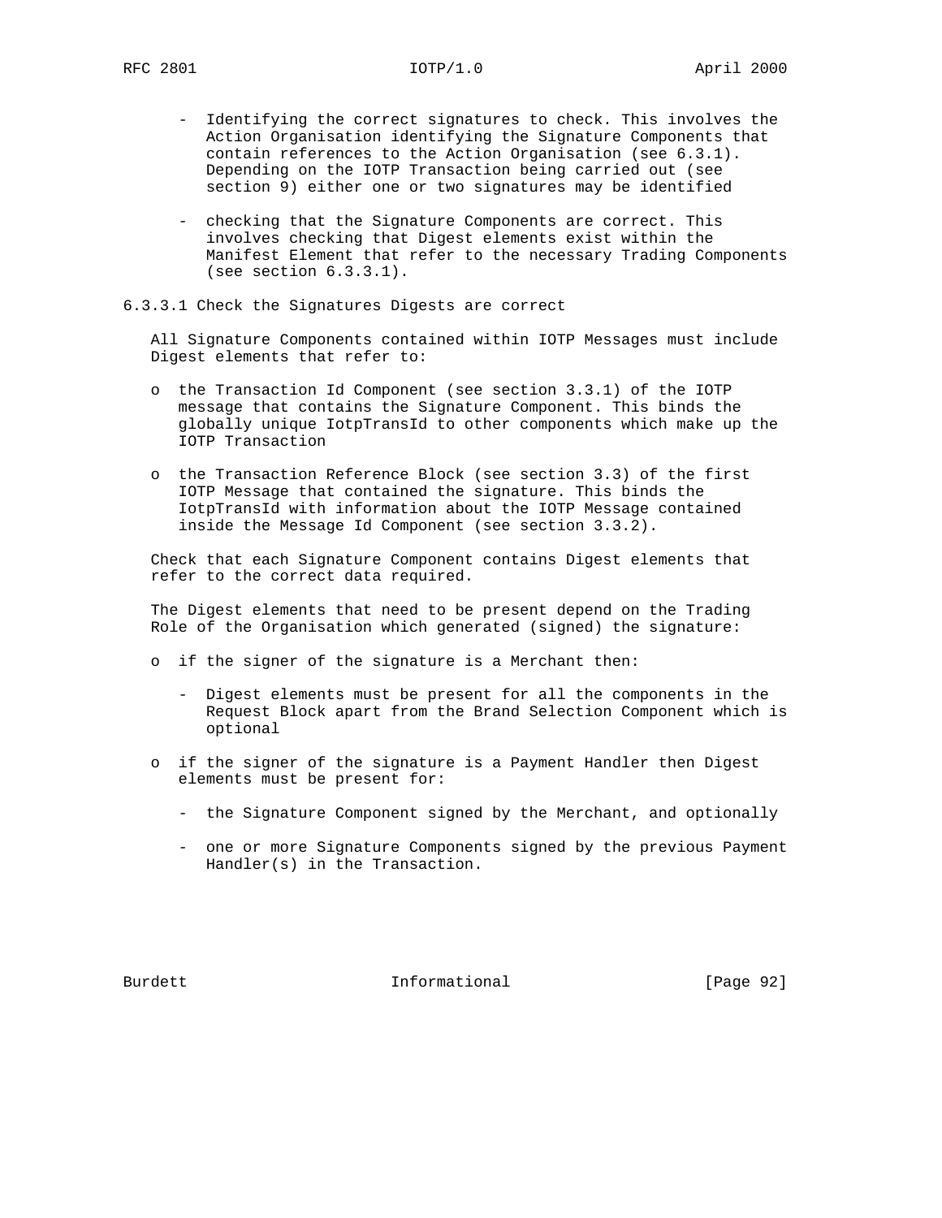- Identifying the correct signatures to check. This involves the Action Organisation identifying the Signature Components that contain references to the Action Organisation (see 6.3.1). Depending on the IOTP Transaction being carried out (see section 9) either one or two signatures may be identified

- checking that the Signature Components are correct. This involves checking that Digest elements exist within the Manifest Element that refer to the necessary Trading Components (see section 6.3.3.1).

#### 6.3.3.1 Check the Signatures Digests are correct

All Signature Components contained within IOTP Messages must include Digest elements that refer to:

- the Transaction Id Component (see section 3.3.1) of the IOTP message that contains the Signature Component. This binds the globally unique IotpTransId to other components which make up the IOTP Transaction

- the Transaction Reference Block (see section 3.3) of the first IOTP Message that contained the signature. This binds the IotpTransId with information about the IOTP Message contained inside the Message Id Component (see section 3.3.2).

Check that each Signature Component contains Digest elements that refer to the correct data required.

The Digest elements that need to be present depend on the Trading Role of the Organisation which generated (signed) the signature:

- if the signer of the signature is a Merchant then:

  - Digest elements must be present for all the components in the Request Block apart from the Brand Selection Component which is optional

- if the signer of the signature is a Payment Handler then Digest elements must be present for:

  - the Signature Component signed by the Merchant, and optionally

  - one or more Signature Components signed by the previous Payment Handler(s) in the Transaction.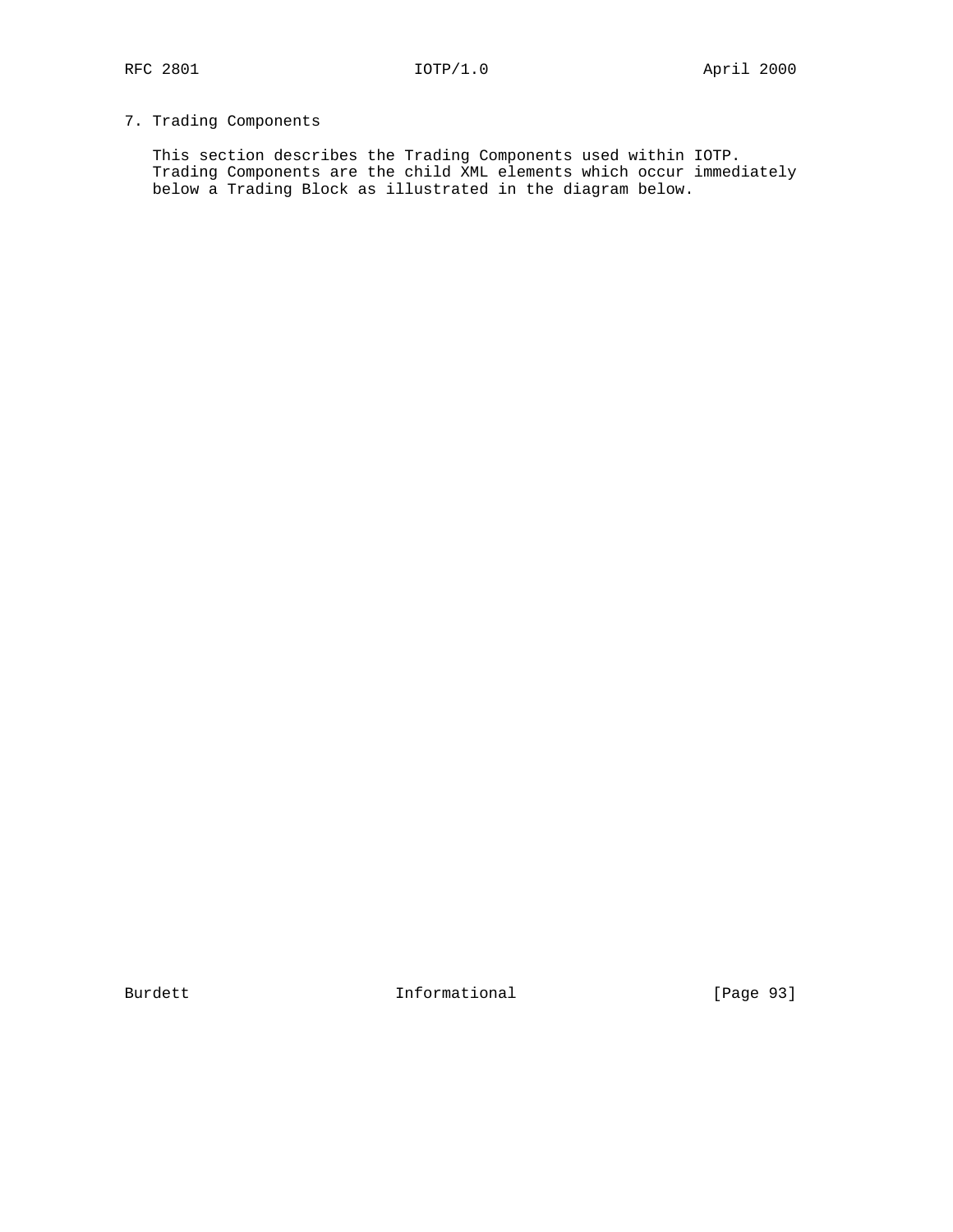# 7. Trading Components

This section describes the Trading Components used within IOTP. Trading Components are the child XML elements which occur immediately below a Trading Block as illustrated in the diagram below.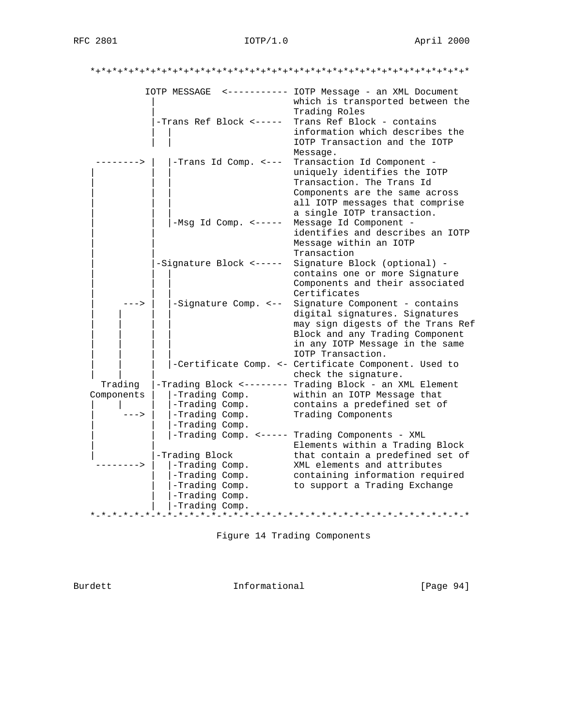```
*+*+*+*+*+*+*+*+*+*+*+*+*+*+*+*+*+*+*+*+*+*+*+*+*+*+*+*+*+*+*+*+*+*+*

          IOTP MESSAGE  <----------- IOTP Message - an XML Document
           |                         which is transported between the
           |                         Trading Roles
           |-Trans Ref Block <-----  Trans Ref Block - contains
           |  |                      information which describes the
           |  |                      IOTP Transaction and the IOTP
           |  |                      Message.
  --------> |  |-Trans Id Comp. <---  Transaction Id Component -
 |         |  |                      uniquely identifies the IOTP
 |         |  |                      Transaction. The Trans Id
 |         |  |                      Components are the same across
 |         |  |                      all IOTP messages that comprise
 |         |  |                      a single IOTP transaction.
 |         |  |-Msg Id Comp. <-----  Message Id Component -
 |         |                         identifies and describes an IOTP
 |         |                         Message within an IOTP
 |         |                         Transaction
 |         |-Signature Block <-----  Signature Block (optional) -
 |         |  |                      contains one or more Signature
 |         |  |                      Components and their associated
 |         |  |                      Certificates
 |     ---> |  |-Signature Comp. <--  Signature Component - contains
 |    |    |  |                      digital signatures. Signatures
 |    |    |  |                      may sign digests of the Trans Ref
 |    |    |  |                      Block and any Trading Component
 |    |    |  |                      in any IOTP Message in the same
 |    |    |  |                      IOTP Transaction.
 |    |    |  |-Certificate Comp. <- Certificate Component. Used to
 |    |    |                         check the signature.
  Trading  |-Trading Block <-------- Trading Block - an XML Element
 Components |  |-Trading Comp.        within an IOTP Message that
 |    |    |  |-Trading Comp.        contains a predefined set of
 |     ---> |  |-Trading Comp.        Trading Components
 |         |  |-Trading Comp.
 |         |  |-Trading Comp. <----- Trading Components - XML
 |         |                         Elements within a Trading Block
 |         |-Trading Block           that contain a predefined set of
  --------> |  |-Trading Comp.        XML elements and attributes
           |  |-Trading Comp.        containing information required
           |  |-Trading Comp.        to support a Trading Exchange
           |  |-Trading Comp.
           |  |-Trading Comp.
*-*-*-*-*-*-*-*-*-*-*-*-*-*-*-*-*-*-*-*-*-*-*-*-*-*-*-*-*-*-*-*-*-*-*
```

Figure 14 Trading Components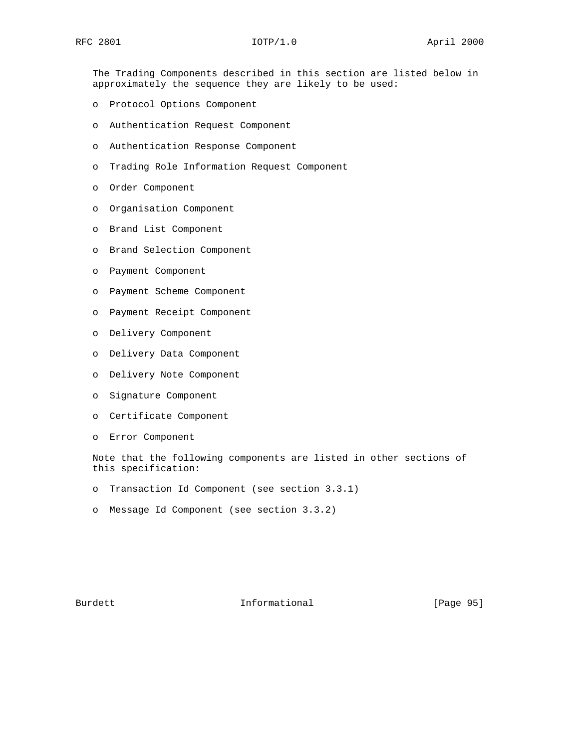The Trading Components described in this section are listed below in approximately the sequence they are likely to be used:

- Protocol Options Component
- Authentication Request Component
- Authentication Response Component
- Trading Role Information Request Component
- Order Component
- Organisation Component
- Brand List Component
- Brand Selection Component
- Payment Component
- Payment Scheme Component
- Payment Receipt Component
- Delivery Component
- Delivery Data Component
- Delivery Note Component
- Signature Component
- Certificate Component
- Error Component

Note that the following components are listed in other sections of this specification:

- Transaction Id Component (see section 3.3.1)
- Message Id Component (see section 3.3.2)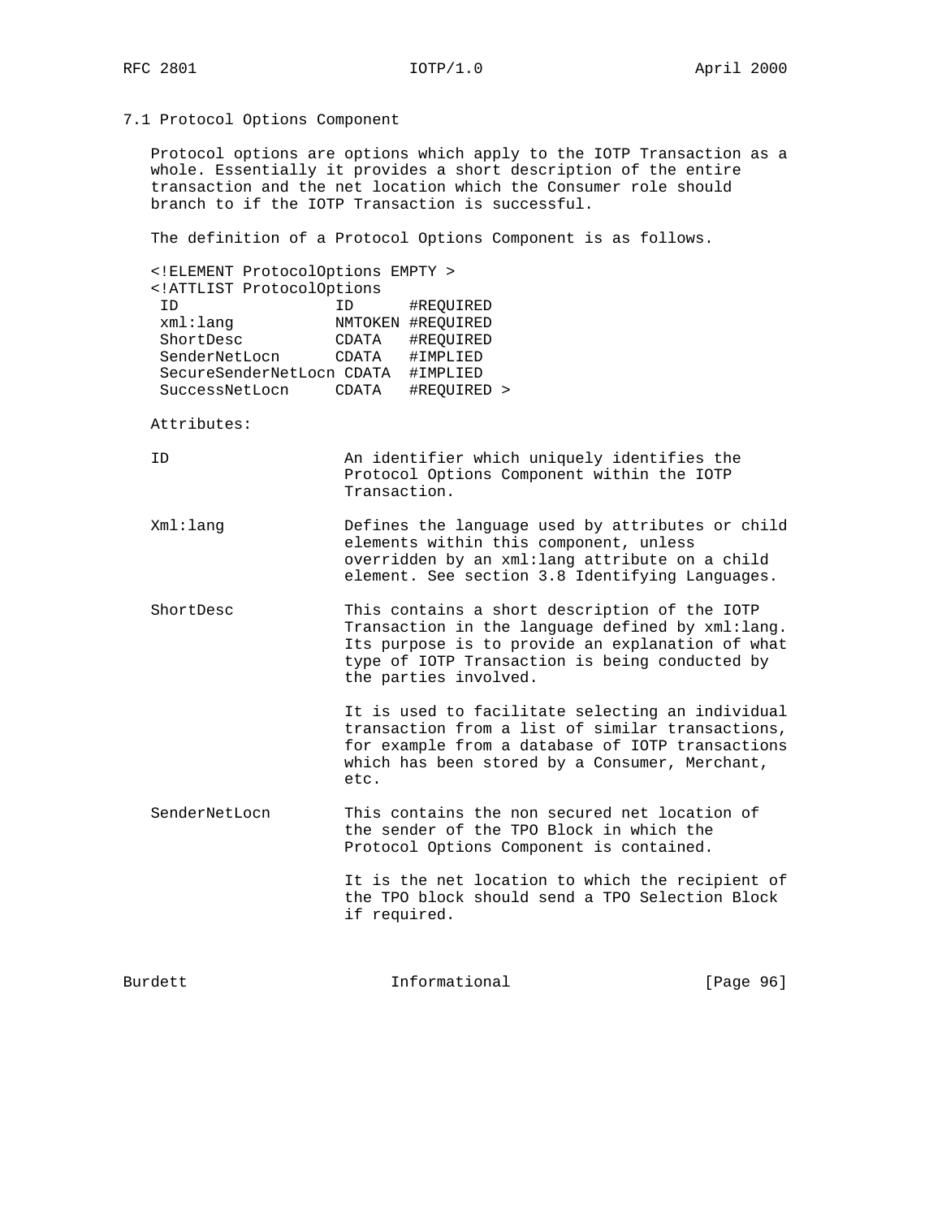## 7.1 Protocol Options Component

Protocol options are options which apply to the IOTP Transaction as a whole. Essentially it provides a short description of the entire transaction and the net location which the Consumer role should branch to if the IOTP Transaction is successful.

The definition of a Protocol Options Component is as follows.

```
<!ELEMENT ProtocolOptions EMPTY >
<!ATTLIST ProtocolOptions
 ID                ID      #REQUIRED
 xml:lang          NMTOKEN #REQUIRED
 ShortDesc         CDATA   #REQUIRED
 SenderNetLocn     CDATA   #IMPLIED
 SecureSenderNetLocn CDATA  #IMPLIED
 SuccessNetLocn    CDATA   #REQUIRED >
```

Attributes:

ID — An identifier which uniquely identifies the Protocol Options Component within the IOTP Transaction.

Xml:lang — Defines the language used by attributes or child elements within this component, unless overridden by an xml:lang attribute on a child element. See section 3.8 Identifying Languages.

ShortDesc — This contains a short description of the IOTP Transaction in the language defined by xml:lang. Its purpose is to provide an explanation of what type of IOTP Transaction is being conducted by the parties involved.

It is used to facilitate selecting an individual transaction from a list of similar transactions, for example from a database of IOTP transactions which has been stored by a Consumer, Merchant, etc.

SenderNetLocn — This contains the non secured net location of the sender of the TPO Block in which the Protocol Options Component is contained.

It is the net location to which the recipient of the TPO block should send a TPO Selection Block if required.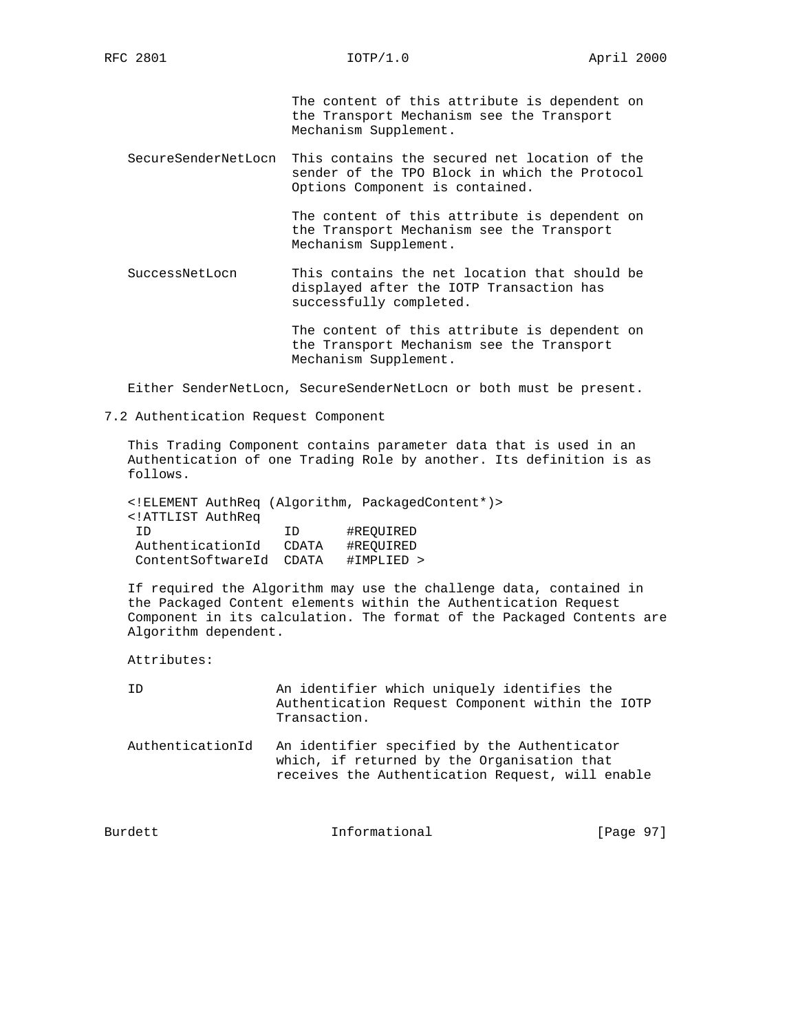The content of this attribute is dependent on the Transport Mechanism see the Transport Mechanism Supplement.

SecureSenderNetLocn This contains the secured net location of the sender of the TPO Block in which the Protocol Options Component is contained.

The content of this attribute is dependent on the Transport Mechanism see the Transport Mechanism Supplement.

SuccessNetLocn This contains the net location that should be displayed after the IOTP Transaction has successfully completed.

The content of this attribute is dependent on the Transport Mechanism see the Transport Mechanism Supplement.

Either SenderNetLocn, SecureSenderNetLocn or both must be present.

## 7.2 Authentication Request Component

This Trading Component contains parameter data that is used in an Authentication of one Trading Role by another. Its definition is as follows.

```
<!ELEMENT AuthReq (Algorithm, PackagedContent*)>
<!ATTLIST AuthReq
 ID                ID      #REQUIRED
 AuthenticationId  CDATA   #REQUIRED
 ContentSoftwareId CDATA   #IMPLIED >
```

If required the Algorithm may use the challenge data, contained in the Packaged Content elements within the Authentication Request Component in its calculation. The format of the Packaged Contents are Algorithm dependent.

Attributes:

ID An identifier which uniquely identifies the Authentication Request Component within the IOTP Transaction.

AuthenticationId An identifier specified by the Authenticator which, if returned by the Organisation that receives the Authentication Request, will enable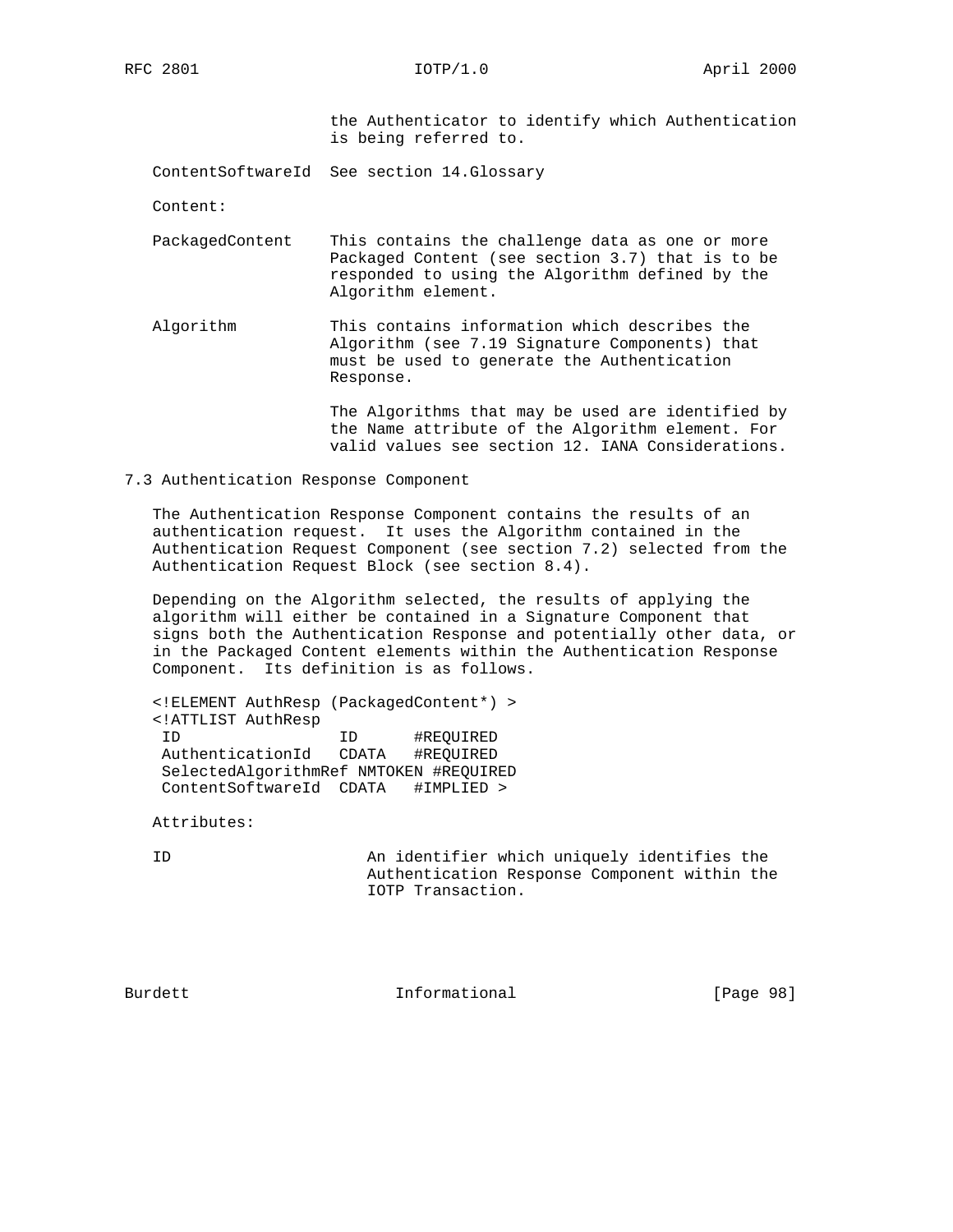the Authenticator to identify which Authentication is being referred to.

ContentSoftwareId  See section 14.Glossary

Content:

PackagedContent  This contains the challenge data as one or more Packaged Content (see section 3.7) that is to be responded to using the Algorithm defined by the Algorithm element.

Algorithm  This contains information which describes the Algorithm (see 7.19 Signature Components) that must be used to generate the Authentication Response.

The Algorithms that may be used are identified by the Name attribute of the Algorithm element. For valid values see section 12. IANA Considerations.

### 7.3 Authentication Response Component

The Authentication Response Component contains the results of an authentication request. It uses the Algorithm contained in the Authentication Request Component (see section 7.2) selected from the Authentication Request Block (see section 8.4).

Depending on the Algorithm selected, the results of applying the algorithm will either be contained in a Signature Component that signs both the Authentication Response and potentially other data, or in the Packaged Content elements within the Authentication Response Component. Its definition is as follows.

```
<!ELEMENT AuthResp (PackagedContent*) >
<!ATTLIST AuthResp
 ID                ID      #REQUIRED
 AuthenticationId   CDATA   #REQUIRED
 SelectedAlgorithmRef NMTOKEN #REQUIRED
 ContentSoftwareId  CDATA   #IMPLIED >
```

Attributes:

ID  An identifier which uniquely identifies the Authentication Response Component within the IOTP Transaction.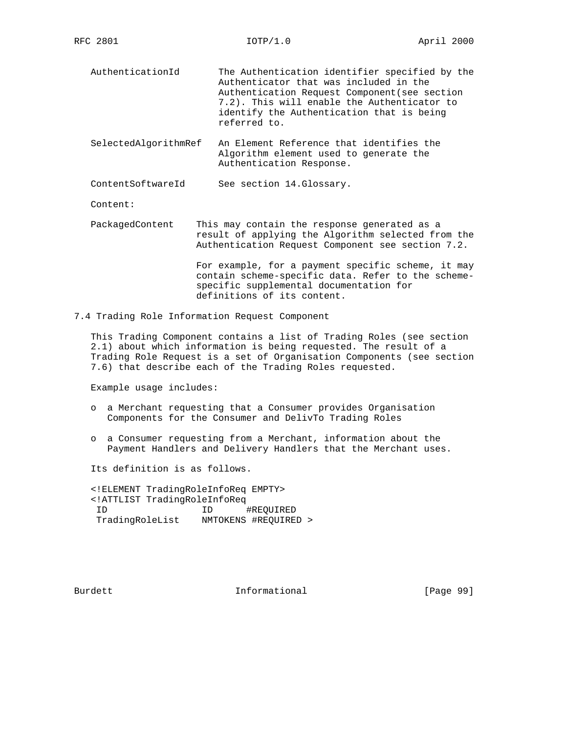AuthenticationId — The Authentication identifier specified by the Authenticator that was included in the Authentication Request Component(see section 7.2). This will enable the Authenticator to identify the Authentication that is being referred to.

SelectedAlgorithmRef — An Element Reference that identifies the Algorithm element used to generate the Authentication Response.

ContentSoftwareId — See section 14.Glossary.

Content:

PackagedContent — This may contain the response generated as a result of applying the Algorithm selected from the Authentication Request Component see section 7.2.

For example, for a payment specific scheme, it may contain scheme-specific data. Refer to the scheme-specific supplemental documentation for definitions of its content.

## 7.4 Trading Role Information Request Component

This Trading Component contains a list of Trading Roles (see section 2.1) about which information is being requested. The result of a Trading Role Request is a set of Organisation Components (see section 7.6) that describe each of the Trading Roles requested.

Example usage includes:

- a Merchant requesting that a Consumer provides Organisation Components for the Consumer and DelivTo Trading Roles
- a Consumer requesting from a Merchant, information about the Payment Handlers and Delivery Handlers that the Merchant uses.

Its definition is as follows.

```
<!ELEMENT TradingRoleInfoReq EMPTY>
<!ATTLIST TradingRoleInfoReq
 ID                ID      #REQUIRED
 TradingRoleList    NMTOKENS #REQUIRED >
```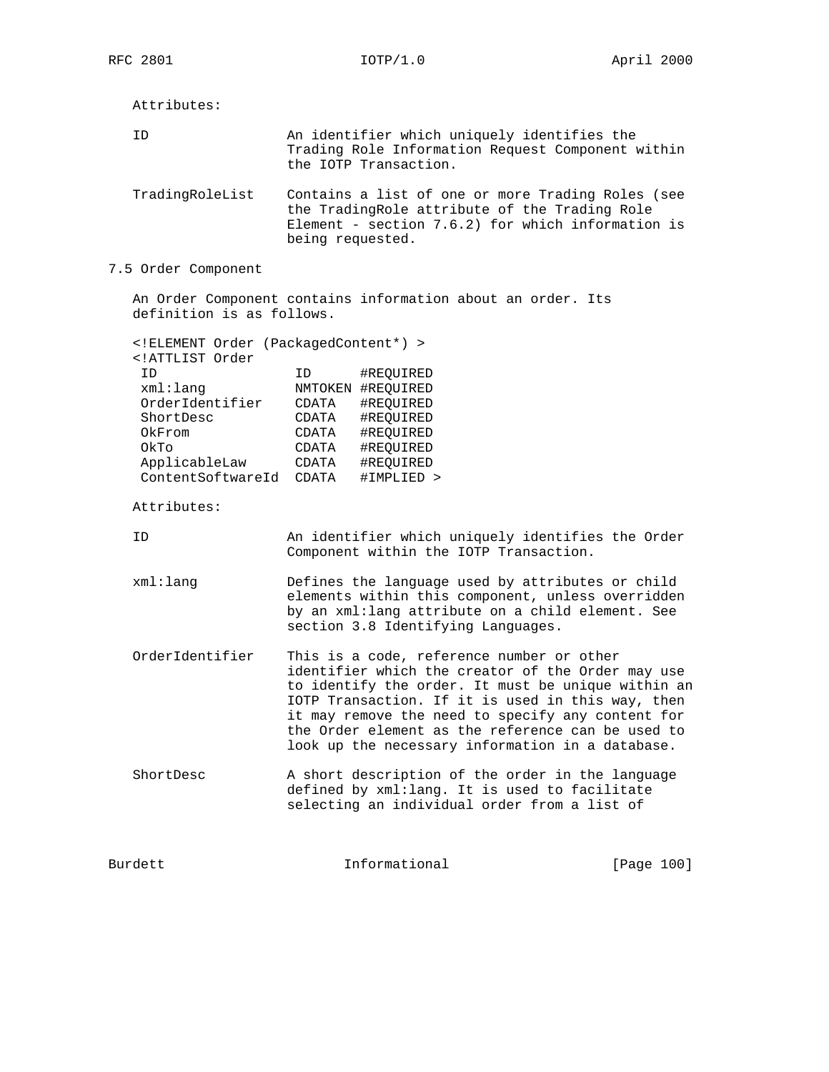Attributes:

ID — An identifier which uniquely identifies the Trading Role Information Request Component within the IOTP Transaction.

TradingRoleList — Contains a list of one or more Trading Roles (see the TradingRole attribute of the Trading Role Element - section 7.6.2) for which information is being requested.

## 7.5 Order Component

An Order Component contains information about an order. Its definition is as follows.

```
<!ELEMENT Order (PackagedContent*) >
<!ATTLIST Order
 ID                ID      #REQUIRED
 xml:lang          NMTOKEN #REQUIRED
 OrderIdentifier   CDATA   #REQUIRED
 ShortDesc         CDATA   #REQUIRED
 OkFrom            CDATA   #REQUIRED
 OkTo              CDATA   #REQUIRED
 ApplicableLaw     CDATA   #REQUIRED
 ContentSoftwareId CDATA   #IMPLIED >
```

Attributes:

ID — An identifier which uniquely identifies the Order Component within the IOTP Transaction.

xml:lang — Defines the language used by attributes or child elements within this component, unless overridden by an xml:lang attribute on a child element. See section 3.8 Identifying Languages.

OrderIdentifier — This is a code, reference number or other identifier which the creator of the Order may use to identify the order. It must be unique within an IOTP Transaction. If it is used in this way, then it may remove the need to specify any content for the Order element as the reference can be used to look up the necessary information in a database.

ShortDesc — A short description of the order in the language defined by xml:lang. It is used to facilitate selecting an individual order from a list of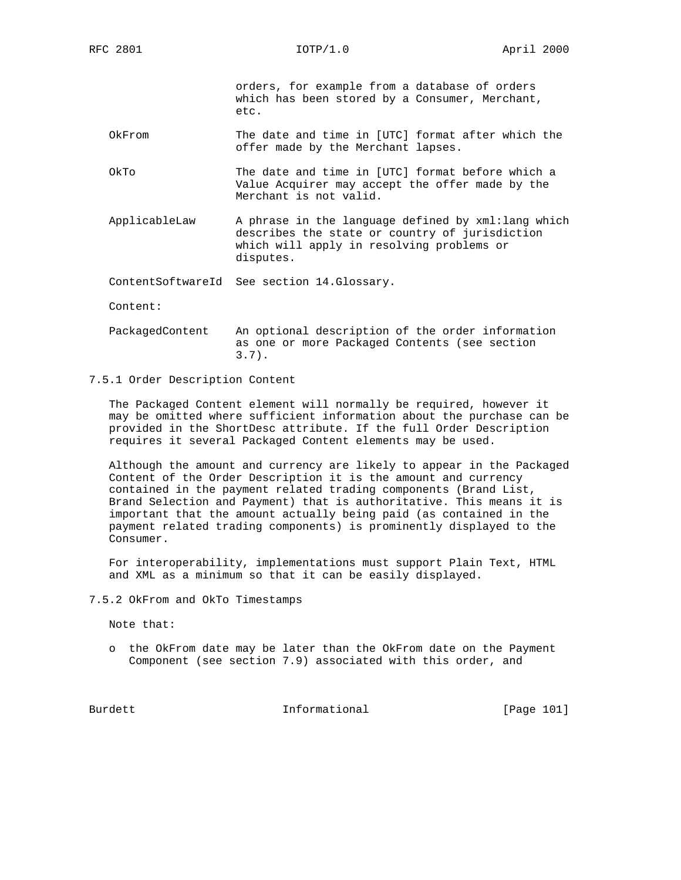orders, for example from a database of orders which has been stored by a Consumer, Merchant, etc.

OkFrom — The date and time in [UTC] format after which the offer made by the Merchant lapses.

OkTo — The date and time in [UTC] format before which a Value Acquirer may accept the offer made by the Merchant is not valid.

ApplicableLaw — A phrase in the language defined by xml:lang which describes the state or country of jurisdiction which will apply in resolving problems or disputes.

ContentSoftwareId — See section 14.Glossary.

Content:

PackagedContent — An optional description of the order information as one or more Packaged Contents (see section 3.7).

### 7.5.1 Order Description Content

The Packaged Content element will normally be required, however it may be omitted where sufficient information about the purchase can be provided in the ShortDesc attribute. If the full Order Description requires it several Packaged Content elements may be used.

Although the amount and currency are likely to appear in the Packaged Content of the Order Description it is the amount and currency contained in the payment related trading components (Brand List, Brand Selection and Payment) that is authoritative. This means it is important that the amount actually being paid (as contained in the payment related trading components) is prominently displayed to the Consumer.

For interoperability, implementations must support Plain Text, HTML and XML as a minimum so that it can be easily displayed.

### 7.5.2 OkFrom and OkTo Timestamps

Note that:

- the OkFrom date may be later than the OkFrom date on the Payment Component (see section 7.9) associated with this order, and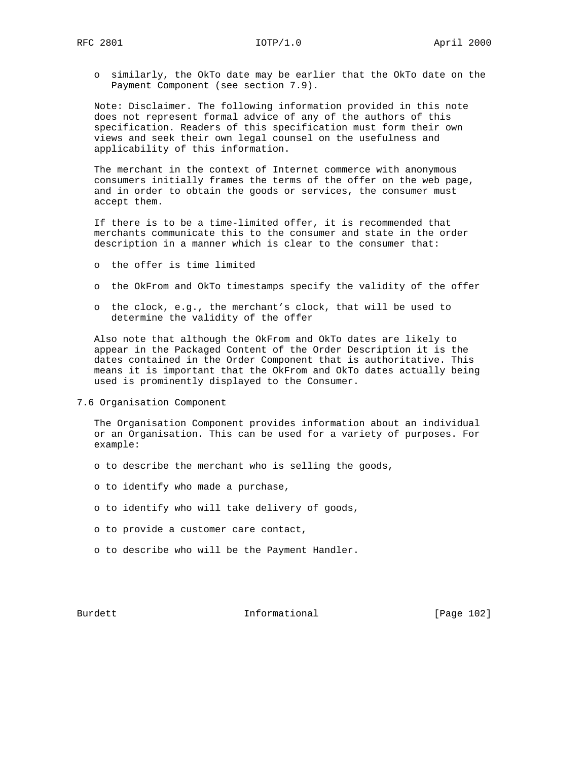- similarly, the OkTo date may be earlier that the OkTo date on the Payment Component (see section 7.9).

Note: Disclaimer. The following information provided in this note does not represent formal advice of any of the authors of this specification. Readers of this specification must form their own views and seek their own legal counsel on the usefulness and applicability of this information.

The merchant in the context of Internet commerce with anonymous consumers initially frames the terms of the offer on the web page, and in order to obtain the goods or services, the consumer must accept them.

If there is to be a time-limited offer, it is recommended that merchants communicate this to the consumer and state in the order description in a manner which is clear to the consumer that:

- the offer is time limited
- the OkFrom and OkTo timestamps specify the validity of the offer
- the clock, e.g., the merchant's clock, that will be used to determine the validity of the offer

Also note that although the OkFrom and OkTo dates are likely to appear in the Packaged Content of the Order Description it is the dates contained in the Order Component that is authoritative. This means it is important that the OkFrom and OkTo dates actually being used is prominently displayed to the Consumer.

## 7.6 Organisation Component

The Organisation Component provides information about an individual or an Organisation. This can be used for a variety of purposes. For example:

- to describe the merchant who is selling the goods,
- to identify who made a purchase,
- to identify who will take delivery of goods,
- to provide a customer care contact,
- to describe who will be the Payment Handler.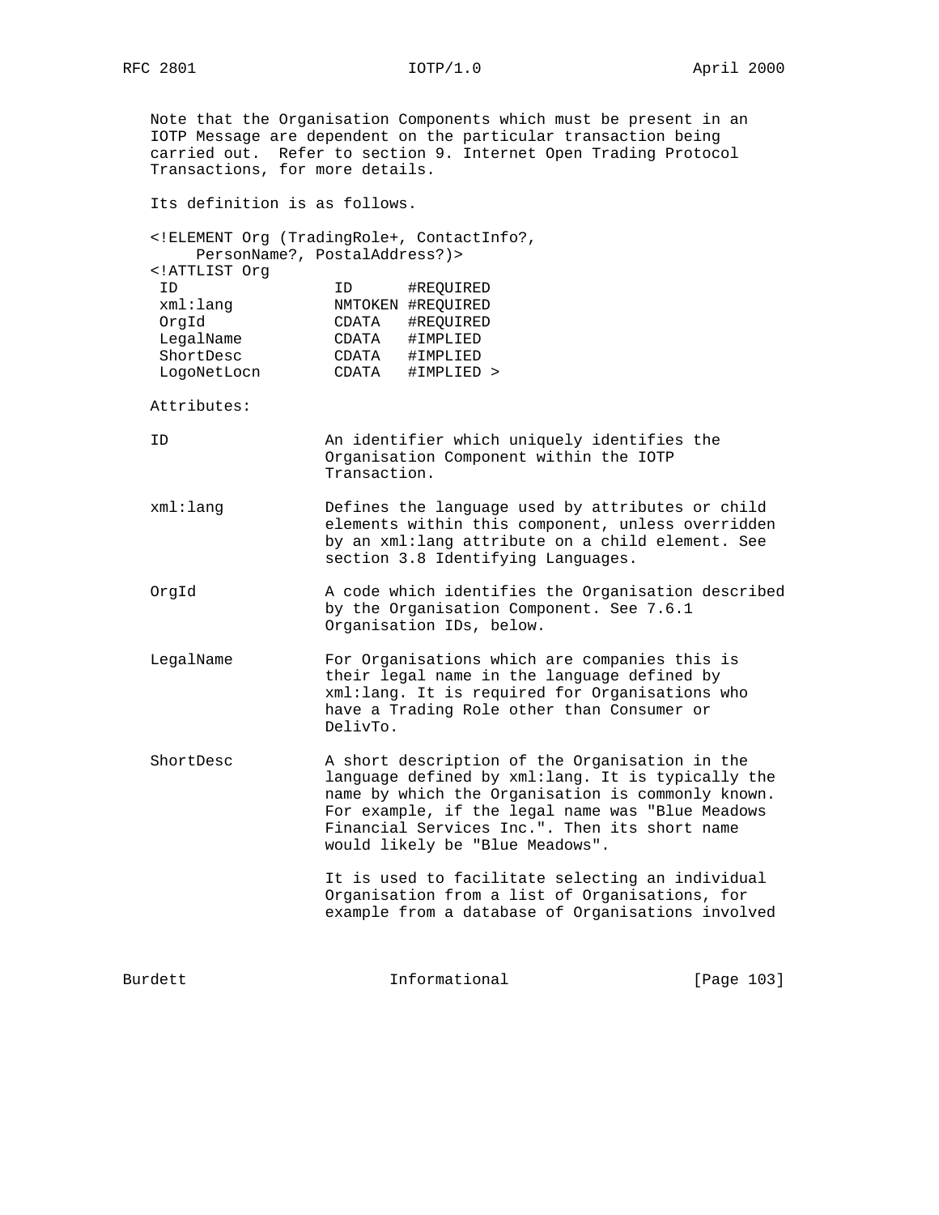Note that the Organisation Components which must be present in an IOTP Message are dependent on the particular transaction being carried out. Refer to section 9. Internet Open Trading Protocol Transactions, for more details.

Its definition is as follows.

```
<!ELEMENT Org (TradingRole+, ContactInfo?,
     PersonName?, PostalAddress?)>
<!ATTLIST Org
 ID               ID      #REQUIRED
 xml:lang         NMTOKEN #REQUIRED
 OrgId            CDATA   #REQUIRED
 LegalName        CDATA   #IMPLIED
 ShortDesc        CDATA   #IMPLIED
 LogoNetLocn      CDATA   #IMPLIED >
```

Attributes:

ID — An identifier which uniquely identifies the Organisation Component within the IOTP Transaction.

xml:lang — Defines the language used by attributes or child elements within this component, unless overridden by an xml:lang attribute on a child element. See section 3.8 Identifying Languages.

OrgId — A code which identifies the Organisation described by the Organisation Component. See 7.6.1 Organisation IDs, below.

LegalName — For Organisations which are companies this is their legal name in the language defined by xml:lang. It is required for Organisations who have a Trading Role other than Consumer or DelivTo.

ShortDesc — A short description of the Organisation in the language defined by xml:lang. It is typically the name by which the Organisation is commonly known. For example, if the legal name was "Blue Meadows Financial Services Inc.". Then its short name would likely be "Blue Meadows".

It is used to facilitate selecting an individual Organisation from a list of Organisations, for example from a database of Organisations involved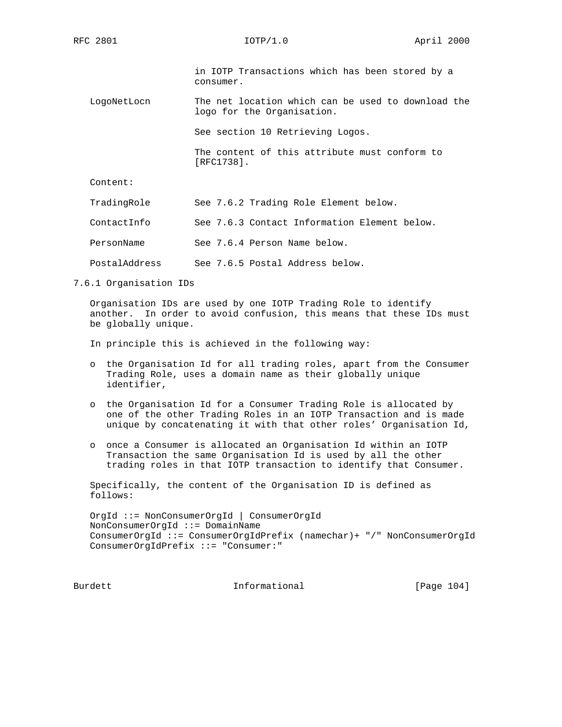in IOTP Transactions which has been stored by a consumer.

LogoNetLocn — The net location which can be used to download the logo for the Organisation.

See section 10 Retrieving Logos.

The content of this attribute must conform to [RFC1738].

Content:

TradingRole — See 7.6.2 Trading Role Element below.

ContactInfo — See 7.6.3 Contact Information Element below.

PersonName — See 7.6.4 Person Name below.

PostalAddress — See 7.6.5 Postal Address below.

### 7.6.1 Organisation IDs

Organisation IDs are used by one IOTP Trading Role to identify another. In order to avoid confusion, this means that these IDs must be globally unique.

In principle this is achieved in the following way:

- the Organisation Id for all trading roles, apart from the Consumer Trading Role, uses a domain name as their globally unique identifier,
- the Organisation Id for a Consumer Trading Role is allocated by one of the other Trading Roles in an IOTP Transaction and is made unique by concatenating it with that other roles' Organisation Id,
- once a Consumer is allocated an Organisation Id within an IOTP Transaction the same Organisation Id is used by all the other trading roles in that IOTP transaction to identify that Consumer.

Specifically, the content of the Organisation ID is defined as follows:

```
OrgId ::= NonConsumerOrgId | ConsumerOrgId
NonConsumerOrgId ::= DomainName
ConsumerOrgId ::= ConsumerOrgIdPrefix (namechar)+ "/" NonConsumerOrgId
ConsumerOrgIdPrefix ::= "Consumer:"
```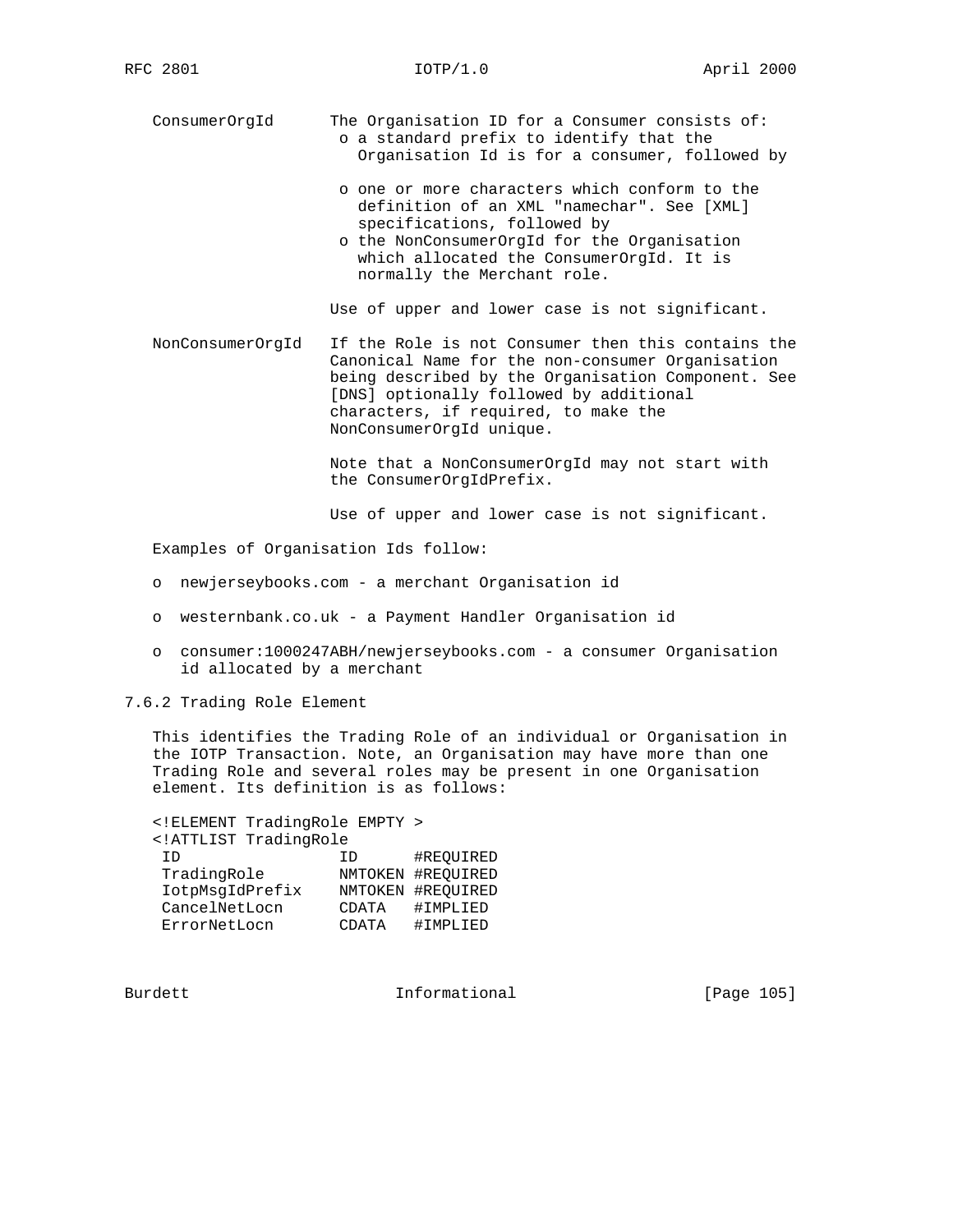ConsumerOrgId — The Organisation ID for a Consumer consists of:

- a standard prefix to identify that the Organisation Id is for a consumer, followed by
- one or more characters which conform to the definition of an XML "namechar". See [XML] specifications, followed by
- the NonConsumerOrgId for the Organisation which allocated the ConsumerOrgId. It is normally the Merchant role.

Use of upper and lower case is not significant.

NonConsumerOrgId — If the Role is not Consumer then this contains the Canonical Name for the non-consumer Organisation being described by the Organisation Component. See [DNS] optionally followed by additional characters, if required, to make the NonConsumerOrgId unique.

Note that a NonConsumerOrgId may not start with the ConsumerOrgIdPrefix.

Use of upper and lower case is not significant.

Examples of Organisation Ids follow:

- newjerseybooks.com - a merchant Organisation id
- westernbank.co.uk - a Payment Handler Organisation id
- consumer:1000247ABH/newjerseybooks.com - a consumer Organisation id allocated by a merchant

### 7.6.2 Trading Role Element

This identifies the Trading Role of an individual or Organisation in the IOTP Transaction. Note, an Organisation may have more than one Trading Role and several roles may be present in one Organisation element. Its definition is as follows:

```
<!ELEMENT TradingRole EMPTY >
<!ATTLIST TradingRole
 ID               ID      #REQUIRED
 TradingRole      NMTOKEN #REQUIRED
 IotpMsgIdPrefix  NMTOKEN #REQUIRED
 CancelNetLocn    CDATA   #IMPLIED
 ErrorNetLocn     CDATA   #IMPLIED
```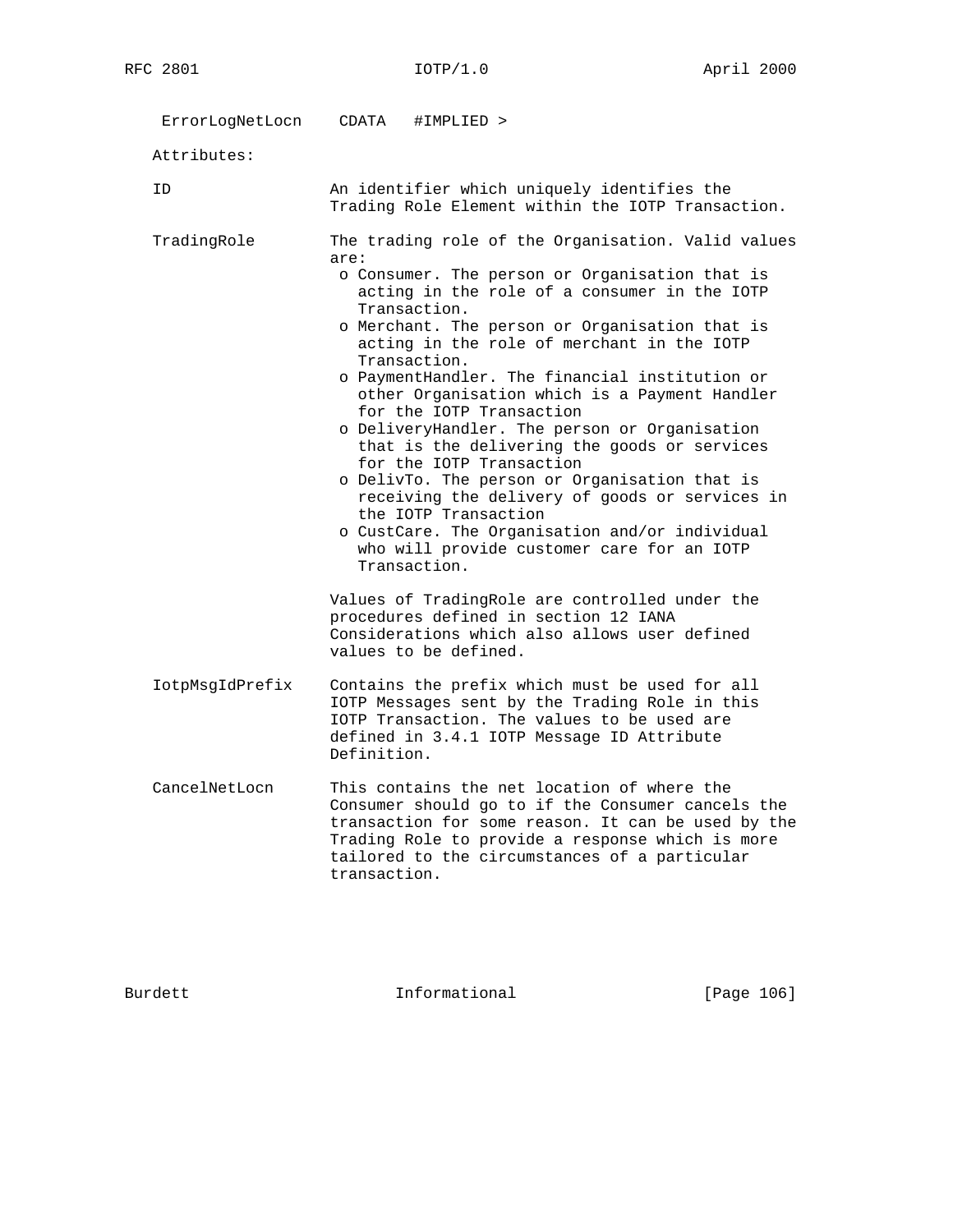```
   ErrorLogNetLocn    CDATA   #IMPLIED >
```

Attributes:

ID — An identifier which uniquely identifies the Trading Role Element within the IOTP Transaction.

TradingRole — The trading role of the Organisation. Valid values are:

- Consumer. The person or Organisation that is acting in the role of a consumer in the IOTP Transaction.
- Merchant. The person or Organisation that is acting in the role of merchant in the IOTP Transaction.
- PaymentHandler. The financial institution or other Organisation which is a Payment Handler for the IOTP Transaction
- DeliveryHandler. The person or Organisation that is the delivering the goods or services for the IOTP Transaction
- DelivTo. The person or Organisation that is receiving the delivery of goods or services in the IOTP Transaction
- CustCare. The Organisation and/or individual who will provide customer care for an IOTP Transaction.

Values of TradingRole are controlled under the procedures defined in section 12 IANA Considerations which also allows user defined values to be defined.

IotpMsgIdPrefix — Contains the prefix which must be used for all IOTP Messages sent by the Trading Role in this IOTP Transaction. The values to be used are defined in 3.4.1 IOTP Message ID Attribute Definition.

CancelNetLocn — This contains the net location of where the Consumer should go to if the Consumer cancels the transaction for some reason. It can be used by the Trading Role to provide a response which is more tailored to the circumstances of a particular transaction.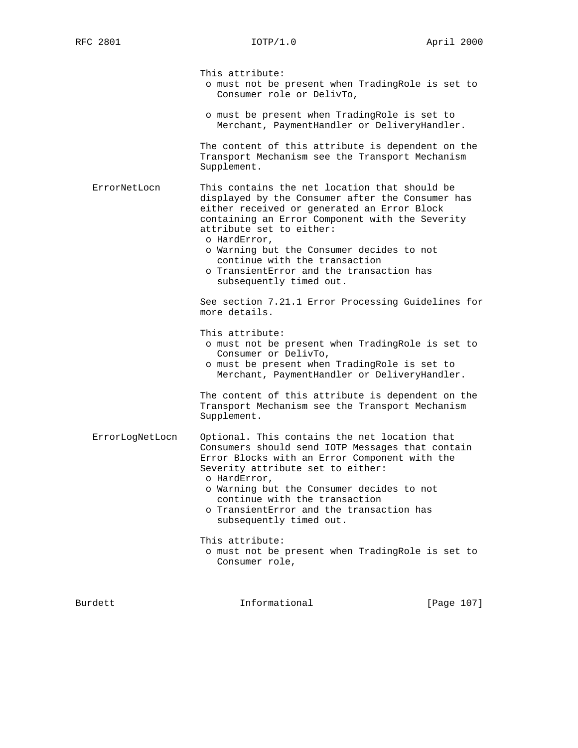This attribute:

- o must not be present when TradingRole is set to Consumer role or DelivTo,
- o must be present when TradingRole is set to Merchant, PaymentHandler or DeliveryHandler.

The content of this attribute is dependent on the Transport Mechanism see the Transport Mechanism Supplement.

**ErrorNetLocn**

This contains the net location that should be displayed by the Consumer after the Consumer has either received or generated an Error Block containing an Error Component with the Severity attribute set to either:

- o HardError,
- o Warning but the Consumer decides to not continue with the transaction
- o TransientError and the transaction has subsequently timed out.

See section 7.21.1 Error Processing Guidelines for more details.

This attribute:

- o must not be present when TradingRole is set to Consumer or DelivTo,
- o must be present when TradingRole is set to Merchant, PaymentHandler or DeliveryHandler.

The content of this attribute is dependent on the Transport Mechanism see the Transport Mechanism Supplement.

**ErrorLogNetLocn**

Optional. This contains the net location that Consumers should send IOTP Messages that contain Error Blocks with an Error Component with the Severity attribute set to either:

- o HardError,
- o Warning but the Consumer decides to not continue with the transaction
- o TransientError and the transaction has subsequently timed out.

This attribute:

- o must not be present when TradingRole is set to Consumer role,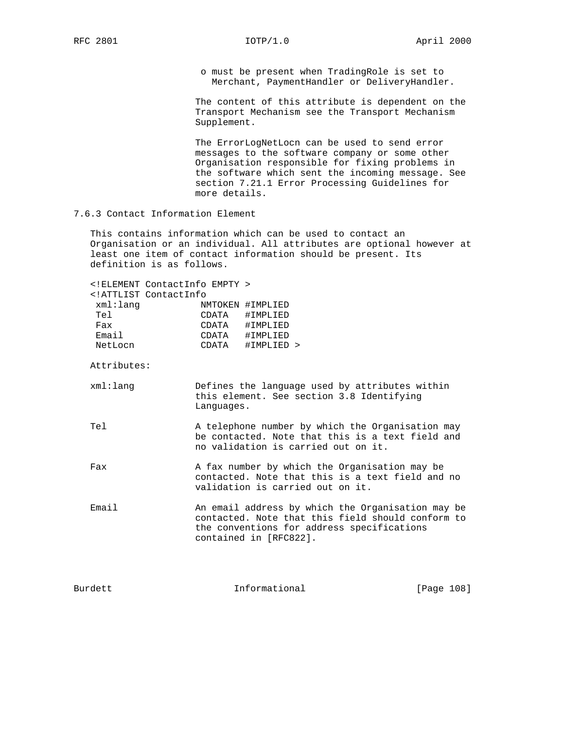- must be present when TradingRole is set to Merchant, PaymentHandler or DeliveryHandler.

The content of this attribute is dependent on the Transport Mechanism see the Transport Mechanism Supplement.

The ErrorLogNetLocn can be used to send error messages to the software company or some other Organisation responsible for fixing problems in the software which sent the incoming message. See section 7.21.1 Error Processing Guidelines for more details.

### 7.6.3 Contact Information Element

This contains information which can be used to contact an Organisation or an individual. All attributes are optional however at least one item of contact information should be present. Its definition is as follows.

```
<!ELEMENT ContactInfo EMPTY >
<!ATTLIST ContactInfo
 xml:lang           NMTOKEN #IMPLIED
 Tel                CDATA   #IMPLIED
 Fax                CDATA   #IMPLIED
 Email              CDATA   #IMPLIED
 NetLocn            CDATA   #IMPLIED >
```

Attributes:

xml:lang — Defines the language used by attributes within this element. See section 3.8 Identifying Languages.

Tel — A telephone number by which the Organisation may be contacted. Note that this is a text field and no validation is carried out on it.

Fax — A fax number by which the Organisation may be contacted. Note that this is a text field and no validation is carried out on it.

Email — An email address by which the Organisation may be contacted. Note that this field should conform to the conventions for address specifications contained in [RFC822].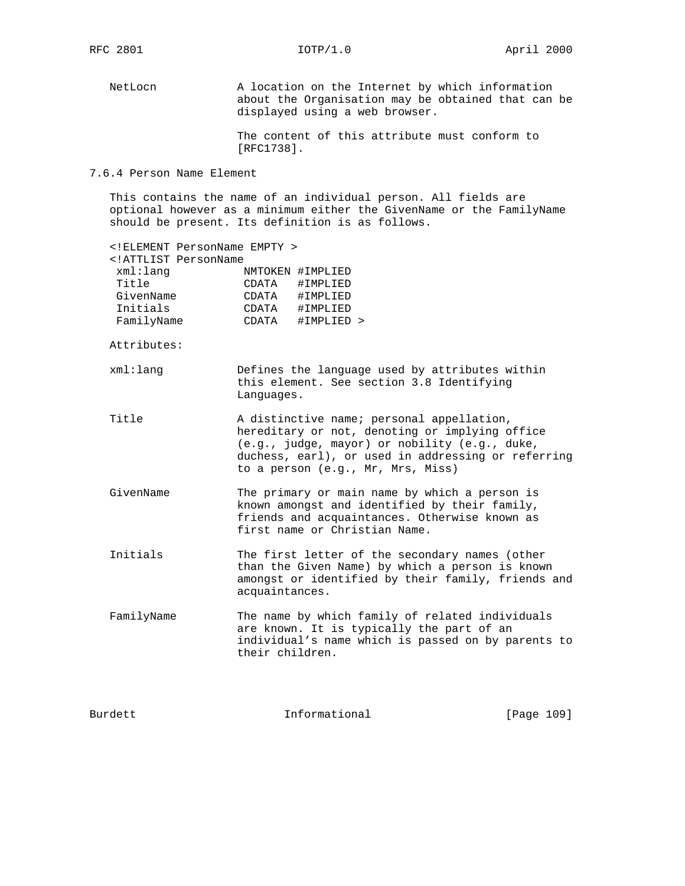NetLocn A location on the Internet by which information about the Organisation may be obtained that can be displayed using a web browser.

The content of this attribute must conform to [RFC1738].

### 7.6.4 Person Name Element

This contains the name of an individual person. All fields are optional however as a minimum either the GivenName or the FamilyName should be present. Its definition is as follows.

```
<!ELEMENT PersonName EMPTY >
<!ATTLIST PersonName
 xml:lang          NMTOKEN #IMPLIED
 Title             CDATA   #IMPLIED
 GivenName         CDATA   #IMPLIED
 Initials          CDATA   #IMPLIED
 FamilyName        CDATA   #IMPLIED >
```

Attributes:

xml:lang Defines the language used by attributes within this element. See section 3.8 Identifying Languages.

Title A distinctive name; personal appellation, hereditary or not, denoting or implying office (e.g., judge, mayor) or nobility (e.g., duke, duchess, earl), or used in addressing or referring to a person (e.g., Mr, Mrs, Miss)

GivenName The primary or main name by which a person is known amongst and identified by their family, friends and acquaintances. Otherwise known as first name or Christian Name.

Initials The first letter of the secondary names (other than the Given Name) by which a person is known amongst or identified by their family, friends and acquaintances.

FamilyName The name by which family of related individuals are known. It is typically the part of an individual's name which is passed on by parents to their children.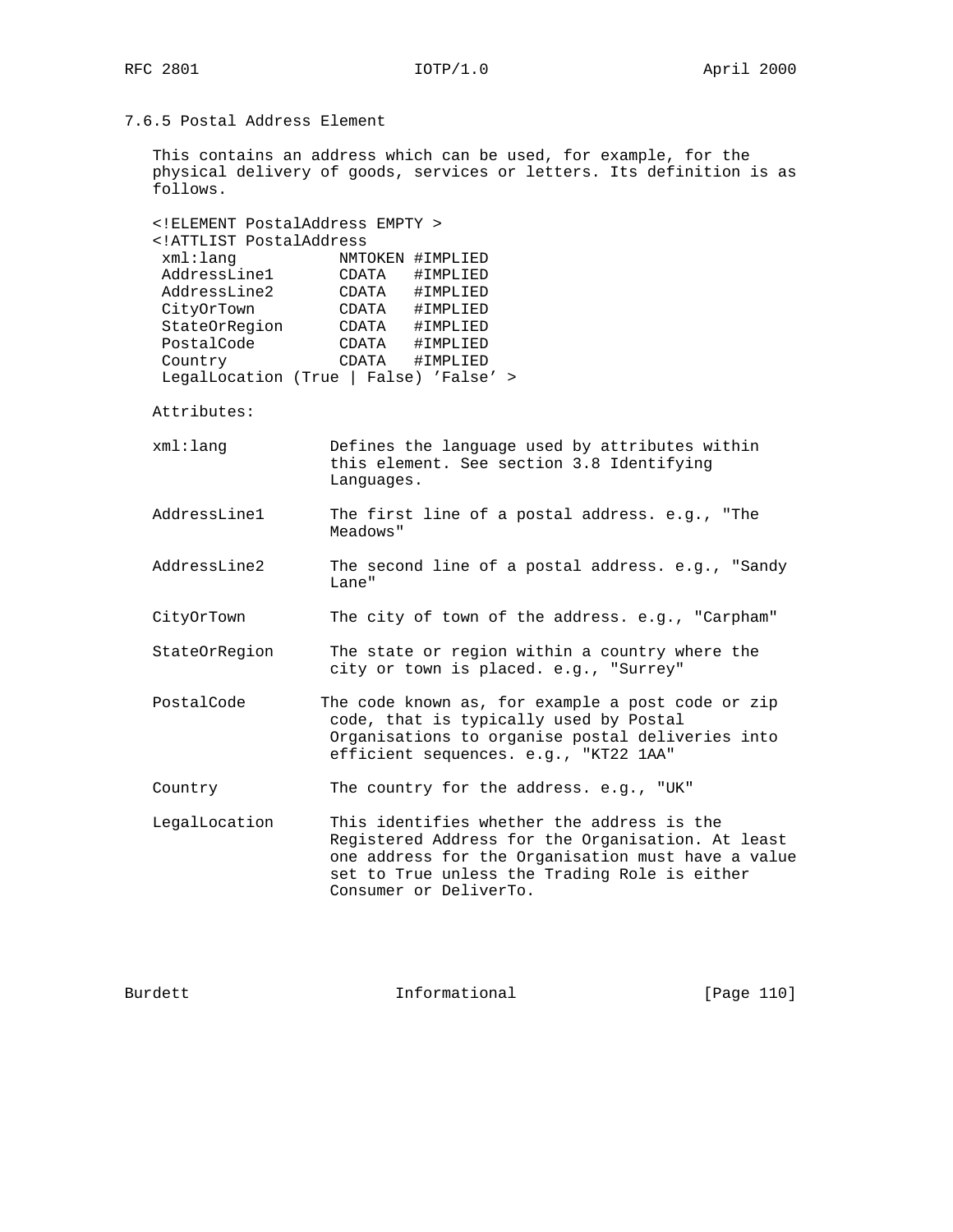### 7.6.5 Postal Address Element

This contains an address which can be used, for example, for the physical delivery of goods, services or letters. Its definition is as follows.

```
<!ELEMENT PostalAddress EMPTY >
<!ATTLIST PostalAddress
 xml:lang           NMTOKEN #IMPLIED
 AddressLine1       CDATA   #IMPLIED
 AddressLine2       CDATA   #IMPLIED
 CityOrTown         CDATA   #IMPLIED
 StateOrRegion      CDATA   #IMPLIED
 PostalCode         CDATA   #IMPLIED
 Country            CDATA   #IMPLIED
 LegalLocation (True | False) 'False' >
```

Attributes:

xml:lang — Defines the language used by attributes within this element. See section 3.8 Identifying Languages.

AddressLine1 — The first line of a postal address. e.g., "The Meadows"

AddressLine2 — The second line of a postal address. e.g., "Sandy Lane"

CityOrTown — The city of town of the address. e.g., "Carpham"

StateOrRegion — The state or region within a country where the city or town is placed. e.g., "Surrey"

PostalCode — The code known as, for example a post code or zip code, that is typically used by Postal Organisations to organise postal deliveries into efficient sequences. e.g., "KT22 1AA"

Country — The country for the address. e.g., "UK"

LegalLocation — This identifies whether the address is the Registered Address for the Organisation. At least one address for the Organisation must have a value set to True unless the Trading Role is either Consumer or DeliverTo.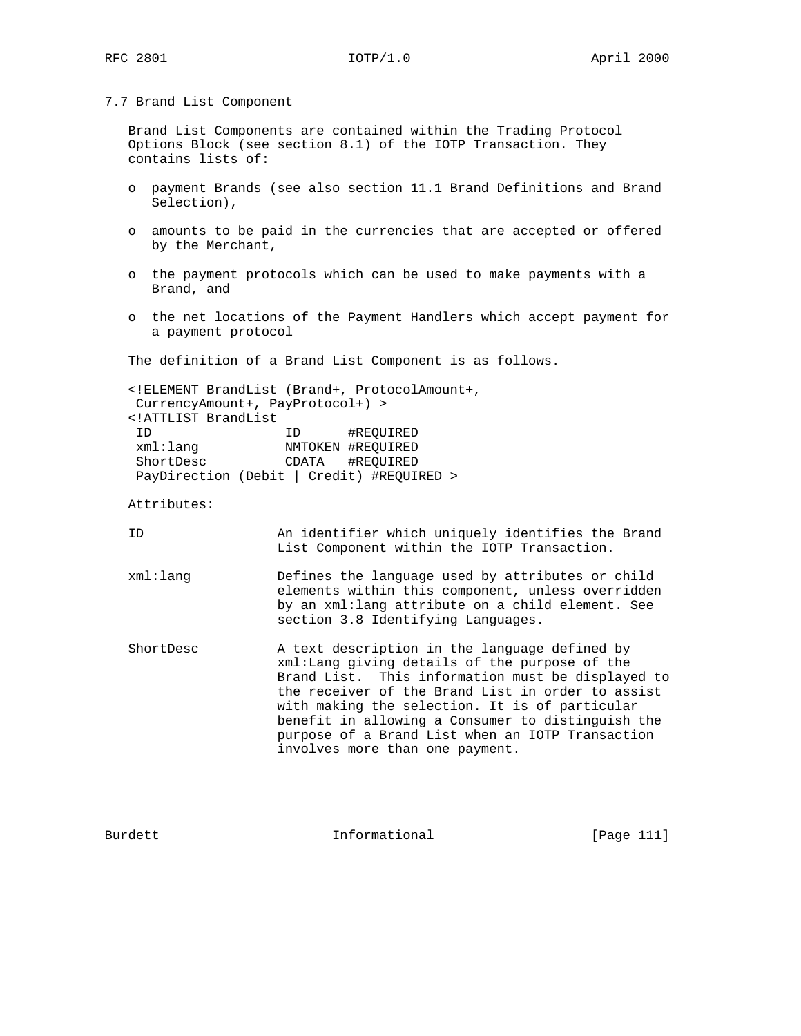### 7.7 Brand List Component

Brand List Components are contained within the Trading Protocol Options Block (see section 8.1) of the IOTP Transaction. They contains lists of:

- payment Brands (see also section 11.1 Brand Definitions and Brand Selection),
- amounts to be paid in the currencies that are accepted or offered by the Merchant,
- the payment protocols which can be used to make payments with a Brand, and
- the net locations of the Payment Handlers which accept payment for a payment protocol

The definition of a Brand List Component is as follows.

```
<!ELEMENT BrandList (Brand+, ProtocolAmount+,
 CurrencyAmount+, PayProtocol+) >
<!ATTLIST BrandList
 ID                ID      #REQUIRED
 xml:lang          NMTOKEN #REQUIRED
 ShortDesc         CDATA   #REQUIRED
 PayDirection (Debit | Credit) #REQUIRED >
```

Attributes:

ID
: An identifier which uniquely identifies the Brand List Component within the IOTP Transaction.

xml:lang
: Defines the language used by attributes or child elements within this component, unless overridden by an xml:lang attribute on a child element. See section 3.8 Identifying Languages.

ShortDesc
: A text description in the language defined by xml:Lang giving details of the purpose of the Brand List. This information must be displayed to the receiver of the Brand List in order to assist with making the selection. It is of particular benefit in allowing a Consumer to distinguish the purpose of a Brand List when an IOTP Transaction involves more than one payment.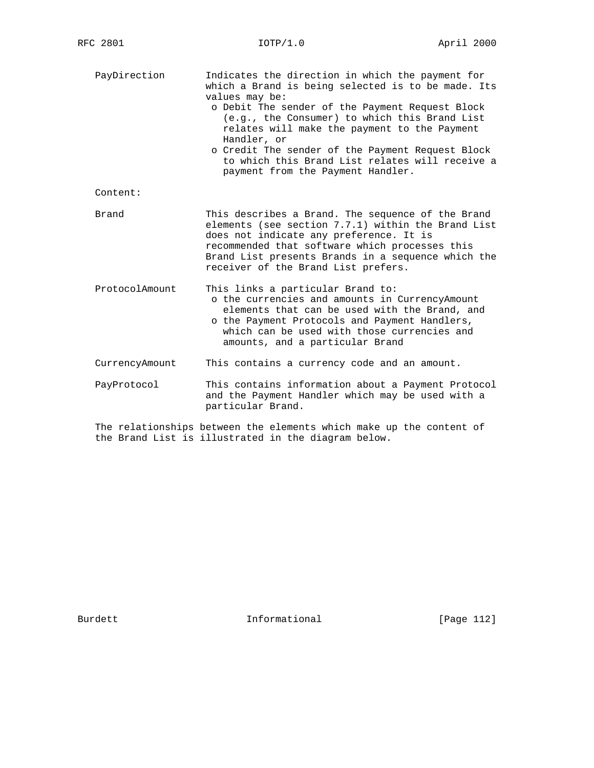PayDirection — Indicates the direction in which the payment for which a Brand is being selected is to be made. Its values may be:

- Debit The sender of the Payment Request Block (e.g., the Consumer) to which this Brand List relates will make the payment to the Payment Handler, or
- Credit The sender of the Payment Request Block to which this Brand List relates will receive a payment from the Payment Handler.

Content:

Brand — This describes a Brand. The sequence of the Brand elements (see section 7.7.1) within the Brand List does not indicate any preference. It is recommended that software which processes this Brand List presents Brands in a sequence which the receiver of the Brand List prefers.

ProtocolAmount — This links a particular Brand to:

- the currencies and amounts in CurrencyAmount elements that can be used with the Brand, and
- the Payment Protocols and Payment Handlers, which can be used with those currencies and amounts, and a particular Brand

CurrencyAmount — This contains a currency code and an amount.

PayProtocol — This contains information about a Payment Protocol and the Payment Handler which may be used with a particular Brand.

The relationships between the elements which make up the content of the Brand List is illustrated in the diagram below.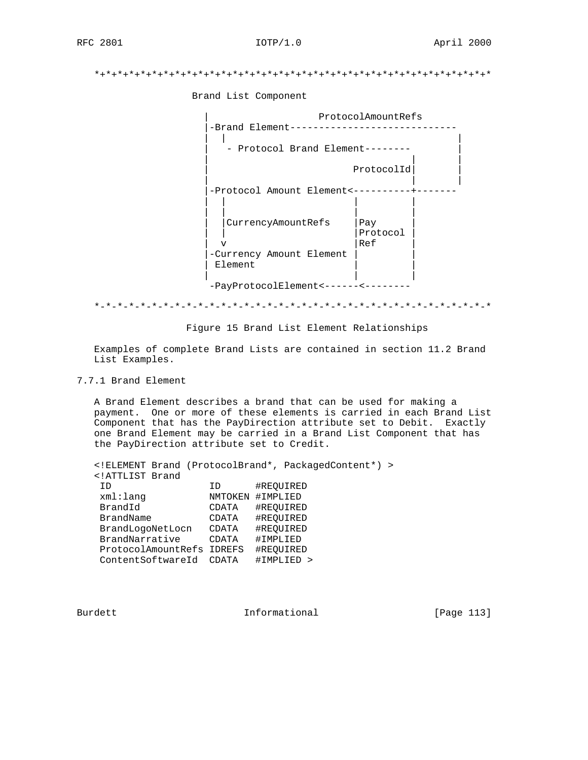```
   *+*+*+*+*+*+*+*+*+*+*+*+*+*+*+*+*+*+*+*+*+*+*+*+*+*+*+*+*+*+*+*+*+*+*

                    Brand List Component

                      |                  ProtocolAmountRefs
                      |-Brand Element----------------------------
                      |  |                                        |
                      |    - Protocol Brand Element--------       |
                      |                                   |       |
                      |                         ProtocolId|       |
                      |                                   |       |
                      |-Protocol Amount Element<----------+-------
                      |  |                       |          |
                      |  |                       |          |
                      |  |CurrencyAmountRefs     |Pay       |
                      |  |                       |Protocol  |
                      |  v                       |Ref       |
                      |-Currency Amount Element  |          |
                      | Element                  |          |
                      |                          |          |
                       -PayProtocolElement<------<--------

   *-*-*-*-*-*-*-*-*-*-*-*-*-*-*-*-*-*-*-*-*-*-*-*-*-*-*-*-*-*-*-*-*-*-*
```

Figure 15 Brand List Element Relationships

Examples of complete Brand Lists are contained in section 11.2 Brand List Examples.

### 7.7.1 Brand Element

A Brand Element describes a brand that can be used for making a payment. One or more of these elements is carried in each Brand List Component that has the PayDirection attribute set to Debit. Exactly one Brand Element may be carried in a Brand List Component that has the PayDirection attribute set to Credit.

```
<!ELEMENT Brand (ProtocolBrand*, PackagedContent*) >
<!ATTLIST Brand
 ID                 ID      #REQUIRED
 xml:lang           NMTOKEN #IMPLIED
 BrandId            CDATA   #REQUIRED
 BrandName          CDATA   #REQUIRED
 BrandLogoNetLocn   CDATA   #REQUIRED
 BrandNarrative     CDATA   #IMPLIED
 ProtocolAmountRefs IDREFS  #REQUIRED
 ContentSoftwareId  CDATA   #IMPLIED >
```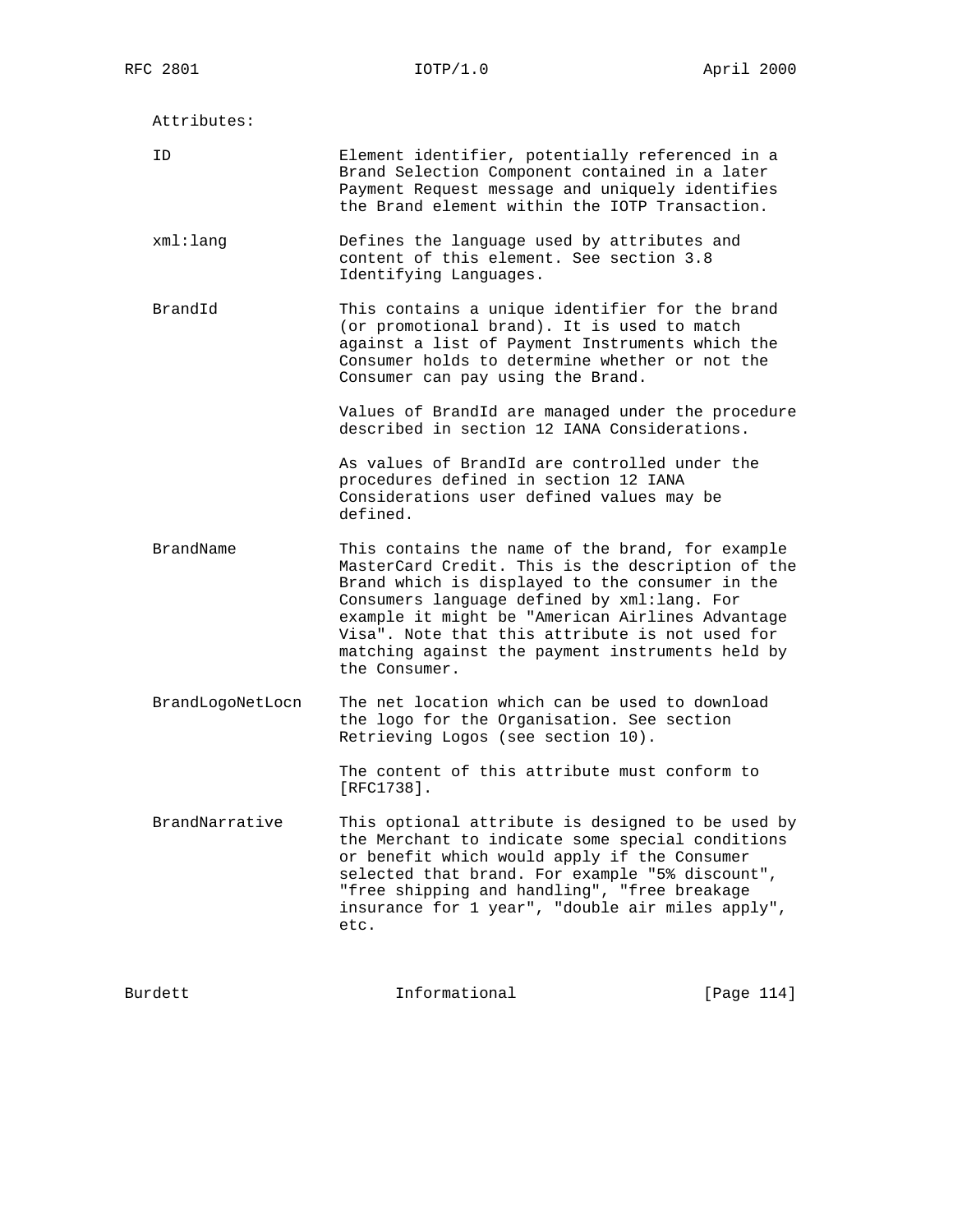Attributes:

| | |
|---|---|
| ID | Element identifier, potentially referenced in a Brand Selection Component contained in a later Payment Request message and uniquely identifies the Brand element within the IOTP Transaction. |
| xml:lang | Defines the language used by attributes and content of this element. See section 3.8 Identifying Languages. |
| BrandId | This contains a unique identifier for the brand (or promotional brand). It is used to match against a list of Payment Instruments which the Consumer holds to determine whether or not the Consumer can pay using the Brand.<br><br>Values of BrandId are managed under the procedure described in section 12 IANA Considerations.<br><br>As values of BrandId are controlled under the procedures defined in section 12 IANA Considerations user defined values may be defined. |
| BrandName | This contains the name of the brand, for example MasterCard Credit. This is the description of the Brand which is displayed to the consumer in the Consumers language defined by xml:lang. For example it might be "American Airlines Advantage Visa". Note that this attribute is not used for matching against the payment instruments held by the Consumer. |
| BrandLogoNetLocn | The net location which can be used to download the logo for the Organisation. See section Retrieving Logos (see section 10).<br><br>The content of this attribute must conform to [RFC1738]. |
| BrandNarrative | This optional attribute is designed to be used by the Merchant to indicate some special conditions or benefit which would apply if the Consumer selected that brand. For example "5% discount", "free shipping and handling", "free breakage insurance for 1 year", "double air miles apply", etc. |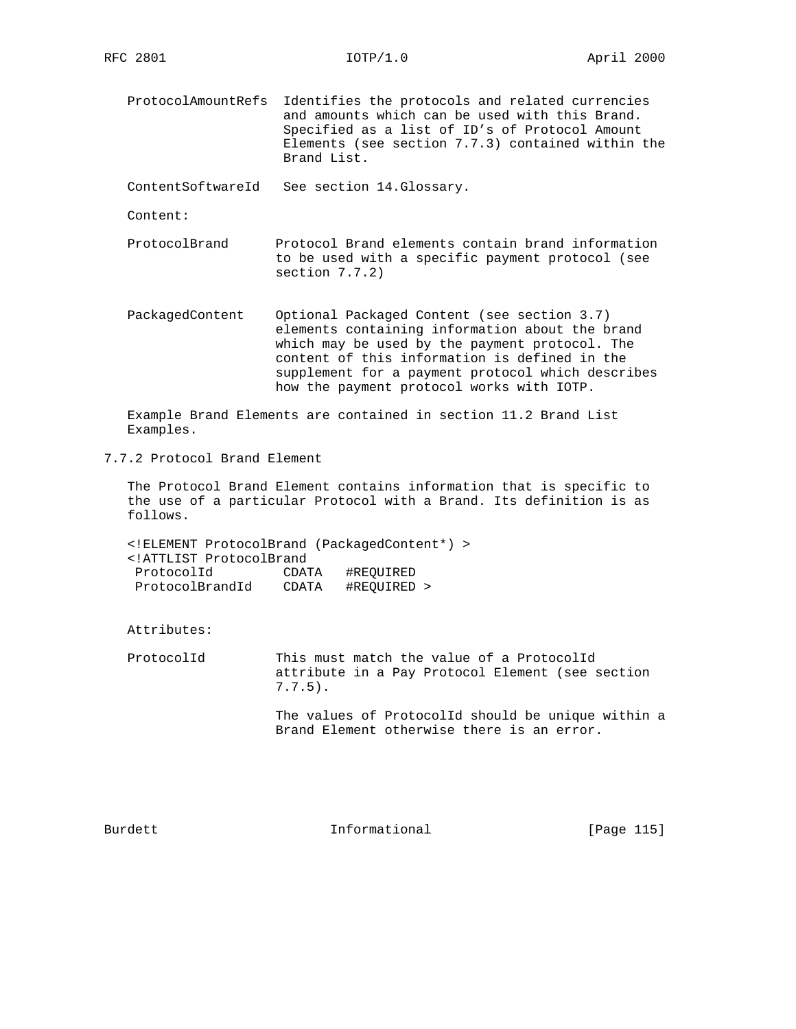ProtocolAmountRefs Identifies the protocols and related currencies and amounts which can be used with this Brand. Specified as a list of ID's of Protocol Amount Elements (see section 7.7.3) contained within the Brand List.

ContentSoftwareId See section 14.Glossary.

Content:

ProtocolBrand Protocol Brand elements contain brand information to be used with a specific payment protocol (see section 7.7.2)

PackagedContent Optional Packaged Content (see section 3.7) elements containing information about the brand which may be used by the payment protocol. The content of this information is defined in the supplement for a payment protocol which describes how the payment protocol works with IOTP.

Example Brand Elements are contained in section 11.2 Brand List Examples.

### 7.7.2 Protocol Brand Element

The Protocol Brand Element contains information that is specific to the use of a particular Protocol with a Brand. Its definition is as follows.

```
<!ELEMENT ProtocolBrand (PackagedContent*) >
<!ATTLIST ProtocolBrand
 ProtocolId         CDATA   #REQUIRED
 ProtocolBrandId    CDATA   #REQUIRED >
```

Attributes:

ProtocolId This must match the value of a ProtocolId attribute in a Pay Protocol Element (see section 7.7.5).

The values of ProtocolId should be unique within a Brand Element otherwise there is an error.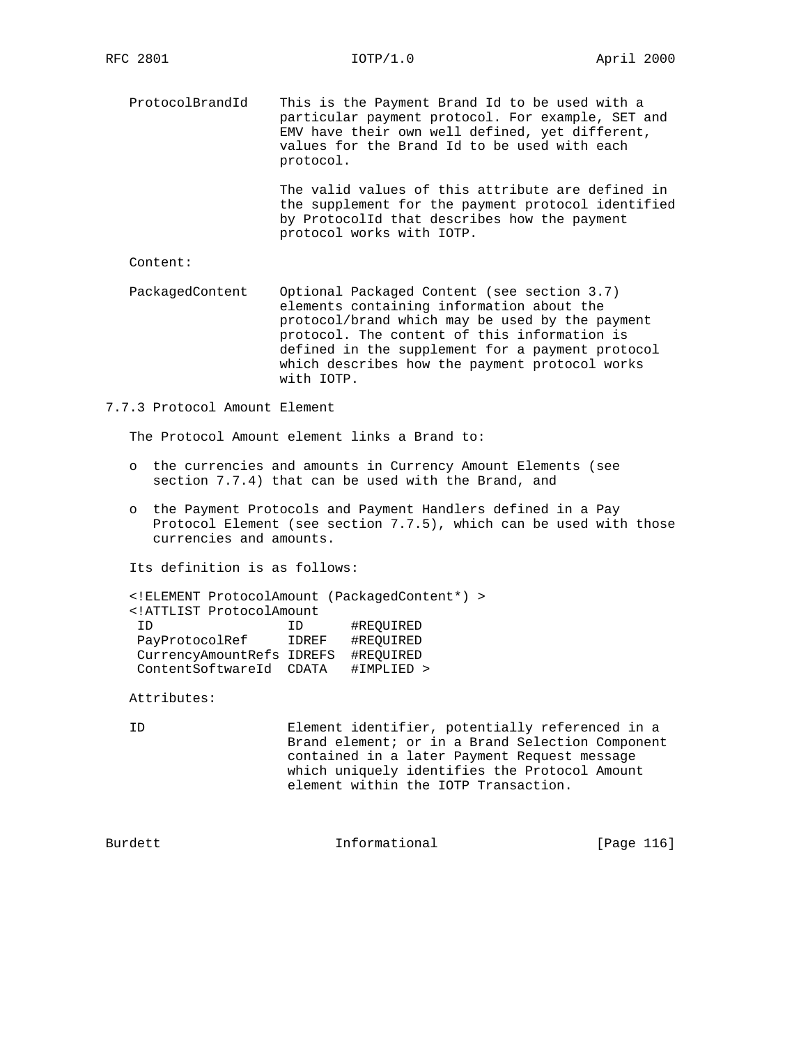ProtocolBrandId    This is the Payment Brand Id to be used with a particular payment protocol. For example, SET and EMV have their own well defined, yet different, values for the Brand Id to be used with each protocol.

The valid values of this attribute are defined in the supplement for the payment protocol identified by ProtocolId that describes how the payment protocol works with IOTP.

Content:

PackagedContent    Optional Packaged Content (see section 3.7) elements containing information about the protocol/brand which may be used by the payment protocol. The content of this information is defined in the supplement for a payment protocol which describes how the payment protocol works with IOTP.

### 7.7.3 Protocol Amount Element

The Protocol Amount element links a Brand to:

- the currencies and amounts in Currency Amount Elements (see section 7.7.4) that can be used with the Brand, and
- the Payment Protocols and Payment Handlers defined in a Pay Protocol Element (see section 7.7.5), which can be used with those currencies and amounts.

Its definition is as follows:

```
<!ELEMENT ProtocolAmount (PackagedContent*) >
<!ATTLIST ProtocolAmount
 ID                 ID      #REQUIRED
 PayProtocolRef     IDREF   #REQUIRED
 CurrencyAmountRefs IDREFS  #REQUIRED
 ContentSoftwareId  CDATA   #IMPLIED >
```

Attributes:

ID    Element identifier, potentially referenced in a Brand element; or in a Brand Selection Component contained in a later Payment Request message which uniquely identifies the Protocol Amount element within the IOTP Transaction.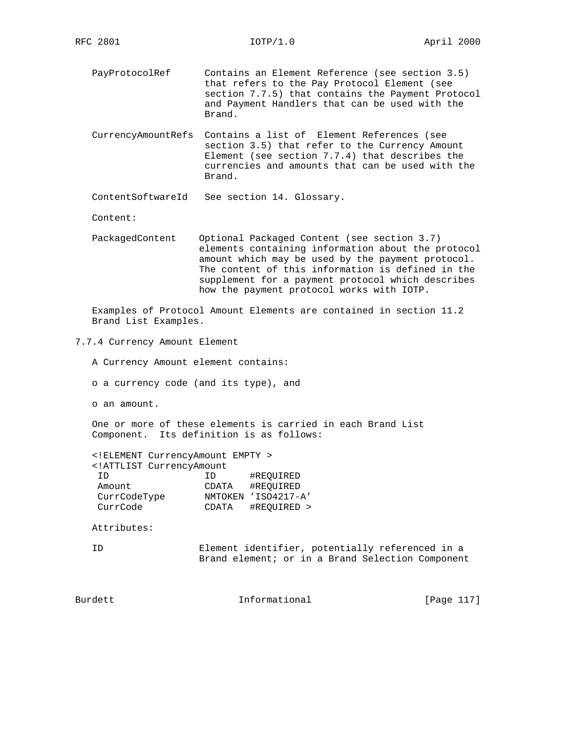PayProtocolRef Contains an Element Reference (see section 3.5) that refers to the Pay Protocol Element (see section 7.7.5) that contains the Payment Protocol and Payment Handlers that can be used with the Brand.

CurrencyAmountRefs Contains a list of Element References (see section 3.5) that refer to the Currency Amount Element (see section 7.7.4) that describes the currencies and amounts that can be used with the Brand.

ContentSoftwareId See section 14. Glossary.

Content:

PackagedContent Optional Packaged Content (see section 3.7) elements containing information about the protocol amount which may be used by the payment protocol. The content of this information is defined in the supplement for a payment protocol which describes how the payment protocol works with IOTP.

Examples of Protocol Amount Elements are contained in section 11.2 Brand List Examples.

### 7.7.4 Currency Amount Element

A Currency Amount element contains:

o a currency code (and its type), and

o an amount.

One or more of these elements is carried in each Brand List Component. Its definition is as follows:

```
<!ELEMENT CurrencyAmount EMPTY >
<!ATTLIST CurrencyAmount
 ID              ID      #REQUIRED
 Amount          CDATA   #REQUIRED
 CurrCodeType    NMTOKEN 'ISO4217-A'
 CurrCode        CDATA   #REQUIRED >
```

Attributes:

ID Element identifier, potentially referenced in a Brand element; or in a Brand Selection Component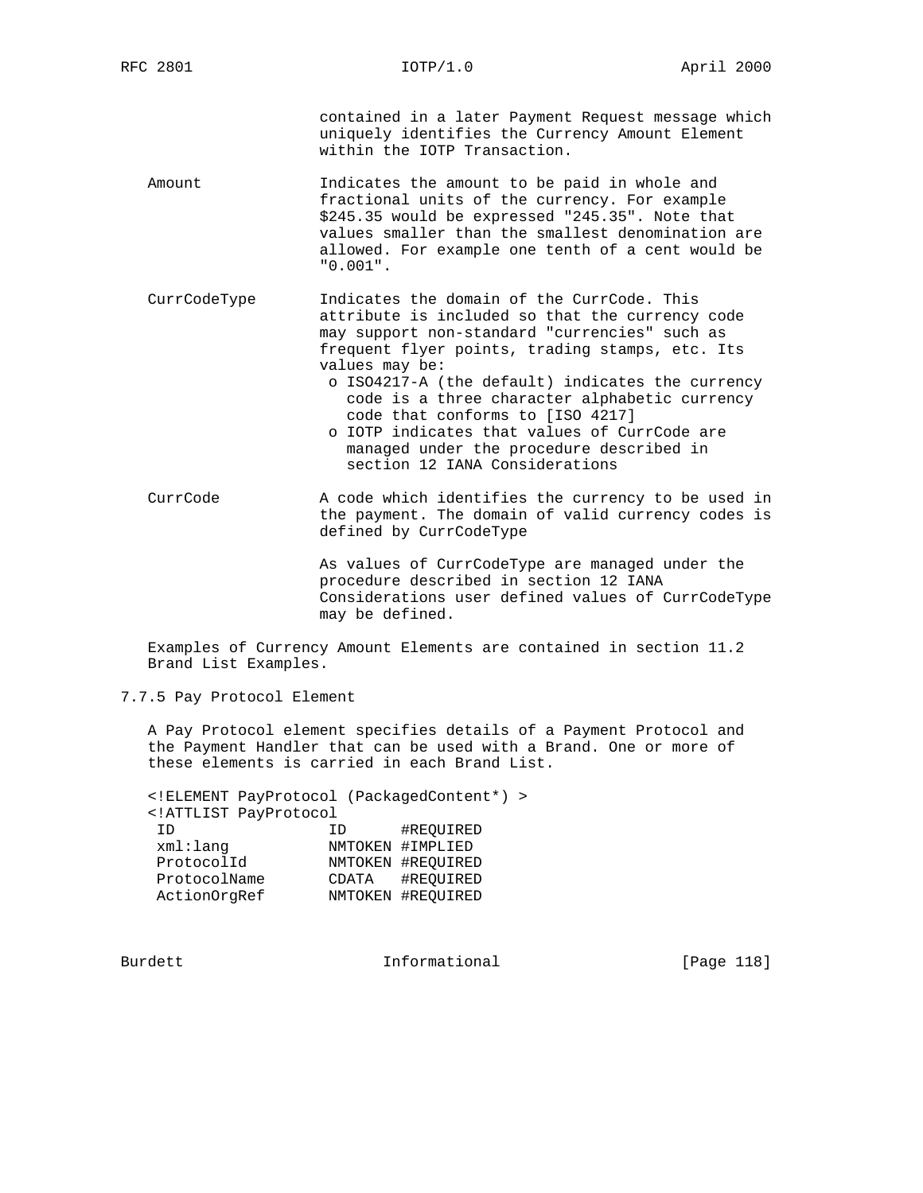contained in a later Payment Request message which uniquely identifies the Currency Amount Element within the IOTP Transaction.

Amount — Indicates the amount to be paid in whole and fractional units of the currency. For example $245.35 would be expressed "245.35". Note that values smaller than the smallest denomination are allowed. For example one tenth of a cent would be "0.001".

CurrCodeType — Indicates the domain of the CurrCode. This attribute is included so that the currency code may support non-standard "currencies" such as frequent flyer points, trading stamps, etc. Its values may be:

- ISO4217-A (the default) indicates the currency code is a three character alphabetic currency code that conforms to [ISO 4217]
- IOTP indicates that values of CurrCode are managed under the procedure described in section 12 IANA Considerations

CurrCode — A code which identifies the currency to be used in the payment. The domain of valid currency codes is defined by CurrCodeType

As values of CurrCodeType are managed under the procedure described in section 12 IANA Considerations user defined values of CurrCodeType may be defined.

Examples of Currency Amount Elements are contained in section 11.2 Brand List Examples.

### 7.7.5 Pay Protocol Element

A Pay Protocol element specifies details of a Payment Protocol and the Payment Handler that can be used with a Brand. One or more of these elements is carried in each Brand List.

```
<!ELEMENT PayProtocol (PackagedContent*) >
<!ATTLIST PayProtocol
 ID               ID      #REQUIRED
 xml:lang         NMTOKEN #IMPLIED
 ProtocolId       NMTOKEN #REQUIRED
 ProtocolName     CDATA   #REQUIRED
 ActionOrgRef     NMTOKEN #REQUIRED
```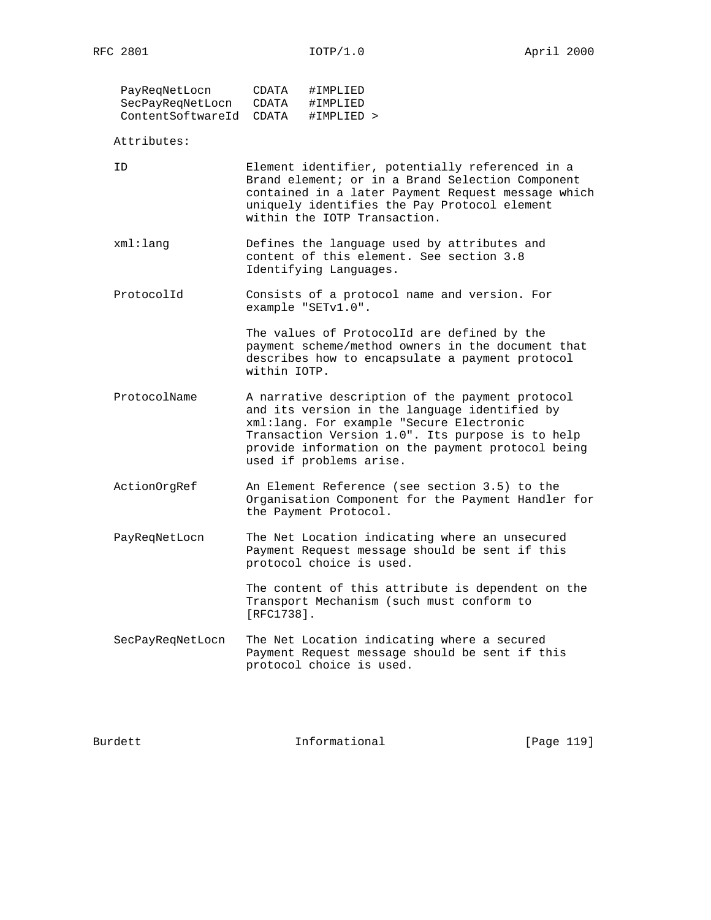```
  PayReqNetLocn      CDATA   #IMPLIED
  SecPayReqNetLocn   CDATA   #IMPLIED
  ContentSoftwareId  CDATA   #IMPLIED >
```

Attributes:

ID
: Element identifier, potentially referenced in a Brand element; or in a Brand Selection Component contained in a later Payment Request message which uniquely identifies the Pay Protocol element within the IOTP Transaction.

xml:lang
: Defines the language used by attributes and content of this element. See section 3.8 Identifying Languages.

ProtocolId
: Consists of a protocol name and version. For example "SETv1.0".

  The values of ProtocolId are defined by the payment scheme/method owners in the document that describes how to encapsulate a payment protocol within IOTP.

ProtocolName
: A narrative description of the payment protocol and its version in the language identified by xml:lang. For example "Secure Electronic Transaction Version 1.0". Its purpose is to help provide information on the payment protocol being used if problems arise.

ActionOrgRef
: An Element Reference (see section 3.5) to the Organisation Component for the Payment Handler for the Payment Protocol.

PayReqNetLocn
: The Net Location indicating where an unsecured Payment Request message should be sent if this protocol choice is used.

  The content of this attribute is dependent on the Transport Mechanism (such must conform to [RFC1738].

SecPayReqNetLocn
: The Net Location indicating where a secured Payment Request message should be sent if this protocol choice is used.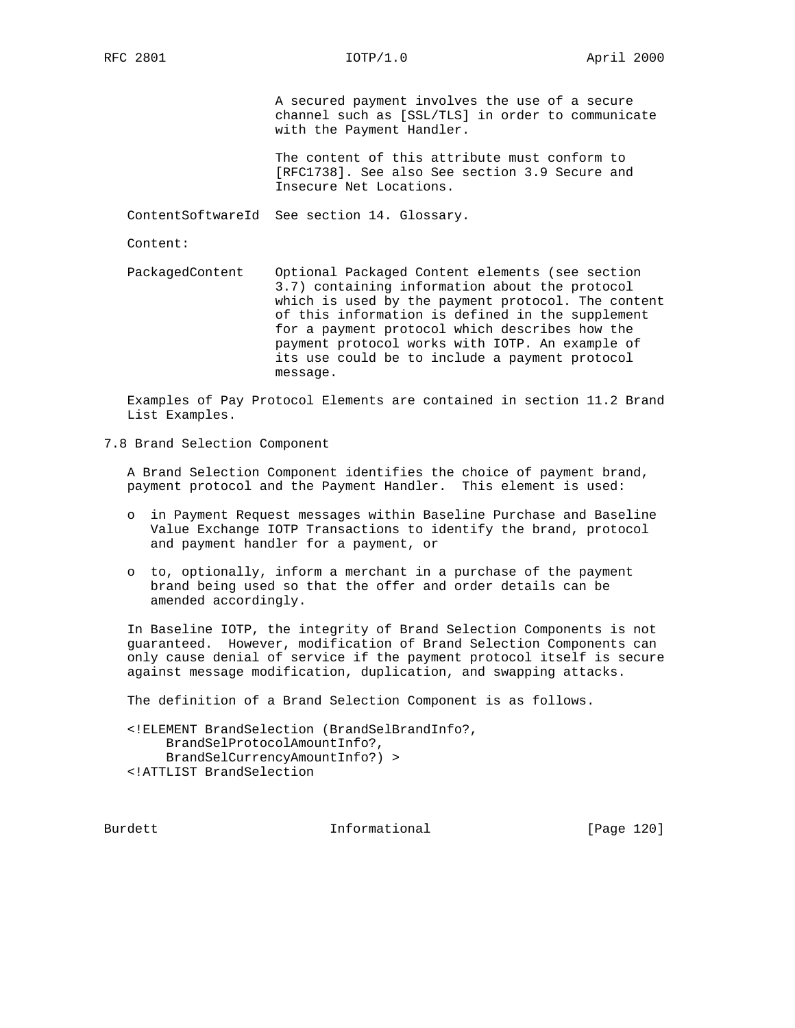A secured payment involves the use of a secure channel such as [SSL/TLS] in order to communicate with the Payment Handler.

The content of this attribute must conform to [RFC1738]. See also See section 3.9 Secure and Insecure Net Locations.

ContentSoftwareId  See section 14. Glossary.

Content:

PackagedContent    Optional Packaged Content elements (see section 3.7) containing information about the protocol which is used by the payment protocol. The content of this information is defined in the supplement for a payment protocol which describes how the payment protocol works with IOTP. An example of its use could be to include a payment protocol message.

Examples of Pay Protocol Elements are contained in section 11.2 Brand List Examples.

## 7.8 Brand Selection Component

A Brand Selection Component identifies the choice of payment brand, payment protocol and the Payment Handler.  This element is used:

- in Payment Request messages within Baseline Purchase and Baseline Value Exchange IOTP Transactions to identify the brand, protocol and payment handler for a payment, or

- to, optionally, inform a merchant in a purchase of the payment brand being used so that the offer and order details can be amended accordingly.

In Baseline IOTP, the integrity of Brand Selection Components is not guaranteed.  However, modification of Brand Selection Components can only cause denial of service if the payment protocol itself is secure against message modification, duplication, and swapping attacks.

The definition of a Brand Selection Component is as follows.

```
<!ELEMENT BrandSelection (BrandSelBrandInfo?,
     BrandSelProtocolAmountInfo?,
     BrandSelCurrencyAmountInfo?) >
<!ATTLIST BrandSelection
```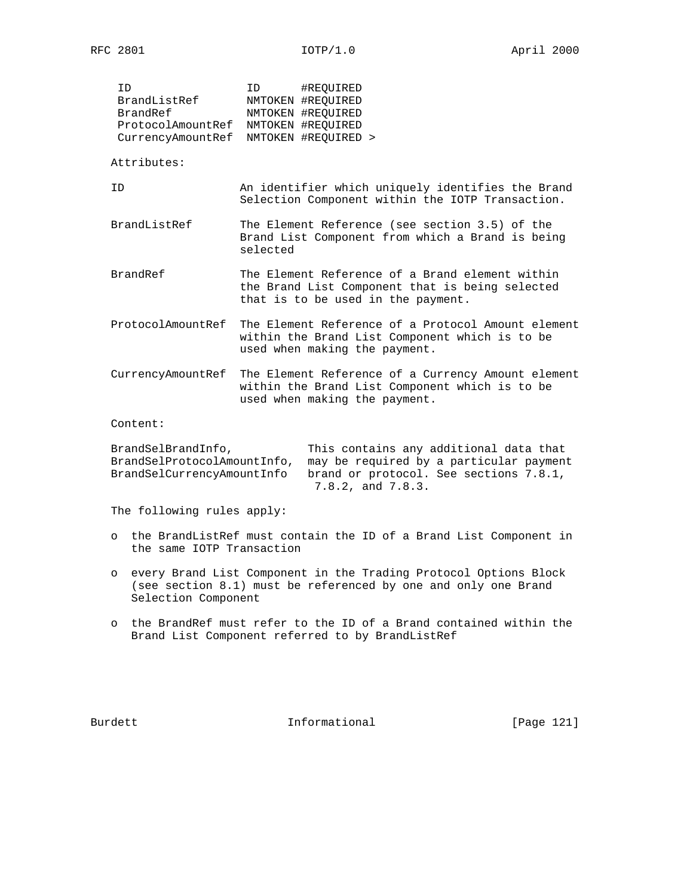```
 ID                ID      #REQUIRED
 BrandListRef      NMTOKEN #REQUIRED
 BrandRef          NMTOKEN #REQUIRED
 ProtocolAmountRef NMTOKEN #REQUIRED
 CurrencyAmountRef NMTOKEN #REQUIRED >
```

Attributes:

| | |
|---|---|
| ID | An identifier which uniquely identifies the Brand Selection Component within the IOTP Transaction. |
| BrandListRef | The Element Reference (see section 3.5) of the Brand List Component from which a Brand is being selected |
| BrandRef | The Element Reference of a Brand element within the Brand List Component that is being selected that is to be used in the payment. |
| ProtocolAmountRef | The Element Reference of a Protocol Amount element within the Brand List Component which is to be used when making the payment. |
| CurrencyAmountRef | The Element Reference of a Currency Amount element within the Brand List Component which is to be used when making the payment. |

Content:

| | |
|---|---|
| BrandSelBrandInfo, BrandSelProtocolAmountInfo, BrandSelCurrencyAmountInfo | This contains any additional data that may be required by a particular payment brand or protocol. See sections 7.8.1, 7.8.2, and 7.8.3. |

The following rules apply:

- the BrandListRef must contain the ID of a Brand List Component in the same IOTP Transaction
- every Brand List Component in the Trading Protocol Options Block (see section 8.1) must be referenced by one and only one Brand Selection Component
- the BrandRef must refer to the ID of a Brand contained within the Brand List Component referred to by BrandListRef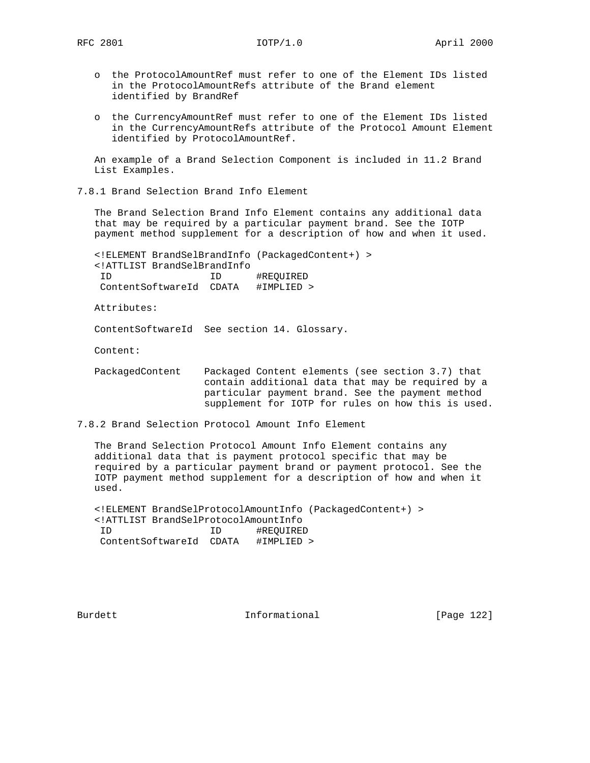- the ProtocolAmountRef must refer to one of the Element IDs listed in the ProtocolAmountRefs attribute of the Brand element identified by BrandRef

- the CurrencyAmountRef must refer to one of the Element IDs listed in the CurrencyAmountRefs attribute of the Protocol Amount Element identified by ProtocolAmountRef.

An example of a Brand Selection Component is included in 11.2 Brand List Examples.

### 7.8.1 Brand Selection Brand Info Element

The Brand Selection Brand Info Element contains any additional data that may be required by a particular payment brand. See the IOTP payment method supplement for a description of how and when it used.

```
<!ELEMENT BrandSelBrandInfo (PackagedContent+) >
<!ATTLIST BrandSelBrandInfo
 ID                ID      #REQUIRED
 ContentSoftwareId  CDATA   #IMPLIED >
```

Attributes:

ContentSoftwareId  See section 14. Glossary.

Content:

PackagedContent    Packaged Content elements (see section 3.7) that contain additional data that may be required by a particular payment brand. See the payment method supplement for IOTP for rules on how this is used.

### 7.8.2 Brand Selection Protocol Amount Info Element

The Brand Selection Protocol Amount Info Element contains any additional data that is payment protocol specific that may be required by a particular payment brand or payment protocol. See the IOTP payment method supplement for a description of how and when it used.

```
<!ELEMENT BrandSelProtocolAmountInfo (PackagedContent+) >
<!ATTLIST BrandSelProtocolAmountInfo
 ID                ID      #REQUIRED
 ContentSoftwareId  CDATA   #IMPLIED >
```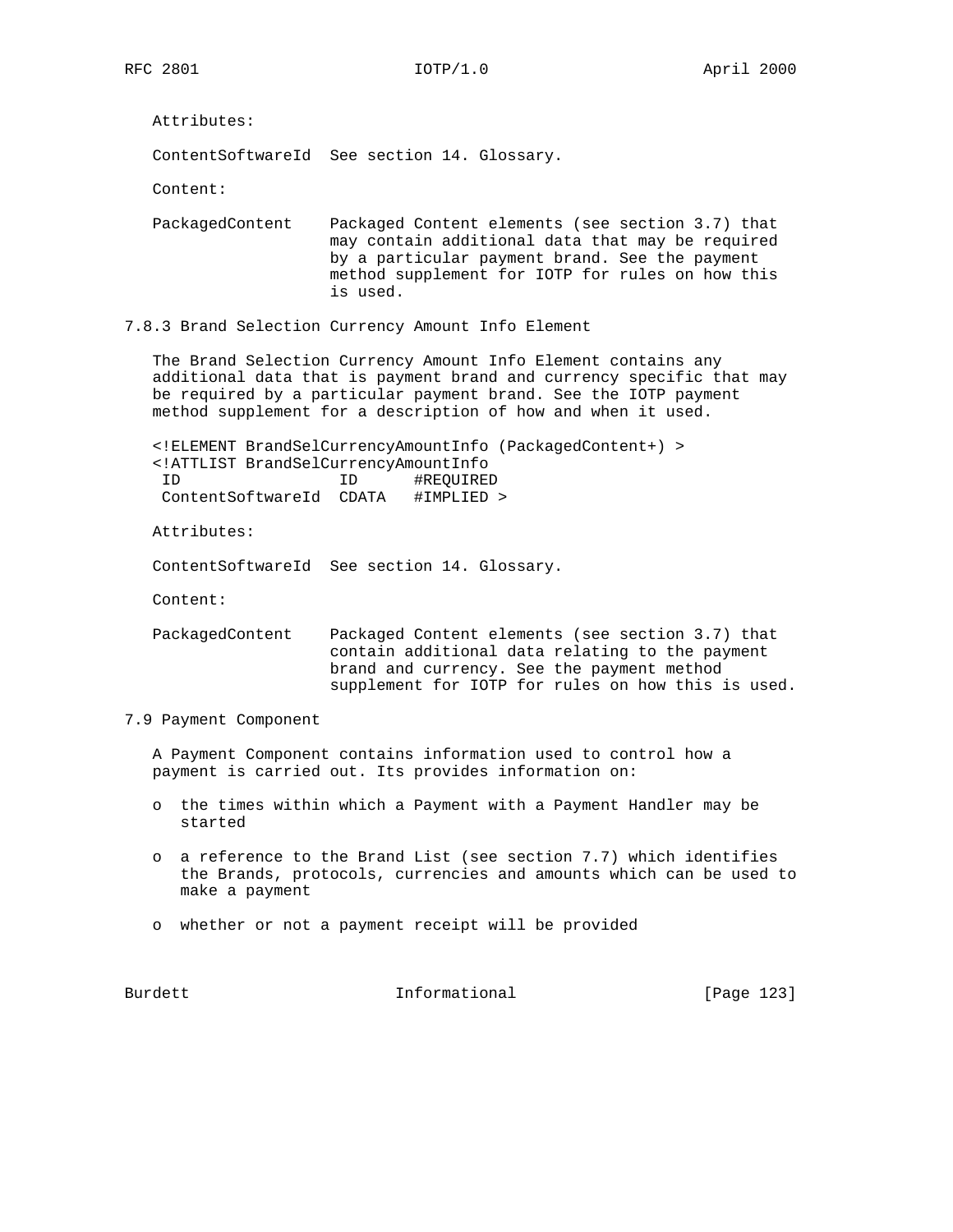Attributes:

ContentSoftwareId  See section 14. Glossary.

Content:

PackagedContent    Packaged Content elements (see section 3.7) that may contain additional data that may be required by a particular payment brand. See the payment method supplement for IOTP for rules on how this is used.

### 7.8.3 Brand Selection Currency Amount Info Element

The Brand Selection Currency Amount Info Element contains any additional data that is payment brand and currency specific that may be required by a particular payment brand. See the IOTP payment method supplement for a description of how and when it used.

```
<!ELEMENT BrandSelCurrencyAmountInfo (PackagedContent+) >
<!ATTLIST BrandSelCurrencyAmountInfo
 ID                 ID      #REQUIRED
 ContentSoftwareId  CDATA   #IMPLIED >
```

Attributes:

ContentSoftwareId  See section 14. Glossary.

Content:

PackagedContent    Packaged Content elements (see section 3.7) that contain additional data relating to the payment brand and currency. See the payment method supplement for IOTP for rules on how this is used.

## 7.9 Payment Component

A Payment Component contains information used to control how a payment is carried out. Its provides information on:

- the times within which a Payment with a Payment Handler may be started
- a reference to the Brand List (see section 7.7) which identifies the Brands, protocols, currencies and amounts which can be used to make a payment
- whether or not a payment receipt will be provided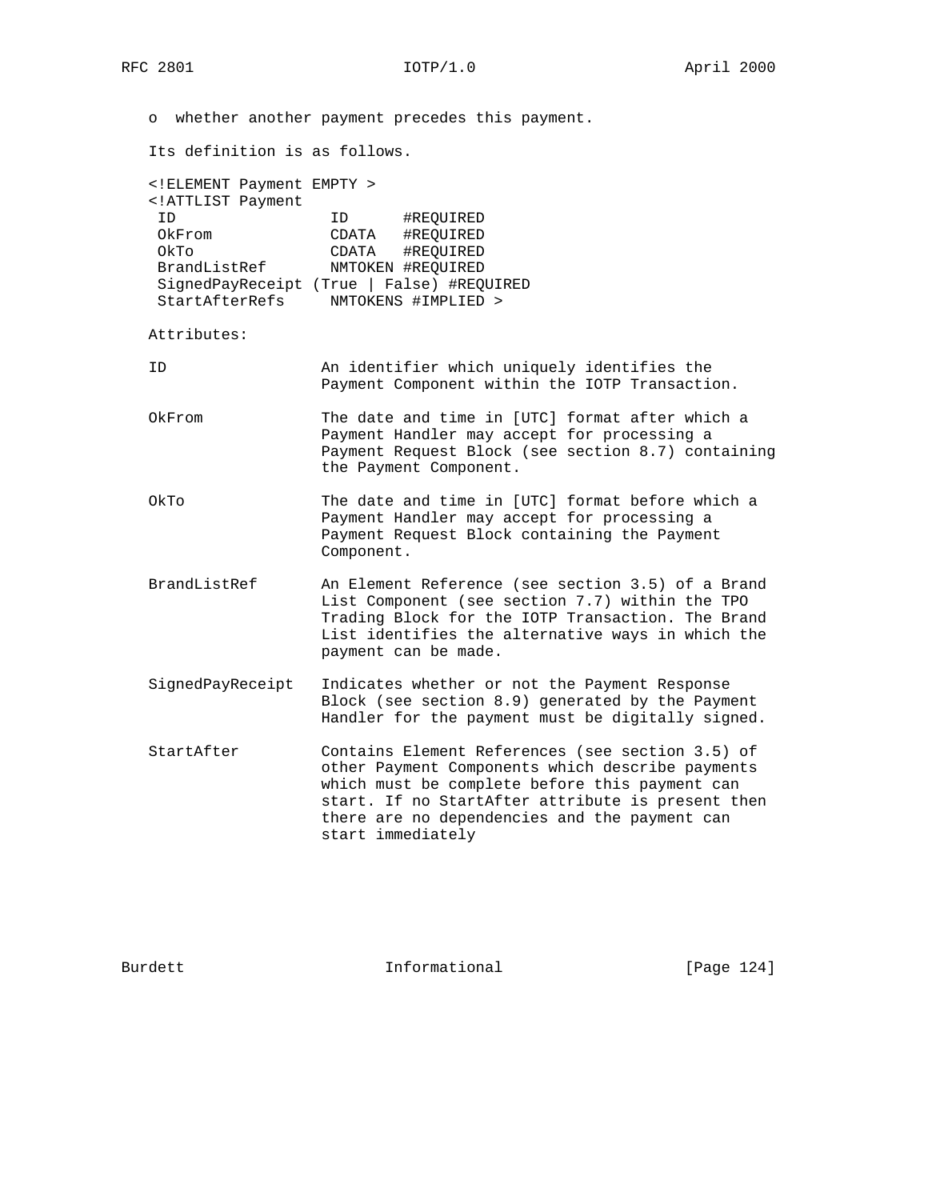o  whether another payment precedes this payment.

Its definition is as follows.

```
<!ELEMENT Payment EMPTY >
<!ATTLIST Payment
 ID                ID      #REQUIRED
 OkFrom            CDATA   #REQUIRED
 OkTo              CDATA   #REQUIRED
 BrandListRef      NMTOKEN #REQUIRED
 SignedPayReceipt (True | False) #REQUIRED
 StartAfterRefs    NMTOKENS #IMPLIED >
```

Attributes:

ID — An identifier which uniquely identifies the Payment Component within the IOTP Transaction.

OkFrom — The date and time in [UTC] format after which a Payment Handler may accept for processing a Payment Request Block (see section 8.7) containing the Payment Component.

OkTo — The date and time in [UTC] format before which a Payment Handler may accept for processing a Payment Request Block containing the Payment Component.

BrandListRef — An Element Reference (see section 3.5) of a Brand List Component (see section 7.7) within the TPO Trading Block for the IOTP Transaction. The Brand List identifies the alternative ways in which the payment can be made.

SignedPayReceipt — Indicates whether or not the Payment Response Block (see section 8.9) generated by the Payment Handler for the payment must be digitally signed.

StartAfter — Contains Element References (see section 3.5) of other Payment Components which describe payments which must be complete before this payment can start. If no StartAfter attribute is present then there are no dependencies and the payment can start immediately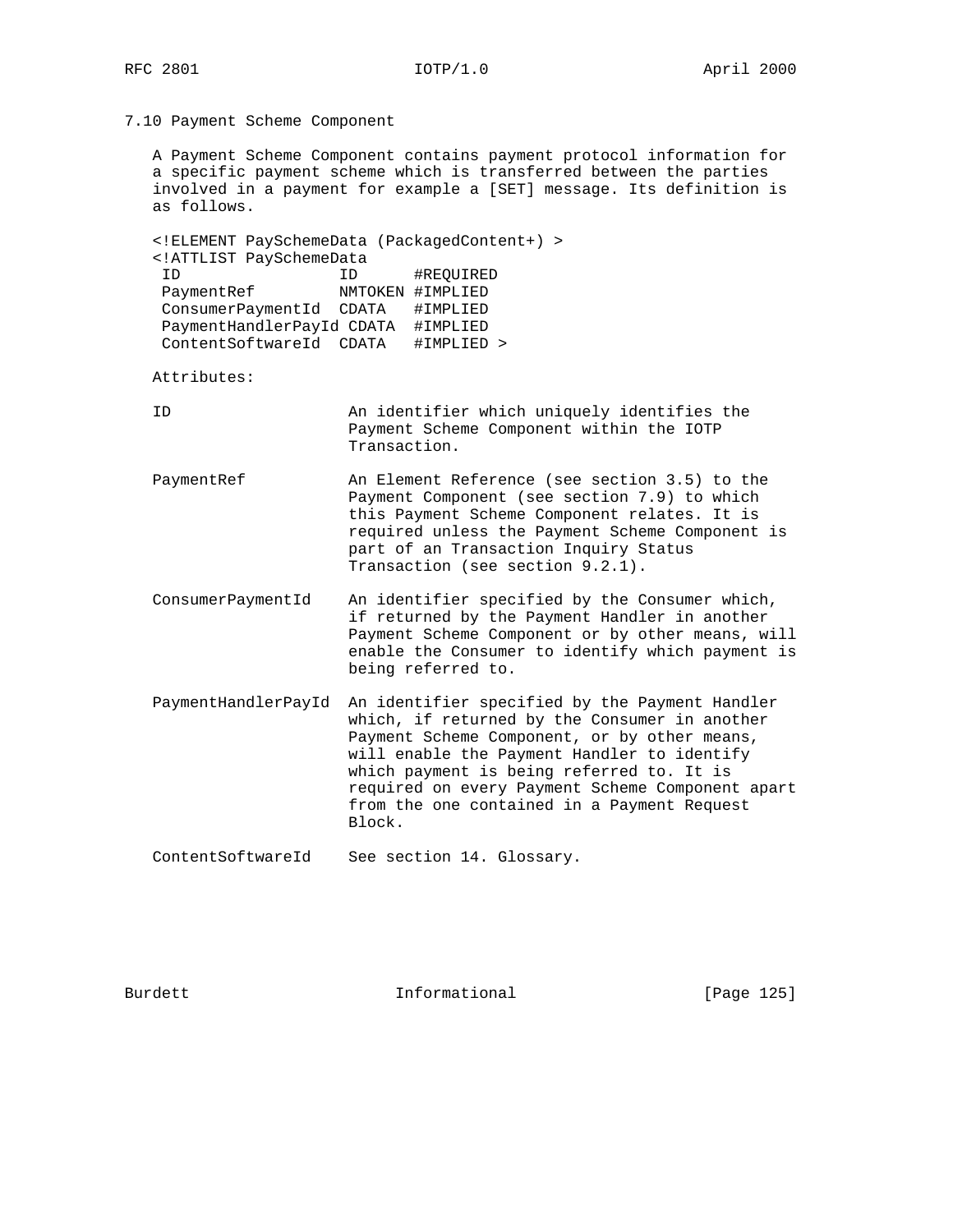## 7.10 Payment Scheme Component

A Payment Scheme Component contains payment protocol information for a specific payment scheme which is transferred between the parties involved in a payment for example a [SET] message. Its definition is as follows.

```
<!ELEMENT PaySchemeData (PackagedContent+) >
<!ATTLIST PaySchemeData
 ID                 ID      #REQUIRED
 PaymentRef         NMTOKEN #IMPLIED
 ConsumerPaymentId  CDATA   #IMPLIED
 PaymentHandlerPayId CDATA  #IMPLIED
 ContentSoftwareId  CDATA   #IMPLIED >
```

Attributes:

| Attribute | Description |
|---|---|
| ID | An identifier which uniquely identifies the Payment Scheme Component within the IOTP Transaction. |
| PaymentRef | An Element Reference (see section 3.5) to the Payment Component (see section 7.9) to which this Payment Scheme Component relates. It is required unless the Payment Scheme Component is part of an Transaction Inquiry Status Transaction (see section 9.2.1). |
| ConsumerPaymentId | An identifier specified by the Consumer which, if returned by the Payment Handler in another Payment Scheme Component or by other means, will enable the Consumer to identify which payment is being referred to. |
| PaymentHandlerPayId | An identifier specified by the Payment Handler which, if returned by the Consumer in another Payment Scheme Component, or by other means, will enable the Payment Handler to identify which payment is being referred to. It is required on every Payment Scheme Component apart from the one contained in a Payment Request Block. |
| ContentSoftwareId | See section 14. Glossary. |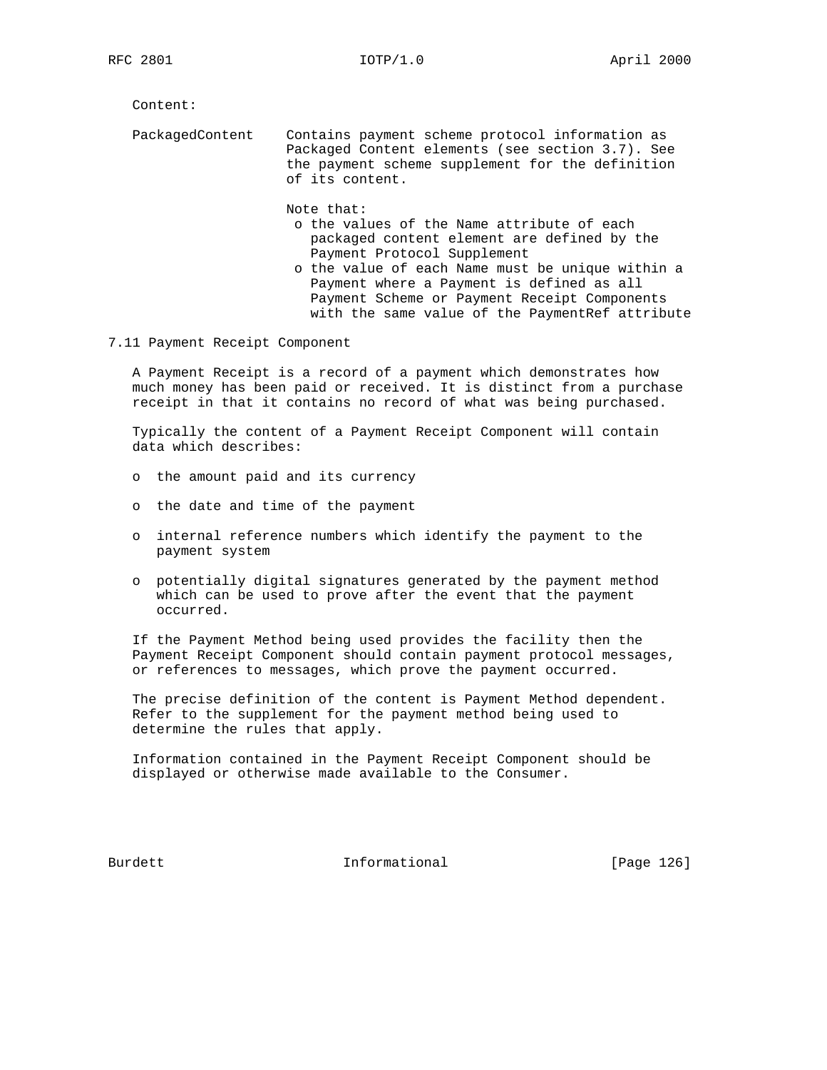Content:

PackagedContent — Contains payment scheme protocol information as Packaged Content elements (see section 3.7). See the payment scheme supplement for the definition of its content.

Note that:

- the values of the Name attribute of each packaged content element are defined by the Payment Protocol Supplement
- the value of each Name must be unique within a Payment where a Payment is defined as all Payment Scheme or Payment Receipt Components with the same value of the PaymentRef attribute

## 7.11 Payment Receipt Component

A Payment Receipt is a record of a payment which demonstrates how much money has been paid or received. It is distinct from a purchase receipt in that it contains no record of what was being purchased.

Typically the content of a Payment Receipt Component will contain data which describes:

- the amount paid and its currency
- the date and time of the payment
- internal reference numbers which identify the payment to the payment system
- potentially digital signatures generated by the payment method which can be used to prove after the event that the payment occurred.

If the Payment Method being used provides the facility then the Payment Receipt Component should contain payment protocol messages, or references to messages, which prove the payment occurred.

The precise definition of the content is Payment Method dependent. Refer to the supplement for the payment method being used to determine the rules that apply.

Information contained in the Payment Receipt Component should be displayed or otherwise made available to the Consumer.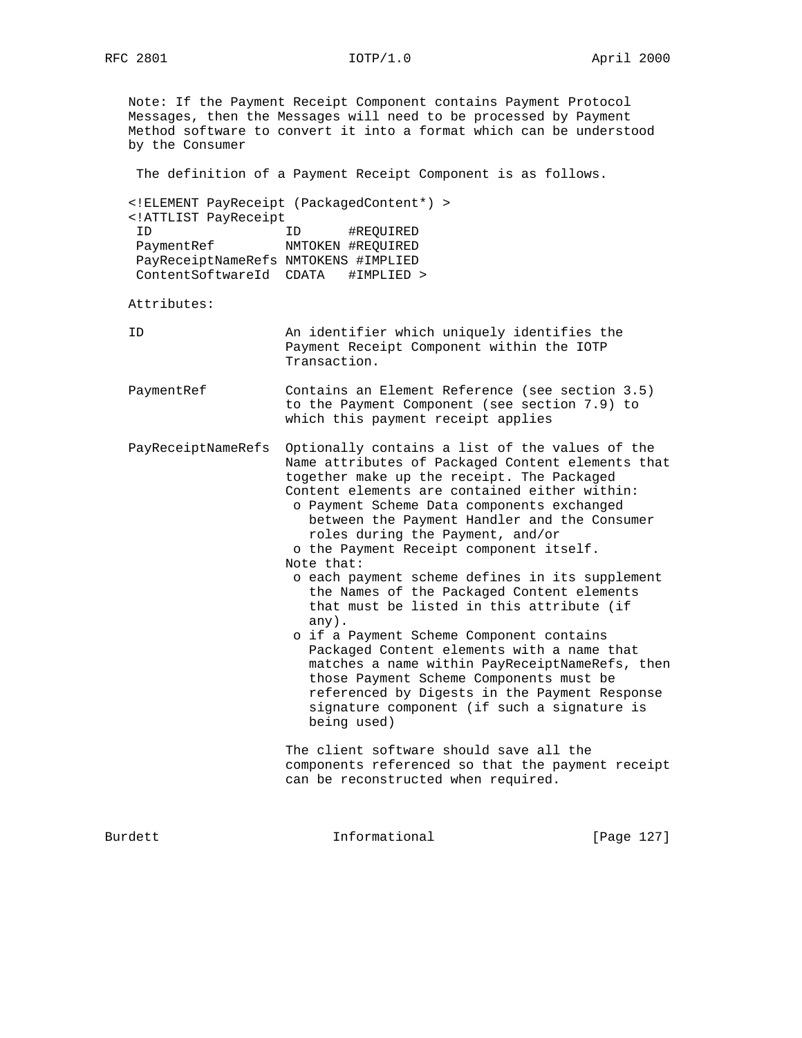Note: If the Payment Receipt Component contains Payment Protocol Messages, then the Messages will need to be processed by Payment Method software to convert it into a format which can be understood by the Consumer

The definition of a Payment Receipt Component is as follows.

```
<!ELEMENT PayReceipt (PackagedContent*) >
<!ATTLIST PayReceipt
 ID                 ID      #REQUIRED
 PaymentRef         NMTOKEN #REQUIRED
 PayReceiptNameRefs NMTOKENS #IMPLIED
 ContentSoftwareId  CDATA   #IMPLIED >
```

Attributes:

```
ID                  An identifier which uniquely identifies the
                    Payment Receipt Component within the IOTP
                    Transaction.

PaymentRef          Contains an Element Reference (see section 3.5)
                    to the Payment Component (see section 7.9) to
                    which this payment receipt applies

PayReceiptNameRefs  Optionally contains a list of the values of the
                    Name attributes of Packaged Content elements that
                    together make up the receipt. The Packaged
                    Content elements are contained either within:
                     o Payment Scheme Data components exchanged
                       between the Payment Handler and the Consumer
                       roles during the Payment, and/or
                     o the Payment Receipt component itself.
                    Note that:
                     o each payment scheme defines in its supplement
                       the Names of the Packaged Content elements
                       that must be listed in this attribute (if
                       any).
                     o if a Payment Scheme Component contains
                       Packaged Content elements with a name that
                       matches a name within PayReceiptNameRefs, then
                       those Payment Scheme Components must be
                       referenced by Digests in the Payment Response
                       signature component (if such a signature is
                       being used)

                    The client software should save all the
                    components referenced so that the payment receipt
                    can be reconstructed when required.
```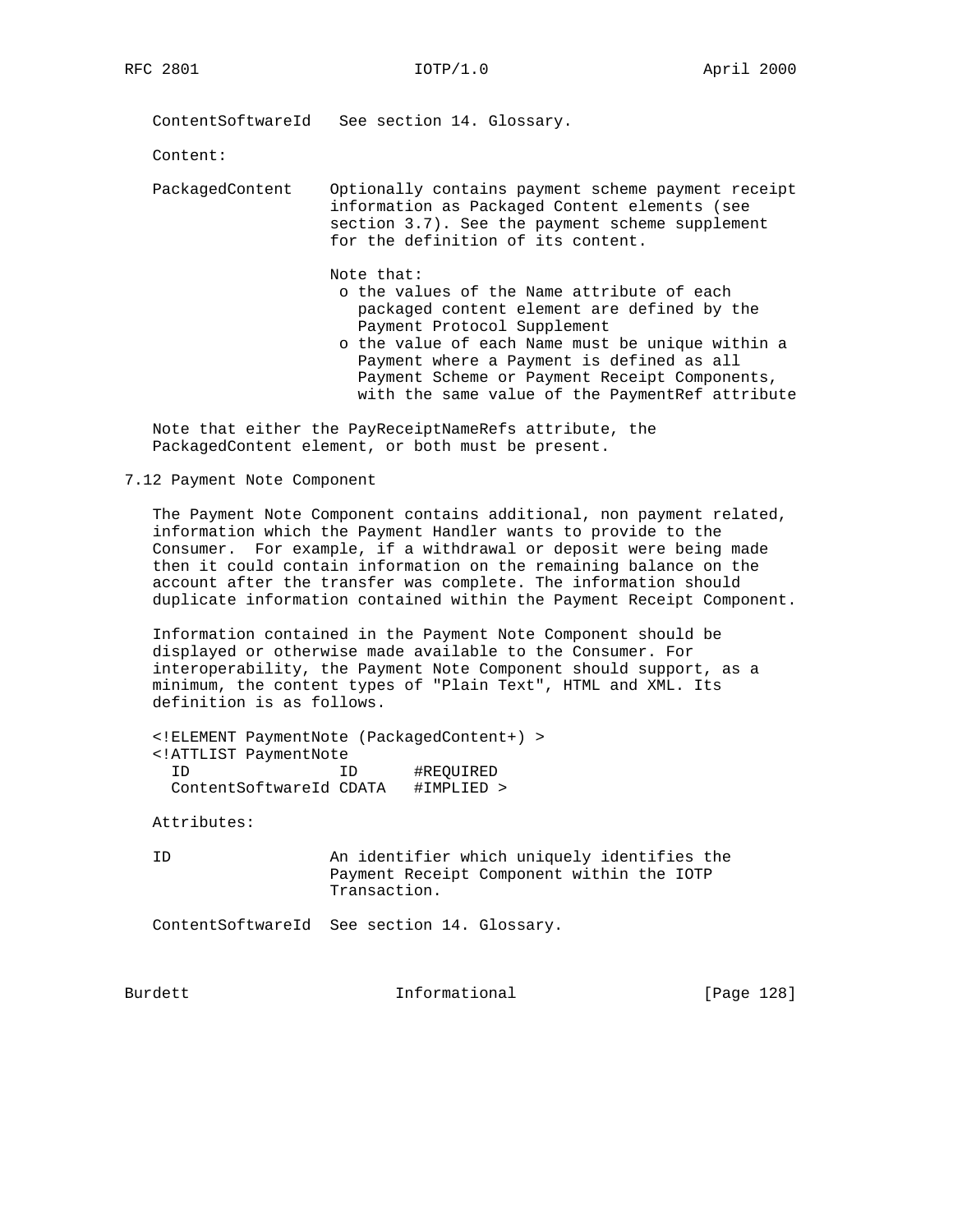ContentSoftwareId   See section 14. Glossary.

Content:

PackagedContent    Optionally contains payment scheme payment receipt information as Packaged Content elements (see section 3.7). See the payment scheme supplement for the definition of its content.

Note that:

- the values of the Name attribute of each packaged content element are defined by the Payment Protocol Supplement
- the value of each Name must be unique within a Payment where a Payment is defined as all Payment Scheme or Payment Receipt Components, with the same value of the PaymentRef attribute

Note that either the PayReceiptNameRefs attribute, the PackagedContent element, or both must be present.

## 7.12 Payment Note Component

The Payment Note Component contains additional, non payment related, information which the Payment Handler wants to provide to the Consumer. For example, if a withdrawal or deposit were being made then it could contain information on the remaining balance on the account after the transfer was complete. The information should duplicate information contained within the Payment Receipt Component.

Information contained in the Payment Note Component should be displayed or otherwise made available to the Consumer. For interoperability, the Payment Note Component should support, as a minimum, the content types of "Plain Text", HTML and XML. Its definition is as follows.

```
<!ELEMENT PaymentNote (PackagedContent+) >
<!ATTLIST PaymentNote
  ID                ID      #REQUIRED
  ContentSoftwareId CDATA   #IMPLIED >
```

Attributes:

ID                 An identifier which uniquely identifies the Payment Receipt Component within the IOTP Transaction.

ContentSoftwareId  See section 14. Glossary.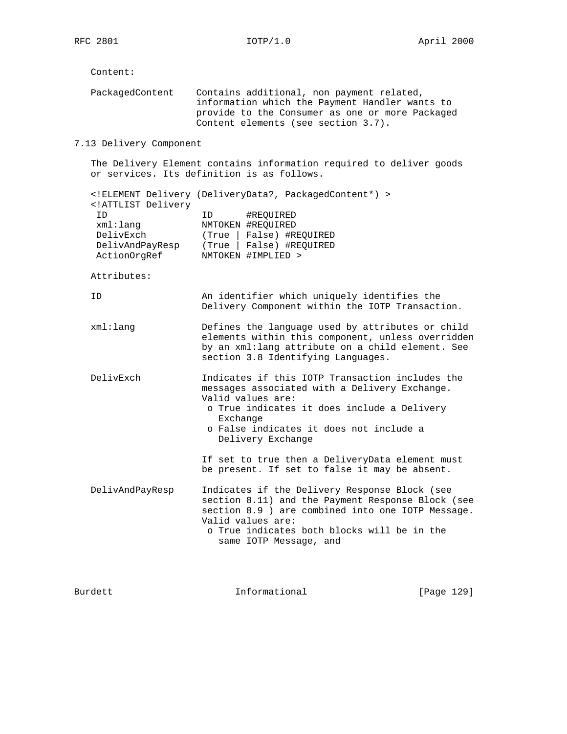Content:

PackagedContent — Contains additional, non payment related, information which the Payment Handler wants to provide to the Consumer as one or more Packaged Content elements (see section 3.7).

## 7.13 Delivery Component

The Delivery Element contains information required to deliver goods or services. Its definition is as follows.

```
<!ELEMENT Delivery (DeliveryData?, PackagedContent*) >
<!ATTLIST Delivery
 ID                 ID      #REQUIRED
 xml:lang           NMTOKEN #REQUIRED
 DelivExch          (True | False) #REQUIRED
 DelivAndPayResp    (True | False) #REQUIRED
 ActionOrgRef       NMTOKEN #IMPLIED >
```

Attributes:

ID — An identifier which uniquely identifies the Delivery Component within the IOTP Transaction.

xml:lang — Defines the language used by attributes or child elements within this component, unless overridden by an xml:lang attribute on a child element. See section 3.8 Identifying Languages.

DelivExch — Indicates if this IOTP Transaction includes the messages associated with a Delivery Exchange. Valid values are:

- True indicates it does include a Delivery Exchange
- False indicates it does not include a Delivery Exchange

If set to true then a DeliveryData element must be present. If set to false it may be absent.

DelivAndPayResp — Indicates if the Delivery Response Block (see section 8.11) and the Payment Response Block (see section 8.9 ) are combined into one IOTP Message. Valid values are:

- True indicates both blocks will be in the same IOTP Message, and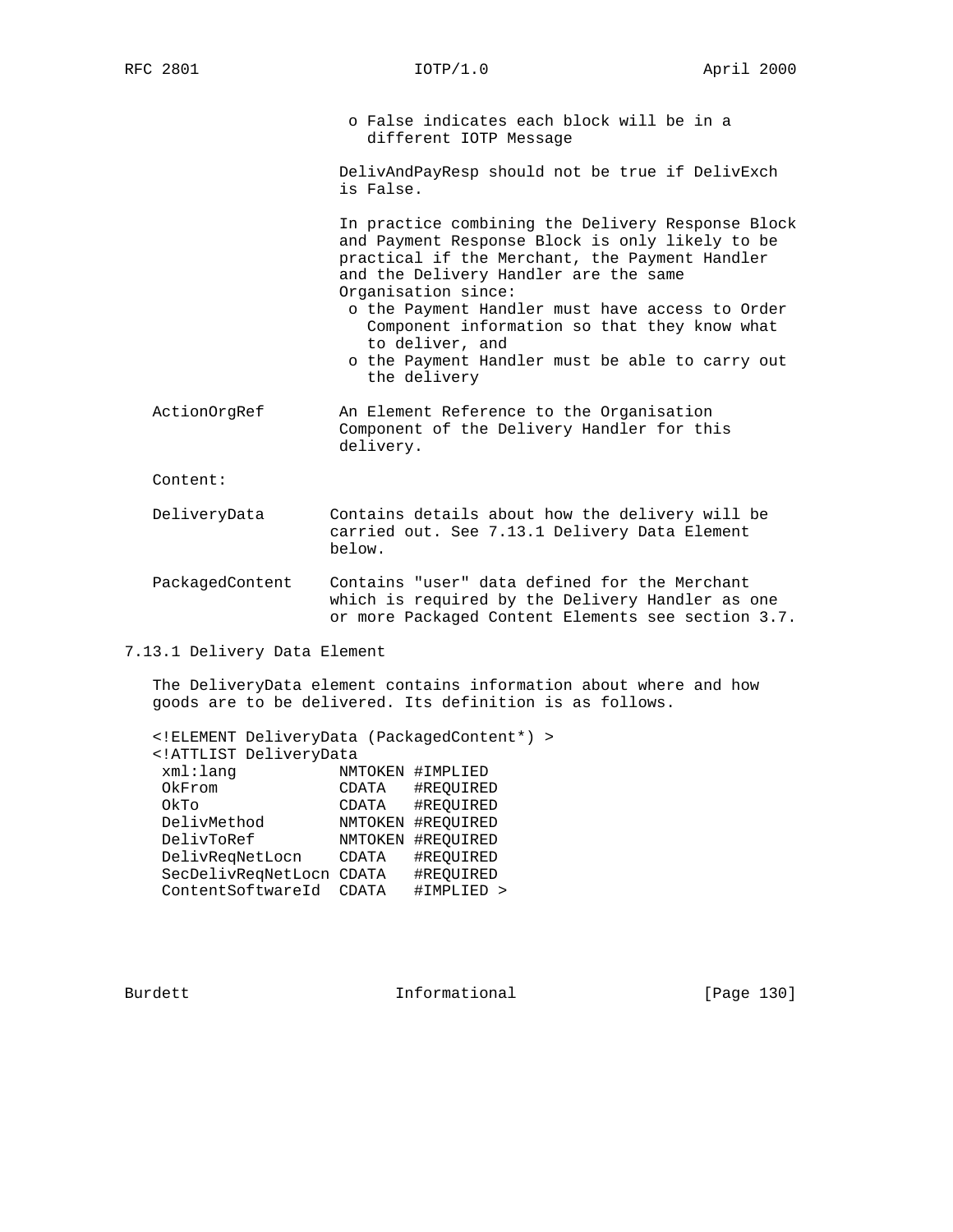o False indicates each block will be in a different IOTP Message

DelivAndPayResp should not be true if DelivExch is False.

In practice combining the Delivery Response Block and Payment Response Block is only likely to be practical if the Merchant, the Payment Handler and the Delivery Handler are the same Organisation since:

- o the Payment Handler must have access to Order Component information so that they know what to deliver, and
- o the Payment Handler must be able to carry out the delivery

ActionOrgRef — An Element Reference to the Organisation Component of the Delivery Handler for this delivery.

Content:

DeliveryData — Contains details about how the delivery will be carried out. See 7.13.1 Delivery Data Element below.

PackagedContent — Contains "user" data defined for the Merchant which is required by the Delivery Handler as one or more Packaged Content Elements see section 3.7.

### 7.13.1 Delivery Data Element

The DeliveryData element contains information about where and how goods are to be delivered. Its definition is as follows.

```
<!ELEMENT DeliveryData (PackagedContent*) >
<!ATTLIST DeliveryData
 xml:lang           NMTOKEN #IMPLIED
 OkFrom             CDATA   #REQUIRED
 OkTo               CDATA   #REQUIRED
 DelivMethod        NMTOKEN #REQUIRED
 DelivToRef         NMTOKEN #REQUIRED
 DelivReqNetLocn    CDATA   #REQUIRED
 SecDelivReqNetLocn CDATA   #REQUIRED
 ContentSoftwareId  CDATA   #IMPLIED >
```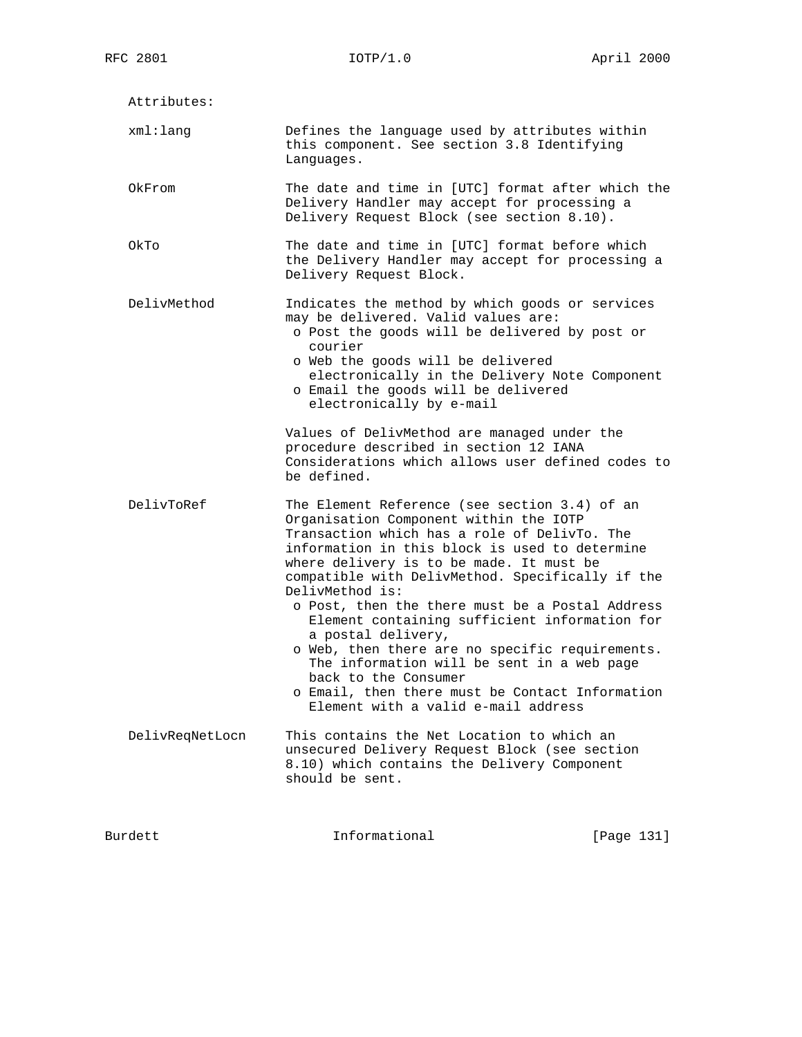Attributes:

| Attribute | Description |
| --- | --- |
| xml:lang | Defines the language used by attributes within this component. See section 3.8 Identifying Languages. |
| OkFrom | The date and time in [UTC] format after which the Delivery Handler may accept for processing a Delivery Request Block (see section 8.10). |
| OkTo | The date and time in [UTC] format before which the Delivery Handler may accept for processing a Delivery Request Block. |
| DelivMethod | Indicates the method by which goods or services may be delivered. Valid values are:<br>o Post the goods will be delivered by post or courier<br>o Web the goods will be delivered electronically in the Delivery Note Component<br>o Email the goods will be delivered electronically by e-mail<br><br>Values of DelivMethod are managed under the procedure described in section 12 IANA Considerations which allows user defined codes to be defined. |
| DelivToRef | The Element Reference (see section 3.4) of an Organisation Component within the IOTP Transaction which has a role of DelivTo. The information in this block is used to determine where delivery is to be made. It must be compatible with DelivMethod. Specifically if the DelivMethod is:<br>o Post, then the there must be a Postal Address Element containing sufficient information for a postal delivery,<br>o Web, then there are no specific requirements. The information will be sent in a web page back to the Consumer<br>o Email, then there must be Contact Information Element with a valid e-mail address |
| DelivReqNetLocn | This contains the Net Location to which an unsecured Delivery Request Block (see section 8.10) which contains the Delivery Component should be sent. |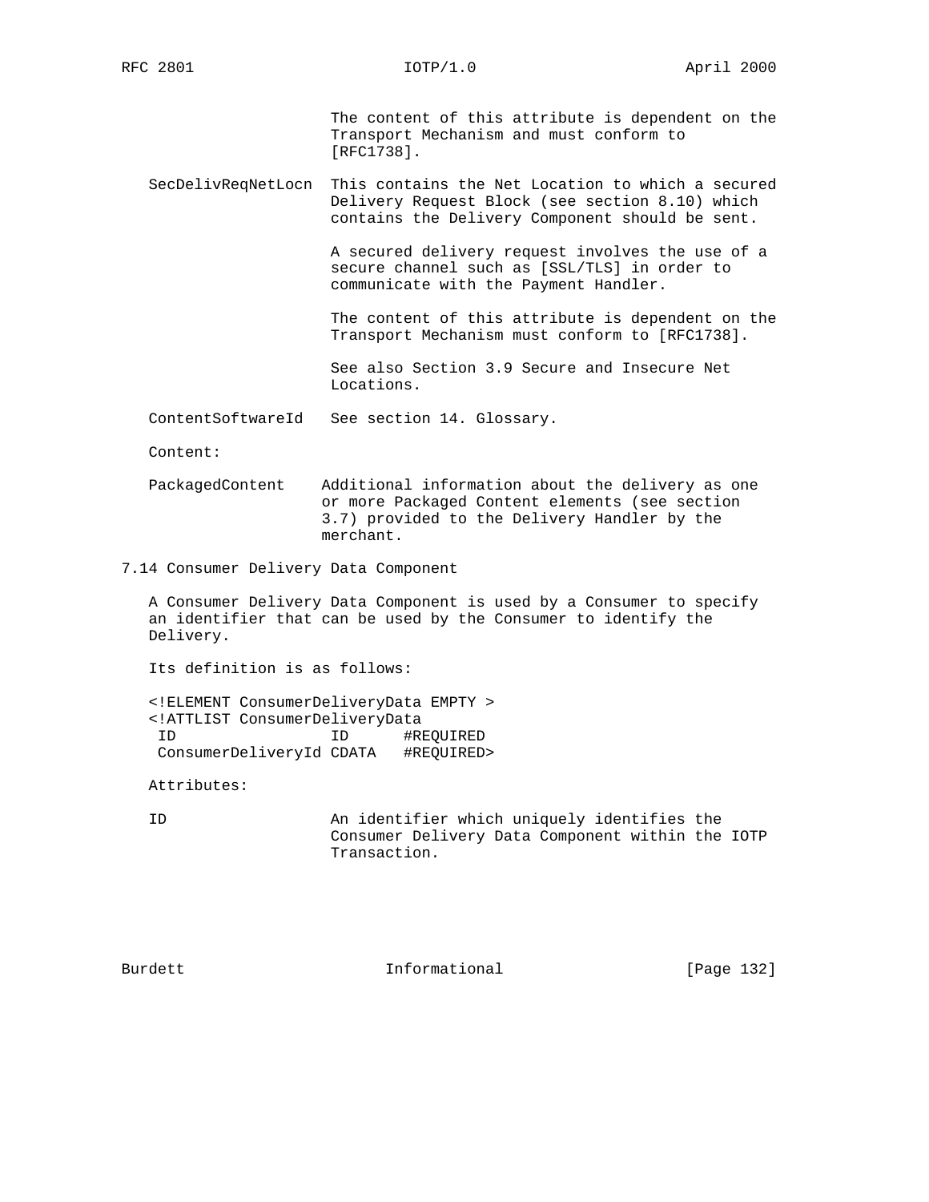The content of this attribute is dependent on the Transport Mechanism and must conform to [RFC1738].

SecDelivReqNetLocn This contains the Net Location to which a secured Delivery Request Block (see section 8.10) which contains the Delivery Component should be sent.

A secured delivery request involves the use of a secure channel such as [SSL/TLS] in order to communicate with the Payment Handler.

The content of this attribute is dependent on the Transport Mechanism must conform to [RFC1738].

See also Section 3.9 Secure and Insecure Net Locations.

ContentSoftwareId See section 14. Glossary.

Content:

PackagedContent Additional information about the delivery as one or more Packaged Content elements (see section 3.7) provided to the Delivery Handler by the merchant.

## 7.14 Consumer Delivery Data Component

A Consumer Delivery Data Component is used by a Consumer to specify an identifier that can be used by the Consumer to identify the Delivery.

Its definition is as follows:

```
<!ELEMENT ConsumerDeliveryData EMPTY >
<!ATTLIST ConsumerDeliveryData
 ID                 ID      #REQUIRED
 ConsumerDeliveryId CDATA   #REQUIRED>
```

Attributes:

ID An identifier which uniquely identifies the Consumer Delivery Data Component within the IOTP Transaction.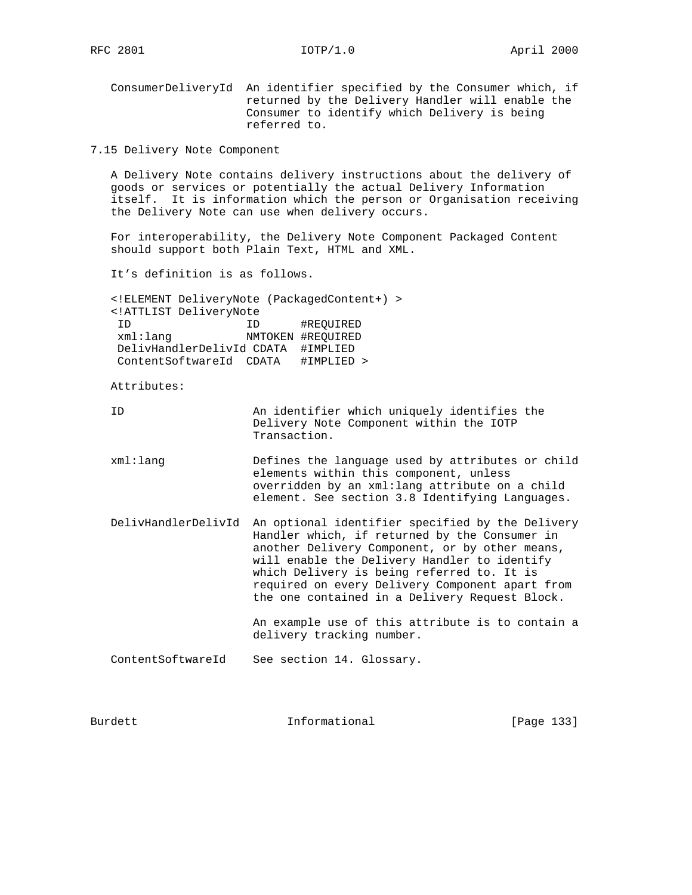ConsumerDeliveryId  An identifier specified by the Consumer which, if returned by the Delivery Handler will enable the Consumer to identify which Delivery is being referred to.

## 7.15 Delivery Note Component

A Delivery Note contains delivery instructions about the delivery of goods or services or potentially the actual Delivery Information itself. It is information which the person or Organisation receiving the Delivery Note can use when delivery occurs.

For interoperability, the Delivery Note Component Packaged Content should support both Plain Text, HTML and XML.

It’s definition is as follows.

```
<!ELEMENT DeliveryNote (PackagedContent+) >
<!ATTLIST DeliveryNote
 ID                 ID      #REQUIRED
 xml:lang           NMTOKEN #REQUIRED
 DelivHandlerDelivId CDATA  #IMPLIED
 ContentSoftwareId  CDATA   #IMPLIED >
```

Attributes:

ID  An identifier which uniquely identifies the Delivery Note Component within the IOTP Transaction.

xml:lang  Defines the language used by attributes or child elements within this component, unless overridden by an xml:lang attribute on a child element. See section 3.8 Identifying Languages.

DelivHandlerDelivId  An optional identifier specified by the Delivery Handler which, if returned by the Consumer in another Delivery Component, or by other means, will enable the Delivery Handler to identify which Delivery is being referred to. It is required on every Delivery Component apart from the one contained in a Delivery Request Block.

An example use of this attribute is to contain a delivery tracking number.

ContentSoftwareId  See section 14. Glossary.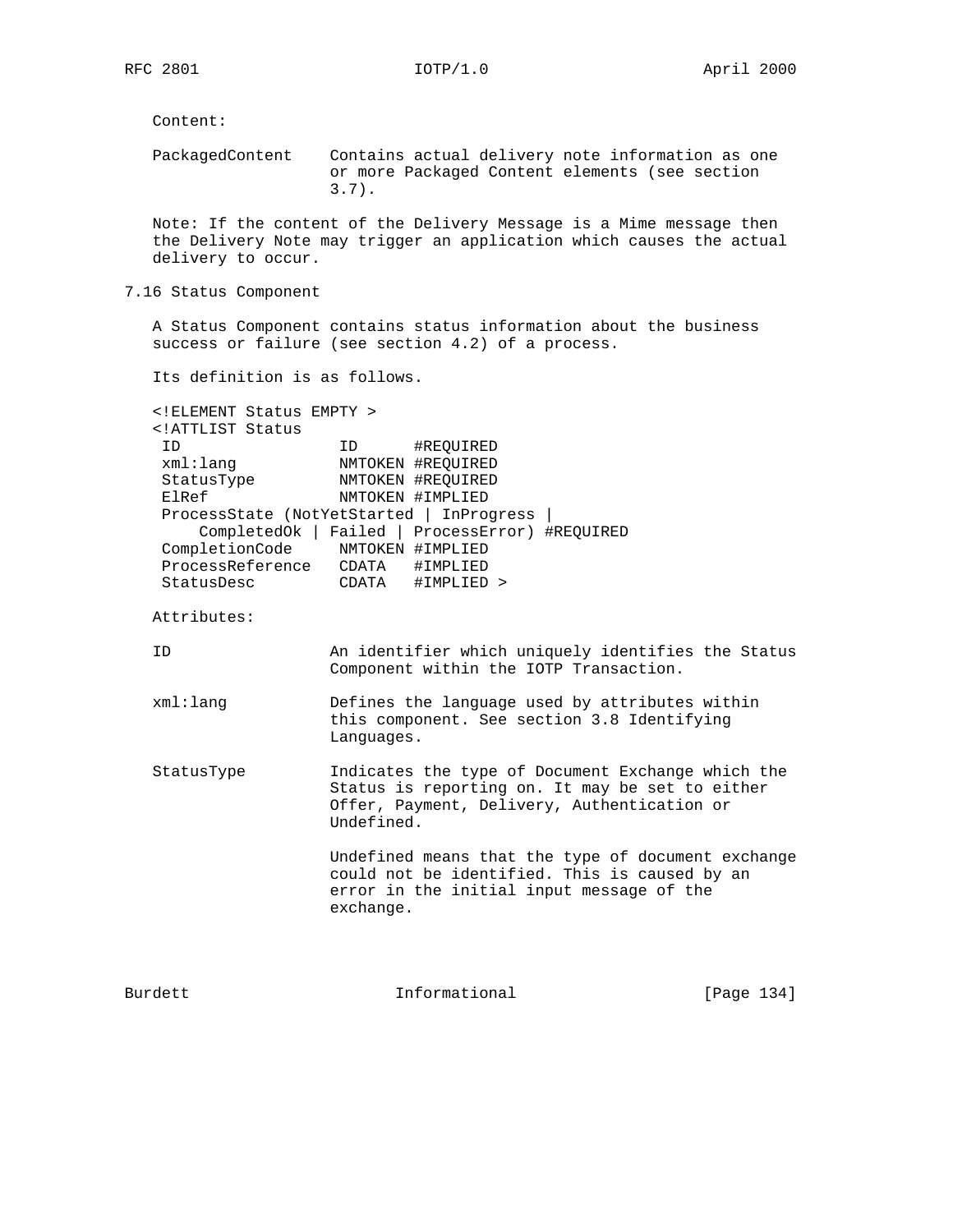Content:

PackagedContent    Contains actual delivery note information as one or more Packaged Content elements (see section 3.7).

Note: If the content of the Delivery Message is a Mime message then the Delivery Note may trigger an application which causes the actual delivery to occur.

## 7.16 Status Component

A Status Component contains status information about the business success or failure (see section 4.2) of a process.

Its definition is as follows.

```
<!ELEMENT Status EMPTY >
<!ATTLIST Status
 ID                ID      #REQUIRED
 xml:lang          NMTOKEN #REQUIRED
 StatusType        NMTOKEN #REQUIRED
 ElRef             NMTOKEN #IMPLIED
 ProcessState (NotYetStarted | InProgress |
     CompletedOk | Failed | ProcessError) #REQUIRED
 CompletionCode    NMTOKEN #IMPLIED
 ProcessReference  CDATA   #IMPLIED
 StatusDesc        CDATA   #IMPLIED >
```

Attributes:

ID    An identifier which uniquely identifies the Status Component within the IOTP Transaction.

xml:lang    Defines the language used by attributes within this component. See section 3.8 Identifying Languages.

StatusType    Indicates the type of Document Exchange which the Status is reporting on. It may be set to either Offer, Payment, Delivery, Authentication or Undefined.

Undefined means that the type of document exchange could not be identified. This is caused by an error in the initial input message of the exchange.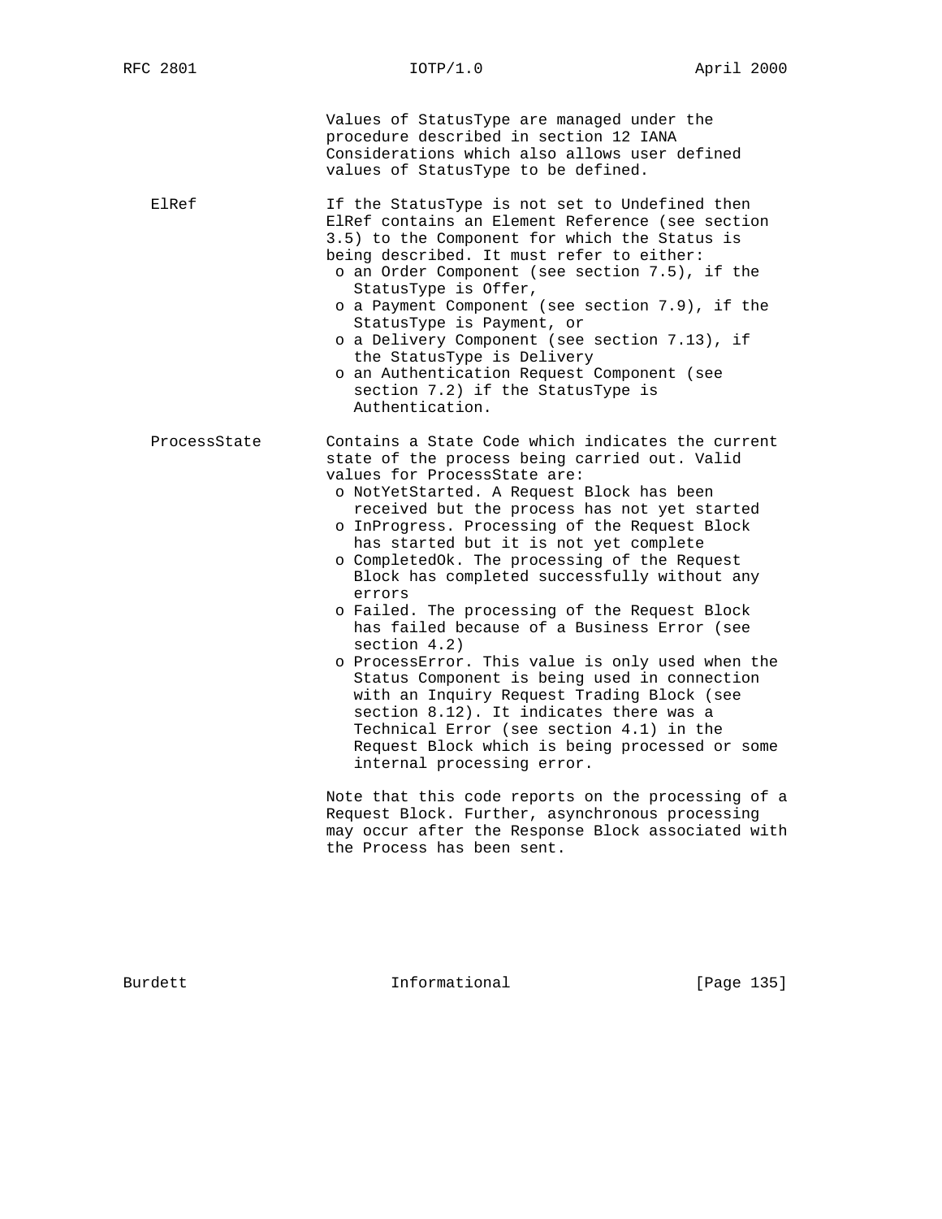Values of StatusType are managed under the procedure described in section 12 IANA Considerations which also allows user defined values of StatusType to be defined.

**ElRef**

If the StatusType is not set to Undefined then ElRef contains an Element Reference (see section 3.5) to the Component for which the Status is being described. It must refer to either:

- an Order Component (see section 7.5), if the StatusType is Offer,
- a Payment Component (see section 7.9), if the StatusType is Payment, or
- a Delivery Component (see section 7.13), if the StatusType is Delivery
- an Authentication Request Component (see section 7.2) if the StatusType is Authentication.

**ProcessState**

Contains a State Code which indicates the current state of the process being carried out. Valid values for ProcessState are:

- NotYetStarted. A Request Block has been received but the process has not yet started
- InProgress. Processing of the Request Block has started but it is not yet complete
- CompletedOk. The processing of the Request Block has completed successfully without any errors
- Failed. The processing of the Request Block has failed because of a Business Error (see section 4.2)
- ProcessError. This value is only used when the Status Component is being used in connection with an Inquiry Request Trading Block (see section 8.12). It indicates there was a Technical Error (see section 4.1) in the Request Block which is being processed or some internal processing error.

Note that this code reports on the processing of a Request Block. Further, asynchronous processing may occur after the Response Block associated with the Process has been sent.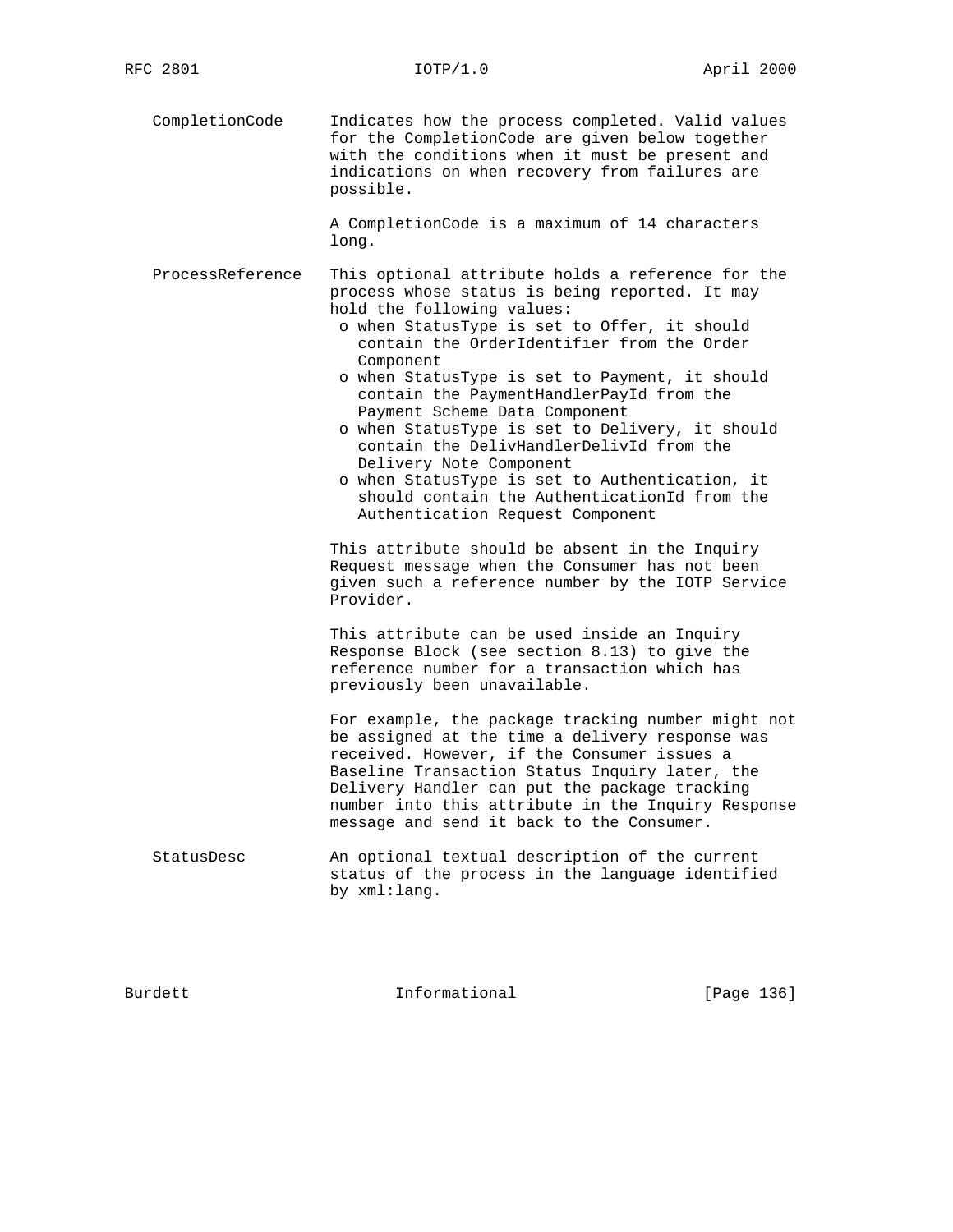CompletionCode Indicates how the process completed. Valid values for the CompletionCode are given below together with the conditions when it must be present and indications on when recovery from failures are possible.

A CompletionCode is a maximum of 14 characters long.

ProcessReference This optional attribute holds a reference for the process whose status is being reported. It may hold the following values:

- when StatusType is set to Offer, it should contain the OrderIdentifier from the Order Component
- when StatusType is set to Payment, it should contain the PaymentHandlerPayId from the Payment Scheme Data Component
- when StatusType is set to Delivery, it should contain the DelivHandlerDelivId from the Delivery Note Component
- when StatusType is set to Authentication, it should contain the AuthenticationId from the Authentication Request Component

This attribute should be absent in the Inquiry Request message when the Consumer has not been given such a reference number by the IOTP Service Provider.

This attribute can be used inside an Inquiry Response Block (see section 8.13) to give the reference number for a transaction which has previously been unavailable.

For example, the package tracking number might not be assigned at the time a delivery response was received. However, if the Consumer issues a Baseline Transaction Status Inquiry later, the Delivery Handler can put the package tracking number into this attribute in the Inquiry Response message and send it back to the Consumer.

StatusDesc An optional textual description of the current status of the process in the language identified by xml:lang.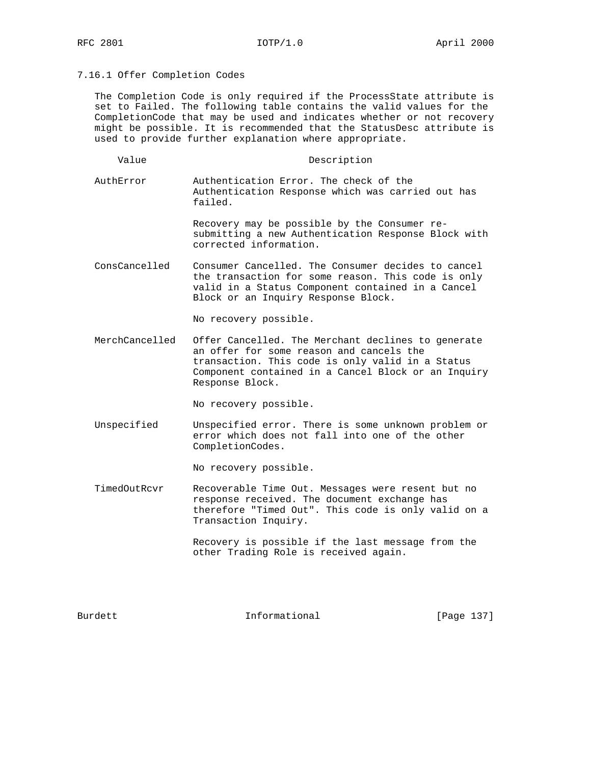### 7.16.1 Offer Completion Codes

The Completion Code is only required if the ProcessState attribute is set to Failed. The following table contains the valid values for the CompletionCode that may be used and indicates whether or not recovery might be possible. It is recommended that the StatusDesc attribute is used to provide further explanation where appropriate.

| Value | Description |
|---|---|
| AuthError | Authentication Error. The check of the Authentication Response which was carried out has failed.<br><br>Recovery may be possible by the Consumer re-submitting a new Authentication Response Block with corrected information. |
| ConsCancelled | Consumer Cancelled. The Consumer decides to cancel the transaction for some reason. This code is only valid in a Status Component contained in a Cancel Block or an Inquiry Response Block.<br><br>No recovery possible. |
| MerchCancelled | Offer Cancelled. The Merchant declines to generate an offer for some reason and cancels the transaction. This code is only valid in a Status Component contained in a Cancel Block or an Inquiry Response Block.<br><br>No recovery possible. |
| Unspecified | Unspecified error. There is some unknown problem or error which does not fall into one of the other CompletionCodes.<br><br>No recovery possible. |
| TimedOutRcvr | Recoverable Time Out. Messages were resent but no response received. The document exchange has therefore "Timed Out". This code is only valid on a Transaction Inquiry.<br><br>Recovery is possible if the last message from the other Trading Role is received again. |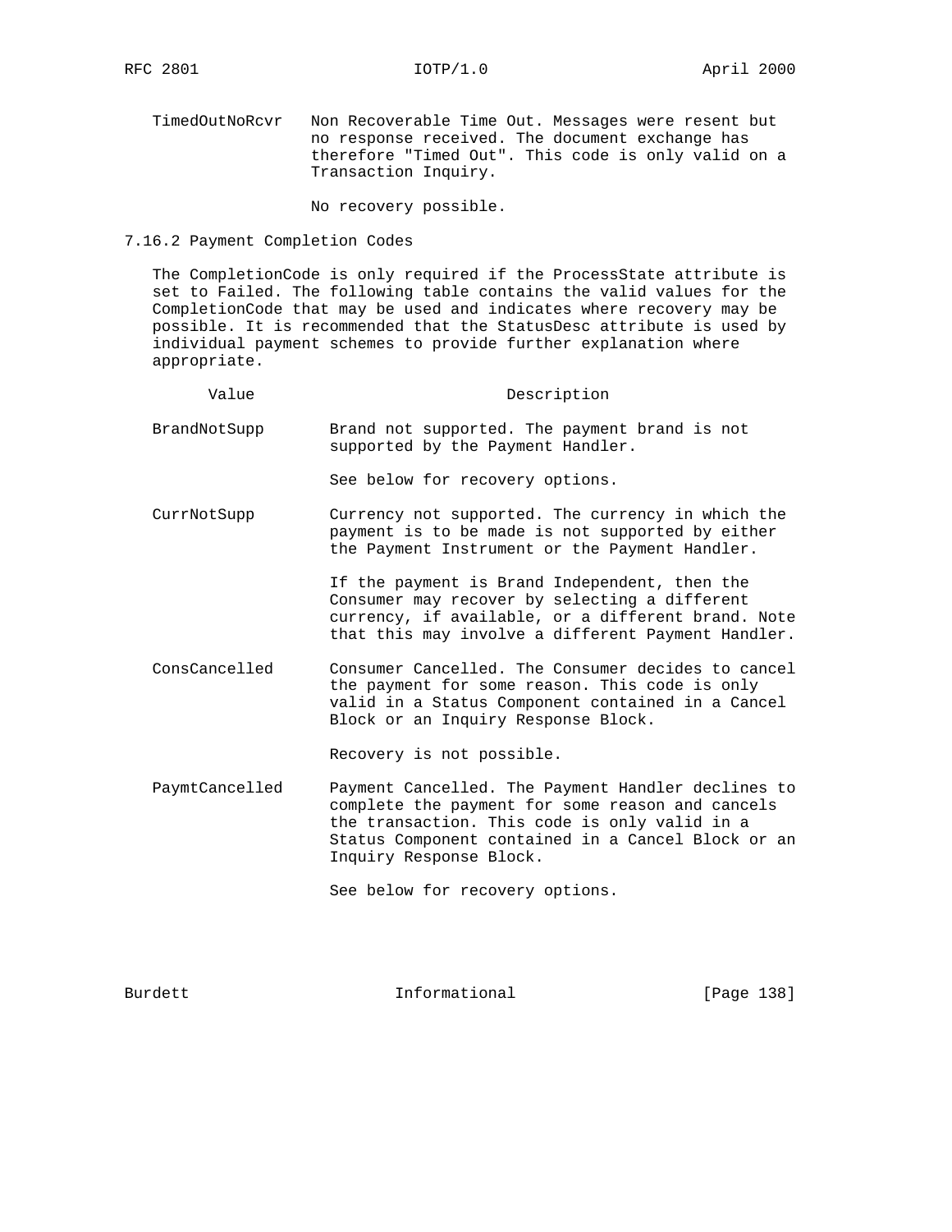| Value | Description |
|---|---|
| TimedOutNoRcvr | Non Recoverable Time Out. Messages were resent but no response received. The document exchange has therefore "Timed Out". This code is only valid on a Transaction Inquiry.<br><br>No recovery possible. |

### 7.16.2 Payment Completion Codes

The CompletionCode is only required if the ProcessState attribute is set to Failed. The following table contains the valid values for the CompletionCode that may be used and indicates where recovery may be possible. It is recommended that the StatusDesc attribute is used by individual payment schemes to provide further explanation where appropriate.

| Value | Description |
|---|---|
| BrandNotSupp | Brand not supported. The payment brand is not supported by the Payment Handler.<br><br>See below for recovery options. |
| CurrNotSupp | Currency not supported. The currency in which the payment is to be made is not supported by either the Payment Instrument or the Payment Handler.<br><br>If the payment is Brand Independent, then the Consumer may recover by selecting a different currency, if available, or a different brand. Note that this may involve a different Payment Handler. |
| ConsCancelled | Consumer Cancelled. The Consumer decides to cancel the payment for some reason. This code is only valid in a Status Component contained in a Cancel Block or an Inquiry Response Block.<br><br>Recovery is not possible. |
| PaymtCancelled | Payment Cancelled. The Payment Handler declines to complete the payment for some reason and cancels the transaction. This code is only valid in a Status Component contained in a Cancel Block or an Inquiry Response Block.<br><br>See below for recovery options. |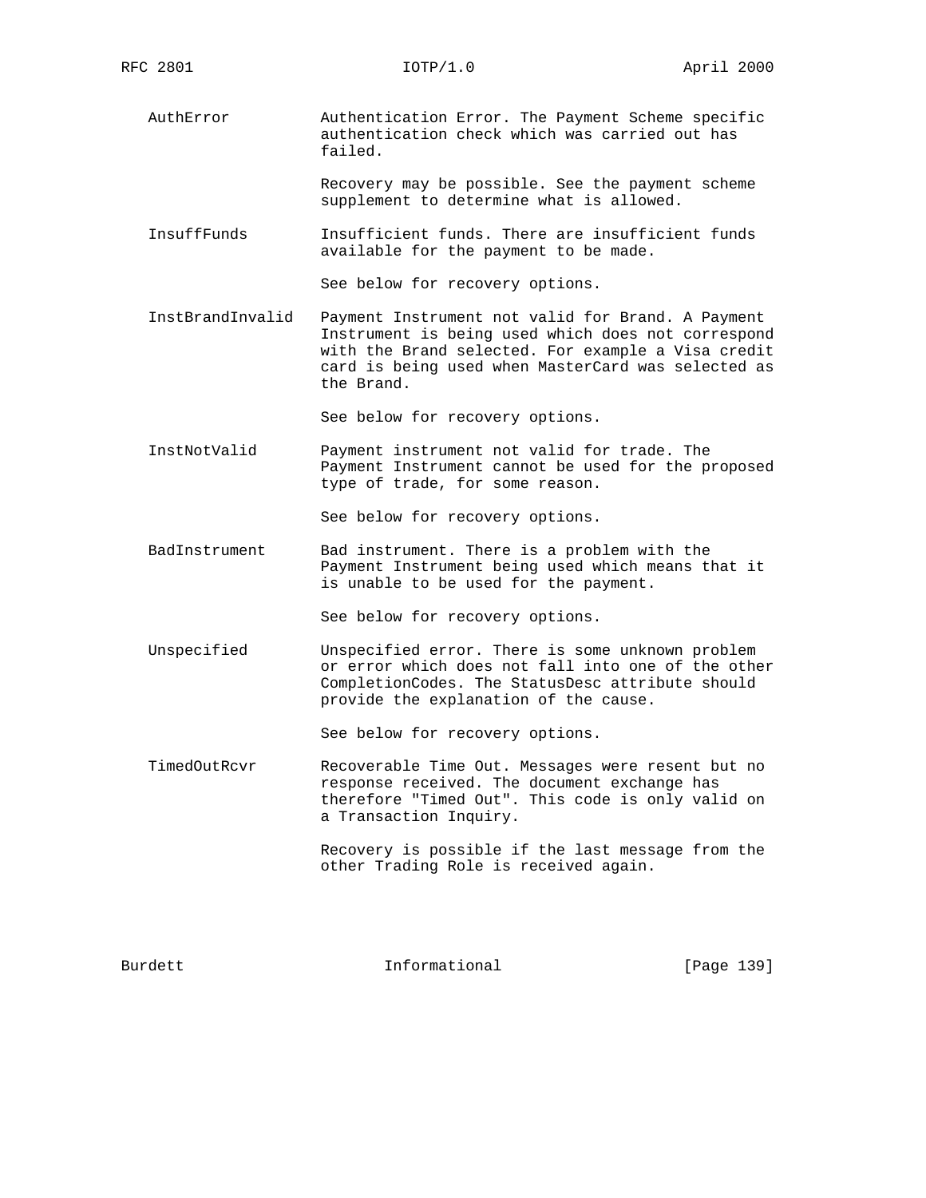AuthError Authentication Error. The Payment Scheme specific authentication check which was carried out has failed.

Recovery may be possible. See the payment scheme supplement to determine what is allowed.

InsuffFunds Insufficient funds. There are insufficient funds available for the payment to be made.

See below for recovery options.

InstBrandInvalid Payment Instrument not valid for Brand. A Payment Instrument is being used which does not correspond with the Brand selected. For example a Visa credit card is being used when MasterCard was selected as the Brand.

See below for recovery options.

InstNotValid Payment instrument not valid for trade. The Payment Instrument cannot be used for the proposed type of trade, for some reason.

See below for recovery options.

BadInstrument Bad instrument. There is a problem with the Payment Instrument being used which means that it is unable to be used for the payment.

See below for recovery options.

Unspecified Unspecified error. There is some unknown problem or error which does not fall into one of the other CompletionCodes. The StatusDesc attribute should provide the explanation of the cause.

See below for recovery options.

TimedOutRcvr Recoverable Time Out. Messages were resent but no response received. The document exchange has therefore "Timed Out". This code is only valid on a Transaction Inquiry.

Recovery is possible if the last message from the other Trading Role is received again.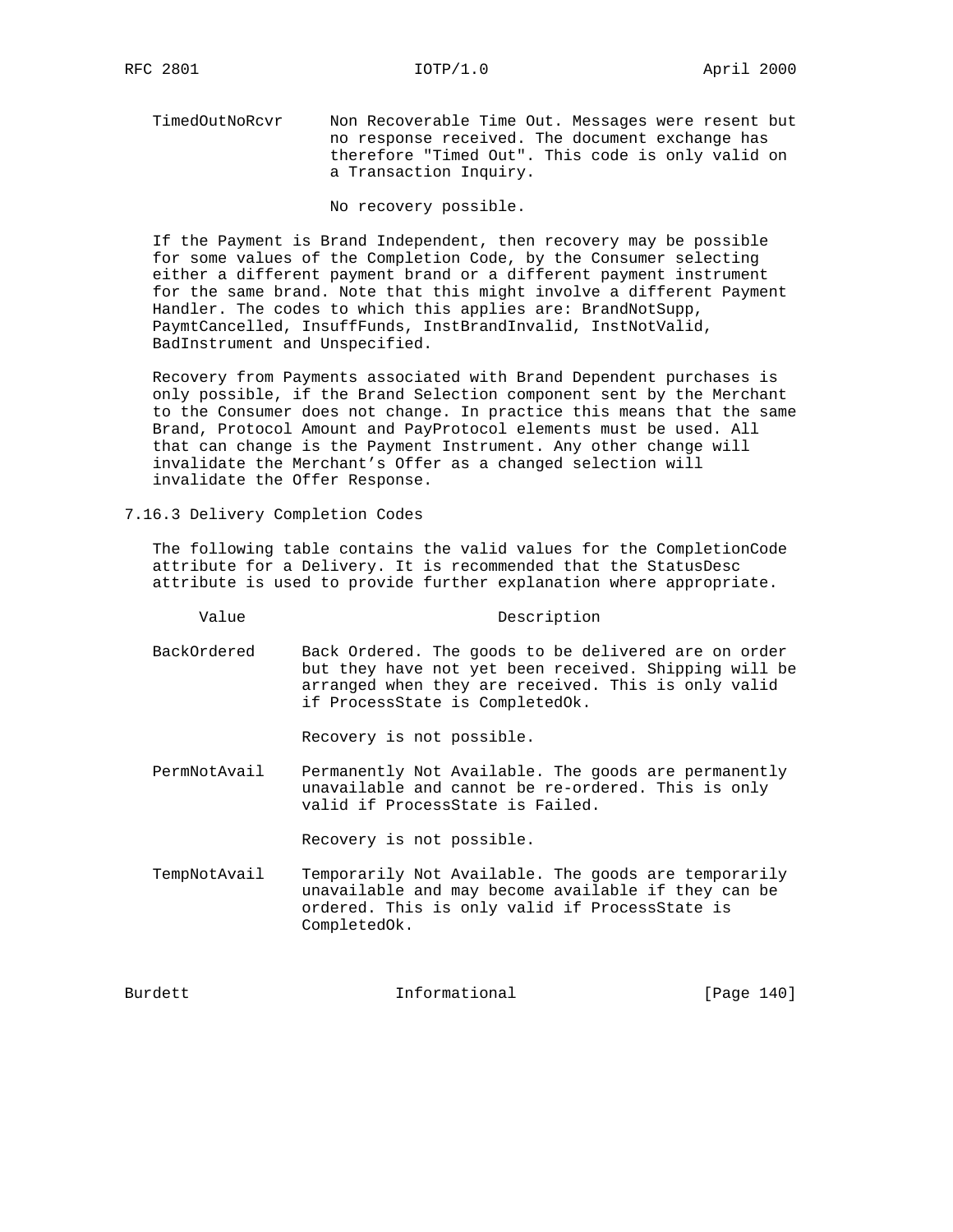TimedOutNoRcvr Non Recoverable Time Out. Messages were resent but no response received. The document exchange has therefore "Timed Out". This code is only valid on a Transaction Inquiry.

No recovery possible.

If the Payment is Brand Independent, then recovery may be possible for some values of the Completion Code, by the Consumer selecting either a different payment brand or a different payment instrument for the same brand. Note that this might involve a different Payment Handler. The codes to which this applies are: BrandNotSupp, PaymtCancelled, InsuffFunds, InstBrandInvalid, InstNotValid, BadInstrument and Unspecified.

Recovery from Payments associated with Brand Dependent purchases is only possible, if the Brand Selection component sent by the Merchant to the Consumer does not change. In practice this means that the same Brand, Protocol Amount and PayProtocol elements must be used. All that can change is the Payment Instrument. Any other change will invalidate the Merchant's Offer as a changed selection will invalidate the Offer Response.

### 7.16.3 Delivery Completion Codes

The following table contains the valid values for the CompletionCode attribute for a Delivery. It is recommended that the StatusDesc attribute is used to provide further explanation where appropriate.

| Value | Description |
| --- | --- |
| BackOrdered | Back Ordered. The goods to be delivered are on order but they have not yet been received. Shipping will be arranged when they are received. This is only valid if ProcessState is CompletedOk.<br><br>Recovery is not possible. |
| PermNotAvail | Permanently Not Available. The goods are permanently unavailable and cannot be re-ordered. This is only valid if ProcessState is Failed.<br><br>Recovery is not possible. |
| TempNotAvail | Temporarily Not Available. The goods are temporarily unavailable and may become available if they can be ordered. This is only valid if ProcessState is CompletedOk. |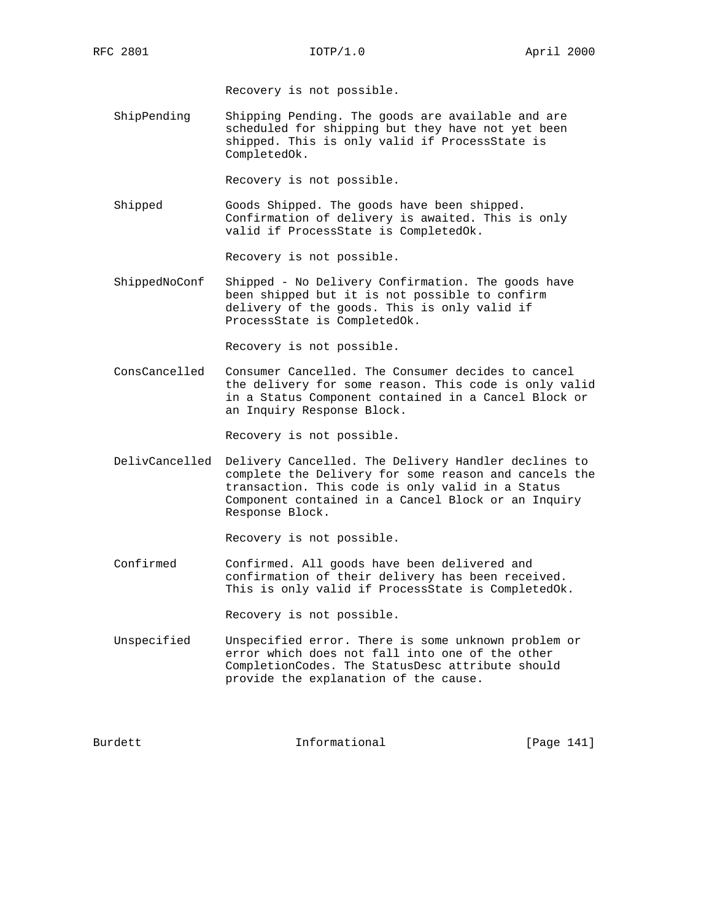Recovery is not possible.

ShipPending     Shipping Pending. The goods are available and are scheduled for shipping but they have not yet been shipped. This is only valid if ProcessState is CompletedOk.

Recovery is not possible.

Shipped         Goods Shipped. The goods have been shipped. Confirmation of delivery is awaited. This is only valid if ProcessState is CompletedOk.

Recovery is not possible.

ShippedNoConf   Shipped - No Delivery Confirmation. The goods have been shipped but it is not possible to confirm delivery of the goods. This is only valid if ProcessState is CompletedOk.

Recovery is not possible.

ConsCancelled   Consumer Cancelled. The Consumer decides to cancel the delivery for some reason. This code is only valid in a Status Component contained in a Cancel Block or an Inquiry Response Block.

Recovery is not possible.

DelivCancelled  Delivery Cancelled. The Delivery Handler declines to complete the Delivery for some reason and cancels the transaction. This code is only valid in a Status Component contained in a Cancel Block or an Inquiry Response Block.

Recovery is not possible.

Confirmed       Confirmed. All goods have been delivered and confirmation of their delivery has been received. This is only valid if ProcessState is CompletedOk.

Recovery is not possible.

Unspecified     Unspecified error. There is some unknown problem or error which does not fall into one of the other CompletionCodes. The StatusDesc attribute should provide the explanation of the cause.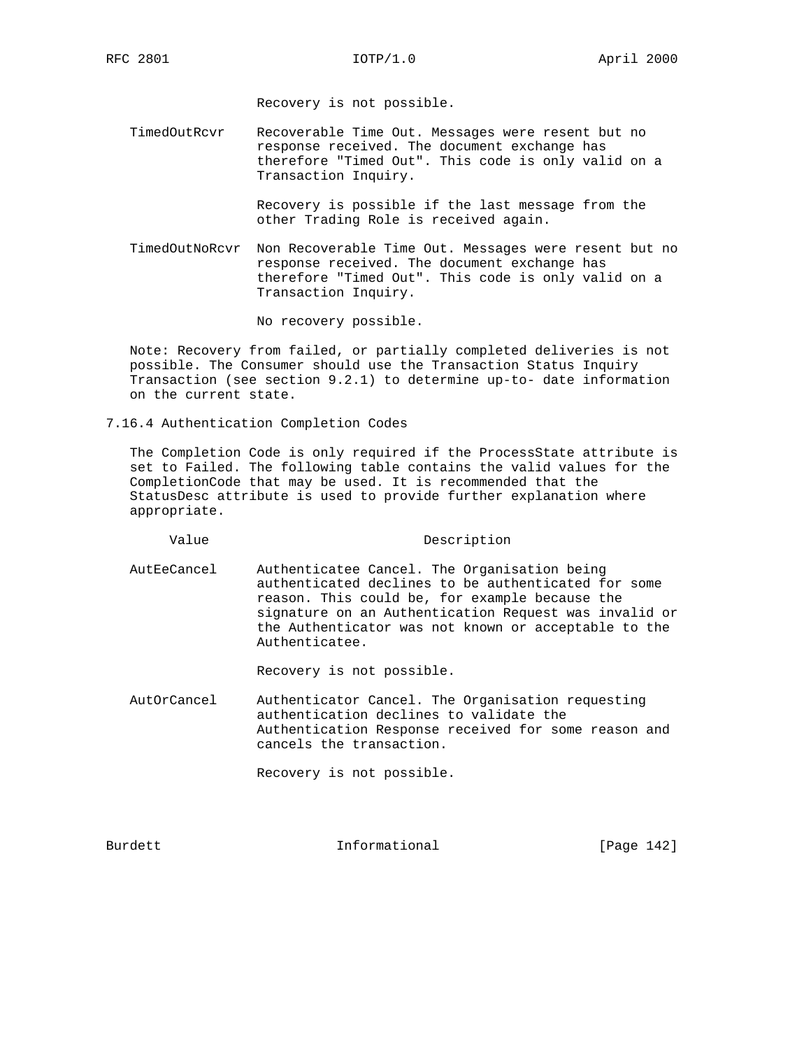Recovery is not possible.

| Value | Description |
|---|---|
| TimedOutRcvr | Recoverable Time Out. Messages were resent but no response received. The document exchange has therefore "Timed Out". This code is only valid on a Transaction Inquiry.<br><br>Recovery is possible if the last message from the other Trading Role is received again. |
| TimedOutNoRcvr | Non Recoverable Time Out. Messages were resent but no response received. The document exchange has therefore "Timed Out". This code is only valid on a Transaction Inquiry.<br><br>No recovery possible. |

Note: Recovery from failed, or partially completed deliveries is not possible. The Consumer should use the Transaction Status Inquiry Transaction (see section 9.2.1) to determine up-to- date information on the current state.

### 7.16.4 Authentication Completion Codes

The Completion Code is only required if the ProcessState attribute is set to Failed. The following table contains the valid values for the CompletionCode that may be used. It is recommended that the StatusDesc attribute is used to provide further explanation where appropriate.

| Value | Description |
|---|---|
| AutEeCancel | Authenticatee Cancel. The Organisation being authenticated declines to be authenticated for some reason. This could be, for example because the signature on an Authentication Request was invalid or the Authenticator was not known or acceptable to the Authenticatee.<br><br>Recovery is not possible. |
| AutOrCancel | Authenticator Cancel. The Organisation requesting authentication declines to validate the Authentication Response received for some reason and cancels the transaction.<br><br>Recovery is not possible. |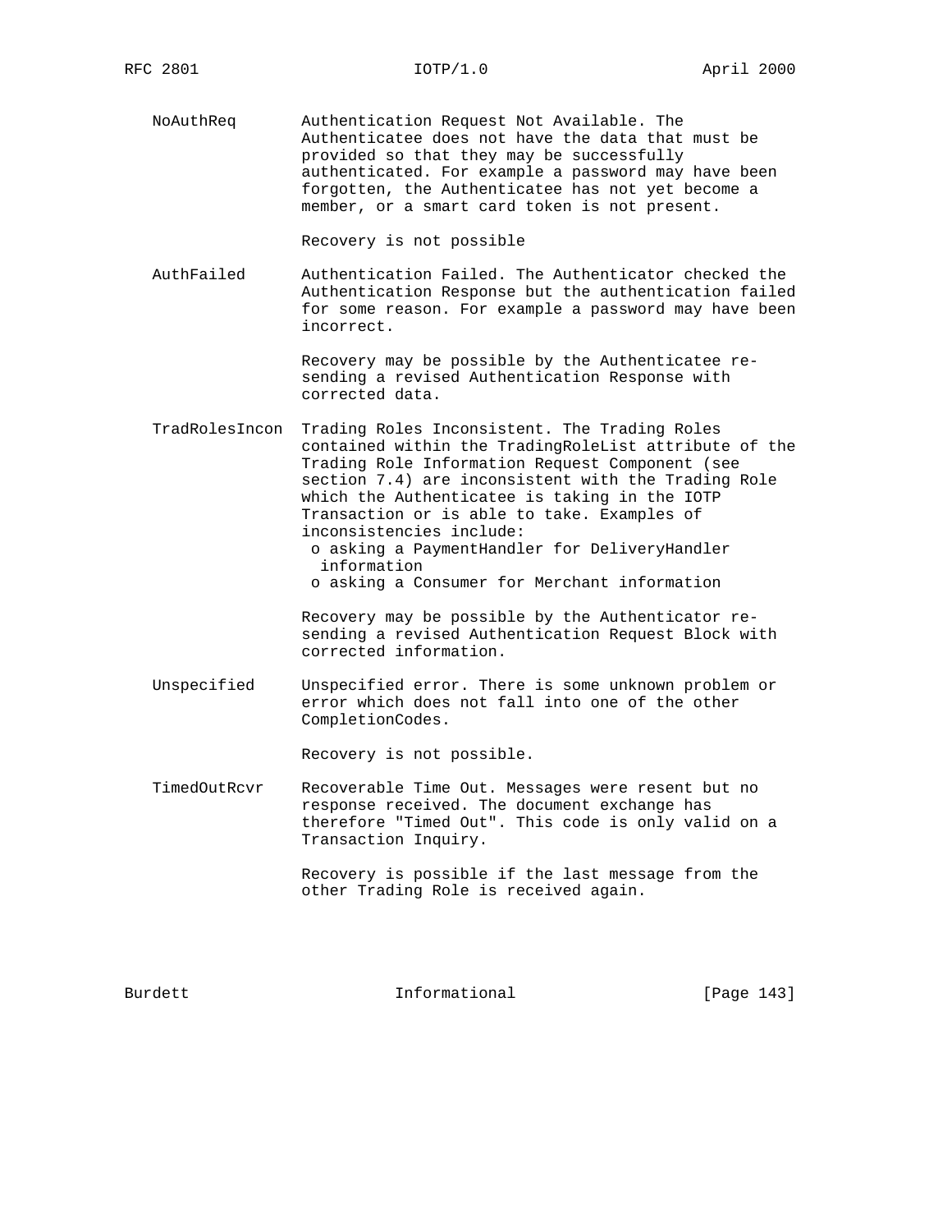NoAuthReq — Authentication Request Not Available. The Authenticatee does not have the data that must be provided so that they may be successfully authenticated. For example a password may have been forgotten, the Authenticatee has not yet become a member, or a smart card token is not present.

Recovery is not possible

AuthFailed — Authentication Failed. The Authenticator checked the Authentication Response but the authentication failed for some reason. For example a password may have been incorrect.

Recovery may be possible by the Authenticatee re-sending a revised Authentication Response with corrected data.

TradRolesIncon — Trading Roles Inconsistent. The Trading Roles contained within the TradingRoleList attribute of the Trading Role Information Request Component (see section 7.4) are inconsistent with the Trading Role which the Authenticatee is taking in the IOTP Transaction or is able to take. Examples of inconsistencies include:

- asking a PaymentHandler for DeliveryHandler information
- asking a Consumer for Merchant information

Recovery may be possible by the Authenticator re-sending a revised Authentication Request Block with corrected information.

Unspecified — Unspecified error. There is some unknown problem or error which does not fall into one of the other CompletionCodes.

Recovery is not possible.

TimedOutRcvr — Recoverable Time Out. Messages were resent but no response received. The document exchange has therefore "Timed Out". This code is only valid on a Transaction Inquiry.

Recovery is possible if the last message from the other Trading Role is received again.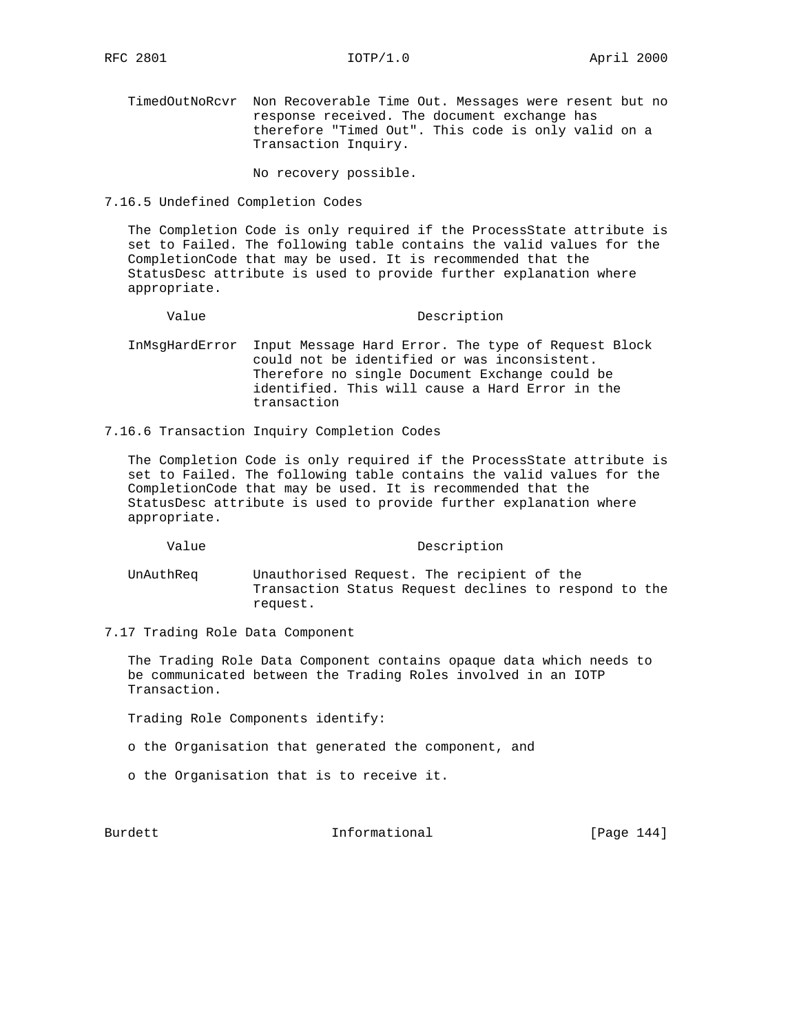| Value | Description |
| --- | --- |
| TimedOutNoRcvr | Non Recoverable Time Out. Messages were resent but no response received. The document exchange has therefore "Timed Out". This code is only valid on a Transaction Inquiry.<br><br>No recovery possible. |

### 7.16.5 Undefined Completion Codes

The Completion Code is only required if the ProcessState attribute is set to Failed. The following table contains the valid values for the CompletionCode that may be used. It is recommended that the StatusDesc attribute is used to provide further explanation where appropriate.

| Value | Description |
| --- | --- |
| InMsgHardError | Input Message Hard Error. The type of Request Block could not be identified or was inconsistent. Therefore no single Document Exchange could be identified. This will cause a Hard Error in the transaction |

### 7.16.6 Transaction Inquiry Completion Codes

The Completion Code is only required if the ProcessState attribute is set to Failed. The following table contains the valid values for the CompletionCode that may be used. It is recommended that the StatusDesc attribute is used to provide further explanation where appropriate.

| Value | Description |
| --- | --- |
| UnAuthReq | Unauthorised Request. The recipient of the Transaction Status Request declines to respond to the request. |

## 7.17 Trading Role Data Component

The Trading Role Data Component contains opaque data which needs to be communicated between the Trading Roles involved in an IOTP Transaction.

Trading Role Components identify:

- the Organisation that generated the component, and
- the Organisation that is to receive it.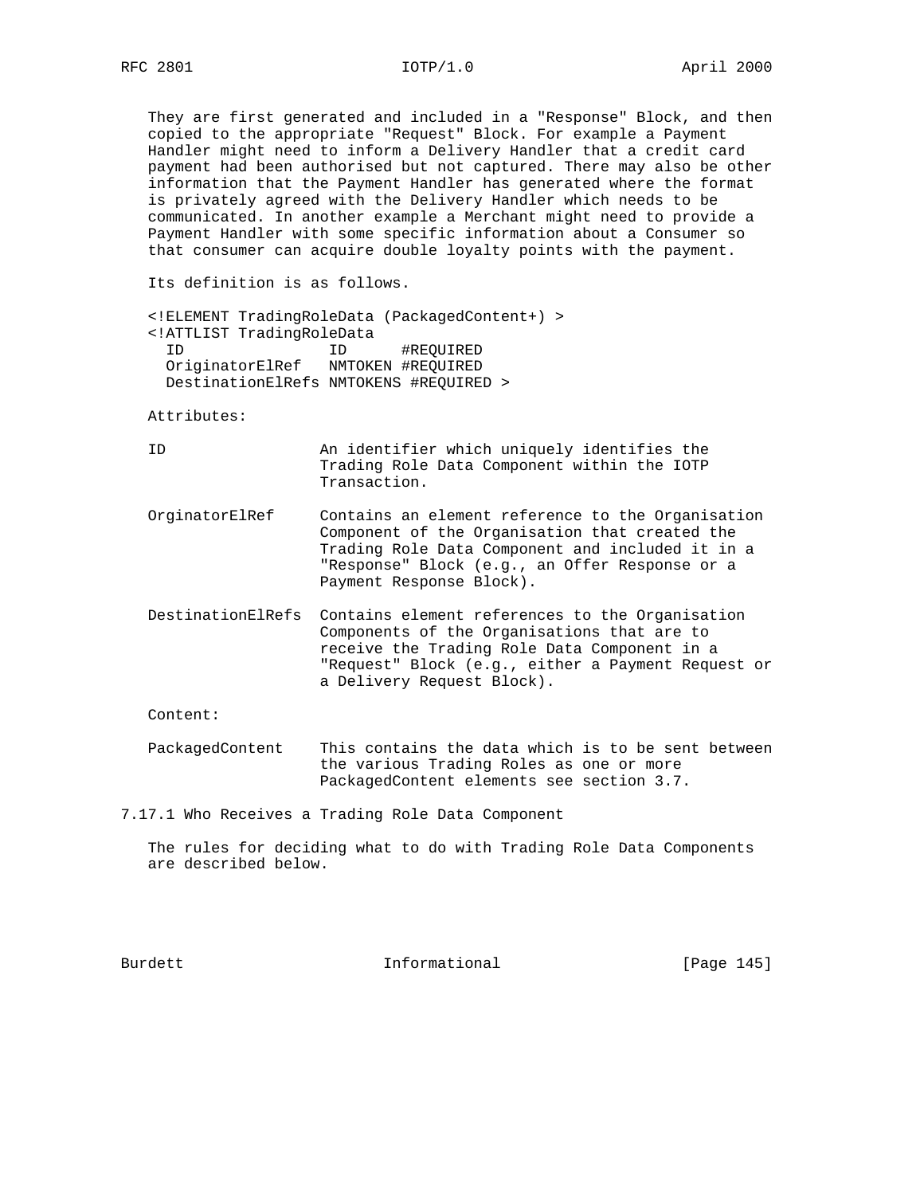They are first generated and included in a "Response" Block, and then copied to the appropriate "Request" Block. For example a Payment Handler might need to inform a Delivery Handler that a credit card payment had been authorised but not captured. There may also be other information that the Payment Handler has generated where the format is privately agreed with the Delivery Handler which needs to be communicated. In another example a Merchant might need to provide a Payment Handler with some specific information about a Consumer so that consumer can acquire double loyalty points with the payment.

Its definition is as follows.

```
<!ELEMENT TradingRoleData (PackagedContent+) >
<!ATTLIST TradingRoleData
  ID                ID      #REQUIRED
  OriginatorElRef   NMTOKEN #REQUIRED
  DestinationElRefs NMTOKENS #REQUIRED >
```

Attributes:

ID
: An identifier which uniquely identifies the Trading Role Data Component within the IOTP Transaction.

OrginatorElRef
: Contains an element reference to the Organisation Component of the Organisation that created the Trading Role Data Component and included it in a "Response" Block (e.g., an Offer Response or a Payment Response Block).

DestinationElRefs
: Contains element references to the Organisation Components of the Organisations that are to receive the Trading Role Data Component in a "Request" Block (e.g., either a Payment Request or a Delivery Request Block).

Content:

PackagedContent
: This contains the data which is to be sent between the various Trading Roles as one or more PackagedContent elements see section 3.7.

### 7.17.1 Who Receives a Trading Role Data Component

The rules for deciding what to do with Trading Role Data Components are described below.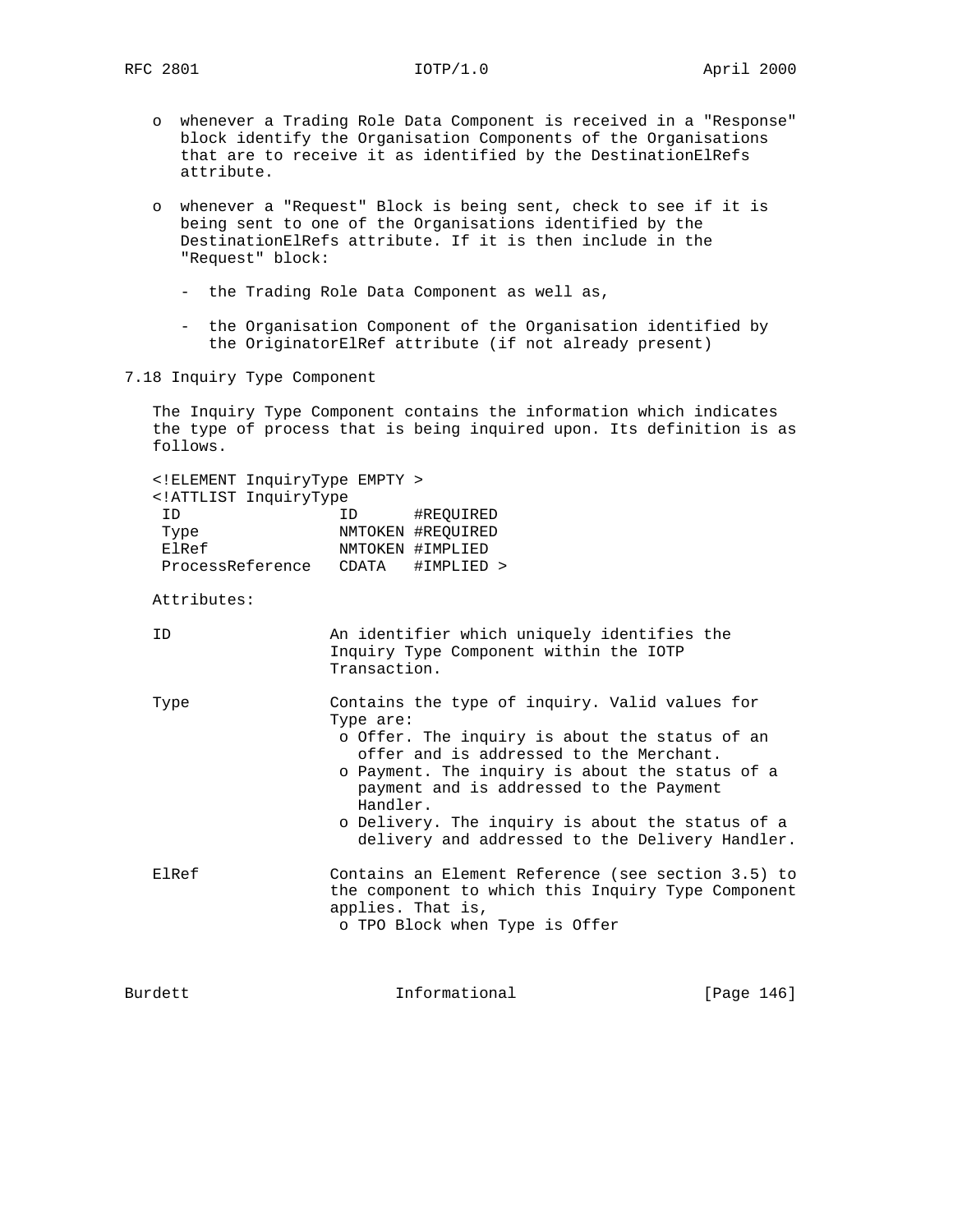- whenever a Trading Role Data Component is received in a "Response" block identify the Organisation Components of the Organisations that are to receive it as identified by the DestinationElRefs attribute.

- whenever a "Request" Block is being sent, check to see if it is being sent to one of the Organisations identified by the DestinationElRefs attribute. If it is then include in the "Request" block:

  - the Trading Role Data Component as well as,

  - the Organisation Component of the Organisation identified by the OriginatorElRef attribute (if not already present)

### 7.18 Inquiry Type Component

The Inquiry Type Component contains the information which indicates the type of process that is being inquired upon. Its definition is as follows.

```
<!ELEMENT InquiryType EMPTY >
<!ATTLIST InquiryType
 ID                 ID      #REQUIRED
 Type               NMTOKEN #REQUIRED
 ElRef              NMTOKEN #IMPLIED
 ProcessReference   CDATA   #IMPLIED >
```

Attributes:

ID — An identifier which uniquely identifies the Inquiry Type Component within the IOTP Transaction.

Type — Contains the type of inquiry. Valid values for Type are:

- Offer. The inquiry is about the status of an offer and is addressed to the Merchant.
- Payment. The inquiry is about the status of a payment and is addressed to the Payment Handler.
- Delivery. The inquiry is about the status of a delivery and addressed to the Delivery Handler.

ElRef — Contains an Element Reference (see section 3.5) to the component to which this Inquiry Type Component applies. That is,

- TPO Block when Type is Offer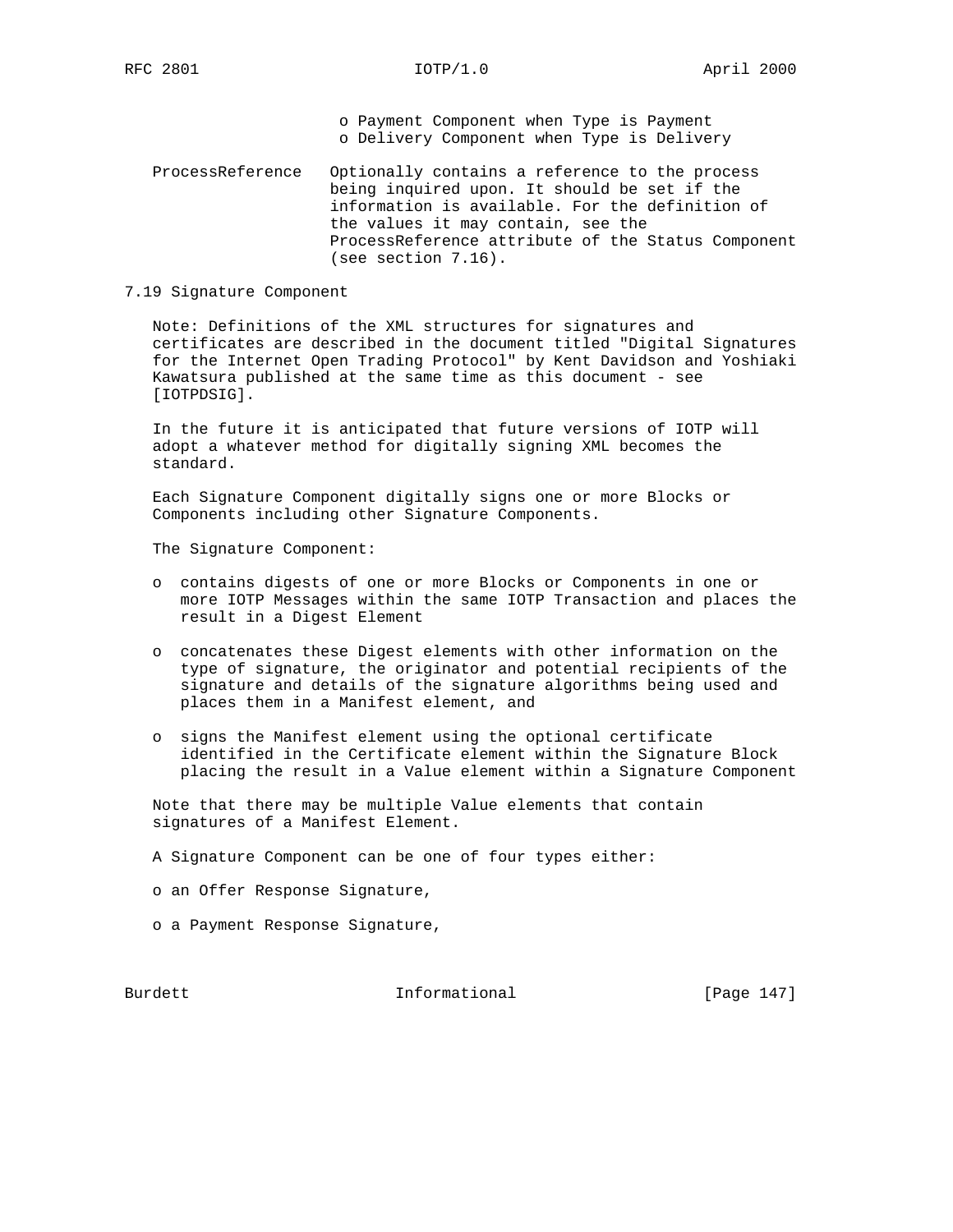o Payment Component when Type is Payment
o Delivery Component when Type is Delivery

ProcessReference — Optionally contains a reference to the process being inquired upon. It should be set if the information is available. For the definition of the values it may contain, see the ProcessReference attribute of the Status Component (see section 7.16).

## 7.19 Signature Component

Note: Definitions of the XML structures for signatures and certificates are described in the document titled "Digital Signatures for the Internet Open Trading Protocol" by Kent Davidson and Yoshiaki Kawatsura published at the same time as this document - see [IOTPDSIG].

In the future it is anticipated that future versions of IOTP will adopt a whatever method for digitally signing XML becomes the standard.

Each Signature Component digitally signs one or more Blocks or Components including other Signature Components.

The Signature Component:

- contains digests of one or more Blocks or Components in one or more IOTP Messages within the same IOTP Transaction and places the result in a Digest Element
- concatenates these Digest elements with other information on the type of signature, the originator and potential recipients of the signature and details of the signature algorithms being used and places them in a Manifest element, and
- signs the Manifest element using the optional certificate identified in the Certificate element within the Signature Block placing the result in a Value element within a Signature Component

Note that there may be multiple Value elements that contain signatures of a Manifest Element.

A Signature Component can be one of four types either:

- an Offer Response Signature,
- a Payment Response Signature,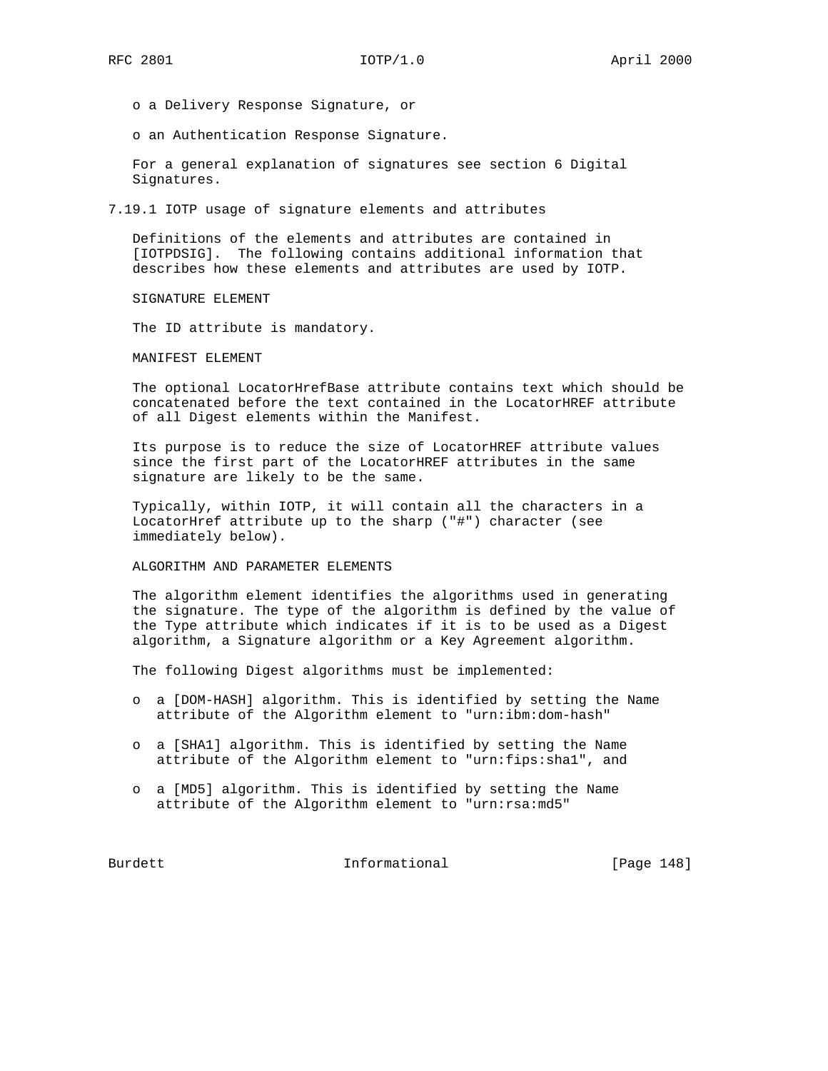o a Delivery Response Signature, or

o an Authentication Response Signature.

For a general explanation of signatures see section 6 Digital Signatures.

### 7.19.1 IOTP usage of signature elements and attributes

Definitions of the elements and attributes are contained in [IOTPDSIG]. The following contains additional information that describes how these elements and attributes are used by IOTP.

SIGNATURE ELEMENT

The ID attribute is mandatory.

MANIFEST ELEMENT

The optional LocatorHrefBase attribute contains text which should be concatenated before the text contained in the LocatorHREF attribute of all Digest elements within the Manifest.

Its purpose is to reduce the size of LocatorHREF attribute values since the first part of the LocatorHREF attributes in the same signature are likely to be the same.

Typically, within IOTP, it will contain all the characters in a LocatorHref attribute up to the sharp ("#") character (see immediately below).

ALGORITHM AND PARAMETER ELEMENTS

The algorithm element identifies the algorithms used in generating the signature. The type of the algorithm is defined by the value of the Type attribute which indicates if it is to be used as a Digest algorithm, a Signature algorithm or a Key Agreement algorithm.

The following Digest algorithms must be implemented:

- a [DOM-HASH] algorithm. This is identified by setting the Name attribute of the Algorithm element to "urn:ibm:dom-hash"
- a [SHA1] algorithm. This is identified by setting the Name attribute of the Algorithm element to "urn:fips:sha1", and
- a [MD5] algorithm. This is identified by setting the Name attribute of the Algorithm element to "urn:rsa:md5"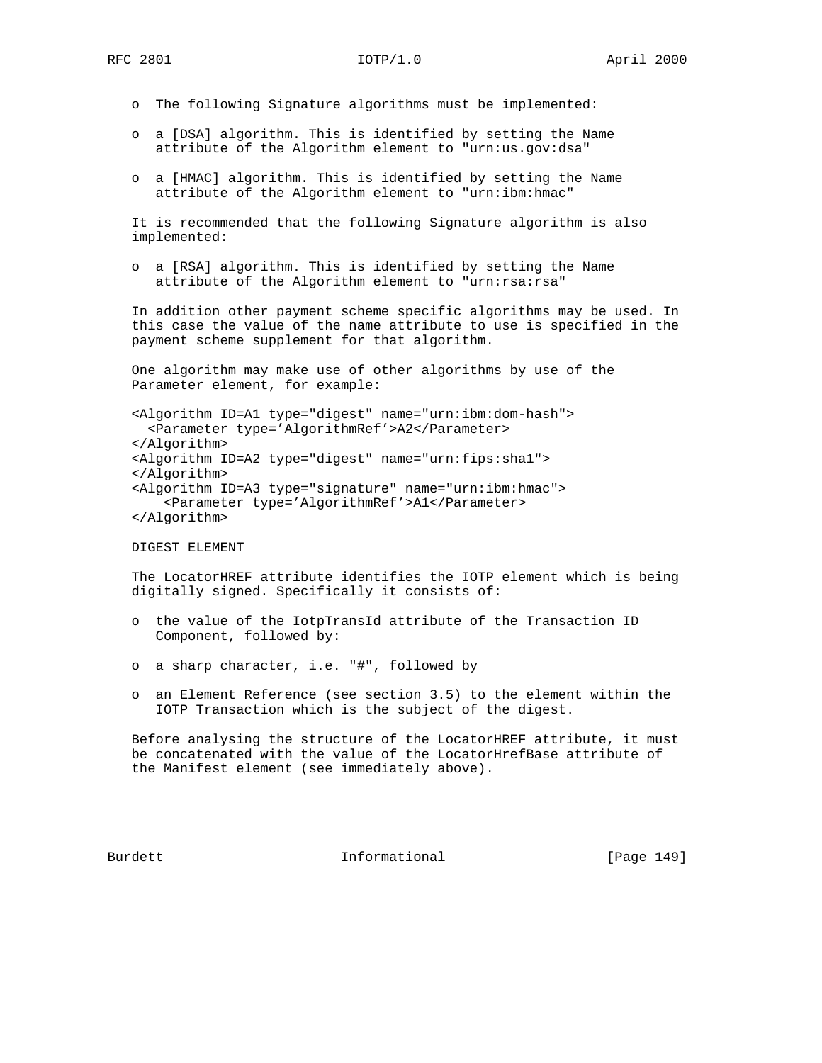- The following Signature algorithms must be implemented:

- a [DSA] algorithm. This is identified by setting the Name attribute of the Algorithm element to "urn:us.gov:dsa"

- a [HMAC] algorithm. This is identified by setting the Name attribute of the Algorithm element to "urn:ibm:hmac"

It is recommended that the following Signature algorithm is also implemented:

- a [RSA] algorithm. This is identified by setting the Name attribute of the Algorithm element to "urn:rsa:rsa"

In addition other payment scheme specific algorithms may be used. In this case the value of the name attribute to use is specified in the payment scheme supplement for that algorithm.

One algorithm may make use of other algorithms by use of the Parameter element, for example:

```
<Algorithm ID=A1 type="digest" name="urn:ibm:dom-hash">
  <Parameter type='AlgorithmRef'>A2</Parameter>
</Algorithm>
<Algorithm ID=A2 type="digest" name="urn:fips:sha1">
</Algorithm>
<Algorithm ID=A3 type="signature" name="urn:ibm:hmac">
    <Parameter type='AlgorithmRef'>A1</Parameter>
</Algorithm>
```

DIGEST ELEMENT

The LocatorHREF attribute identifies the IOTP element which is being digitally signed. Specifically it consists of:

- the value of the IotpTransId attribute of the Transaction ID Component, followed by:

- a sharp character, i.e. "#", followed by

- an Element Reference (see section 3.5) to the element within the IOTP Transaction which is the subject of the digest.

Before analysing the structure of the LocatorHREF attribute, it must be concatenated with the value of the LocatorHrefBase attribute of the Manifest element (see immediately above).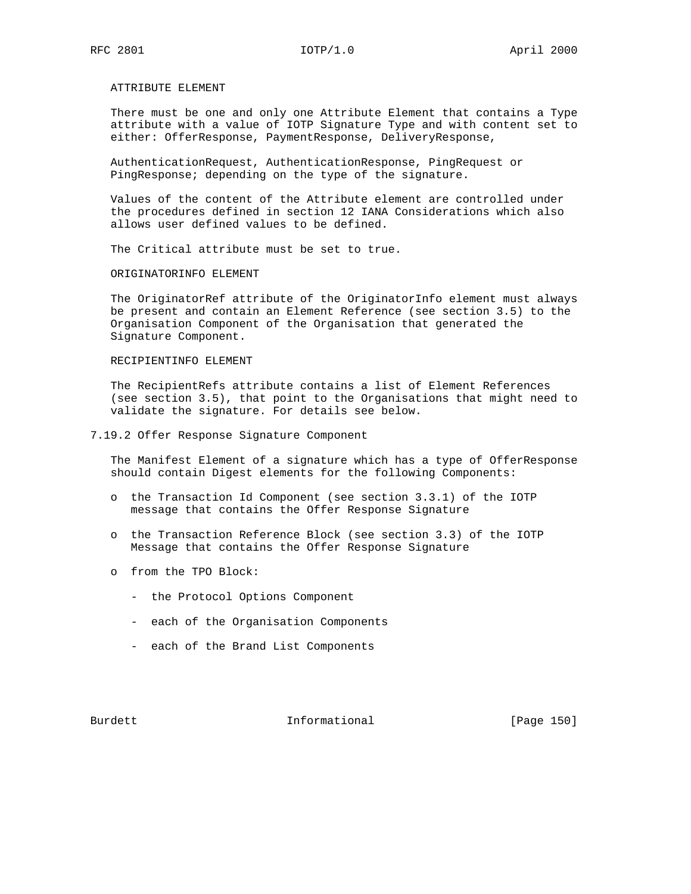ATTRIBUTE ELEMENT

There must be one and only one Attribute Element that contains a Type attribute with a value of IOTP Signature Type and with content set to either: OfferResponse, PaymentResponse, DeliveryResponse,

AuthenticationRequest, AuthenticationResponse, PingRequest or PingResponse; depending on the type of the signature.

Values of the content of the Attribute element are controlled under the procedures defined in section 12 IANA Considerations which also allows user defined values to be defined.

The Critical attribute must be set to true.

ORIGINATORINFO ELEMENT

The OriginatorRef attribute of the OriginatorInfo element must always be present and contain an Element Reference (see section 3.5) to the Organisation Component of the Organisation that generated the Signature Component.

RECIPIENTINFO ELEMENT

The RecipientRefs attribute contains a list of Element References (see section 3.5), that point to the Organisations that might need to validate the signature. For details see below.

### 7.19.2 Offer Response Signature Component

The Manifest Element of a signature which has a type of OfferResponse should contain Digest elements for the following Components:

- the Transaction Id Component (see section 3.3.1) of the IOTP message that contains the Offer Response Signature
- the Transaction Reference Block (see section 3.3) of the IOTP Message that contains the Offer Response Signature
- from the TPO Block:
  - the Protocol Options Component
  - each of the Organisation Components
  - each of the Brand List Components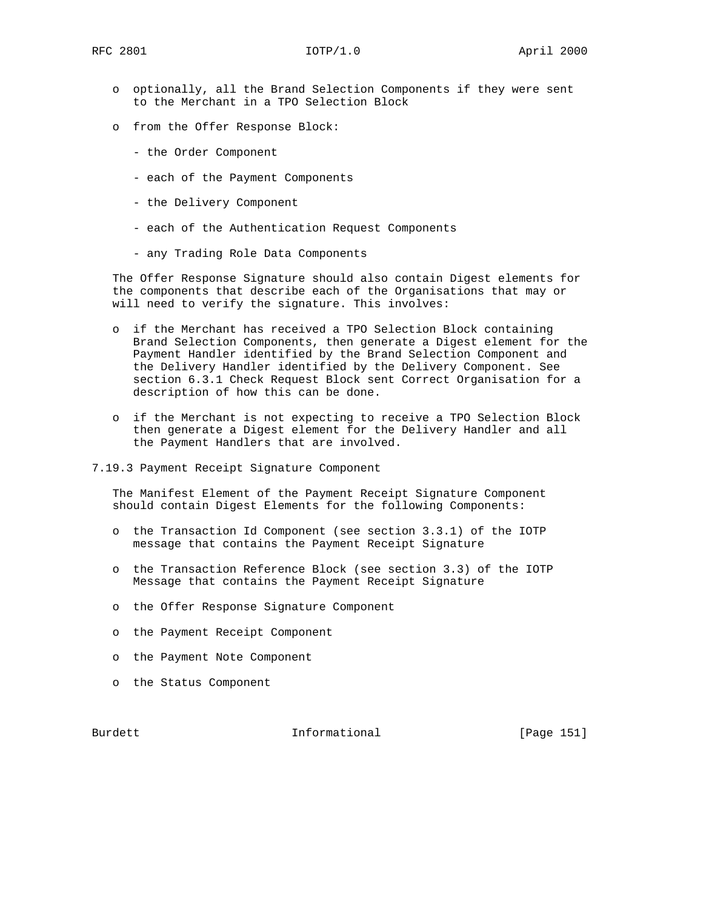- optionally, all the Brand Selection Components if they were sent to the Merchant in a TPO Selection Block

- from the Offer Response Block:

  - the Order Component

  - each of the Payment Components

  - the Delivery Component

  - each of the Authentication Request Components

  - any Trading Role Data Components

The Offer Response Signature should also contain Digest elements for the components that describe each of the Organisations that may or will need to verify the signature. This involves:

- if the Merchant has received a TPO Selection Block containing Brand Selection Components, then generate a Digest element for the Payment Handler identified by the Brand Selection Component and the Delivery Handler identified by the Delivery Component. See section 6.3.1 Check Request Block sent Correct Organisation for a description of how this can be done.

- if the Merchant is not expecting to receive a TPO Selection Block then generate a Digest element for the Delivery Handler and all the Payment Handlers that are involved.

### 7.19.3 Payment Receipt Signature Component

The Manifest Element of the Payment Receipt Signature Component should contain Digest Elements for the following Components:

- the Transaction Id Component (see section 3.3.1) of the IOTP message that contains the Payment Receipt Signature

- the Transaction Reference Block (see section 3.3) of the IOTP Message that contains the Payment Receipt Signature

- the Offer Response Signature Component

- the Payment Receipt Component

- the Payment Note Component

- the Status Component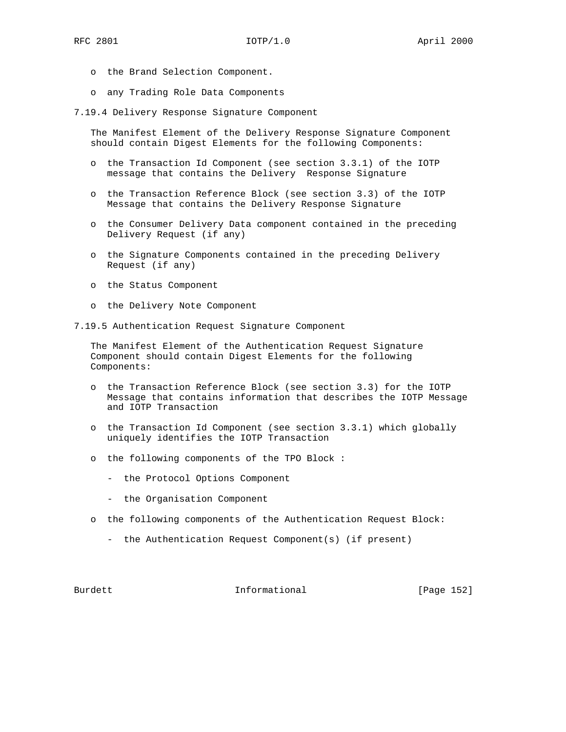- the Brand Selection Component.

- any Trading Role Data Components

### 7.19.4 Delivery Response Signature Component

The Manifest Element of the Delivery Response Signature Component should contain Digest Elements for the following Components:

- the Transaction Id Component (see section 3.3.1) of the IOTP message that contains the Delivery  Response Signature

- the Transaction Reference Block (see section 3.3) of the IOTP Message that contains the Delivery Response Signature

- the Consumer Delivery Data component contained in the preceding Delivery Request (if any)

- the Signature Components contained in the preceding Delivery Request (if any)

- the Status Component

- the Delivery Note Component

### 7.19.5 Authentication Request Signature Component

The Manifest Element of the Authentication Request Signature Component should contain Digest Elements for the following Components:

- the Transaction Reference Block (see section 3.3) for the IOTP Message that contains information that describes the IOTP Message and IOTP Transaction

- the Transaction Id Component (see section 3.3.1) which globally uniquely identifies the IOTP Transaction

- the following components of the TPO Block :

  - the Protocol Options Component

  - the Organisation Component

- the following components of the Authentication Request Block:

  - the Authentication Request Component(s) (if present)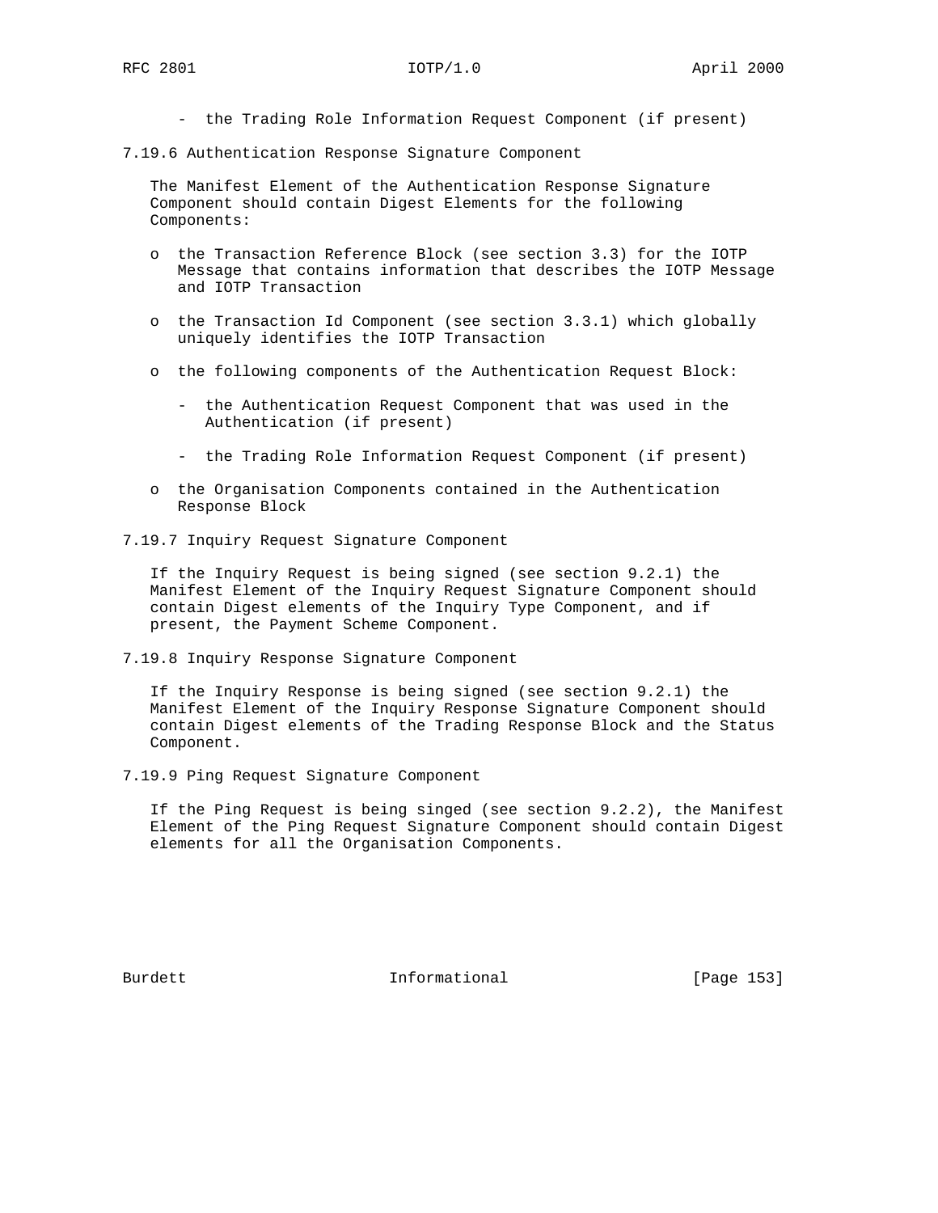- the Trading Role Information Request Component (if present)

### 7.19.6 Authentication Response Signature Component

The Manifest Element of the Authentication Response Signature Component should contain Digest Elements for the following Components:

- the Transaction Reference Block (see section 3.3) for the IOTP Message that contains information that describes the IOTP Message and IOTP Transaction

- the Transaction Id Component (see section 3.3.1) which globally uniquely identifies the IOTP Transaction

- the following components of the Authentication Request Block:

  - the Authentication Request Component that was used in the Authentication (if present)

  - the Trading Role Information Request Component (if present)

- the Organisation Components contained in the Authentication Response Block

### 7.19.7 Inquiry Request Signature Component

If the Inquiry Request is being signed (see section 9.2.1) the Manifest Element of the Inquiry Request Signature Component should contain Digest elements of the Inquiry Type Component, and if present, the Payment Scheme Component.

### 7.19.8 Inquiry Response Signature Component

If the Inquiry Response is being signed (see section 9.2.1) the Manifest Element of the Inquiry Response Signature Component should contain Digest elements of the Trading Response Block and the Status Component.

### 7.19.9 Ping Request Signature Component

If the Ping Request is being singed (see section 9.2.2), the Manifest Element of the Ping Request Signature Component should contain Digest elements for all the Organisation Components.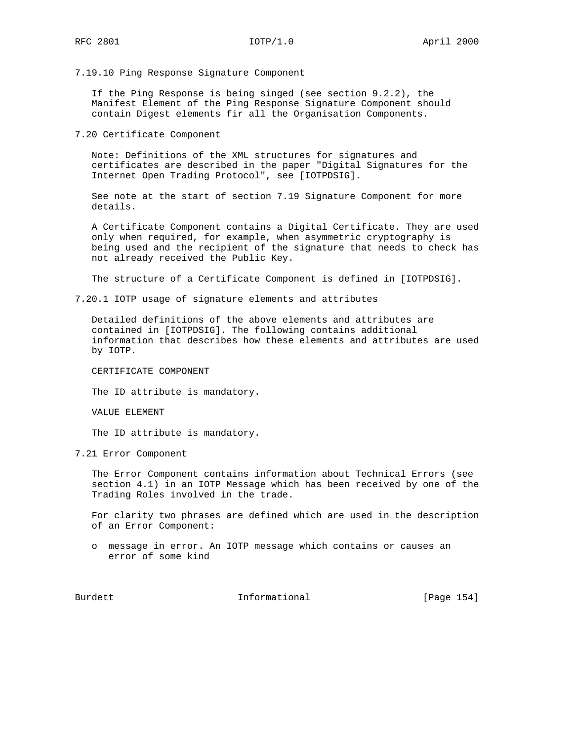### 7.19.10 Ping Response Signature Component

If the Ping Response is being singed (see section 9.2.2), the Manifest Element of the Ping Response Signature Component should contain Digest elements fir all the Organisation Components.

## 7.20 Certificate Component

Note: Definitions of the XML structures for signatures and certificates are described in the paper "Digital Signatures for the Internet Open Trading Protocol", see [IOTPDSIG].

See note at the start of section 7.19 Signature Component for more details.

A Certificate Component contains a Digital Certificate. They are used only when required, for example, when asymmetric cryptography is being used and the recipient of the signature that needs to check has not already received the Public Key.

The structure of a Certificate Component is defined in [IOTPDSIG].

### 7.20.1 IOTP usage of signature elements and attributes

Detailed definitions of the above elements and attributes are contained in [IOTPDSIG]. The following contains additional information that describes how these elements and attributes are used by IOTP.

CERTIFICATE COMPONENT

The ID attribute is mandatory.

VALUE ELEMENT

The ID attribute is mandatory.

## 7.21 Error Component

The Error Component contains information about Technical Errors (see section 4.1) in an IOTP Message which has been received by one of the Trading Roles involved in the trade.

For clarity two phrases are defined which are used in the description of an Error Component:

- message in error. An IOTP message which contains or causes an error of some kind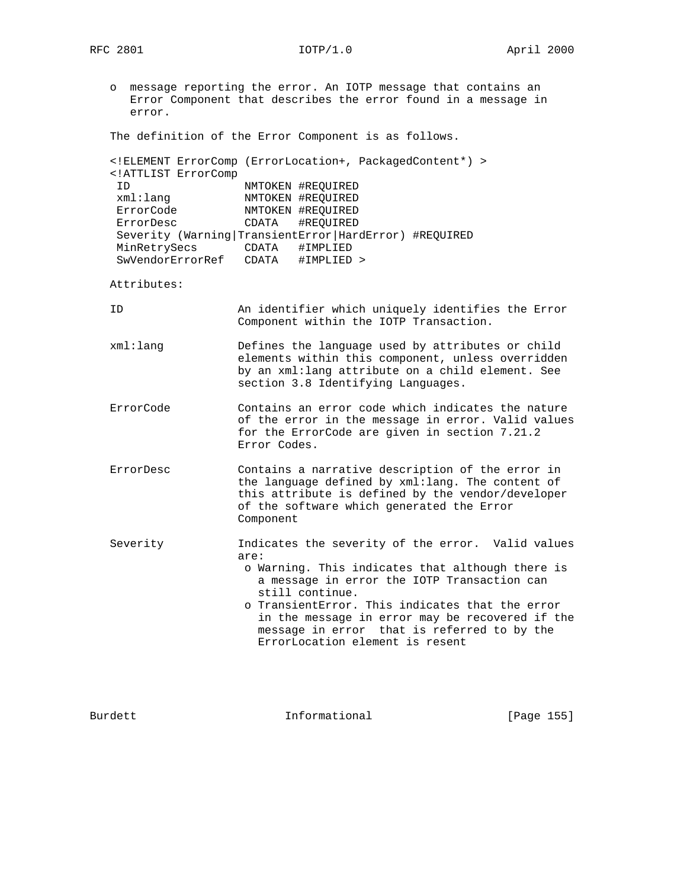- message reporting the error. An IOTP message that contains an Error Component that describes the error found in a message in error.

The definition of the Error Component is as follows.

```
<!ELEMENT ErrorComp (ErrorLocation+, PackagedContent*) >
<!ATTLIST ErrorComp
 ID                NMTOKEN #REQUIRED
 xml:lang          NMTOKEN #REQUIRED
 ErrorCode         NMTOKEN #REQUIRED
 ErrorDesc         CDATA   #REQUIRED
 Severity (Warning|TransientError|HardError) #REQUIRED
 MinRetrySecs      CDATA   #IMPLIED
 SwVendorErrorRef  CDATA   #IMPLIED >
```

Attributes:

ID
: An identifier which uniquely identifies the Error Component within the IOTP Transaction.

xml:lang
: Defines the language used by attributes or child elements within this component, unless overridden by an xml:lang attribute on a child element. See section 3.8 Identifying Languages.

ErrorCode
: Contains an error code which indicates the nature of the error in the message in error. Valid values for the ErrorCode are given in section 7.21.2 Error Codes.

ErrorDesc
: Contains a narrative description of the error in the language defined by xml:lang. The content of this attribute is defined by the vendor/developer of the software which generated the Error Component

Severity
: Indicates the severity of the error. Valid values are:
  - Warning. This indicates that although there is a message in error the IOTP Transaction can still continue.
  - TransientError. This indicates that the error in the message in error may be recovered if the message in error that is referred to by the ErrorLocation element is resent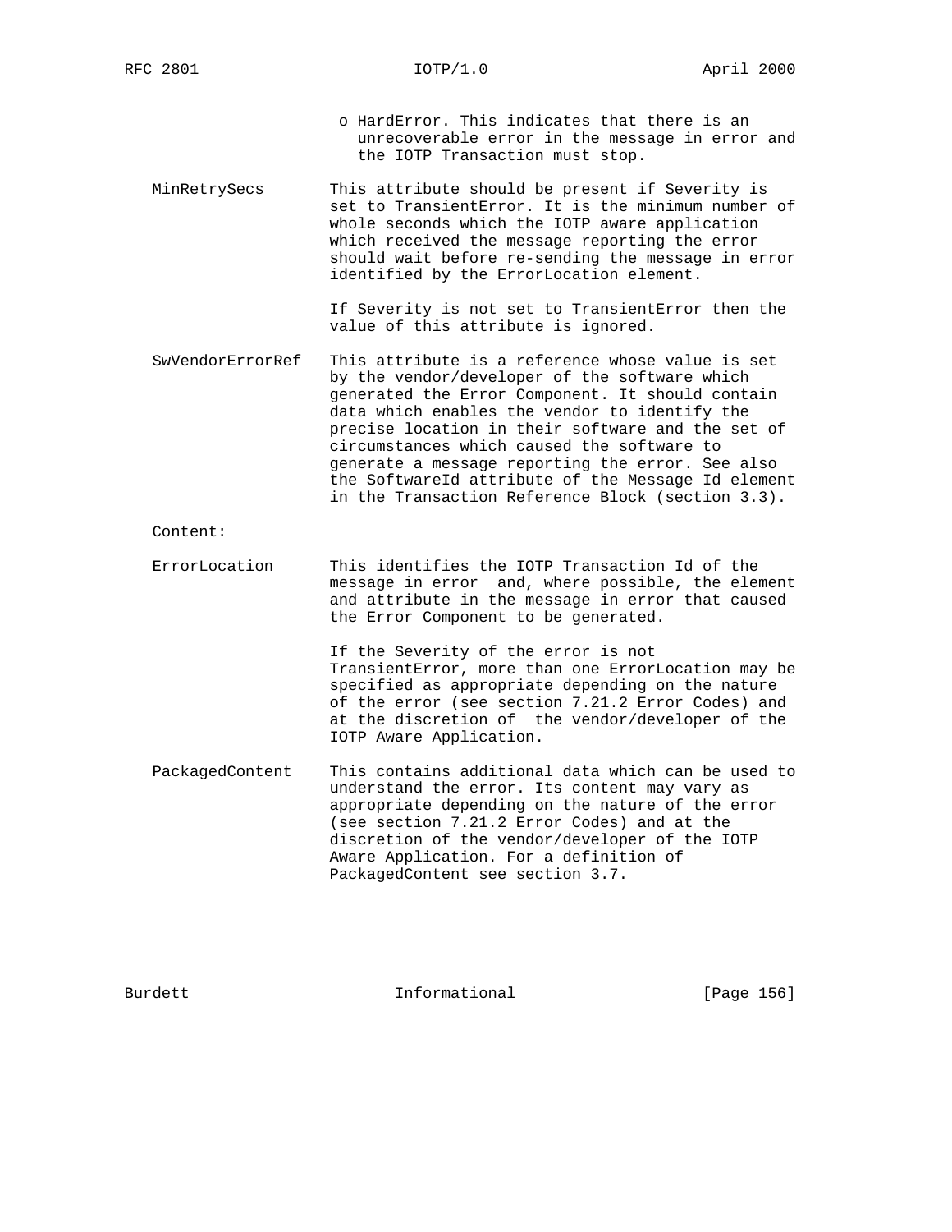- HardError. This indicates that there is an unrecoverable error in the message in error and the IOTP Transaction must stop.

MinRetrySecs — This attribute should be present if Severity is set to TransientError. It is the minimum number of whole seconds which the IOTP aware application which received the message reporting the error should wait before re-sending the message in error identified by the ErrorLocation element.

If Severity is not set to TransientError then the value of this attribute is ignored.

SwVendorErrorRef — This attribute is a reference whose value is set by the vendor/developer of the software which generated the Error Component. It should contain data which enables the vendor to identify the precise location in their software and the set of circumstances which caused the software to generate a message reporting the error. See also the SoftwareId attribute of the Message Id element in the Transaction Reference Block (section 3.3).

Content:

ErrorLocation — This identifies the IOTP Transaction Id of the message in error and, where possible, the element and attribute in the message in error that caused the Error Component to be generated.

If the Severity of the error is not TransientError, more than one ErrorLocation may be specified as appropriate depending on the nature of the error (see section 7.21.2 Error Codes) and at the discretion of the vendor/developer of the IOTP Aware Application.

PackagedContent — This contains additional data which can be used to understand the error. Its content may vary as appropriate depending on the nature of the error (see section 7.21.2 Error Codes) and at the discretion of the vendor/developer of the IOTP Aware Application. For a definition of PackagedContent see section 3.7.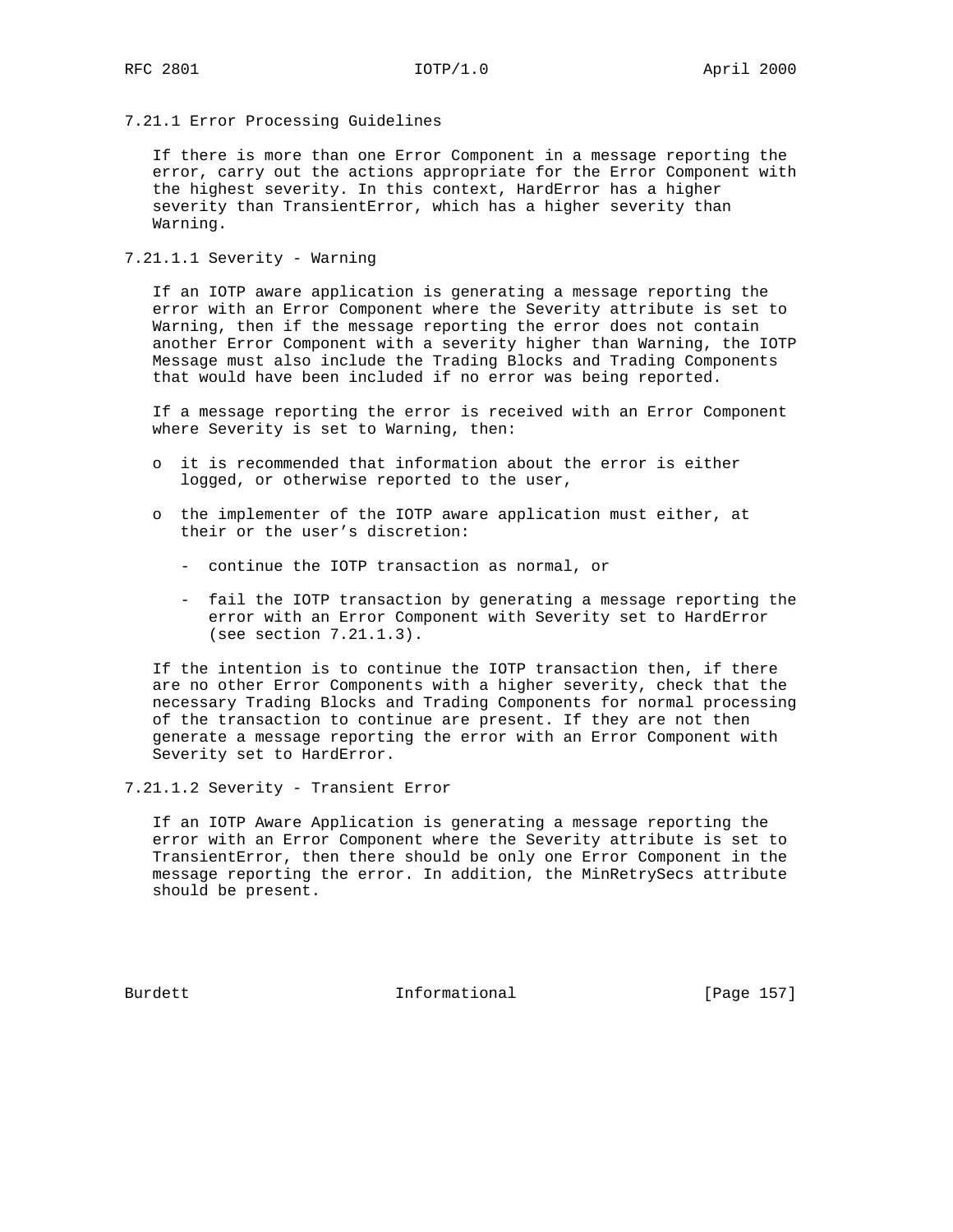### 7.21.1 Error Processing Guidelines

If there is more than one Error Component in a message reporting the error, carry out the actions appropriate for the Error Component with the highest severity. In this context, HardError has a higher severity than TransientError, which has a higher severity than Warning.

#### 7.21.1.1 Severity - Warning

If an IOTP aware application is generating a message reporting the error with an Error Component where the Severity attribute is set to Warning, then if the message reporting the error does not contain another Error Component with a severity higher than Warning, the IOTP Message must also include the Trading Blocks and Trading Components that would have been included if no error was being reported.

If a message reporting the error is received with an Error Component where Severity is set to Warning, then:

- it is recommended that information about the error is either logged, or otherwise reported to the user,
- the implementer of the IOTP aware application must either, at their or the user's discretion:
  - continue the IOTP transaction as normal, or
  - fail the IOTP transaction by generating a message reporting the error with an Error Component with Severity set to HardError (see section 7.21.1.3).

If the intention is to continue the IOTP transaction then, if there are no other Error Components with a higher severity, check that the necessary Trading Blocks and Trading Components for normal processing of the transaction to continue are present. If they are not then generate a message reporting the error with an Error Component with Severity set to HardError.

#### 7.21.1.2 Severity - Transient Error

If an IOTP Aware Application is generating a message reporting the error with an Error Component where the Severity attribute is set to TransientError, then there should be only one Error Component in the message reporting the error. In addition, the MinRetrySecs attribute should be present.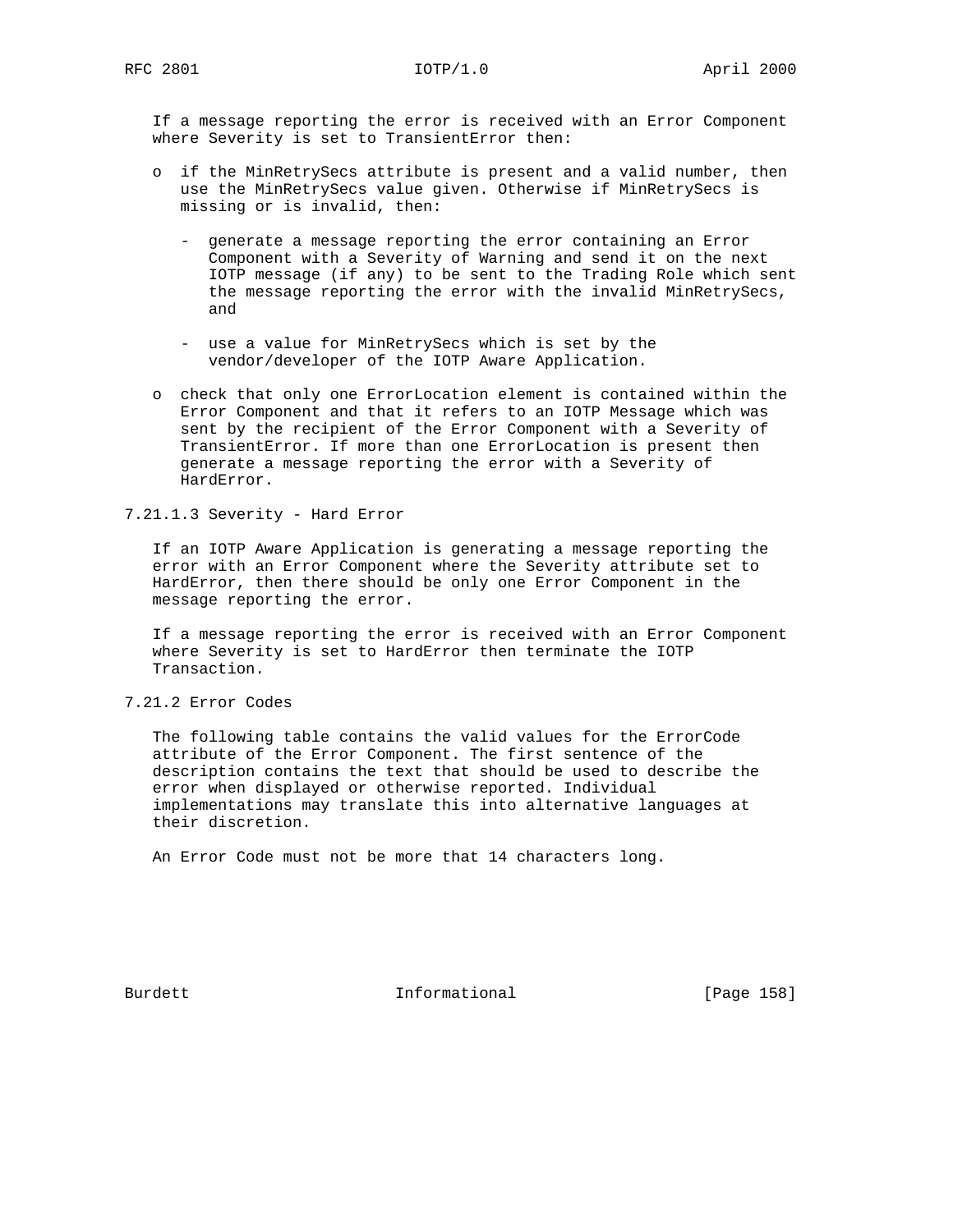If a message reporting the error is received with an Error Component where Severity is set to TransientError then:

- o if the MinRetrySecs attribute is present and a valid number, then use the MinRetrySecs value given. Otherwise if MinRetrySecs is missing or is invalid, then:

  - generate a message reporting the error containing an Error Component with a Severity of Warning and send it on the next IOTP message (if any) to be sent to the Trading Role which sent the message reporting the error with the invalid MinRetrySecs, and

  - use a value for MinRetrySecs which is set by the vendor/developer of the IOTP Aware Application.

- o check that only one ErrorLocation element is contained within the Error Component and that it refers to an IOTP Message which was sent by the recipient of the Error Component with a Severity of TransientError. If more than one ErrorLocation is present then generate a message reporting the error with a Severity of HardError.

#### 7.21.1.3 Severity - Hard Error

If an IOTP Aware Application is generating a message reporting the error with an Error Component where the Severity attribute set to HardError, then there should be only one Error Component in the message reporting the error.

If a message reporting the error is received with an Error Component where Severity is set to HardError then terminate the IOTP Transaction.

### 7.21.2 Error Codes

The following table contains the valid values for the ErrorCode attribute of the Error Component. The first sentence of the description contains the text that should be used to describe the error when displayed or otherwise reported. Individual implementations may translate this into alternative languages at their discretion.

An Error Code must not be more that 14 characters long.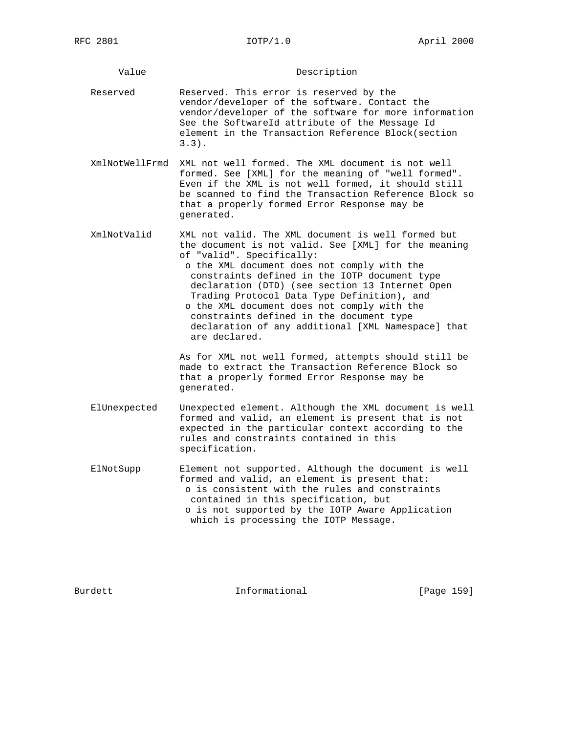| Value | Description |
| --- | --- |
| Reserved | Reserved. This error is reserved by the vendor/developer of the software. Contact the vendor/developer of the software for more information See the SoftwareId attribute of the Message Id element in the Transaction Reference Block(section 3.3). |
| XmlNotWellFrmd | XML not well formed. The XML document is not well formed. See [XML] for the meaning of "well formed". Even if the XML is not well formed, it should still be scanned to find the Transaction Reference Block so that a properly formed Error Response may be generated. |
| XmlNotValid | XML not valid. The XML document is well formed but the document is not valid. See [XML] for the meaning of "valid". Specifically:<br>o the XML document does not comply with the constraints defined in the IOTP document type declaration (DTD) (see section 13 Internet Open Trading Protocol Data Type Definition), and<br>o the XML document does not comply with the constraints defined in the document type declaration of any additional [XML Namespace] that are declared.<br><br>As for XML not well formed, attempts should still be made to extract the Transaction Reference Block so that a properly formed Error Response may be generated. |
| ElUnexpected | Unexpected element. Although the XML document is well formed and valid, an element is present that is not expected in the particular context according to the rules and constraints contained in this specification. |
| ElNotSupp | Element not supported. Although the document is well formed and valid, an element is present that:<br>o is consistent with the rules and constraints contained in this specification, but<br>o is not supported by the IOTP Aware Application which is processing the IOTP Message. |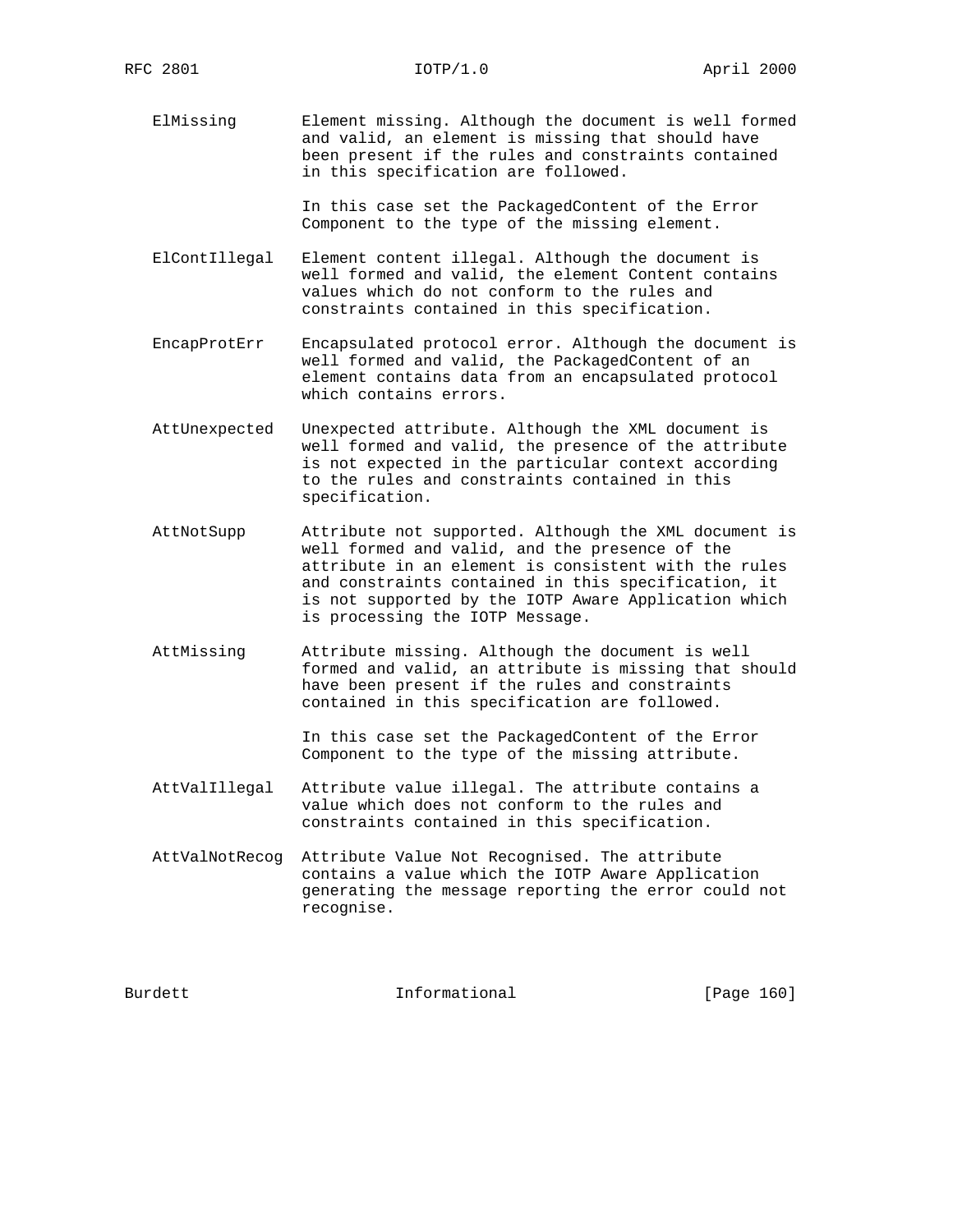ElMissing Element missing. Although the document is well formed and valid, an element is missing that should have been present if the rules and constraints contained in this specification are followed.

In this case set the PackagedContent of the Error Component to the type of the missing element.

ElContIllegal Element content illegal. Although the document is well formed and valid, the element Content contains values which do not conform to the rules and constraints contained in this specification.

EncapProtErr Encapsulated protocol error. Although the document is well formed and valid, the PackagedContent of an element contains data from an encapsulated protocol which contains errors.

AttUnexpected Unexpected attribute. Although the XML document is well formed and valid, the presence of the attribute is not expected in the particular context according to the rules and constraints contained in this specification.

AttNotSupp Attribute not supported. Although the XML document is well formed and valid, and the presence of the attribute in an element is consistent with the rules and constraints contained in this specification, it is not supported by the IOTP Aware Application which is processing the IOTP Message.

AttMissing Attribute missing. Although the document is well formed and valid, an attribute is missing that should have been present if the rules and constraints contained in this specification are followed.

In this case set the PackagedContent of the Error Component to the type of the missing attribute.

AttValIllegal Attribute value illegal. The attribute contains a value which does not conform to the rules and constraints contained in this specification.

AttValNotRecog Attribute Value Not Recognised. The attribute contains a value which the IOTP Aware Application generating the message reporting the error could not recognise.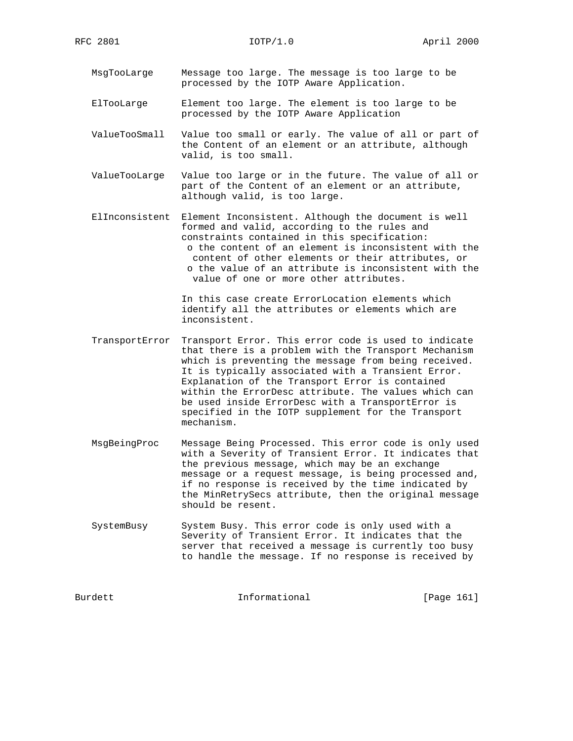MsgTooLarge Message too large. The message is too large to be processed by the IOTP Aware Application.

ElTooLarge Element too large. The element is too large to be processed by the IOTP Aware Application

ValueTooSmall Value too small or early. The value of all or part of the Content of an element or an attribute, although valid, is too small.

ValueTooLarge Value too large or in the future. The value of all or part of the Content of an element or an attribute, although valid, is too large.

ElInconsistent Element Inconsistent. Although the document is well formed and valid, according to the rules and constraints contained in this specification:

- o the content of an element is inconsistent with the content of other elements or their attributes, or
- o the value of an attribute is inconsistent with the value of one or more other attributes.

In this case create ErrorLocation elements which identify all the attributes or elements which are inconsistent.

TransportError Transport Error. This error code is used to indicate that there is a problem with the Transport Mechanism which is preventing the message from being received. It is typically associated with a Transient Error. Explanation of the Transport Error is contained within the ErrorDesc attribute. The values which can be used inside ErrorDesc with a TransportError is specified in the IOTP supplement for the Transport mechanism.

MsgBeingProc Message Being Processed. This error code is only used with a Severity of Transient Error. It indicates that the previous message, which may be an exchange message or a request message, is being processed and, if no response is received by the time indicated by the MinRetrySecs attribute, then the original message should be resent.

SystemBusy System Busy. This error code is only used with a Severity of Transient Error. It indicates that the server that received a message is currently too busy to handle the message. If no response is received by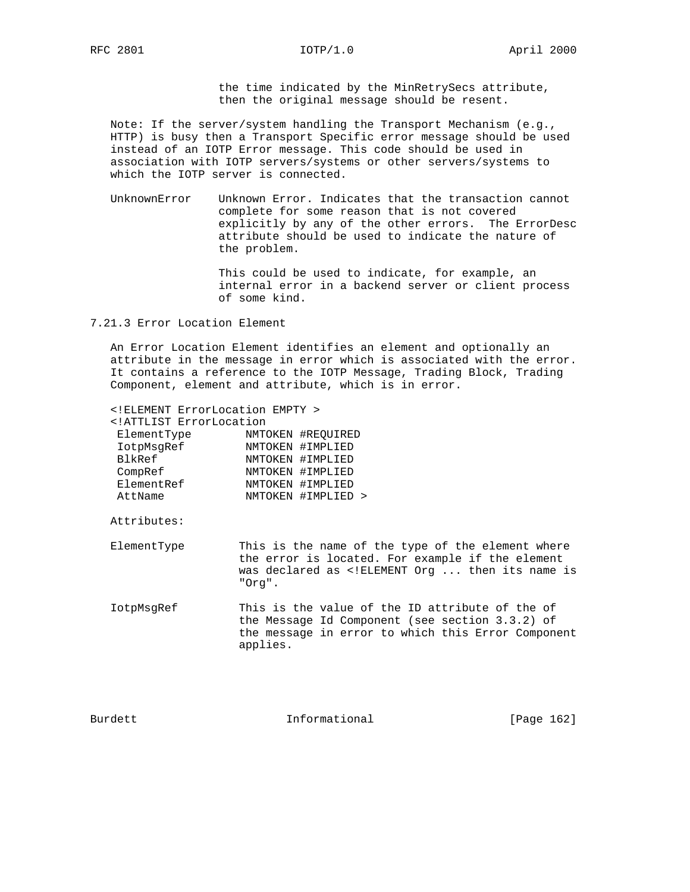the time indicated by the MinRetrySecs attribute, then the original message should be resent.

Note: If the server/system handling the Transport Mechanism (e.g., HTTP) is busy then a Transport Specific error message should be used instead of an IOTP Error message. This code should be used in association with IOTP servers/systems or other servers/systems to which the IOTP server is connected.

UnknownError    Unknown Error. Indicates that the transaction cannot complete for some reason that is not covered explicitly by any of the other errors. The ErrorDesc attribute should be used to indicate the nature of the problem.

This could be used to indicate, for example, an internal error in a backend server or client process of some kind.

### 7.21.3 Error Location Element

An Error Location Element identifies an element and optionally an attribute in the message in error which is associated with the error. It contains a reference to the IOTP Message, Trading Block, Trading Component, element and attribute, which is in error.

```
<!ELEMENT ErrorLocation EMPTY >
<!ATTLIST ErrorLocation
 ElementType        NMTOKEN #REQUIRED
 IotpMsgRef         NMTOKEN #IMPLIED
 BlkRef             NMTOKEN #IMPLIED
 CompRef            NMTOKEN #IMPLIED
 ElementRef         NMTOKEN #IMPLIED
 AttName            NMTOKEN #IMPLIED >
```

Attributes:

ElementType        This is the name of the type of the element where the error is located. For example if the element was declared as <!ELEMENT Org ... then its name is "Org".

IotpMsgRef         This is the value of the ID attribute of the of the Message Id Component (see section 3.3.2) of the message in error to which this Error Component applies.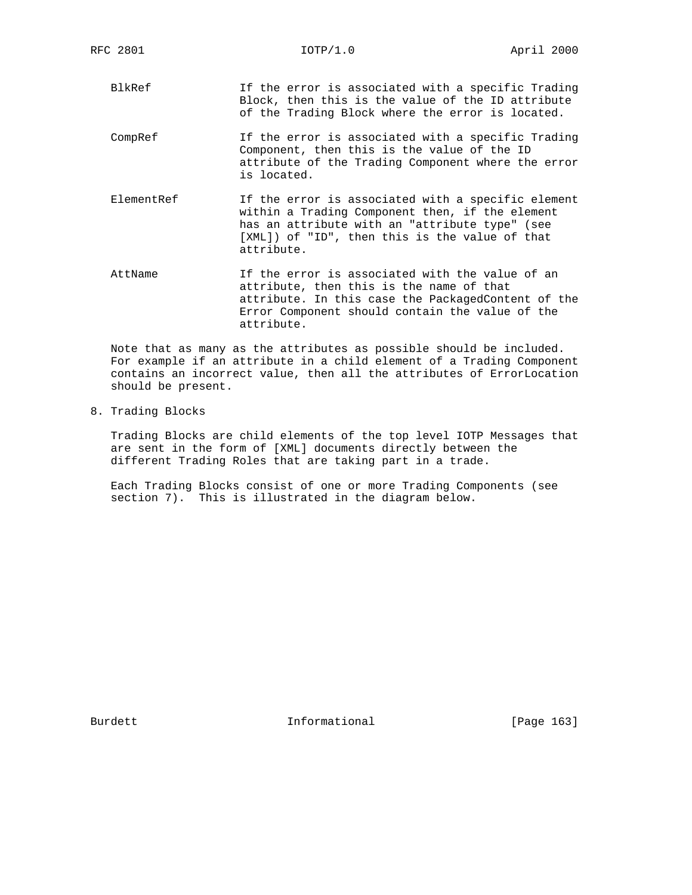BlkRef — If the error is associated with a specific Trading Block, then this is the value of the ID attribute of the Trading Block where the error is located.

CompRef — If the error is associated with a specific Trading Component, then this is the value of the ID attribute of the Trading Component where the error is located.

ElementRef — If the error is associated with a specific element within a Trading Component then, if the element has an attribute with an "attribute type" (see [XML]) of "ID", then this is the value of that attribute.

AttName — If the error is associated with the value of an attribute, then this is the name of that attribute. In this case the PackagedContent of the Error Component should contain the value of the attribute.

Note that as many as the attributes as possible should be included. For example if an attribute in a child element of a Trading Component contains an incorrect value, then all the attributes of ErrorLocation should be present.

# 8. Trading Blocks

Trading Blocks are child elements of the top level IOTP Messages that are sent in the form of [XML] documents directly between the different Trading Roles that are taking part in a trade.

Each Trading Blocks consist of one or more Trading Components (see section 7). This is illustrated in the diagram below.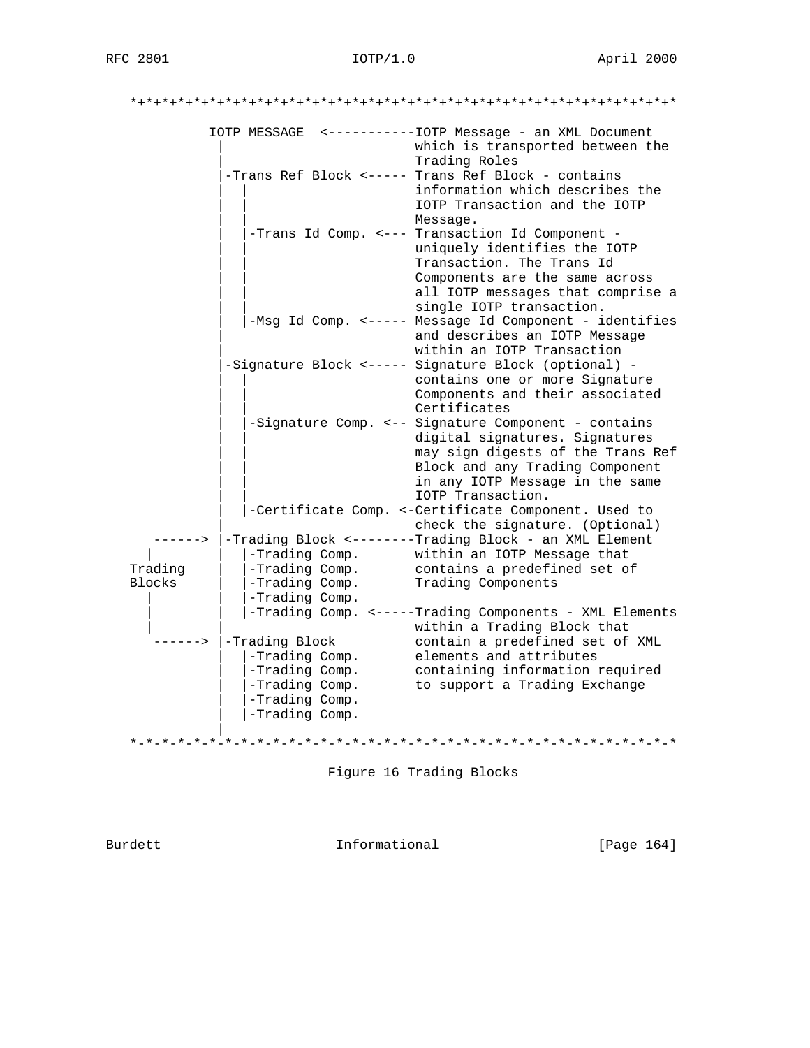```
*+*+*+*+*+*+*+*+*+*+*+*+*+*+*+*+*+*+*+*+*+*+*+*+*+*+*+*+*+*+*+*+*+*+*

          IOTP MESSAGE  <-----------IOTP Message - an XML Document
           |                        which is transported between the
           |                        Trading Roles
           |-Trans Ref Block <----- Trans Ref Block - contains
           |  |                     information which describes the
           |  |                     IOTP Transaction and the IOTP
           |  |                     Message.
           |  |-Trans Id Comp. <--- Transaction Id Component -
           |  |                     uniquely identifies the IOTP
           |  |                     Transaction. The Trans Id
           |  |                     Components are the same across
           |  |                     all IOTP messages that comprise a
           |  |                     single IOTP transaction.
           |  |-Msg Id Comp. <----- Message Id Component - identifies
           |                        and describes an IOTP Message
           |                        within an IOTP Transaction
           |-Signature Block <----- Signature Block (optional) -
           |  |                     contains one or more Signature
           |  |                     Components and their associated
           |  |                     Certificates
           |  |-Signature Comp. <-- Signature Component - contains
           |  |                     digital signatures. Signatures
           |  |                     may sign digests of the Trans Ref
           |  |                     Block and any Trading Component
           |  |                     in any IOTP Message in the same
           |  |                     IOTP Transaction.
           |  |-Certificate Comp. <-Certificate Component. Used to
           |                        check the signature. (Optional)
   ------> |-Trading Block <--------Trading Block - an XML Element
   |       |  |-Trading Comp.       within an IOTP Message that
 Trading   |  |-Trading Comp.       contains a predefined set of
 Blocks    |  |-Trading Comp.       Trading Components
   |       |  |-Trading Comp.
   |       |  |-Trading Comp. <-----Trading Components - XML Elements
   |       |                        within a Trading Block that
   ------> |-Trading Block          contain a predefined set of XML
           |  |-Trading Comp.       elements and attributes
           |  |-Trading Comp.       containing information required
           |  |-Trading Comp.       to support a Trading Exchange
           |  |-Trading Comp.
           |  |-Trading Comp.
           |
*-*-*-*-*-*-*-*-*-*-*-*-*-*-*-*-*-*-*-*-*-*-*-*-*-*-*-*-*-*-*-*-*-*-*
```

Figure 16 Trading Blocks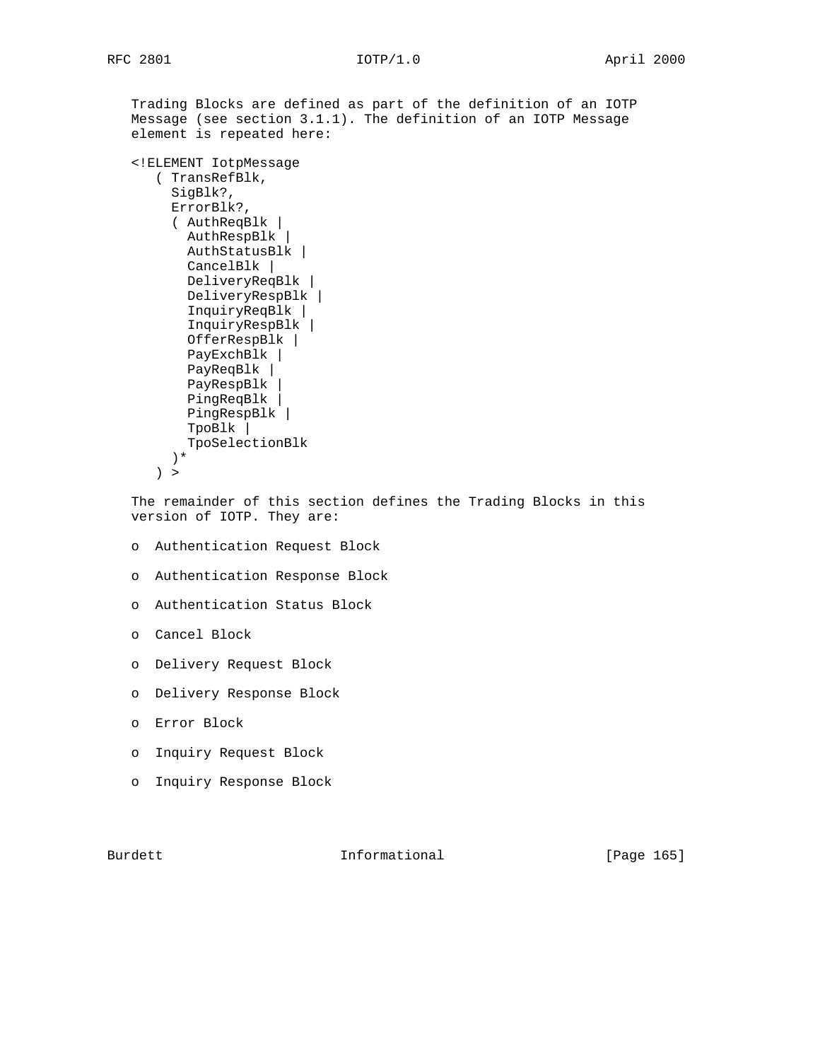Trading Blocks are defined as part of the definition of an IOTP Message (see section 3.1.1). The definition of an IOTP Message element is repeated here:

```
<!ELEMENT IotpMessage
   ( TransRefBlk,
     SigBlk?,
     ErrorBlk?,
     ( AuthReqBlk |
       AuthRespBlk |
       AuthStatusBlk |
       CancelBlk |
       DeliveryReqBlk |
       DeliveryRespBlk |
       InquiryReqBlk |
       InquiryRespBlk |
       OfferRespBlk |
       PayExchBlk |
       PayReqBlk |
       PayRespBlk |
       PingReqBlk |
       PingRespBlk |
       TpoBlk |
       TpoSelectionBlk
     )*
   ) >
```

The remainder of this section defines the Trading Blocks in this version of IOTP. They are:

- Authentication Request Block
- Authentication Response Block
- Authentication Status Block
- Cancel Block
- Delivery Request Block
- Delivery Response Block
- Error Block
- Inquiry Request Block
- Inquiry Response Block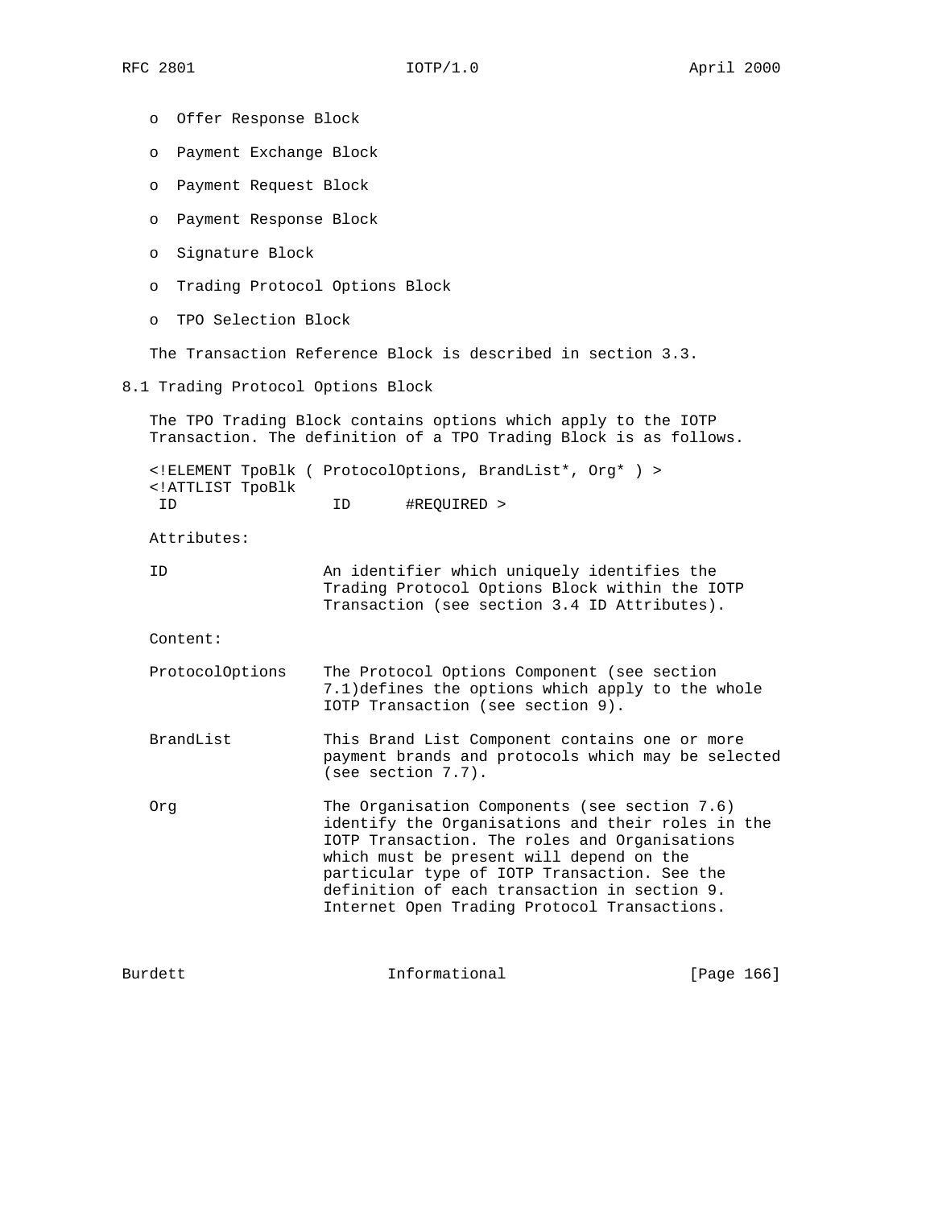- Offer Response Block
- Payment Exchange Block
- Payment Request Block
- Payment Response Block
- Signature Block
- Trading Protocol Options Block
- TPO Selection Block

The Transaction Reference Block is described in section 3.3.

## 8.1 Trading Protocol Options Block

The TPO Trading Block contains options which apply to the IOTP Transaction. The definition of a TPO Trading Block is as follows.

```
<!ELEMENT TpoBlk ( ProtocolOptions, BrandList*, Org* ) >
<!ATTLIST TpoBlk
 ID                 ID      #REQUIRED >
```

Attributes:

ID — An identifier which uniquely identifies the Trading Protocol Options Block within the IOTP Transaction (see section 3.4 ID Attributes).

Content:

ProtocolOptions — The Protocol Options Component (see section 7.1)defines the options which apply to the whole IOTP Transaction (see section 9).

BrandList — This Brand List Component contains one or more payment brands and protocols which may be selected (see section 7.7).

Org — The Organisation Components (see section 7.6) identify the Organisations and their roles in the IOTP Transaction. The roles and Organisations which must be present will depend on the particular type of IOTP Transaction. See the definition of each transaction in section 9. Internet Open Trading Protocol Transactions.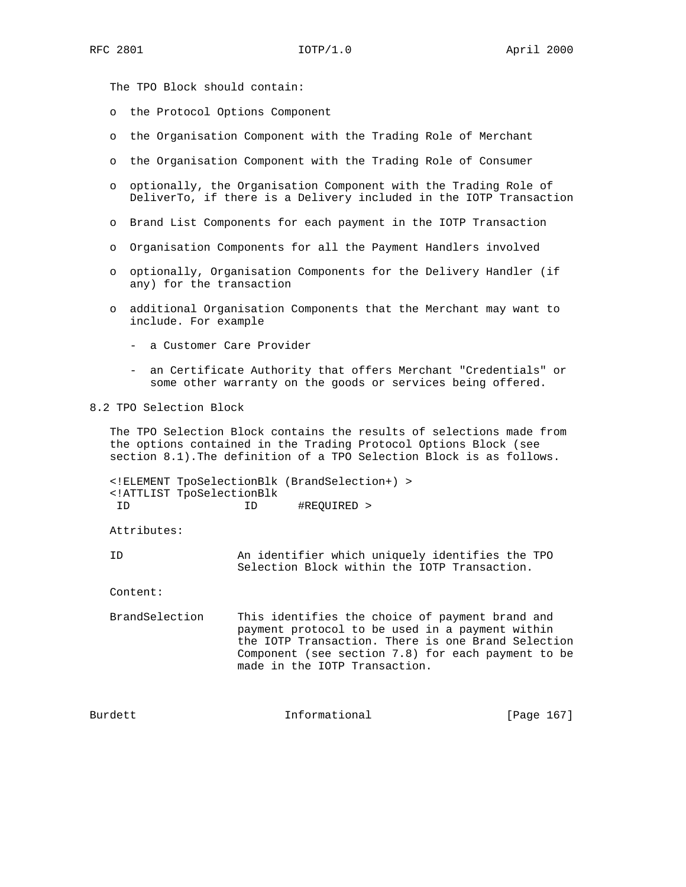The TPO Block should contain:

- the Protocol Options Component
- the Organisation Component with the Trading Role of Merchant
- the Organisation Component with the Trading Role of Consumer
- optionally, the Organisation Component with the Trading Role of DeliverTo, if there is a Delivery included in the IOTP Transaction
- Brand List Components for each payment in the IOTP Transaction
- Organisation Components for all the Payment Handlers involved
- optionally, Organisation Components for the Delivery Handler (if any) for the transaction
- additional Organisation Components that the Merchant may want to include. For example
  - a Customer Care Provider
  - an Certificate Authority that offers Merchant "Credentials" or some other warranty on the goods or services being offered.

## 8.2 TPO Selection Block

The TPO Selection Block contains the results of selections made from the options contained in the Trading Protocol Options Block (see section 8.1).The definition of a TPO Selection Block is as follows.

```
<!ELEMENT TpoSelectionBlk (BrandSelection+) >
<!ATTLIST TpoSelectionBlk
 ID                ID      #REQUIRED >
```

Attributes:

ID — An identifier which uniquely identifies the TPO Selection Block within the IOTP Transaction.

Content:

BrandSelection — This identifies the choice of payment brand and payment protocol to be used in a payment within the IOTP Transaction. There is one Brand Selection Component (see section 7.8) for each payment to be made in the IOTP Transaction.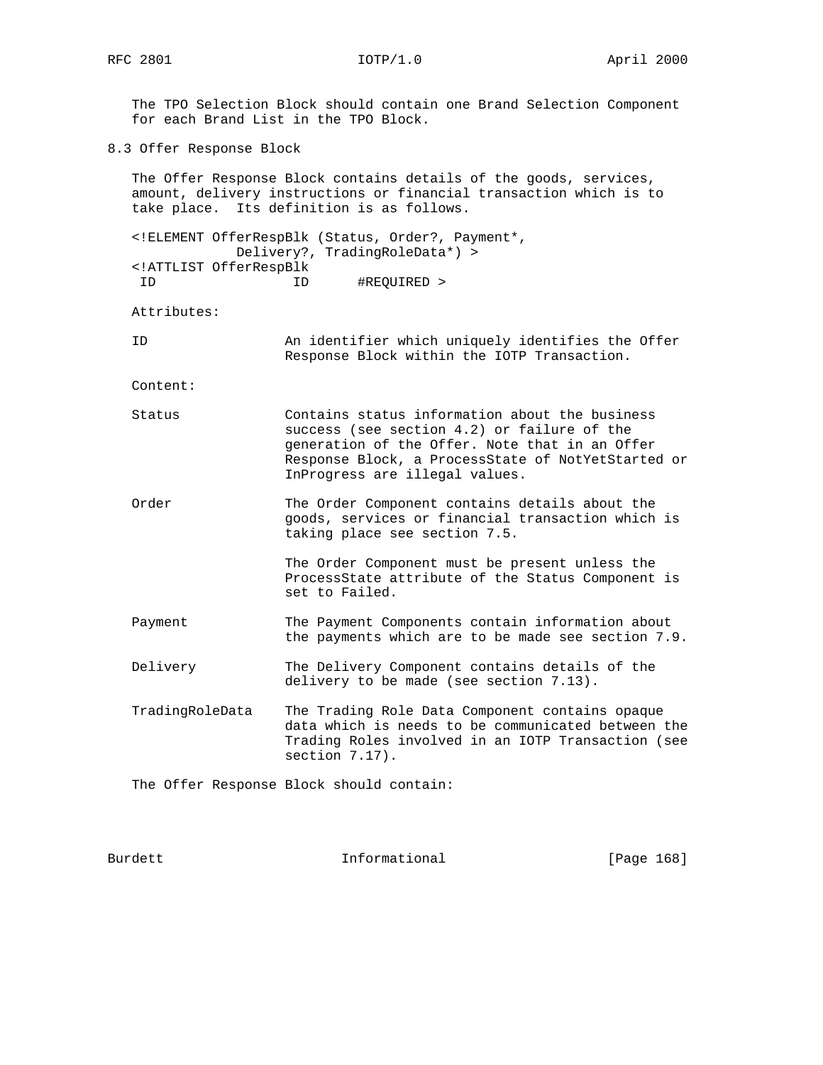The TPO Selection Block should contain one Brand Selection Component for each Brand List in the TPO Block.

## 8.3 Offer Response Block

The Offer Response Block contains details of the goods, services, amount, delivery instructions or financial transaction which is to take place. Its definition is as follows.

```
<!ELEMENT OfferRespBlk (Status, Order?, Payment*,
             Delivery?, TradingRoleData*) >
<!ATTLIST OfferRespBlk
 ID                ID      #REQUIRED >
```

Attributes:

ID — An identifier which uniquely identifies the Offer Response Block within the IOTP Transaction.

Content:

Status — Contains status information about the business success (see section 4.2) or failure of the generation of the Offer. Note that in an Offer Response Block, a ProcessState of NotYetStarted or InProgress are illegal values.

Order — The Order Component contains details about the goods, services or financial transaction which is taking place see section 7.5.

The Order Component must be present unless the ProcessState attribute of the Status Component is set to Failed.

Payment — The Payment Components contain information about the payments which are to be made see section 7.9.

Delivery — The Delivery Component contains details of the delivery to be made (see section 7.13).

TradingRoleData — The Trading Role Data Component contains opaque data which is needs to be communicated between the Trading Roles involved in an IOTP Transaction (see section 7.17).

The Offer Response Block should contain: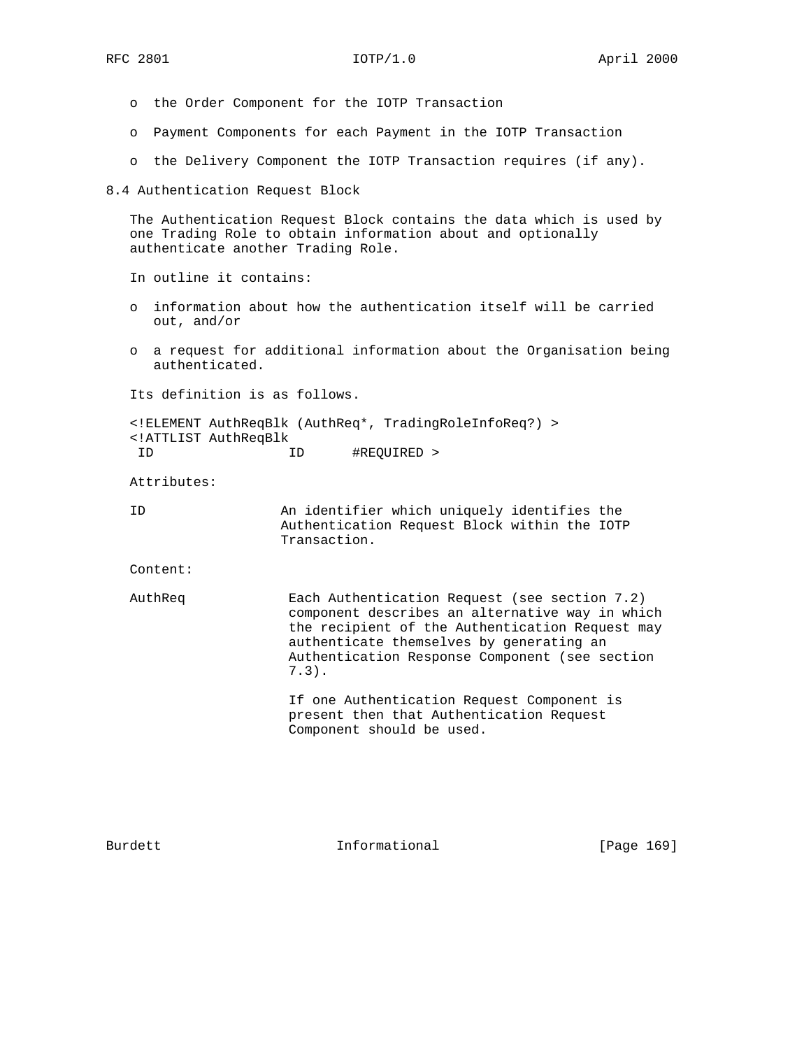- the Order Component for the IOTP Transaction
- Payment Components for each Payment in the IOTP Transaction
- the Delivery Component the IOTP Transaction requires (if any).

## 8.4 Authentication Request Block

The Authentication Request Block contains the data which is used by one Trading Role to obtain information about and optionally authenticate another Trading Role.

In outline it contains:

- information about how the authentication itself will be carried out, and/or
- a request for additional information about the Organisation being authenticated.

Its definition is as follows.

```
<!ELEMENT AuthReqBlk (AuthReq*, TradingRoleInfoReq?) >
<!ATTLIST AuthReqBlk
 ID                 ID      #REQUIRED >
```

Attributes:

ID — An identifier which uniquely identifies the Authentication Request Block within the IOTP Transaction.

Content:

AuthReq — Each Authentication Request (see section 7.2) component describes an alternative way in which the recipient of the Authentication Request may authenticate themselves by generating an Authentication Response Component (see section 7.3).

If one Authentication Request Component is present then that Authentication Request Component should be used.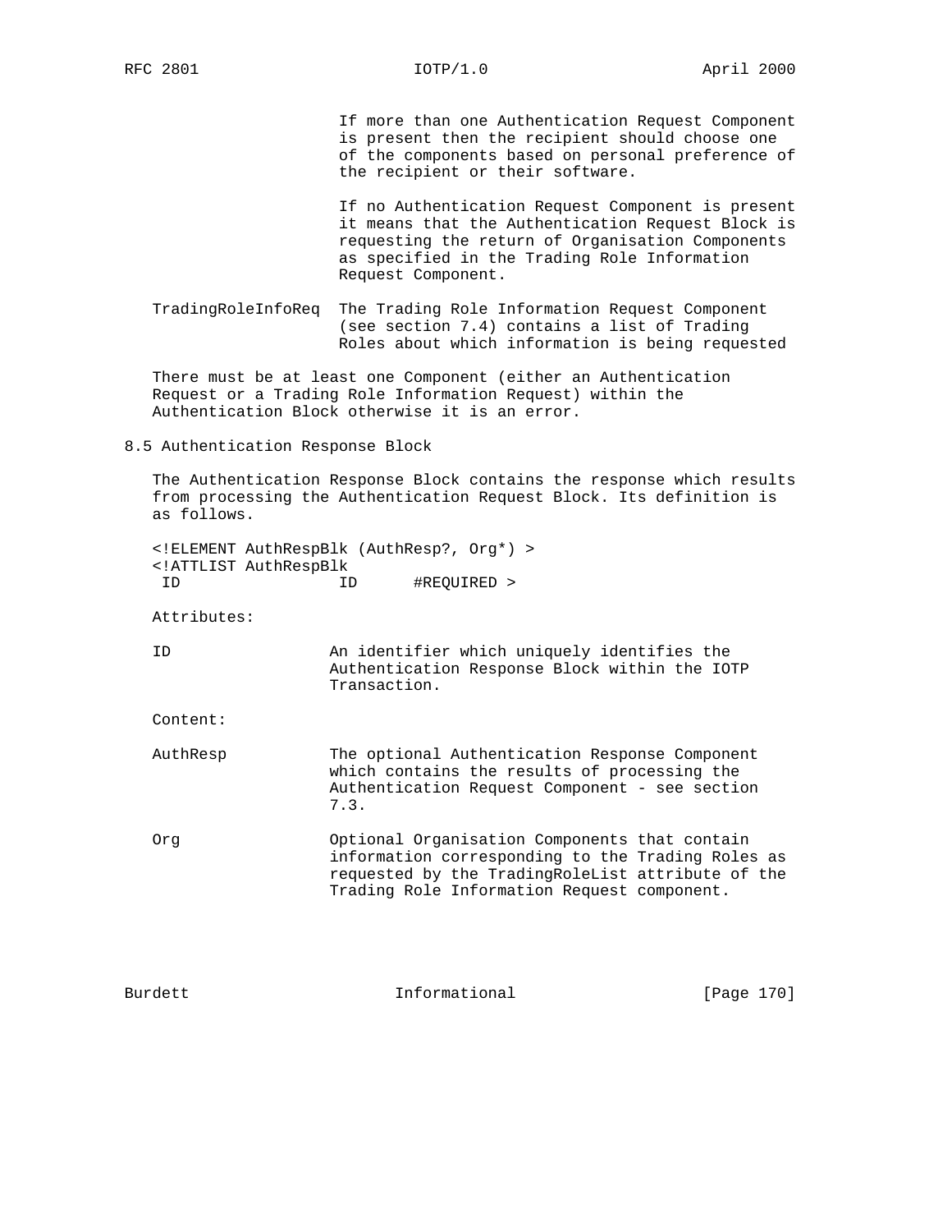If more than one Authentication Request Component is present then the recipient should choose one of the components based on personal preference of the recipient or their software.

If no Authentication Request Component is present it means that the Authentication Request Block is requesting the return of Organisation Components as specified in the Trading Role Information Request Component.

TradingRoleInfoReq The Trading Role Information Request Component (see section 7.4) contains a list of Trading Roles about which information is being requested

There must be at least one Component (either an Authentication Request or a Trading Role Information Request) within the Authentication Block otherwise it is an error.

## 8.5 Authentication Response Block

The Authentication Response Block contains the response which results from processing the Authentication Request Block. Its definition is as follows.

```
<!ELEMENT AuthRespBlk (AuthResp?, Org*) >
<!ATTLIST AuthRespBlk
 ID                ID      #REQUIRED >
```

Attributes:

ID An identifier which uniquely identifies the Authentication Response Block within the IOTP Transaction.

Content:

AuthResp The optional Authentication Response Component which contains the results of processing the Authentication Request Component - see section 7.3.

Org Optional Organisation Components that contain information corresponding to the Trading Roles as requested by the TradingRoleList attribute of the Trading Role Information Request component.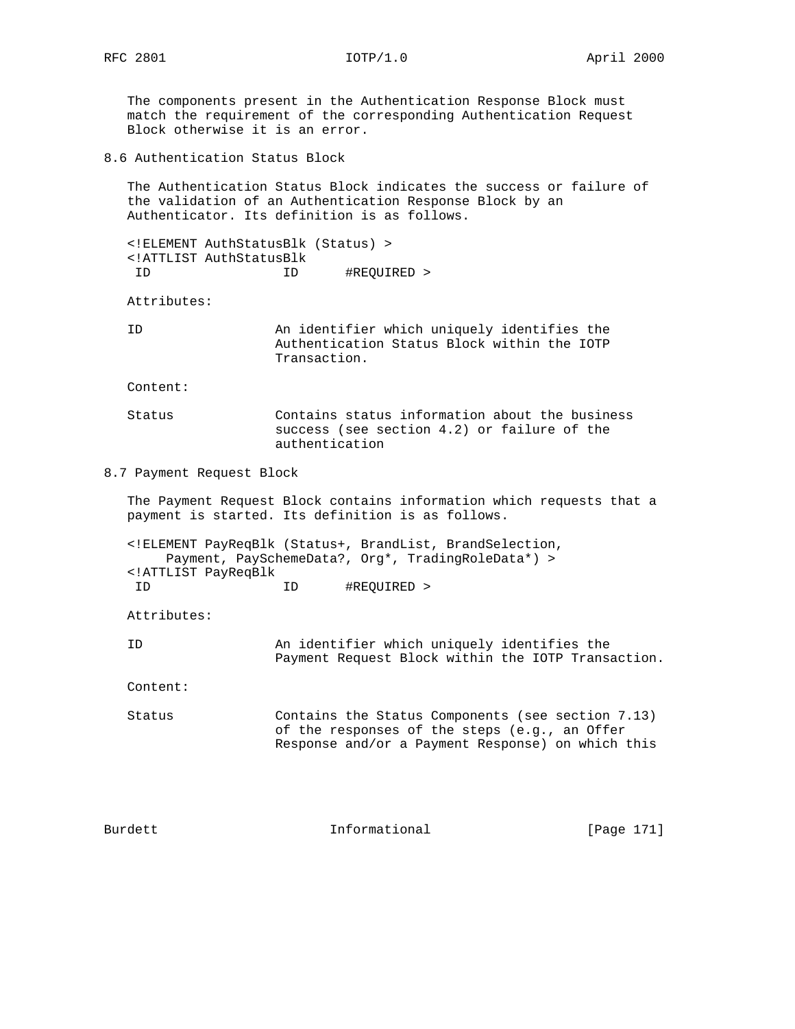The components present in the Authentication Response Block must match the requirement of the corresponding Authentication Request Block otherwise it is an error.

## 8.6 Authentication Status Block

The Authentication Status Block indicates the success or failure of the validation of an Authentication Response Block by an Authenticator. Its definition is as follows.

```
<!ELEMENT AuthStatusBlk (Status) >
<!ATTLIST AuthStatusBlk
 ID                ID      #REQUIRED >
```

Attributes:

ID — An identifier which uniquely identifies the Authentication Status Block within the IOTP Transaction.

Content:

Status — Contains status information about the business success (see section 4.2) or failure of the authentication

## 8.7 Payment Request Block

The Payment Request Block contains information which requests that a payment is started. Its definition is as follows.

```
<!ELEMENT PayReqBlk (Status+, BrandList, BrandSelection,
     Payment, PaySchemeData?, Org*, TradingRoleData*) >
<!ATTLIST PayReqBlk
 ID                ID      #REQUIRED >
```

Attributes:

ID — An identifier which uniquely identifies the Payment Request Block within the IOTP Transaction.

Content:

Status — Contains the Status Components (see section 7.13) of the responses of the steps (e.g., an Offer Response and/or a Payment Response) on which this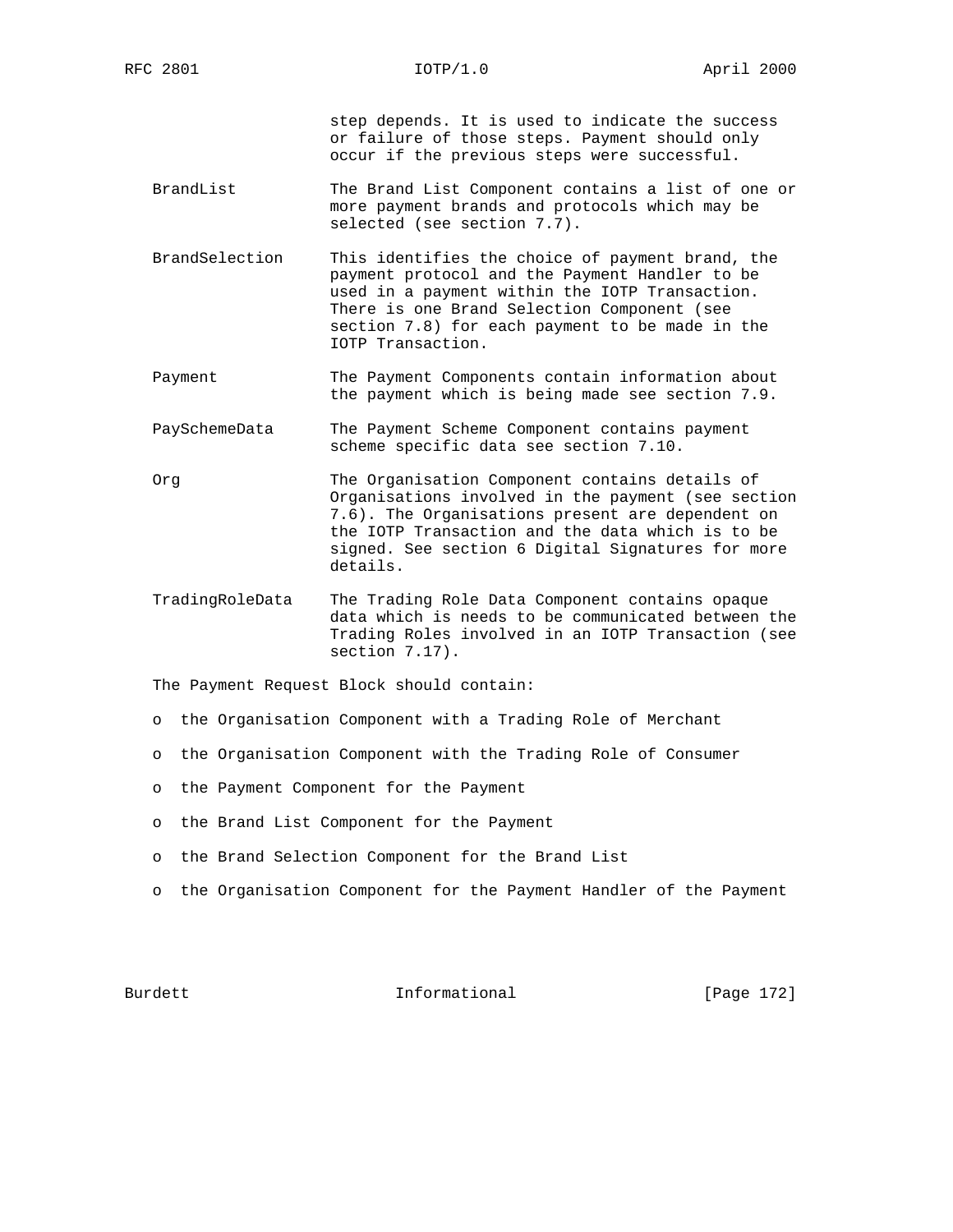step depends. It is used to indicate the success or failure of those steps. Payment should only occur if the previous steps were successful.

**BrandList** — The Brand List Component contains a list of one or more payment brands and protocols which may be selected (see section 7.7).

**BrandSelection** — This identifies the choice of payment brand, the payment protocol and the Payment Handler to be used in a payment within the IOTP Transaction. There is one Brand Selection Component (see section 7.8) for each payment to be made in the IOTP Transaction.

**Payment** — The Payment Components contain information about the payment which is being made see section 7.9.

**PaySchemeData** — The Payment Scheme Component contains payment scheme specific data see section 7.10.

**Org** — The Organisation Component contains details of Organisations involved in the payment (see section 7.6). The Organisations present are dependent on the IOTP Transaction and the data which is to be signed. See section 6 Digital Signatures for more details.

**TradingRoleData** — The Trading Role Data Component contains opaque data which is needs to be communicated between the Trading Roles involved in an IOTP Transaction (see section 7.17).

The Payment Request Block should contain:

- the Organisation Component with a Trading Role of Merchant
- the Organisation Component with the Trading Role of Consumer
- the Payment Component for the Payment
- the Brand List Component for the Payment
- the Brand Selection Component for the Brand List
- the Organisation Component for the Payment Handler of the Payment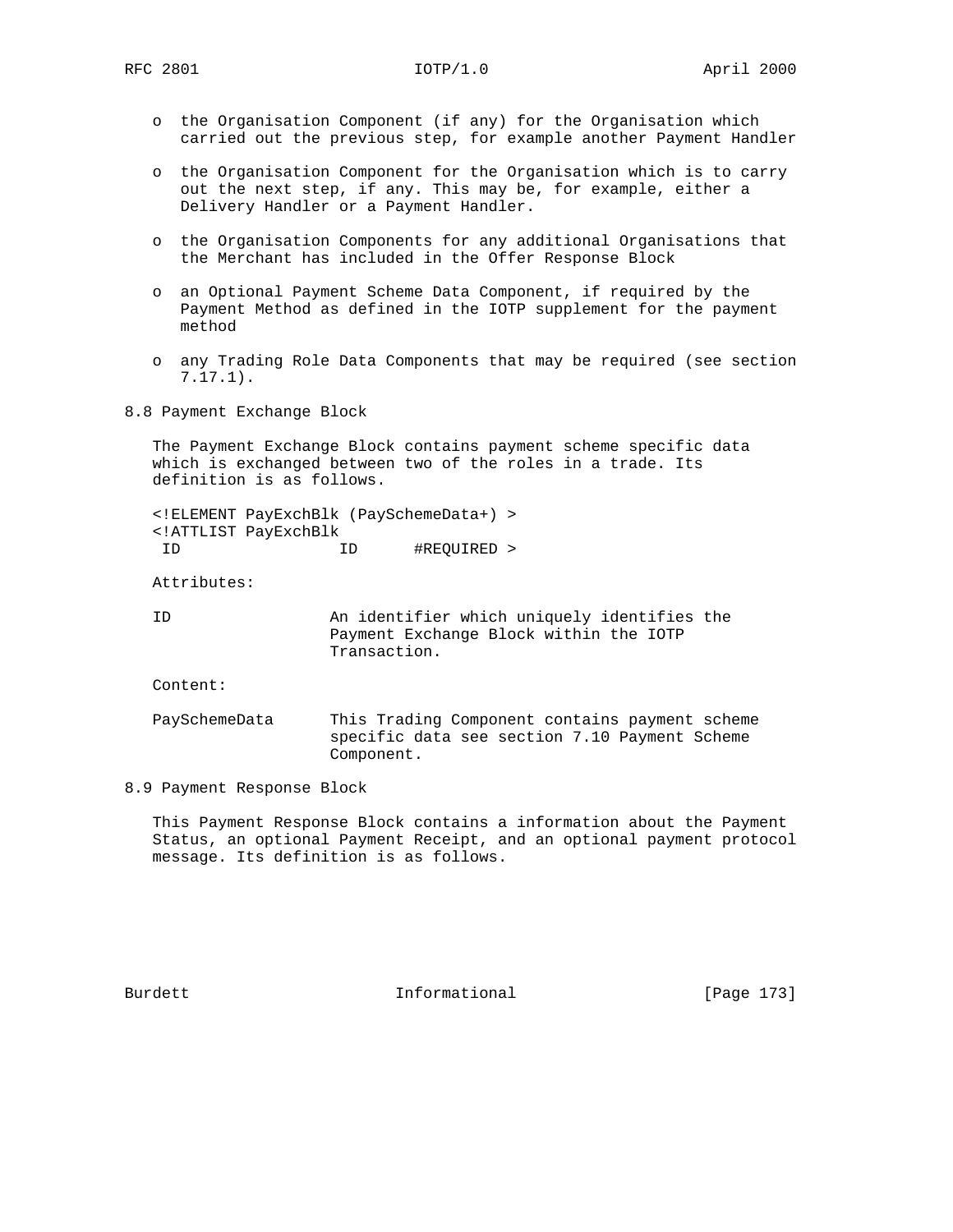- the Organisation Component (if any) for the Organisation which carried out the previous step, for example another Payment Handler
- the Organisation Component for the Organisation which is to carry out the next step, if any. This may be, for example, either a Delivery Handler or a Payment Handler.
- the Organisation Components for any additional Organisations that the Merchant has included in the Offer Response Block
- an Optional Payment Scheme Data Component, if required by the Payment Method as defined in the IOTP supplement for the payment method
- any Trading Role Data Components that may be required (see section 7.17.1).

## 8.8 Payment Exchange Block

The Payment Exchange Block contains payment scheme specific data which is exchanged between two of the roles in a trade. Its definition is as follows.

```
<!ELEMENT PayExchBlk (PaySchemeData+) >
<!ATTLIST PayExchBlk
 ID                ID      #REQUIRED >
```

Attributes:

| | |
|---|---|
| ID | An identifier which uniquely identifies the Payment Exchange Block within the IOTP Transaction. |

Content:

| | |
|---|---|
| PaySchemeData | This Trading Component contains payment scheme specific data see section 7.10 Payment Scheme Component. |

## 8.9 Payment Response Block

This Payment Response Block contains a information about the Payment Status, an optional Payment Receipt, and an optional payment protocol message. Its definition is as follows.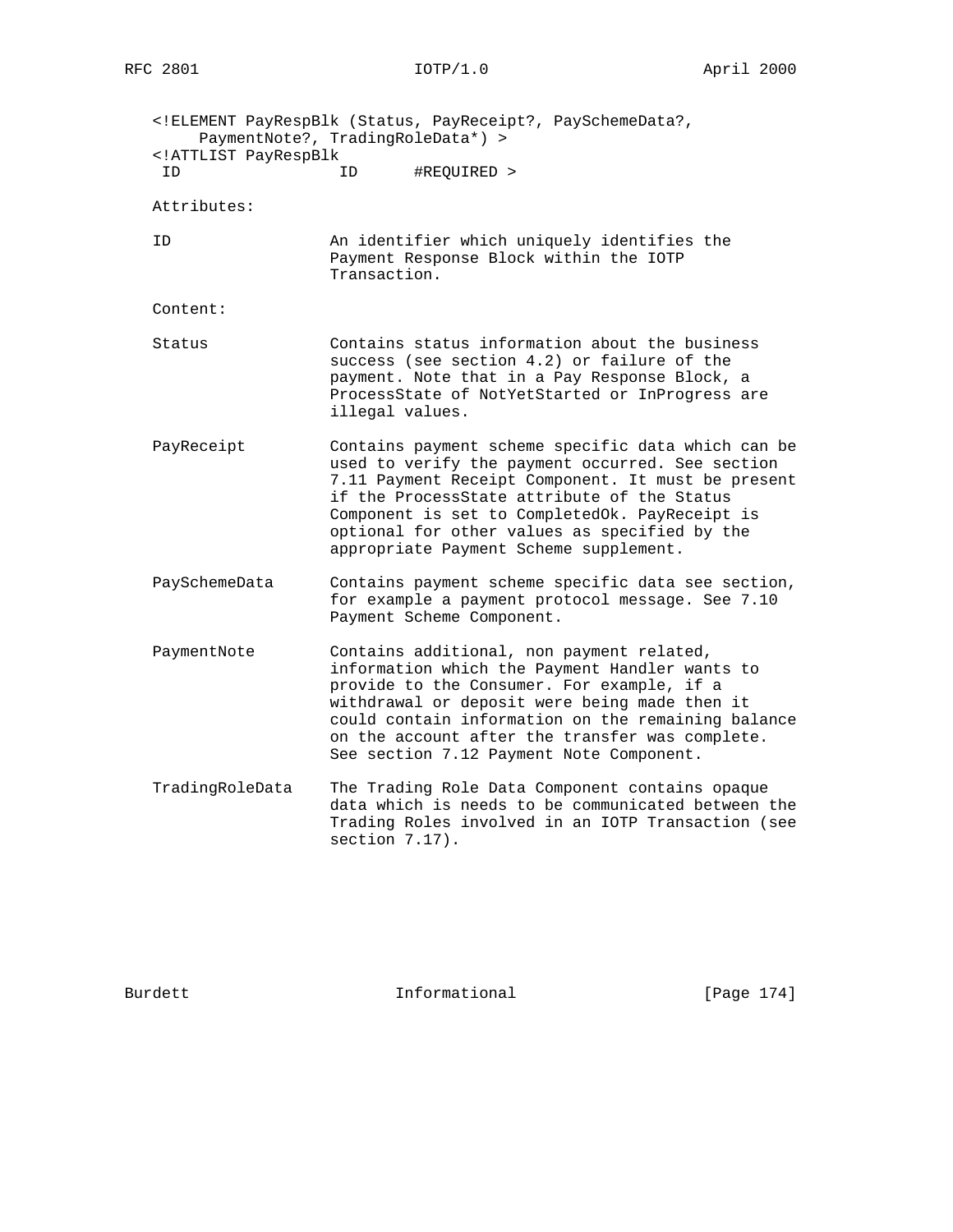```
<!ELEMENT PayRespBlk (Status, PayReceipt?, PaySchemeData?,
     PaymentNote?, TradingRoleData*) >
<!ATTLIST PayRespBlk
 ID                 ID      #REQUIRED >
```

Attributes:

ID — An identifier which uniquely identifies the Payment Response Block within the IOTP Transaction.

Content:

Status — Contains status information about the business success (see section 4.2) or failure of the payment. Note that in a Pay Response Block, a ProcessState of NotYetStarted or InProgress are illegal values.

PayReceipt — Contains payment scheme specific data which can be used to verify the payment occurred. See section 7.11 Payment Receipt Component. It must be present if the ProcessState attribute of the Status Component is set to CompletedOk. PayReceipt is optional for other values as specified by the appropriate Payment Scheme supplement.

PaySchemeData — Contains payment scheme specific data see section, for example a payment protocol message. See 7.10 Payment Scheme Component.

PaymentNote — Contains additional, non payment related, information which the Payment Handler wants to provide to the Consumer. For example, if a withdrawal or deposit were being made then it could contain information on the remaining balance on the account after the transfer was complete. See section 7.12 Payment Note Component.

TradingRoleData — The Trading Role Data Component contains opaque data which is needs to be communicated between the Trading Roles involved in an IOTP Transaction (see section 7.17).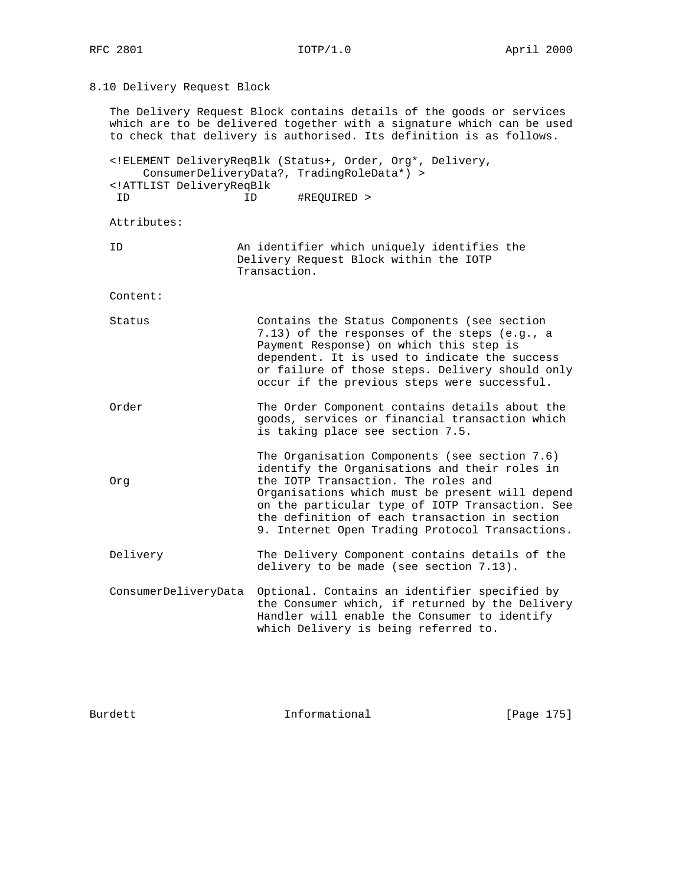## 8.10 Delivery Request Block

The Delivery Request Block contains details of the goods or services which are to be delivered together with a signature which can be used to check that delivery is authorised. Its definition is as follows.

```
<!ELEMENT DeliveryReqBlk (Status+, Order, Org*, Delivery,
     ConsumerDeliveryData?, TradingRoleData*) >
<!ATTLIST DeliveryReqBlk
 ID                ID      #REQUIRED >
```

Attributes:

ID — An identifier which uniquely identifies the Delivery Request Block within the IOTP Transaction.

Content:

Status — Contains the Status Components (see section 7.13) of the responses of the steps (e.g., a Payment Response) on which this step is dependent. It is used to indicate the success or failure of those steps. Delivery should only occur if the previous steps were successful.

Order — The Order Component contains details about the goods, services or financial transaction which is taking place see section 7.5.

Org — The Organisation Components (see section 7.6) identify the Organisations and their roles in the IOTP Transaction. The roles and Organisations which must be present will depend on the particular type of IOTP Transaction. See the definition of each transaction in section 9. Internet Open Trading Protocol Transactions.

Delivery — The Delivery Component contains details of the delivery to be made (see section 7.13).

ConsumerDeliveryData — Optional. Contains an identifier specified by the Consumer which, if returned by the Delivery Handler will enable the Consumer to identify which Delivery is being referred to.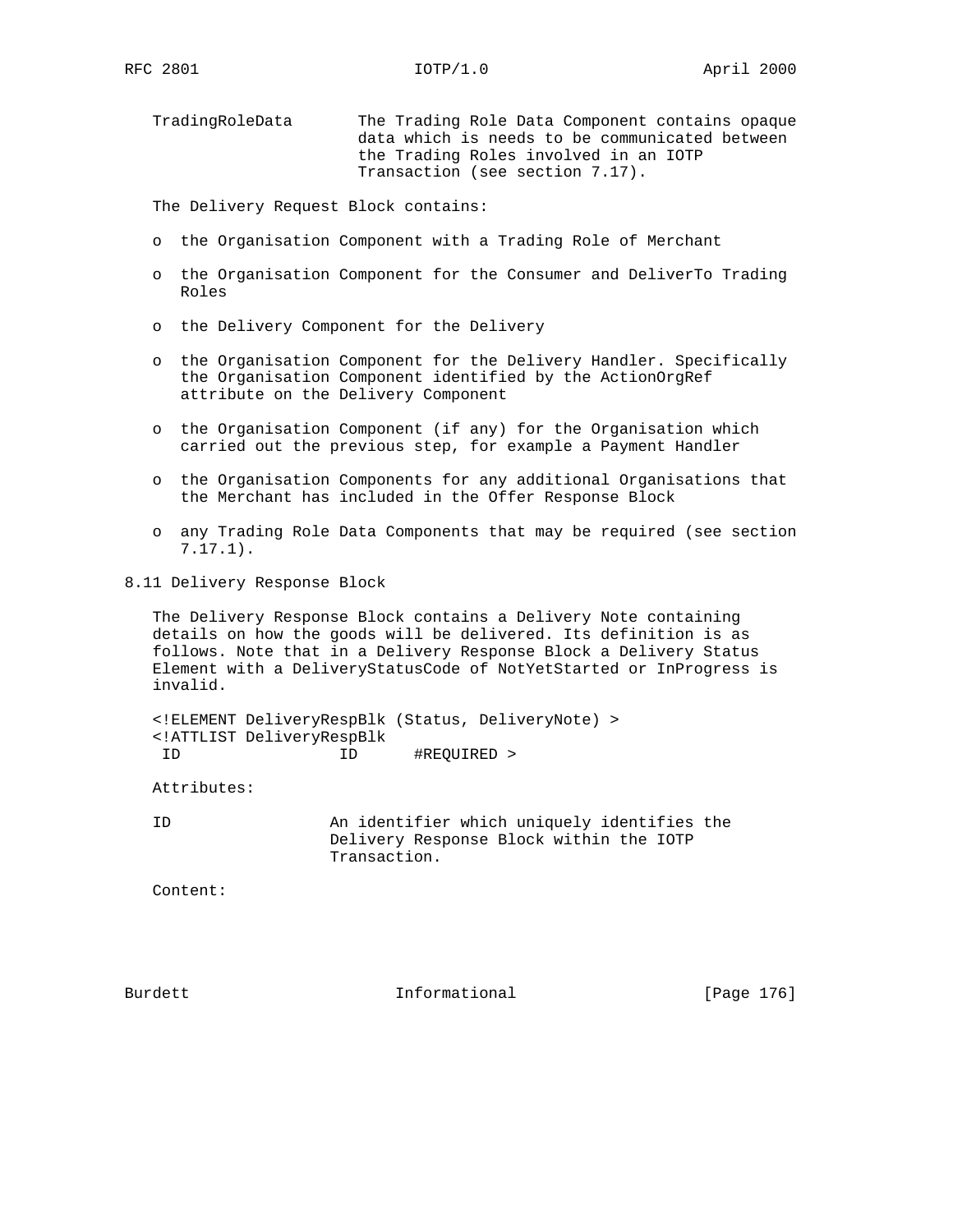TradingRoleData  The Trading Role Data Component contains opaque data which is needs to be communicated between the Trading Roles involved in an IOTP Transaction (see section 7.17).

The Delivery Request Block contains:

- the Organisation Component with a Trading Role of Merchant
- the Organisation Component for the Consumer and DeliverTo Trading Roles
- the Delivery Component for the Delivery
- the Organisation Component for the Delivery Handler. Specifically the Organisation Component identified by the ActionOrgRef attribute on the Delivery Component
- the Organisation Component (if any) for the Organisation which carried out the previous step, for example a Payment Handler
- the Organisation Components for any additional Organisations that the Merchant has included in the Offer Response Block
- any Trading Role Data Components that may be required (see section 7.17.1).

## 8.11 Delivery Response Block

The Delivery Response Block contains a Delivery Note containing details on how the goods will be delivered. Its definition is as follows. Note that in a Delivery Response Block a Delivery Status Element with a DeliveryStatusCode of NotYetStarted or InProgress is invalid.

```
<!ELEMENT DeliveryRespBlk (Status, DeliveryNote) >
<!ATTLIST DeliveryRespBlk
 ID                ID      #REQUIRED >
```

Attributes:

ID  An identifier which uniquely identifies the Delivery Response Block within the IOTP Transaction.

Content: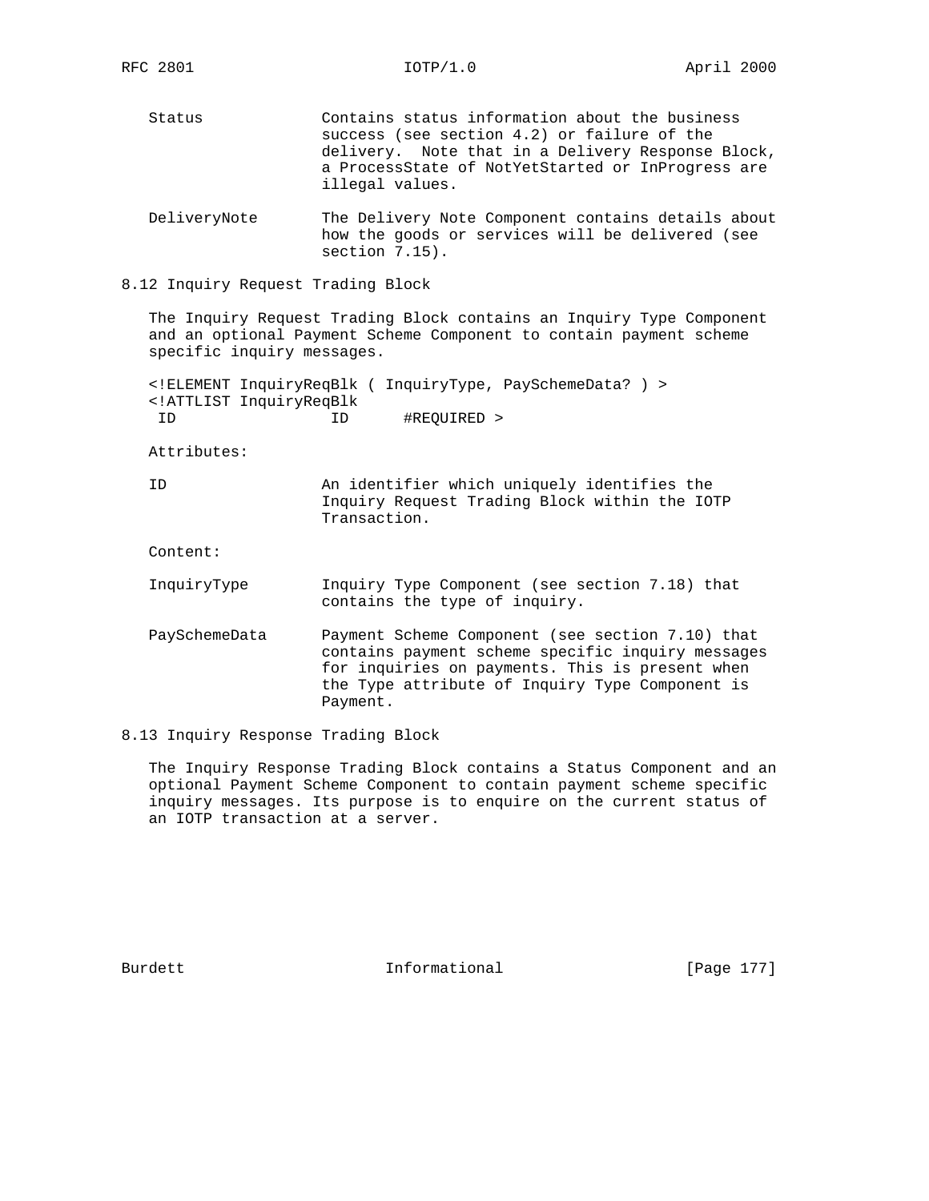Status Contains status information about the business success (see section 4.2) or failure of the delivery. Note that in a Delivery Response Block, a ProcessState of NotYetStarted or InProgress are illegal values.

DeliveryNote The Delivery Note Component contains details about how the goods or services will be delivered (see section 7.15).

## 8.12 Inquiry Request Trading Block

The Inquiry Request Trading Block contains an Inquiry Type Component and an optional Payment Scheme Component to contain payment scheme specific inquiry messages.

```
<!ELEMENT InquiryReqBlk ( InquiryType, PaySchemeData? ) >
<!ATTLIST InquiryReqBlk
 ID                ID      #REQUIRED >
```

Attributes:

ID An identifier which uniquely identifies the Inquiry Request Trading Block within the IOTP Transaction.

Content:

InquiryType Inquiry Type Component (see section 7.18) that contains the type of inquiry.

PaySchemeData Payment Scheme Component (see section 7.10) that contains payment scheme specific inquiry messages for inquiries on payments. This is present when the Type attribute of Inquiry Type Component is Payment.

## 8.13 Inquiry Response Trading Block

The Inquiry Response Trading Block contains a Status Component and an optional Payment Scheme Component to contain payment scheme specific inquiry messages. Its purpose is to enquire on the current status of an IOTP transaction at a server.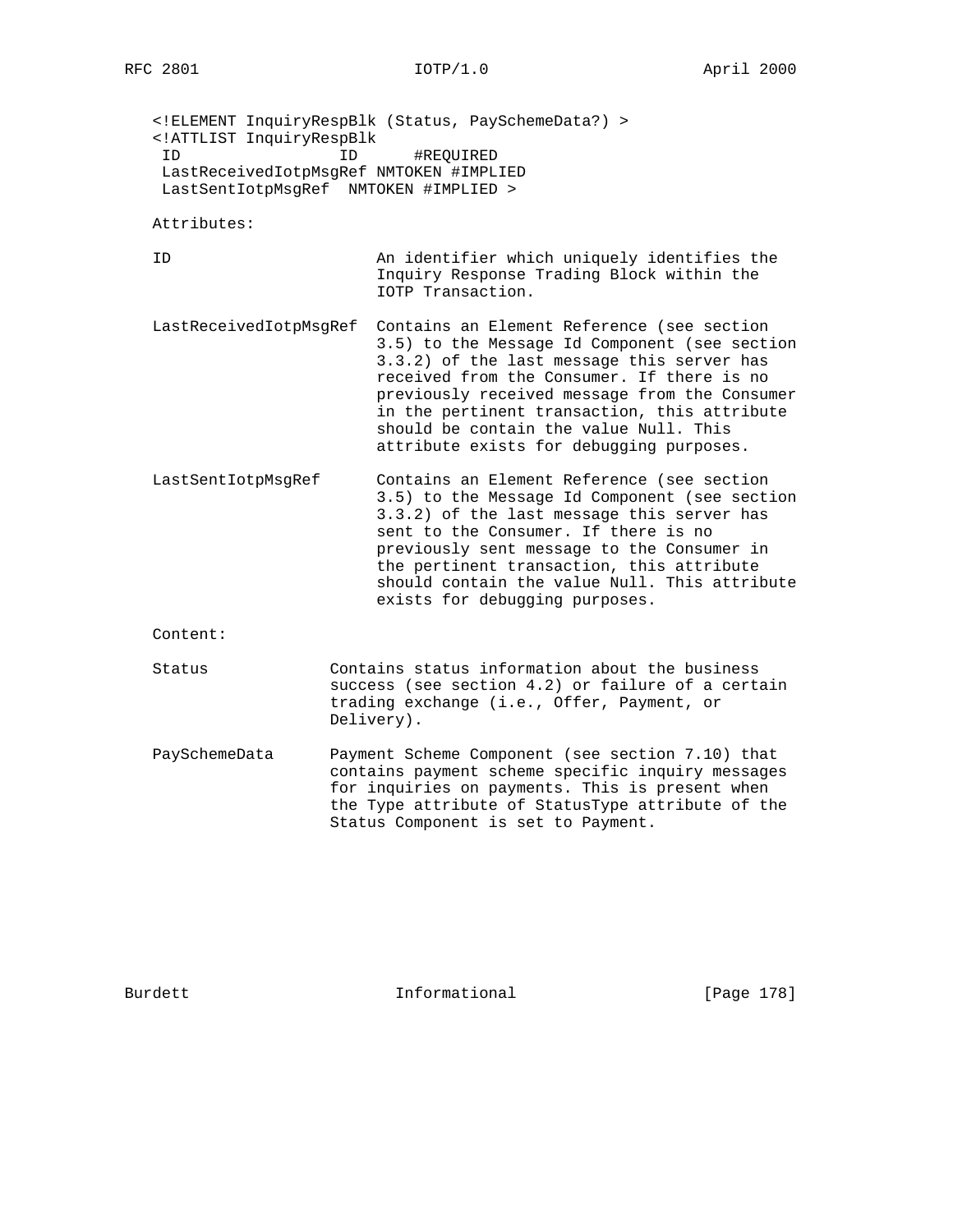```
<!ELEMENT InquiryRespBlk (Status, PaySchemeData?) >
<!ATTLIST InquiryRespBlk
 ID                 ID      #REQUIRED
 LastReceivedIotpMsgRef NMTOKEN #IMPLIED
 LastSentIotpMsgRef  NMTOKEN #IMPLIED >
```

Attributes:

ID — An identifier which uniquely identifies the Inquiry Response Trading Block within the IOTP Transaction.

LastReceivedIotpMsgRef — Contains an Element Reference (see section 3.5) to the Message Id Component (see section 3.3.2) of the last message this server has received from the Consumer. If there is no previously received message from the Consumer in the pertinent transaction, this attribute should be contain the value Null. This attribute exists for debugging purposes.

LastSentIotpMsgRef — Contains an Element Reference (see section 3.5) to the Message Id Component (see section 3.3.2) of the last message this server has sent to the Consumer. If there is no previously sent message to the Consumer in the pertinent transaction, this attribute should contain the value Null. This attribute exists for debugging purposes.

Content:

Status — Contains status information about the business success (see section 4.2) or failure of a certain trading exchange (i.e., Offer, Payment, or Delivery).

PaySchemeData — Payment Scheme Component (see section 7.10) that contains payment scheme specific inquiry messages for inquiries on payments. This is present when the Type attribute of StatusType attribute of the Status Component is set to Payment.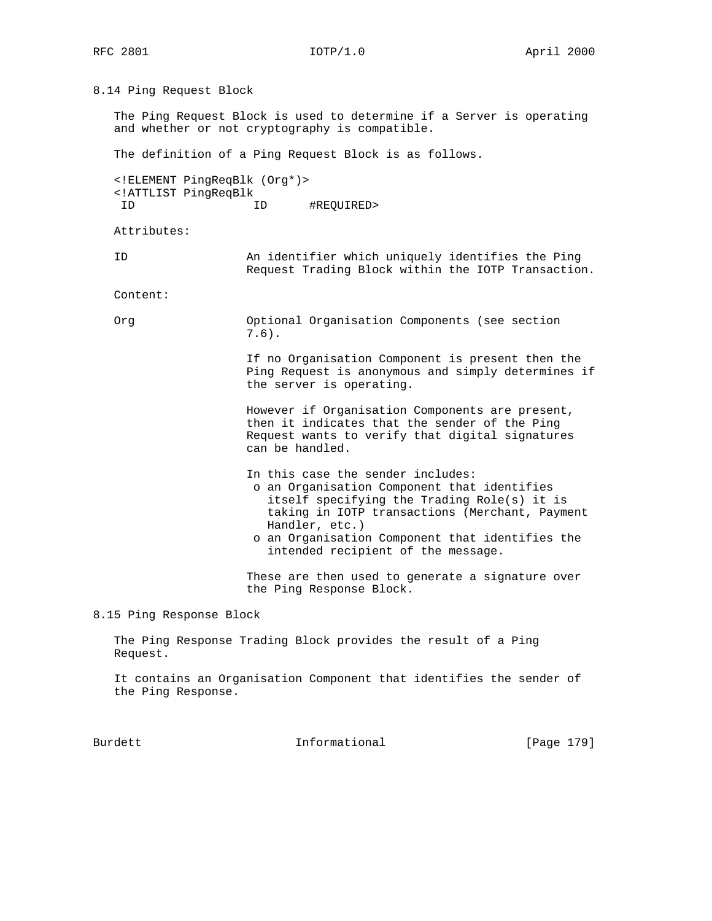## 8.14 Ping Request Block

The Ping Request Block is used to determine if a Server is operating and whether or not cryptography is compatible.

The definition of a Ping Request Block is as follows.

```
<!ELEMENT PingReqBlk (Org*)>
<!ATTLIST PingReqBlk
 ID                ID      #REQUIRED>
```

Attributes:

ID — An identifier which uniquely identifies the Ping Request Trading Block within the IOTP Transaction.

Content:

Org — Optional Organisation Components (see section 7.6).

If no Organisation Component is present then the Ping Request is anonymous and simply determines if the server is operating.

However if Organisation Components are present, then it indicates that the sender of the Ping Request wants to verify that digital signatures can be handled.

In this case the sender includes:

- an Organisation Component that identifies itself specifying the Trading Role(s) it is taking in IOTP transactions (Merchant, Payment Handler, etc.)
- an Organisation Component that identifies the intended recipient of the message.

These are then used to generate a signature over the Ping Response Block.

## 8.15 Ping Response Block

The Ping Response Trading Block provides the result of a Ping Request.

It contains an Organisation Component that identifies the sender of the Ping Response.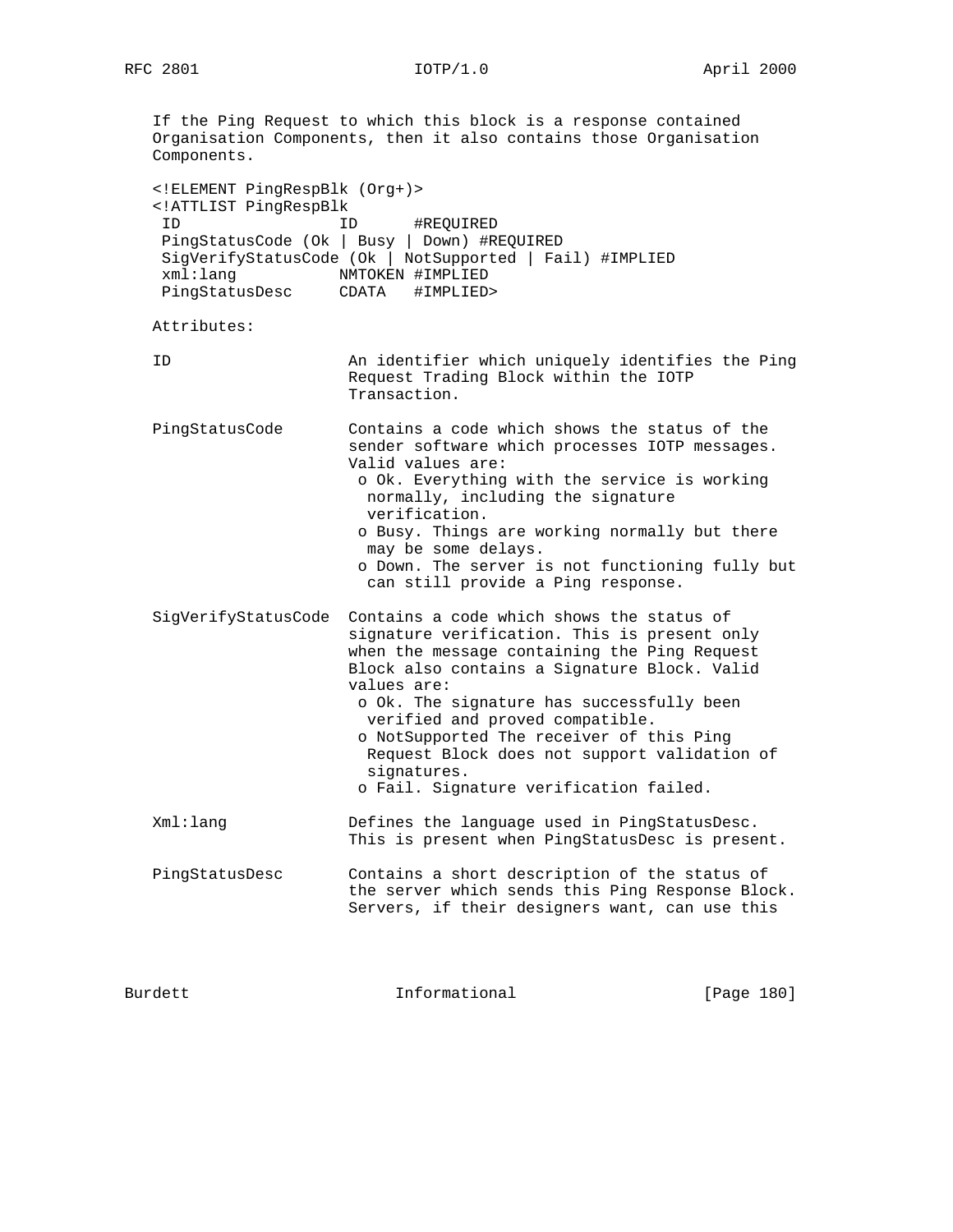If the Ping Request to which this block is a response contained Organisation Components, then it also contains those Organisation Components.

```
<!ELEMENT PingRespBlk (Org+)>
<!ATTLIST PingRespBlk
 ID                 ID      #REQUIRED
 PingStatusCode (Ok | Busy | Down) #REQUIRED
 SigVerifyStatusCode (Ok | NotSupported | Fail) #IMPLIED
 xml:lang           NMTOKEN #IMPLIED
 PingStatusDesc     CDATA   #IMPLIED>
```

Attributes:

ID — An identifier which uniquely identifies the Ping Request Trading Block within the IOTP Transaction.

PingStatusCode — Contains a code which shows the status of the sender software which processes IOTP messages. Valid values are:

- Ok. Everything with the service is working normally, including the signature verification.
- Busy. Things are working normally but there may be some delays.
- Down. The server is not functioning fully but can still provide a Ping response.

SigVerifyStatusCode — Contains a code which shows the status of signature verification. This is present only when the message containing the Ping Request Block also contains a Signature Block. Valid values are:

- Ok. The signature has successfully been verified and proved compatible.
- NotSupported The receiver of this Ping Request Block does not support validation of signatures.
- Fail. Signature verification failed.

Xml:lang — Defines the language used in PingStatusDesc. This is present when PingStatusDesc is present.

PingStatusDesc — Contains a short description of the status of the server which sends this Ping Response Block. Servers, if their designers want, can use this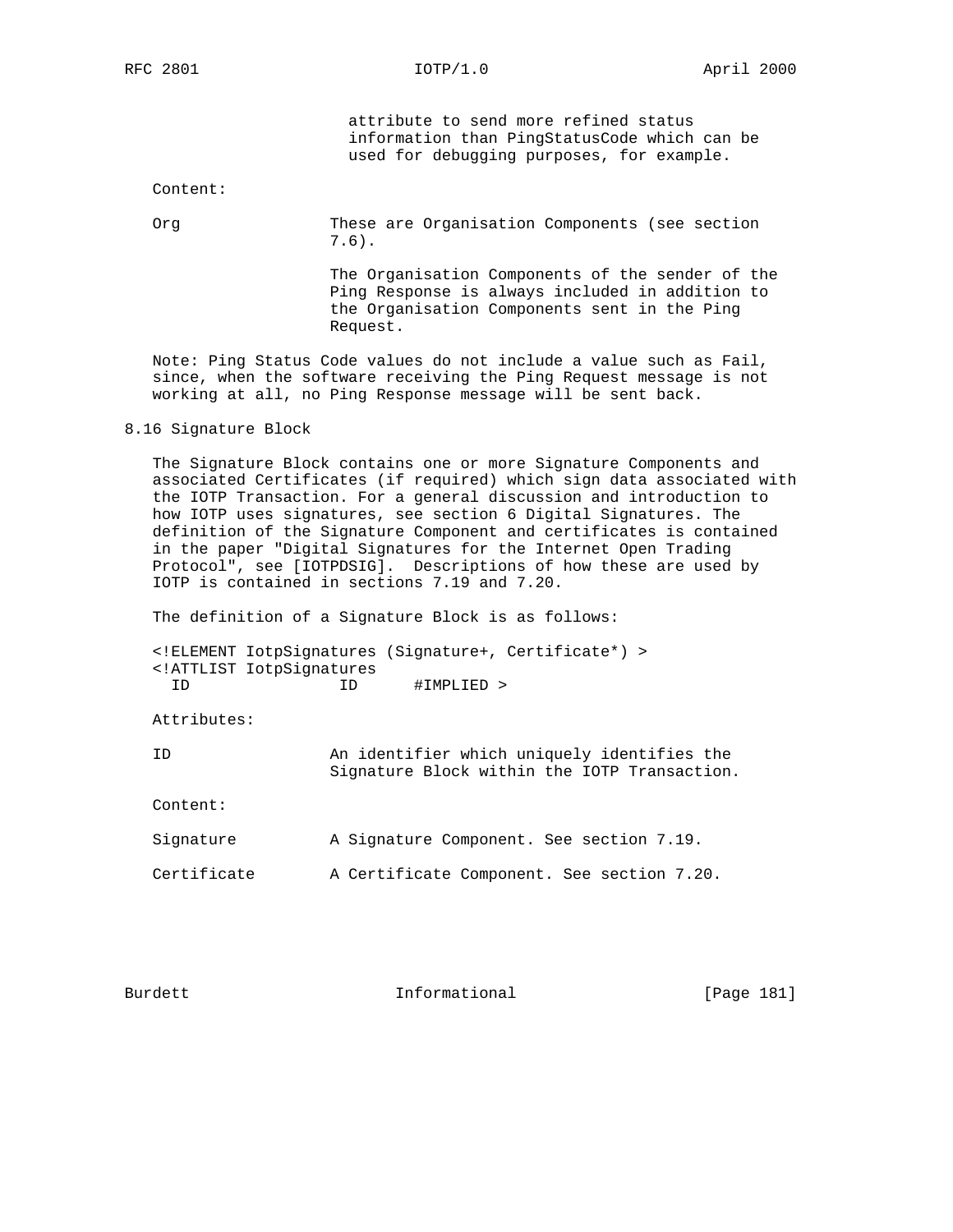attribute to send more refined status information than PingStatusCode which can be used for debugging purposes, for example.

Content:

Org — These are Organisation Components (see section 7.6).

The Organisation Components of the sender of the Ping Response is always included in addition to the Organisation Components sent in the Ping Request.

Note: Ping Status Code values do not include a value such as Fail, since, when the software receiving the Ping Request message is not working at all, no Ping Response message will be sent back.

## 8.16 Signature Block

The Signature Block contains one or more Signature Components and associated Certificates (if required) which sign data associated with the IOTP Transaction. For a general discussion and introduction to how IOTP uses signatures, see section 6 Digital Signatures. The definition of the Signature Component and certificates is contained in the paper "Digital Signatures for the Internet Open Trading Protocol", see [IOTPDSIG]. Descriptions of how these are used by IOTP is contained in sections 7.19 and 7.20.

The definition of a Signature Block is as follows:

```
<!ELEMENT IotpSignatures (Signature+, Certificate*) >
<!ATTLIST IotpSignatures
  ID                ID      #IMPLIED >
```

Attributes:

ID — An identifier which uniquely identifies the Signature Block within the IOTP Transaction.

Content:

Signature — A Signature Component. See section 7.19.

Certificate — A Certificate Component. See section 7.20.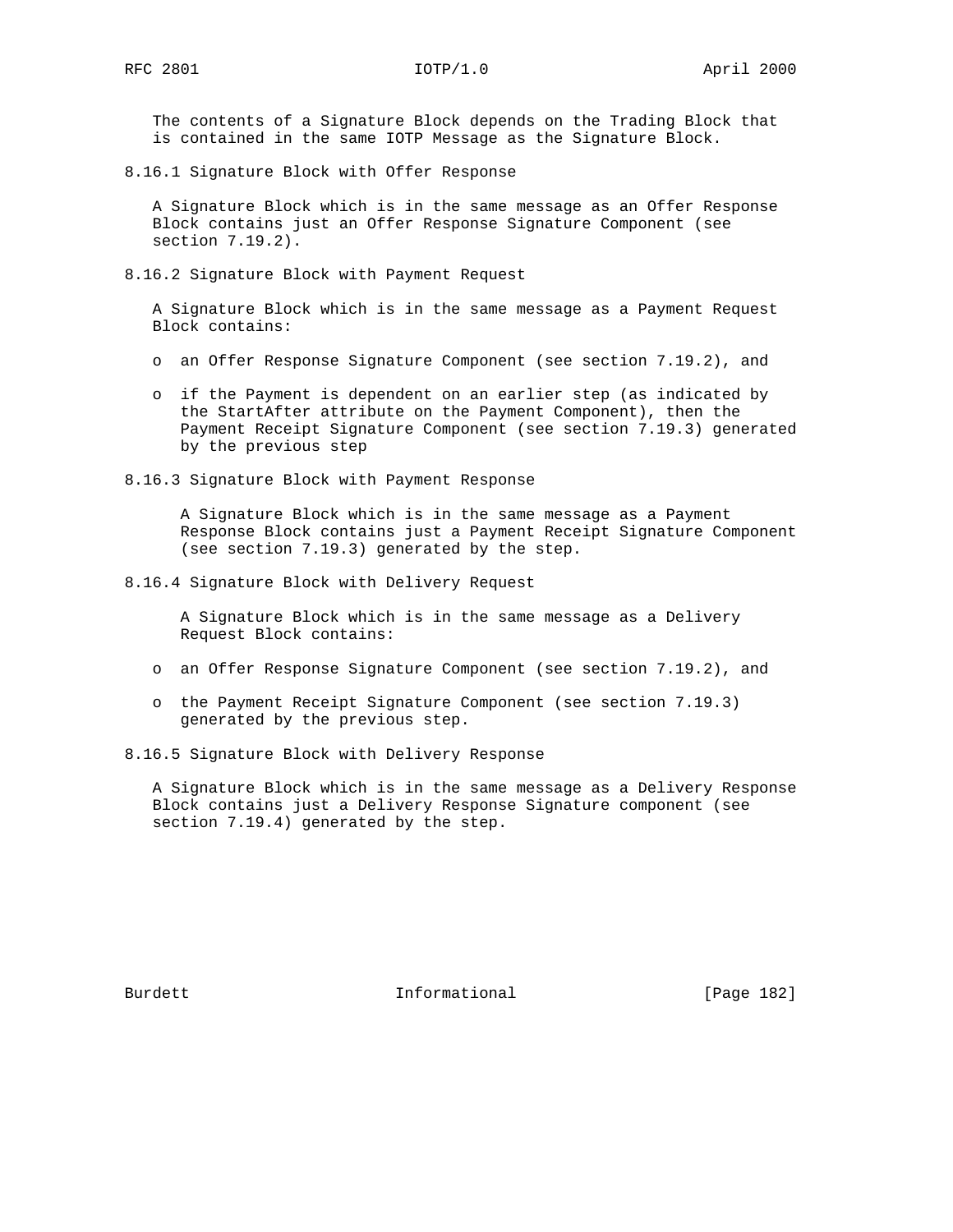The contents of a Signature Block depends on the Trading Block that is contained in the same IOTP Message as the Signature Block.

### 8.16.1 Signature Block with Offer Response

A Signature Block which is in the same message as an Offer Response Block contains just an Offer Response Signature Component (see section 7.19.2).

### 8.16.2 Signature Block with Payment Request

A Signature Block which is in the same message as a Payment Request Block contains:

- an Offer Response Signature Component (see section 7.19.2), and
- if the Payment is dependent on an earlier step (as indicated by the StartAfter attribute on the Payment Component), then the Payment Receipt Signature Component (see section 7.19.3) generated by the previous step

### 8.16.3 Signature Block with Payment Response

A Signature Block which is in the same message as a Payment Response Block contains just a Payment Receipt Signature Component (see section 7.19.3) generated by the step.

### 8.16.4 Signature Block with Delivery Request

A Signature Block which is in the same message as a Delivery Request Block contains:

- an Offer Response Signature Component (see section 7.19.2), and
- the Payment Receipt Signature Component (see section 7.19.3) generated by the previous step.

### 8.16.5 Signature Block with Delivery Response

A Signature Block which is in the same message as a Delivery Response Block contains just a Delivery Response Signature component (see section 7.19.4) generated by the step.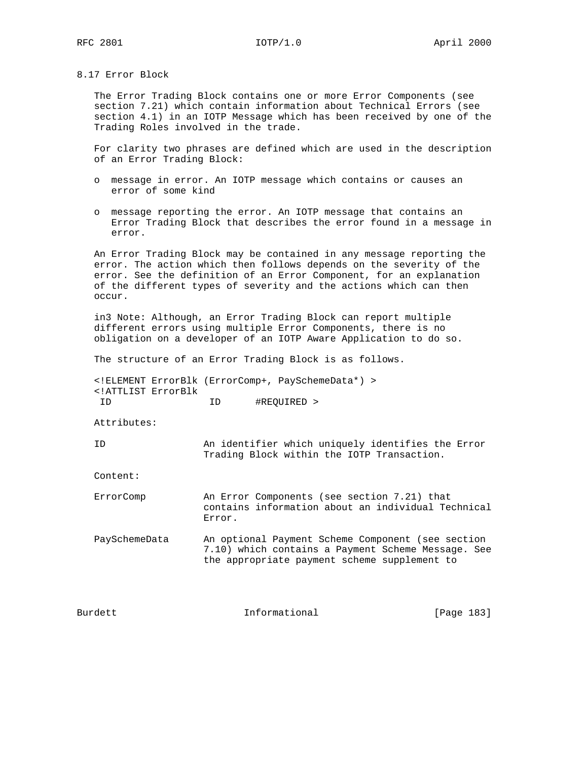## 8.17 Error Block

The Error Trading Block contains one or more Error Components (see section 7.21) which contain information about Technical Errors (see section 4.1) in an IOTP Message which has been received by one of the Trading Roles involved in the trade.

For clarity two phrases are defined which are used in the description of an Error Trading Block:

- message in error. An IOTP message which contains or causes an error of some kind
- message reporting the error. An IOTP message that contains an Error Trading Block that describes the error found in a message in error.

An Error Trading Block may be contained in any message reporting the error. The action which then follows depends on the severity of the error. See the definition of an Error Component, for an explanation of the different types of severity and the actions which can then occur.

in3 Note: Although, an Error Trading Block can report multiple different errors using multiple Error Components, there is no obligation on a developer of an IOTP Aware Application to do so.

The structure of an Error Trading Block is as follows.

```
<!ELEMENT ErrorBlk (ErrorComp+, PaySchemeData*) >
<!ATTLIST ErrorBlk
 ID                ID      #REQUIRED >
```

Attributes:

ID — An identifier which uniquely identifies the Error Trading Block within the IOTP Transaction.

Content:

ErrorComp — An Error Components (see section 7.21) that contains information about an individual Technical Error.

PaySchemeData — An optional Payment Scheme Component (see section 7.10) which contains a Payment Scheme Message. See the appropriate payment scheme supplement to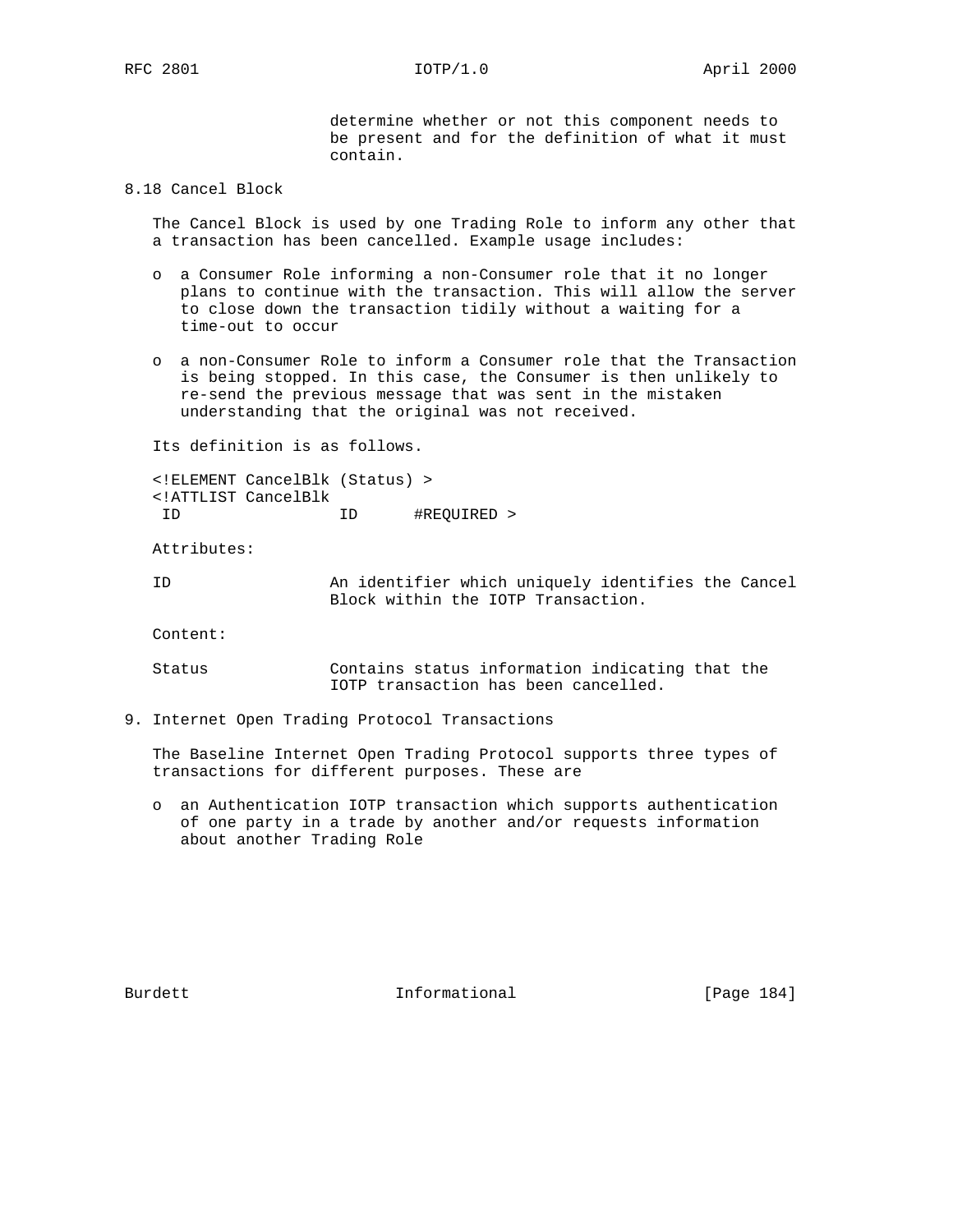determine whether or not this component needs to be present and for the definition of what it must contain.

## 8.18 Cancel Block

The Cancel Block is used by one Trading Role to inform any other that a transaction has been cancelled. Example usage includes:

- a Consumer Role informing a non-Consumer role that it no longer plans to continue with the transaction. This will allow the server to close down the transaction tidily without a waiting for a time-out to occur

- a non-Consumer Role to inform a Consumer role that the Transaction is being stopped. In this case, the Consumer is then unlikely to re-send the previous message that was sent in the mistaken understanding that the original was not received.

Its definition is as follows.

```
<!ELEMENT CancelBlk (Status) >
<!ATTLIST CancelBlk
 ID                ID      #REQUIRED >
```

Attributes:

ID — An identifier which uniquely identifies the Cancel Block within the IOTP Transaction.

Content:

Status — Contains status information indicating that the IOTP transaction has been cancelled.

# 9. Internet Open Trading Protocol Transactions

The Baseline Internet Open Trading Protocol supports three types of transactions for different purposes. These are

- an Authentication IOTP transaction which supports authentication of one party in a trade by another and/or requests information about another Trading Role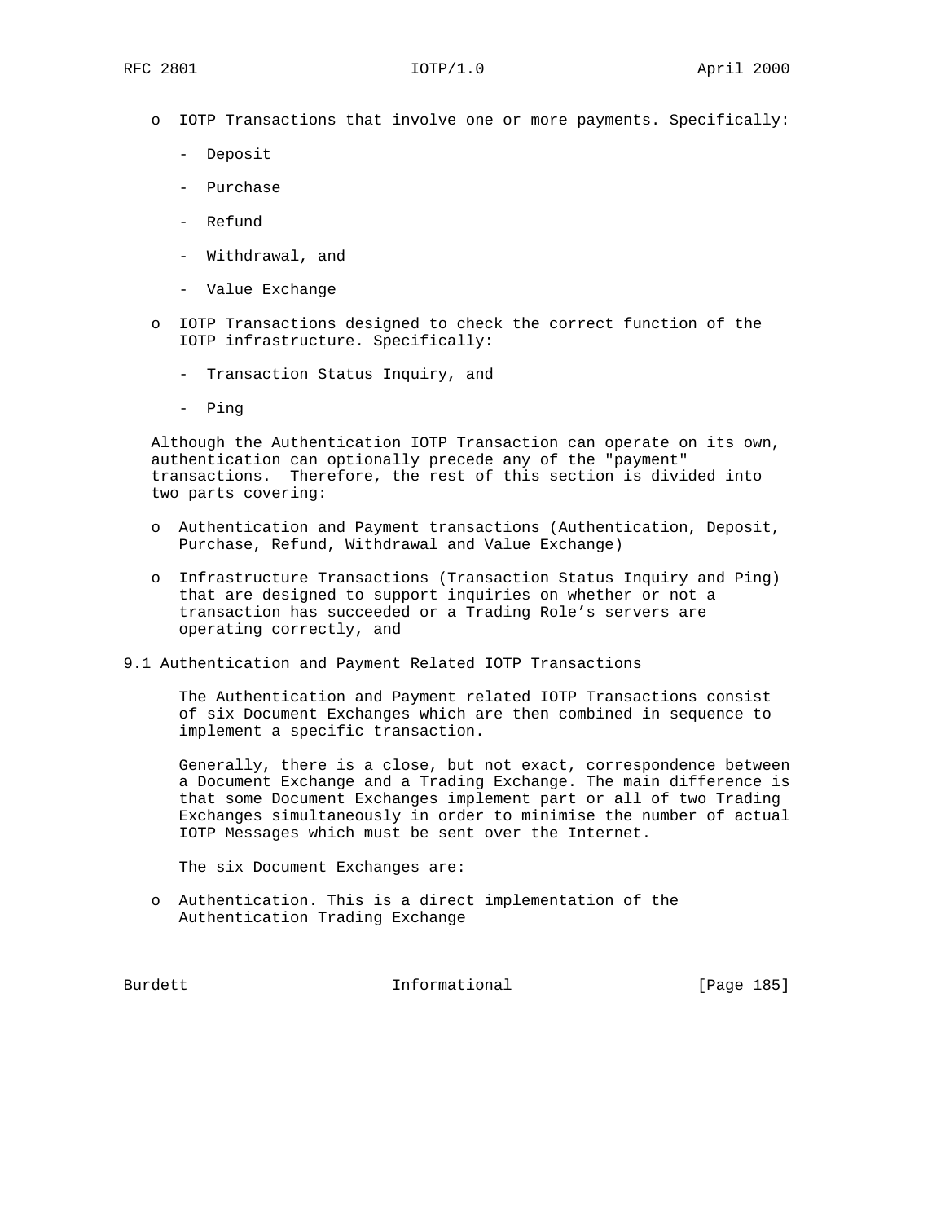- IOTP Transactions that involve one or more payments. Specifically:
  - Deposit
  - Purchase
  - Refund
  - Withdrawal, and
  - Value Exchange
- IOTP Transactions designed to check the correct function of the IOTP infrastructure. Specifically:
  - Transaction Status Inquiry, and
  - Ping

Although the Authentication IOTP Transaction can operate on its own, authentication can optionally precede any of the "payment" transactions. Therefore, the rest of this section is divided into two parts covering:

- Authentication and Payment transactions (Authentication, Deposit, Purchase, Refund, Withdrawal and Value Exchange)
- Infrastructure Transactions (Transaction Status Inquiry and Ping) that are designed to support inquiries on whether or not a transaction has succeeded or a Trading Role's servers are operating correctly, and

## 9.1 Authentication and Payment Related IOTP Transactions

The Authentication and Payment related IOTP Transactions consist of six Document Exchanges which are then combined in sequence to implement a specific transaction.

Generally, there is a close, but not exact, correspondence between a Document Exchange and a Trading Exchange. The main difference is that some Document Exchanges implement part or all of two Trading Exchanges simultaneously in order to minimise the number of actual IOTP Messages which must be sent over the Internet.

The six Document Exchanges are:

- Authentication. This is a direct implementation of the Authentication Trading Exchange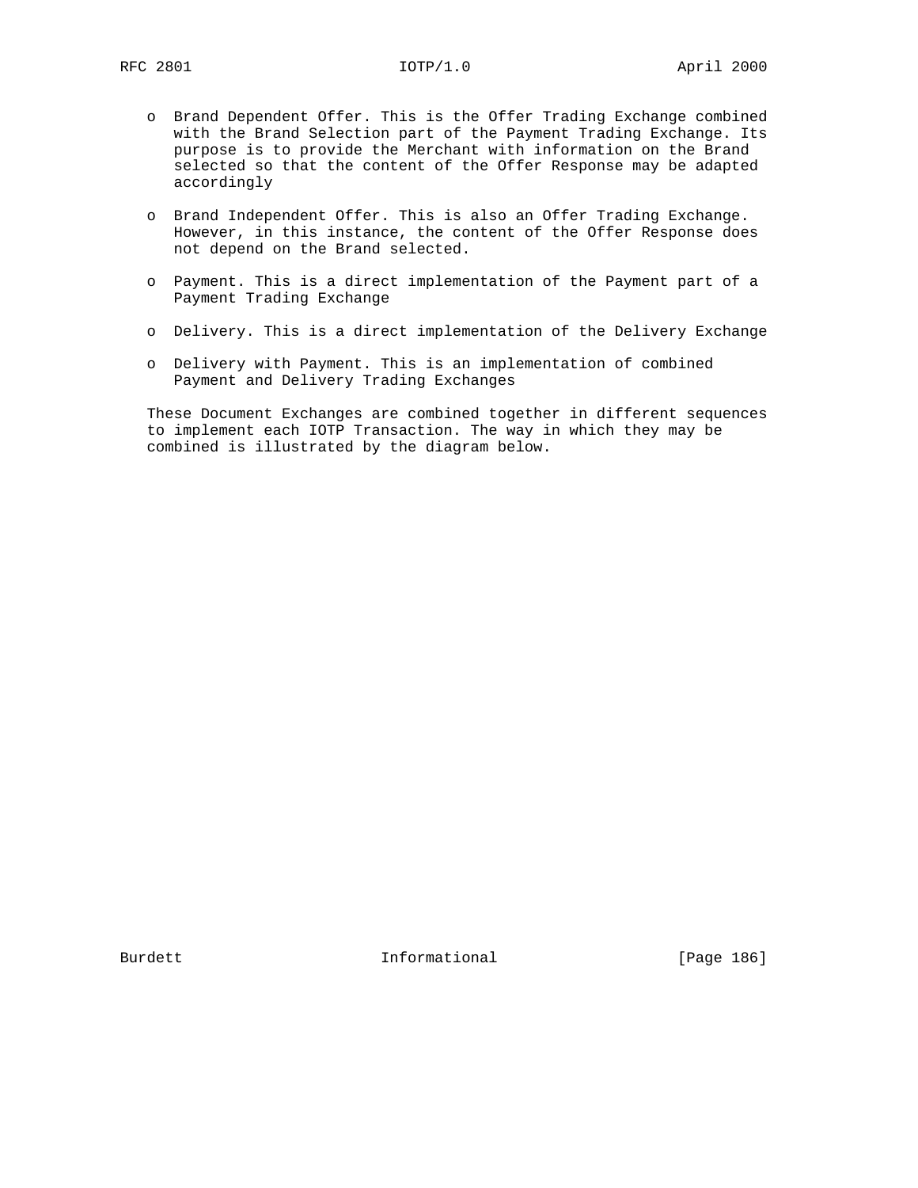- Brand Dependent Offer. This is the Offer Trading Exchange combined with the Brand Selection part of the Payment Trading Exchange. Its purpose is to provide the Merchant with information on the Brand selected so that the content of the Offer Response may be adapted accordingly

- Brand Independent Offer. This is also an Offer Trading Exchange. However, in this instance, the content of the Offer Response does not depend on the Brand selected.

- Payment. This is a direct implementation of the Payment part of a Payment Trading Exchange

- Delivery. This is a direct implementation of the Delivery Exchange

- Delivery with Payment. This is an implementation of combined Payment and Delivery Trading Exchanges

These Document Exchanges are combined together in different sequences to implement each IOTP Transaction. The way in which they may be combined is illustrated by the diagram below.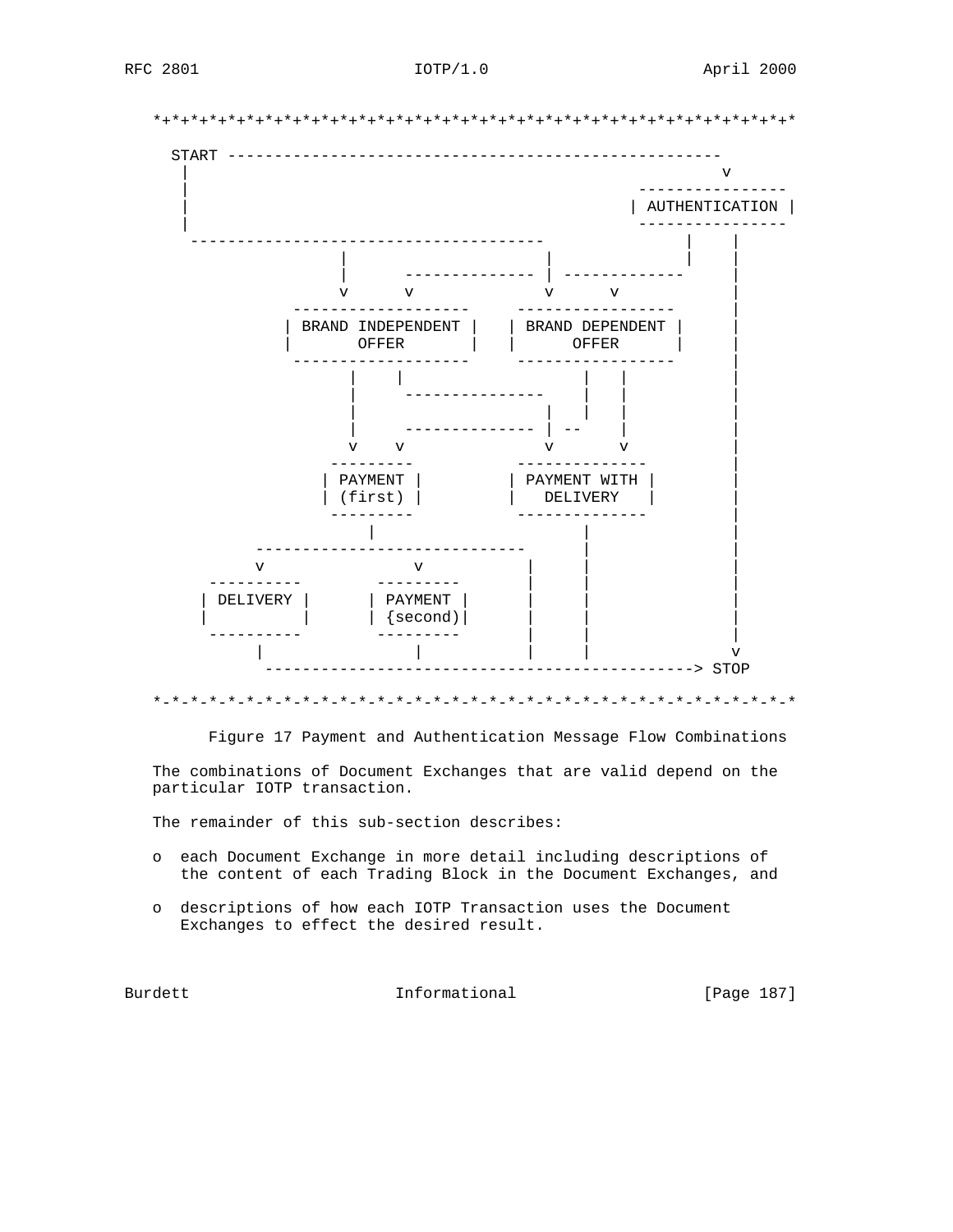```
   *+*+*+*+*+*+*+*+*+*+*+*+*+*+*+*+*+*+*+*+*+*+*+*+*+*+*+*+*+*+*+*+*+*+*

     START -----------------------------------------------------
       |                                                       v
       |                                               ----------------
       |                                              | AUTHENTICATION |
       |                                               ----------------
        --------------------------------------              |    |
                        |                    |              |    |
                        |      -------------- | -------------    |
                        v      v             v      v            |
                    -------------------    -----------------     |
                   | BRAND INDEPENDENT |  | BRAND DEPENDENT |    |
                   |       OFFER       |  |      OFFER      |    |
                    -------------------    -----------------     |
                         |    |                 |   |            |
                         |     ---------------  |   |            |
                         |                   |  |   |            |
                         |     -------------- | --   |            |
                         v    v              v      v            |
                        ---------           --------------       |
                       | PAYMENT |         | PAYMENT WITH |      |
                       | (first) |         |   DELIVERY   |      |
                        ---------           --------------       |
                            |                    |               |
                -----------------------------    |               |
                v                v          |    |               |
            ----------       ---------      |    |               |
           | DELIVERY |     | PAYMENT |     |    |               |
           |          |     | {second)|     |    |               |
            ----------       ---------      |    |               |
                |                |          |    |               v
                 ----------------------------------------------> STOP

   *-*-*-*-*-*-*-*-*-*-*-*-*-*-*-*-*-*-*-*-*-*-*-*-*-*-*-*-*-*-*-*-*-*-*
```

Figure 17 Payment and Authentication Message Flow Combinations

The combinations of Document Exchanges that are valid depend on the particular IOTP transaction.

The remainder of this sub-section describes:

- each Document Exchange in more detail including descriptions of the content of each Trading Block in the Document Exchanges, and
- descriptions of how each IOTP Transaction uses the Document Exchanges to effect the desired result.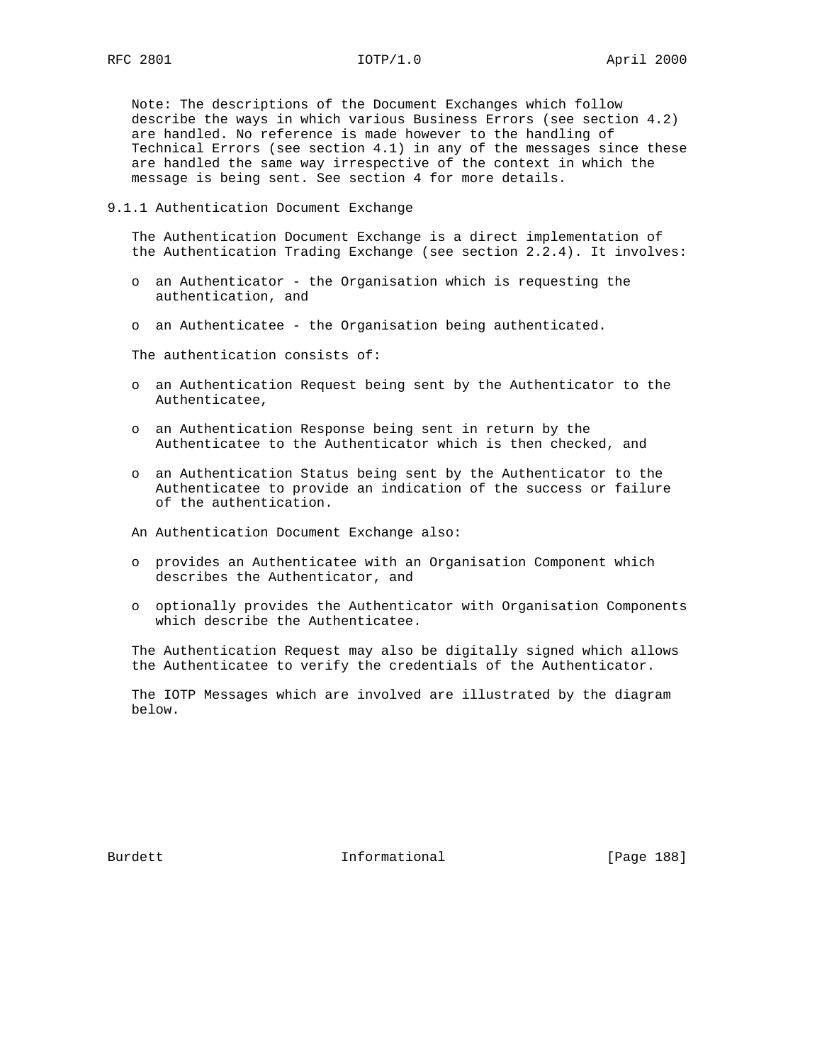Note: The descriptions of the Document Exchanges which follow describe the ways in which various Business Errors (see section 4.2) are handled. No reference is made however to the handling of Technical Errors (see section 4.1) in any of the messages since these are handled the same way irrespective of the context in which the message is being sent. See section 4 for more details.

### 9.1.1 Authentication Document Exchange

The Authentication Document Exchange is a direct implementation of the Authentication Trading Exchange (see section 2.2.4). It involves:

- an Authenticator - the Organisation which is requesting the authentication, and
- an Authenticatee - the Organisation being authenticated.

The authentication consists of:

- an Authentication Request being sent by the Authenticator to the Authenticatee,
- an Authentication Response being sent in return by the Authenticatee to the Authenticator which is then checked, and
- an Authentication Status being sent by the Authenticator to the Authenticatee to provide an indication of the success or failure of the authentication.

An Authentication Document Exchange also:

- provides an Authenticatee with an Organisation Component which describes the Authenticator, and
- optionally provides the Authenticator with Organisation Components which describe the Authenticatee.

The Authentication Request may also be digitally signed which allows the Authenticatee to verify the credentials of the Authenticator.

The IOTP Messages which are involved are illustrated by the diagram below.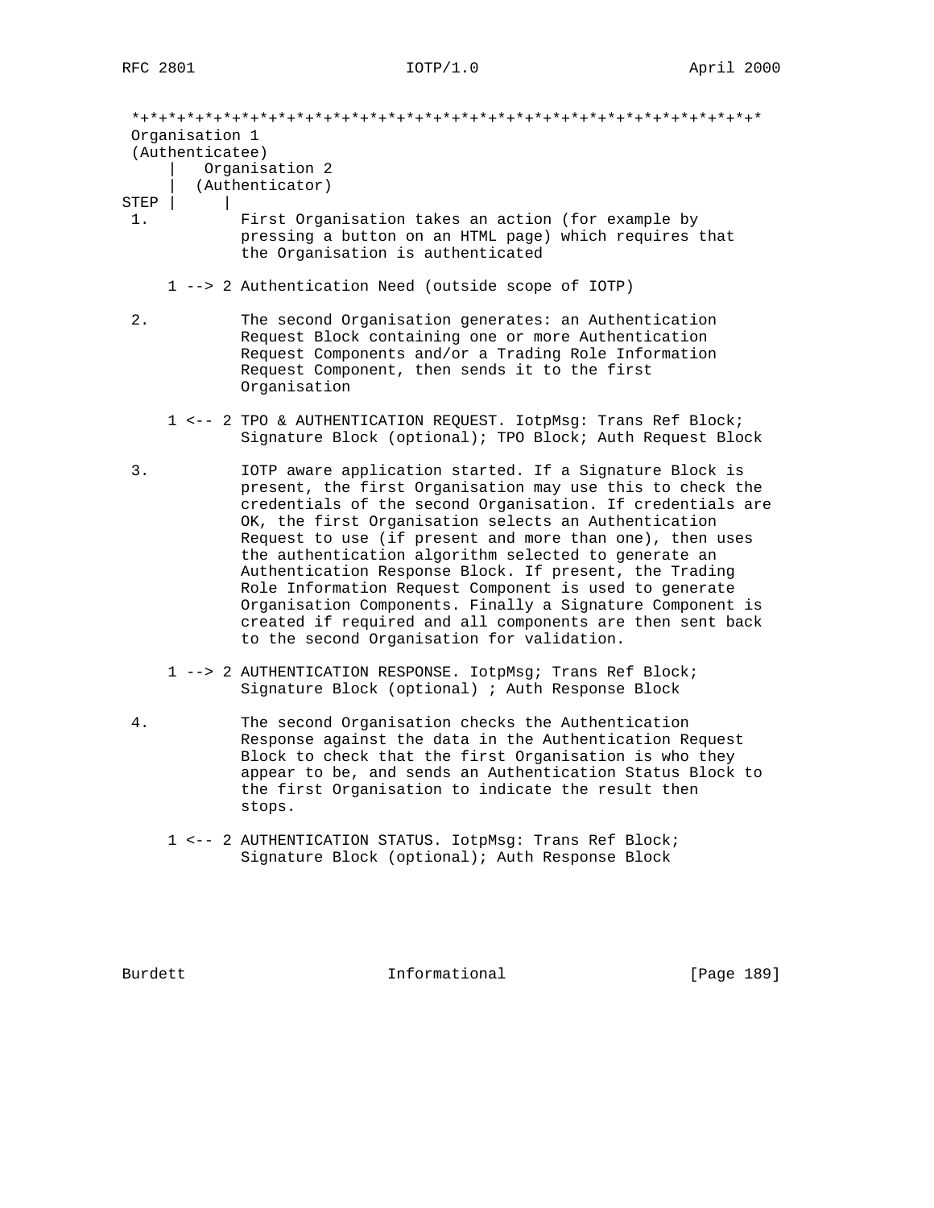```
 *+*+*+*+*+*+*+*+*+*+*+*+*+*+*+*+*+*+*+*+*+*+*+*+*+*+*+*+*+*+*+*+*+*+*
 Organisation 1
 (Authenticatee)
     |   Organisation 2
     |  (Authenticator)
STEP |      |
 1.          First Organisation takes an action (for example by
             pressing a button on an HTML page) which requires that
             the Organisation is authenticated

     1 --> 2 Authentication Need (outside scope of IOTP)

 2.          The second Organisation generates: an Authentication
             Request Block containing one or more Authentication
             Request Components and/or a Trading Role Information
             Request Component, then sends it to the first
             Organisation

     1 <-- 2 TPO & AUTHENTICATION REQUEST. IotpMsg: Trans Ref Block;
             Signature Block (optional); TPO Block; Auth Request Block

 3.          IOTP aware application started. If a Signature Block is
             present, the first Organisation may use this to check the
             credentials of the second Organisation. If credentials are
             OK, the first Organisation selects an Authentication
             Request to use (if present and more than one), then uses
             the authentication algorithm selected to generate an
             Authentication Response Block. If present, the Trading
             Role Information Request Component is used to generate
             Organisation Components. Finally a Signature Component is
             created if required and all components are then sent back
             to the second Organisation for validation.

     1 --> 2 AUTHENTICATION RESPONSE. IotpMsg; Trans Ref Block;
             Signature Block (optional) ; Auth Response Block

 4.          The second Organisation checks the Authentication
             Response against the data in the Authentication Request
             Block to check that the first Organisation is who they
             appear to be, and sends an Authentication Status Block to
             the first Organisation to indicate the result then
             stops.

     1 <-- 2 AUTHENTICATION STATUS. IotpMsg: Trans Ref Block;
             Signature Block (optional); Auth Response Block
```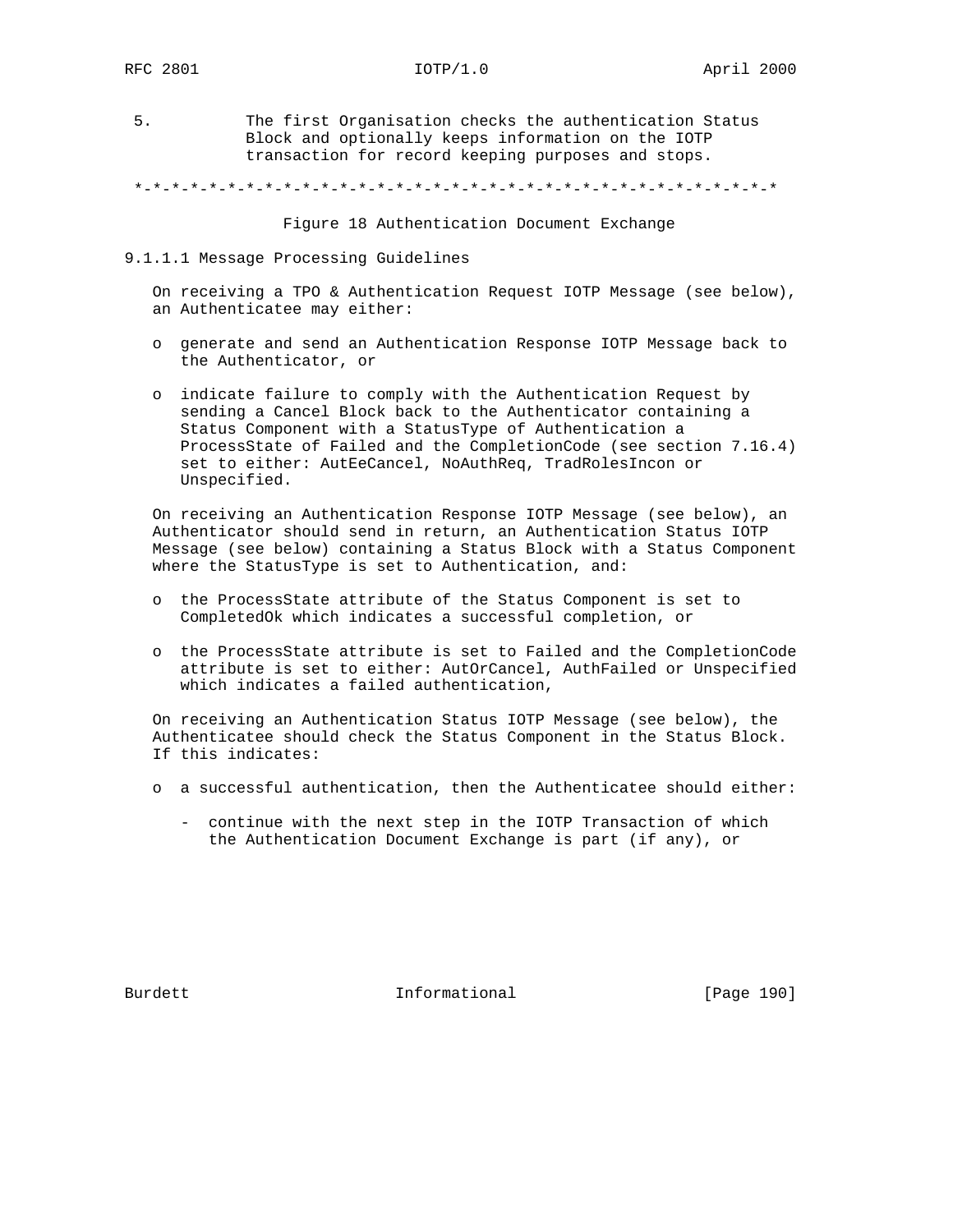5. The first Organisation checks the authentication Status Block and optionally keeps information on the IOTP transaction for record keeping purposes and stops.

*-*-*-*-*-*-*-*-*-*-*-*-*-*-*-*-*-*-*-*-*-*-*-*-*-*-*-*-*-*-*-*-*-*-*-*-*

Figure 18 Authentication Document Exchange

#### 9.1.1.1 Message Processing Guidelines

On receiving a TPO & Authentication Request IOTP Message (see below), an Authenticatee may either:

- generate and send an Authentication Response IOTP Message back to the Authenticator, or
- indicate failure to comply with the Authentication Request by sending a Cancel Block back to the Authenticator containing a Status Component with a StatusType of Authentication a ProcessState of Failed and the CompletionCode (see section 7.16.4) set to either: AutEeCancel, NoAuthReq, TradRolesIncon or Unspecified.

On receiving an Authentication Response IOTP Message (see below), an Authenticator should send in return, an Authentication Status IOTP Message (see below) containing a Status Block with a Status Component where the StatusType is set to Authentication, and:

- the ProcessState attribute of the Status Component is set to CompletedOk which indicates a successful completion, or
- the ProcessState attribute is set to Failed and the CompletionCode attribute is set to either: AutOrCancel, AuthFailed or Unspecified which indicates a failed authentication,

On receiving an Authentication Status IOTP Message (see below), the Authenticatee should check the Status Component in the Status Block. If this indicates:

- a successful authentication, then the Authenticatee should either:
  - continue with the next step in the IOTP Transaction of which the Authentication Document Exchange is part (if any), or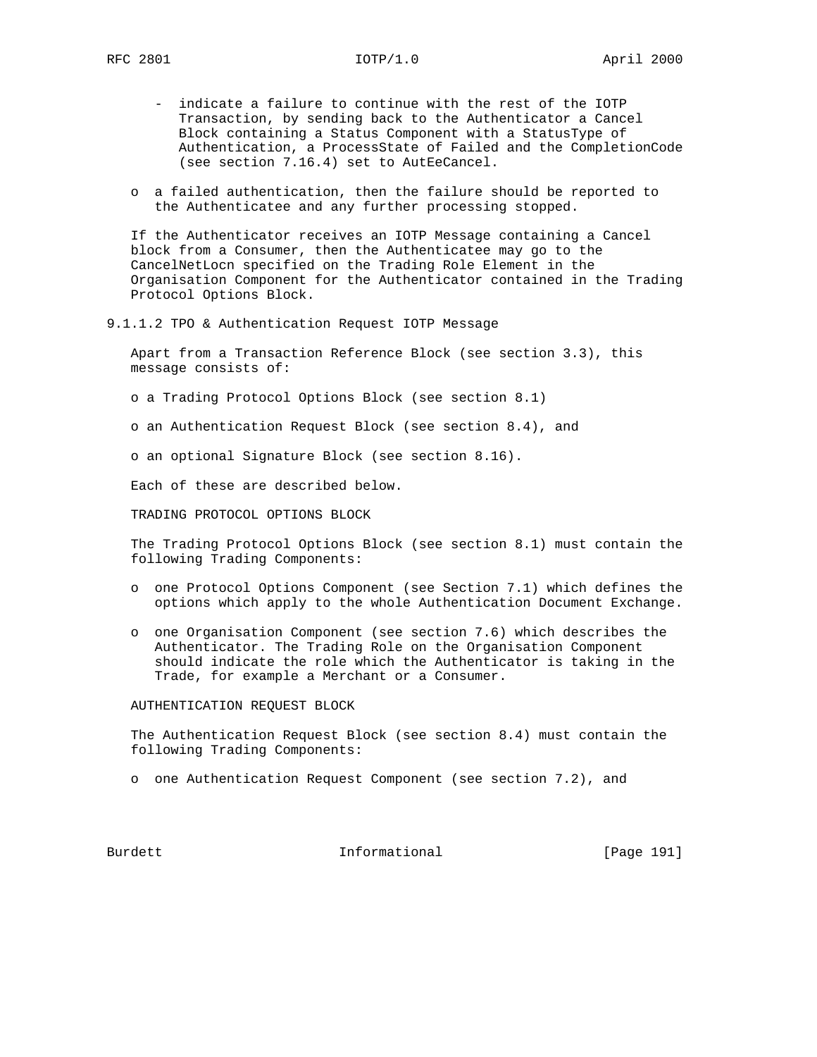- indicate a failure to continue with the rest of the IOTP Transaction, by sending back to the Authenticator a Cancel Block containing a Status Component with a StatusType of Authentication, a ProcessState of Failed and the CompletionCode (see section 7.16.4) set to AutEeCancel.

- a failed authentication, then the failure should be reported to the Authenticatee and any further processing stopped.

If the Authenticator receives an IOTP Message containing a Cancel block from a Consumer, then the Authenticatee may go to the CancelNetLocn specified on the Trading Role Element in the Organisation Component for the Authenticator contained in the Trading Protocol Options Block.

#### 9.1.1.2 TPO & Authentication Request IOTP Message

Apart from a Transaction Reference Block (see section 3.3), this message consists of:

- a Trading Protocol Options Block (see section 8.1)
- an Authentication Request Block (see section 8.4), and
- an optional Signature Block (see section 8.16).

Each of these are described below.

TRADING PROTOCOL OPTIONS BLOCK

The Trading Protocol Options Block (see section 8.1) must contain the following Trading Components:

- one Protocol Options Component (see Section 7.1) which defines the options which apply to the whole Authentication Document Exchange.
- one Organisation Component (see section 7.6) which describes the Authenticator. The Trading Role on the Organisation Component should indicate the role which the Authenticator is taking in the Trade, for example a Merchant or a Consumer.

AUTHENTICATION REQUEST BLOCK

The Authentication Request Block (see section 8.4) must contain the following Trading Components:

- one Authentication Request Component (see section 7.2), and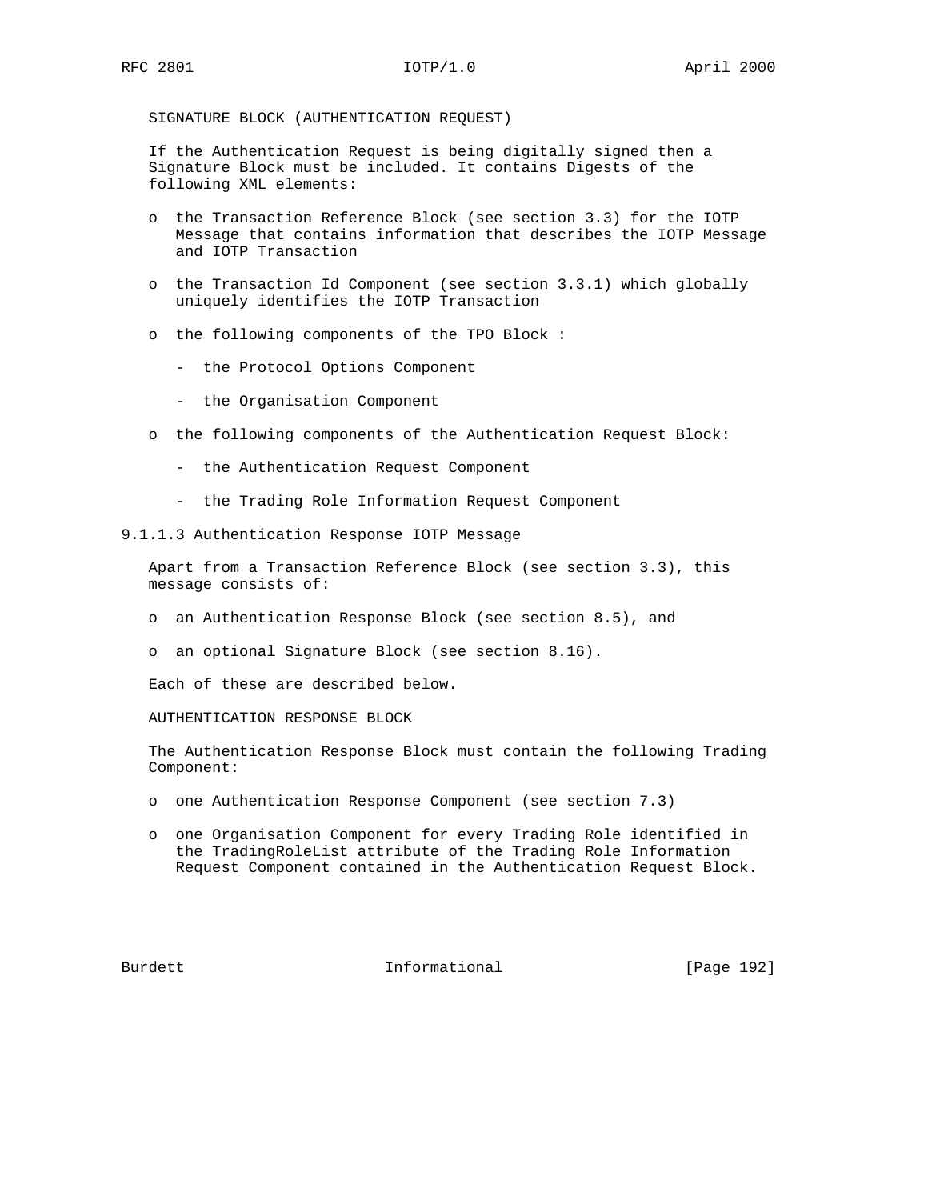SIGNATURE BLOCK (AUTHENTICATION REQUEST)

If the Authentication Request is being digitally signed then a Signature Block must be included. It contains Digests of the following XML elements:

- the Transaction Reference Block (see section 3.3) for the IOTP Message that contains information that describes the IOTP Message and IOTP Transaction
- the Transaction Id Component (see section 3.3.1) which globally uniquely identifies the IOTP Transaction
- the following components of the TPO Block :
  - the Protocol Options Component
  - the Organisation Component
- the following components of the Authentication Request Block:
  - the Authentication Request Component
  - the Trading Role Information Request Component

#### 9.1.1.3 Authentication Response IOTP Message

Apart from a Transaction Reference Block (see section 3.3), this message consists of:

- an Authentication Response Block (see section 8.5), and
- an optional Signature Block (see section 8.16).

Each of these are described below.

AUTHENTICATION RESPONSE BLOCK

The Authentication Response Block must contain the following Trading Component:

- one Authentication Response Component (see section 7.3)
- one Organisation Component for every Trading Role identified in the TradingRoleList attribute of the Trading Role Information Request Component contained in the Authentication Request Block.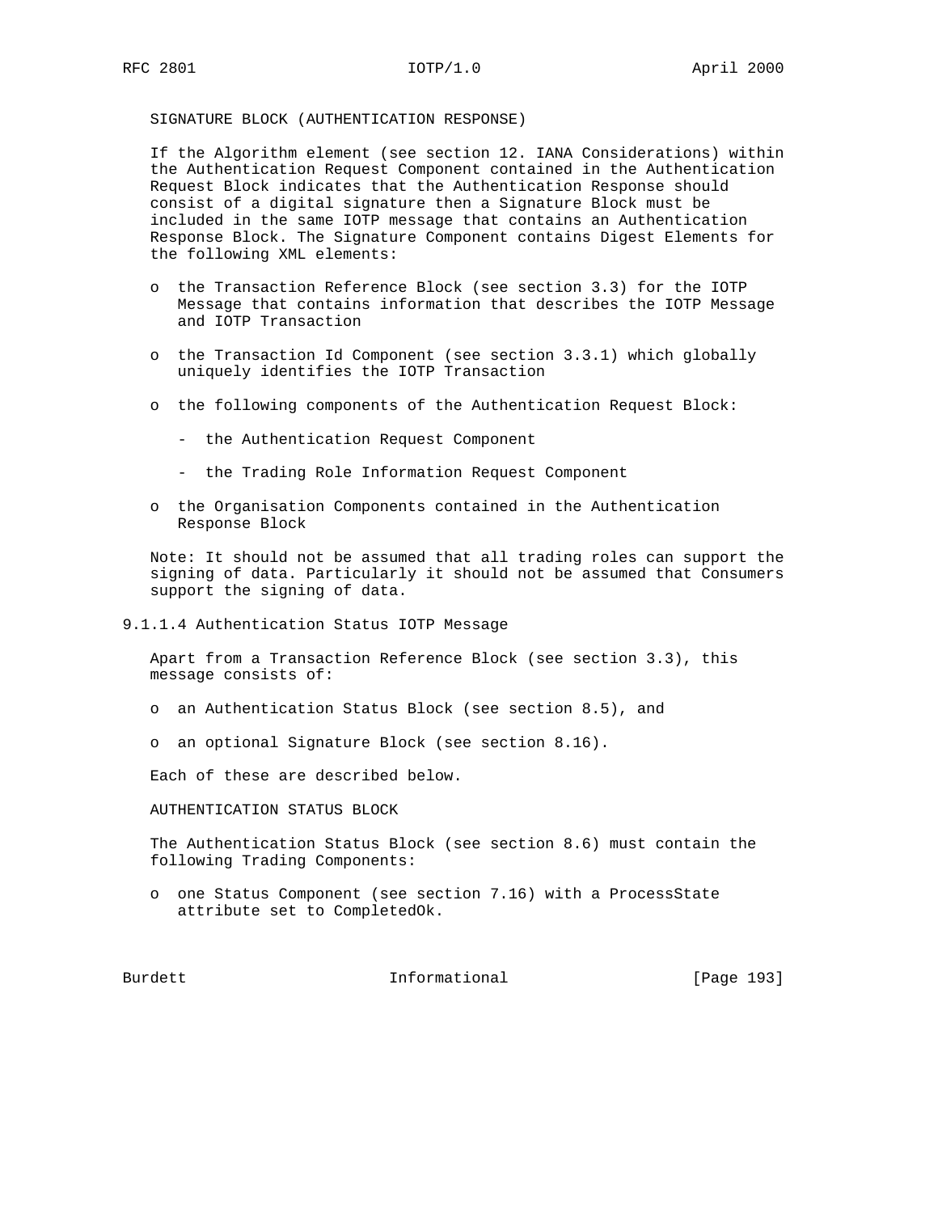SIGNATURE BLOCK (AUTHENTICATION RESPONSE)

If the Algorithm element (see section 12. IANA Considerations) within the Authentication Request Component contained in the Authentication Request Block indicates that the Authentication Response should consist of a digital signature then a Signature Block must be included in the same IOTP message that contains an Authentication Response Block. The Signature Component contains Digest Elements for the following XML elements:

- the Transaction Reference Block (see section 3.3) for the IOTP Message that contains information that describes the IOTP Message and IOTP Transaction
- the Transaction Id Component (see section 3.3.1) which globally uniquely identifies the IOTP Transaction
- the following components of the Authentication Request Block:
  - the Authentication Request Component
  - the Trading Role Information Request Component
- the Organisation Components contained in the Authentication Response Block

Note: It should not be assumed that all trading roles can support the signing of data. Particularly it should not be assumed that Consumers support the signing of data.

#### 9.1.1.4 Authentication Status IOTP Message

Apart from a Transaction Reference Block (see section 3.3), this message consists of:

- an Authentication Status Block (see section 8.5), and
- an optional Signature Block (see section 8.16).

Each of these are described below.

AUTHENTICATION STATUS BLOCK

The Authentication Status Block (see section 8.6) must contain the following Trading Components:

- one Status Component (see section 7.16) with a ProcessState attribute set to CompletedOk.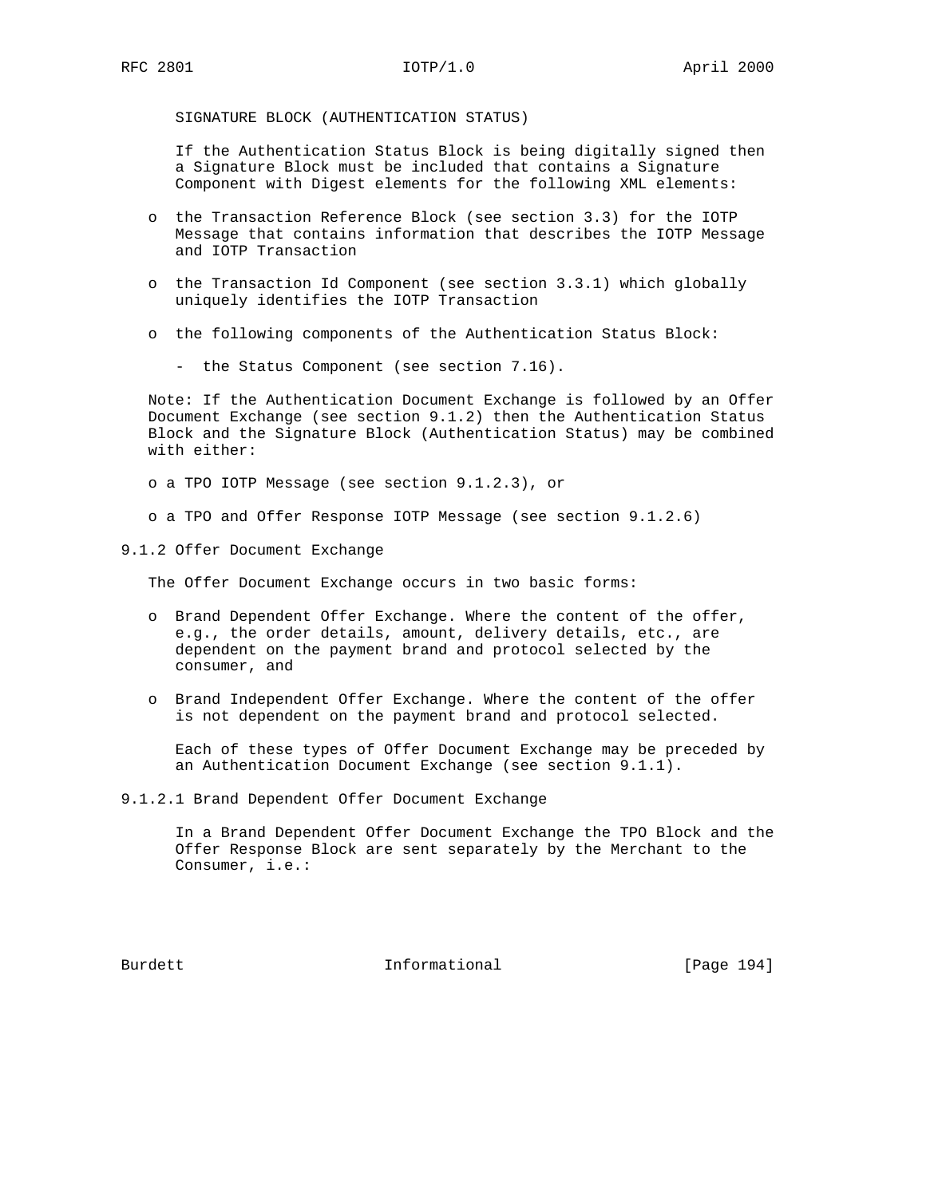SIGNATURE BLOCK (AUTHENTICATION STATUS)

If the Authentication Status Block is being digitally signed then a Signature Block must be included that contains a Signature Component with Digest elements for the following XML elements:

- the Transaction Reference Block (see section 3.3) for the IOTP Message that contains information that describes the IOTP Message and IOTP Transaction
- the Transaction Id Component (see section 3.3.1) which globally uniquely identifies the IOTP Transaction
- the following components of the Authentication Status Block:
  - the Status Component (see section 7.16).

Note: If the Authentication Document Exchange is followed by an Offer Document Exchange (see section 9.1.2) then the Authentication Status Block and the Signature Block (Authentication Status) may be combined with either:

- a TPO IOTP Message (see section 9.1.2.3), or
- a TPO and Offer Response IOTP Message (see section 9.1.2.6)

### 9.1.2 Offer Document Exchange

The Offer Document Exchange occurs in two basic forms:

- Brand Dependent Offer Exchange. Where the content of the offer, e.g., the order details, amount, delivery details, etc., are dependent on the payment brand and protocol selected by the consumer, and
- Brand Independent Offer Exchange. Where the content of the offer is not dependent on the payment brand and protocol selected.

Each of these types of Offer Document Exchange may be preceded by an Authentication Document Exchange (see section 9.1.1).

#### 9.1.2.1 Brand Dependent Offer Document Exchange

In a Brand Dependent Offer Document Exchange the TPO Block and the Offer Response Block are sent separately by the Merchant to the Consumer, i.e.: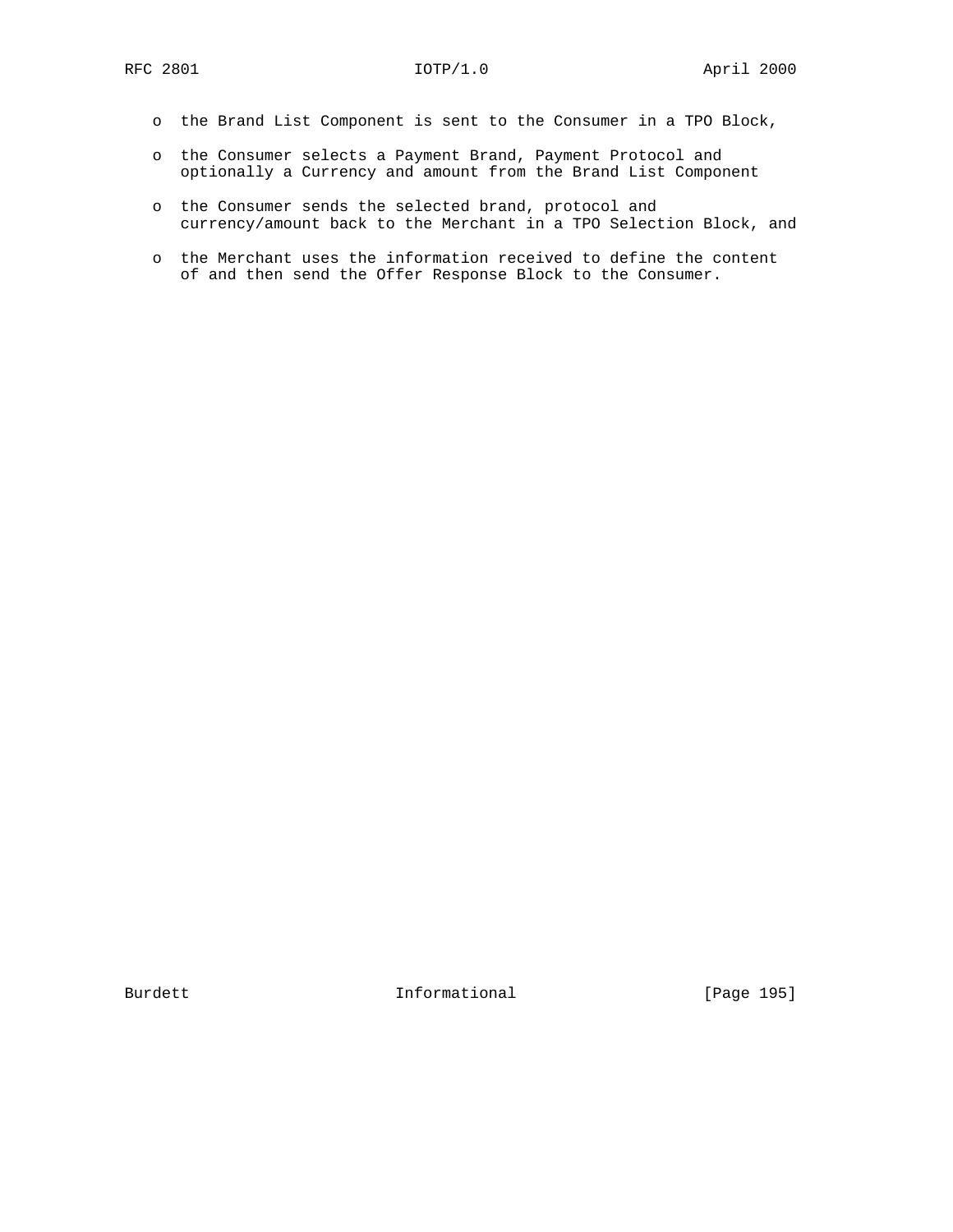- the Brand List Component is sent to the Consumer in a TPO Block,

- the Consumer selects a Payment Brand, Payment Protocol and optionally a Currency and amount from the Brand List Component

- the Consumer sends the selected brand, protocol and currency/amount back to the Merchant in a TPO Selection Block, and

- the Merchant uses the information received to define the content of and then send the Offer Response Block to the Consumer.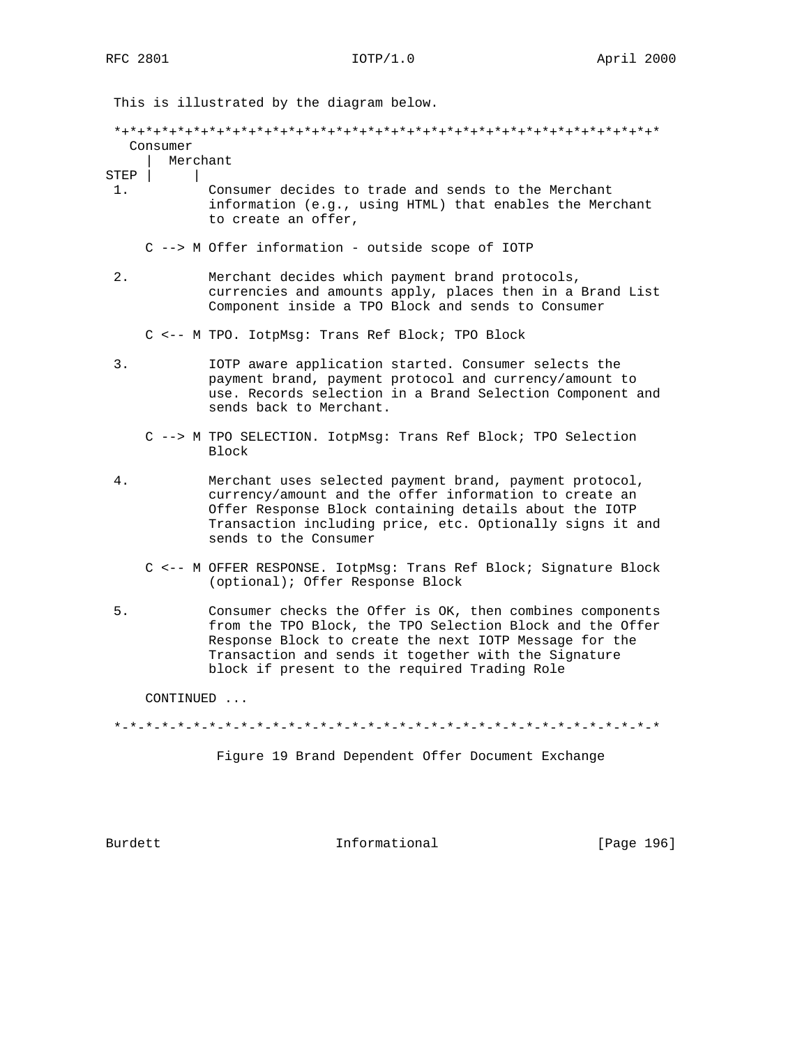This is illustrated by the diagram below.

```
*+*+*+*+*+*+*+*+*+*+*+*+*+*+*+*+*+*+*+*+*+*+*+*+*+*+*+*+*+*+*+*+*+*+*
  Consumer
    |  Merchant
STEP |     |
 1.         Consumer decides to trade and sends to the Merchant
            information (e.g., using HTML) that enables the Merchant
            to create an offer,

    C --> M Offer information - outside scope of IOTP

 2.         Merchant decides which payment brand protocols,
            currencies and amounts apply, places then in a Brand List
            Component inside a TPO Block and sends to Consumer

    C <-- M TPO. IotpMsg: Trans Ref Block; TPO Block

 3.         IOTP aware application started. Consumer selects the
            payment brand, payment protocol and currency/amount to
            use. Records selection in a Brand Selection Component and
            sends back to Merchant.

    C --> M TPO SELECTION. IotpMsg: Trans Ref Block; TPO Selection
            Block

 4.         Merchant uses selected payment brand, payment protocol,
            currency/amount and the offer information to create an
            Offer Response Block containing details about the IOTP
            Transaction including price, etc. Optionally signs it and
            sends to the Consumer

    C <-- M OFFER RESPONSE. IotpMsg: Trans Ref Block; Signature Block
            (optional); Offer Response Block

 5.         Consumer checks the Offer is OK, then combines components
            from the TPO Block, the TPO Selection Block and the Offer
            Response Block to create the next IOTP Message for the
            Transaction and sends it together with the Signature
            block if present to the required Trading Role

    CONTINUED ...

*-*-*-*-*-*-*-*-*-*-*-*-*-*-*-*-*-*-*-*-*-*-*-*-*-*-*-*-*-*-*-*-*-*-*
```

Figure 19 Brand Dependent Offer Document Exchange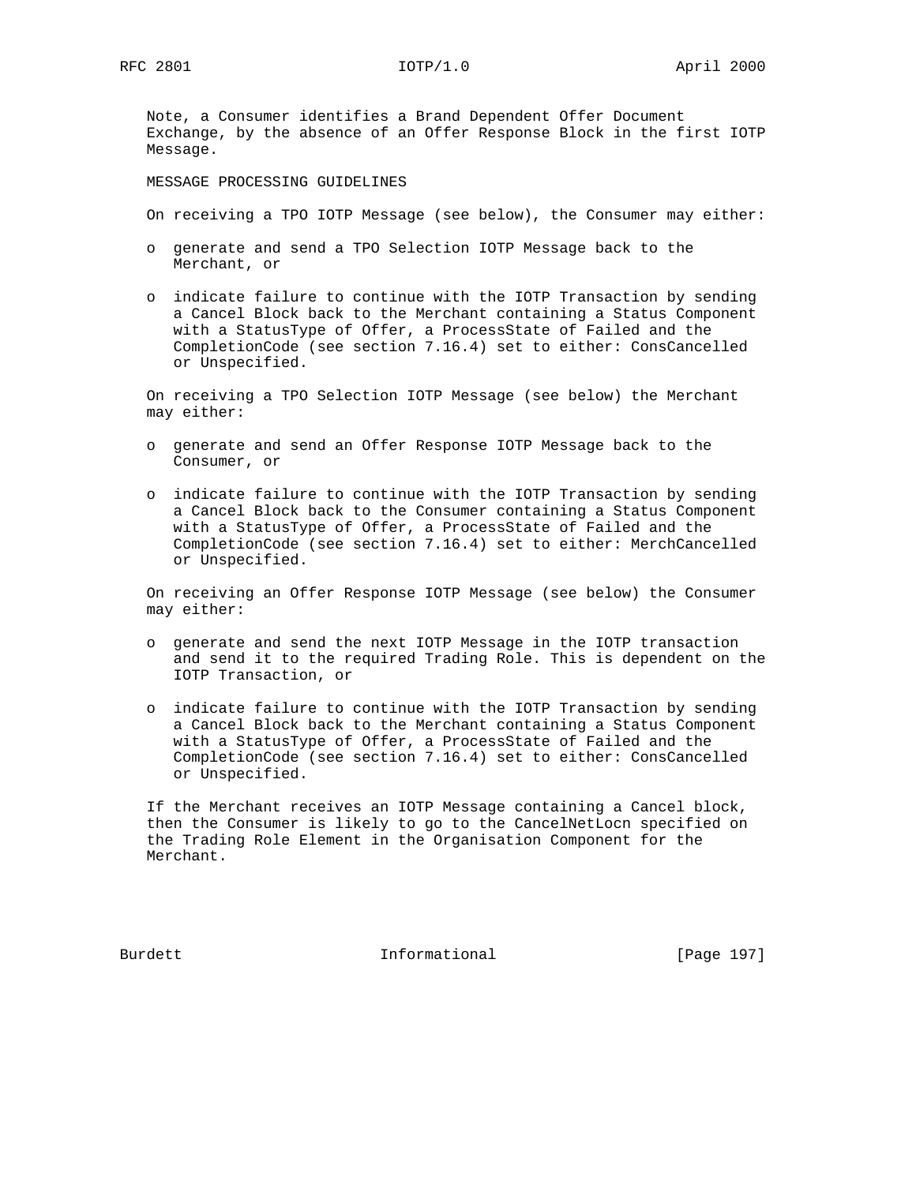Note, a Consumer identifies a Brand Dependent Offer Document Exchange, by the absence of an Offer Response Block in the first IOTP Message.

MESSAGE PROCESSING GUIDELINES

On receiving a TPO IOTP Message (see below), the Consumer may either:

- generate and send a TPO Selection IOTP Message back to the Merchant, or
- indicate failure to continue with the IOTP Transaction by sending a Cancel Block back to the Merchant containing a Status Component with a StatusType of Offer, a ProcessState of Failed and the CompletionCode (see section 7.16.4) set to either: ConsCancelled or Unspecified.

On receiving a TPO Selection IOTP Message (see below) the Merchant may either:

- generate and send an Offer Response IOTP Message back to the Consumer, or
- indicate failure to continue with the IOTP Transaction by sending a Cancel Block back to the Consumer containing a Status Component with a StatusType of Offer, a ProcessState of Failed and the CompletionCode (see section 7.16.4) set to either: MerchCancelled or Unspecified.

On receiving an Offer Response IOTP Message (see below) the Consumer may either:

- generate and send the next IOTP Message in the IOTP transaction and send it to the required Trading Role. This is dependent on the IOTP Transaction, or
- indicate failure to continue with the IOTP Transaction by sending a Cancel Block back to the Merchant containing a Status Component with a StatusType of Offer, a ProcessState of Failed and the CompletionCode (see section 7.16.4) set to either: ConsCancelled or Unspecified.

If the Merchant receives an IOTP Message containing a Cancel block, then the Consumer is likely to go to the CancelNetLocn specified on the Trading Role Element in the Organisation Component for the Merchant.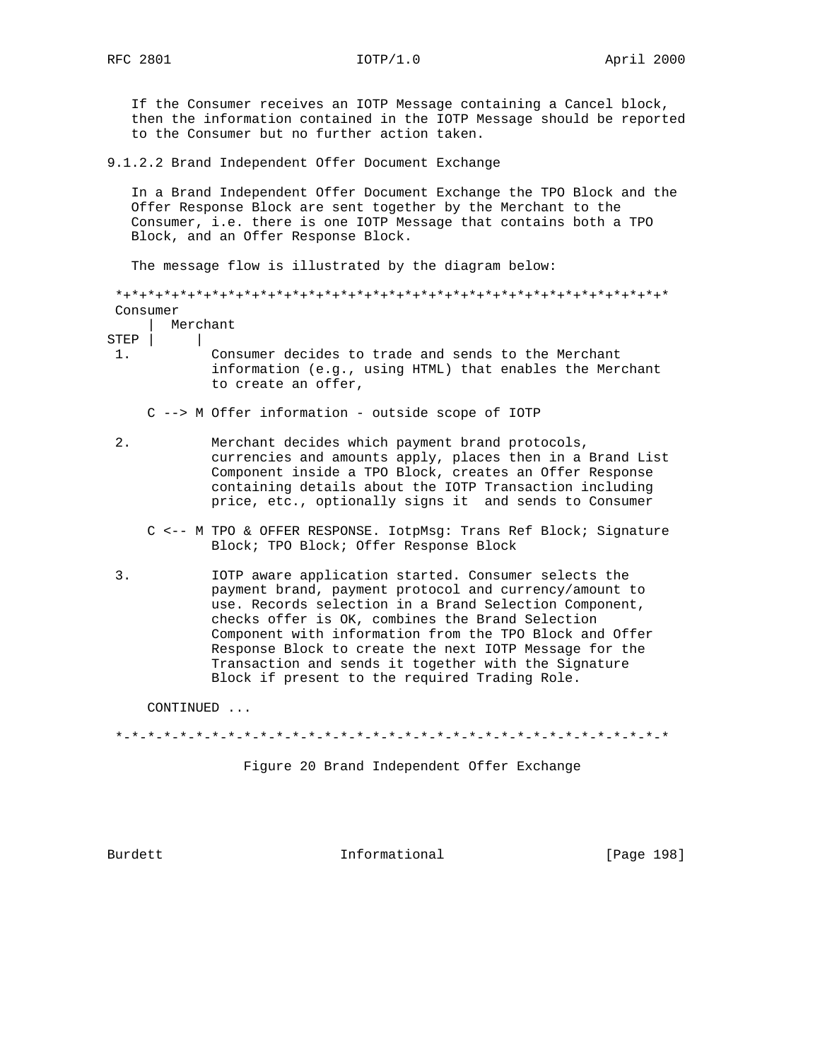If the Consumer receives an IOTP Message containing a Cancel block, then the information contained in the IOTP Message should be reported to the Consumer but no further action taken.

### 9.1.2.2 Brand Independent Offer Document Exchange

In a Brand Independent Offer Document Exchange the TPO Block and the Offer Response Block are sent together by the Merchant to the Consumer, i.e. there is one IOTP Message that contains both a TPO Block, and an Offer Response Block.

The message flow is illustrated by the diagram below:

```
 *+*+*+*+*+*+*+*+*+*+*+*+*+*+*+*+*+*+*+*+*+*+*+*+*+*+*+*+*+*+*+*+*+*+*+*
 Consumer
     |  Merchant
STEP |     |
 1.         Consumer decides to trade and sends to the Merchant
            information (e.g., using HTML) that enables the Merchant
            to create an offer,

     C --> M Offer information - outside scope of IOTP

 2.         Merchant decides which payment brand protocols,
            currencies and amounts apply, places then in a Brand List
            Component inside a TPO Block, creates an Offer Response
            containing details about the IOTP Transaction including
            price, etc., optionally signs it  and sends to Consumer

     C <-- M TPO & OFFER RESPONSE. IotpMsg: Trans Ref Block; Signature
            Block; TPO Block; Offer Response Block

 3.         IOTP aware application started. Consumer selects the
            payment brand, payment protocol and currency/amount to
            use. Records selection in a Brand Selection Component,
            checks offer is OK, combines the Brand Selection
            Component with information from the TPO Block and Offer
            Response Block to create the next IOTP Message for the
            Transaction and sends it together with the Signature
            Block if present to the required Trading Role.

     CONTINUED ...

 *-*-*-*-*-*-*-*-*-*-*-*-*-*-*-*-*-*-*-*-*-*-*-*-*-*-*-*-*-*-*-*-*-*-*-*
```

Figure 20 Brand Independent Offer Exchange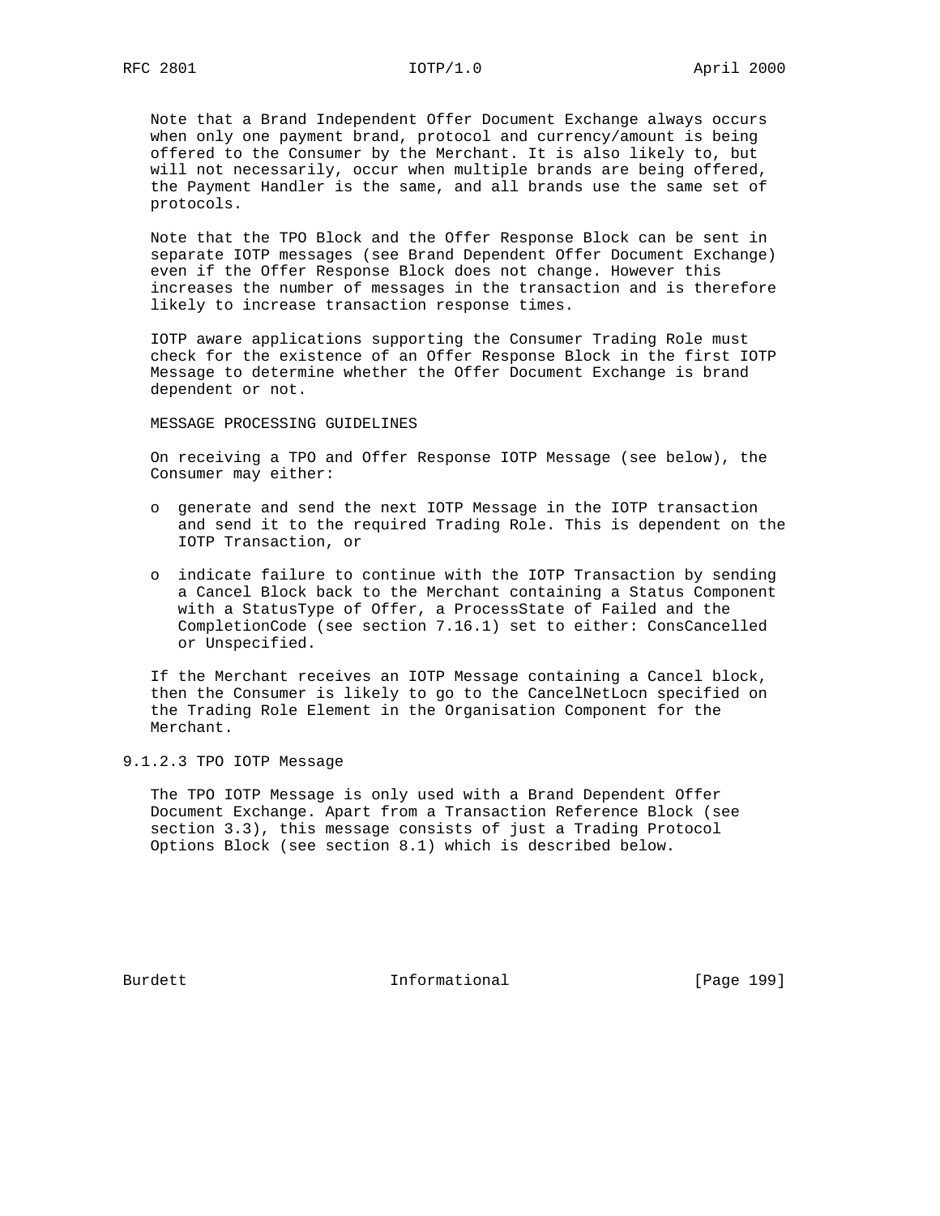Note that a Brand Independent Offer Document Exchange always occurs when only one payment brand, protocol and currency/amount is being offered to the Consumer by the Merchant. It is also likely to, but will not necessarily, occur when multiple brands are being offered, the Payment Handler is the same, and all brands use the same set of protocols.

Note that the TPO Block and the Offer Response Block can be sent in separate IOTP messages (see Brand Dependent Offer Document Exchange) even if the Offer Response Block does not change. However this increases the number of messages in the transaction and is therefore likely to increase transaction response times.

IOTP aware applications supporting the Consumer Trading Role must check for the existence of an Offer Response Block in the first IOTP Message to determine whether the Offer Document Exchange is brand dependent or not.

MESSAGE PROCESSING GUIDELINES

On receiving a TPO and Offer Response IOTP Message (see below), the Consumer may either:

- generate and send the next IOTP Message in the IOTP transaction and send it to the required Trading Role. This is dependent on the IOTP Transaction, or
- indicate failure to continue with the IOTP Transaction by sending a Cancel Block back to the Merchant containing a Status Component with a StatusType of Offer, a ProcessState of Failed and the CompletionCode (see section 7.16.1) set to either: ConsCancelled or Unspecified.

If the Merchant receives an IOTP Message containing a Cancel block, then the Consumer is likely to go to the CancelNetLocn specified on the Trading Role Element in the Organisation Component for the Merchant.

### 9.1.2.3 TPO IOTP Message

The TPO IOTP Message is only used with a Brand Dependent Offer Document Exchange. Apart from a Transaction Reference Block (see section 3.3), this message consists of just a Trading Protocol Options Block (see section 8.1) which is described below.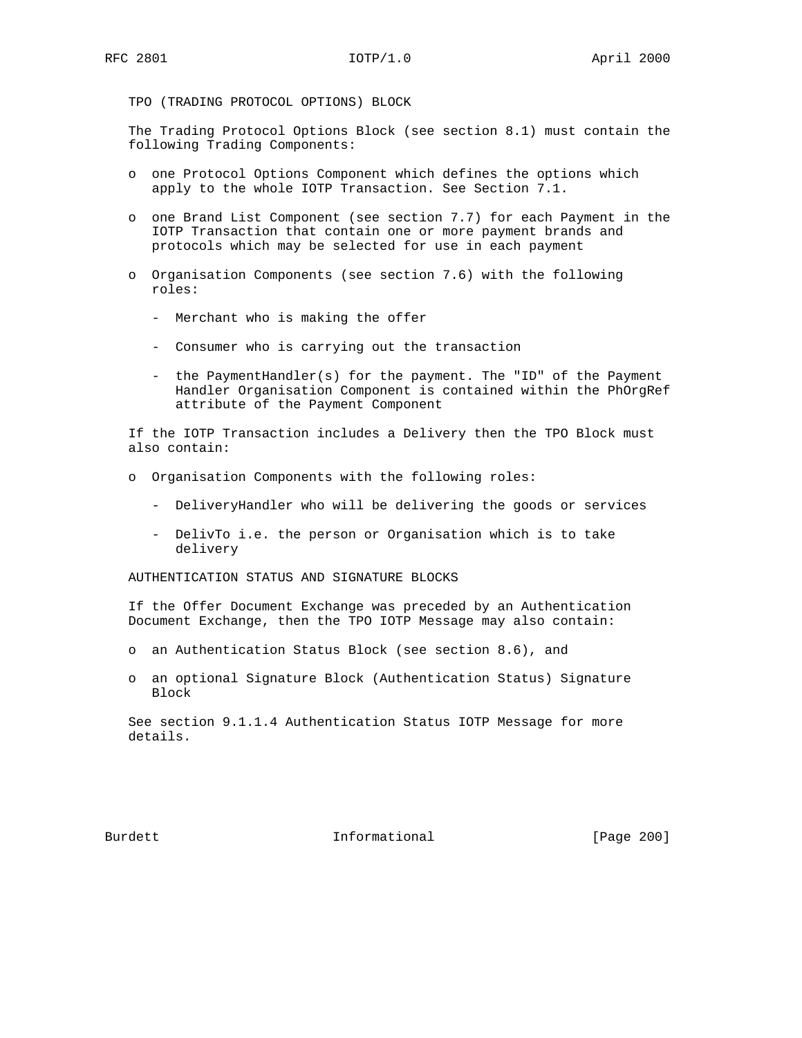TPO (TRADING PROTOCOL OPTIONS) BLOCK

The Trading Protocol Options Block (see section 8.1) must contain the following Trading Components:

- one Protocol Options Component which defines the options which apply to the whole IOTP Transaction. See Section 7.1.
- one Brand List Component (see section 7.7) for each Payment in the IOTP Transaction that contain one or more payment brands and protocols which may be selected for use in each payment
- Organisation Components (see section 7.6) with the following roles:
  - Merchant who is making the offer
  - Consumer who is carrying out the transaction
  - the PaymentHandler(s) for the payment. The "ID" of the Payment Handler Organisation Component is contained within the PhOrgRef attribute of the Payment Component

If the IOTP Transaction includes a Delivery then the TPO Block must also contain:

- Organisation Components with the following roles:
  - DeliveryHandler who will be delivering the goods or services
  - DelivTo i.e. the person or Organisation which is to take delivery

AUTHENTICATION STATUS AND SIGNATURE BLOCKS

If the Offer Document Exchange was preceded by an Authentication Document Exchange, then the TPO IOTP Message may also contain:

- an Authentication Status Block (see section 8.6), and
- an optional Signature Block (Authentication Status) Signature Block

See section 9.1.1.4 Authentication Status IOTP Message for more details.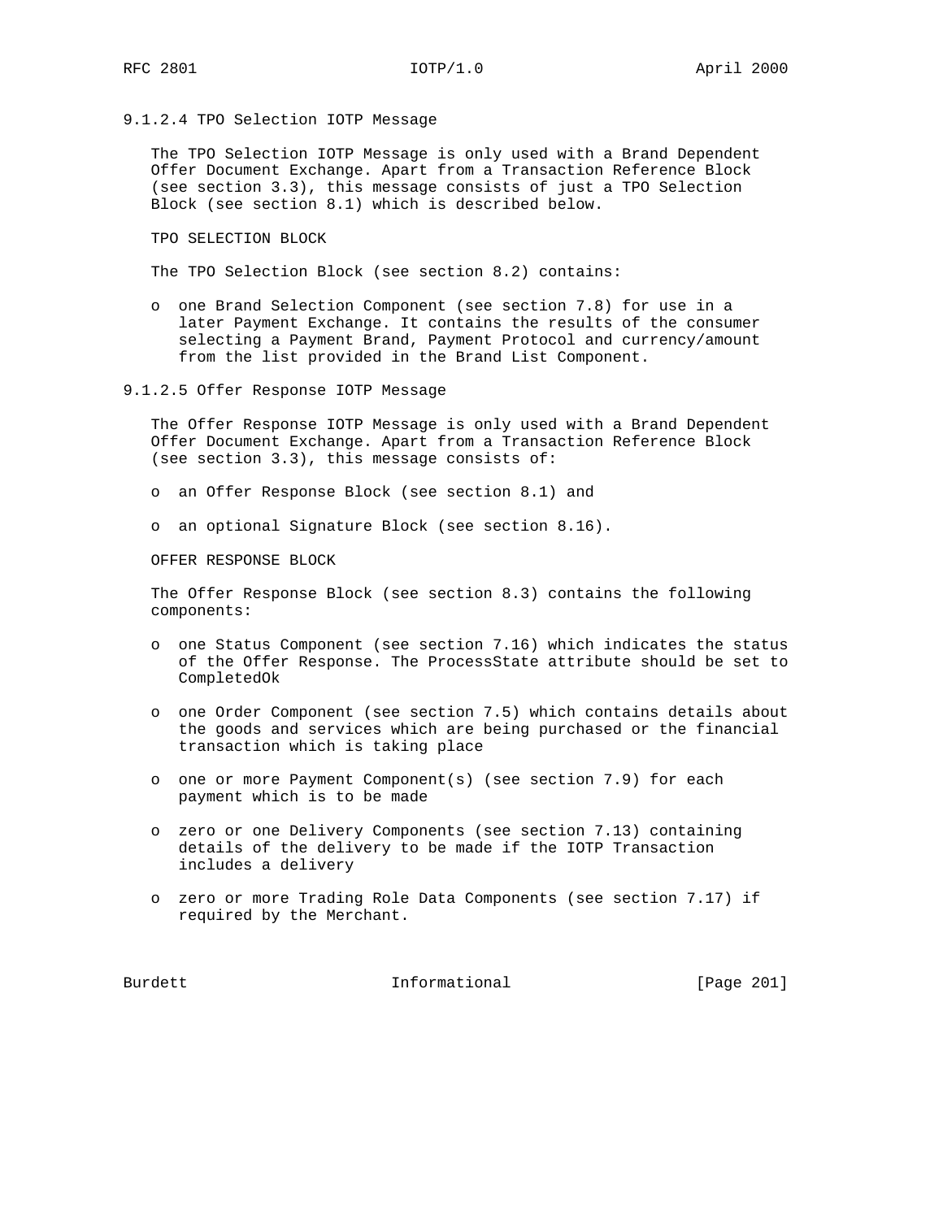#### 9.1.2.4 TPO Selection IOTP Message

The TPO Selection IOTP Message is only used with a Brand Dependent Offer Document Exchange. Apart from a Transaction Reference Block (see section 3.3), this message consists of just a TPO Selection Block (see section 8.1) which is described below.

TPO SELECTION BLOCK

The TPO Selection Block (see section 8.2) contains:

- one Brand Selection Component (see section 7.8) for use in a later Payment Exchange. It contains the results of the consumer selecting a Payment Brand, Payment Protocol and currency/amount from the list provided in the Brand List Component.

#### 9.1.2.5 Offer Response IOTP Message

The Offer Response IOTP Message is only used with a Brand Dependent Offer Document Exchange. Apart from a Transaction Reference Block (see section 3.3), this message consists of:

- an Offer Response Block (see section 8.1) and
- an optional Signature Block (see section 8.16).

OFFER RESPONSE BLOCK

The Offer Response Block (see section 8.3) contains the following components:

- one Status Component (see section 7.16) which indicates the status of the Offer Response. The ProcessState attribute should be set to CompletedOk
- one Order Component (see section 7.5) which contains details about the goods and services which are being purchased or the financial transaction which is taking place
- one or more Payment Component(s) (see section 7.9) for each payment which is to be made
- zero or one Delivery Components (see section 7.13) containing details of the delivery to be made if the IOTP Transaction includes a delivery
- zero or more Trading Role Data Components (see section 7.17) if required by the Merchant.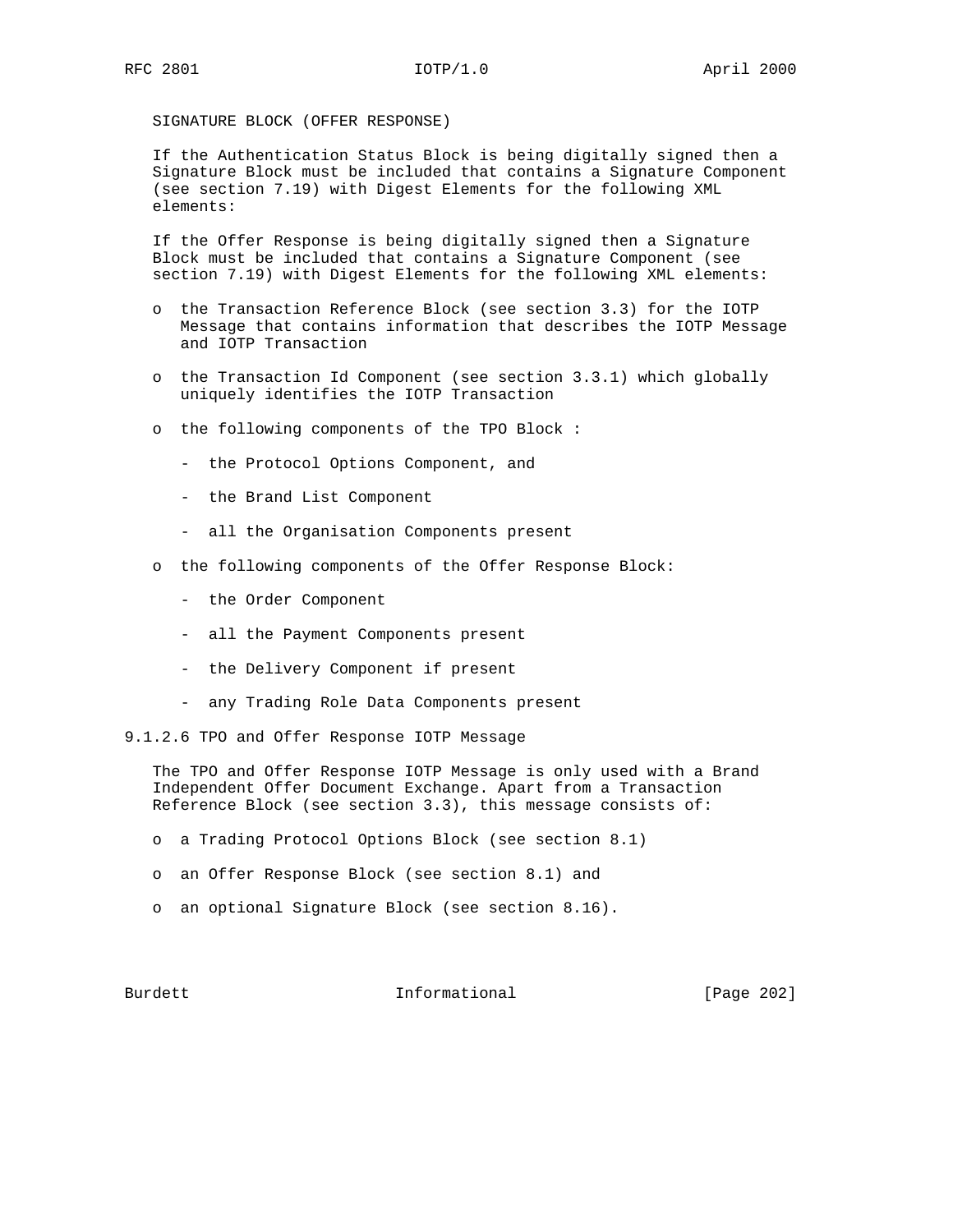SIGNATURE BLOCK (OFFER RESPONSE)

If the Authentication Status Block is being digitally signed then a Signature Block must be included that contains a Signature Component (see section 7.19) with Digest Elements for the following XML elements:

If the Offer Response is being digitally signed then a Signature Block must be included that contains a Signature Component (see section 7.19) with Digest Elements for the following XML elements:

- the Transaction Reference Block (see section 3.3) for the IOTP Message that contains information that describes the IOTP Message and IOTP Transaction
- the Transaction Id Component (see section 3.3.1) which globally uniquely identifies the IOTP Transaction
- the following components of the TPO Block :
  - the Protocol Options Component, and
  - the Brand List Component
  - all the Organisation Components present
- the following components of the Offer Response Block:
  - the Order Component
  - all the Payment Components present
  - the Delivery Component if present
  - any Trading Role Data Components present

#### 9.1.2.6 TPO and Offer Response IOTP Message

The TPO and Offer Response IOTP Message is only used with a Brand Independent Offer Document Exchange. Apart from a Transaction Reference Block (see section 3.3), this message consists of:

- a Trading Protocol Options Block (see section 8.1)
- an Offer Response Block (see section 8.1) and
- an optional Signature Block (see section 8.16).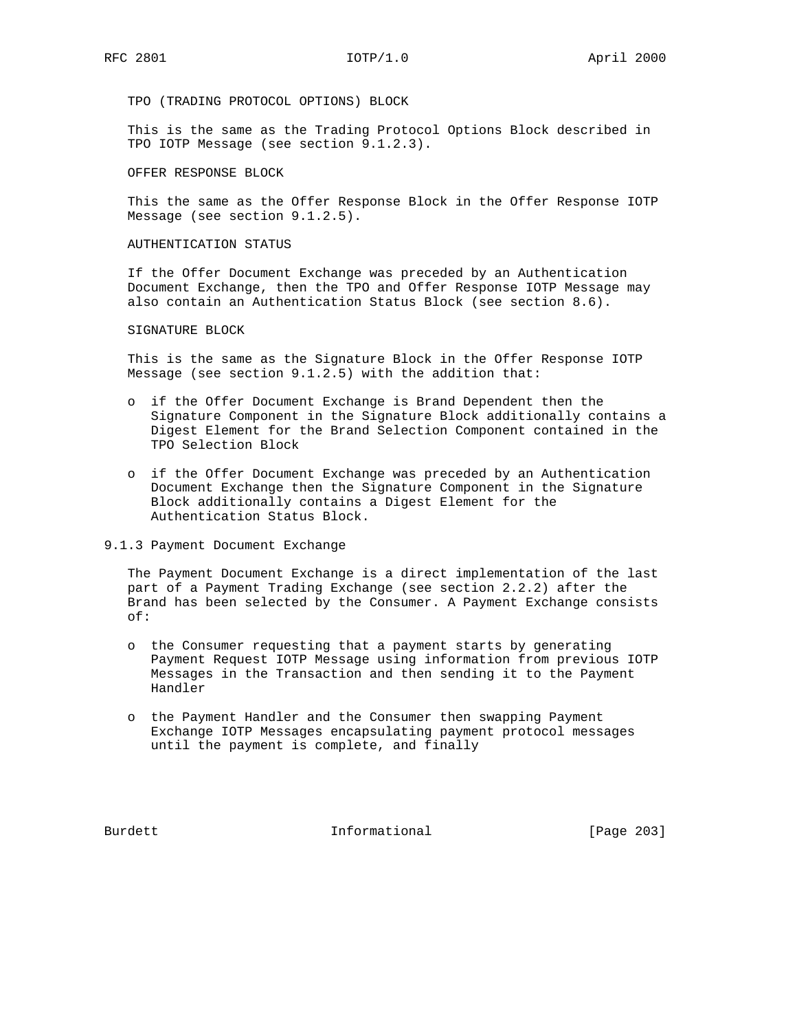TPO (TRADING PROTOCOL OPTIONS) BLOCK

This is the same as the Trading Protocol Options Block described in TPO IOTP Message (see section 9.1.2.3).

OFFER RESPONSE BLOCK

This the same as the Offer Response Block in the Offer Response IOTP Message (see section 9.1.2.5).

AUTHENTICATION STATUS

If the Offer Document Exchange was preceded by an Authentication Document Exchange, then the TPO and Offer Response IOTP Message may also contain an Authentication Status Block (see section 8.6).

SIGNATURE BLOCK

This is the same as the Signature Block in the Offer Response IOTP Message (see section 9.1.2.5) with the addition that:

- if the Offer Document Exchange is Brand Dependent then the Signature Component in the Signature Block additionally contains a Digest Element for the Brand Selection Component contained in the TPO Selection Block

- if the Offer Document Exchange was preceded by an Authentication Document Exchange then the Signature Component in the Signature Block additionally contains a Digest Element for the Authentication Status Block.

### 9.1.3 Payment Document Exchange

The Payment Document Exchange is a direct implementation of the last part of a Payment Trading Exchange (see section 2.2.2) after the Brand has been selected by the Consumer. A Payment Exchange consists of:

- the Consumer requesting that a payment starts by generating Payment Request IOTP Message using information from previous IOTP Messages in the Transaction and then sending it to the Payment Handler

- the Payment Handler and the Consumer then swapping Payment Exchange IOTP Messages encapsulating payment protocol messages until the payment is complete, and finally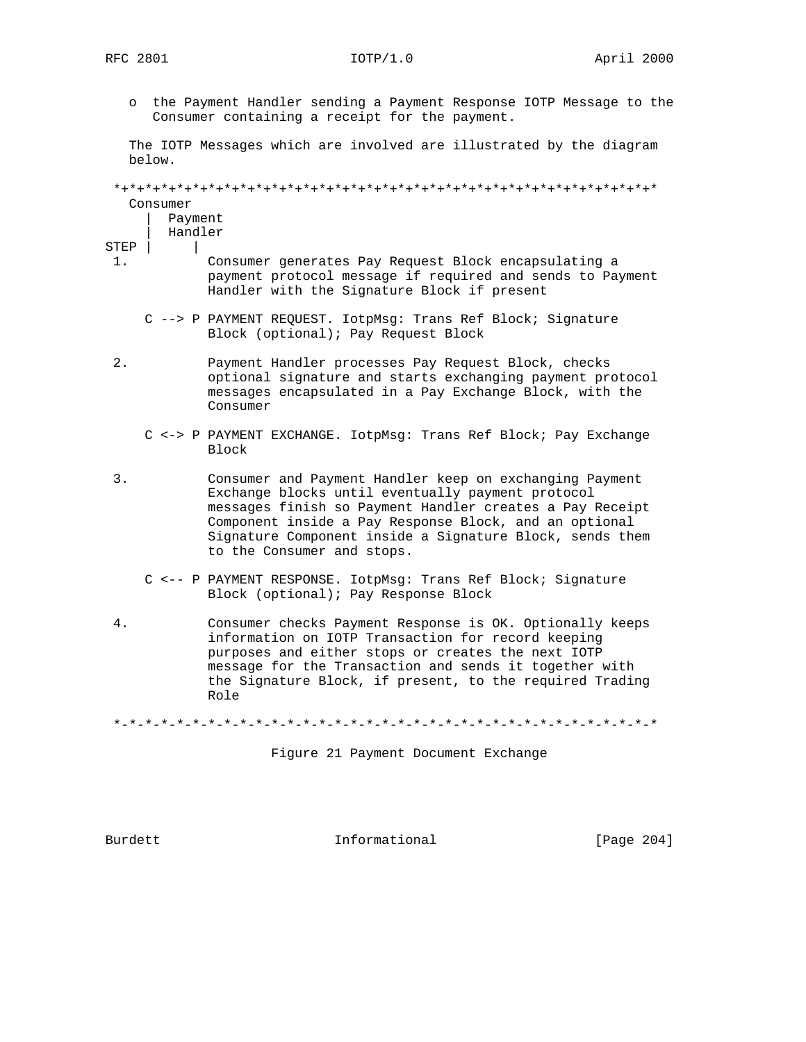o the Payment Handler sending a Payment Response IOTP Message to the Consumer containing a receipt for the payment.

The IOTP Messages which are involved are illustrated by the diagram below.

```
 *+*+*+*+*+*+*+*+*+*+*+*+*+*+*+*+*+*+*+*+*+*+*+*+*+*+*+*+*+*+*+*+*+*+*
   Consumer
      |  Payment
      |  Handler
STEP  |     |
 1.          Consumer generates Pay Request Block encapsulating a
             payment protocol message if required and sends to Payment
             Handler with the Signature Block if present

     C --> P PAYMENT REQUEST. IotpMsg: Trans Ref Block; Signature
             Block (optional); Pay Request Block

 2.          Payment Handler processes Pay Request Block, checks
             optional signature and starts exchanging payment protocol
             messages encapsulated in a Pay Exchange Block, with the
             Consumer

     C <-> P PAYMENT EXCHANGE. IotpMsg: Trans Ref Block; Pay Exchange
             Block

 3.          Consumer and Payment Handler keep on exchanging Payment
             Exchange blocks until eventually payment protocol
             messages finish so Payment Handler creates a Pay Receipt
             Component inside a Pay Response Block, and an optional
             Signature Component inside a Signature Block, sends them
             to the Consumer and stops.

     C <-- P PAYMENT RESPONSE. IotpMsg: Trans Ref Block; Signature
             Block (optional); Pay Response Block

 4.          Consumer checks Payment Response is OK. Optionally keeps
             information on IOTP Transaction for record keeping
             purposes and either stops or creates the next IOTP
             message for the Transaction and sends it together with
             the Signature Block, if present, to the required Trading
             Role

 *-*-*-*-*-*-*-*-*-*-*-*-*-*-*-*-*-*-*-*-*-*-*-*-*-*-*-*-*-*-*-*-*-*-*
```

Figure 21 Payment Document Exchange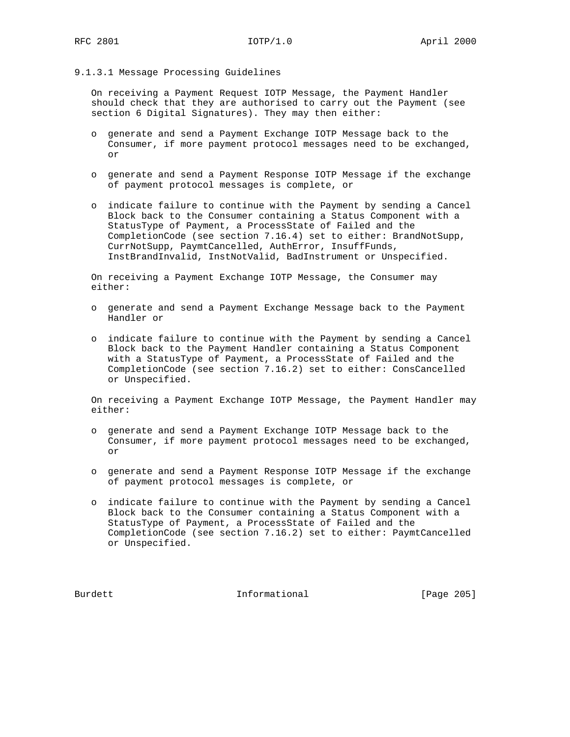#### 9.1.3.1 Message Processing Guidelines

On receiving a Payment Request IOTP Message, the Payment Handler should check that they are authorised to carry out the Payment (see section 6 Digital Signatures). They may then either:

- generate and send a Payment Exchange IOTP Message back to the Consumer, if more payment protocol messages need to be exchanged, or
- generate and send a Payment Response IOTP Message if the exchange of payment protocol messages is complete, or
- indicate failure to continue with the Payment by sending a Cancel Block back to the Consumer containing a Status Component with a StatusType of Payment, a ProcessState of Failed and the CompletionCode (see section 7.16.4) set to either: BrandNotSupp, CurrNotSupp, PaymtCancelled, AuthError, InsuffFunds, InstBrandInvalid, InstNotValid, BadInstrument or Unspecified.

On receiving a Payment Exchange IOTP Message, the Consumer may either:

- generate and send a Payment Exchange Message back to the Payment Handler or
- indicate failure to continue with the Payment by sending a Cancel Block back to the Payment Handler containing a Status Component with a StatusType of Payment, a ProcessState of Failed and the CompletionCode (see section 7.16.2) set to either: ConsCancelled or Unspecified.

On receiving a Payment Exchange IOTP Message, the Payment Handler may either:

- generate and send a Payment Exchange IOTP Message back to the Consumer, if more payment protocol messages need to be exchanged, or
- generate and send a Payment Response IOTP Message if the exchange of payment protocol messages is complete, or
- indicate failure to continue with the Payment by sending a Cancel Block back to the Consumer containing a Status Component with a StatusType of Payment, a ProcessState of Failed and the CompletionCode (see section 7.16.2) set to either: PaymtCancelled or Unspecified.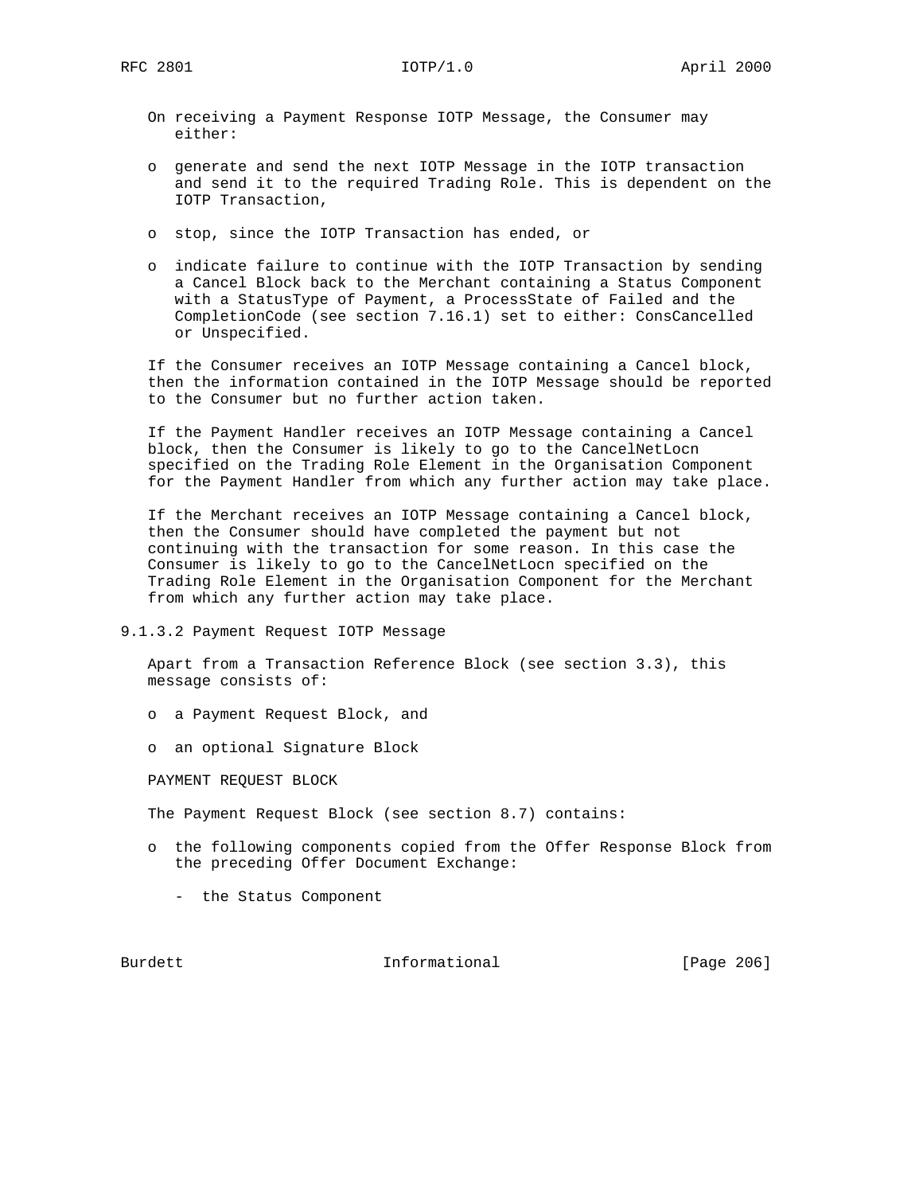On receiving a Payment Response IOTP Message, the Consumer may either:

- generate and send the next IOTP Message in the IOTP transaction and send it to the required Trading Role. This is dependent on the IOTP Transaction,
- stop, since the IOTP Transaction has ended, or
- indicate failure to continue with the IOTP Transaction by sending a Cancel Block back to the Merchant containing a Status Component with a StatusType of Payment, a ProcessState of Failed and the CompletionCode (see section 7.16.1) set to either: ConsCancelled or Unspecified.

If the Consumer receives an IOTP Message containing a Cancel block, then the information contained in the IOTP Message should be reported to the Consumer but no further action taken.

If the Payment Handler receives an IOTP Message containing a Cancel block, then the Consumer is likely to go to the CancelNetLocn specified on the Trading Role Element in the Organisation Component for the Payment Handler from which any further action may take place.

If the Merchant receives an IOTP Message containing a Cancel block, then the Consumer should have completed the payment but not continuing with the transaction for some reason. In this case the Consumer is likely to go to the CancelNetLocn specified on the Trading Role Element in the Organisation Component for the Merchant from which any further action may take place.

#### 9.1.3.2 Payment Request IOTP Message

Apart from a Transaction Reference Block (see section 3.3), this message consists of:

- a Payment Request Block, and
- an optional Signature Block

PAYMENT REQUEST BLOCK

The Payment Request Block (see section 8.7) contains:

- the following components copied from the Offer Response Block from the preceding Offer Document Exchange:
  - the Status Component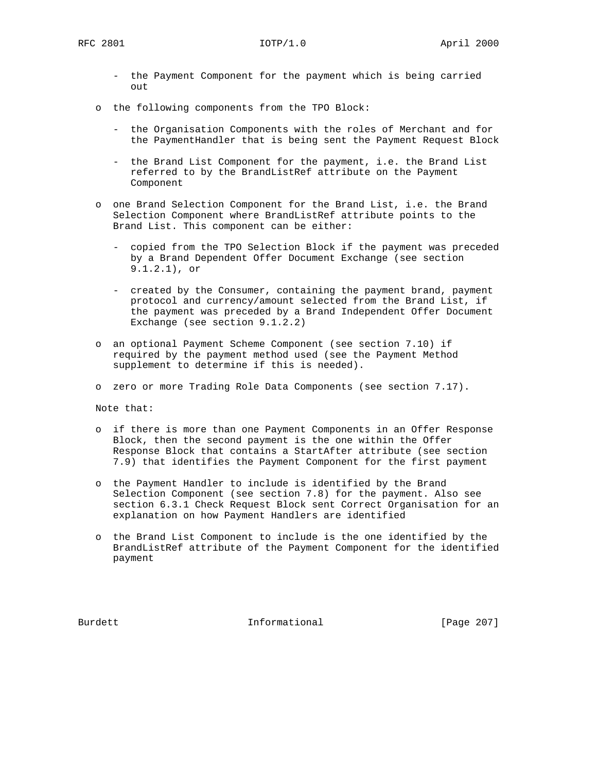- the Payment Component for the payment which is being carried out

- the following components from the TPO Block:

   - the Organisation Components with the roles of Merchant and for the PaymentHandler that is being sent the Payment Request Block

   - the Brand List Component for the payment, i.e. the Brand List referred to by the BrandListRef attribute on the Payment Component

- one Brand Selection Component for the Brand List, i.e. the Brand Selection Component where BrandListRef attribute points to the Brand List. This component can be either:

   - copied from the TPO Selection Block if the payment was preceded by a Brand Dependent Offer Document Exchange (see section 9.1.2.1), or

   - created by the Consumer, containing the payment brand, payment protocol and currency/amount selected from the Brand List, if the payment was preceded by a Brand Independent Offer Document Exchange (see section 9.1.2.2)

- an optional Payment Scheme Component (see section 7.10) if required by the payment method used (see the Payment Method supplement to determine if this is needed).

- zero or more Trading Role Data Components (see section 7.17).

Note that:

- if there is more than one Payment Components in an Offer Response Block, then the second payment is the one within the Offer Response Block that contains a StartAfter attribute (see section 7.9) that identifies the Payment Component for the first payment

- the Payment Handler to include is identified by the Brand Selection Component (see section 7.8) for the payment. Also see section 6.3.1 Check Request Block sent Correct Organisation for an explanation on how Payment Handlers are identified

- the Brand List Component to include is the one identified by the BrandListRef attribute of the Payment Component for the identified payment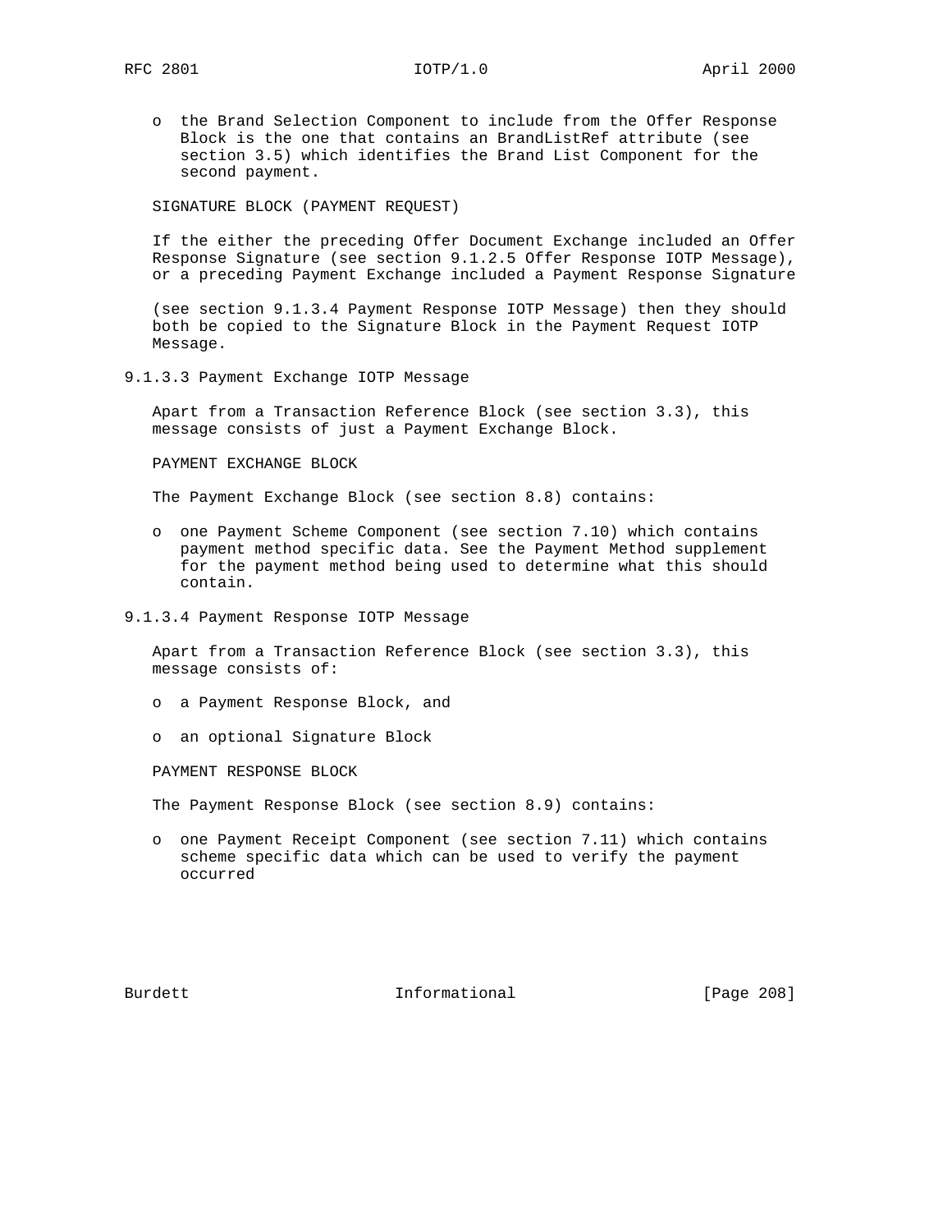- the Brand Selection Component to include from the Offer Response Block is the one that contains an BrandListRef attribute (see section 3.5) which identifies the Brand List Component for the second payment.

SIGNATURE BLOCK (PAYMENT REQUEST)

If the either the preceding Offer Document Exchange included an Offer Response Signature (see section 9.1.2.5 Offer Response IOTP Message), or a preceding Payment Exchange included a Payment Response Signature

(see section 9.1.3.4 Payment Response IOTP Message) then they should both be copied to the Signature Block in the Payment Request IOTP Message.

#### 9.1.3.3 Payment Exchange IOTP Message

Apart from a Transaction Reference Block (see section 3.3), this message consists of just a Payment Exchange Block.

PAYMENT EXCHANGE BLOCK

The Payment Exchange Block (see section 8.8) contains:

- one Payment Scheme Component (see section 7.10) which contains payment method specific data. See the Payment Method supplement for the payment method being used to determine what this should contain.

#### 9.1.3.4 Payment Response IOTP Message

Apart from a Transaction Reference Block (see section 3.3), this message consists of:

- a Payment Response Block, and
- an optional Signature Block

PAYMENT RESPONSE BLOCK

The Payment Response Block (see section 8.9) contains:

- one Payment Receipt Component (see section 7.11) which contains scheme specific data which can be used to verify the payment occurred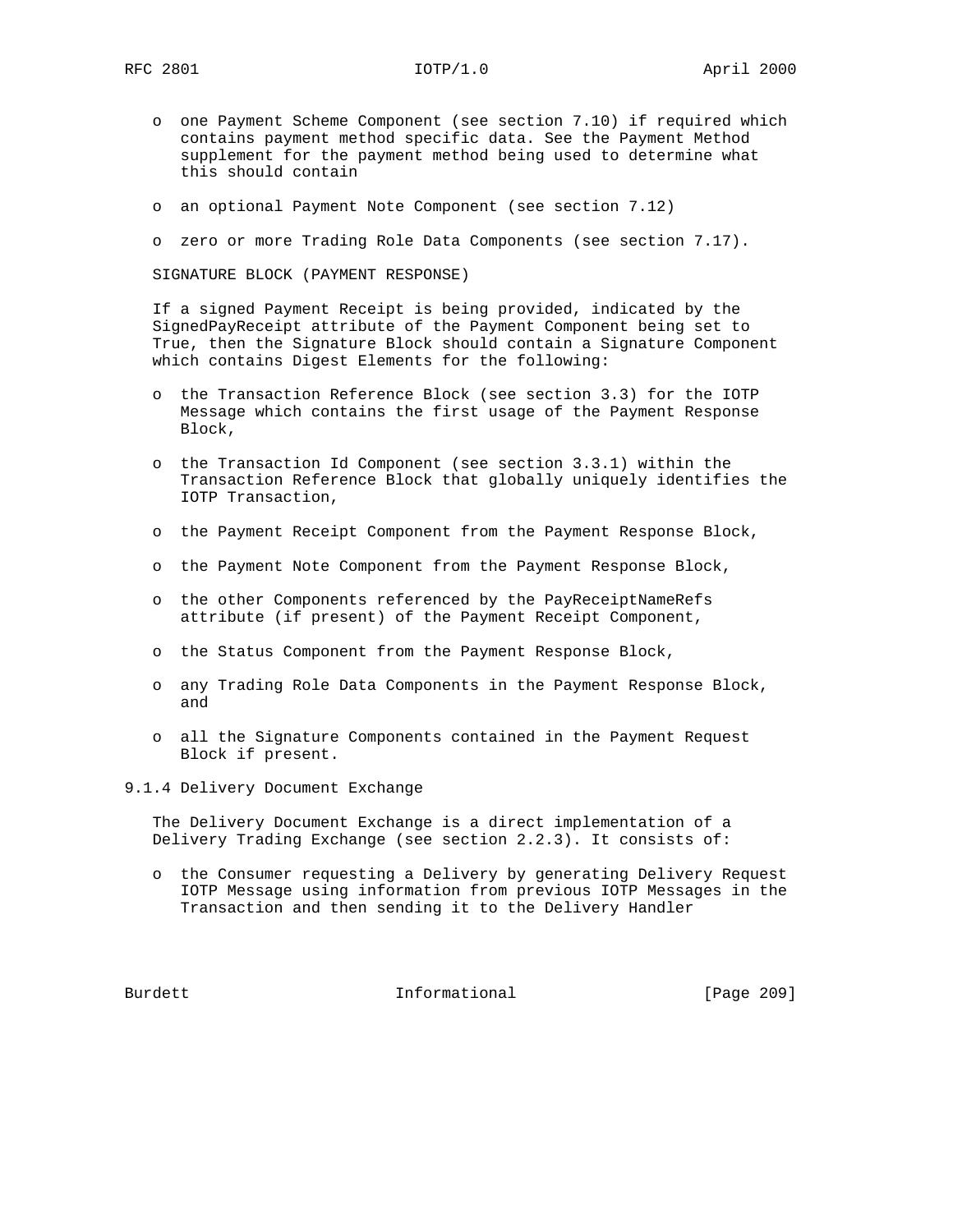- one Payment Scheme Component (see section 7.10) if required which contains payment method specific data. See the Payment Method supplement for the payment method being used to determine what this should contain

- an optional Payment Note Component (see section 7.12)

- zero or more Trading Role Data Components (see section 7.17).

SIGNATURE BLOCK (PAYMENT RESPONSE)

If a signed Payment Receipt is being provided, indicated by the SignedPayReceipt attribute of the Payment Component being set to True, then the Signature Block should contain a Signature Component which contains Digest Elements for the following:

- the Transaction Reference Block (see section 3.3) for the IOTP Message which contains the first usage of the Payment Response Block,

- the Transaction Id Component (see section 3.3.1) within the Transaction Reference Block that globally uniquely identifies the IOTP Transaction,

- the Payment Receipt Component from the Payment Response Block,

- the Payment Note Component from the Payment Response Block,

- the other Components referenced by the PayReceiptNameRefs attribute (if present) of the Payment Receipt Component,

- the Status Component from the Payment Response Block,

- any Trading Role Data Components in the Payment Response Block, and

- all the Signature Components contained in the Payment Request Block if present.

### 9.1.4 Delivery Document Exchange

The Delivery Document Exchange is a direct implementation of a Delivery Trading Exchange (see section 2.2.3). It consists of:

- the Consumer requesting a Delivery by generating Delivery Request IOTP Message using information from previous IOTP Messages in the Transaction and then sending it to the Delivery Handler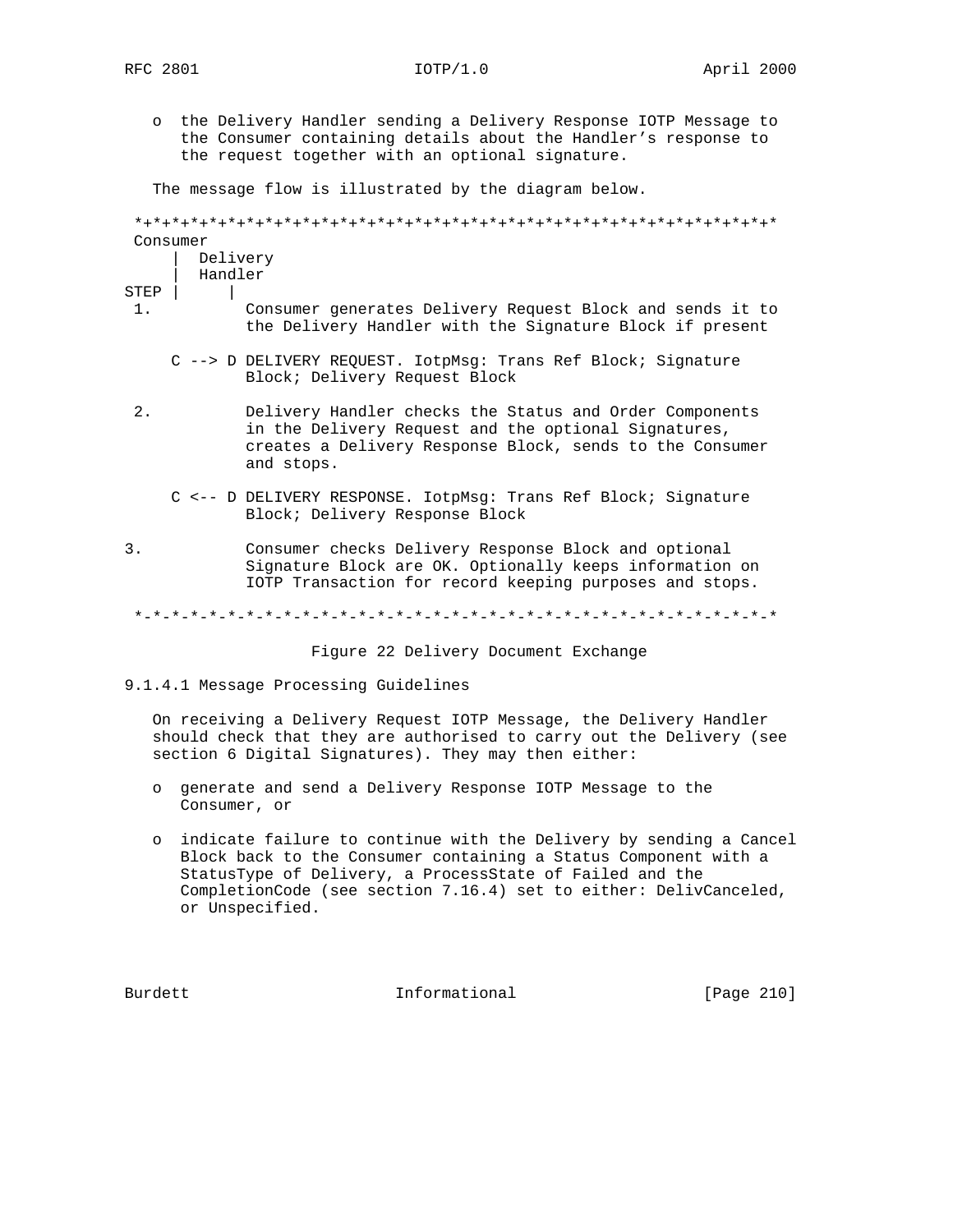o the Delivery Handler sending a Delivery Response IOTP Message to the Consumer containing details about the Handler's response to the request together with an optional signature.

The message flow is illustrated by the diagram below.

```
 *+*+*+*+*+*+*+*+*+*+*+*+*+*+*+*+*+*+*+*+*+*+*+*+*+*+*+*+*+*+*+*+*+*+*+*
 Consumer
     |  Delivery
     |  Handler
STEP |     |
 1.         Consumer generates Delivery Request Block and sends it to
            the Delivery Handler with the Signature Block if present

     C --> D DELIVERY REQUEST. IotpMsg: Trans Ref Block; Signature
            Block; Delivery Request Block

 2.         Delivery Handler checks the Status and Order Components
            in the Delivery Request and the optional Signatures,
            creates a Delivery Response Block, sends to the Consumer
            and stops.

     C <-- D DELIVERY RESPONSE. IotpMsg: Trans Ref Block; Signature
            Block; Delivery Response Block

3.          Consumer checks Delivery Response Block and optional
            Signature Block are OK. Optionally keeps information on
            IOTP Transaction for record keeping purposes and stops.

 *-*-*-*-*-*-*-*-*-*-*-*-*-*-*-*-*-*-*-*-*-*-*-*-*-*-*-*-*-*-*-*-*-*-*-*
```

Figure 22 Delivery Document Exchange

#### 9.1.4.1 Message Processing Guidelines

On receiving a Delivery Request IOTP Message, the Delivery Handler should check that they are authorised to carry out the Delivery (see section 6 Digital Signatures). They may then either:

o generate and send a Delivery Response IOTP Message to the Consumer, or

o indicate failure to continue with the Delivery by sending a Cancel Block back to the Consumer containing a Status Component with a StatusType of Delivery, a ProcessState of Failed and the CompletionCode (see section 7.16.4) set to either: DelivCanceled, or Unspecified.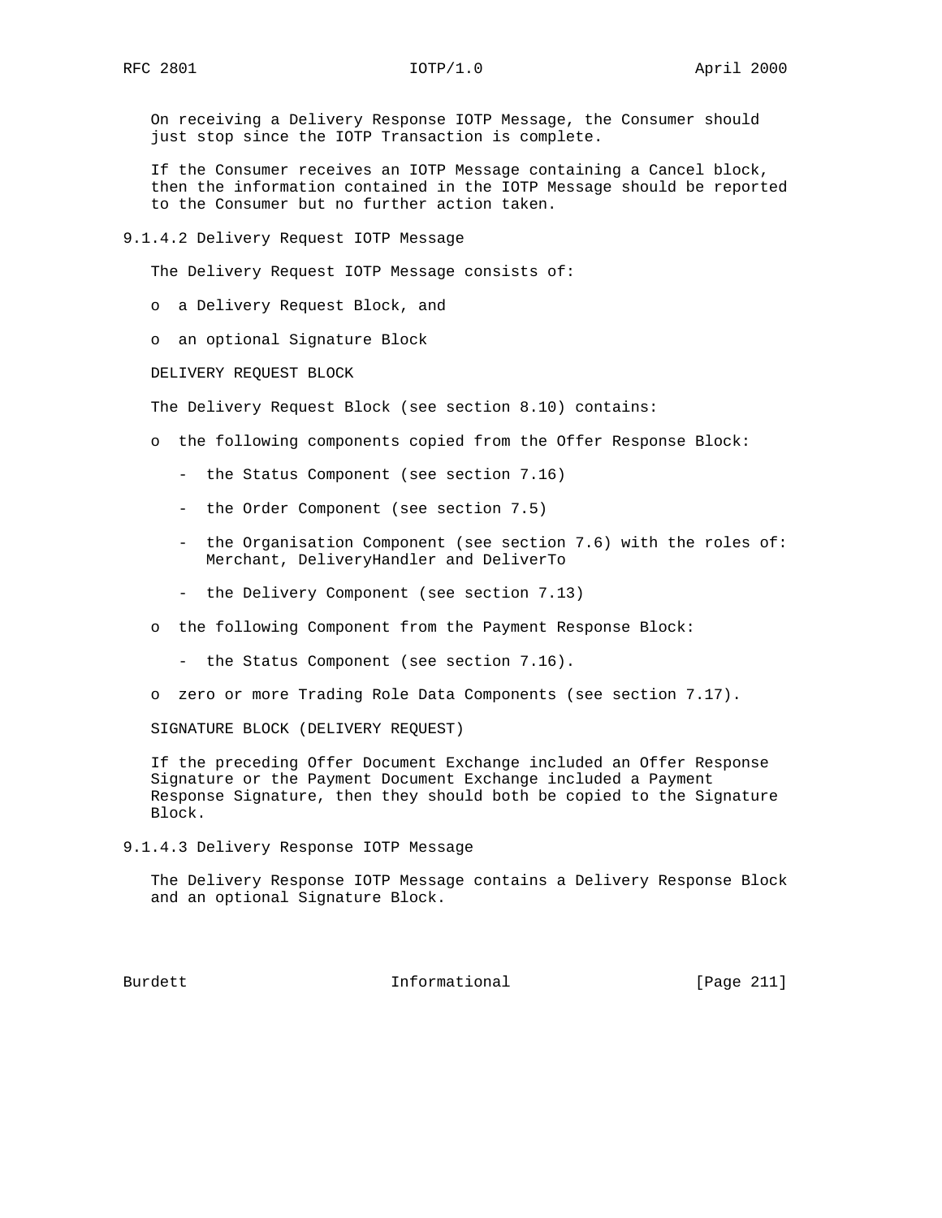On receiving a Delivery Response IOTP Message, the Consumer should just stop since the IOTP Transaction is complete.

If the Consumer receives an IOTP Message containing a Cancel block, then the information contained in the IOTP Message should be reported to the Consumer but no further action taken.

#### 9.1.4.2 Delivery Request IOTP Message

The Delivery Request IOTP Message consists of:

- a Delivery Request Block, and
- an optional Signature Block

DELIVERY REQUEST BLOCK

The Delivery Request Block (see section 8.10) contains:

- the following components copied from the Offer Response Block:
  - the Status Component (see section 7.16)
  - the Order Component (see section 7.5)
  - the Organisation Component (see section 7.6) with the roles of: Merchant, DeliveryHandler and DeliverTo
  - the Delivery Component (see section 7.13)
- the following Component from the Payment Response Block:
  - the Status Component (see section 7.16).
- zero or more Trading Role Data Components (see section 7.17).

SIGNATURE BLOCK (DELIVERY REQUEST)

If the preceding Offer Document Exchange included an Offer Response Signature or the Payment Document Exchange included a Payment Response Signature, then they should both be copied to the Signature Block.

#### 9.1.4.3 Delivery Response IOTP Message

The Delivery Response IOTP Message contains a Delivery Response Block and an optional Signature Block.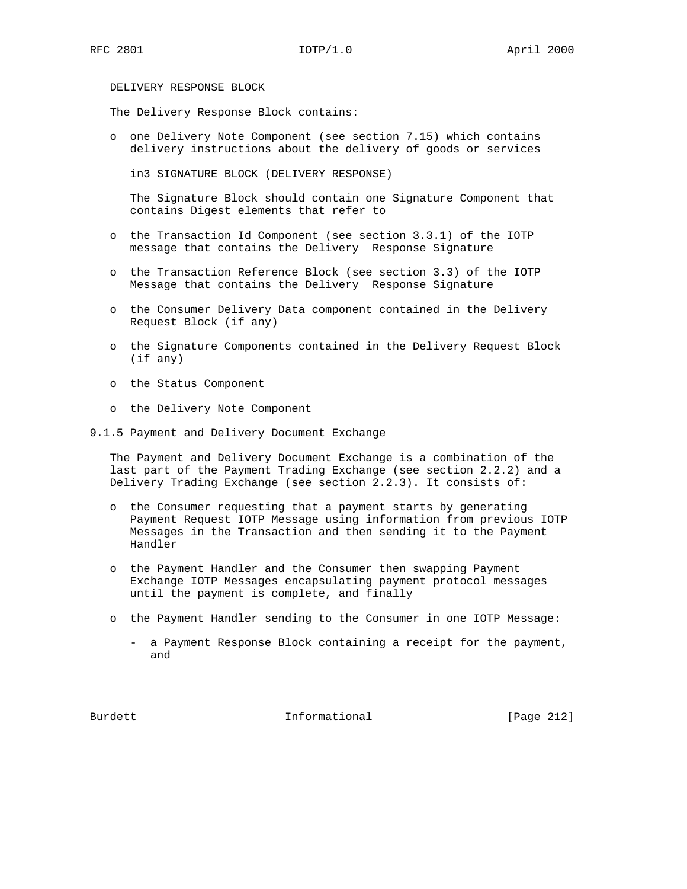DELIVERY RESPONSE BLOCK

The Delivery Response Block contains:

- one Delivery Note Component (see section 7.15) which contains delivery instructions about the delivery of goods or services

  in3 SIGNATURE BLOCK (DELIVERY RESPONSE)

  The Signature Block should contain one Signature Component that contains Digest elements that refer to

- the Transaction Id Component (see section 3.3.1) of the IOTP message that contains the Delivery Response Signature

- the Transaction Reference Block (see section 3.3) of the IOTP Message that contains the Delivery Response Signature

- the Consumer Delivery Data component contained in the Delivery Request Block (if any)

- the Signature Components contained in the Delivery Request Block (if any)

- the Status Component

- the Delivery Note Component

### 9.1.5 Payment and Delivery Document Exchange

The Payment and Delivery Document Exchange is a combination of the last part of the Payment Trading Exchange (see section 2.2.2) and a Delivery Trading Exchange (see section 2.2.3). It consists of:

- the Consumer requesting that a payment starts by generating Payment Request IOTP Message using information from previous IOTP Messages in the Transaction and then sending it to the Payment Handler

- the Payment Handler and the Consumer then swapping Payment Exchange IOTP Messages encapsulating payment protocol messages until the payment is complete, and finally

- the Payment Handler sending to the Consumer in one IOTP Message:

  - a Payment Response Block containing a receipt for the payment, and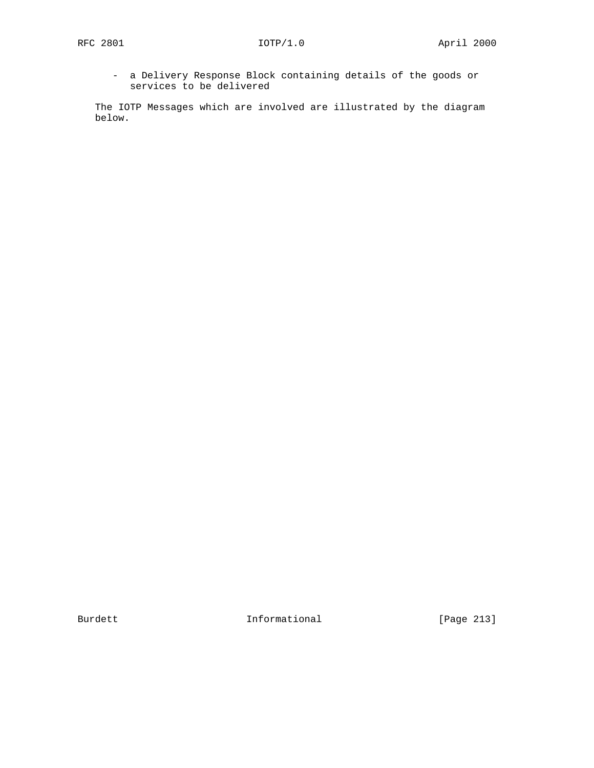- a Delivery Response Block containing details of the goods or services to be delivered

The IOTP Messages which are involved are illustrated by the diagram below.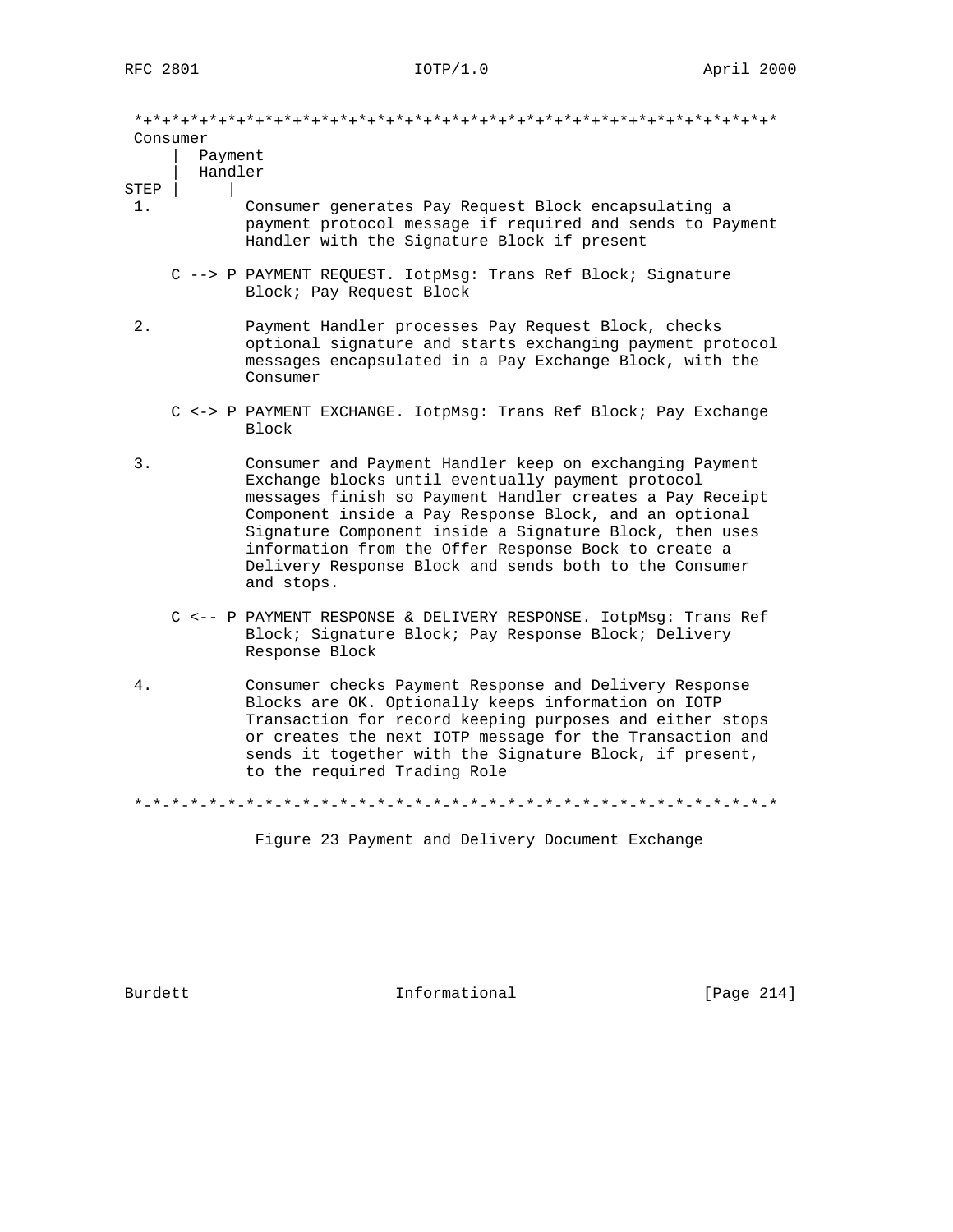```
 *+*+*+*+*+*+*+*+*+*+*+*+*+*+*+*+*+*+*+*+*+*+*+*+*+*+*+*+*+*+*+*+*+*
  Consumer
      |  Payment
      |  Handler
 STEP |      |
  1.          Consumer generates Pay Request Block encapsulating a
              payment protocol message if required and sends to Payment
              Handler with the Signature Block if present

      C --> P PAYMENT REQUEST. IotpMsg: Trans Ref Block; Signature
              Block; Pay Request Block

  2.          Payment Handler processes Pay Request Block, checks
              optional signature and starts exchanging payment protocol
              messages encapsulated in a Pay Exchange Block, with the
              Consumer

      C <-> P PAYMENT EXCHANGE. IotpMsg: Trans Ref Block; Pay Exchange
              Block

  3.          Consumer and Payment Handler keep on exchanging Payment
              Exchange blocks until eventually payment protocol
              messages finish so Payment Handler creates a Pay Receipt
              Component inside a Pay Response Block, and an optional
              Signature Component inside a Signature Block, then uses
              information from the Offer Response Bock to create a
              Delivery Response Block and sends both to the Consumer
              and stops.

      C <-- P PAYMENT RESPONSE & DELIVERY RESPONSE. IotpMsg: Trans Ref
              Block; Signature Block; Pay Response Block; Delivery
              Response Block

  4.          Consumer checks Payment Response and Delivery Response
              Blocks are OK. Optionally keeps information on IOTP
              Transaction for record keeping purposes and either stops
              or creates the next IOTP message for the Transaction and
              sends it together with the Signature Block, if present,
              to the required Trading Role

 *-*-*-*-*-*-*-*-*-*-*-*-*-*-*-*-*-*-*-*-*-*-*-*-*-*-*-*-*-*-*-*-*-*
```

Figure 23 Payment and Delivery Document Exchange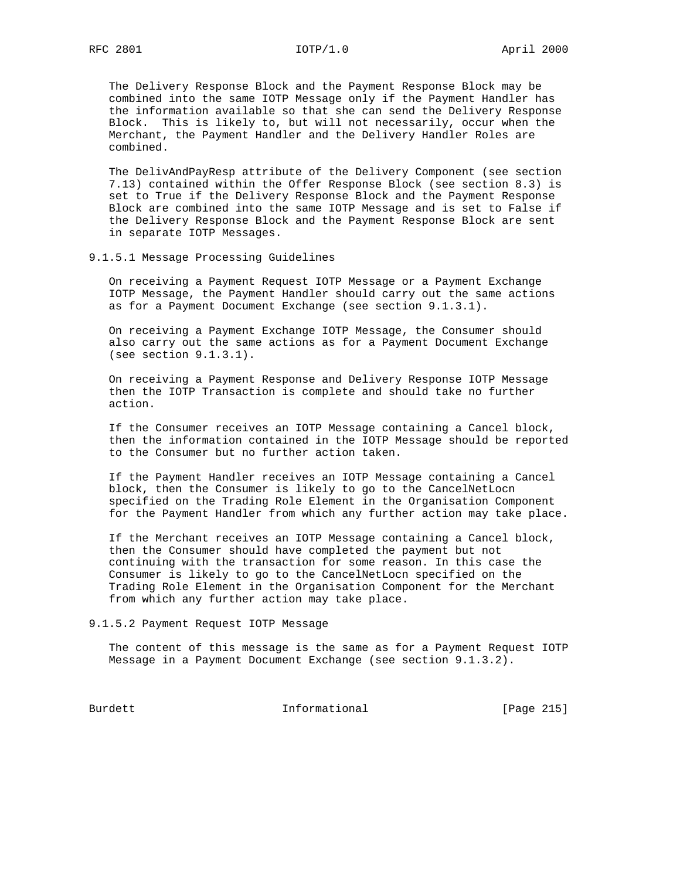The Delivery Response Block and the Payment Response Block may be combined into the same IOTP Message only if the Payment Handler has the information available so that she can send the Delivery Response Block. This is likely to, but will not necessarily, occur when the Merchant, the Payment Handler and the Delivery Handler Roles are combined.

The DelivAndPayResp attribute of the Delivery Component (see section 7.13) contained within the Offer Response Block (see section 8.3) is set to True if the Delivery Response Block and the Payment Response Block are combined into the same IOTP Message and is set to False if the Delivery Response Block and the Payment Response Block are sent in separate IOTP Messages.

#### 9.1.5.1 Message Processing Guidelines

On receiving a Payment Request IOTP Message or a Payment Exchange IOTP Message, the Payment Handler should carry out the same actions as for a Payment Document Exchange (see section 9.1.3.1).

On receiving a Payment Exchange IOTP Message, the Consumer should also carry out the same actions as for a Payment Document Exchange (see section 9.1.3.1).

On receiving a Payment Response and Delivery Response IOTP Message then the IOTP Transaction is complete and should take no further action.

If the Consumer receives an IOTP Message containing a Cancel block, then the information contained in the IOTP Message should be reported to the Consumer but no further action taken.

If the Payment Handler receives an IOTP Message containing a Cancel block, then the Consumer is likely to go to the CancelNetLocn specified on the Trading Role Element in the Organisation Component for the Payment Handler from which any further action may take place.

If the Merchant receives an IOTP Message containing a Cancel block, then the Consumer should have completed the payment but not continuing with the transaction for some reason. In this case the Consumer is likely to go to the CancelNetLocn specified on the Trading Role Element in the Organisation Component for the Merchant from which any further action may take place.

#### 9.1.5.2 Payment Request IOTP Message

The content of this message is the same as for a Payment Request IOTP Message in a Payment Document Exchange (see section 9.1.3.2).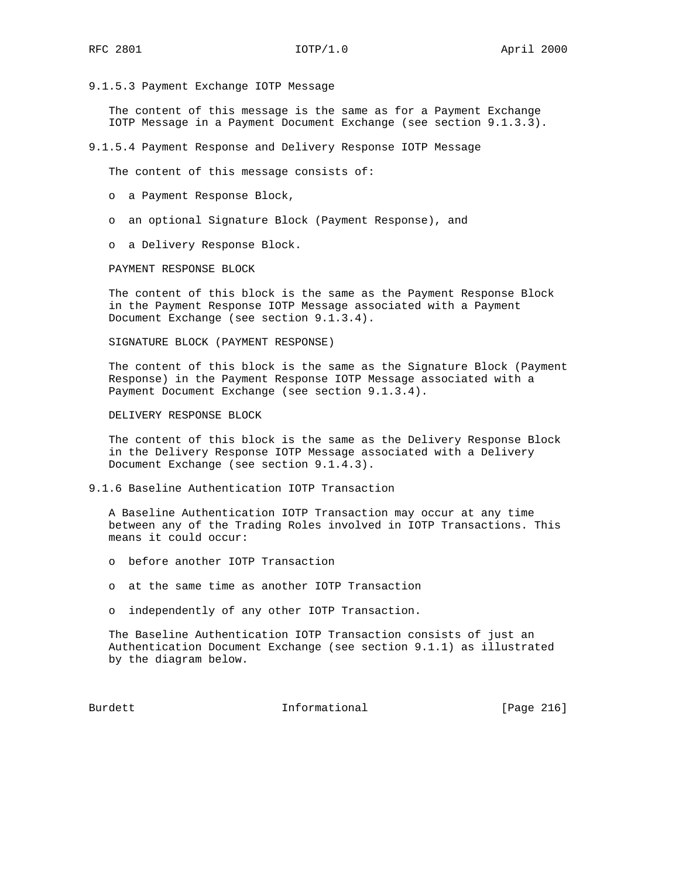#### 9.1.5.3 Payment Exchange IOTP Message

The content of this message is the same as for a Payment Exchange IOTP Message in a Payment Document Exchange (see section 9.1.3.3).

#### 9.1.5.4 Payment Response and Delivery Response IOTP Message

The content of this message consists of:

- a Payment Response Block,
- an optional Signature Block (Payment Response), and
- a Delivery Response Block.

PAYMENT RESPONSE BLOCK

The content of this block is the same as the Payment Response Block in the Payment Response IOTP Message associated with a Payment Document Exchange (see section 9.1.3.4).

SIGNATURE BLOCK (PAYMENT RESPONSE)

The content of this block is the same as the Signature Block (Payment Response) in the Payment Response IOTP Message associated with a Payment Document Exchange (see section 9.1.3.4).

DELIVERY RESPONSE BLOCK

The content of this block is the same as the Delivery Response Block in the Delivery Response IOTP Message associated with a Delivery Document Exchange (see section 9.1.4.3).

### 9.1.6 Baseline Authentication IOTP Transaction

A Baseline Authentication IOTP Transaction may occur at any time between any of the Trading Roles involved in IOTP Transactions. This means it could occur:

- before another IOTP Transaction
- at the same time as another IOTP Transaction
- independently of any other IOTP Transaction.

The Baseline Authentication IOTP Transaction consists of just an Authentication Document Exchange (see section 9.1.1) as illustrated by the diagram below.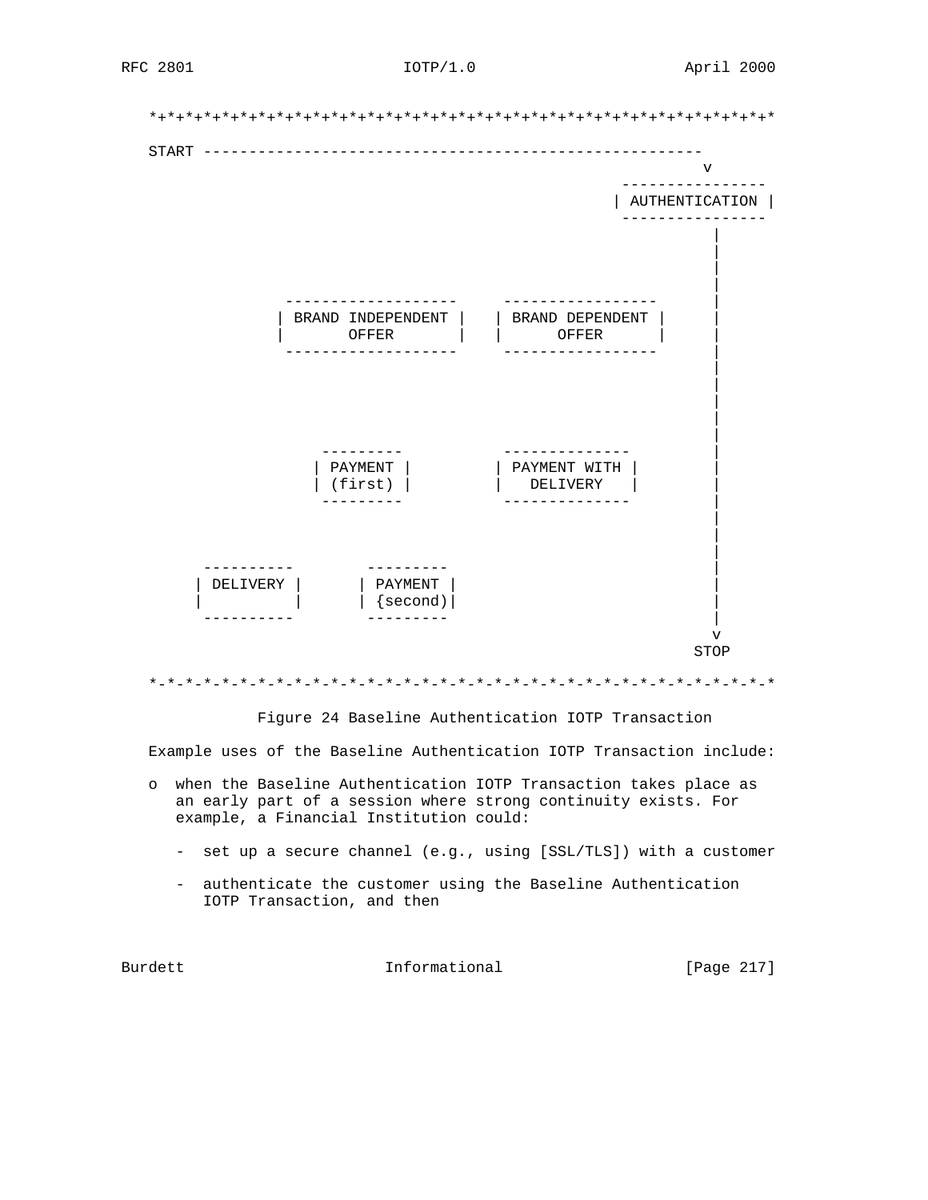```
   *+*+*+*+*+*+*+*+*+*+*+*+*+*+*+*+*+*+*+*+*+*+*+*+*+*+*+*+*+*+*+*+*+*

   START -------------------------------------------------------
                                                               v
                                                       ----------------
                                                      | AUTHENTICATION |
                                                       ----------------
                                                                 |
                                                                 |
                                                                 |
                                                                 |
                  -------------------    -----------------       |
                 | BRAND INDEPENDENT |  | BRAND DEPENDENT |      |
                 |       OFFER       |  |      OFFER      |      |
                  -------------------    -----------------       |
                                                                 |
                                                                 |
                                                                 |
                                                                 |
                                                                 |
                      ---------          --------------          |
                     | PAYMENT |        | PAYMENT WITH |         |
                     | (first) |        |   DELIVERY   |         |
                      ---------          --------------          |
                                                                 |
                                                                 |
                                                                 |
            ----------       ---------                           |
           | DELIVERY |     | PAYMENT |                          |
           |          |     | {second)|                          |
            ----------       ---------                           |
                                                                 v
                                                                STOP

   *-*-*-*-*-*-*-*-*-*-*-*-*-*-*-*-*-*-*-*-*-*-*-*-*-*-*-*-*-*-*-*-*-*
```

Figure 24 Baseline Authentication IOTP Transaction

Example uses of the Baseline Authentication IOTP Transaction include:

- when the Baseline Authentication IOTP Transaction takes place as an early part of a session where strong continuity exists. For example, a Financial Institution could:

  - set up a secure channel (e.g., using [SSL/TLS]) with a customer

  - authenticate the customer using the Baseline Authentication IOTP Transaction, and then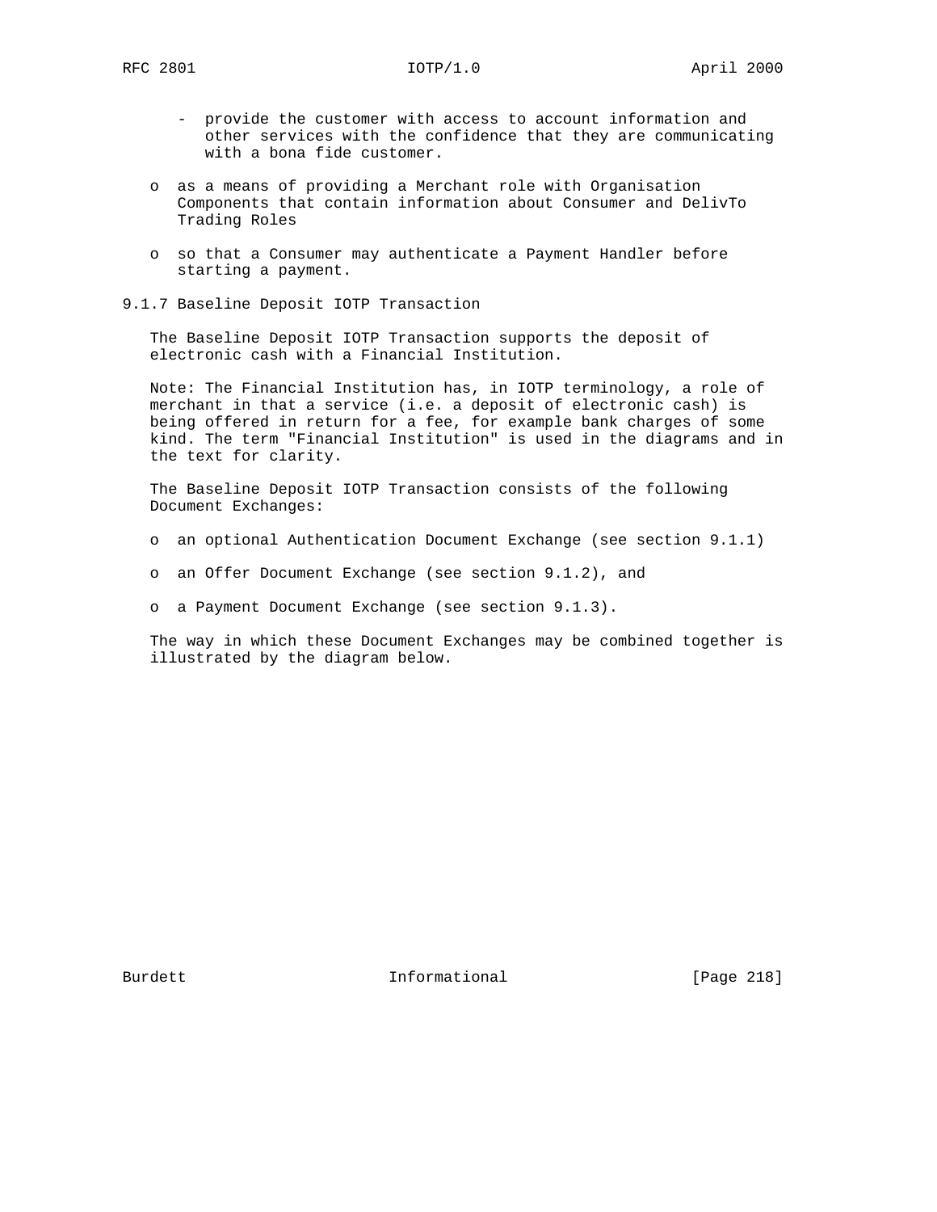- provide the customer with access to account information and other services with the confidence that they are communicating with a bona fide customer.

- as a means of providing a Merchant role with Organisation Components that contain information about Consumer and DelivTo Trading Roles

- so that a Consumer may authenticate a Payment Handler before starting a payment.

### 9.1.7 Baseline Deposit IOTP Transaction

The Baseline Deposit IOTP Transaction supports the deposit of electronic cash with a Financial Institution.

Note: The Financial Institution has, in IOTP terminology, a role of merchant in that a service (i.e. a deposit of electronic cash) is being offered in return for a fee, for example bank charges of some kind. The term "Financial Institution" is used in the diagrams and in the text for clarity.

The Baseline Deposit IOTP Transaction consists of the following Document Exchanges:

- an optional Authentication Document Exchange (see section 9.1.1)

- an Offer Document Exchange (see section 9.1.2), and

- a Payment Document Exchange (see section 9.1.3).

The way in which these Document Exchanges may be combined together is illustrated by the diagram below.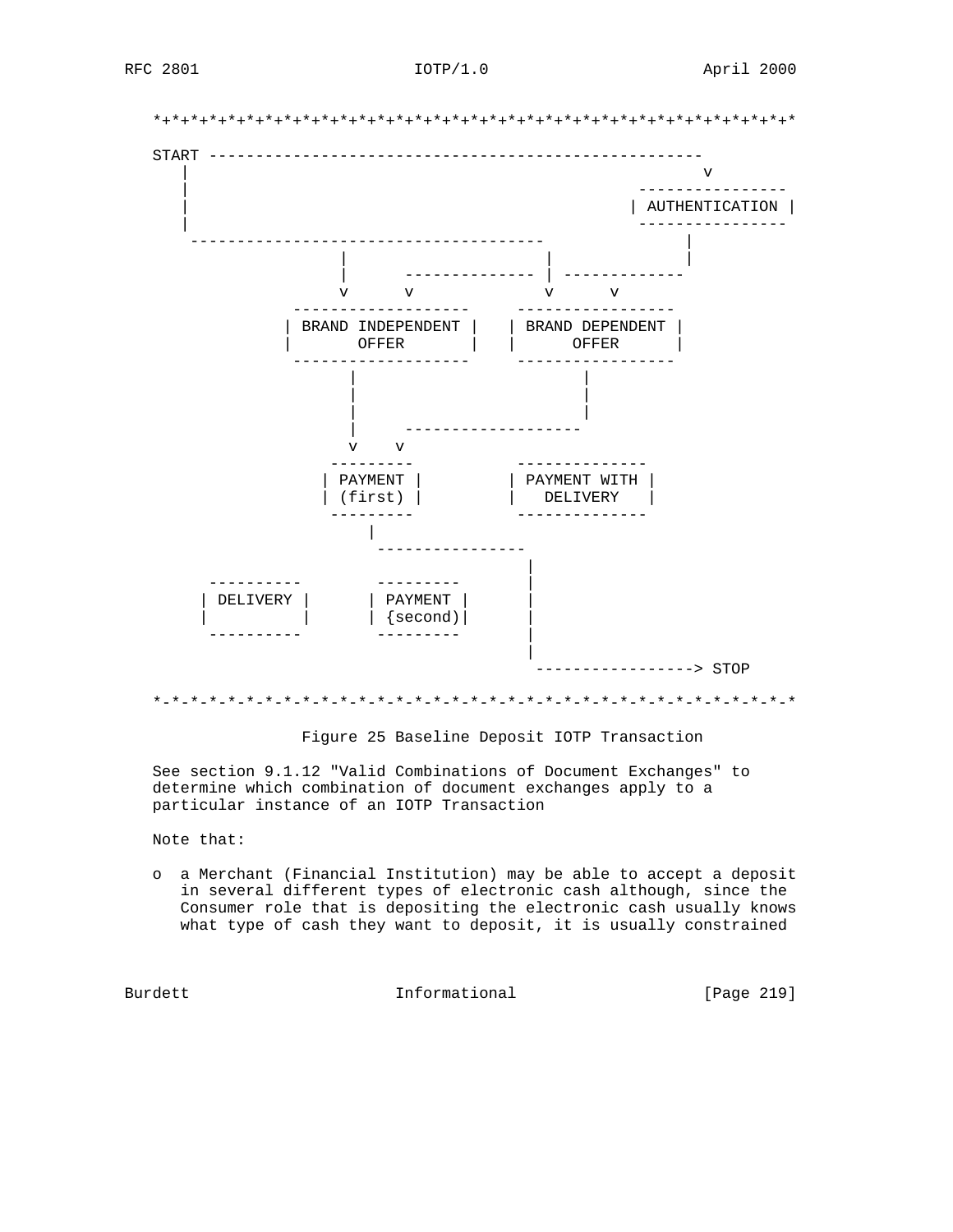```
*+*+*+*+*+*+*+*+*+*+*+*+*+*+*+*+*+*+*+*+*+*+*+*+*+*+*+*+*+*+*+*+*+*+*

START ----------------------------------------------------
  |                                                      v
  |                                               ----------------
  |                                              | AUTHENTICATION |
  |                                               ----------------
   -------------------------------------                 |
                 |                     |                 |
                 |      -------------- | -------------
                 v      v              v      v
            -------------------    -----------------
           | BRAND INDEPENDENT |  | BRAND DEPENDENT |
           |       OFFER       |  |      OFFER      |
            -------------------    -----------------
                  |                        |
                  |                        |
                  |                        |
                  |     -------------------
                  v    v
               ---------          --------------
              | PAYMENT |        | PAYMENT WITH |
              | (first) |        |   DELIVERY   |
               ---------          --------------
                   |
                    ----------------
                                   |
      ----------       ---------   |
     | DELIVERY |     | PAYMENT |  |
     |          |     | {second)|  |
      ----------       ---------   |
                                   |
                                    -----------------> STOP

*-*-*-*-*-*-*-*-*-*-*-*-*-*-*-*-*-*-*-*-*-*-*-*-*-*-*-*-*-*-*-*-*-*-*
```

Figure 25 Baseline Deposit IOTP Transaction

See section 9.1.12 "Valid Combinations of Document Exchanges" to determine which combination of document exchanges apply to a particular instance of an IOTP Transaction

Note that:

- a Merchant (Financial Institution) may be able to accept a deposit in several different types of electronic cash although, since the Consumer role that is depositing the electronic cash usually knows what type of cash they want to deposit, it is usually constrained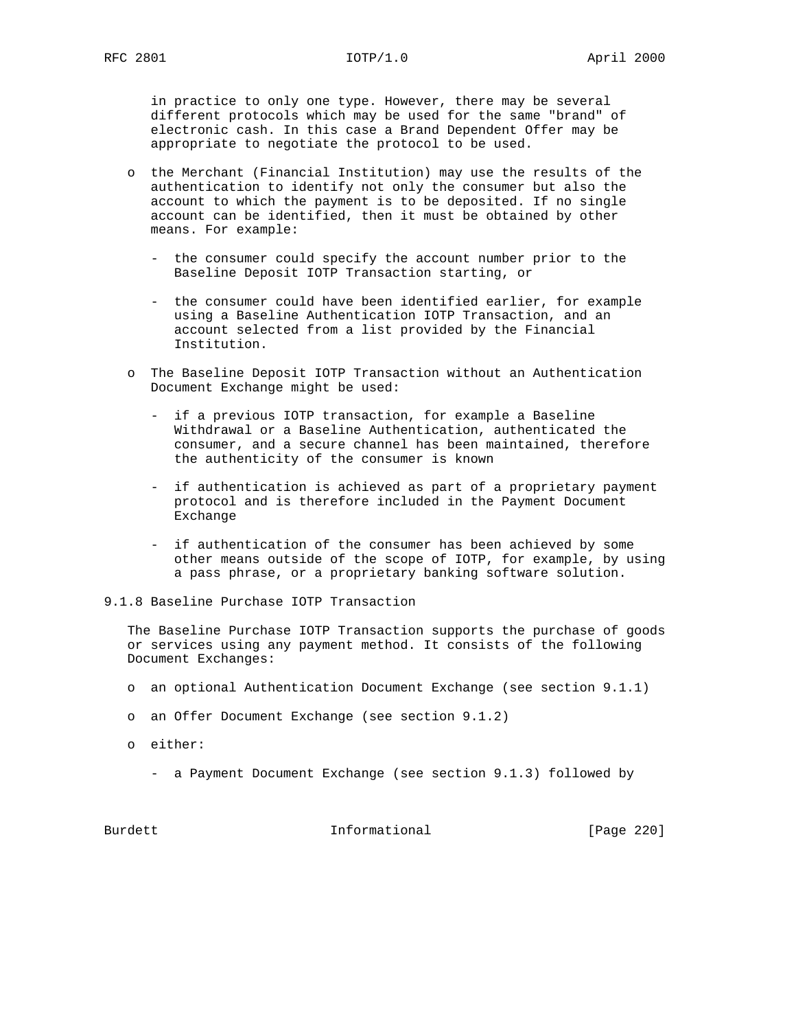in practice to only one type. However, there may be several different protocols which may be used for the same "brand" of electronic cash. In this case a Brand Dependent Offer may be appropriate to negotiate the protocol to be used.

- the Merchant (Financial Institution) may use the results of the authentication to identify not only the consumer but also the account to which the payment is to be deposited. If no single account can be identified, then it must be obtained by other means. For example:

  - the consumer could specify the account number prior to the Baseline Deposit IOTP Transaction starting, or

  - the consumer could have been identified earlier, for example using a Baseline Authentication IOTP Transaction, and an account selected from a list provided by the Financial Institution.

- The Baseline Deposit IOTP Transaction without an Authentication Document Exchange might be used:

  - if a previous IOTP transaction, for example a Baseline Withdrawal or a Baseline Authentication, authenticated the consumer, and a secure channel has been maintained, therefore the authenticity of the consumer is known

  - if authentication is achieved as part of a proprietary payment protocol and is therefore included in the Payment Document Exchange

  - if authentication of the consumer has been achieved by some other means outside of the scope of IOTP, for example, by using a pass phrase, or a proprietary banking software solution.

### 9.1.8 Baseline Purchase IOTP Transaction

The Baseline Purchase IOTP Transaction supports the purchase of goods or services using any payment method. It consists of the following Document Exchanges:

- an optional Authentication Document Exchange (see section 9.1.1)

- an Offer Document Exchange (see section 9.1.2)

- either:

  - a Payment Document Exchange (see section 9.1.3) followed by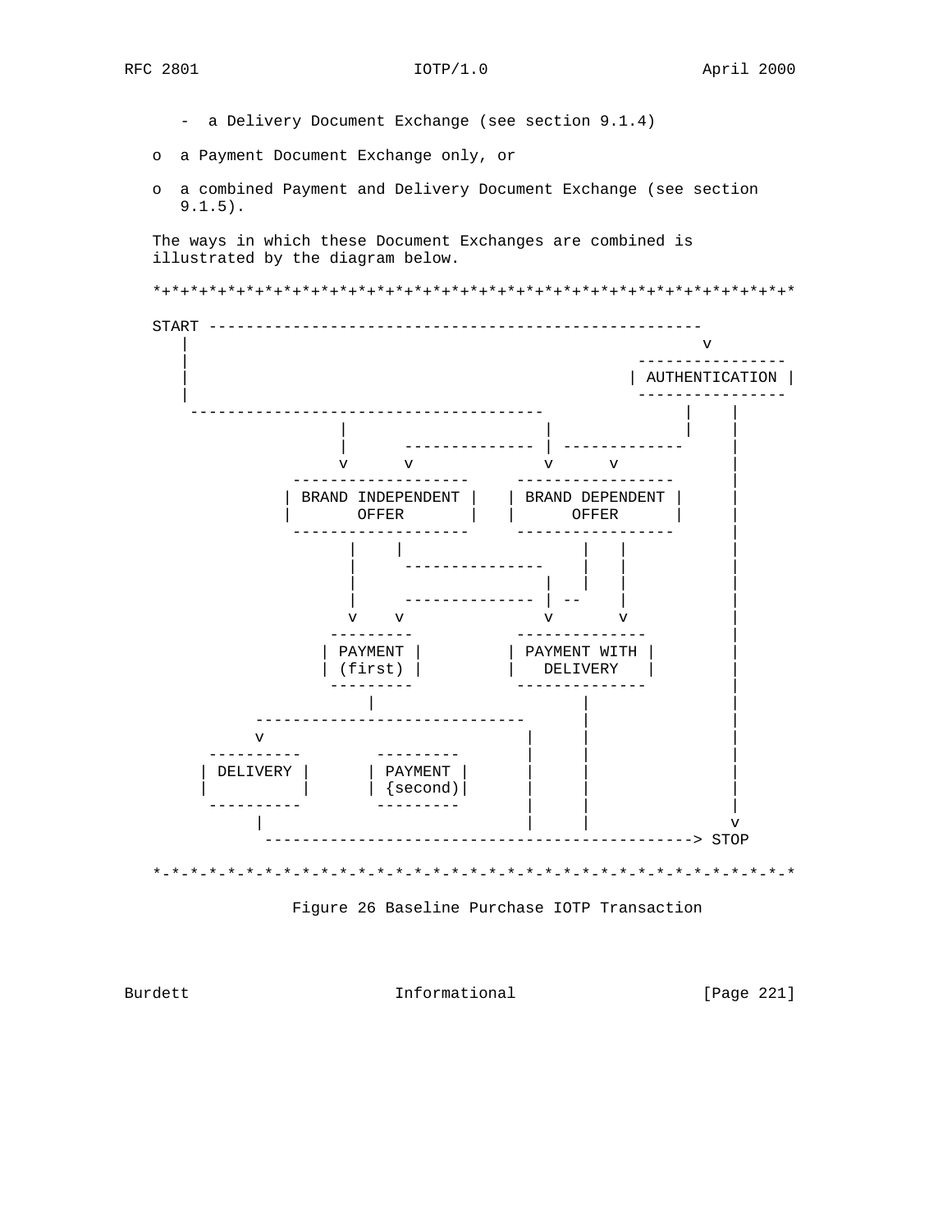- a Delivery Document Exchange (see section 9.1.4)

o a Payment Document Exchange only, or

o a combined Payment and Delivery Document Exchange (see section 9.1.5).

The ways in which these Document Exchanges are combined is illustrated by the diagram below.

```
*+*+*+*+*+*+*+*+*+*+*+*+*+*+*+*+*+*+*+*+*+*+*+*+*+*+*+*+*+*+*+*+*+*+*+*

START -----------------------------------------------------
   |                                                      v
   |                                               ----------------
   |                                              | AUTHENTICATION |
   |                                               ----------------
    --------------------------------------             |     |
                |                       |              |     |
                |      -------------- | -------------     |
                v       v              v       v           |
           -------------------     -----------------       |
          | BRAND INDEPENDENT |   | BRAND DEPENDENT |      |
          |       OFFER       |   |      OFFER      |      |
           -------------------     -----------------       |
                 |    |                  |    |            |
                 |     ---------------   |    |            |
                 |                    |  |    |            |
                 |     -------------- | --    |            |
                 v    v               v       v            |
              ---------            --------------          |
             | PAYMENT |          | PAYMENT WITH |         |
             | (first) |          |   DELIVERY   |         |
              ---------            --------------          |
                  |                      |                 |
         ----------------------------    |                 |
         v                          |    |                 |
     ----------        ---------    |    |                 |
    | DELIVERY |      | PAYMENT |   |    |                 |
    |          |      | {second)|   |    |                 |
     ----------        ---------    |    |                 |
         |                          |    |                 v
          ----------------------------------------------> STOP

*-*-*-*-*-*-*-*-*-*-*-*-*-*-*-*-*-*-*-*-*-*-*-*-*-*-*-*-*-*-*-*-*-*-*-*
```

Figure 26 Baseline Purchase IOTP Transaction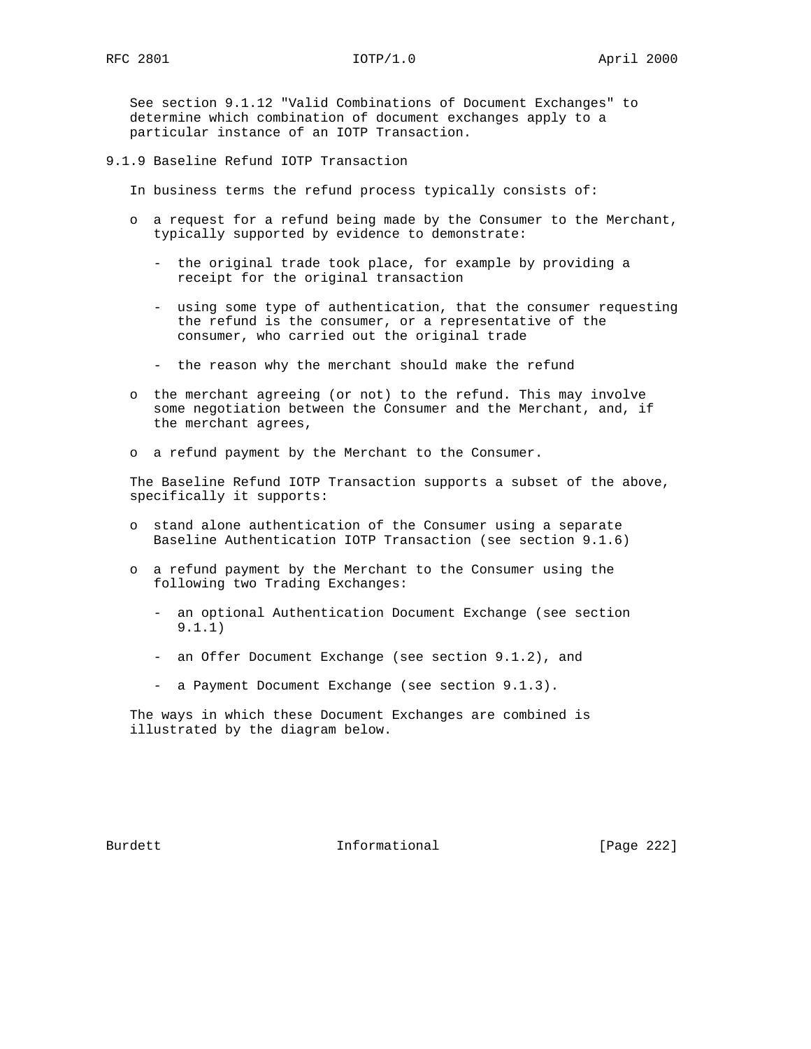See section 9.1.12 "Valid Combinations of Document Exchanges" to determine which combination of document exchanges apply to a particular instance of an IOTP Transaction.

### 9.1.9 Baseline Refund IOTP Transaction

In business terms the refund process typically consists of:

- a request for a refund being made by the Consumer to the Merchant, typically supported by evidence to demonstrate:
  - the original trade took place, for example by providing a receipt for the original transaction
  - using some type of authentication, that the consumer requesting the refund is the consumer, or a representative of the consumer, who carried out the original trade
  - the reason why the merchant should make the refund
- the merchant agreeing (or not) to the refund. This may involve some negotiation between the Consumer and the Merchant, and, if the merchant agrees,
- a refund payment by the Merchant to the Consumer.

The Baseline Refund IOTP Transaction supports a subset of the above, specifically it supports:

- stand alone authentication of the Consumer using a separate Baseline Authentication IOTP Transaction (see section 9.1.6)
- a refund payment by the Merchant to the Consumer using the following two Trading Exchanges:
  - an optional Authentication Document Exchange (see section 9.1.1)
  - an Offer Document Exchange (see section 9.1.2), and
  - a Payment Document Exchange (see section 9.1.3).

The ways in which these Document Exchanges are combined is illustrated by the diagram below.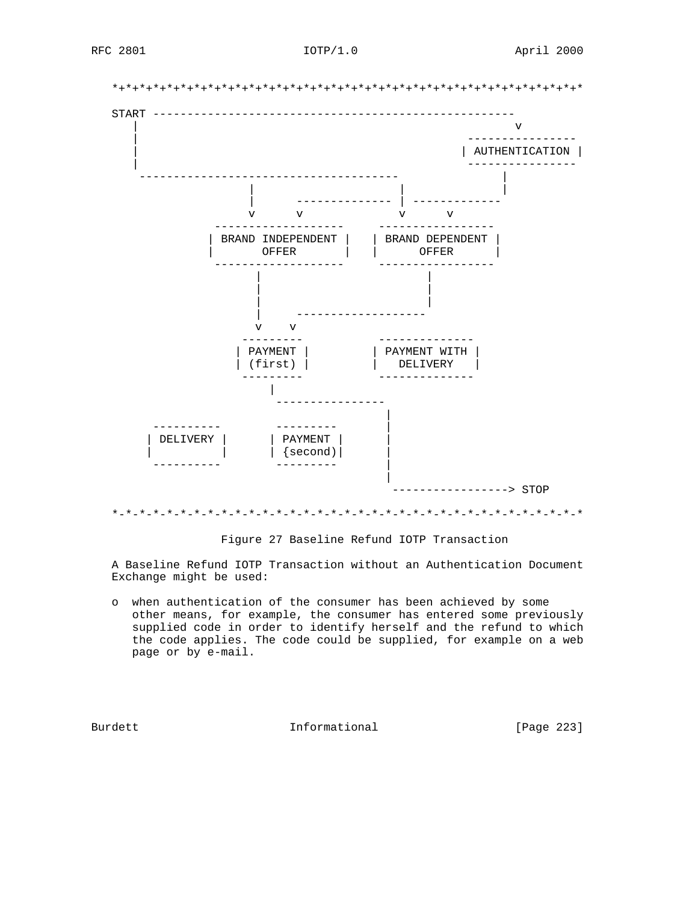```
*+*+*+*+*+*+*+*+*+*+*+*+*+*+*+*+*+*+*+*+*+*+*+*+*+*+*+*+*+*+*+*+*+*+*

START -----------------------------------------------------
   |                                                      v
   |                                               ----------------
   |                                              | AUTHENTICATION |
   |                                               ----------------
    -------------------------------------                |
                  |                      |               |
                  |      -------------- | -------------
                  v      v               v      v
              -------------------    -----------------
             | BRAND INDEPENDENT |  | BRAND DEPENDENT |
             |       OFFER       |  |      OFFER      |
              -------------------    -----------------
                   |                        |
                   |                        |
                   |                        |
                   |     -------------------
                   v    v
                 ---------          --------------
                | PAYMENT |        | PAYMENT WITH |
                | (first) |        |   DELIVERY   |
                 ---------          --------------
                     |
                      ----------------
                                     |
     ----------       ---------      |
    | DELIVERY |     | PAYMENT |     |
    |          |     | {second)|     |
     ----------       ---------      |
                                     |
                                      -----------------> STOP

*-*-*-*-*-*-*-*-*-*-*-*-*-*-*-*-*-*-*-*-*-*-*-*-*-*-*-*-*-*-*-*-*-*-*
```

Figure 27 Baseline Refund IOTP Transaction

A Baseline Refund IOTP Transaction without an Authentication Document Exchange might be used:

o when authentication of the consumer has been achieved by some other means, for example, the consumer has entered some previously supplied code in order to identify herself and the refund to which the code applies. The code could be supplied, for example on a web page or by e-mail.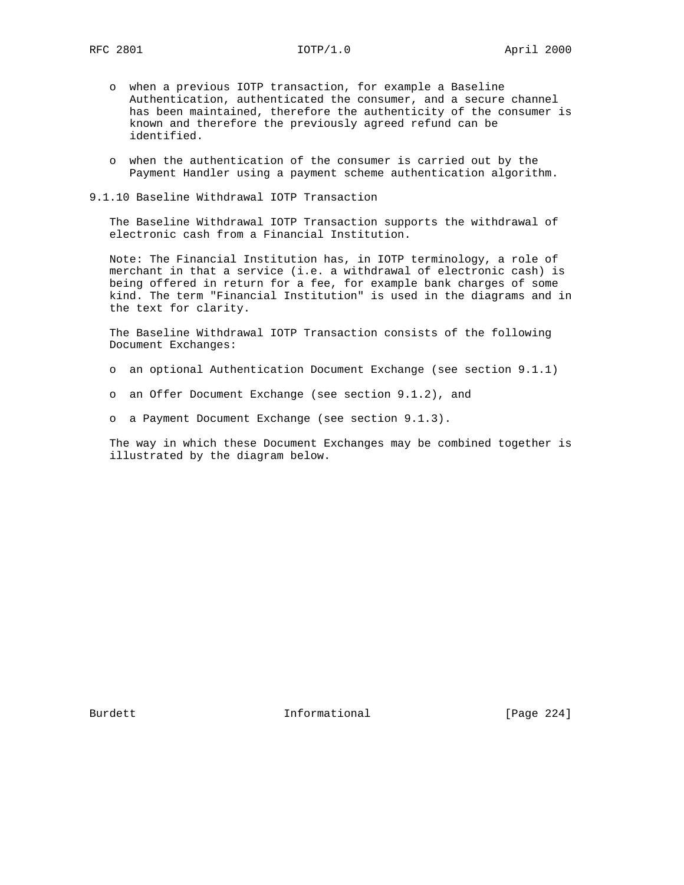- when a previous IOTP transaction, for example a Baseline Authentication, authenticated the consumer, and a secure channel has been maintained, therefore the authenticity of the consumer is known and therefore the previously agreed refund can be identified.

- when the authentication of the consumer is carried out by the Payment Handler using a payment scheme authentication algorithm.

### 9.1.10 Baseline Withdrawal IOTP Transaction

The Baseline Withdrawal IOTP Transaction supports the withdrawal of electronic cash from a Financial Institution.

Note: The Financial Institution has, in IOTP terminology, a role of merchant in that a service (i.e. a withdrawal of electronic cash) is being offered in return for a fee, for example bank charges of some kind. The term "Financial Institution" is used in the diagrams and in the text for clarity.

The Baseline Withdrawal IOTP Transaction consists of the following Document Exchanges:

- an optional Authentication Document Exchange (see section 9.1.1)

- an Offer Document Exchange (see section 9.1.2), and

- a Payment Document Exchange (see section 9.1.3).

The way in which these Document Exchanges may be combined together is illustrated by the diagram below.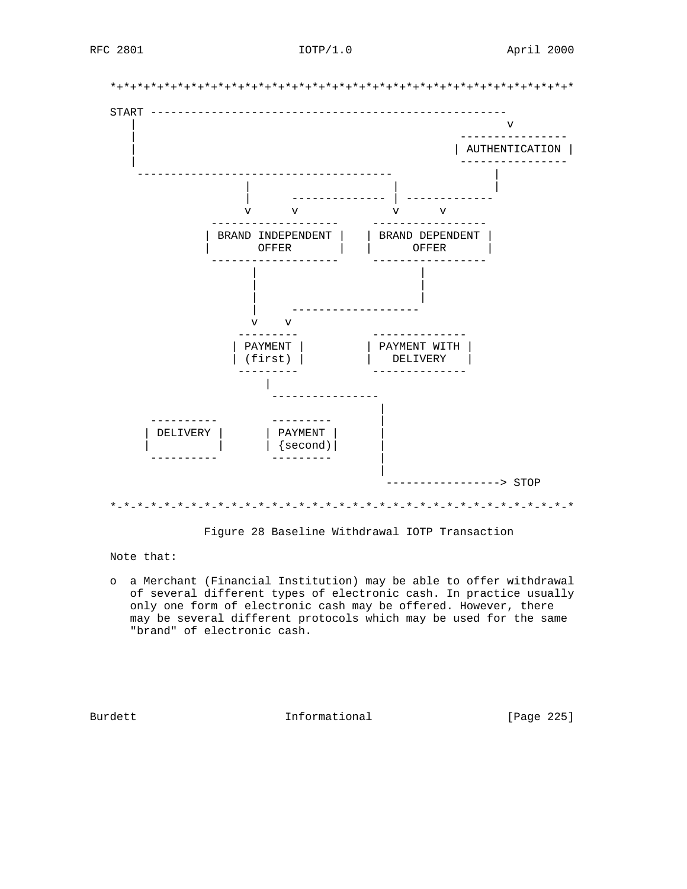```
*+*+*+*+*+*+*+*+*+*+*+*+*+*+*+*+*+*+*+*+*+*+*+*+*+*+*+*+*+*+*+*+*+*+*+*

START -----------------------------------------------------
   |                                                      v
   |                                                ----------------
   |                                               | AUTHENTICATION |
   |                                                ----------------
    --------------------------------------                 |
                |                      |                   |
                |      -------------- | -------------
                v      v              v      v
             -------------------    -----------------
            | BRAND INDEPENDENT |  | BRAND DEPENDENT |
            |       OFFER       |  |      OFFER      |
             -------------------    -----------------
                 |                        |
                 |                        |
                 |                        |
                 |     -------------------
                 v    v
               ---------           --------------
              | PAYMENT |         | PAYMENT WITH |
              | (first) |         |   DELIVERY   |
               ---------           --------------
                   |
                    ----------------
                                   |
      ----------       ---------   |
     | DELIVERY |     | PAYMENT |  |
     |          |     | (second)|  |
      ----------       ---------   |
                                   |
                                    -----------------> STOP

*-*-*-*-*-*-*-*-*-*-*-*-*-*-*-*-*-*-*-*-*-*-*-*-*-*-*-*-*-*-*-*-*-*-*-*
```

Figure 28 Baseline Withdrawal IOTP Transaction

Note that:

- a Merchant (Financial Institution) may be able to offer withdrawal of several different types of electronic cash. In practice usually only one form of electronic cash may be offered. However, there may be several different protocols which may be used for the same "brand" of electronic cash.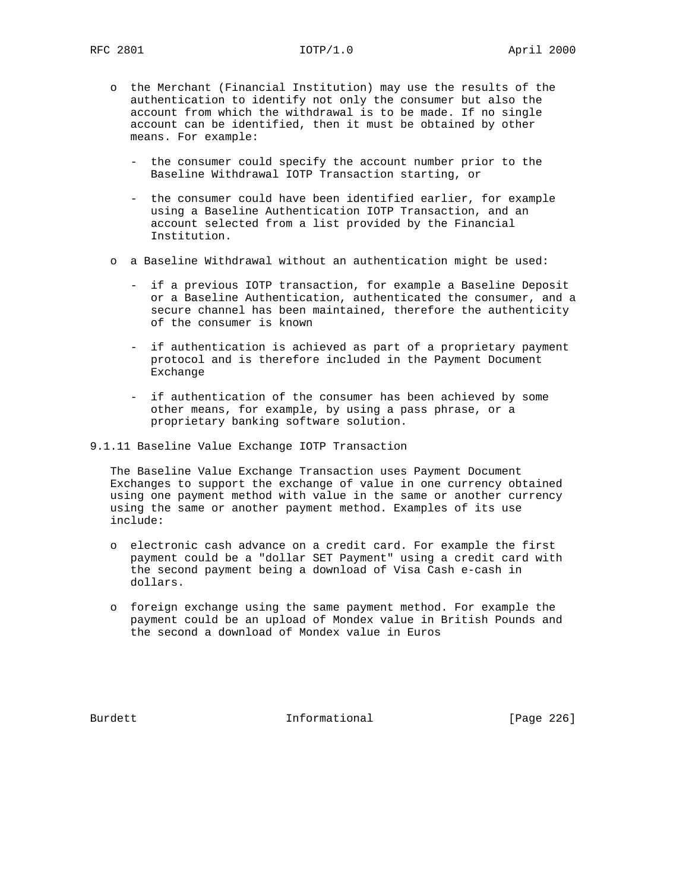- the Merchant (Financial Institution) may use the results of the authentication to identify not only the consumer but also the account from which the withdrawal is to be made. If no single account can be identified, then it must be obtained by other means. For example:

  - the consumer could specify the account number prior to the Baseline Withdrawal IOTP Transaction starting, or

  - the consumer could have been identified earlier, for example using a Baseline Authentication IOTP Transaction, and an account selected from a list provided by the Financial Institution.

- a Baseline Withdrawal without an authentication might be used:

  - if a previous IOTP transaction, for example a Baseline Deposit or a Baseline Authentication, authenticated the consumer, and a secure channel has been maintained, therefore the authenticity of the consumer is known

  - if authentication is achieved as part of a proprietary payment protocol and is therefore included in the Payment Document Exchange

  - if authentication of the consumer has been achieved by some other means, for example, by using a pass phrase, or a proprietary banking software solution.

### 9.1.11 Baseline Value Exchange IOTP Transaction

The Baseline Value Exchange Transaction uses Payment Document Exchanges to support the exchange of value in one currency obtained using one payment method with value in the same or another currency using the same or another payment method. Examples of its use include:

- electronic cash advance on a credit card. For example the first payment could be a "dollar SET Payment" using a credit card with the second payment being a download of Visa Cash e-cash in dollars.

- foreign exchange using the same payment method. For example the payment could be an upload of Mondex value in British Pounds and the second a download of Mondex value in Euros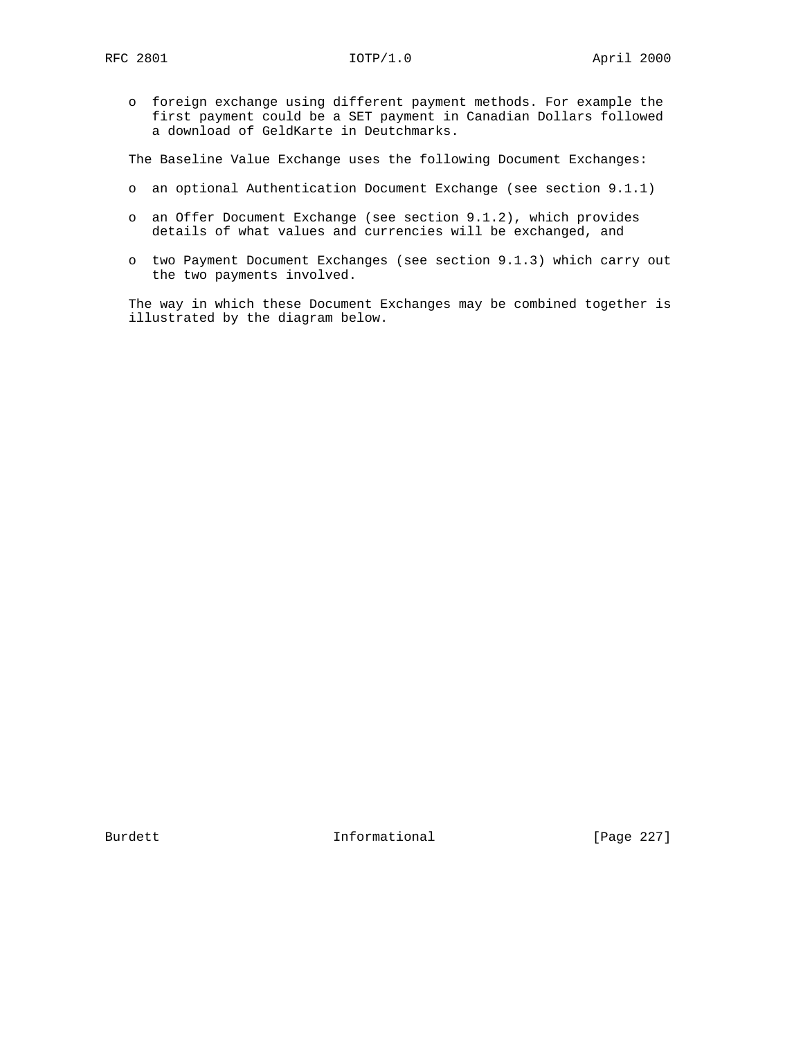- foreign exchange using different payment methods. For example the first payment could be a SET payment in Canadian Dollars followed a download of GeldKarte in Deutchmarks.

The Baseline Value Exchange uses the following Document Exchanges:

- an optional Authentication Document Exchange (see section 9.1.1)
- an Offer Document Exchange (see section 9.1.2), which provides details of what values and currencies will be exchanged, and
- two Payment Document Exchanges (see section 9.1.3) which carry out the two payments involved.

The way in which these Document Exchanges may be combined together is illustrated by the diagram below.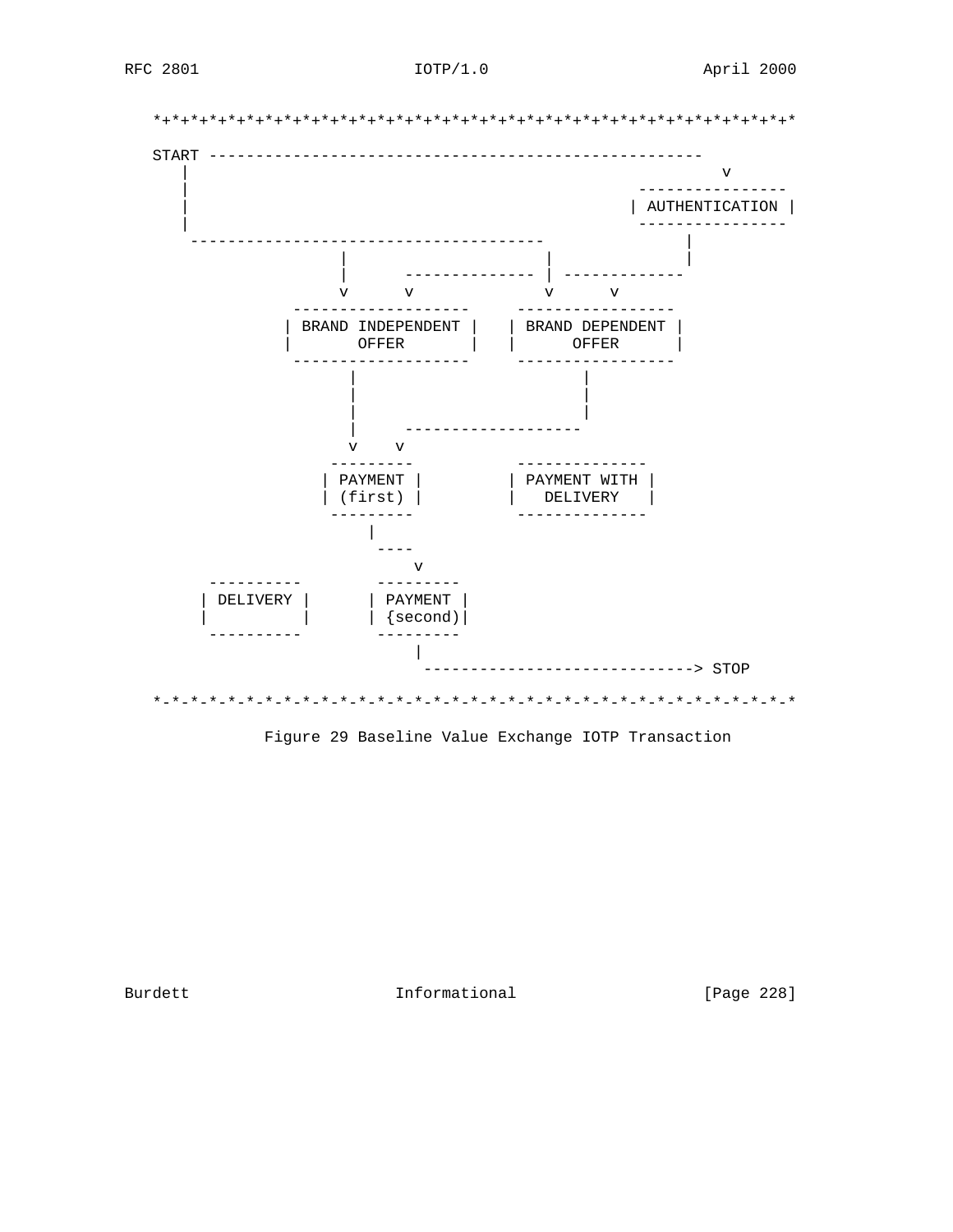```
   *+*+*+*+*+*+*+*+*+*+*+*+*+*+*+*+*+*+*+*+*+*+*+*+*+*+*+*+*+*+*+*+*+*+*+*

   START -----------------------------------------------------
      |                                                         v
      |                                                 ----------------
      |                                                | AUTHENTICATION |
      |                                                 ----------------
       --------------------------------------               |
                    |                     |                 |
                    |      -------------- | -------------
                    v      v              v      v
              -------------------    -----------------
             | BRAND INDEPENDENT |  | BRAND DEPENDENT |
             |       OFFER       |  |      OFFER      |
              -------------------    -----------------
                     |                       |
                     |                       |
                     |                       |
                     |     ------------------
                     v    v
                 ---------          --------------
                | PAYMENT |        | PAYMENT WITH |
                | (first) |        |   DELIVERY   |
                 ---------          --------------
                     |
                      ----
                          v
      ----------       ---------
     | DELIVERY |     | PAYMENT |
     |          |     | {second)|
      ----------       ---------
                          |
                           -----------------------------> STOP

   *-*-*-*-*-*-*-*-*-*-*-*-*-*-*-*-*-*-*-*-*-*-*-*-*-*-*-*-*-*-*-*-*-*-*-*
```

Figure 29 Baseline Value Exchange IOTP Transaction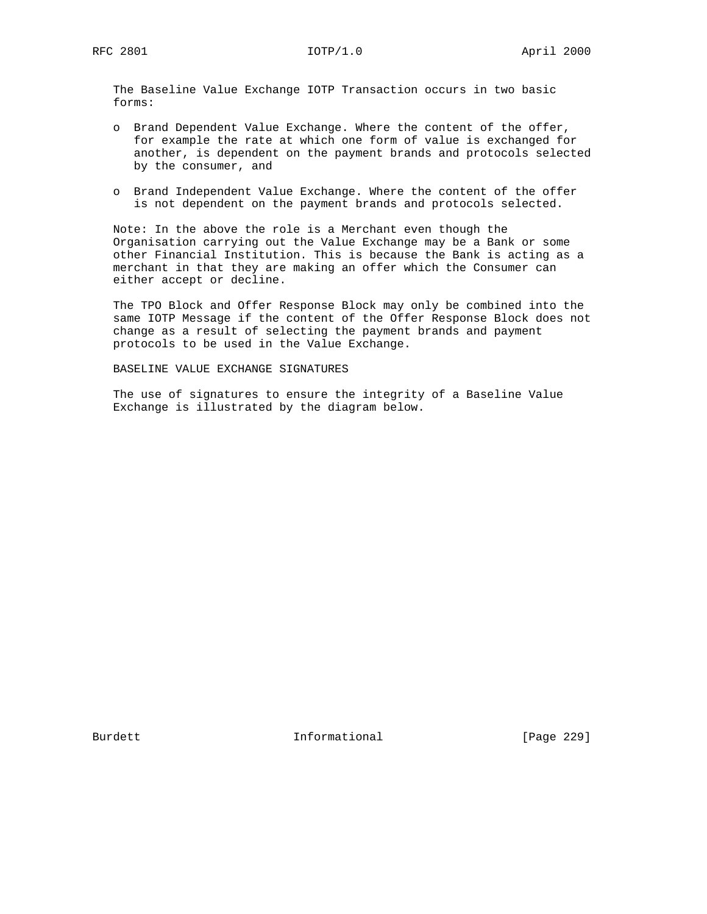The Baseline Value Exchange IOTP Transaction occurs in two basic forms:

- Brand Dependent Value Exchange. Where the content of the offer, for example the rate at which one form of value is exchanged for another, is dependent on the payment brands and protocols selected by the consumer, and
- Brand Independent Value Exchange. Where the content of the offer is not dependent on the payment brands and protocols selected.

Note: In the above the role is a Merchant even though the Organisation carrying out the Value Exchange may be a Bank or some other Financial Institution. This is because the Bank is acting as a merchant in that they are making an offer which the Consumer can either accept or decline.

The TPO Block and Offer Response Block may only be combined into the same IOTP Message if the content of the Offer Response Block does not change as a result of selecting the payment brands and payment protocols to be used in the Value Exchange.

BASELINE VALUE EXCHANGE SIGNATURES

The use of signatures to ensure the integrity of a Baseline Value Exchange is illustrated by the diagram below.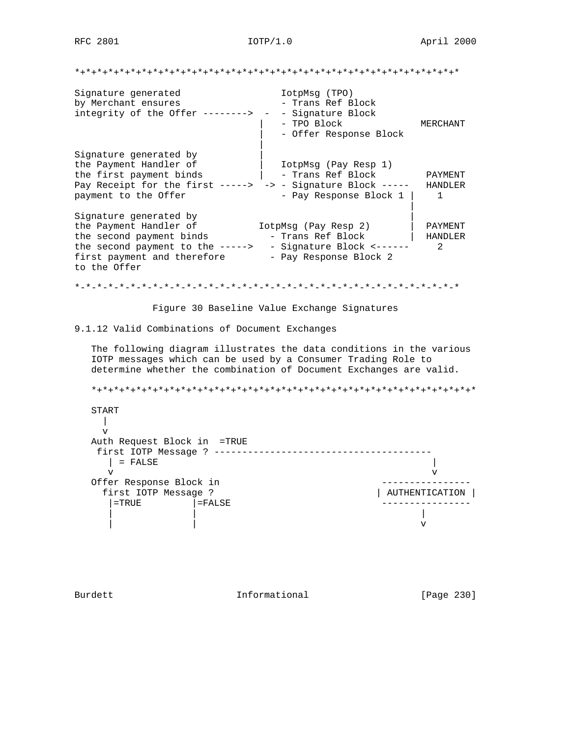```
*+*+*+*+*+*+*+*+*+*+*+*+*+*+*+*+*+*+*+*+*+*+*+*+*+*+*+*+*+*+*+*+*+*+*+*

Signature generated                 IotpMsg (TPO)
by Merchant ensures                 - Trans Ref Block
integrity of the Offer -------->  -  - Signature Block
                                 |   - TPO Block              MERCHANT
                                 |   - Offer Response Block
                                 |
Signature generated by           |
the Payment Handler of           |   IotpMsg (Pay Resp 1)
the first payment binds          |   - Trans Ref Block         PAYMENT
Pay Receipt for the first ----->  -> - Signature Block -----   HANDLER
payment to the Offer                 - Pay Response Block 1 |     1
                                                            |
Signature generated by                                      |
the Payment Handler of           IotpMsg (Pay Resp 2)       |  PAYMENT
the second payment binds           - Trans Ref Block        |  HANDLER
the second payment to the ----->   - Signature Block <------     2
first payment and therefore        - Pay Response Block 2
to the Offer

*-*-*-*-*-*-*-*-*-*-*-*-*-*-*-*-*-*-*-*-*-*-*-*-*-*-*-*-*-*-*-*-*-*-*-*
```

Figure 30 Baseline Value Exchange Signatures

### 9.1.12 Valid Combinations of Document Exchanges

The following diagram illustrates the data conditions in the various IOTP messages which can be used by a Consumer Trading Role to determine whether the combination of Document Exchanges are valid.

```
*+*+*+*+*+*+*+*+*+*+*+*+*+*+*+*+*+*+*+*+*+*+*+*+*+*+*+*+*+*+*+*+*+*+*+*

START
  |
  v
Auth Request Block in  =TRUE
 first IOTP Message ? ---------------------------------------
    | = FALSE                                               |
   v                                                        v
Offer Response Block in                             ----------------
  first IOTP Message ?                             | AUTHENTICATION |
    |=TRUE         |=FALSE                          ----------------
    |              |                                      |
    |              |                                      v
```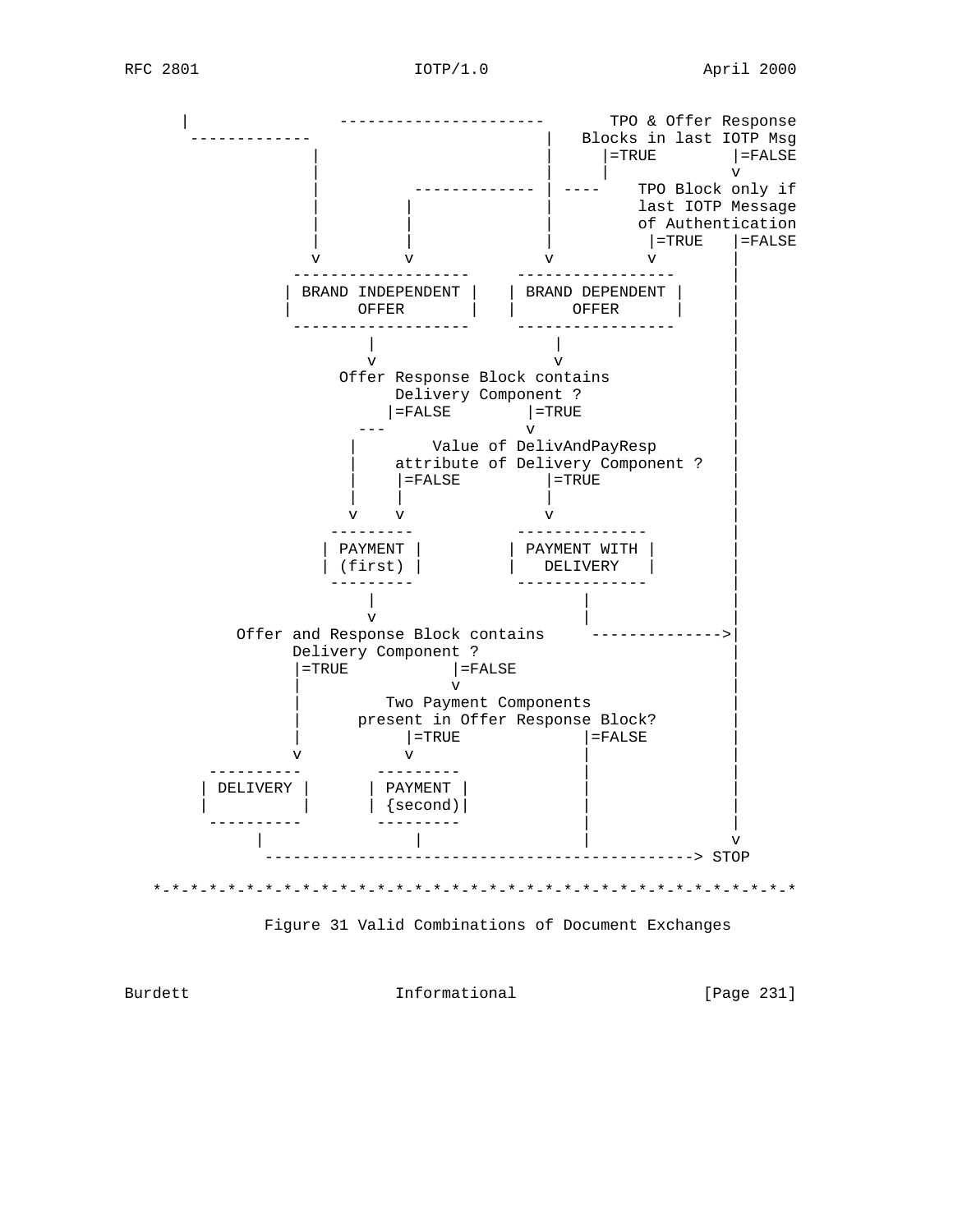```
      |                ----------------------       TPO & Offer Response
       -------------                         |   Blocks in last IOTP Msg
                   |                         |     |=TRUE        |=FALSE
                   |                         |     |             v
                   |          ------------- | ----    TPO Block only if
                   |         |               |         last IOTP Message
                   |         |               |         of Authentication
                   |         |               |          |=TRUE   |=FALSE
                   v         v               v          v        |
                 -------------------     -----------------       |
                | BRAND INDEPENDENT |   | BRAND DEPENDENT |      |
                |       OFFER       |   |      OFFER      |      |
                 -------------------     -----------------       |
                         |                   |                   |
                         v                   v                   |
                   Offer Response Block contains                 |
                         Delivery Component ?                    |
                        |=FALSE        |=TRUE                    |
                     ---               v                         |
                    |        Value of DelivAndPayResp            |
                    |    attribute of Delivery Component ?       |
                    |    |=FALSE         |=TRUE                  |
                    |    |               |                       |
                    v    v               v                       |
                  ---------          --------------              |
                 | PAYMENT |        | PAYMENT WITH |             |
                 | (first) |        |   DELIVERY   |             |
                  ---------          --------------              |
                         |                  |                    |
                         v                  |                    |
        Offer and Response Block contains     -------------->|
              Delivery Component ?                               |
              |=TRUE           |=FALSE                           |
              |                v                                 |
              |         Two Payment Components                   |
              |      present in Offer Response Block?            |
              |           |=TRUE            |=FALSE              |
              v           v                 |                    |
          ----------       ---------        |                    |
         | DELIVERY |     | PAYMENT |       |                    |
         |          |     | {second)|       |                    |
          ----------       ---------        |                    |
              |               |             |                    v
               ---------------------------------------------> STOP

   *-*-*-*-*-*-*-*-*-*-*-*-*-*-*-*-*-*-*-*-*-*-*-*-*-*-*-*-*-*-*-*-*-*-*
```

Figure 31 Valid Combinations of Document Exchanges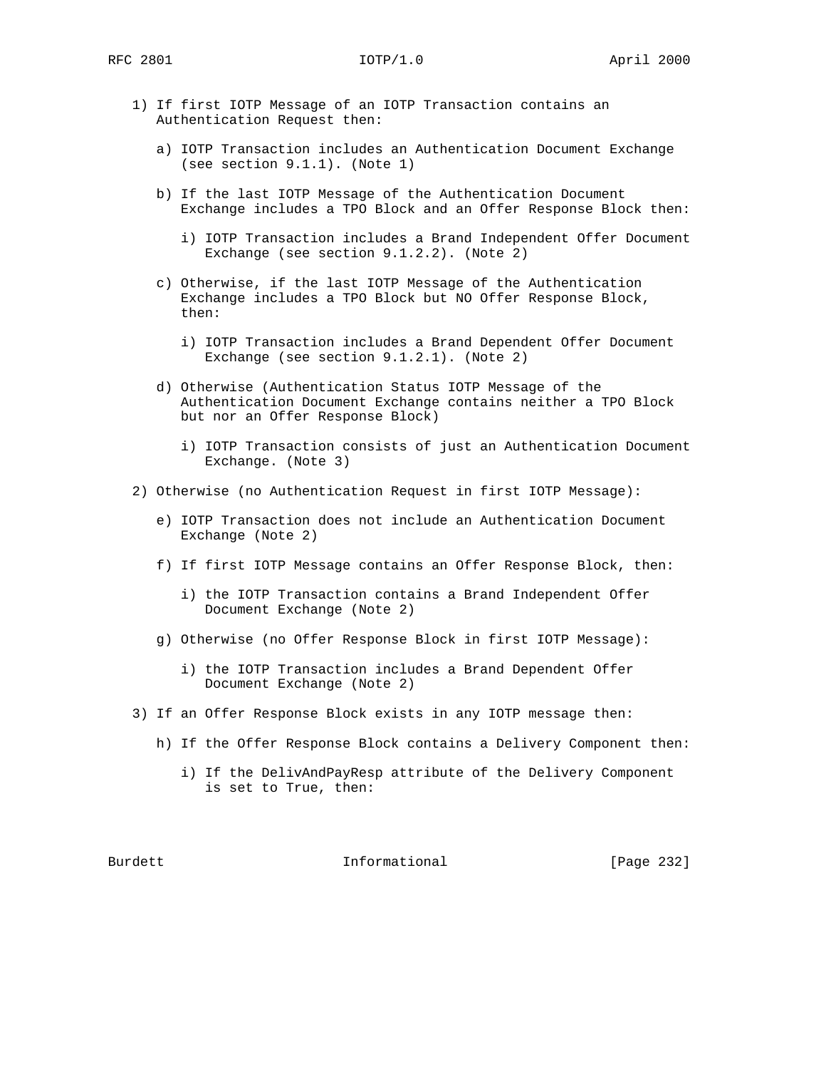1) If first IOTP Message of an IOTP Transaction contains an Authentication Request then:

   a) IOTP Transaction includes an Authentication Document Exchange (see section 9.1.1). (Note 1)

   b) If the last IOTP Message of the Authentication Document Exchange includes a TPO Block and an Offer Response Block then:

      i) IOTP Transaction includes a Brand Independent Offer Document Exchange (see section 9.1.2.2). (Note 2)

   c) Otherwise, if the last IOTP Message of the Authentication Exchange includes a TPO Block but NO Offer Response Block, then:

      i) IOTP Transaction includes a Brand Dependent Offer Document Exchange (see section 9.1.2.1). (Note 2)

   d) Otherwise (Authentication Status IOTP Message of the Authentication Document Exchange contains neither a TPO Block but nor an Offer Response Block)

      i) IOTP Transaction consists of just an Authentication Document Exchange. (Note 3)

2) Otherwise (no Authentication Request in first IOTP Message):

   e) IOTP Transaction does not include an Authentication Document Exchange (Note 2)

   f) If first IOTP Message contains an Offer Response Block, then:

      i) the IOTP Transaction contains a Brand Independent Offer Document Exchange (Note 2)

   g) Otherwise (no Offer Response Block in first IOTP Message):

      i) the IOTP Transaction includes a Brand Dependent Offer Document Exchange (Note 2)

3) If an Offer Response Block exists in any IOTP message then:

   h) If the Offer Response Block contains a Delivery Component then:

      i) If the DelivAndPayResp attribute of the Delivery Component is set to True, then: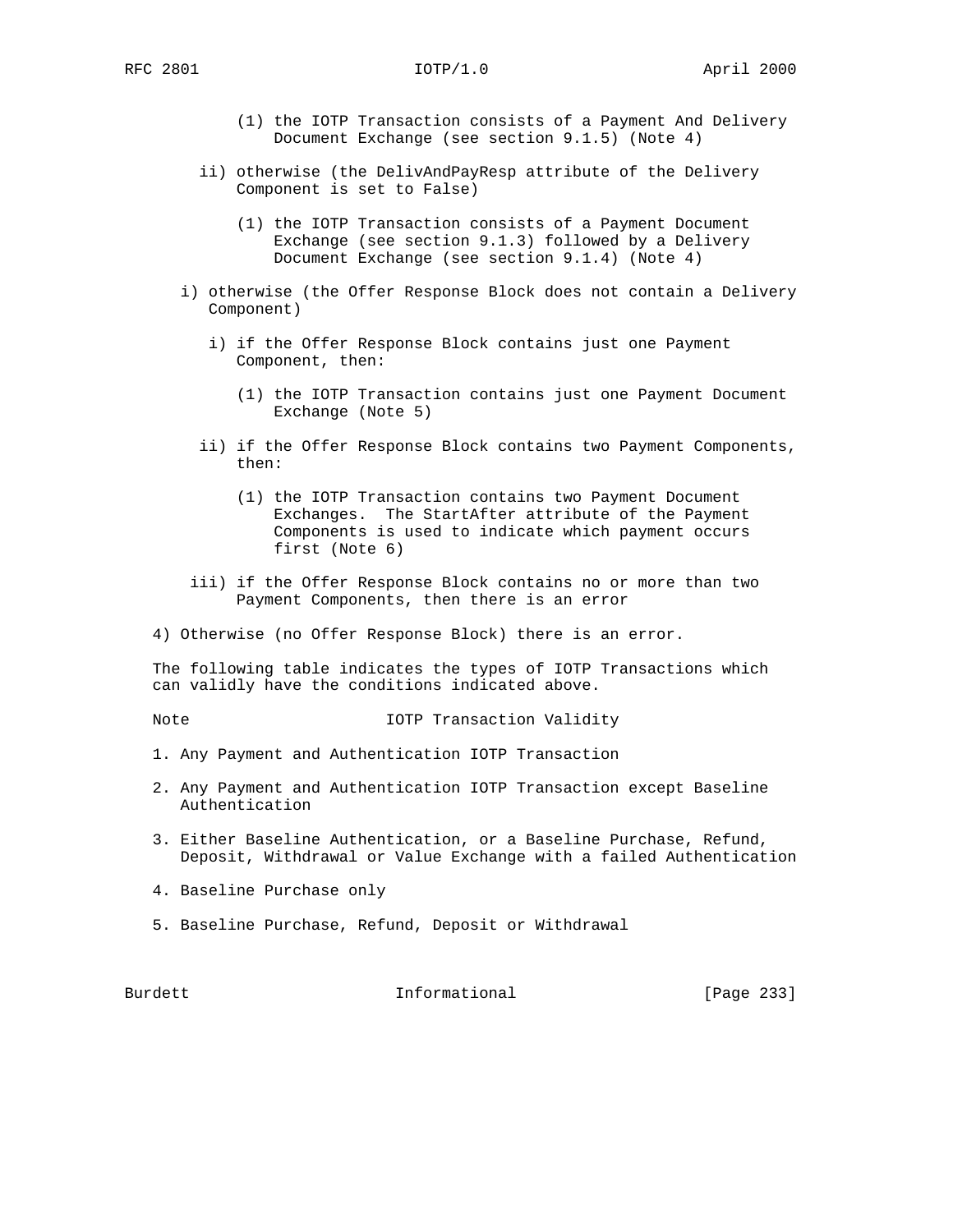(1) the IOTP Transaction consists of a Payment And Delivery Document Exchange (see section 9.1.5) (Note 4)

ii) otherwise (the DelivAndPayResp attribute of the Delivery Component is set to False)

(1) the IOTP Transaction consists of a Payment Document Exchange (see section 9.1.3) followed by a Delivery Document Exchange (see section 9.1.4) (Note 4)

i) otherwise (the Offer Response Block does not contain a Delivery Component)

i) if the Offer Response Block contains just one Payment Component, then:

(1) the IOTP Transaction contains just one Payment Document Exchange (Note 5)

ii) if the Offer Response Block contains two Payment Components, then:

(1) the IOTP Transaction contains two Payment Document Exchanges. The StartAfter attribute of the Payment Components is used to indicate which payment occurs first (Note 6)

iii) if the Offer Response Block contains no or more than two Payment Components, then there is an error

4) Otherwise (no Offer Response Block) there is an error.

The following table indicates the types of IOTP Transactions which can validly have the conditions indicated above.

| Note | IOTP Transaction Validity |
|---|---|
| 1. | Any Payment and Authentication IOTP Transaction |
| 2. | Any Payment and Authentication IOTP Transaction except Baseline Authentication |
| 3. | Either Baseline Authentication, or a Baseline Purchase, Refund, Deposit, Withdrawal or Value Exchange with a failed Authentication |
| 4. | Baseline Purchase only |
| 5. | Baseline Purchase, Refund, Deposit or Withdrawal |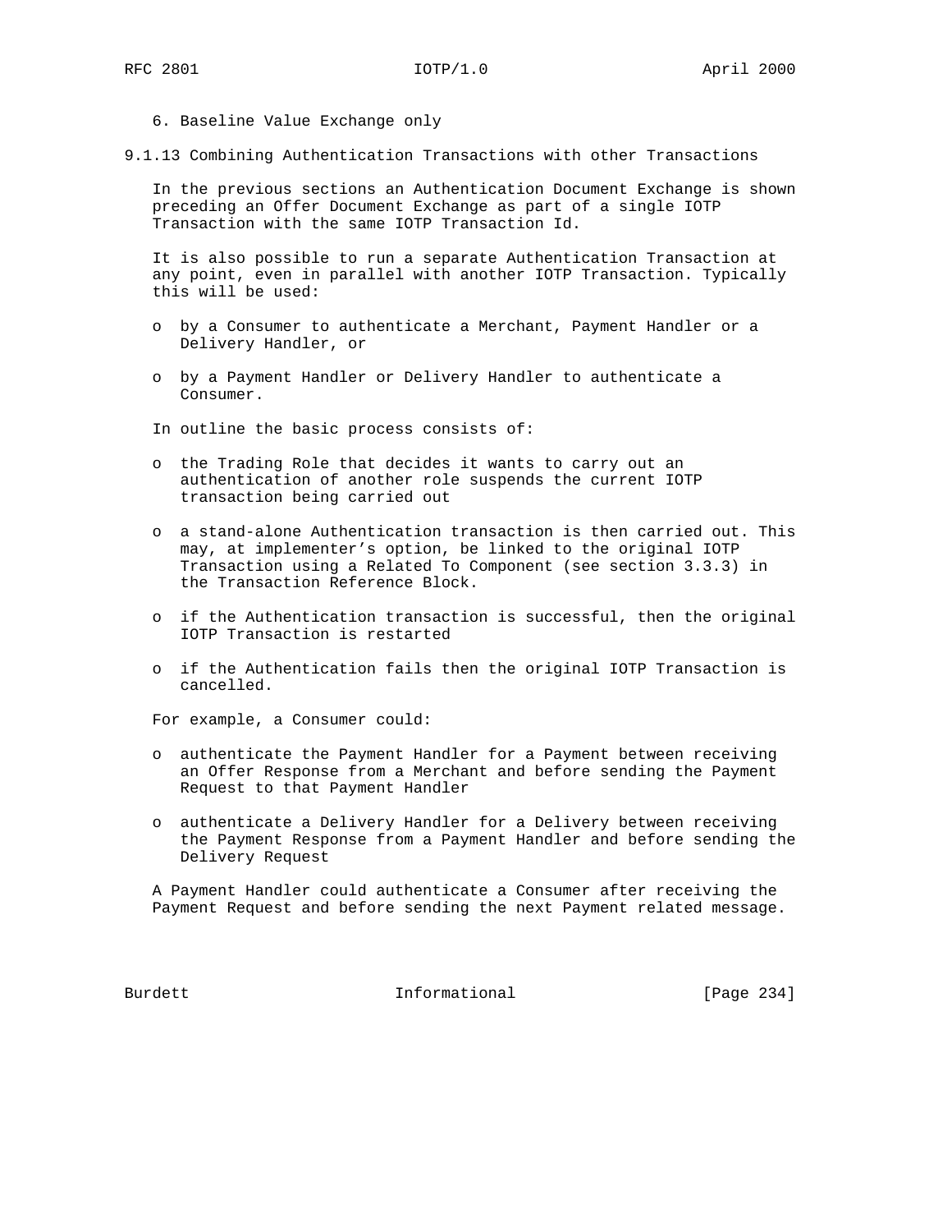6. Baseline Value Exchange only

### 9.1.13 Combining Authentication Transactions with other Transactions

In the previous sections an Authentication Document Exchange is shown preceding an Offer Document Exchange as part of a single IOTP Transaction with the same IOTP Transaction Id.

It is also possible to run a separate Authentication Transaction at any point, even in parallel with another IOTP Transaction. Typically this will be used:

- by a Consumer to authenticate a Merchant, Payment Handler or a Delivery Handler, or
- by a Payment Handler or Delivery Handler to authenticate a Consumer.

In outline the basic process consists of:

- the Trading Role that decides it wants to carry out an authentication of another role suspends the current IOTP transaction being carried out
- a stand-alone Authentication transaction is then carried out. This may, at implementer's option, be linked to the original IOTP Transaction using a Related To Component (see section 3.3.3) in the Transaction Reference Block.
- if the Authentication transaction is successful, then the original IOTP Transaction is restarted
- if the Authentication fails then the original IOTP Transaction is cancelled.

For example, a Consumer could:

- authenticate the Payment Handler for a Payment between receiving an Offer Response from a Merchant and before sending the Payment Request to that Payment Handler
- authenticate a Delivery Handler for a Delivery between receiving the Payment Response from a Payment Handler and before sending the Delivery Request

A Payment Handler could authenticate a Consumer after receiving the Payment Request and before sending the next Payment related message.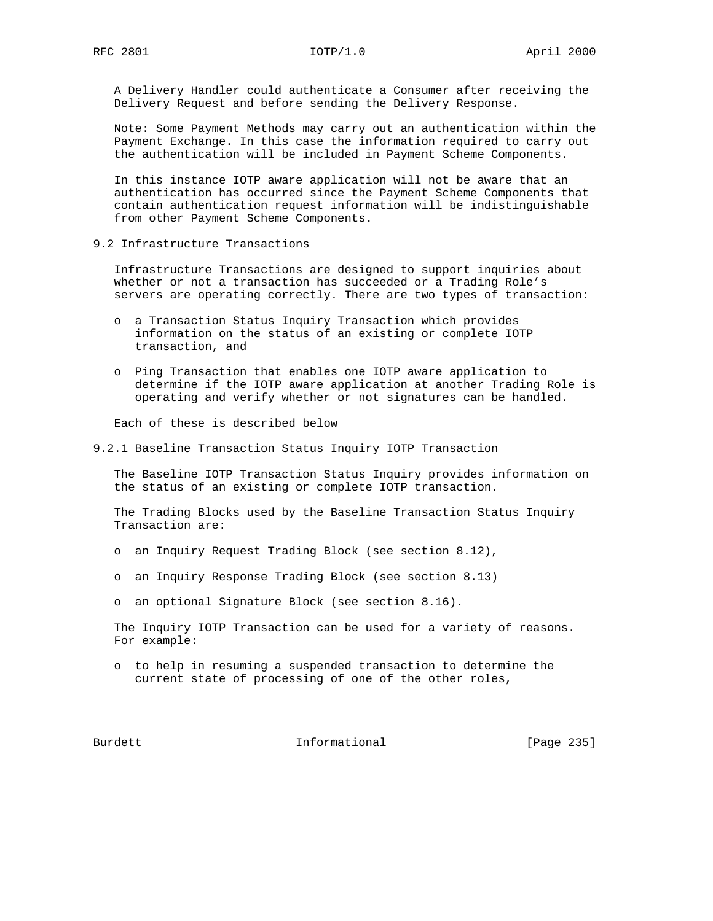A Delivery Handler could authenticate a Consumer after receiving the Delivery Request and before sending the Delivery Response.

Note: Some Payment Methods may carry out an authentication within the Payment Exchange. In this case the information required to carry out the authentication will be included in Payment Scheme Components.

In this instance IOTP aware application will not be aware that an authentication has occurred since the Payment Scheme Components that contain authentication request information will be indistinguishable from other Payment Scheme Components.

## 9.2 Infrastructure Transactions

Infrastructure Transactions are designed to support inquiries about whether or not a transaction has succeeded or a Trading Role's servers are operating correctly. There are two types of transaction:

- a Transaction Status Inquiry Transaction which provides information on the status of an existing or complete IOTP transaction, and
- Ping Transaction that enables one IOTP aware application to determine if the IOTP aware application at another Trading Role is operating and verify whether or not signatures can be handled.

Each of these is described below

### 9.2.1 Baseline Transaction Status Inquiry IOTP Transaction

The Baseline IOTP Transaction Status Inquiry provides information on the status of an existing or complete IOTP transaction.

The Trading Blocks used by the Baseline Transaction Status Inquiry Transaction are:

- an Inquiry Request Trading Block (see section 8.12),
- an Inquiry Response Trading Block (see section 8.13)
- an optional Signature Block (see section 8.16).

The Inquiry IOTP Transaction can be used for a variety of reasons. For example:

- to help in resuming a suspended transaction to determine the current state of processing of one of the other roles,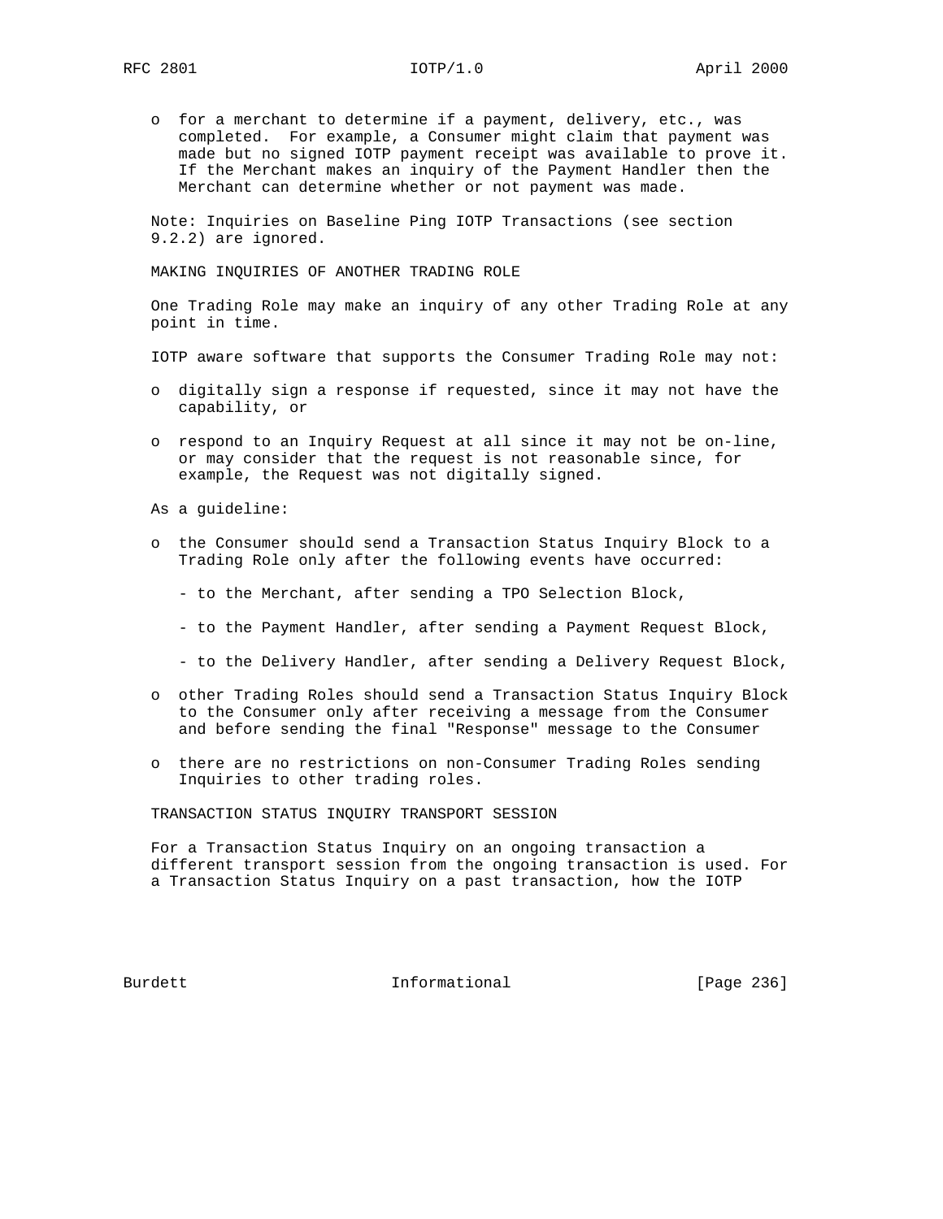- for a merchant to determine if a payment, delivery, etc., was completed. For example, a Consumer might claim that payment was made but no signed IOTP payment receipt was available to prove it. If the Merchant makes an inquiry of the Payment Handler then the Merchant can determine whether or not payment was made.

Note: Inquiries on Baseline Ping IOTP Transactions (see section 9.2.2) are ignored.

MAKING INQUIRIES OF ANOTHER TRADING ROLE

One Trading Role may make an inquiry of any other Trading Role at any point in time.

IOTP aware software that supports the Consumer Trading Role may not:

- digitally sign a response if requested, since it may not have the capability, or
- respond to an Inquiry Request at all since it may not be on-line, or may consider that the request is not reasonable since, for example, the Request was not digitally signed.

As a guideline:

- the Consumer should send a Transaction Status Inquiry Block to a Trading Role only after the following events have occurred:
  - to the Merchant, after sending a TPO Selection Block,
  - to the Payment Handler, after sending a Payment Request Block,
  - to the Delivery Handler, after sending a Delivery Request Block,
- other Trading Roles should send a Transaction Status Inquiry Block to the Consumer only after receiving a message from the Consumer and before sending the final "Response" message to the Consumer
- there are no restrictions on non-Consumer Trading Roles sending Inquiries to other trading roles.

TRANSACTION STATUS INQUIRY TRANSPORT SESSION

For a Transaction Status Inquiry on an ongoing transaction a different transport session from the ongoing transaction is used. For a Transaction Status Inquiry on a past transaction, how the IOTP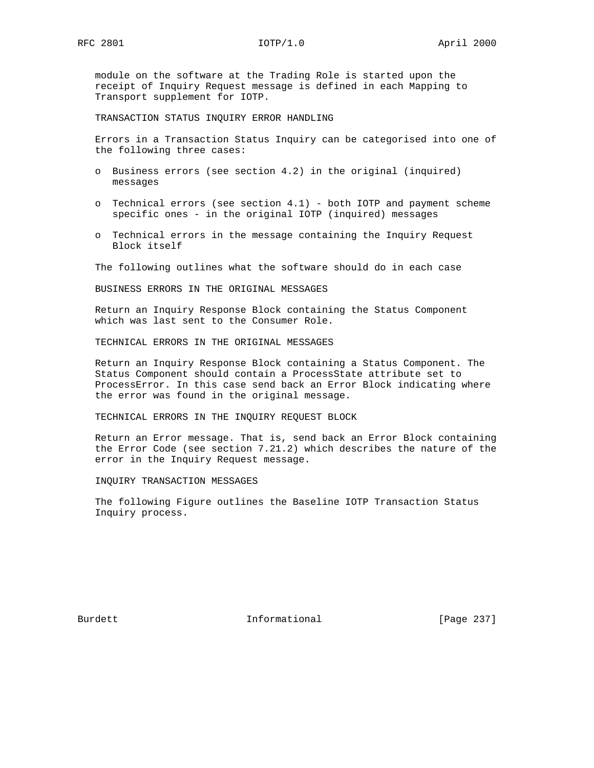module on the software at the Trading Role is started upon the receipt of Inquiry Request message is defined in each Mapping to Transport supplement for IOTP.

### TRANSACTION STATUS INQUIRY ERROR HANDLING

Errors in a Transaction Status Inquiry can be categorised into one of the following three cases:

- Business errors (see section 4.2) in the original (inquired) messages
- Technical errors (see section 4.1) - both IOTP and payment scheme specific ones - in the original IOTP (inquired) messages
- Technical errors in the message containing the Inquiry Request Block itself

The following outlines what the software should do in each case

#### BUSINESS ERRORS IN THE ORIGINAL MESSAGES

Return an Inquiry Response Block containing the Status Component which was last sent to the Consumer Role.

#### TECHNICAL ERRORS IN THE ORIGINAL MESSAGES

Return an Inquiry Response Block containing a Status Component. The Status Component should contain a ProcessState attribute set to ProcessError. In this case send back an Error Block indicating where the error was found in the original message.

#### TECHNICAL ERRORS IN THE INQUIRY REQUEST BLOCK

Return an Error message. That is, send back an Error Block containing the Error Code (see section 7.21.2) which describes the nature of the error in the Inquiry Request message.

### INQUIRY TRANSACTION MESSAGES

The following Figure outlines the Baseline IOTP Transaction Status Inquiry process.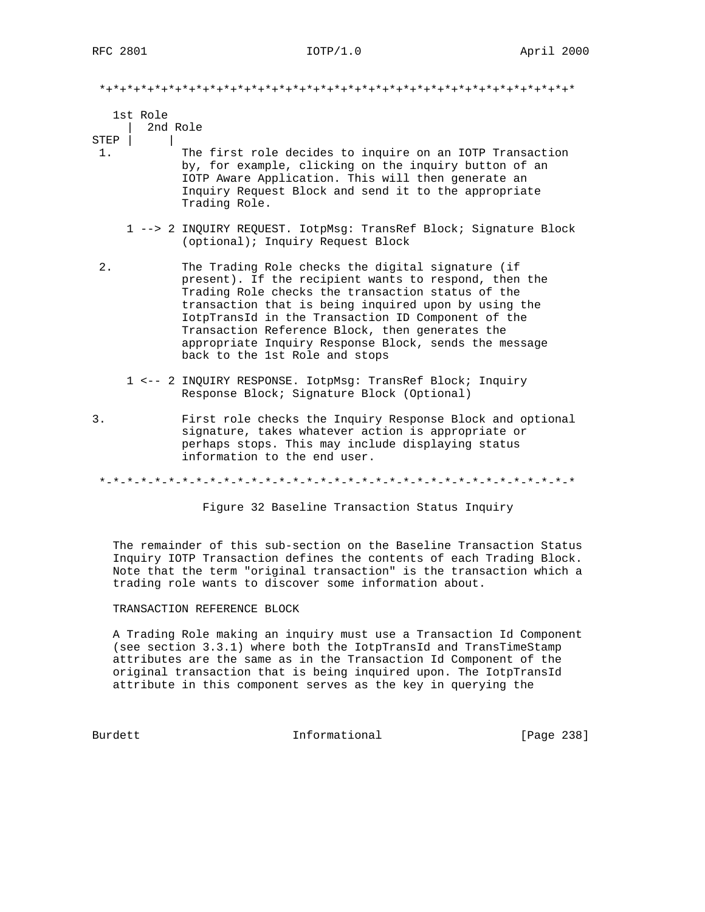```
 *+*+*+*+*+*+*+*+*+*+*+*+*+*+*+*+*+*+*+*+*+*+*+*+*+*+*+*+*+*+*+*+*+*+*

    1st Role
      |  2nd Role
 STEP |     |
  1.          The first role decides to inquire on an IOTP Transaction
              by, for example, clicking on the inquiry button of an
              IOTP Aware Application. This will then generate an
              Inquiry Request Block and send it to the appropriate
              Trading Role.

      1 --> 2 INQUIRY REQUEST. IotpMsg: TransRef Block; Signature Block
              (optional); Inquiry Request Block

  2.          The Trading Role checks the digital signature (if
              present). If the recipient wants to respond, then the
              Trading Role checks the transaction status of the
              transaction that is being inquired upon by using the
              IotpTransId in the Transaction ID Component of the
              Transaction Reference Block, then generates the
              appropriate Inquiry Response Block, sends the message
              back to the 1st Role and stops

      1 <-- 2 INQUIRY RESPONSE. IotpMsg: TransRef Block; Inquiry
              Response Block; Signature Block (Optional)

 3.           First role checks the Inquiry Response Block and optional
              signature, takes whatever action is appropriate or
              perhaps stops. This may include displaying status
              information to the end user.

 *-*-*-*-*-*-*-*-*-*-*-*-*-*-*-*-*-*-*-*-*-*-*-*-*-*-*-*-*-*-*-*-*-*-*
```

Figure 32 Baseline Transaction Status Inquiry

The remainder of this sub-section on the Baseline Transaction Status Inquiry IOTP Transaction defines the contents of each Trading Block. Note that the term "original transaction" is the transaction which a trading role wants to discover some information about.

TRANSACTION REFERENCE BLOCK

A Trading Role making an inquiry must use a Transaction Id Component (see section 3.3.1) where both the IotpTransId and TransTimeStamp attributes are the same as in the Transaction Id Component of the original transaction that is being inquired upon. The IotpTransId attribute in this component serves as the key in querying the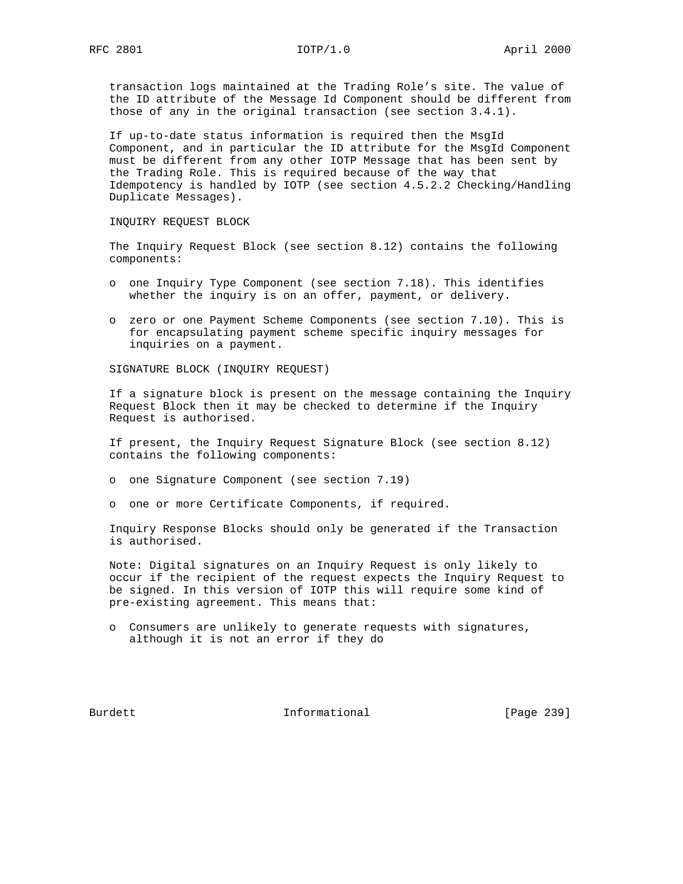transaction logs maintained at the Trading Role's site. The value of the ID attribute of the Message Id Component should be different from those of any in the original transaction (see section 3.4.1).

If up-to-date status information is required then the MsgId Component, and in particular the ID attribute for the MsgId Component must be different from any other IOTP Message that has been sent by the Trading Role. This is required because of the way that Idempotency is handled by IOTP (see section 4.5.2.2 Checking/Handling Duplicate Messages).

INQUIRY REQUEST BLOCK

The Inquiry Request Block (see section 8.12) contains the following components:

- one Inquiry Type Component (see section 7.18). This identifies whether the inquiry is on an offer, payment, or delivery.
- zero or one Payment Scheme Components (see section 7.10). This is for encapsulating payment scheme specific inquiry messages for inquiries on a payment.

SIGNATURE BLOCK (INQUIRY REQUEST)

If a signature block is present on the message containing the Inquiry Request Block then it may be checked to determine if the Inquiry Request is authorised.

If present, the Inquiry Request Signature Block (see section 8.12) contains the following components:

- one Signature Component (see section 7.19)
- one or more Certificate Components, if required.

Inquiry Response Blocks should only be generated if the Transaction is authorised.

Note: Digital signatures on an Inquiry Request is only likely to occur if the recipient of the request expects the Inquiry Request to be signed. In this version of IOTP this will require some kind of pre-existing agreement. This means that:

- Consumers are unlikely to generate requests with signatures, although it is not an error if they do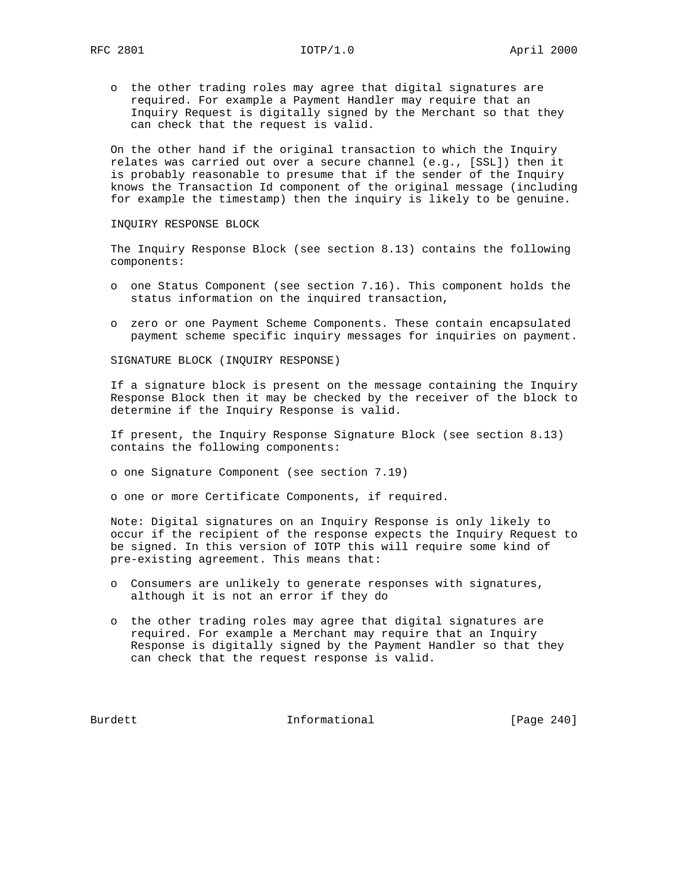- the other trading roles may agree that digital signatures are required. For example a Payment Handler may require that an Inquiry Request is digitally signed by the Merchant so that they can check that the request is valid.

On the other hand if the original transaction to which the Inquiry relates was carried out over a secure channel (e.g., [SSL]) then it is probably reasonable to presume that if the sender of the Inquiry knows the Transaction Id component of the original message (including for example the timestamp) then the inquiry is likely to be genuine.

INQUIRY RESPONSE BLOCK

The Inquiry Response Block (see section 8.13) contains the following components:

- one Status Component (see section 7.16). This component holds the status information on the inquired transaction,
- zero or one Payment Scheme Components. These contain encapsulated payment scheme specific inquiry messages for inquiries on payment.

SIGNATURE BLOCK (INQUIRY RESPONSE)

If a signature block is present on the message containing the Inquiry Response Block then it may be checked by the receiver of the block to determine if the Inquiry Response is valid.

If present, the Inquiry Response Signature Block (see section 8.13) contains the following components:

- one Signature Component (see section 7.19)
- one or more Certificate Components, if required.

Note: Digital signatures on an Inquiry Response is only likely to occur if the recipient of the response expects the Inquiry Request to be signed. In this version of IOTP this will require some kind of pre-existing agreement. This means that:

- Consumers are unlikely to generate responses with signatures, although it is not an error if they do
- the other trading roles may agree that digital signatures are required. For example a Merchant may require that an Inquiry Response is digitally signed by the Payment Handler so that they can check that the request response is valid.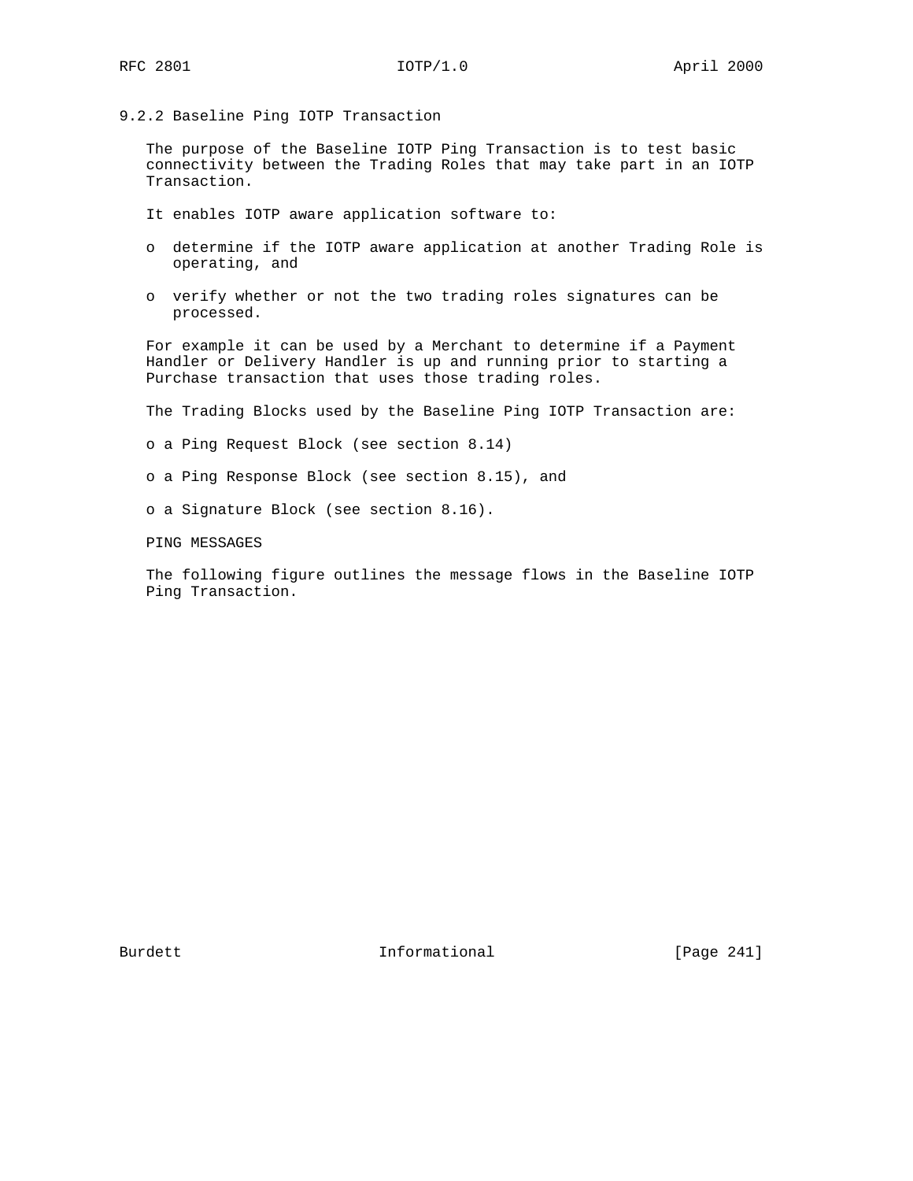### 9.2.2 Baseline Ping IOTP Transaction

The purpose of the Baseline IOTP Ping Transaction is to test basic connectivity between the Trading Roles that may take part in an IOTP Transaction.

It enables IOTP aware application software to:

- determine if the IOTP aware application at another Trading Role is operating, and
- verify whether or not the two trading roles signatures can be processed.

For example it can be used by a Merchant to determine if a Payment Handler or Delivery Handler is up and running prior to starting a Purchase transaction that uses those trading roles.

The Trading Blocks used by the Baseline Ping IOTP Transaction are:

- a Ping Request Block (see section 8.14)
- a Ping Response Block (see section 8.15), and
- a Signature Block (see section 8.16).

PING MESSAGES

The following figure outlines the message flows in the Baseline IOTP Ping Transaction.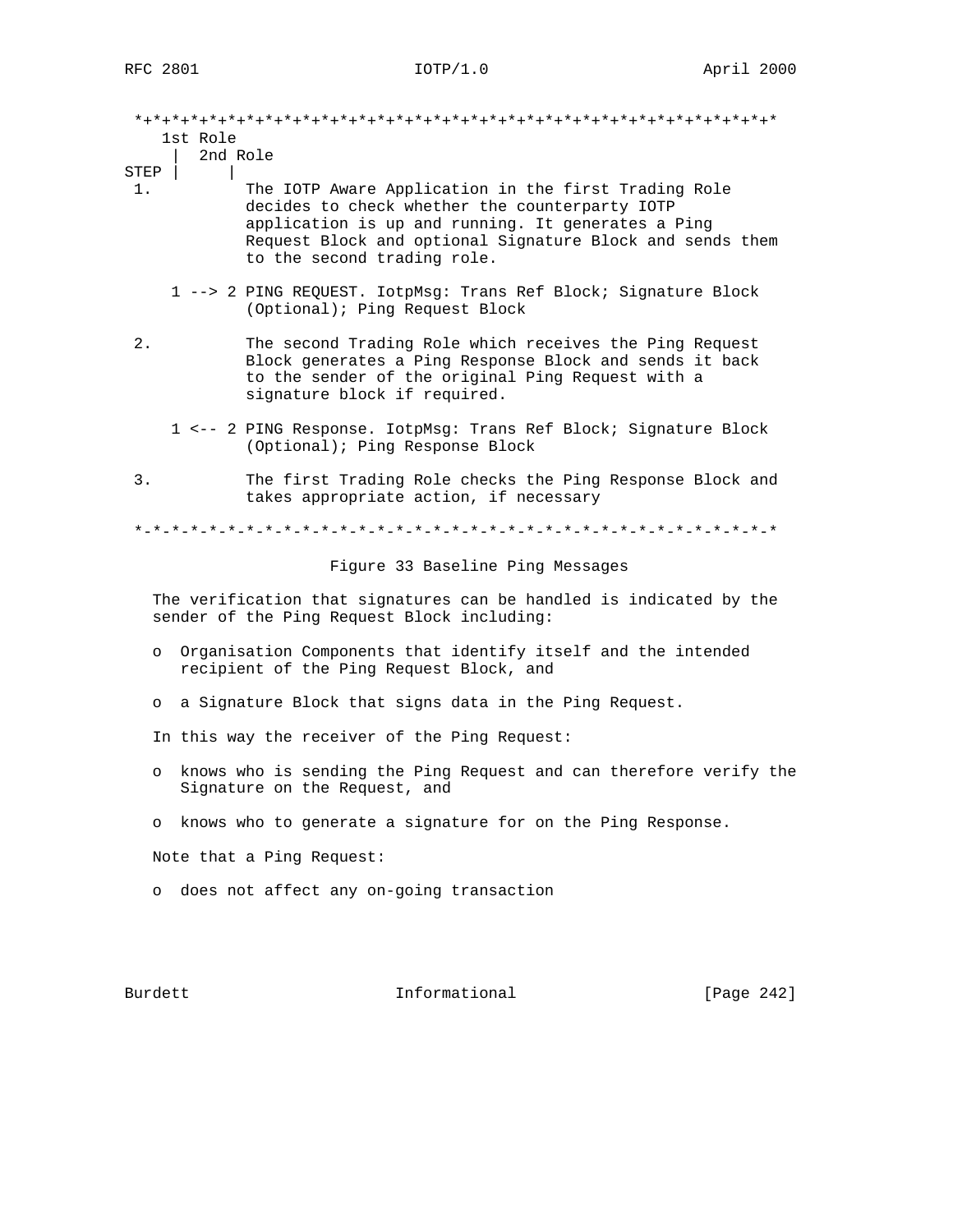```
 *+*+*+*+*+*+*+*+*+*+*+*+*+*+*+*+*+*+*+*+*+*+*+*+*+*+*+*+*+*+*+*+*+*+*
    1st Role
     |  2nd Role
STEP |     |
 1.          The IOTP Aware Application in the first Trading Role
             decides to check whether the counterparty IOTP
             application is up and running. It generates a Ping
             Request Block and optional Signature Block and sends them
             to the second trading role.

     1 --> 2 PING REQUEST. IotpMsg: Trans Ref Block; Signature Block
             (Optional); Ping Request Block

 2.          The second Trading Role which receives the Ping Request
             Block generates a Ping Response Block and sends it back
             to the sender of the original Ping Request with a
             signature block if required.

     1 <-- 2 PING Response. IotpMsg: Trans Ref Block; Signature Block
             (Optional); Ping Response Block

 3.          The first Trading Role checks the Ping Response Block and
             takes appropriate action, if necessary

 *-*-*-*-*-*-*-*-*-*-*-*-*-*-*-*-*-*-*-*-*-*-*-*-*-*-*-*-*-*-*-*-*-*-*
```

Figure 33 Baseline Ping Messages

The verification that signatures can be handled is indicated by the sender of the Ping Request Block including:

- Organisation Components that identify itself and the intended recipient of the Ping Request Block, and
- a Signature Block that signs data in the Ping Request.

In this way the receiver of the Ping Request:

- knows who is sending the Ping Request and can therefore verify the Signature on the Request, and
- knows who to generate a signature for on the Ping Response.

Note that a Ping Request:

- does not affect any on-going transaction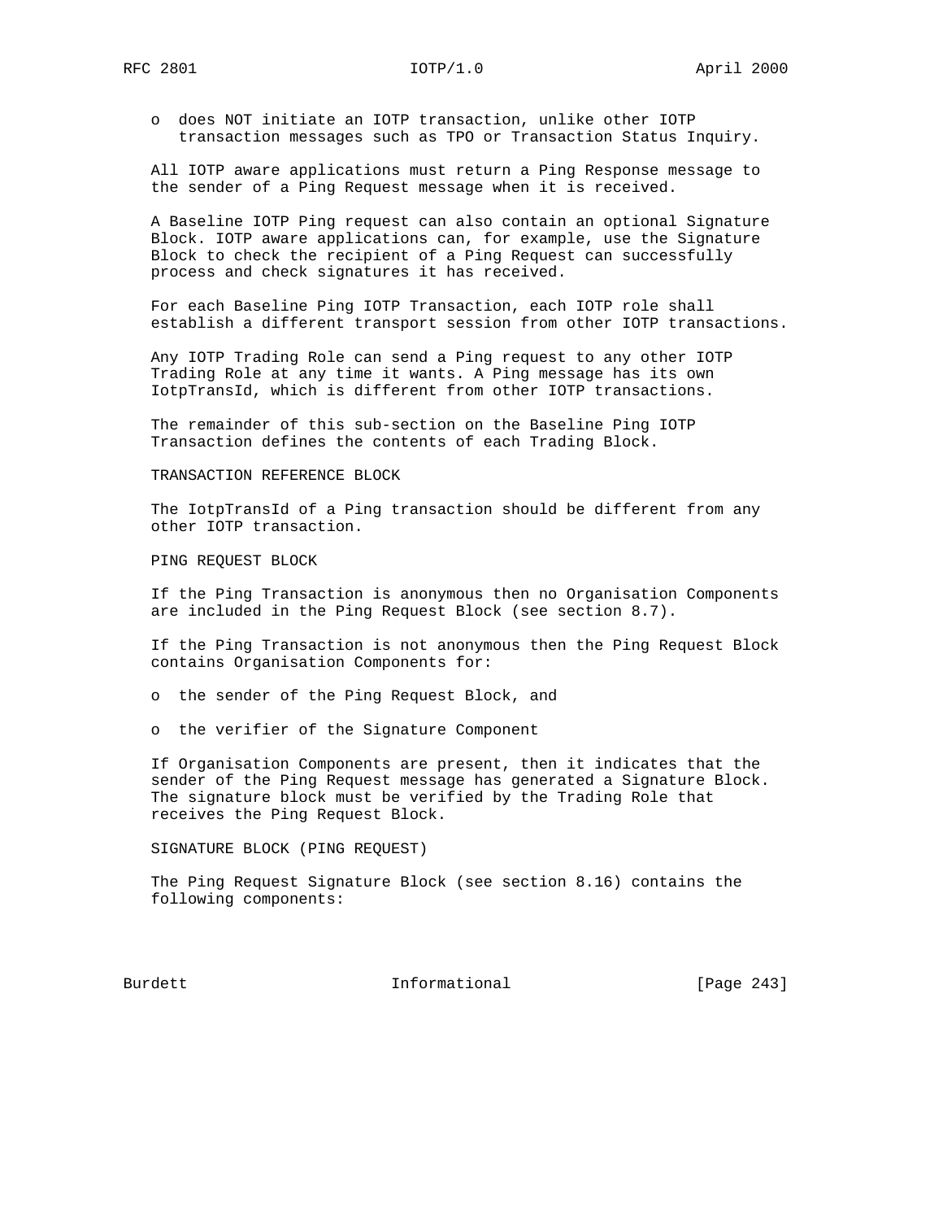- does NOT initiate an IOTP transaction, unlike other IOTP transaction messages such as TPO or Transaction Status Inquiry.

All IOTP aware applications must return a Ping Response message to the sender of a Ping Request message when it is received.

A Baseline IOTP Ping request can also contain an optional Signature Block. IOTP aware applications can, for example, use the Signature Block to check the recipient of a Ping Request can successfully process and check signatures it has received.

For each Baseline Ping IOTP Transaction, each IOTP role shall establish a different transport session from other IOTP transactions.

Any IOTP Trading Role can send a Ping request to any other IOTP Trading Role at any time it wants. A Ping message has its own IotpTransId, which is different from other IOTP transactions.

The remainder of this sub-section on the Baseline Ping IOTP Transaction defines the contents of each Trading Block.

TRANSACTION REFERENCE BLOCK

The IotpTransId of a Ping transaction should be different from any other IOTP transaction.

PING REQUEST BLOCK

If the Ping Transaction is anonymous then no Organisation Components are included in the Ping Request Block (see section 8.7).

If the Ping Transaction is not anonymous then the Ping Request Block contains Organisation Components for:

- the sender of the Ping Request Block, and
- the verifier of the Signature Component

If Organisation Components are present, then it indicates that the sender of the Ping Request message has generated a Signature Block. The signature block must be verified by the Trading Role that receives the Ping Request Block.

SIGNATURE BLOCK (PING REQUEST)

The Ping Request Signature Block (see section 8.16) contains the following components: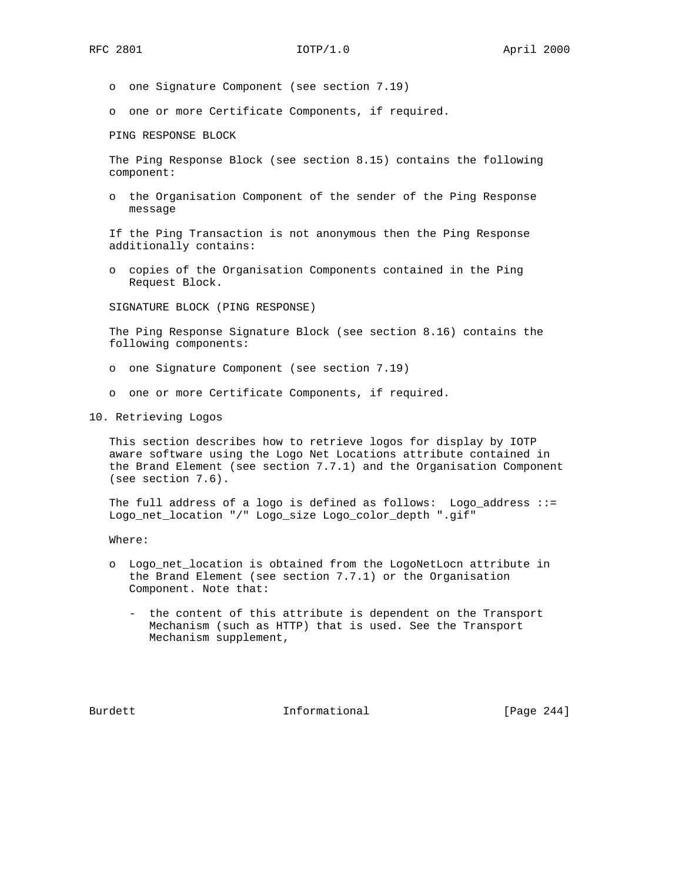- one Signature Component (see section 7.19)
- one or more Certificate Components, if required.

PING RESPONSE BLOCK

The Ping Response Block (see section 8.15) contains the following component:

- the Organisation Component of the sender of the Ping Response message

If the Ping Transaction is not anonymous then the Ping Response additionally contains:

- copies of the Organisation Components contained in the Ping Request Block.

SIGNATURE BLOCK (PING RESPONSE)

The Ping Response Signature Block (see section 8.16) contains the following components:

- one Signature Component (see section 7.19)
- one or more Certificate Components, if required.

# 10. Retrieving Logos

This section describes how to retrieve logos for display by IOTP aware software using the Logo Net Locations attribute contained in the Brand Element (see section 7.7.1) and the Organisation Component (see section 7.6).

The full address of a logo is defined as follows: Logo_address ::= Logo_net_location "/" Logo_size Logo_color_depth ".gif"

Where:

- Logo_net_location is obtained from the LogoNetLocn attribute in the Brand Element (see section 7.7.1) or the Organisation Component. Note that:
  - the content of this attribute is dependent on the Transport Mechanism (such as HTTP) that is used. See the Transport Mechanism supplement,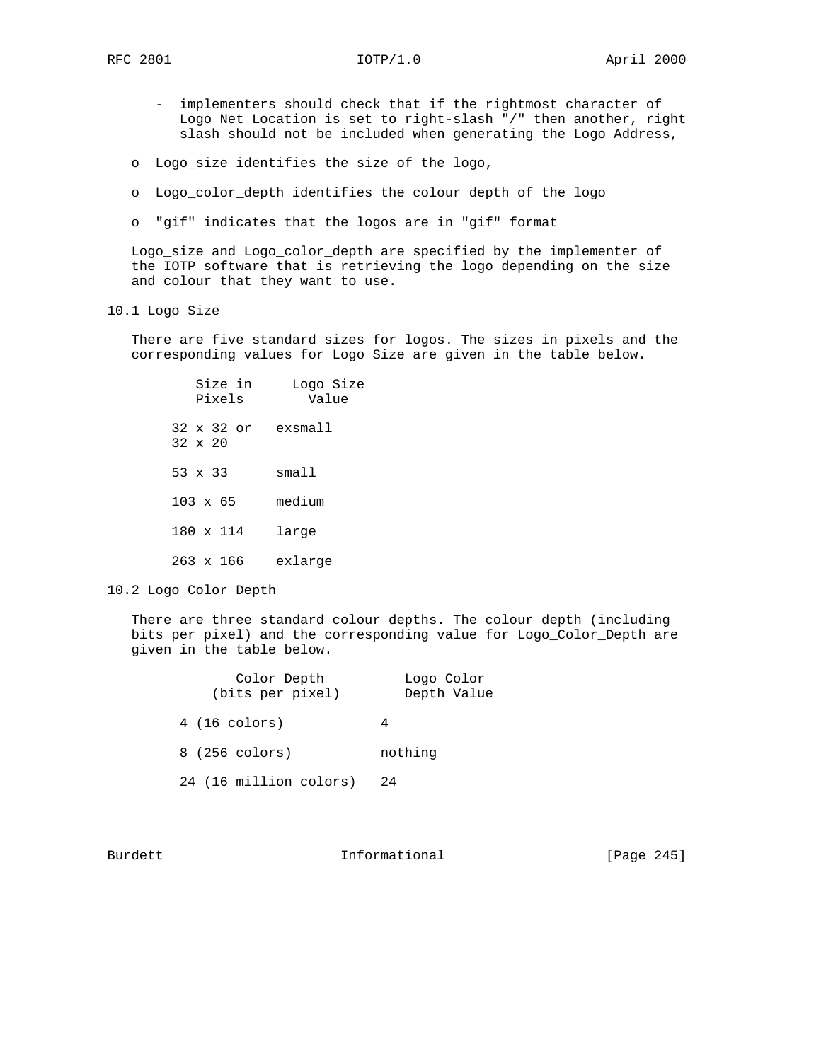- implementers should check that if the rightmost character of Logo Net Location is set to right-slash "/" then another, right slash should not be included when generating the Logo Address,

- Logo_size identifies the size of the logo,

- Logo_color_depth identifies the colour depth of the logo

- "gif" indicates that the logos are in "gif" format

Logo_size and Logo_color_depth are specified by the implementer of the IOTP software that is retrieving the logo depending on the size and colour that they want to use.

## 10.1 Logo Size

There are five standard sizes for logos. The sizes in pixels and the corresponding values for Logo Size are given in the table below.

| Size in Pixels | Logo Size Value |
|---|---|
| 32 x 32 or 32 x 20 | exsmall |
| 53 x 33 | small |
| 103 x 65 | medium |
| 180 x 114 | large |
| 263 x 166 | exlarge |

## 10.2 Logo Color Depth

There are three standard colour depths. The colour depth (including bits per pixel) and the corresponding value for Logo_Color_Depth are given in the table below.

| Color Depth (bits per pixel) | Logo Color Depth Value |
|---|---|
| 4 (16 colors) | 4 |
| 8 (256 colors) | nothing |
| 24 (16 million colors) | 24 |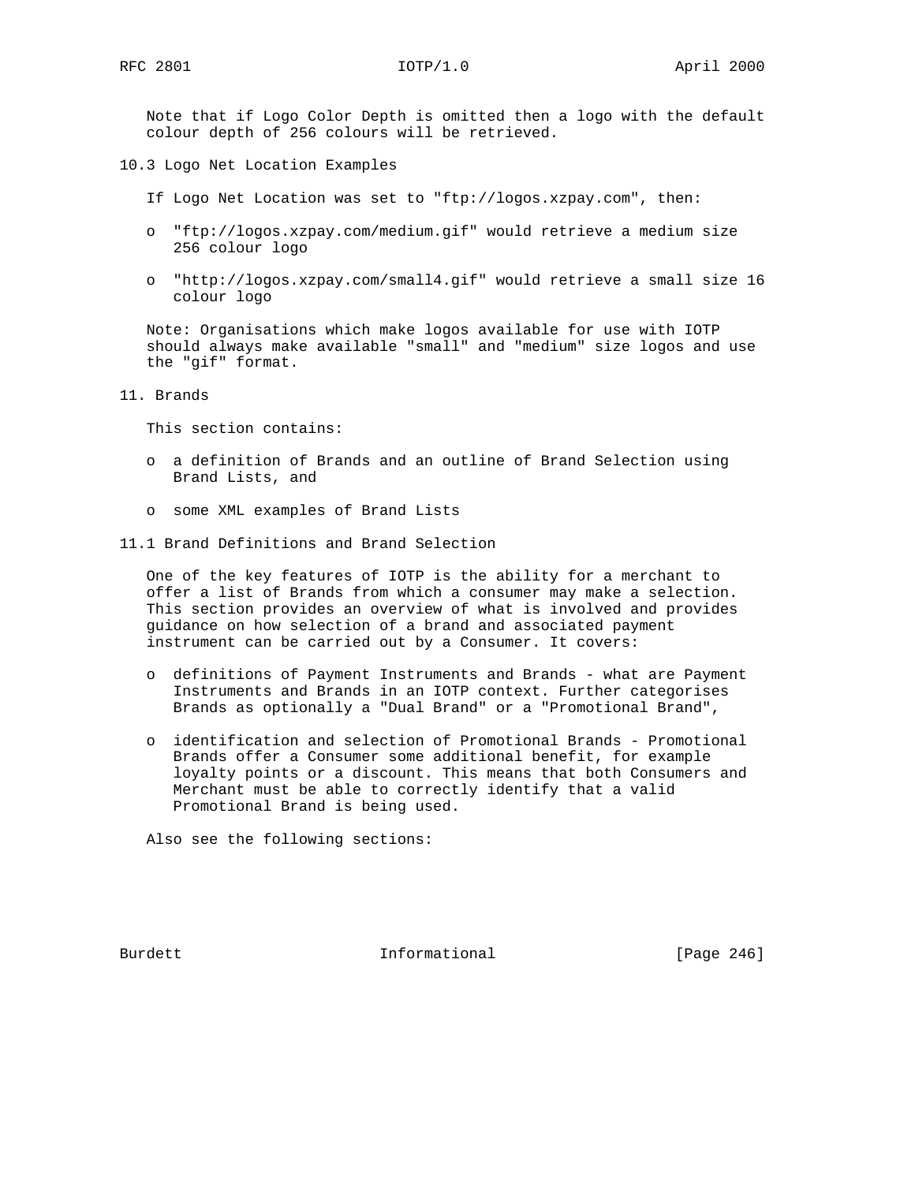Note that if Logo Color Depth is omitted then a logo with the default colour depth of 256 colours will be retrieved.

## 10.3 Logo Net Location Examples

If Logo Net Location was set to "ftp://logos.xzpay.com", then:

- "ftp://logos.xzpay.com/medium.gif" would retrieve a medium size 256 colour logo
- "http://logos.xzpay.com/small4.gif" would retrieve a small size 16 colour logo

Note: Organisations which make logos available for use with IOTP should always make available "small" and "medium" size logos and use the "gif" format.

# 11. Brands

This section contains:

- a definition of Brands and an outline of Brand Selection using Brand Lists, and
- some XML examples of Brand Lists

## 11.1 Brand Definitions and Brand Selection

One of the key features of IOTP is the ability for a merchant to offer a list of Brands from which a consumer may make a selection. This section provides an overview of what is involved and provides guidance on how selection of a brand and associated payment instrument can be carried out by a Consumer. It covers:

- definitions of Payment Instruments and Brands - what are Payment Instruments and Brands in an IOTP context. Further categorises Brands as optionally a "Dual Brand" or a "Promotional Brand",
- identification and selection of Promotional Brands - Promotional Brands offer a Consumer some additional benefit, for example loyalty points or a discount. This means that both Consumers and Merchant must be able to correctly identify that a valid Promotional Brand is being used.

Also see the following sections: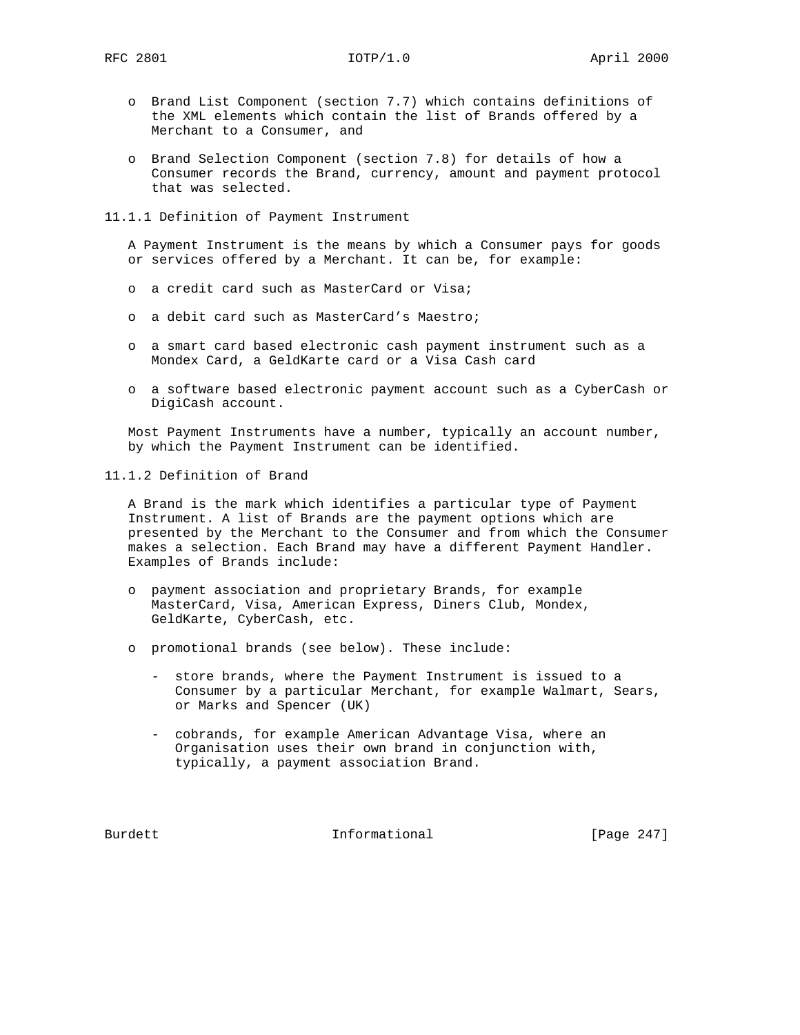- Brand List Component (section 7.7) which contains definitions of the XML elements which contain the list of Brands offered by a Merchant to a Consumer, and

- Brand Selection Component (section 7.8) for details of how a Consumer records the Brand, currency, amount and payment protocol that was selected.

### 11.1.1 Definition of Payment Instrument

A Payment Instrument is the means by which a Consumer pays for goods or services offered by a Merchant. It can be, for example:

- a credit card such as MasterCard or Visa;

- a debit card such as MasterCard's Maestro;

- a smart card based electronic cash payment instrument such as a Mondex Card, a GeldKarte card or a Visa Cash card

- a software based electronic payment account such as a CyberCash or DigiCash account.

Most Payment Instruments have a number, typically an account number, by which the Payment Instrument can be identified.

### 11.1.2 Definition of Brand

A Brand is the mark which identifies a particular type of Payment Instrument. A list of Brands are the payment options which are presented by the Merchant to the Consumer and from which the Consumer makes a selection. Each Brand may have a different Payment Handler. Examples of Brands include:

- payment association and proprietary Brands, for example MasterCard, Visa, American Express, Diners Club, Mondex, GeldKarte, CyberCash, etc.

- promotional brands (see below). These include:

  - store brands, where the Payment Instrument is issued to a Consumer by a particular Merchant, for example Walmart, Sears, or Marks and Spencer (UK)

  - cobrands, for example American Advantage Visa, where an Organisation uses their own brand in conjunction with, typically, a payment association Brand.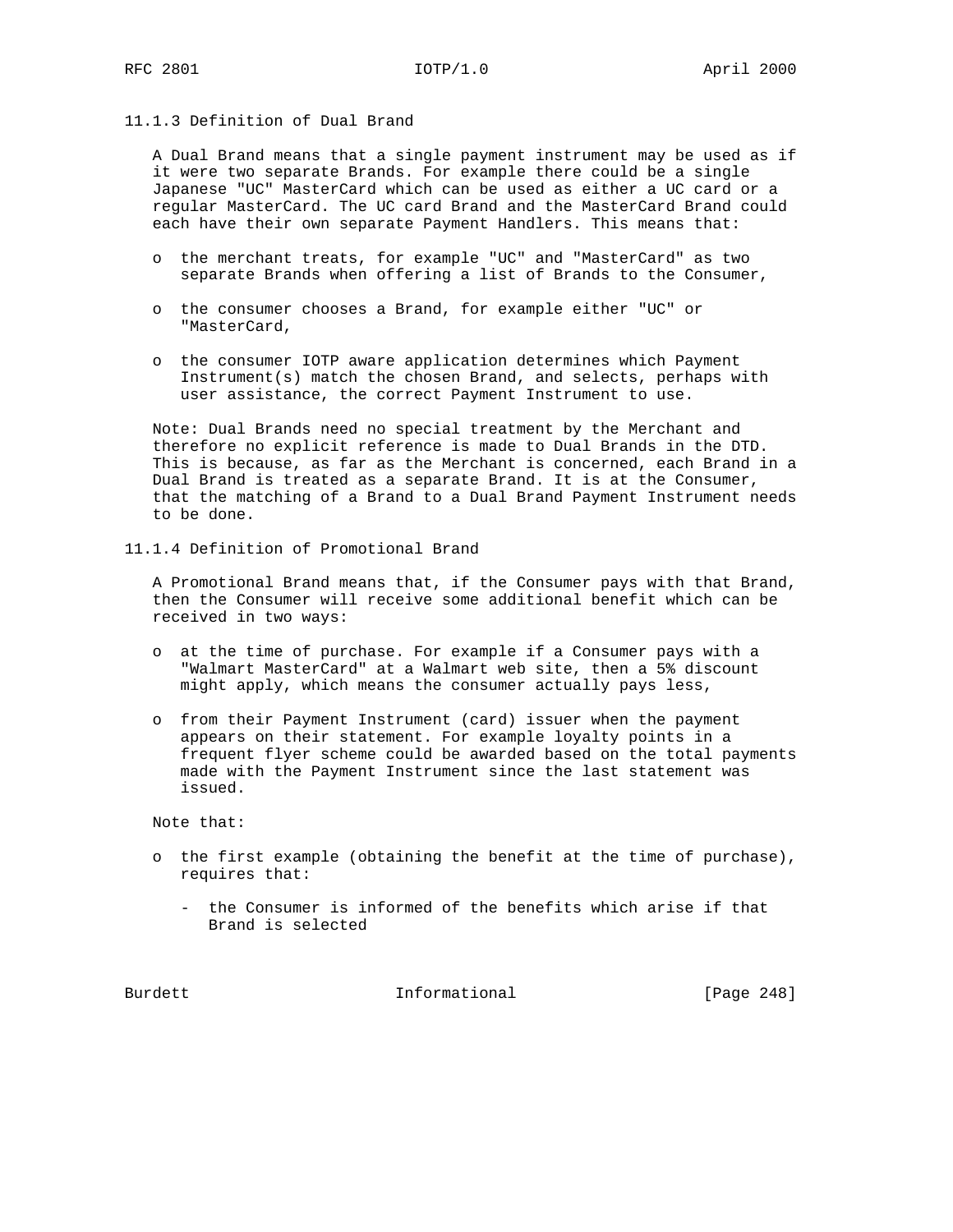### 11.1.3 Definition of Dual Brand

A Dual Brand means that a single payment instrument may be used as if it were two separate Brands. For example there could be a single Japanese "UC" MasterCard which can be used as either a UC card or a regular MasterCard. The UC card Brand and the MasterCard Brand could each have their own separate Payment Handlers. This means that:

- the merchant treats, for example "UC" and "MasterCard" as two separate Brands when offering a list of Brands to the Consumer,
- the consumer chooses a Brand, for example either "UC" or "MasterCard,
- the consumer IOTP aware application determines which Payment Instrument(s) match the chosen Brand, and selects, perhaps with user assistance, the correct Payment Instrument to use.

Note: Dual Brands need no special treatment by the Merchant and therefore no explicit reference is made to Dual Brands in the DTD. This is because, as far as the Merchant is concerned, each Brand in a Dual Brand is treated as a separate Brand. It is at the Consumer, that the matching of a Brand to a Dual Brand Payment Instrument needs to be done.

### 11.1.4 Definition of Promotional Brand

A Promotional Brand means that, if the Consumer pays with that Brand, then the Consumer will receive some additional benefit which can be received in two ways:

- at the time of purchase. For example if a Consumer pays with a "Walmart MasterCard" at a Walmart web site, then a 5% discount might apply, which means the consumer actually pays less,
- from their Payment Instrument (card) issuer when the payment appears on their statement. For example loyalty points in a frequent flyer scheme could be awarded based on the total payments made with the Payment Instrument since the last statement was issued.

Note that:

- the first example (obtaining the benefit at the time of purchase), requires that:
  - the Consumer is informed of the benefits which arise if that Brand is selected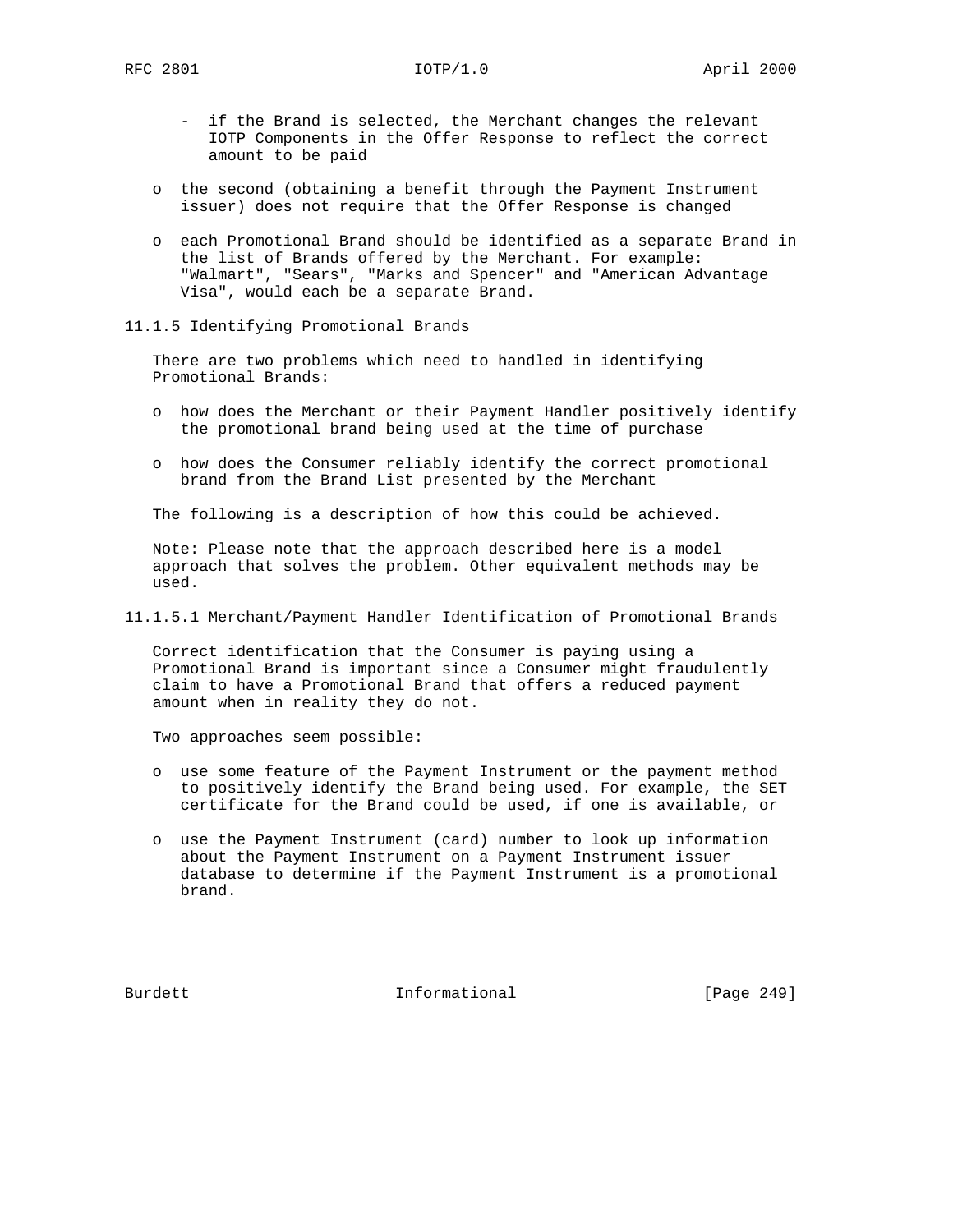- if the Brand is selected, the Merchant changes the relevant IOTP Components in the Offer Response to reflect the correct amount to be paid

- the second (obtaining a benefit through the Payment Instrument issuer) does not require that the Offer Response is changed

- each Promotional Brand should be identified as a separate Brand in the list of Brands offered by the Merchant. For example: "Walmart", "Sears", "Marks and Spencer" and "American Advantage Visa", would each be a separate Brand.

### 11.1.5 Identifying Promotional Brands

There are two problems which need to handled in identifying Promotional Brands:

- how does the Merchant or their Payment Handler positively identify the promotional brand being used at the time of purchase

- how does the Consumer reliably identify the correct promotional brand from the Brand List presented by the Merchant

The following is a description of how this could be achieved.

Note: Please note that the approach described here is a model approach that solves the problem. Other equivalent methods may be used.

#### 11.1.5.1 Merchant/Payment Handler Identification of Promotional Brands

Correct identification that the Consumer is paying using a Promotional Brand is important since a Consumer might fraudulently claim to have a Promotional Brand that offers a reduced payment amount when in reality they do not.

Two approaches seem possible:

- use some feature of the Payment Instrument or the payment method to positively identify the Brand being used. For example, the SET certificate for the Brand could be used, if one is available, or

- use the Payment Instrument (card) number to look up information about the Payment Instrument on a Payment Instrument issuer database to determine if the Payment Instrument is a promotional brand.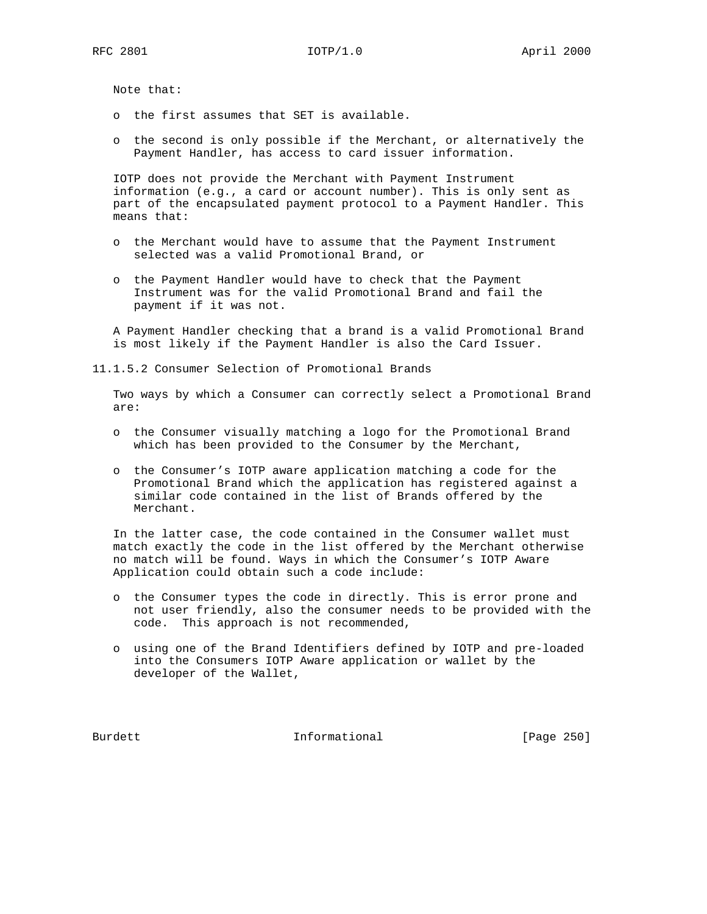Note that:

- the first assumes that SET is available.

- the second is only possible if the Merchant, or alternatively the Payment Handler, has access to card issuer information.

IOTP does not provide the Merchant with Payment Instrument information (e.g., a card or account number). This is only sent as part of the encapsulated payment protocol to a Payment Handler. This means that:

- the Merchant would have to assume that the Payment Instrument selected was a valid Promotional Brand, or

- the Payment Handler would have to check that the Payment Instrument was for the valid Promotional Brand and fail the payment if it was not.

A Payment Handler checking that a brand is a valid Promotional Brand is most likely if the Payment Handler is also the Card Issuer.

#### 11.1.5.2 Consumer Selection of Promotional Brands

Two ways by which a Consumer can correctly select a Promotional Brand are:

- the Consumer visually matching a logo for the Promotional Brand which has been provided to the Consumer by the Merchant,

- the Consumer's IOTP aware application matching a code for the Promotional Brand which the application has registered against a similar code contained in the list of Brands offered by the Merchant.

In the latter case, the code contained in the Consumer wallet must match exactly the code in the list offered by the Merchant otherwise no match will be found. Ways in which the Consumer's IOTP Aware Application could obtain such a code include:

- the Consumer types the code in directly. This is error prone and not user friendly, also the consumer needs to be provided with the code. This approach is not recommended,

- using one of the Brand Identifiers defined by IOTP and pre-loaded into the Consumers IOTP Aware application or wallet by the developer of the Wallet,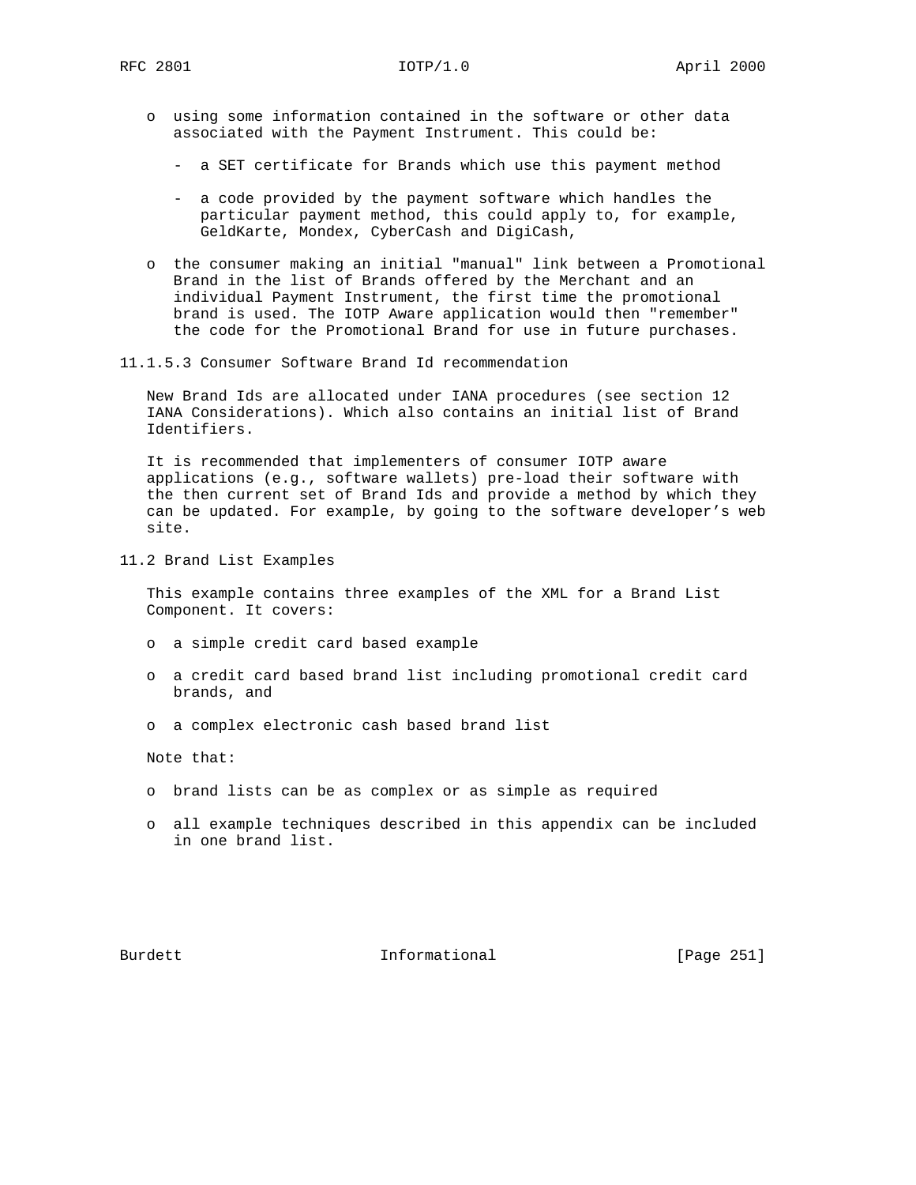- using some information contained in the software or other data associated with the Payment Instrument. This could be:
  - a SET certificate for Brands which use this payment method
  - a code provided by the payment software which handles the particular payment method, this could apply to, for example, GeldKarte, Mondex, CyberCash and DigiCash,
- the consumer making an initial "manual" link between a Promotional Brand in the list of Brands offered by the Merchant and an individual Payment Instrument, the first time the promotional brand is used. The IOTP Aware application would then "remember" the code for the Promotional Brand for use in future purchases.

#### 11.1.5.3 Consumer Software Brand Id recommendation

New Brand Ids are allocated under IANA procedures (see section 12 IANA Considerations). Which also contains an initial list of Brand Identifiers.

It is recommended that implementers of consumer IOTP aware applications (e.g., software wallets) pre-load their software with the then current set of Brand Ids and provide a method by which they can be updated. For example, by going to the software developer's web site.

## 11.2 Brand List Examples

This example contains three examples of the XML for a Brand List Component. It covers:

- a simple credit card based example
- a credit card based brand list including promotional credit card brands, and
- a complex electronic cash based brand list

Note that:

- brand lists can be as complex or as simple as required
- all example techniques described in this appendix can be included in one brand list.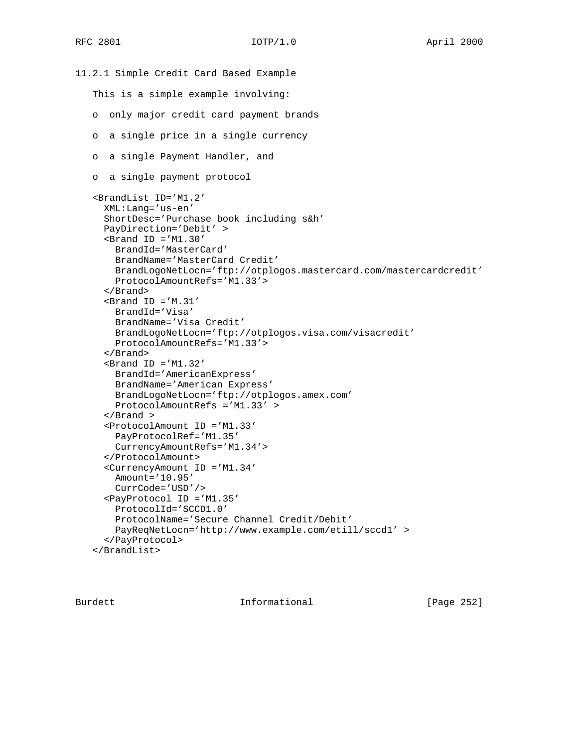### 11.2.1 Simple Credit Card Based Example

This is a simple example involving:

- only major credit card payment brands
- a single price in a single currency
- a single Payment Handler, and
- a single payment protocol

```
<BrandList ID='M1.2'
  XML:Lang='us-en'
  ShortDesc='Purchase book including s&h'
  PayDirection='Debit' >
  <Brand ID ='M1.30'
    BrandId='MasterCard'
    BrandName='MasterCard Credit'
    BrandLogoNetLocn='ftp://otplogos.mastercard.com/mastercardcredit'
    ProtocolAmountRefs='M1.33'>
  </Brand>
  <Brand ID ='M.31'
    BrandId='Visa'
    BrandName='Visa Credit'
    BrandLogoNetLocn='ftp://otplogos.visa.com/visacredit'
    ProtocolAmountRefs='M1.33'>
  </Brand>
  <Brand ID ='M1.32'
    BrandId='AmericanExpress'
    BrandName='American Express'
    BrandLogoNetLocn='ftp://otplogos.amex.com'
    ProtocolAmountRefs ='M1.33' >
  </Brand >
  <ProtocolAmount ID ='M1.33'
    PayProtocolRef='M1.35'
    CurrencyAmountRefs='M1.34'>
  </ProtocolAmount>
  <CurrencyAmount ID ='M1.34'
    Amount='10.95'
    CurrCode='USD'/>
  <PayProtocol ID ='M1.35'
    ProtocolId='SCCD1.0'
    ProtocolName='Secure Channel Credit/Debit'
    PayReqNetLocn='http://www.example.com/etill/sccd1' >
  </PayProtocol>
</BrandList>
```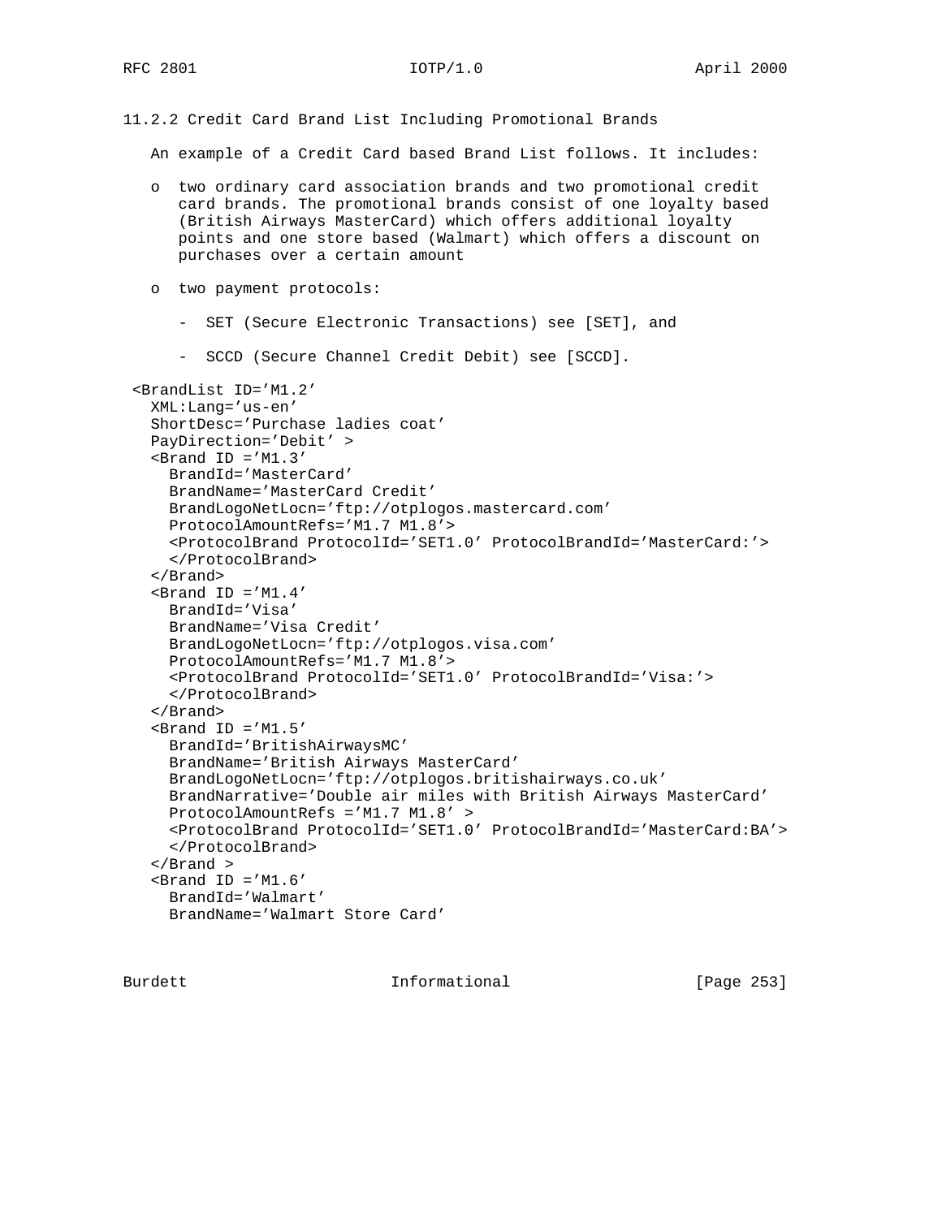### 11.2.2 Credit Card Brand List Including Promotional Brands

An example of a Credit Card based Brand List follows. It includes:

- two ordinary card association brands and two promotional credit card brands. The promotional brands consist of one loyalty based (British Airways MasterCard) which offers additional loyalty points and one store based (Walmart) which offers a discount on purchases over a certain amount

- two payment protocols:

  - SET (Secure Electronic Transactions) see [SET], and

  - SCCD (Secure Channel Credit Debit) see [SCCD].

```
 <BrandList ID='M1.2'
   XML:Lang='us-en'
   ShortDesc='Purchase ladies coat'
   PayDirection='Debit' >
   <Brand ID ='M1.3'
     BrandId='MasterCard'
     BrandName='MasterCard Credit'
     BrandLogoNetLocn='ftp://otplogos.mastercard.com'
     ProtocolAmountRefs='M1.7 M1.8'>
     <ProtocolBrand ProtocolId='SET1.0' ProtocolBrandId='MasterCard:'>
     </ProtocolBrand>
   </Brand>
   <Brand ID ='M1.4'
     BrandId='Visa'
     BrandName='Visa Credit'
     BrandLogoNetLocn='ftp://otplogos.visa.com'
     ProtocolAmountRefs='M1.7 M1.8'>
     <ProtocolBrand ProtocolId='SET1.0' ProtocolBrandId='Visa:'>
     </ProtocolBrand>
   </Brand>
   <Brand ID ='M1.5'
     BrandId='BritishAirwaysMC'
     BrandName='British Airways MasterCard'
     BrandLogoNetLocn='ftp://otplogos.britishairways.co.uk'
     BrandNarrative='Double air miles with British Airways MasterCard'
     ProtocolAmountRefs ='M1.7 M1.8' >
     <ProtocolBrand ProtocolId='SET1.0' ProtocolBrandId='MasterCard:BA'>
     </ProtocolBrand>
   </Brand >
   <Brand ID ='M1.6'
     BrandId='Walmart'
     BrandName='Walmart Store Card'
```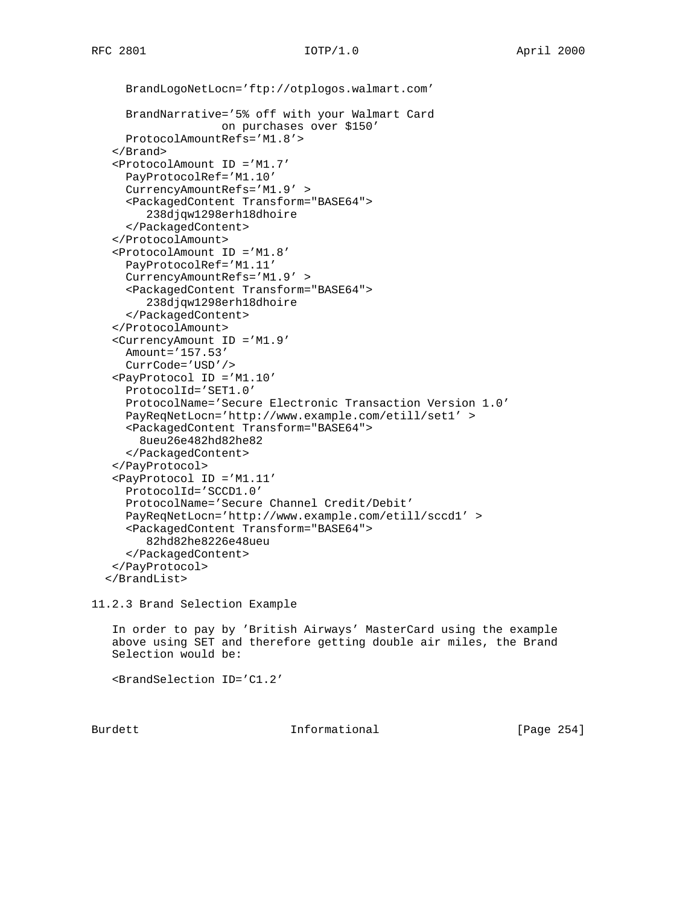```
     BrandLogoNetLocn='ftp://otplogos.walmart.com'

     BrandNarrative='5% off with your Walmart Card
                   on purchases over $150'
     ProtocolAmountRefs='M1.8'>
   </Brand>
   <ProtocolAmount ID ='M1.7'
     PayProtocolRef='M1.10'
     CurrencyAmountRefs='M1.9' >
     <PackagedContent Transform="BASE64">
        238djqw1298erh18dhoire
     </PackagedContent>
   </ProtocolAmount>
   <ProtocolAmount ID ='M1.8'
     PayProtocolRef='M1.11'
     CurrencyAmountRefs='M1.9' >
     <PackagedContent Transform="BASE64">
        238djqw1298erh18dhoire
     </PackagedContent>
   </ProtocolAmount>
   <CurrencyAmount ID ='M1.9'
     Amount='157.53'
     CurrCode='USD'/>
   <PayProtocol ID ='M1.10'
     ProtocolId='SET1.0'
     ProtocolName='Secure Electronic Transaction Version 1.0'
     PayReqNetLocn='http://www.example.com/etill/set1' >
     <PackagedContent Transform="BASE64">
       8ueu26e482hd82he82
     </PackagedContent>
   </PayProtocol>
   <PayProtocol ID ='M1.11'
     ProtocolId='SCCD1.0'
     ProtocolName='Secure Channel Credit/Debit'
     PayReqNetLocn='http://www.example.com/etill/sccd1' >
     <PackagedContent Transform="BASE64">
        82hd82he8226e48ueu
     </PackagedContent>
   </PayProtocol>
  </BrandList>
```

### 11.2.3 Brand Selection Example

In order to pay by 'British Airways' MasterCard using the example above using SET and therefore getting double air miles, the Brand Selection would be:

```
   <BrandSelection ID='C1.2'
```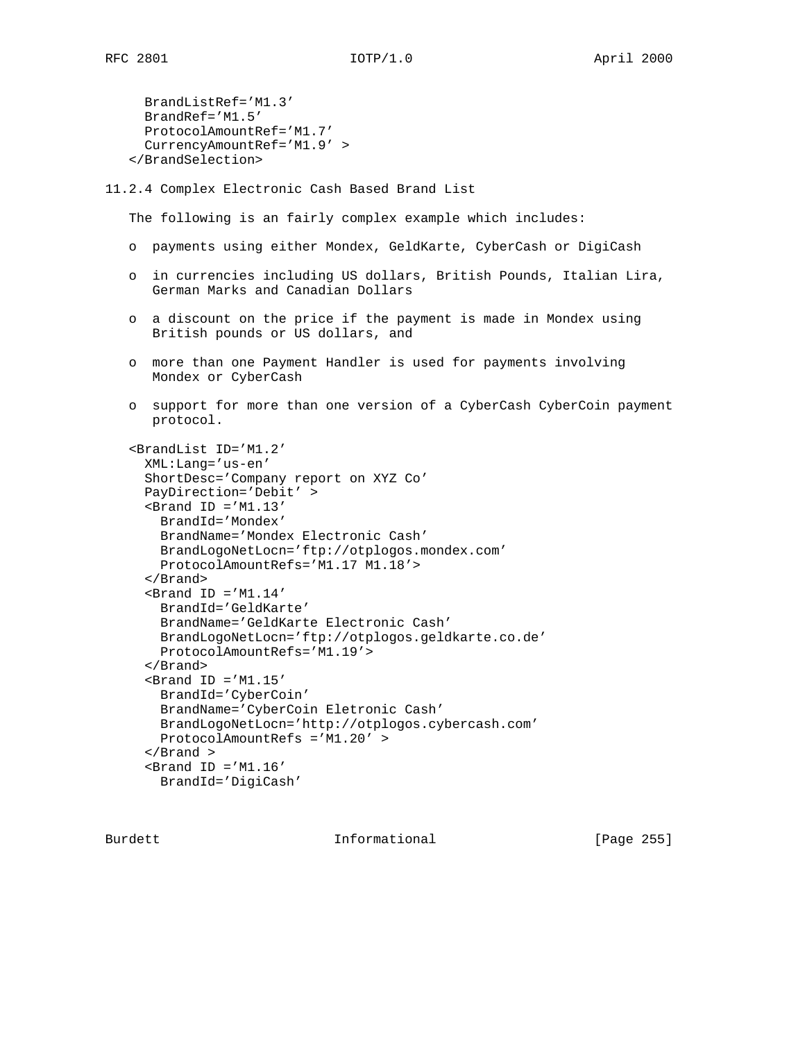```
     BrandListRef='M1.3'
     BrandRef='M1.5'
     ProtocolAmountRef='M1.7'
     CurrencyAmountRef='M1.9' >
   </BrandSelection>
```

### 11.2.4 Complex Electronic Cash Based Brand List

The following is an fairly complex example which includes:

- payments using either Mondex, GeldKarte, CyberCash or DigiCash
- in currencies including US dollars, British Pounds, Italian Lira, German Marks and Canadian Dollars
- a discount on the price if the payment is made in Mondex using British pounds or US dollars, and
- more than one Payment Handler is used for payments involving Mondex or CyberCash
- support for more than one version of a CyberCash CyberCoin payment protocol.

```
   <BrandList ID='M1.2'
     XML:Lang='us-en'
     ShortDesc='Company report on XYZ Co'
     PayDirection='Debit' >
     <Brand ID ='M1.13'
       BrandId='Mondex'
       BrandName='Mondex Electronic Cash'
       BrandLogoNetLocn='ftp://otplogos.mondex.com'
       ProtocolAmountRefs='M1.17 M1.18'>
     </Brand>
     <Brand ID ='M1.14'
       BrandId='GeldKarte'
       BrandName='GeldKarte Electronic Cash'
       BrandLogoNetLocn='ftp://otplogos.geldkarte.co.de'
       ProtocolAmountRefs='M1.19'>
     </Brand>
     <Brand ID ='M1.15'
       BrandId='CyberCoin'
       BrandName='CyberCoin Eletronic Cash'
       BrandLogoNetLocn='http://otplogos.cybercash.com'
       ProtocolAmountRefs ='M1.20' >
     </Brand >
     <Brand ID ='M1.16'
       BrandId='DigiCash'
```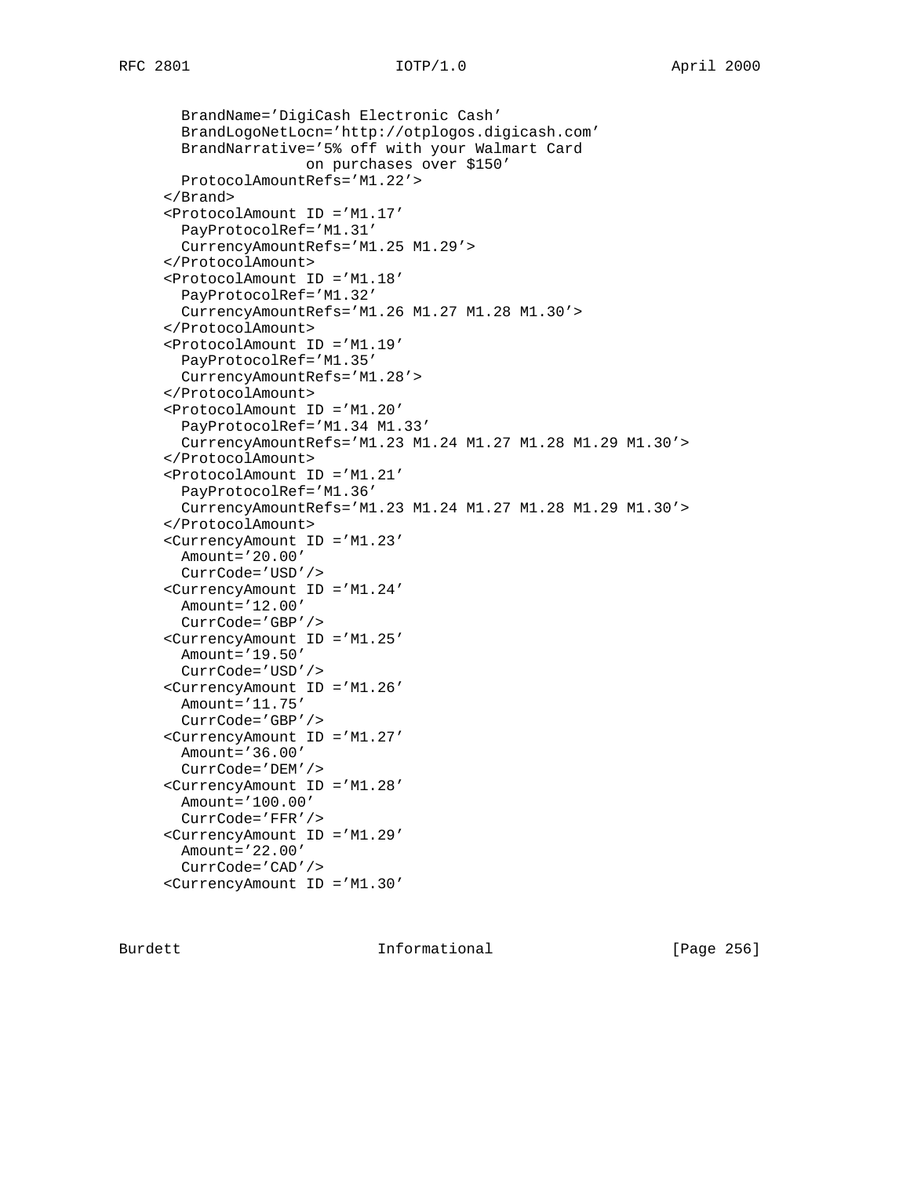```
        BrandName='DigiCash Electronic Cash'
        BrandLogoNetLocn='http://otplogos.digicash.com'
        BrandNarrative='5% off with your Walmart Card
                      on purchases over $150'
        ProtocolAmountRefs='M1.22'>
      </Brand>
      <ProtocolAmount ID ='M1.17'
        PayProtocolRef='M1.31'
        CurrencyAmountRefs='M1.25 M1.29'>
      </ProtocolAmount>
      <ProtocolAmount ID ='M1.18'
        PayProtocolRef='M1.32'
        CurrencyAmountRefs='M1.26 M1.27 M1.28 M1.30'>
      </ProtocolAmount>
      <ProtocolAmount ID ='M1.19'
        PayProtocolRef='M1.35'
        CurrencyAmountRefs='M1.28'>
      </ProtocolAmount>
      <ProtocolAmount ID ='M1.20'
        PayProtocolRef='M1.34 M1.33'
        CurrencyAmountRefs='M1.23 M1.24 M1.27 M1.28 M1.29 M1.30'>
      </ProtocolAmount>
      <ProtocolAmount ID ='M1.21'
        PayProtocolRef='M1.36'
        CurrencyAmountRefs='M1.23 M1.24 M1.27 M1.28 M1.29 M1.30'>
      </ProtocolAmount>
      <CurrencyAmount ID ='M1.23'
        Amount='20.00'
        CurrCode='USD'/>
      <CurrencyAmount ID ='M1.24'
        Amount='12.00'
        CurrCode='GBP'/>
      <CurrencyAmount ID ='M1.25'
        Amount='19.50'
        CurrCode='USD'/>
      <CurrencyAmount ID ='M1.26'
        Amount='11.75'
        CurrCode='GBP'/>
      <CurrencyAmount ID ='M1.27'
        Amount='36.00'
        CurrCode='DEM'/>
      <CurrencyAmount ID ='M1.28'
        Amount='100.00'
        CurrCode='FFR'/>
      <CurrencyAmount ID ='M1.29'
        Amount='22.00'
        CurrCode='CAD'/>
      <CurrencyAmount ID ='M1.30'
```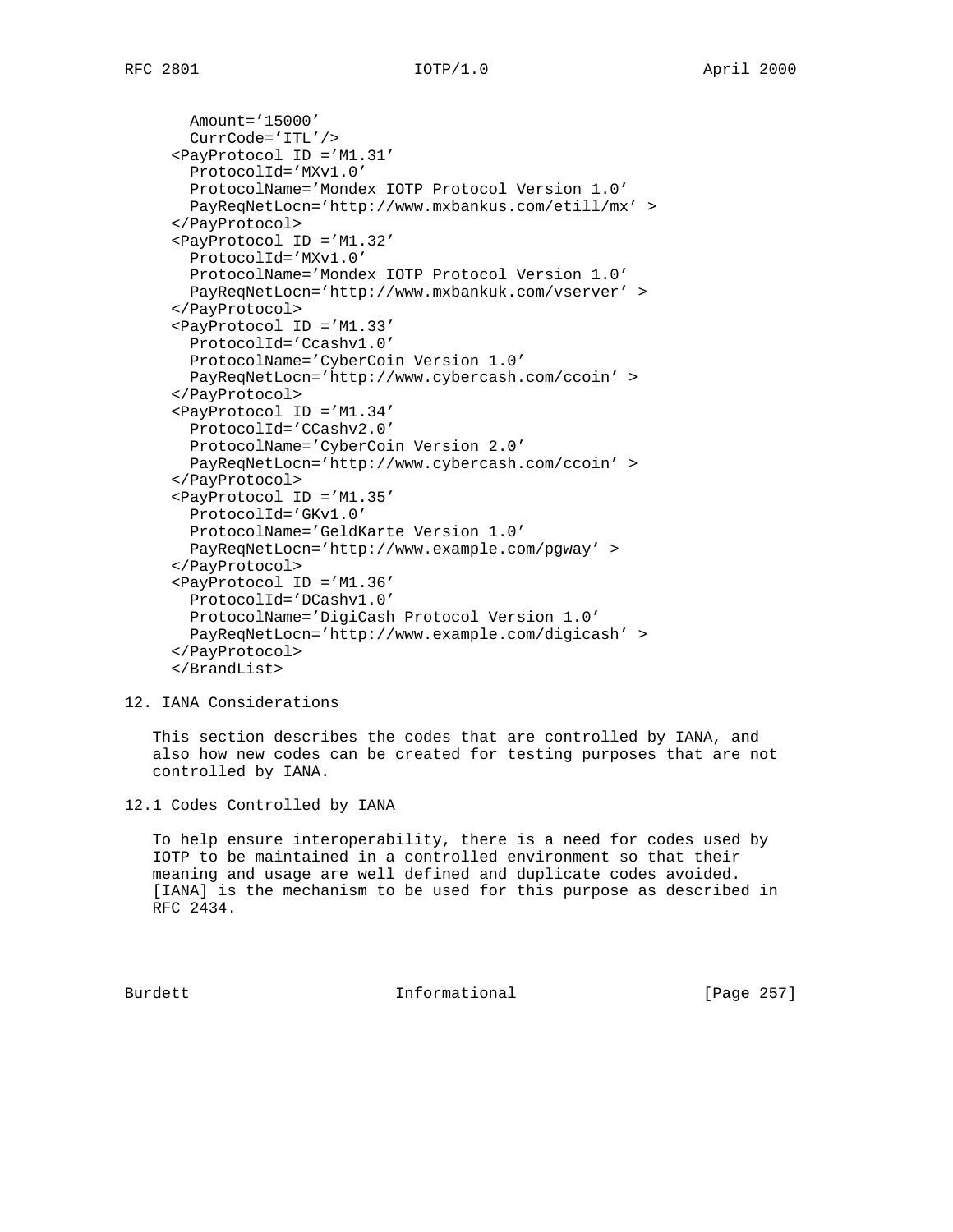```
       Amount='15000'
       CurrCode='ITL'/>
     <PayProtocol ID ='M1.31'
       ProtocolId='MXv1.0'
       ProtocolName='Mondex IOTP Protocol Version 1.0'
       PayReqNetLocn='http://www.mxbankus.com/etill/mx' >
     </PayProtocol>
     <PayProtocol ID ='M1.32'
       ProtocolId='MXv1.0'
       ProtocolName='Mondex IOTP Protocol Version 1.0'
       PayReqNetLocn='http://www.mxbankuk.com/vserver' >
     </PayProtocol>
     <PayProtocol ID ='M1.33'
       ProtocolId='Ccashv1.0'
       ProtocolName='CyberCoin Version 1.0'
       PayReqNetLocn='http://www.cybercash.com/ccoin' >
     </PayProtocol>
     <PayProtocol ID ='M1.34'
       ProtocolId='CCashv2.0'
       ProtocolName='CyberCoin Version 2.0'
       PayReqNetLocn='http://www.cybercash.com/ccoin' >
     </PayProtocol>
     <PayProtocol ID ='M1.35'
       ProtocolId='GKv1.0'
       ProtocolName='GeldKarte Version 1.0'
       PayReqNetLocn='http://www.example.com/pgway' >
     </PayProtocol>
     <PayProtocol ID ='M1.36'
       ProtocolId='DCashv1.0'
       ProtocolName='DigiCash Protocol Version 1.0'
       PayReqNetLocn='http://www.example.com/digicash' >
     </PayProtocol>
     </BrandList>
```

## 12. IANA Considerations

This section describes the codes that are controlled by IANA, and also how new codes can be created for testing purposes that are not controlled by IANA.

### 12.1 Codes Controlled by IANA

To help ensure interoperability, there is a need for codes used by IOTP to be maintained in a controlled environment so that their meaning and usage are well defined and duplicate codes avoided. [IANA] is the mechanism to be used for this purpose as described in RFC 2434.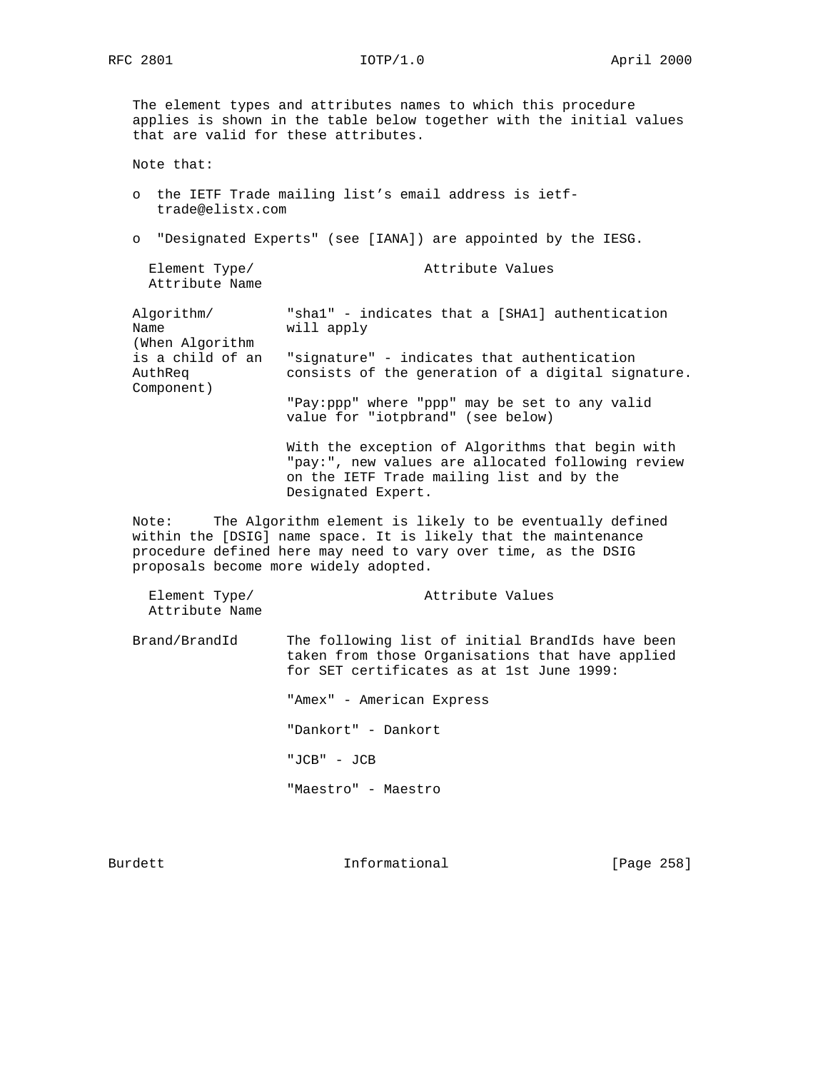The element types and attributes names to which this procedure applies is shown in the table below together with the initial values that are valid for these attributes.

Note that:

- the IETF Trade mailing list's email address is ietf-trade@elistx.com
- "Designated Experts" (see [IANA]) are appointed by the IESG.

| Element Type/ Attribute Name | Attribute Values |
|---|---|
| Algorithm/ Name (When Algorithm is a child of an AuthReq Component) | "sha1" - indicates that a [SHA1] authentication will apply<br><br>"signature" - indicates that authentication consists of the generation of a digital signature.<br><br>"Pay:ppp" where "ppp" may be set to any valid value for "iotpbrand" (see below)<br><br>With the exception of Algorithms that begin with "pay:", new values are allocated following review on the IETF Trade mailing list and by the Designated Expert. |

Note: The Algorithm element is likely to be eventually defined within the [DSIG] name space. It is likely that the maintenance procedure defined here may need to vary over time, as the DSIG proposals become more widely adopted.

| Element Type/ Attribute Name | Attribute Values |
|---|---|
| Brand/BrandId | The following list of initial BrandIds have been taken from those Organisations that have applied for SET certificates as at 1st June 1999:<br><br>"Amex" - American Express<br><br>"Dankort" - Dankort<br><br>"JCB" - JCB<br><br>"Maestro" - Maestro |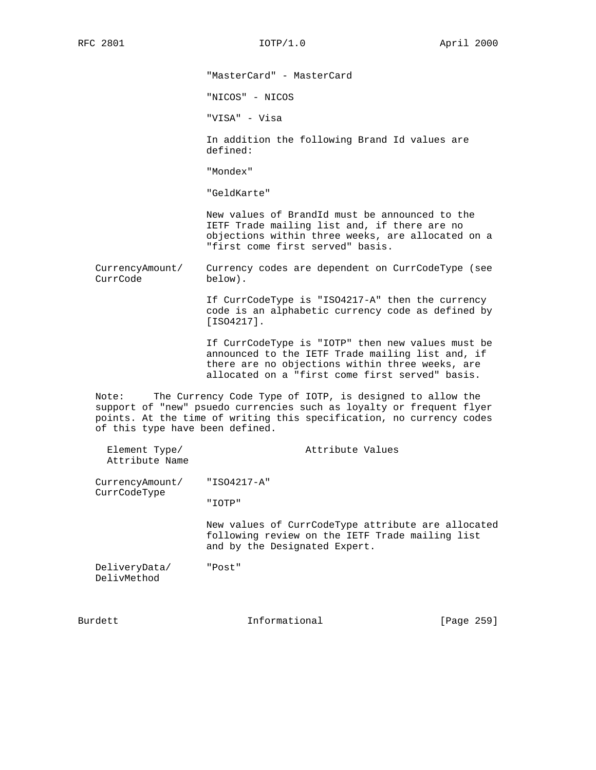"MasterCard" - MasterCard

"NICOS" - NICOS

"VISA" - Visa

In addition the following Brand Id values are defined:

"Mondex"

"GeldKarte"

New values of BrandId must be announced to the IETF Trade mailing list and, if there are no objections within three weeks, are allocated on a "first come first served" basis.

| Element Type/ Attribute Name | Attribute Values |
|---|---|
| CurrencyAmount/ CurrCode | Currency codes are dependent on CurrCodeType (see below). |
| | If CurrCodeType is "ISO4217-A" then the currency code is an alphabetic currency code as defined by [ISO4217]. |
| | If CurrCodeType is "IOTP" then new values must be announced to the IETF Trade mailing list and, if there are no objections within three weeks, are allocated on a "first come first served" basis. |

Note: The Currency Code Type of IOTP, is designed to allow the support of "new" psuedo currencies such as loyalty or frequent flyer points. At the time of writing this specification, no currency codes of this type have been defined.

| Element Type/ Attribute Name | Attribute Values |
|---|---|
| CurrencyAmount/ CurrCodeType | "ISO4217-A" |
| | "IOTP" |
| | New values of CurrCodeType attribute are allocated following review on the IETF Trade mailing list and by the Designated Expert. |
| DeliveryData/ DelivMethod | "Post" |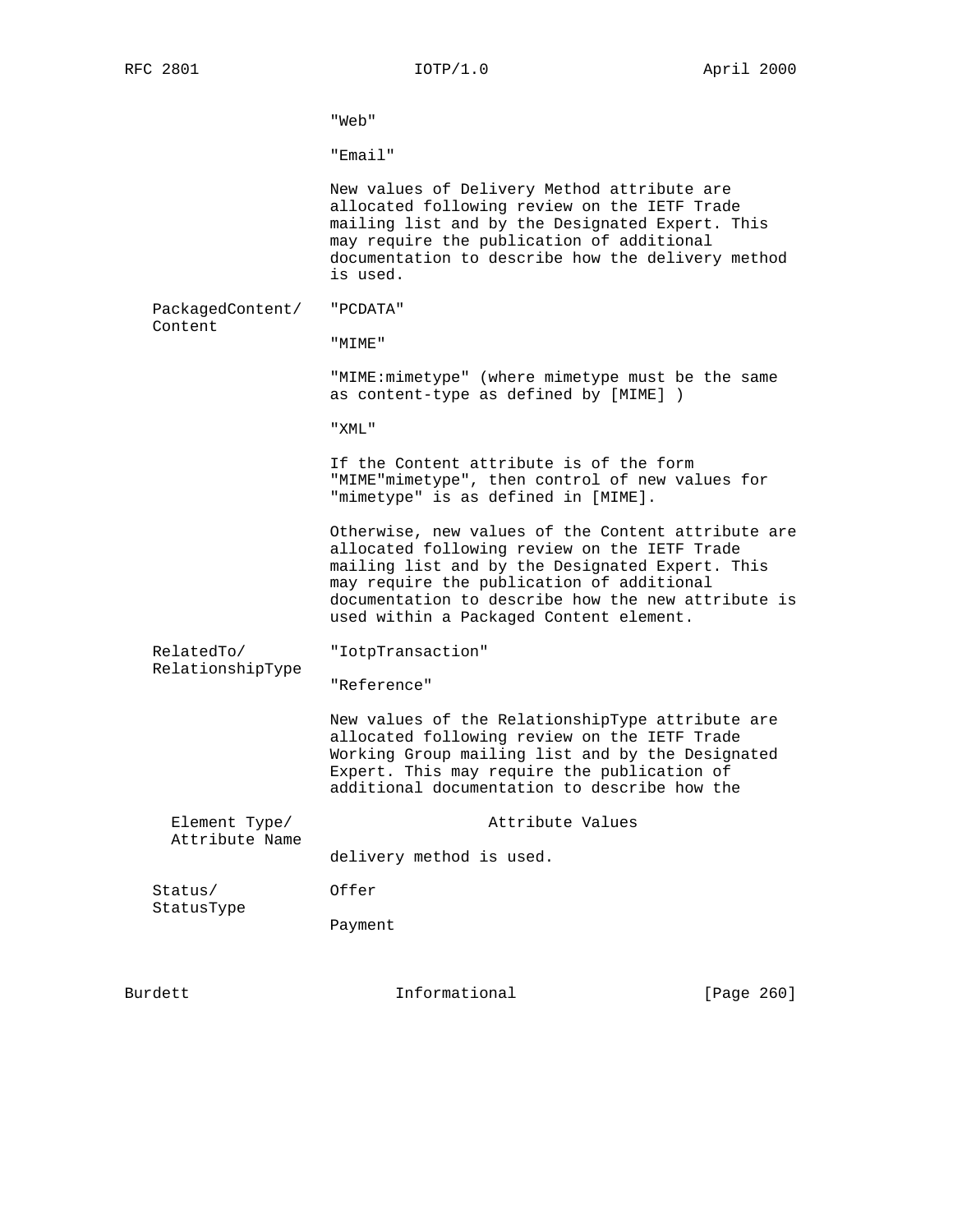| Element Type/ Attribute Name | Attribute Values |
|---|---|
| | "Web" |
| | "Email" |
| | New values of Delivery Method attribute are allocated following review on the IETF Trade mailing list and by the Designated Expert. This may require the publication of additional documentation to describe how the delivery method is used. |
| PackagedContent/ Content | "PCDATA" |
| | "MIME" |
| | "MIME:mimetype" (where mimetype must be the same as content-type as defined by [MIME] ) |
| | "XML" |
| | If the Content attribute is of the form "MIME"mimetype", then control of new values for "mimetype" is as defined in [MIME]. |
| | Otherwise, new values of the Content attribute are allocated following review on the IETF Trade mailing list and by the Designated Expert. This may require the publication of additional documentation to describe how the new attribute is used within a Packaged Content element. |
| RelatedTo/ RelationshipType | "IotpTransaction" |
| | "Reference" |
| | New values of the RelationshipType attribute are allocated following review on the IETF Trade Working Group mailing list and by the Designated Expert. This may require the publication of additional documentation to describe how the delivery method is used. |
| Status/ StatusType | Offer |
| | Payment |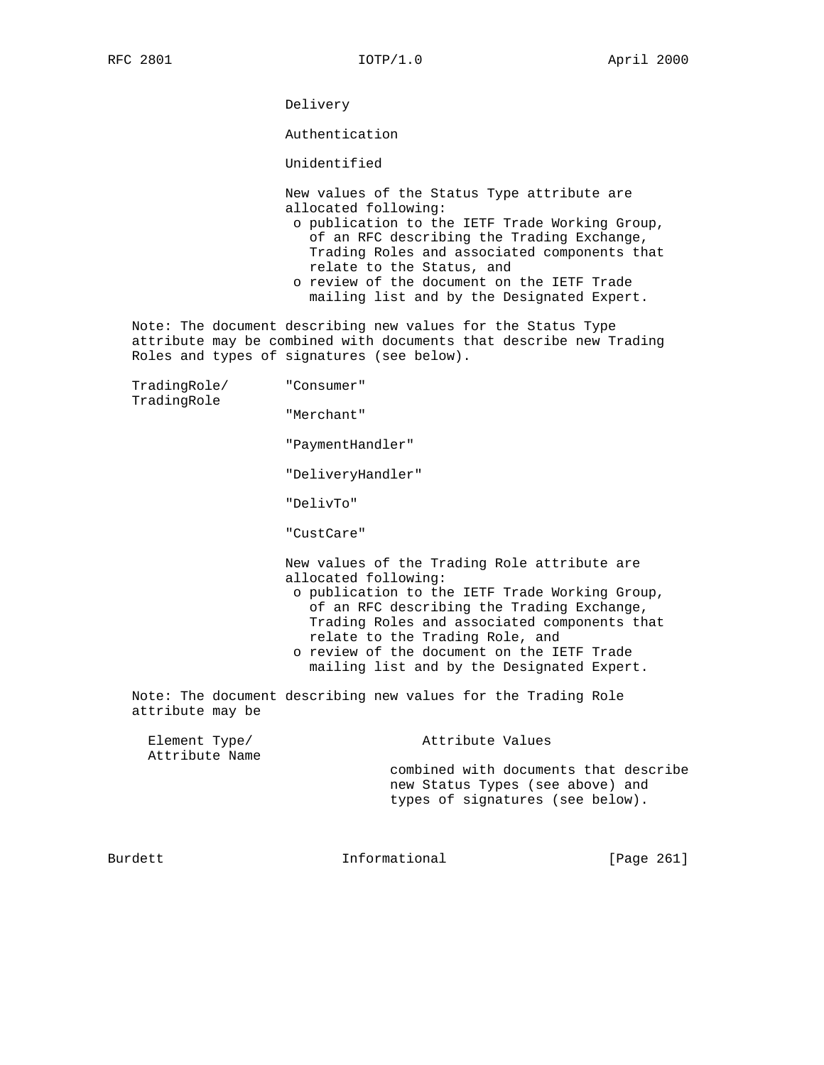Delivery

Authentication

Unidentified

New values of the Status Type attribute are allocated following:

- o publication to the IETF Trade Working Group, of an RFC describing the Trading Exchange, Trading Roles and associated components that relate to the Status, and
- o review of the document on the IETF Trade mailing list and by the Designated Expert.

Note: The document describing new values for the Status Type attribute may be combined with documents that describe new Trading Roles and types of signatures (see below).

| Element Type/ Attribute Name | Attribute Values |
| --- | --- |
| TradingRole/ TradingRole | "Consumer" |
| | "Merchant" |
| | "PaymentHandler" |
| | "DeliveryHandler" |
| | "DelivTo" |
| | "CustCare" |
| | New values of the Trading Role attribute are allocated following: o publication to the IETF Trade Working Group, of an RFC describing the Trading Exchange, Trading Roles and associated components that relate to the Trading Role, and o review of the document on the IETF Trade mailing list and by the Designated Expert. |

Note: The document describing new values for the Trading Role attribute may be combined with documents that describe new Status Types (see above) and types of signatures (see below).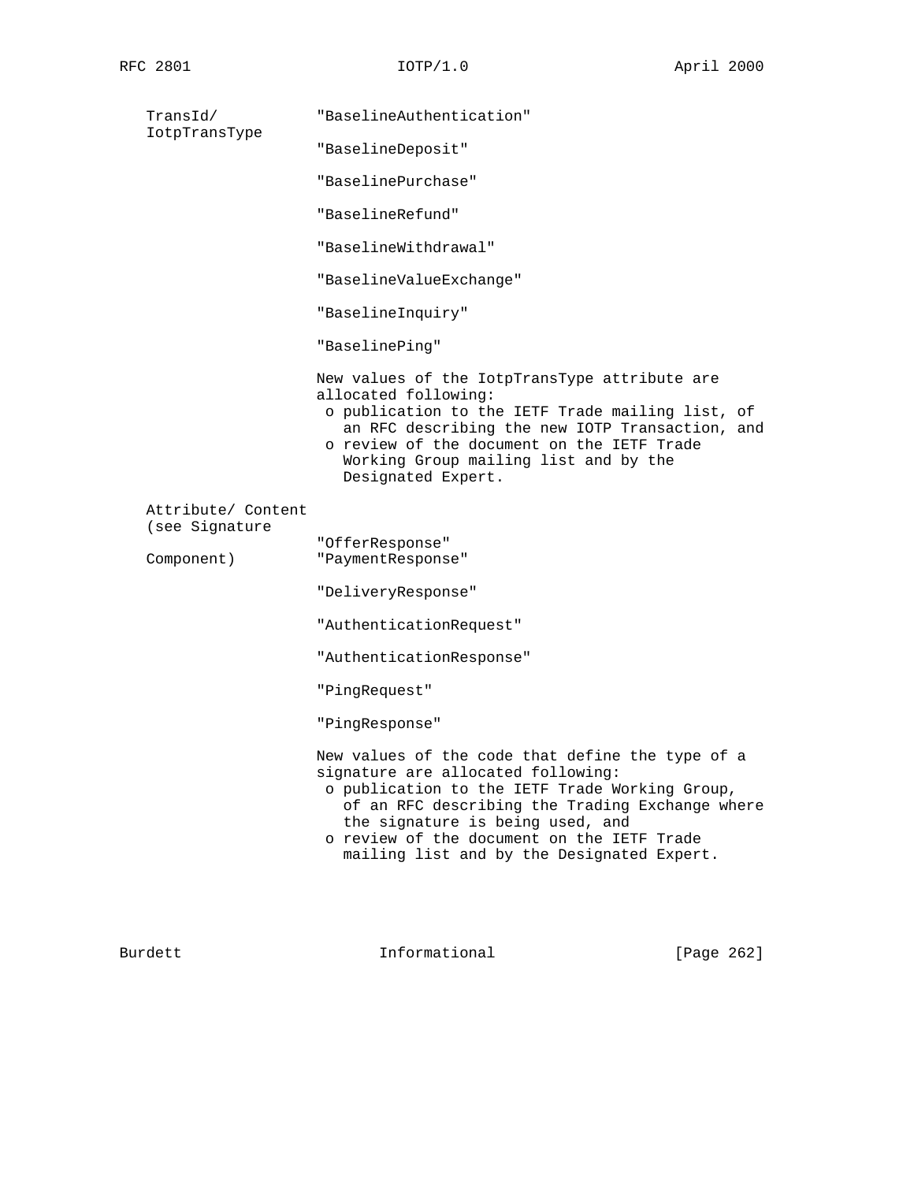| | |
|---|---|
| TransId/ IotpTransType | "BaselineAuthentication"<br><br>"BaselineDeposit"<br><br>"BaselinePurchase"<br><br>"BaselineRefund"<br><br>"BaselineWithdrawal"<br><br>"BaselineValueExchange"<br><br>"BaselineInquiry"<br><br>"BaselinePing"<br><br>New values of the IotpTransType attribute are allocated following:<br>o publication to the IETF Trade mailing list, of an RFC describing the new IOTP Transaction, and<br>o review of the document on the IETF Trade Working Group mailing list and by the Designated Expert. |
| Attribute/ Content (see Signature Component) | "OfferResponse"<br>"PaymentResponse"<br><br>"DeliveryResponse"<br><br>"AuthenticationRequest"<br><br>"AuthenticationResponse"<br><br>"PingRequest"<br><br>"PingResponse"<br><br>New values of the code that define the type of a signature are allocated following:<br>o publication to the IETF Trade Working Group, of an RFC describing the Trading Exchange where the signature is being used, and<br>o review of the document on the IETF Trade mailing list and by the Designated Expert. |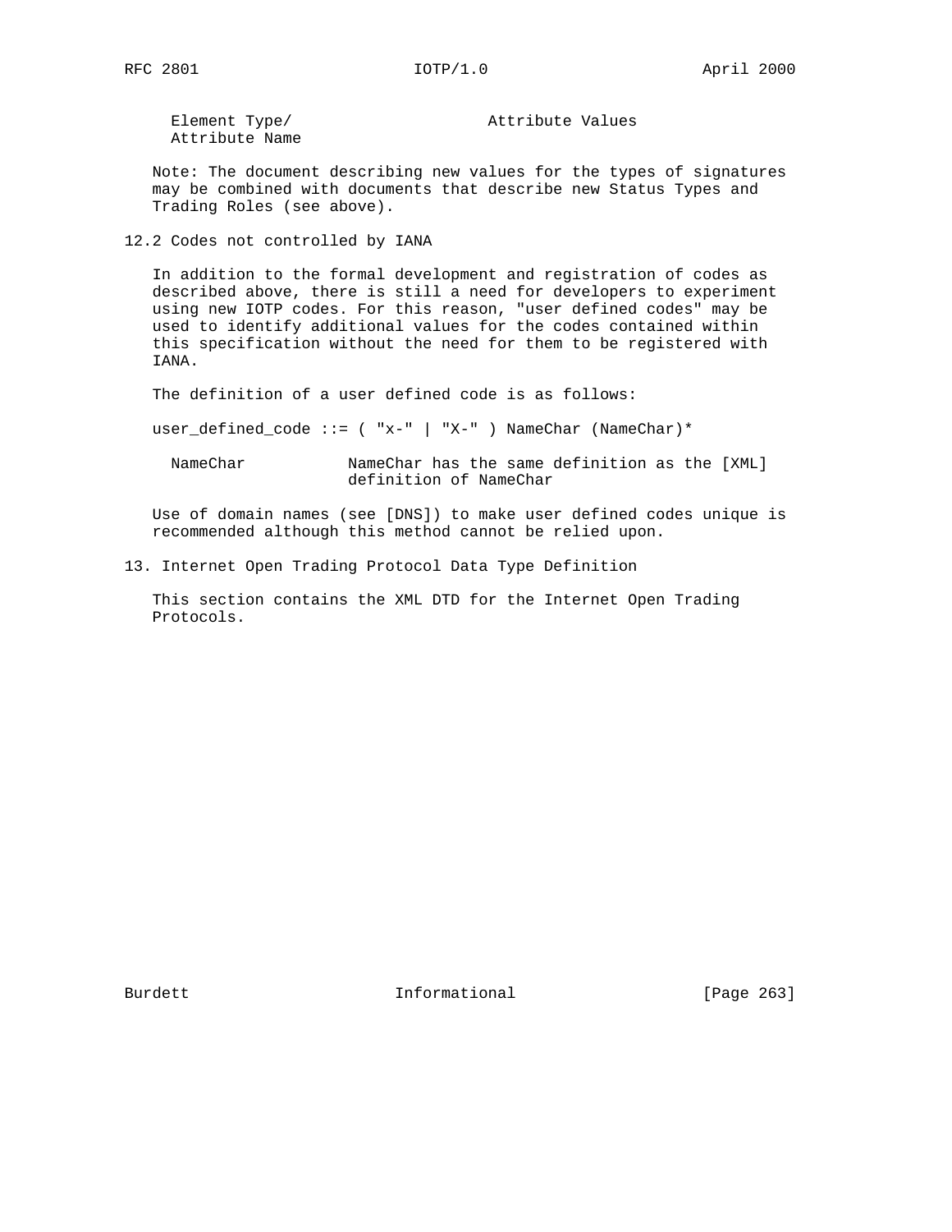| Element Type/ Attribute Name | Attribute Values |
|---|---|

Note: The document describing new values for the types of signatures may be combined with documents that describe new Status Types and Trading Roles (see above).

## 12.2 Codes not controlled by IANA

In addition to the formal development and registration of codes as described above, there is still a need for developers to experiment using new IOTP codes. For this reason, "user defined codes" may be used to identify additional values for the codes contained within this specification without the need for them to be registered with IANA.

The definition of a user defined code is as follows:

```
user_defined_code ::= ( "x-" | "X-" ) NameChar (NameChar)*
```

| | |
|---|---|
| NameChar | NameChar has the same definition as the [XML] definition of NameChar |

Use of domain names (see [DNS]) to make user defined codes unique is recommended although this method cannot be relied upon.

# 13. Internet Open Trading Protocol Data Type Definition

This section contains the XML DTD for the Internet Open Trading Protocols.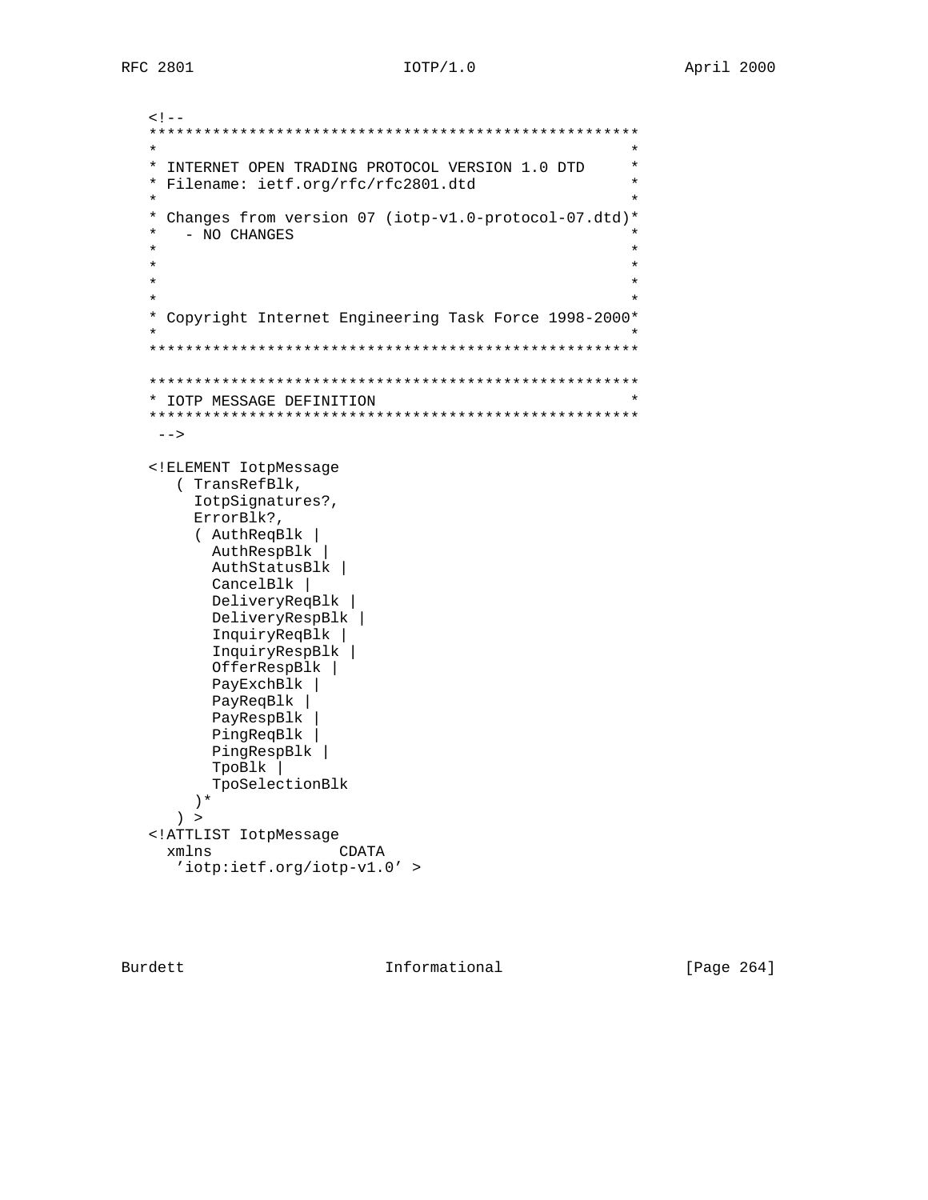```
<!--
*****************************************************
*                                                   *
* INTERNET OPEN TRADING PROTOCOL VERSION 1.0 DTD    *
* Filename: ietf.org/rfc/rfc2801.dtd                *
*                                                   *
* Changes from version 07 (iotp-v1.0-protocol-07.dtd)*
*   - NO CHANGES                                    *
*                                                   *
*                                                   *
*                                                   *
*                                                   *
* Copyright Internet Engineering Task Force 1998-2000*
*                                                   *
*****************************************************

*****************************************************
* IOTP MESSAGE DEFINITION                           *
*****************************************************
 -->

<!ELEMENT IotpMessage
   ( TransRefBlk,
     IotpSignatures?,
     ErrorBlk?,
     ( AuthReqBlk |
       AuthRespBlk |
       AuthStatusBlk |
       CancelBlk |
       DeliveryReqBlk |
       DeliveryRespBlk |
       InquiryReqBlk |
       InquiryRespBlk |
       OfferRespBlk |
       PayExchBlk |
       PayReqBlk |
       PayRespBlk |
       PingReqBlk |
       PingRespBlk |
       TpoBlk |
       TpoSelectionBlk
     )*
   ) >
<!ATTLIST IotpMessage
  xmlns            CDATA
   'iotp:ietf.org/iotp-v1.0' >
```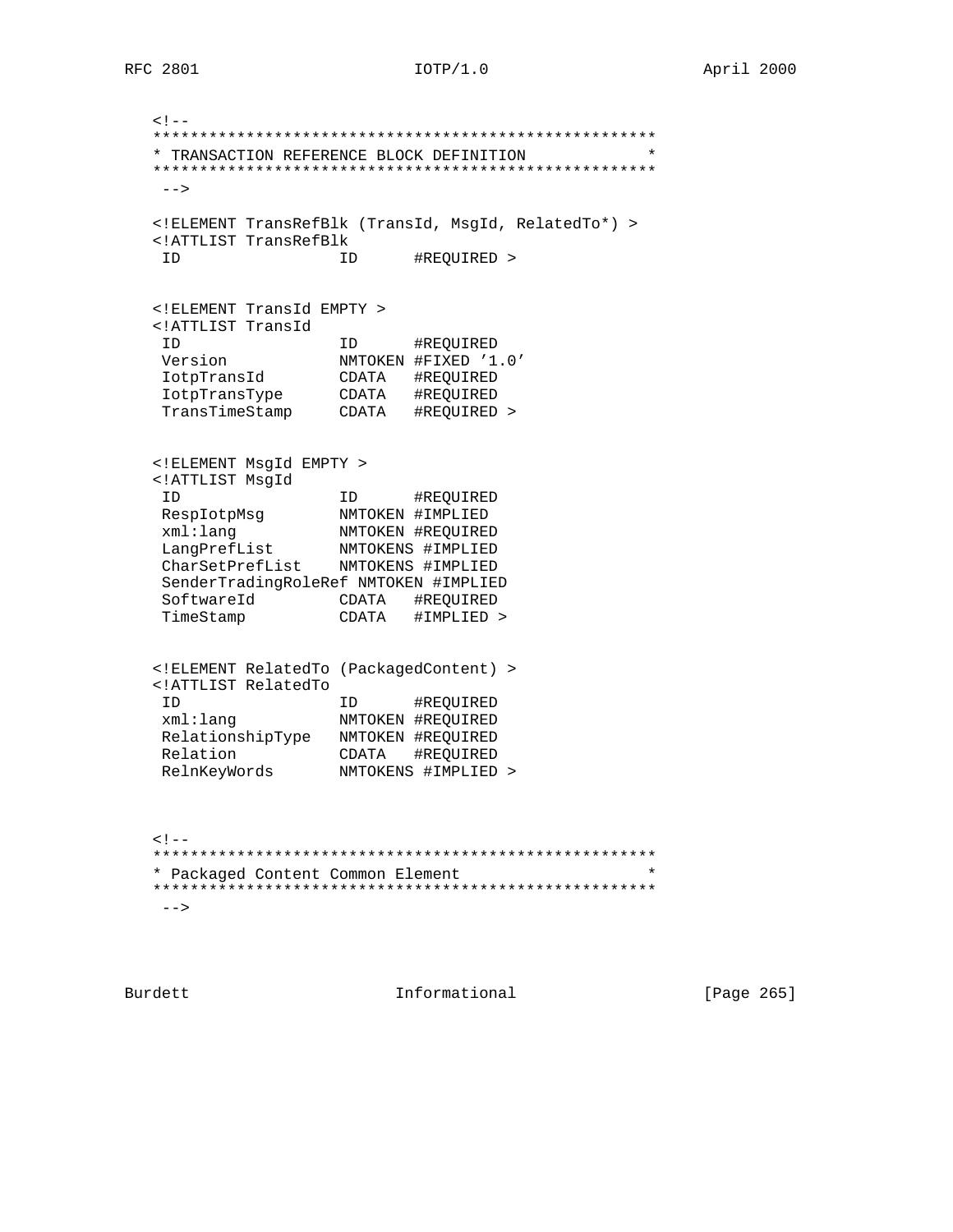```
<!--
*****************************************************
* TRANSACTION REFERENCE BLOCK DEFINITION            *
*****************************************************
 -->

<!ELEMENT TransRefBlk (TransId, MsgId, RelatedTo*) >
<!ATTLIST TransRefBlk
 ID                 ID      #REQUIRED >


<!ELEMENT TransId EMPTY >
<!ATTLIST TransId
 ID                 ID      #REQUIRED
 Version            NMTOKEN #FIXED '1.0'
 IotpTransId        CDATA   #REQUIRED
 IotpTransType      CDATA   #REQUIRED
 TransTimeStamp     CDATA   #REQUIRED >


<!ELEMENT MsgId EMPTY >
<!ATTLIST MsgId
 ID                 ID      #REQUIRED
 RespIotpMsg        NMTOKEN #IMPLIED
 xml:lang           NMTOKEN #REQUIRED
 LangPrefList       NMTOKENS #IMPLIED
 CharSetPrefList    NMTOKENS #IMPLIED
 SenderTradingRoleRef NMTOKEN #IMPLIED
 SoftwareId         CDATA   #REQUIRED
 TimeStamp          CDATA   #IMPLIED >


<!ELEMENT RelatedTo (PackagedContent) >
<!ATTLIST RelatedTo
 ID                 ID      #REQUIRED
 xml:lang           NMTOKEN #REQUIRED
 RelationshipType   NMTOKEN #REQUIRED
 Relation           CDATA   #REQUIRED
 RelnKeyWords       NMTOKENS #IMPLIED >



<!--
*****************************************************
* Packaged Content Common Element                   *
*****************************************************
 -->
```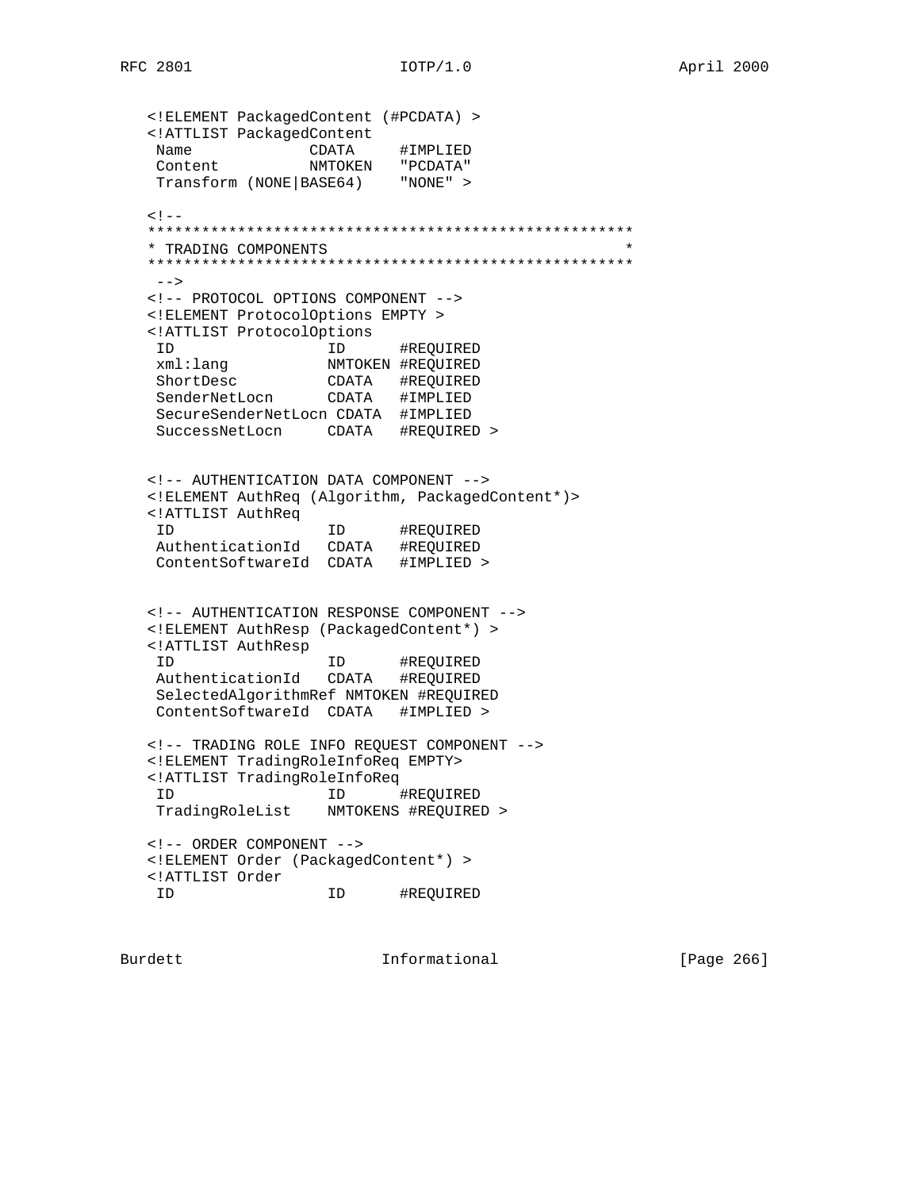```
   <!ELEMENT PackagedContent (#PCDATA) >
   <!ATTLIST PackagedContent
    Name             CDATA     #IMPLIED
    Content          NMTOKEN   "PCDATA"
    Transform (NONE|BASE64)    "NONE" >

   <!--
   ******************************************************
   * TRADING COMPONENTS                                 *
   ******************************************************
    -->
   <!-- PROTOCOL OPTIONS COMPONENT -->
   <!ELEMENT ProtocolOptions EMPTY >
   <!ATTLIST ProtocolOptions
    ID                 ID      #REQUIRED
    xml:lang           NMTOKEN #REQUIRED
    ShortDesc          CDATA   #REQUIRED
    SenderNetLocn      CDATA   #IMPLIED
    SecureSenderNetLocn CDATA  #IMPLIED
    SuccessNetLocn     CDATA   #REQUIRED >


   <!-- AUTHENTICATION DATA COMPONENT -->
   <!ELEMENT AuthReq (Algorithm, PackagedContent*)>
   <!ATTLIST AuthReq
    ID                 ID      #REQUIRED
    AuthenticationId   CDATA   #REQUIRED
    ContentSoftwareId  CDATA   #IMPLIED >


   <!-- AUTHENTICATION RESPONSE COMPONENT -->
   <!ELEMENT AuthResp (PackagedContent*) >
   <!ATTLIST AuthResp
    ID                 ID      #REQUIRED
    AuthenticationId   CDATA   #REQUIRED
    SelectedAlgorithmRef NMTOKEN #REQUIRED
    ContentSoftwareId  CDATA   #IMPLIED >

   <!-- TRADING ROLE INFO REQUEST COMPONENT -->
   <!ELEMENT TradingRoleInfoReq EMPTY>
   <!ATTLIST TradingRoleInfoReq
    ID                 ID      #REQUIRED
    TradingRoleList    NMTOKENS #REQUIRED >

   <!-- ORDER COMPONENT -->
   <!ELEMENT Order (PackagedContent*) >
   <!ATTLIST Order
    ID                 ID      #REQUIRED
```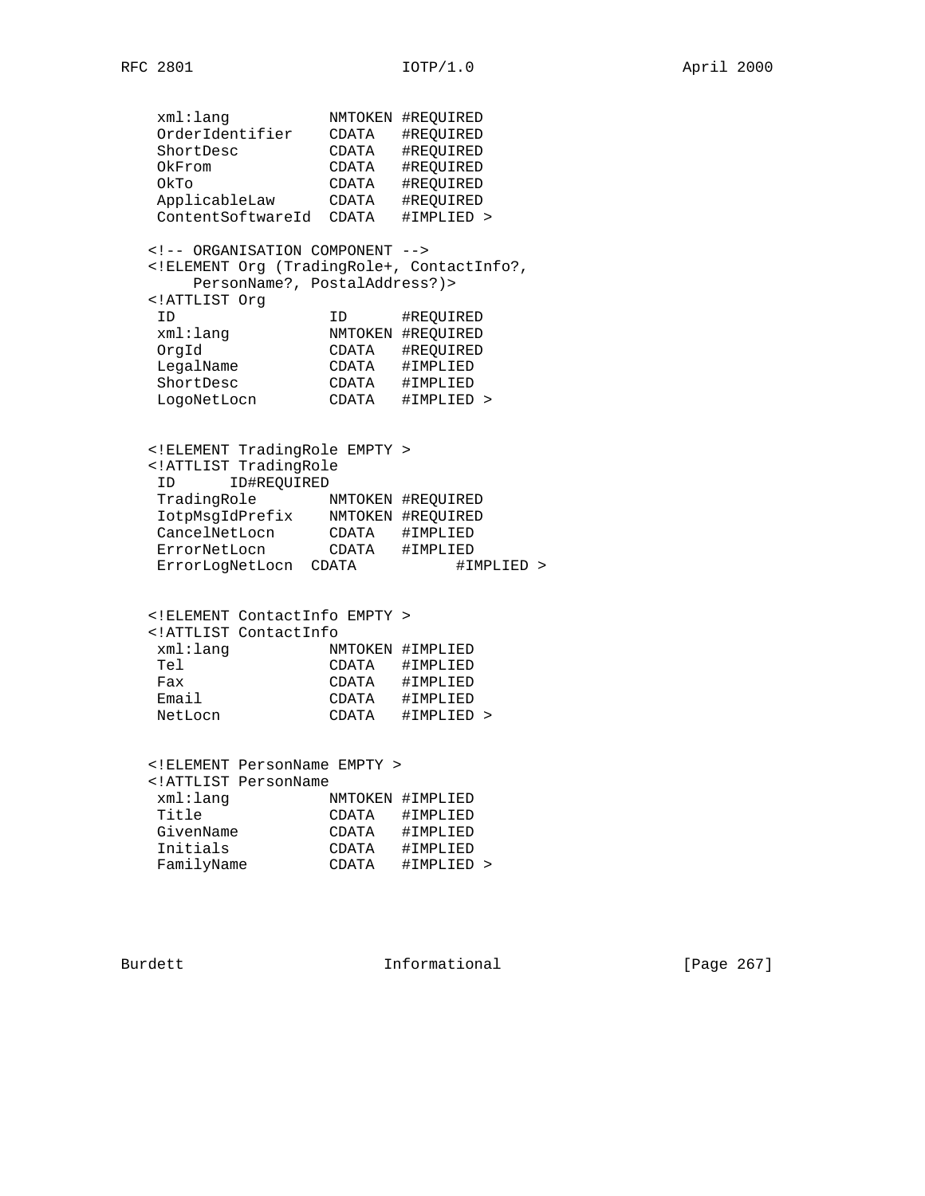```
     xml:lang           NMTOKEN #REQUIRED
     OrderIdentifier    CDATA   #REQUIRED
     ShortDesc          CDATA   #REQUIRED
     OkFrom             CDATA   #REQUIRED
     OkTo               CDATA   #REQUIRED
     ApplicableLaw      CDATA   #REQUIRED
     ContentSoftwareId  CDATA   #IMPLIED >

    <!-- ORGANISATION COMPONENT -->
    <!ELEMENT Org (TradingRole+, ContactInfo?,
         PersonName?, PostalAddress?)>
    <!ATTLIST Org
     ID                 ID      #REQUIRED
     xml:lang           NMTOKEN #REQUIRED
     OrgId              CDATA   #REQUIRED
     LegalName          CDATA   #IMPLIED
     ShortDesc          CDATA   #IMPLIED
     LogoNetLocn        CDATA   #IMPLIED >


    <!ELEMENT TradingRole EMPTY >
    <!ATTLIST TradingRole
     ID      ID#REQUIRED
     TradingRole        NMTOKEN #REQUIRED
     IotpMsgIdPrefix    NMTOKEN #REQUIRED
     CancelNetLocn      CDATA   #IMPLIED
     ErrorNetLocn       CDATA   #IMPLIED
     ErrorLogNetLocn  CDATA           #IMPLIED >


    <!ELEMENT ContactInfo EMPTY >
    <!ATTLIST ContactInfo
     xml:lang           NMTOKEN #IMPLIED
     Tel                CDATA   #IMPLIED
     Fax                CDATA   #IMPLIED
     Email              CDATA   #IMPLIED
     NetLocn            CDATA   #IMPLIED >


    <!ELEMENT PersonName EMPTY >
    <!ATTLIST PersonName
     xml:lang           NMTOKEN #IMPLIED
     Title              CDATA   #IMPLIED
     GivenName          CDATA   #IMPLIED
     Initials           CDATA   #IMPLIED
     FamilyName         CDATA   #IMPLIED >
```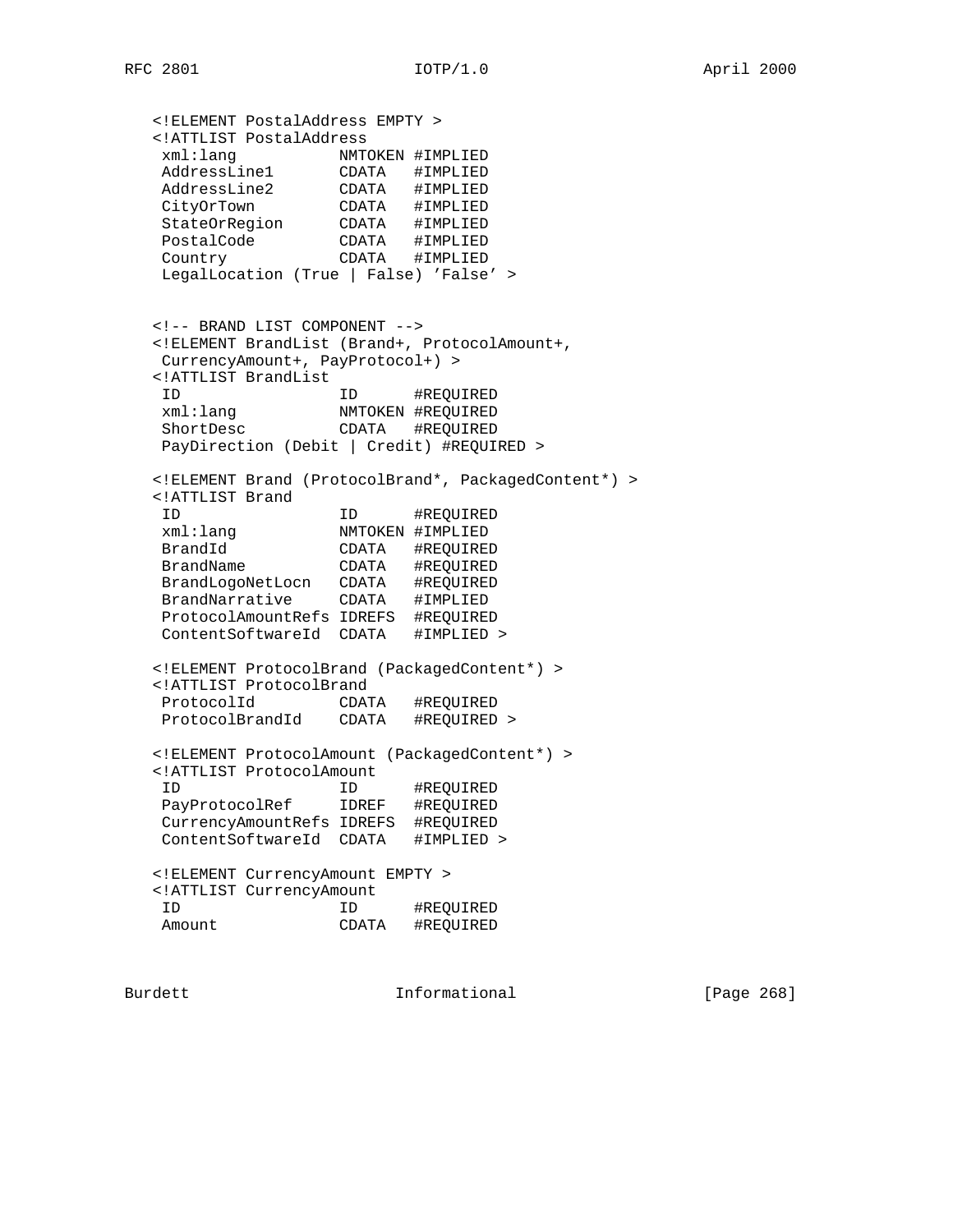```
<!ELEMENT PostalAddress EMPTY >
<!ATTLIST PostalAddress
 xml:lang           NMTOKEN #IMPLIED
 AddressLine1       CDATA   #IMPLIED
 AddressLine2       CDATA   #IMPLIED
 CityOrTown         CDATA   #IMPLIED
 StateOrRegion      CDATA   #IMPLIED
 PostalCode         CDATA   #IMPLIED
 Country            CDATA   #IMPLIED
 LegalLocation (True | False) 'False' >


<!-- BRAND LIST COMPONENT -->
<!ELEMENT BrandList (Brand+, ProtocolAmount+,
 CurrencyAmount+, PayProtocol+) >
<!ATTLIST BrandList
 ID                 ID      #REQUIRED
 xml:lang           NMTOKEN #REQUIRED
 ShortDesc          CDATA   #REQUIRED
 PayDirection (Debit | Credit) #REQUIRED >

<!ELEMENT Brand (ProtocolBrand*, PackagedContent*) >
<!ATTLIST Brand
 ID                 ID      #REQUIRED
 xml:lang           NMTOKEN #IMPLIED
 BrandId            CDATA   #REQUIRED
 BrandName          CDATA   #REQUIRED
 BrandLogoNetLocn   CDATA   #REQUIRED
 BrandNarrative     CDATA   #IMPLIED
 ProtocolAmountRefs IDREFS  #REQUIRED
 ContentSoftwareId  CDATA   #IMPLIED >

<!ELEMENT ProtocolBrand (PackagedContent*) >
<!ATTLIST ProtocolBrand
 ProtocolId         CDATA   #REQUIRED
 ProtocolBrandId    CDATA   #REQUIRED >

<!ELEMENT ProtocolAmount (PackagedContent*) >
<!ATTLIST ProtocolAmount
 ID                 ID      #REQUIRED
 PayProtocolRef     IDREF   #REQUIRED
 CurrencyAmountRefs IDREFS  #REQUIRED
 ContentSoftwareId  CDATA   #IMPLIED >

<!ELEMENT CurrencyAmount EMPTY >
<!ATTLIST CurrencyAmount
 ID                 ID      #REQUIRED
 Amount             CDATA   #REQUIRED
```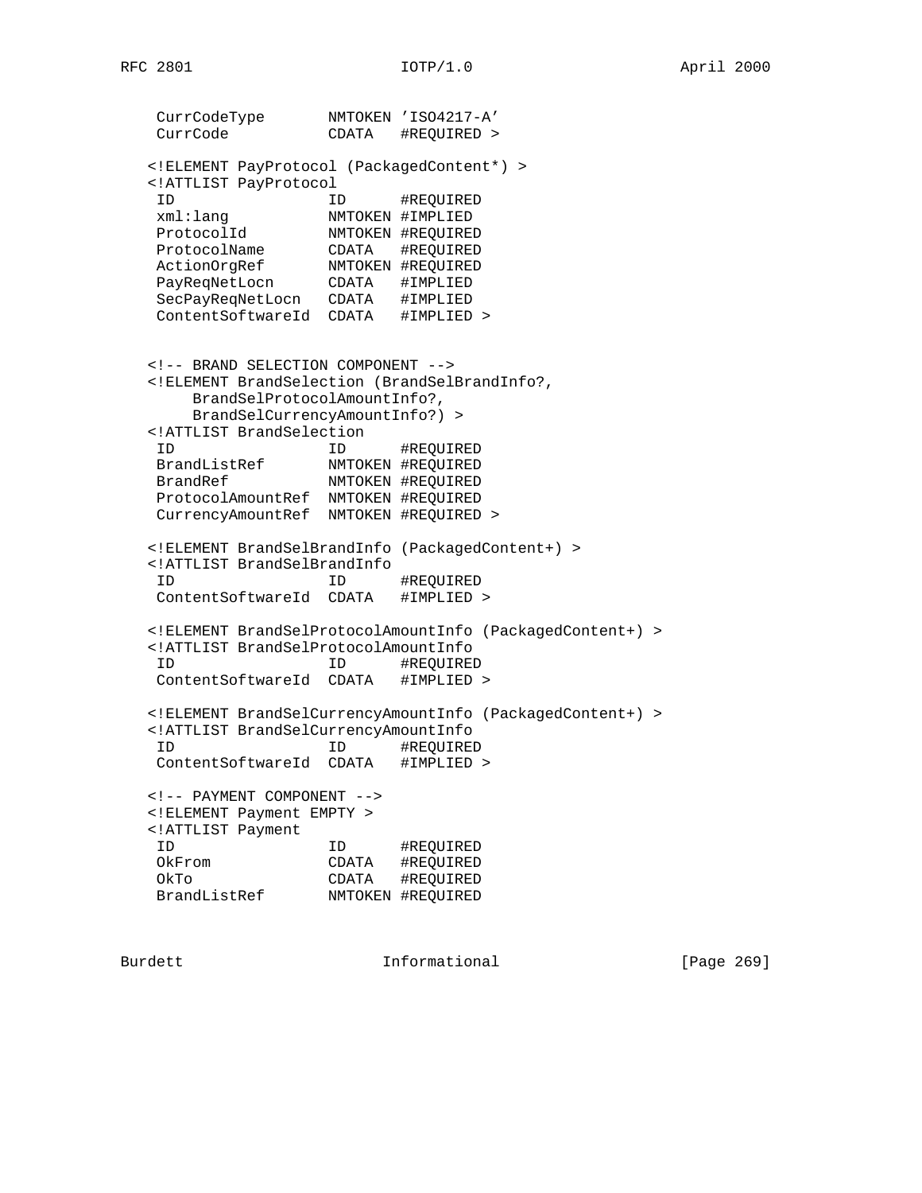```
     CurrCodeType       NMTOKEN 'ISO4217-A'
     CurrCode           CDATA   #REQUIRED >

   <!ELEMENT PayProtocol (PackagedContent*) >
   <!ATTLIST PayProtocol
     ID                 ID      #REQUIRED
     xml:lang           NMTOKEN #IMPLIED
     ProtocolId         NMTOKEN #REQUIRED
     ProtocolName       CDATA   #REQUIRED
     ActionOrgRef       NMTOKEN #REQUIRED
     PayReqNetLocn      CDATA   #IMPLIED
     SecPayReqNetLocn   CDATA   #IMPLIED
     ContentSoftwareId  CDATA   #IMPLIED >


   <!-- BRAND SELECTION COMPONENT -->
   <!ELEMENT BrandSelection (BrandSelBrandInfo?,
        BrandSelProtocolAmountInfo?,
        BrandSelCurrencyAmountInfo?) >
   <!ATTLIST BrandSelection
     ID                 ID      #REQUIRED
     BrandListRef       NMTOKEN #REQUIRED
     BrandRef           NMTOKEN #REQUIRED
     ProtocolAmountRef  NMTOKEN #REQUIRED
     CurrencyAmountRef  NMTOKEN #REQUIRED >

   <!ELEMENT BrandSelBrandInfo (PackagedContent+) >
   <!ATTLIST BrandSelBrandInfo
     ID                 ID      #REQUIRED
     ContentSoftwareId  CDATA   #IMPLIED >

   <!ELEMENT BrandSelProtocolAmountInfo (PackagedContent+) >
   <!ATTLIST BrandSelProtocolAmountInfo
     ID                 ID      #REQUIRED
     ContentSoftwareId  CDATA   #IMPLIED >

   <!ELEMENT BrandSelCurrencyAmountInfo (PackagedContent+) >
   <!ATTLIST BrandSelCurrencyAmountInfo
     ID                 ID      #REQUIRED
     ContentSoftwareId  CDATA   #IMPLIED >

   <!-- PAYMENT COMPONENT -->
   <!ELEMENT Payment EMPTY >
   <!ATTLIST Payment
     ID                 ID      #REQUIRED
     OkFrom             CDATA   #REQUIRED
     OkTo               CDATA   #REQUIRED
     BrandListRef       NMTOKEN #REQUIRED
```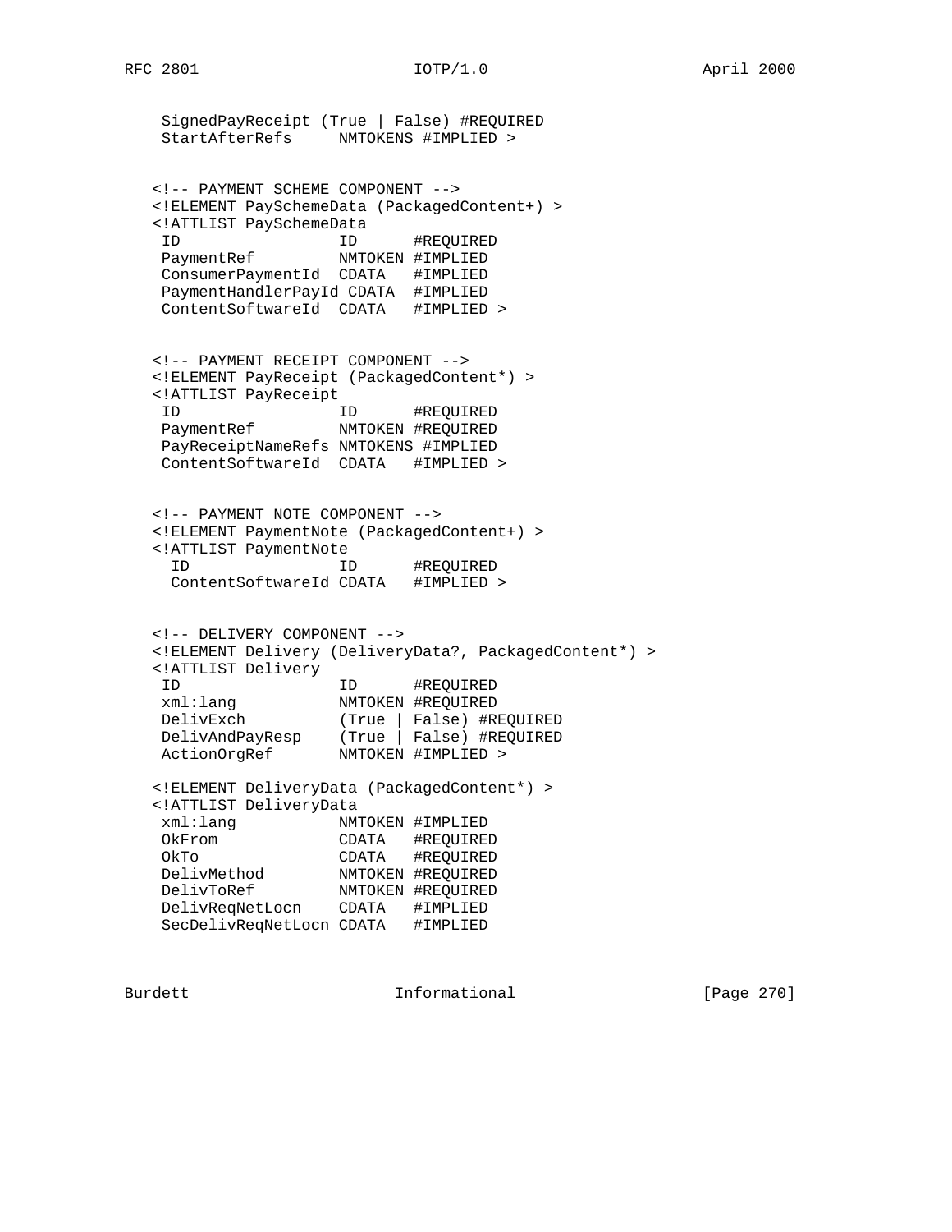```
     SignedPayReceipt (True | False) #REQUIRED
     StartAfterRefs     NMTOKENS #IMPLIED >


   <!-- PAYMENT SCHEME COMPONENT -->
   <!ELEMENT PaySchemeData (PackagedContent+) >
   <!ATTLIST PaySchemeData
     ID                 ID      #REQUIRED
     PaymentRef         NMTOKEN #IMPLIED
     ConsumerPaymentId  CDATA   #IMPLIED
     PaymentHandlerPayId CDATA  #IMPLIED
     ContentSoftwareId  CDATA   #IMPLIED >


   <!-- PAYMENT RECEIPT COMPONENT -->
   <!ELEMENT PayReceipt (PackagedContent*) >
   <!ATTLIST PayReceipt
     ID                 ID      #REQUIRED
     PaymentRef         NMTOKEN #REQUIRED
     PayReceiptNameRefs NMTOKENS #IMPLIED
     ContentSoftwareId  CDATA   #IMPLIED >


   <!-- PAYMENT NOTE COMPONENT -->
   <!ELEMENT PaymentNote (PackagedContent+) >
   <!ATTLIST PaymentNote
      ID                ID      #REQUIRED
      ContentSoftwareId CDATA   #IMPLIED >


   <!-- DELIVERY COMPONENT -->
   <!ELEMENT Delivery (DeliveryData?, PackagedContent*) >
   <!ATTLIST Delivery
     ID                 ID      #REQUIRED
     xml:lang           NMTOKEN #REQUIRED
     DelivExch          (True | False) #REQUIRED
     DelivAndPayResp    (True | False) #REQUIRED
     ActionOrgRef       NMTOKEN #IMPLIED >

   <!ELEMENT DeliveryData (PackagedContent*) >
   <!ATTLIST DeliveryData
     xml:lang           NMTOKEN #IMPLIED
     OkFrom             CDATA   #REQUIRED
     OkTo               CDATA   #REQUIRED
     DelivMethod        NMTOKEN #REQUIRED
     DelivToRef         NMTOKEN #REQUIRED
     DelivReqNetLocn    CDATA   #IMPLIED
     SecDelivReqNetLocn CDATA   #IMPLIED
```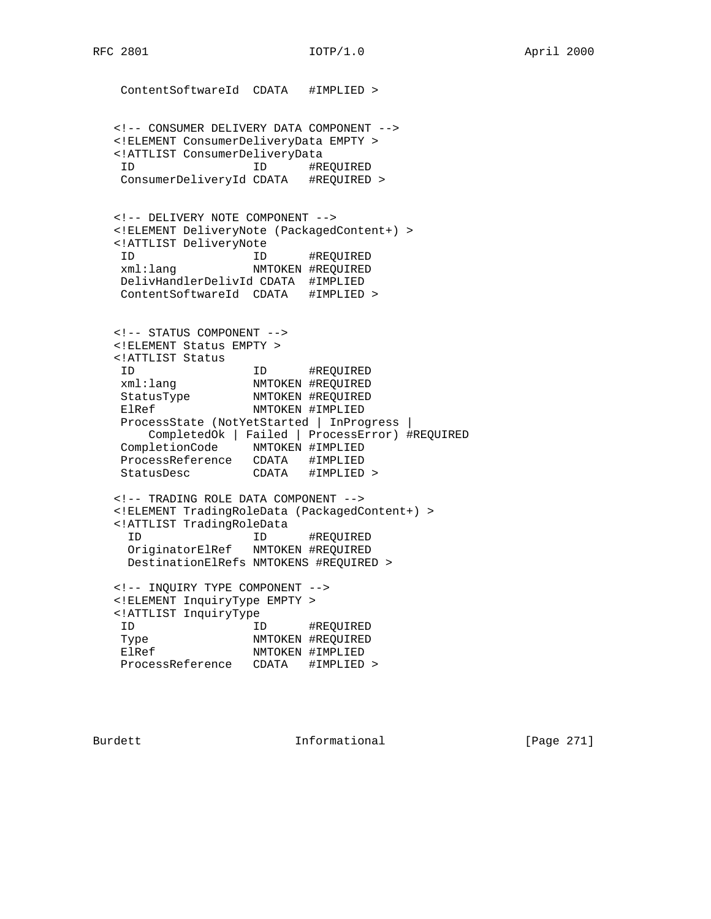```
    ContentSoftwareId  CDATA   #IMPLIED >


   <!-- CONSUMER DELIVERY DATA COMPONENT -->
   <!ELEMENT ConsumerDeliveryData EMPTY >
   <!ATTLIST ConsumerDeliveryData
    ID                 ID      #REQUIRED
    ConsumerDeliveryId CDATA   #REQUIRED >


   <!-- DELIVERY NOTE COMPONENT -->
   <!ELEMENT DeliveryNote (PackagedContent+) >
   <!ATTLIST DeliveryNote
    ID                 ID      #REQUIRED
    xml:lang           NMTOKEN #REQUIRED
    DelivHandlerDelivId CDATA  #IMPLIED
    ContentSoftwareId  CDATA   #IMPLIED >


   <!-- STATUS COMPONENT -->
   <!ELEMENT Status EMPTY >
   <!ATTLIST Status
    ID                 ID      #REQUIRED
    xml:lang           NMTOKEN #REQUIRED
    StatusType         NMTOKEN #REQUIRED
    ElRef              NMTOKEN #IMPLIED
    ProcessState (NotYetStarted | InProgress |
        CompletedOk | Failed | ProcessError) #REQUIRED
    CompletionCode     NMTOKEN #IMPLIED
    ProcessReference   CDATA   #IMPLIED
    StatusDesc         CDATA   #IMPLIED >

   <!-- TRADING ROLE DATA COMPONENT -->
   <!ELEMENT TradingRoleData (PackagedContent+) >
   <!ATTLIST TradingRoleData
     ID                ID      #REQUIRED
     OriginatorElRef   NMTOKEN #REQUIRED
     DestinationElRefs NMTOKENS #REQUIRED >

   <!-- INQUIRY TYPE COMPONENT -->
   <!ELEMENT InquiryType EMPTY >
   <!ATTLIST InquiryType
    ID                 ID      #REQUIRED
    Type               NMTOKEN #REQUIRED
    ElRef              NMTOKEN #IMPLIED
    ProcessReference   CDATA   #IMPLIED >
```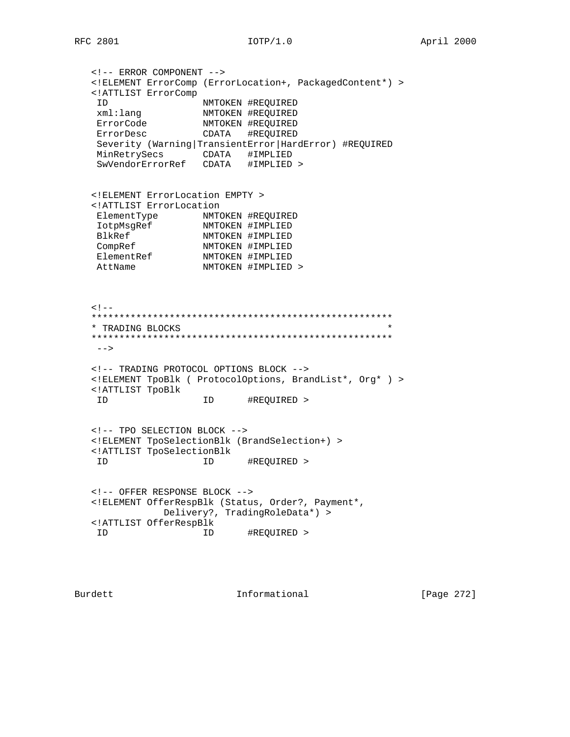```
<!-- ERROR COMPONENT -->
<!ELEMENT ErrorComp (ErrorLocation+, PackagedContent*) >
<!ATTLIST ErrorComp
 ID                 NMTOKEN #REQUIRED
 xml:lang           NMTOKEN #REQUIRED
 ErrorCode          NMTOKEN #REQUIRED
 ErrorDesc          CDATA   #REQUIRED
 Severity (Warning|TransientError|HardError) #REQUIRED
 MinRetrySecs       CDATA   #IMPLIED
 SwVendorErrorRef   CDATA   #IMPLIED >


<!ELEMENT ErrorLocation EMPTY >
<!ATTLIST ErrorLocation
 ElementType        NMTOKEN #REQUIRED
 IotpMsgRef         NMTOKEN #IMPLIED
 BlkRef             NMTOKEN #IMPLIED
 CompRef            NMTOKEN #IMPLIED
 ElementRef         NMTOKEN #IMPLIED
 AttName            NMTOKEN #IMPLIED >



<!--
*****************************************************
* TRADING BLOCKS                                    *
*****************************************************
 -->

<!-- TRADING PROTOCOL OPTIONS BLOCK -->
<!ELEMENT TpoBlk ( ProtocolOptions, BrandList*, Org* ) >
<!ATTLIST TpoBlk
 ID                 ID      #REQUIRED >


<!-- TPO SELECTION BLOCK -->
<!ELEMENT TpoSelectionBlk (BrandSelection+) >
<!ATTLIST TpoSelectionBlk
 ID                 ID      #REQUIRED >


<!-- OFFER RESPONSE BLOCK -->
<!ELEMENT OfferRespBlk (Status, Order?, Payment*,
            Delivery?, TradingRoleData*) >
<!ATTLIST OfferRespBlk
 ID                 ID      #REQUIRED >
```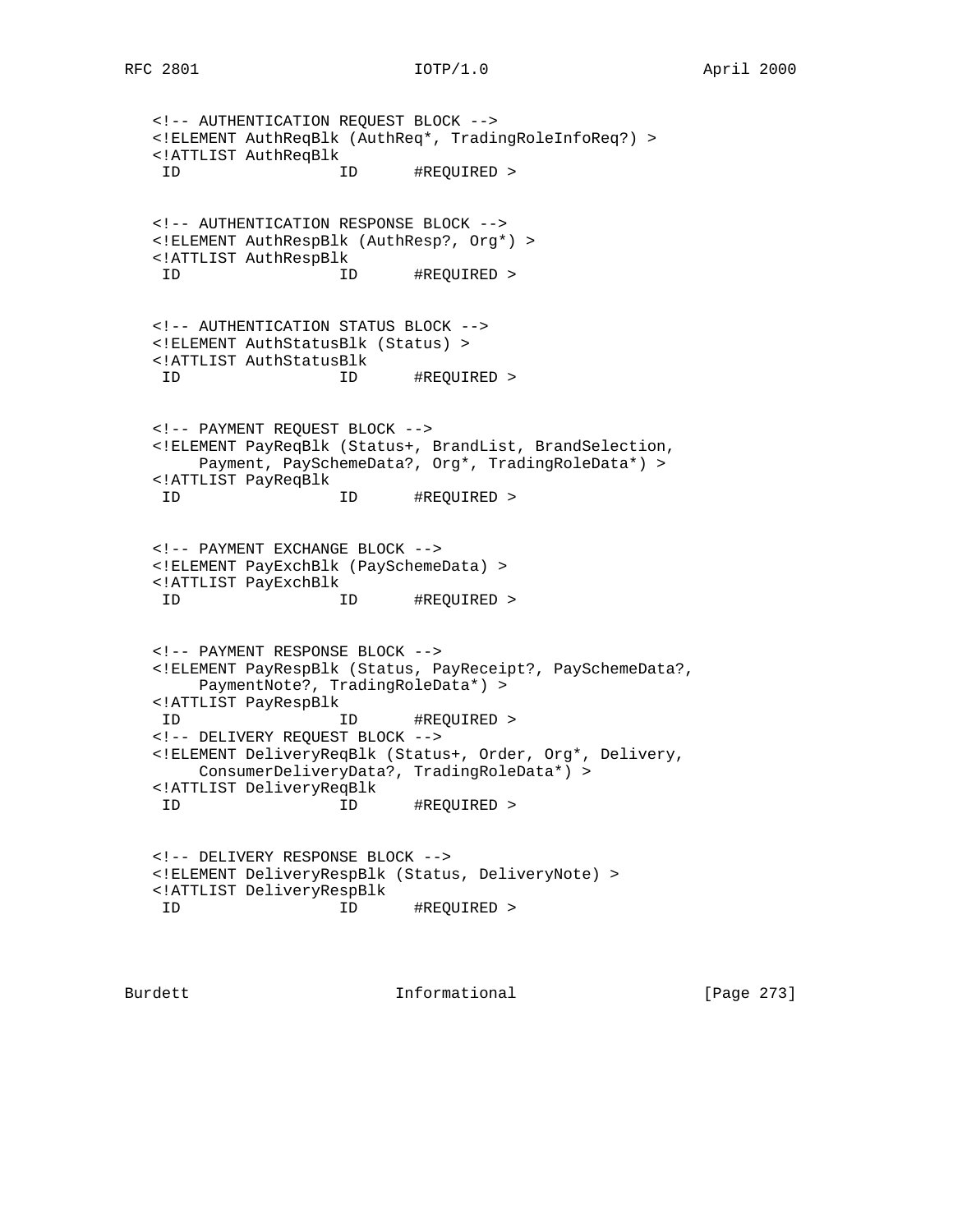```
<!-- AUTHENTICATION REQUEST BLOCK -->
<!ELEMENT AuthReqBlk (AuthReq*, TradingRoleInfoReq?) >
<!ATTLIST AuthReqBlk
 ID                ID      #REQUIRED >


<!-- AUTHENTICATION RESPONSE BLOCK -->
<!ELEMENT AuthRespBlk (AuthResp?, Org*) >
<!ATTLIST AuthRespBlk
 ID                ID      #REQUIRED >


<!-- AUTHENTICATION STATUS BLOCK -->
<!ELEMENT AuthStatusBlk (Status) >
<!ATTLIST AuthStatusBlk
 ID                ID      #REQUIRED >


<!-- PAYMENT REQUEST BLOCK -->
<!ELEMENT PayReqBlk (Status+, BrandList, BrandSelection,
     Payment, PaySchemeData?, Org*, TradingRoleData*) >
<!ATTLIST PayReqBlk
 ID                ID      #REQUIRED >


<!-- PAYMENT EXCHANGE BLOCK -->
<!ELEMENT PayExchBlk (PaySchemeData) >
<!ATTLIST PayExchBlk
 ID                ID      #REQUIRED >


<!-- PAYMENT RESPONSE BLOCK -->
<!ELEMENT PayRespBlk (Status, PayReceipt?, PaySchemeData?,
     PaymentNote?, TradingRoleData*) >
<!ATTLIST PayRespBlk
 ID                ID      #REQUIRED >
<!-- DELIVERY REQUEST BLOCK -->
<!ELEMENT DeliveryReqBlk (Status+, Order, Org*, Delivery,
    ConsumerDeliveryData?, TradingRoleData*) >
<!ATTLIST DeliveryReqBlk
 ID                ID      #REQUIRED >


<!-- DELIVERY RESPONSE BLOCK -->
<!ELEMENT DeliveryRespBlk (Status, DeliveryNote) >
<!ATTLIST DeliveryRespBlk
 ID                ID      #REQUIRED >
```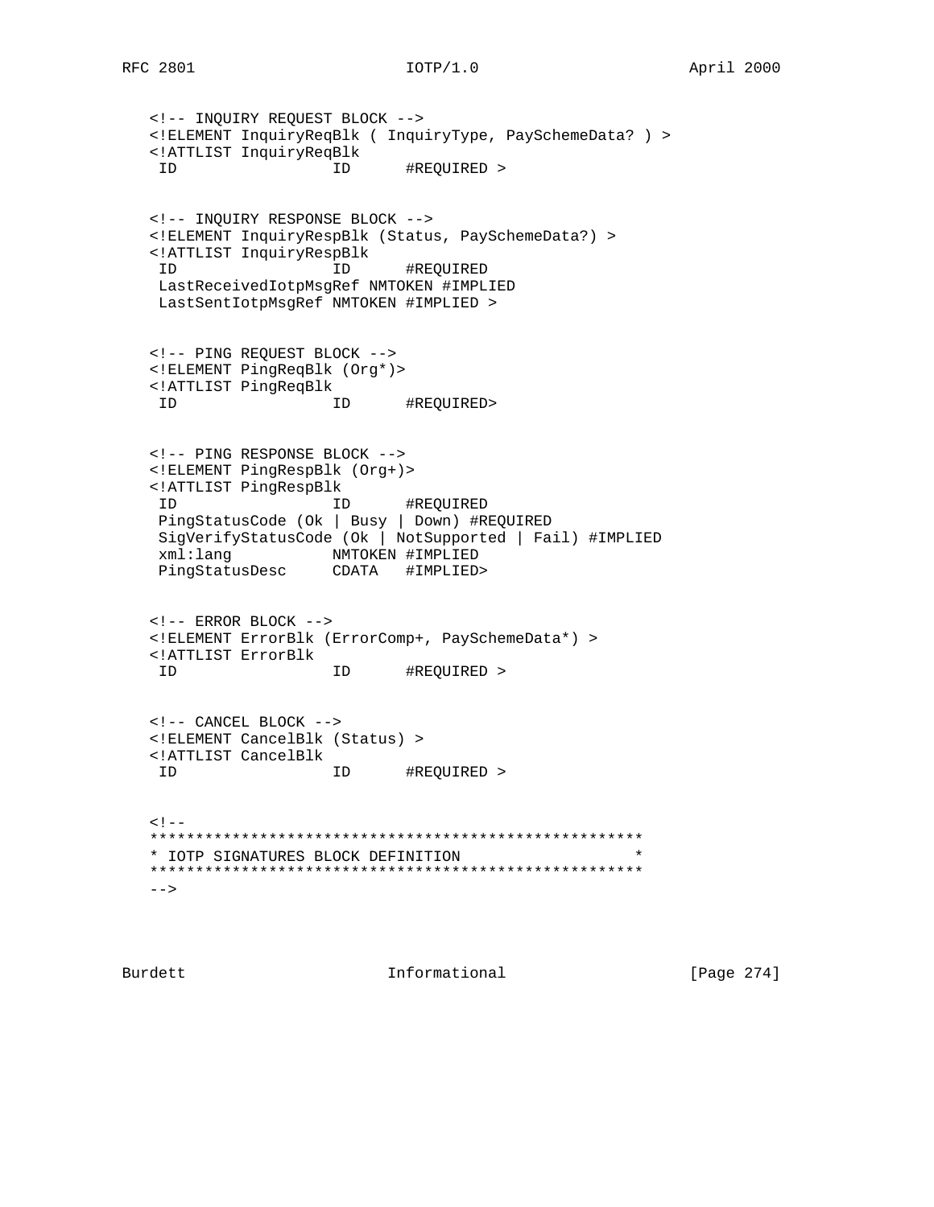```
<!-- INQUIRY REQUEST BLOCK -->
<!ELEMENT InquiryReqBlk ( InquiryType, PaySchemeData? ) >
<!ATTLIST InquiryReqBlk
 ID                 ID      #REQUIRED >


<!-- INQUIRY RESPONSE BLOCK -->
<!ELEMENT InquiryRespBlk (Status, PaySchemeData?) >
<!ATTLIST InquiryRespBlk
 ID                 ID      #REQUIRED
 LastReceivedIotpMsgRef NMTOKEN #IMPLIED
 LastSentIotpMsgRef NMTOKEN #IMPLIED >


<!-- PING REQUEST BLOCK -->
<!ELEMENT PingReqBlk (Org*)>
<!ATTLIST PingReqBlk
 ID                 ID      #REQUIRED>


<!-- PING RESPONSE BLOCK -->
<!ELEMENT PingRespBlk (Org+)>
<!ATTLIST PingRespBlk
 ID                 ID      #REQUIRED
 PingStatusCode (Ok | Busy | Down) #REQUIRED
 SigVerifyStatusCode (Ok | NotSupported | Fail) #IMPLIED
 xml:lang           NMTOKEN #IMPLIED
 PingStatusDesc     CDATA   #IMPLIED>


<!-- ERROR BLOCK -->
<!ELEMENT ErrorBlk (ErrorComp+, PaySchemeData*) >
<!ATTLIST ErrorBlk
 ID                 ID      #REQUIRED >


<!-- CANCEL BLOCK -->
<!ELEMENT CancelBlk (Status) >
<!ATTLIST CancelBlk
 ID                 ID      #REQUIRED >


<!--
*****************************************************
* IOTP SIGNATURES BLOCK DEFINITION                  *
*****************************************************
-->
```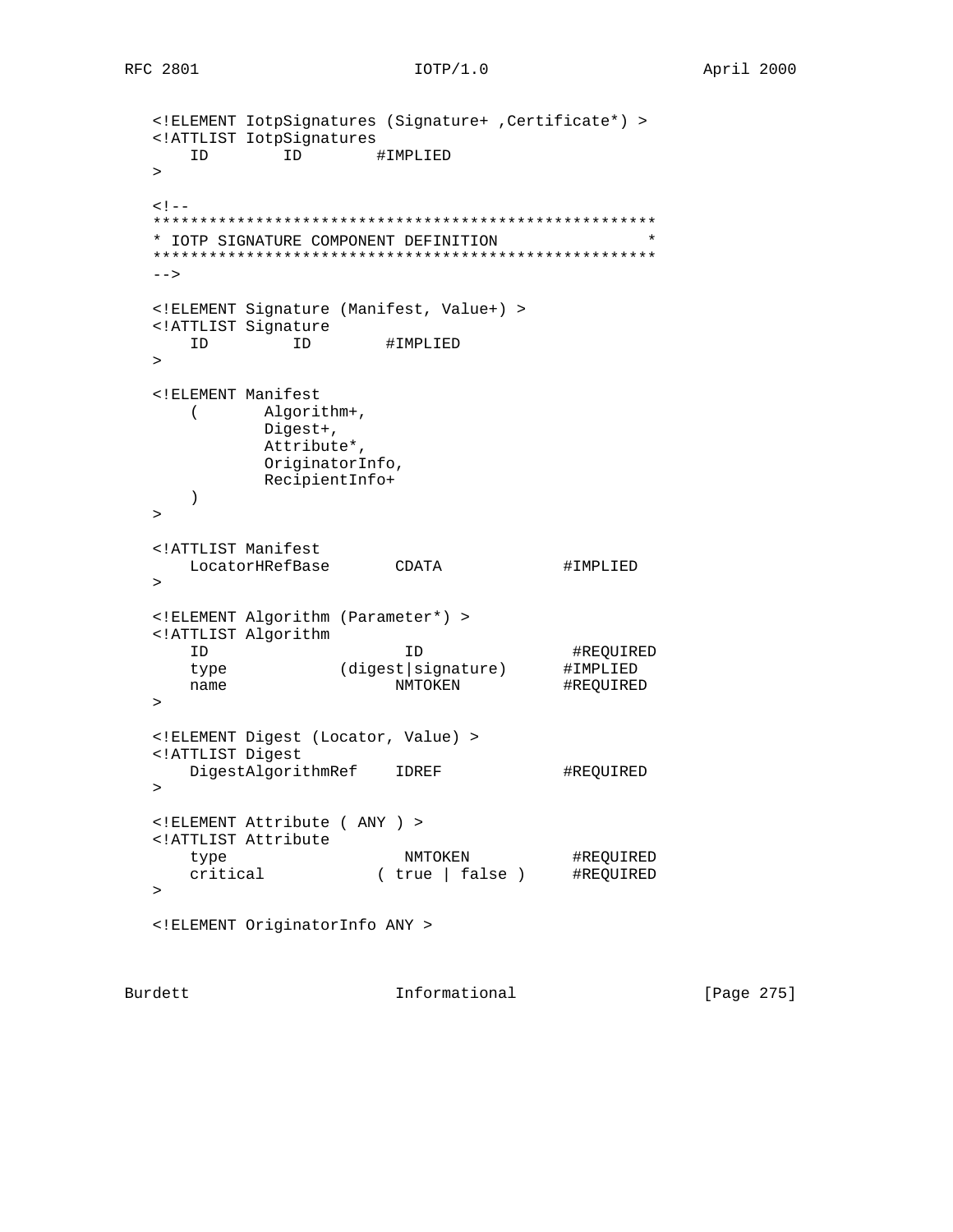```
   <!ELEMENT IotpSignatures (Signature+ ,Certificate*) >
   <!ATTLIST IotpSignatures
      ID        ID        #IMPLIED
   >

   <!--
   ******************************************************
   * IOTP SIGNATURE COMPONENT DEFINITION                *
   ******************************************************
   -->

   <!ELEMENT Signature (Manifest, Value+) >
   <!ATTLIST Signature
      ID         ID        #IMPLIED
   >

   <!ELEMENT Manifest
      (       Algorithm+,
              Digest+,
              Attribute*,
              OriginatorInfo,
              RecipientInfo+
      )
   >

   <!ATTLIST Manifest
      LocatorHRefBase       CDATA            #IMPLIED
   >

   <!ELEMENT Algorithm (Parameter*) >
   <!ATTLIST Algorithm
      ID                     ID                #REQUIRED
      type            (digest|signature)      #IMPLIED
      name                  NMTOKEN           #REQUIRED
   >

   <!ELEMENT Digest (Locator, Value) >
   <!ATTLIST Digest
      DigestAlgorithmRef    IDREF            #REQUIRED
   >

   <!ELEMENT Attribute ( ANY ) >
   <!ATTLIST Attribute
      type                   NMTOKEN           #REQUIRED
      critical            ( true | false )     #REQUIRED
   >

   <!ELEMENT OriginatorInfo ANY >
```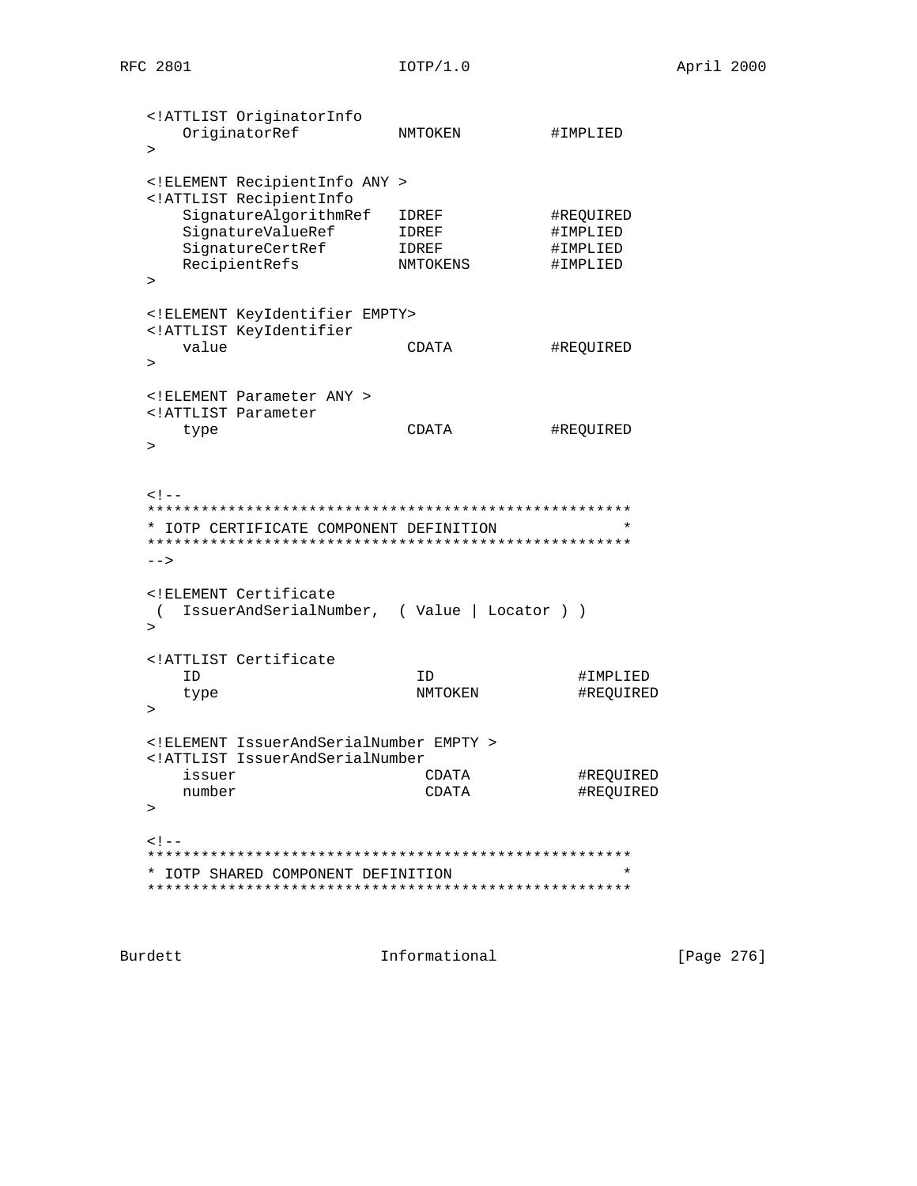```
   <!ATTLIST OriginatorInfo
      OriginatorRef          NMTOKEN          #IMPLIED
   >

   <!ELEMENT RecipientInfo ANY >
   <!ATTLIST RecipientInfo
      SignatureAlgorithmRef   IDREF           #REQUIRED
      SignatureValueRef       IDREF           #IMPLIED
      SignatureCertRef        IDREF           #IMPLIED
      RecipientRefs           NMTOKENS        #IMPLIED
   >

   <!ELEMENT KeyIdentifier EMPTY>
   <!ATTLIST KeyIdentifier
      value                    CDATA          #REQUIRED
   >

   <!ELEMENT Parameter ANY >
   <!ATTLIST Parameter
      type                     CDATA          #REQUIRED
   >


   <!--
   *****************************************************
   * IOTP CERTIFICATE COMPONENT DEFINITION             *
   *****************************************************
   -->

   <!ELEMENT Certificate
    (  IssuerAndSerialNumber,  ( Value | Locator ) )
   >

   <!ATTLIST Certificate
      ID                        ID               #IMPLIED
      type                      NMTOKEN          #REQUIRED
   >

   <!ELEMENT IssuerAndSerialNumber EMPTY >
   <!ATTLIST IssuerAndSerialNumber
      issuer                     CDATA           #REQUIRED
      number                     CDATA           #REQUIRED
   >

   <!--
   *****************************************************
   * IOTP SHARED COMPONENT DEFINITION                  *
   *****************************************************
```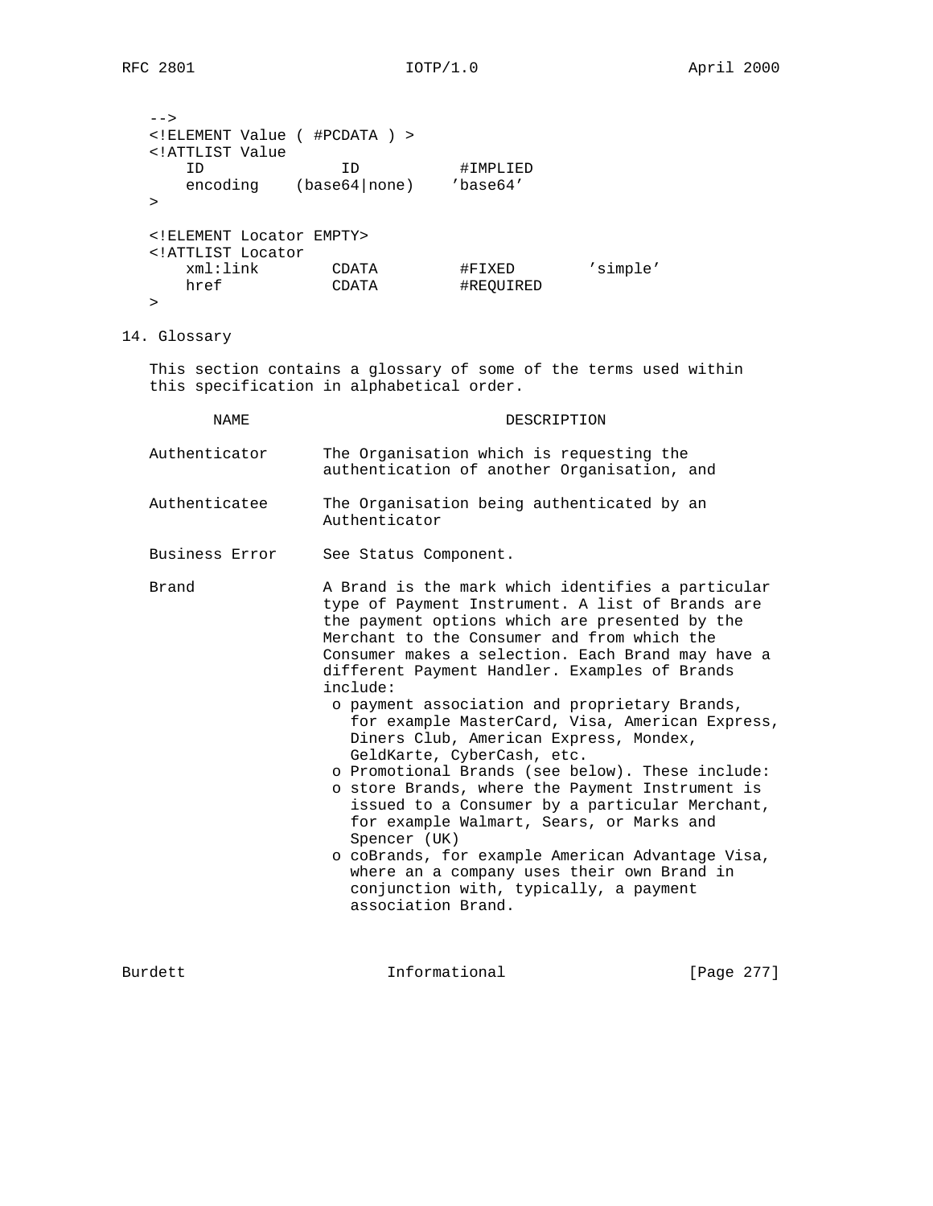```
   -->
   <!ELEMENT Value ( #PCDATA ) >
   <!ATTLIST Value
      ID              ID          #IMPLIED
      encoding    (base64|none)    'base64'
   >

   <!ELEMENT Locator EMPTY>
   <!ATTLIST Locator
      xml:link        CDATA        #FIXED        'simple'
      href            CDATA        #REQUIRED
   >
```

## 14. Glossary

This section contains a glossary of some of the terms used within this specification in alphabetical order.

| NAME | DESCRIPTION |
| --- | --- |
| Authenticator | The Organisation which is requesting the authentication of another Organisation, and |
| Authenticatee | The Organisation being authenticated by an Authenticator |
| Business Error | See Status Component. |
| Brand | A Brand is the mark which identifies a particular type of Payment Instrument. A list of Brands are the payment options which are presented by the Merchant to the Consumer and from which the Consumer makes a selection. Each Brand may have a different Payment Handler. Examples of Brands include:<br>o payment association and proprietary Brands, for example MasterCard, Visa, American Express, Diners Club, American Express, Mondex, GeldKarte, CyberCash, etc.<br>o Promotional Brands (see below). These include:<br>o store Brands, where the Payment Instrument is issued to a Consumer by a particular Merchant, for example Walmart, Sears, or Marks and Spencer (UK)<br>o coBrands, for example American Advantage Visa, where an a company uses their own Brand in conjunction with, typically, a payment association Brand. |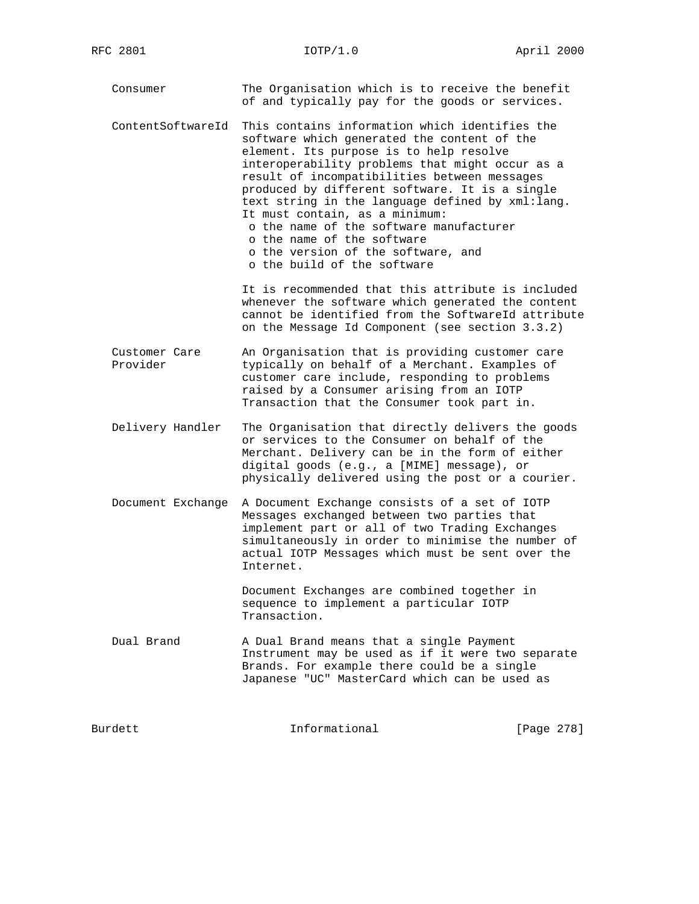Consumer — The Organisation which is to receive the benefit of and typically pay for the goods or services.

ContentSoftwareId — This contains information which identifies the software which generated the content of the element. Its purpose is to help resolve interoperability problems that might occur as a result of incompatibilities between messages produced by different software. It is a single text string in the language defined by xml:lang. It must contain, as a minimum:

- the name of the software manufacturer
- the name of the software
- the version of the software, and
- the build of the software

It is recommended that this attribute is included whenever the software which generated the content cannot be identified from the SoftwareId attribute on the Message Id Component (see section 3.3.2)

Customer Care Provider — An Organisation that is providing customer care typically on behalf of a Merchant. Examples of customer care include, responding to problems raised by a Consumer arising from an IOTP Transaction that the Consumer took part in.

Delivery Handler — The Organisation that directly delivers the goods or services to the Consumer on behalf of the Merchant. Delivery can be in the form of either digital goods (e.g., a [MIME] message), or physically delivered using the post or a courier.

Document Exchange — A Document Exchange consists of a set of IOTP Messages exchanged between two parties that implement part or all of two Trading Exchanges simultaneously in order to minimise the number of actual IOTP Messages which must be sent over the Internet.

Document Exchanges are combined together in sequence to implement a particular IOTP Transaction.

Dual Brand — A Dual Brand means that a single Payment Instrument may be used as if it were two separate Brands. For example there could be a single Japanese "UC" MasterCard which can be used as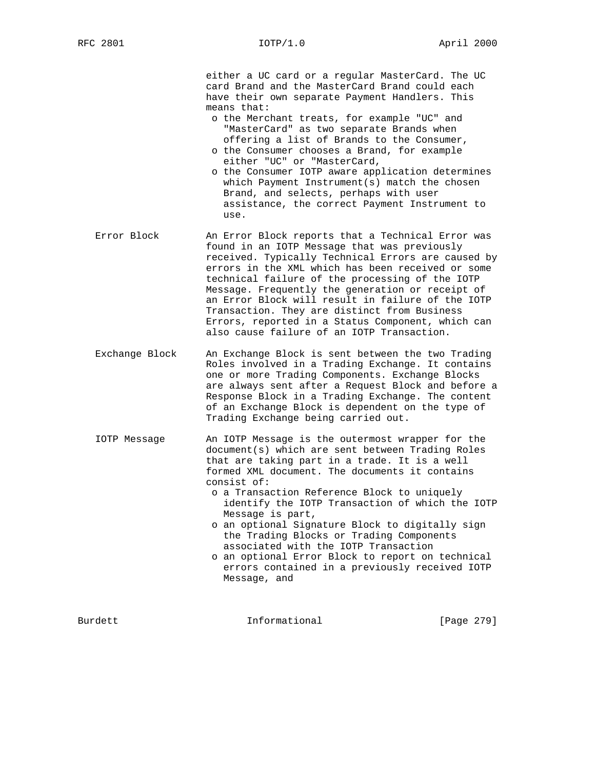either a UC card or a regular MasterCard. The UC card Brand and the MasterCard Brand could each have their own separate Payment Handlers. This means that:

- the Merchant treats, for example "UC" and "MasterCard" as two separate Brands when offering a list of Brands to the Consumer,
- the Consumer chooses a Brand, for example either "UC" or "MasterCard,
- the Consumer IOTP aware application determines which Payment Instrument(s) match the chosen Brand, and selects, perhaps with user assistance, the correct Payment Instrument to use.

**Error Block**
An Error Block reports that a Technical Error was found in an IOTP Message that was previously received. Typically Technical Errors are caused by errors in the XML which has been received or some technical failure of the processing of the IOTP Message. Frequently the generation or receipt of an Error Block will result in failure of the IOTP Transaction. They are distinct from Business Errors, reported in a Status Component, which can also cause failure of an IOTP Transaction.

**Exchange Block**
An Exchange Block is sent between the two Trading Roles involved in a Trading Exchange. It contains one or more Trading Components. Exchange Blocks are always sent after a Request Block and before a Response Block in a Trading Exchange. The content of an Exchange Block is dependent on the type of Trading Exchange being carried out.

**IOTP Message**
An IOTP Message is the outermost wrapper for the document(s) which are sent between Trading Roles that are taking part in a trade. It is a well formed XML document. The documents it contains consist of:

- a Transaction Reference Block to uniquely identify the IOTP Transaction of which the IOTP Message is part,
- an optional Signature Block to digitally sign the Trading Blocks or Trading Components associated with the IOTP Transaction
- an optional Error Block to report on technical errors contained in a previously received IOTP Message, and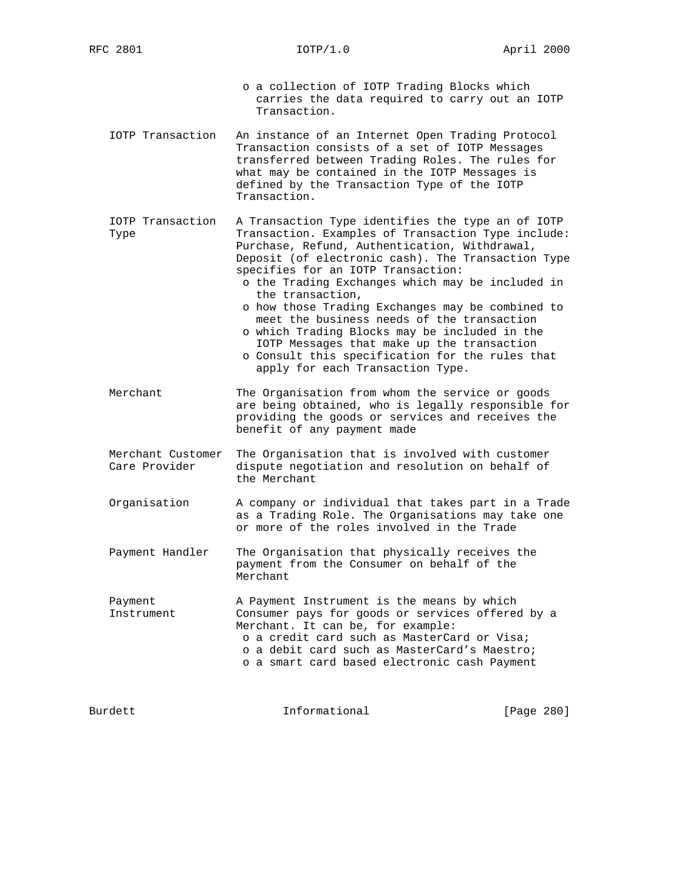- a collection of IOTP Trading Blocks which carries the data required to carry out an IOTP Transaction.

**IOTP Transaction** An instance of an Internet Open Trading Protocol Transaction consists of a set of IOTP Messages transferred between Trading Roles. The rules for what may be contained in the IOTP Messages is defined by the Transaction Type of the IOTP Transaction.

**IOTP Transaction Type** A Transaction Type identifies the type an of IOTP Transaction. Examples of Transaction Type include: Purchase, Refund, Authentication, Withdrawal, Deposit (of electronic cash). The Transaction Type specifies for an IOTP Transaction:

- the Trading Exchanges which may be included in the transaction,
- how those Trading Exchanges may be combined to meet the business needs of the transaction
- which Trading Blocks may be included in the IOTP Messages that make up the transaction
- Consult this specification for the rules that apply for each Transaction Type.

**Merchant** The Organisation from whom the service or goods are being obtained, who is legally responsible for providing the goods or services and receives the benefit of any payment made

**Merchant Customer Care Provider** The Organisation that is involved with customer dispute negotiation and resolution on behalf of the Merchant

**Organisation** A company or individual that takes part in a Trade as a Trading Role. The Organisations may take one or more of the roles involved in the Trade

**Payment Handler** The Organisation that physically receives the payment from the Consumer on behalf of the Merchant

**Payment Instrument** A Payment Instrument is the means by which Consumer pays for goods or services offered by a Merchant. It can be, for example:

- a credit card such as MasterCard or Visa;
- a debit card such as MasterCard's Maestro;
- a smart card based electronic cash Payment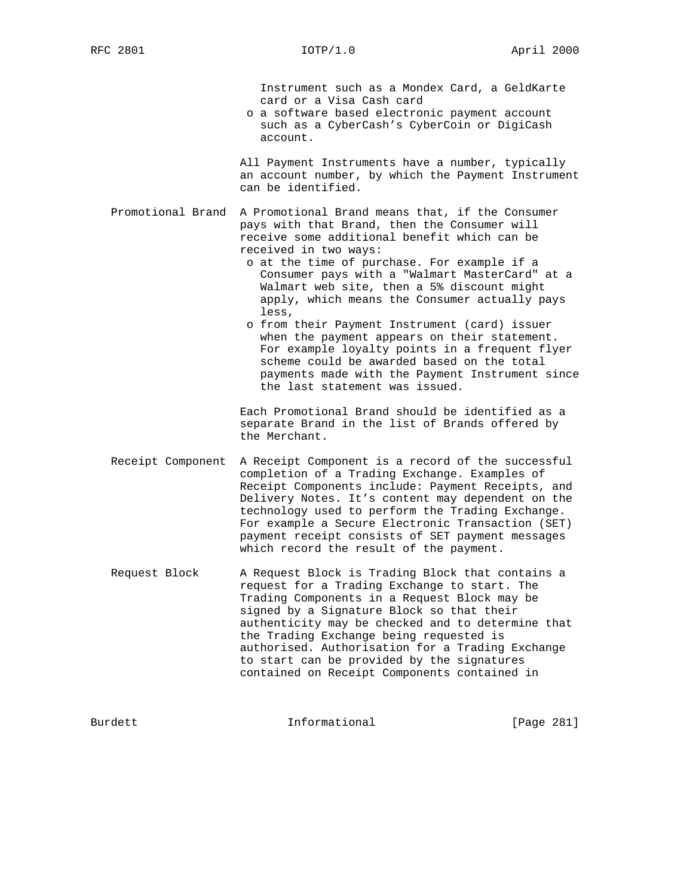Instrument such as a Mondex Card, a GeldKarte card or a Visa Cash card
- a software based electronic payment account such as a CyberCash's CyberCoin or DigiCash account.

All Payment Instruments have a number, typically an account number, by which the Payment Instrument can be identified.

**Promotional Brand** A Promotional Brand means that, if the Consumer pays with that Brand, then the Consumer will receive some additional benefit which can be received in two ways:
- at the time of purchase. For example if a Consumer pays with a "Walmart MasterCard" at a Walmart web site, then a 5% discount might apply, which means the Consumer actually pays less,
- from their Payment Instrument (card) issuer when the payment appears on their statement. For example loyalty points in a frequent flyer scheme could be awarded based on the total payments made with the Payment Instrument since the last statement was issued.

Each Promotional Brand should be identified as a separate Brand in the list of Brands offered by the Merchant.

**Receipt Component** A Receipt Component is a record of the successful completion of a Trading Exchange. Examples of Receipt Components include: Payment Receipts, and Delivery Notes. It's content may dependent on the technology used to perform the Trading Exchange. For example a Secure Electronic Transaction (SET) payment receipt consists of SET payment messages which record the result of the payment.

**Request Block** A Request Block is Trading Block that contains a request for a Trading Exchange to start. The Trading Components in a Request Block may be signed by a Signature Block so that their authenticity may be checked and to determine that the Trading Exchange being requested is authorised. Authorisation for a Trading Exchange to start can be provided by the signatures contained on Receipt Components contained in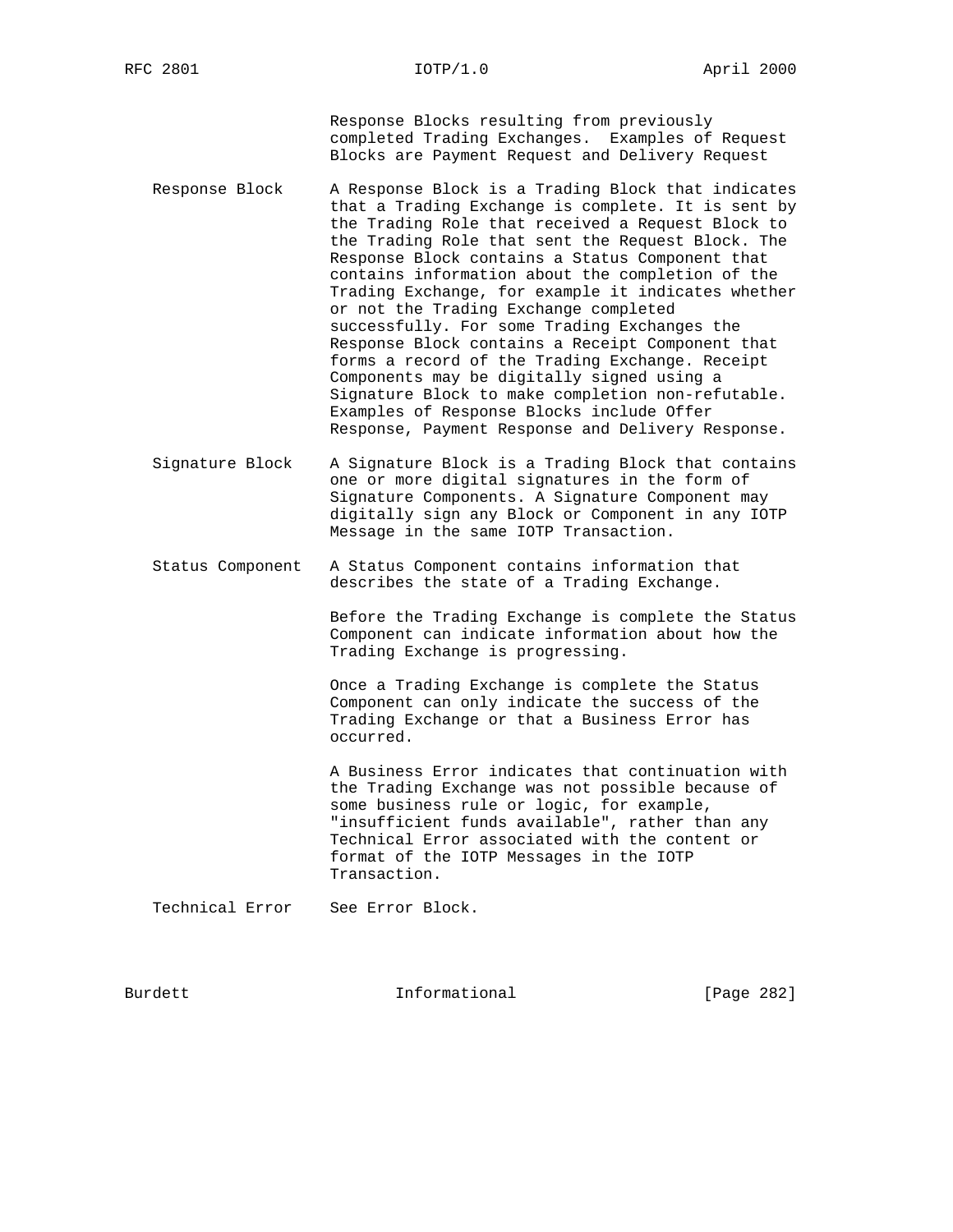Response Blocks resulting from previously completed Trading Exchanges. Examples of Request Blocks are Payment Request and Delivery Request

**Response Block**
: A Response Block is a Trading Block that indicates that a Trading Exchange is complete. It is sent by the Trading Role that received a Request Block to the Trading Role that sent the Request Block. The Response Block contains a Status Component that contains information about the completion of the Trading Exchange, for example it indicates whether or not the Trading Exchange completed successfully. For some Trading Exchanges the Response Block contains a Receipt Component that forms a record of the Trading Exchange. Receipt Components may be digitally signed using a Signature Block to make completion non-refutable. Examples of Response Blocks include Offer Response, Payment Response and Delivery Response.

**Signature Block**
: A Signature Block is a Trading Block that contains one or more digital signatures in the form of Signature Components. A Signature Component may digitally sign any Block or Component in any IOTP Message in the same IOTP Transaction.

**Status Component**
: A Status Component contains information that describes the state of a Trading Exchange.

Before the Trading Exchange is complete the Status Component can indicate information about how the Trading Exchange is progressing.

Once a Trading Exchange is complete the Status Component can only indicate the success of the Trading Exchange or that a Business Error has occurred.

A Business Error indicates that continuation with the Trading Exchange was not possible because of some business rule or logic, for example, "insufficient funds available", rather than any Technical Error associated with the content or format of the IOTP Messages in the IOTP Transaction.

**Technical Error**
: See Error Block.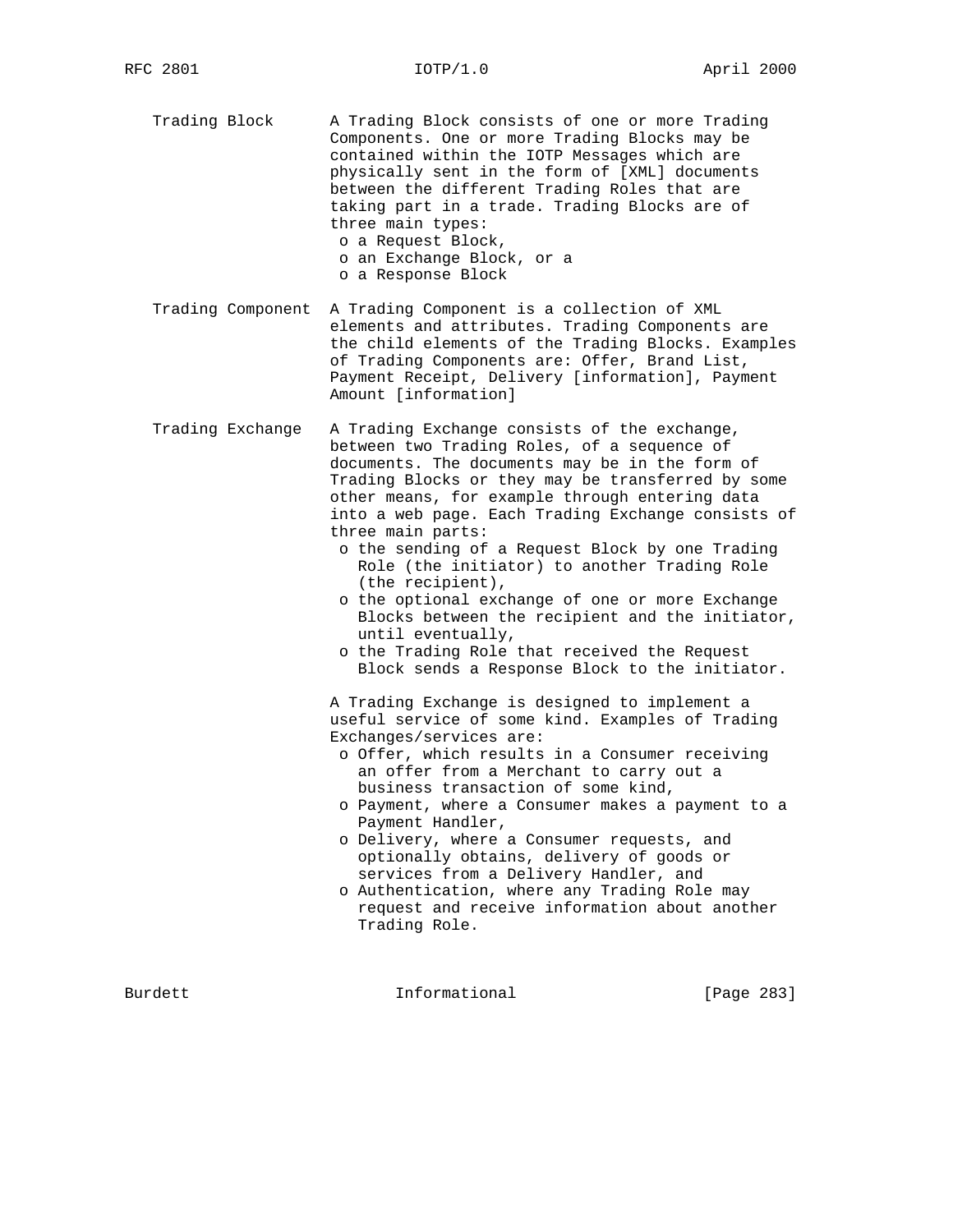Trading Block — A Trading Block consists of one or more Trading Components. One or more Trading Blocks may be contained within the IOTP Messages which are physically sent in the form of [XML] documents between the different Trading Roles that are taking part in a trade. Trading Blocks are of three main types:

- a Request Block,
- an Exchange Block, or a
- a Response Block

Trading Component — A Trading Component is a collection of XML elements and attributes. Trading Components are the child elements of the Trading Blocks. Examples of Trading Components are: Offer, Brand List, Payment Receipt, Delivery [information], Payment Amount [information]

Trading Exchange — A Trading Exchange consists of the exchange, between two Trading Roles, of a sequence of documents. The documents may be in the form of Trading Blocks or they may be transferred by some other means, for example through entering data into a web page. Each Trading Exchange consists of three main parts:

- the sending of a Request Block by one Trading Role (the initiator) to another Trading Role (the recipient),
- the optional exchange of one or more Exchange Blocks between the recipient and the initiator, until eventually,
- the Trading Role that received the Request Block sends a Response Block to the initiator.

A Trading Exchange is designed to implement a useful service of some kind. Examples of Trading Exchanges/services are:

- Offer, which results in a Consumer receiving an offer from a Merchant to carry out a business transaction of some kind,
- Payment, where a Consumer makes a payment to a Payment Handler,
- Delivery, where a Consumer requests, and optionally obtains, delivery of goods or services from a Delivery Handler, and
- Authentication, where any Trading Role may request and receive information about another Trading Role.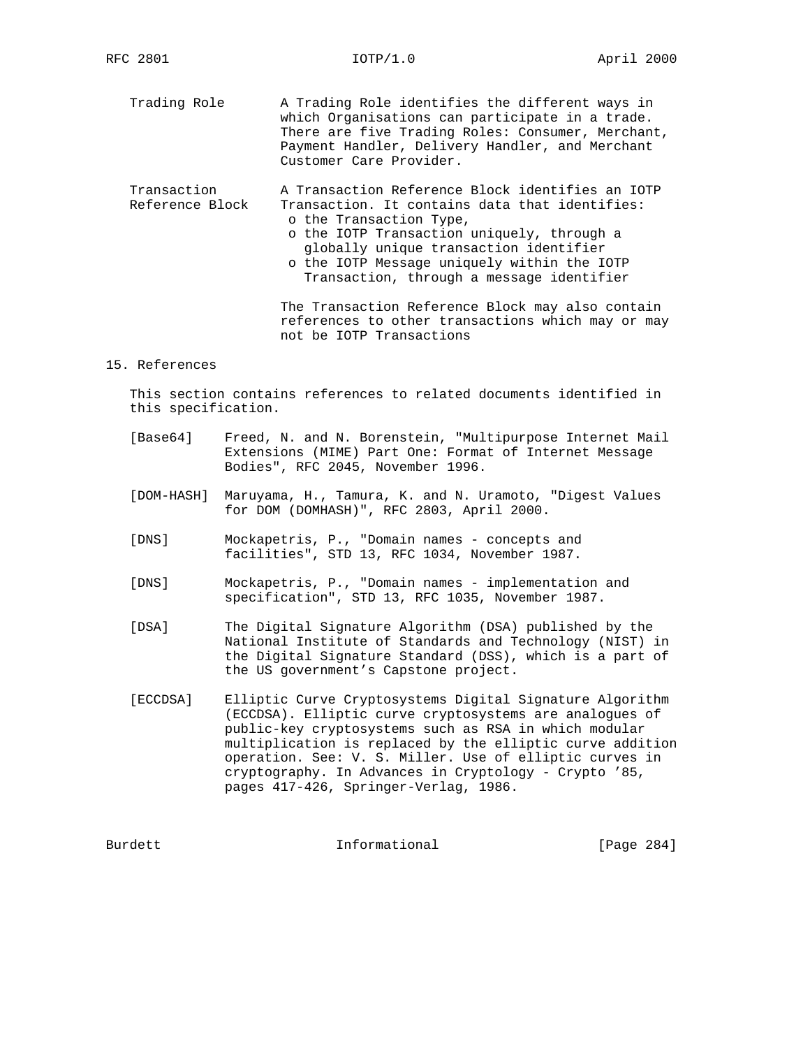**Trading Role** — A Trading Role identifies the different ways in which Organisations can participate in a trade. There are five Trading Roles: Consumer, Merchant, Payment Handler, Delivery Handler, and Merchant Customer Care Provider.

**Transaction Reference Block** — A Transaction Reference Block identifies an IOTP Transaction. It contains data that identifies:

- the Transaction Type,
- the IOTP Transaction uniquely, through a globally unique transaction identifier
- the IOTP Message uniquely within the IOTP Transaction, through a message identifier

The Transaction Reference Block may also contain references to other transactions which may or may not be IOTP Transactions

## 15. References

This section contains references to related documents identified in this specification.

[Base64] Freed, N. and N. Borenstein, "Multipurpose Internet Mail Extensions (MIME) Part One: Format of Internet Message Bodies", RFC 2045, November 1996.

[DOM-HASH] Maruyama, H., Tamura, K. and N. Uramoto, "Digest Values for DOM (DOMHASH)", RFC 2803, April 2000.

[DNS] Mockapetris, P., "Domain names - concepts and facilities", STD 13, RFC 1034, November 1987.

[DNS] Mockapetris, P., "Domain names - implementation and specification", STD 13, RFC 1035, November 1987.

[DSA] The Digital Signature Algorithm (DSA) published by the National Institute of Standards and Technology (NIST) in the Digital Signature Standard (DSS), which is a part of the US government's Capstone project.

[ECCDSA] Elliptic Curve Cryptosystems Digital Signature Algorithm (ECCDSA). Elliptic curve cryptosystems are analogues of public-key cryptosystems such as RSA in which modular multiplication is replaced by the elliptic curve addition operation. See: V. S. Miller. Use of elliptic curves in cryptography. In Advances in Cryptology - Crypto '85, pages 417-426, Springer-Verlag, 1986.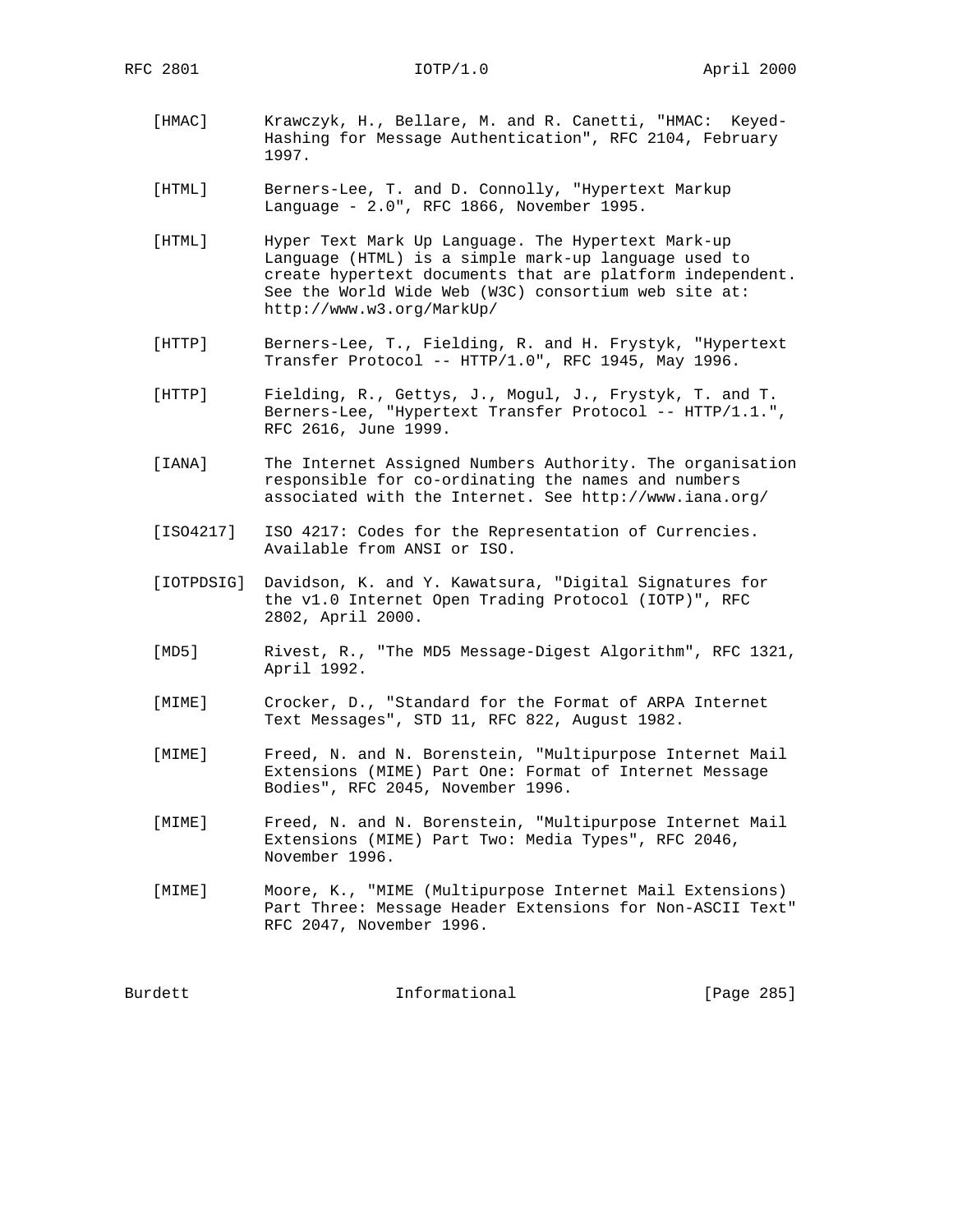[HMAC] Krawczyk, H., Bellare, M. and R. Canetti, "HMAC: Keyed-Hashing for Message Authentication", RFC 2104, February 1997.

[HTML] Berners-Lee, T. and D. Connolly, "Hypertext Markup Language - 2.0", RFC 1866, November 1995.

[HTML] Hyper Text Mark Up Language. The Hypertext Mark-up Language (HTML) is a simple mark-up language used to create hypertext documents that are platform independent. See the World Wide Web (W3C) consortium web site at: http://www.w3.org/MarkUp/

[HTTP] Berners-Lee, T., Fielding, R. and H. Frystyk, "Hypertext Transfer Protocol -- HTTP/1.0", RFC 1945, May 1996.

[HTTP] Fielding, R., Gettys, J., Mogul, J., Frystyk, T. and T. Berners-Lee, "Hypertext Transfer Protocol -- HTTP/1.1.", RFC 2616, June 1999.

[IANA] The Internet Assigned Numbers Authority. The organisation responsible for co-ordinating the names and numbers associated with the Internet. See http://www.iana.org/

[ISO4217] ISO 4217: Codes for the Representation of Currencies. Available from ANSI or ISO.

[IOTPDSIG] Davidson, K. and Y. Kawatsura, "Digital Signatures for the v1.0 Internet Open Trading Protocol (IOTP)", RFC 2802, April 2000.

[MD5] Rivest, R., "The MD5 Message-Digest Algorithm", RFC 1321, April 1992.

[MIME] Crocker, D., "Standard for the Format of ARPA Internet Text Messages", STD 11, RFC 822, August 1982.

[MIME] Freed, N. and N. Borenstein, "Multipurpose Internet Mail Extensions (MIME) Part One: Format of Internet Message Bodies", RFC 2045, November 1996.

[MIME] Freed, N. and N. Borenstein, "Multipurpose Internet Mail Extensions (MIME) Part Two: Media Types", RFC 2046, November 1996.

[MIME] Moore, K., "MIME (Multipurpose Internet Mail Extensions) Part Three: Message Header Extensions for Non-ASCII Text" RFC 2047, November 1996.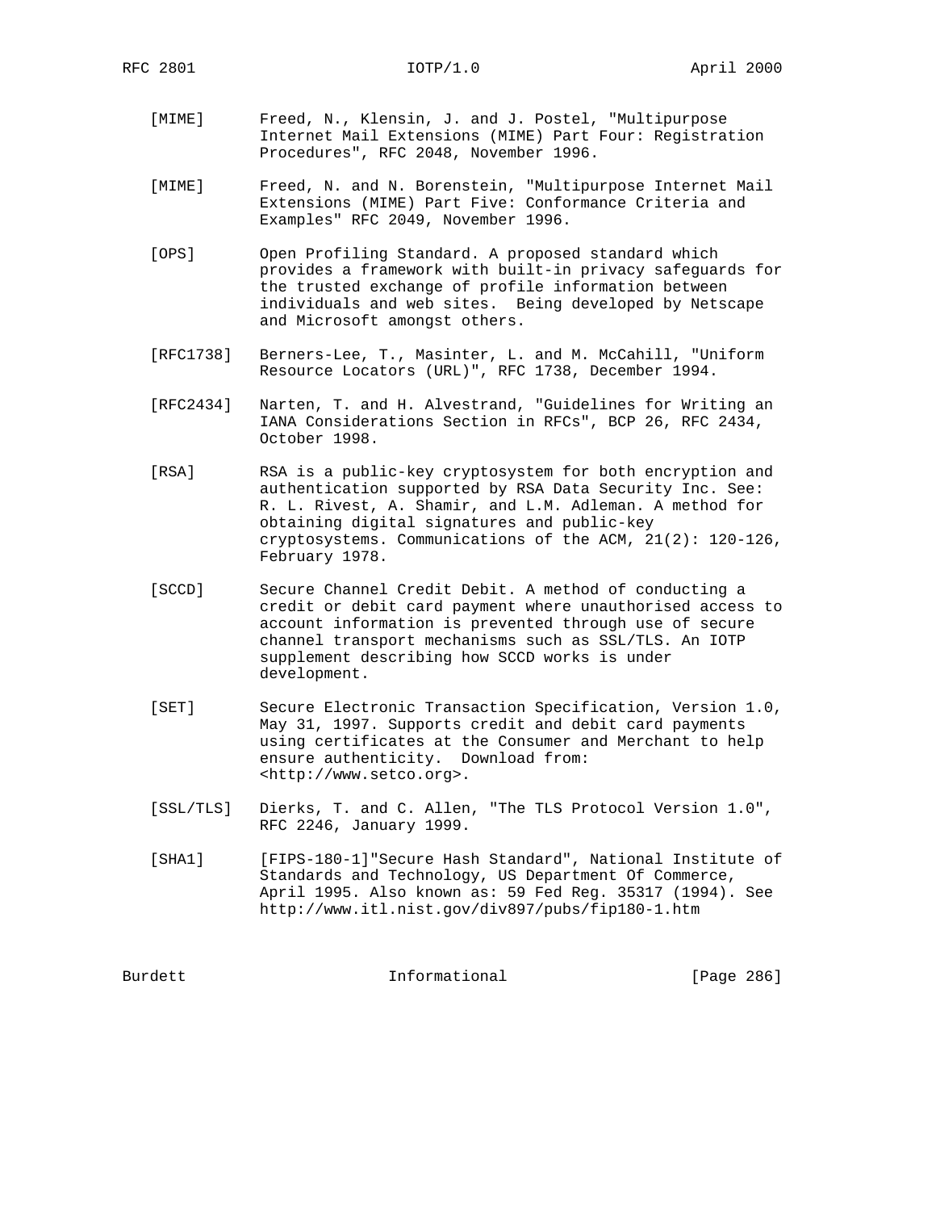[MIME] Freed, N., Klensin, J. and J. Postel, "Multipurpose Internet Mail Extensions (MIME) Part Four: Registration Procedures", RFC 2048, November 1996.

[MIME] Freed, N. and N. Borenstein, "Multipurpose Internet Mail Extensions (MIME) Part Five: Conformance Criteria and Examples" RFC 2049, November 1996.

[OPS] Open Profiling Standard. A proposed standard which provides a framework with built-in privacy safeguards for the trusted exchange of profile information between individuals and web sites. Being developed by Netscape and Microsoft amongst others.

[RFC1738] Berners-Lee, T., Masinter, L. and M. McCahill, "Uniform Resource Locators (URL)", RFC 1738, December 1994.

[RFC2434] Narten, T. and H. Alvestrand, "Guidelines for Writing an IANA Considerations Section in RFCs", BCP 26, RFC 2434, October 1998.

[RSA] RSA is a public-key cryptosystem for both encryption and authentication supported by RSA Data Security Inc. See: R. L. Rivest, A. Shamir, and L.M. Adleman. A method for obtaining digital signatures and public-key cryptosystems. Communications of the ACM, 21(2): 120-126, February 1978.

[SCCD] Secure Channel Credit Debit. A method of conducting a credit or debit card payment where unauthorised access to account information is prevented through use of secure channel transport mechanisms such as SSL/TLS. An IOTP supplement describing how SCCD works is under development.

[SET] Secure Electronic Transaction Specification, Version 1.0, May 31, 1997. Supports credit and debit card payments using certificates at the Consumer and Merchant to help ensure authenticity. Download from: <http://www.setco.org>.

[SSL/TLS] Dierks, T. and C. Allen, "The TLS Protocol Version 1.0", RFC 2246, January 1999.

[SHA1] [FIPS-180-1]"Secure Hash Standard", National Institute of Standards and Technology, US Department Of Commerce, April 1995. Also known as: 59 Fed Reg. 35317 (1994). See http://www.itl.nist.gov/div897/pubs/fip180-1.htm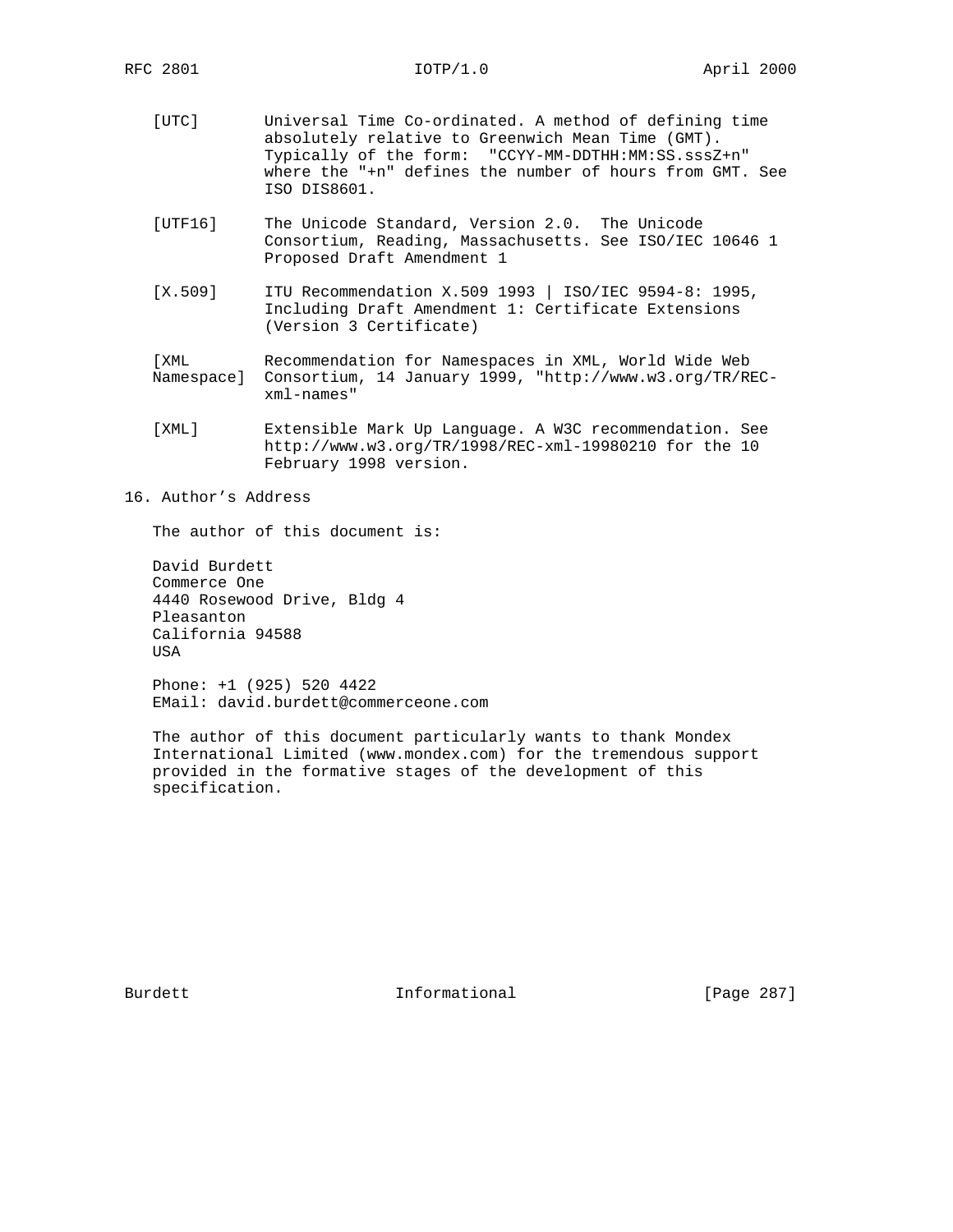[UTC] Universal Time Co-ordinated. A method of defining time absolutely relative to Greenwich Mean Time (GMT). Typically of the form: "CCYY-MM-DDTHH:MM:SS.sssZ+n" where the "+n" defines the number of hours from GMT. See ISO DIS8601.

[UTF16] The Unicode Standard, Version 2.0. The Unicode Consortium, Reading, Massachusetts. See ISO/IEC 10646 1 Proposed Draft Amendment 1

[X.509] ITU Recommendation X.509 1993 | ISO/IEC 9594-8: 1995, Including Draft Amendment 1: Certificate Extensions (Version 3 Certificate)

[XML Namespace] Recommendation for Namespaces in XML, World Wide Web Consortium, 14 January 1999, "http://www.w3.org/TR/REC-xml-names"

[XML] Extensible Mark Up Language. A W3C recommendation. See http://www.w3.org/TR/1998/REC-xml-19980210 for the 10 February 1998 version.

## 16. Author's Address

The author of this document is:

David Burdett
Commerce One
4440 Rosewood Drive, Bldg 4
Pleasanton
California 94588
USA

Phone: +1 (925) 520 4422
EMail: david.burdett@commerceone.com

The author of this document particularly wants to thank Mondex International Limited (www.mondex.com) for the tremendous support provided in the formative stages of the development of this specification.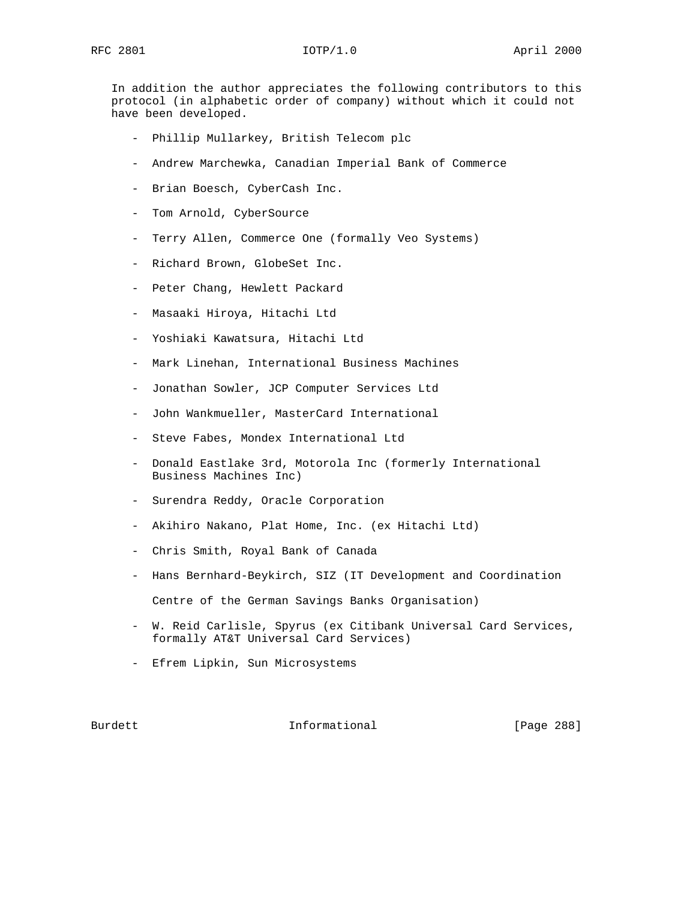In addition the author appreciates the following contributors to this protocol (in alphabetic order of company) without which it could not have been developed.

- Phillip Mullarkey, British Telecom plc
- Andrew Marchewka, Canadian Imperial Bank of Commerce
- Brian Boesch, CyberCash Inc.
- Tom Arnold, CyberSource
- Terry Allen, Commerce One (formally Veo Systems)
- Richard Brown, GlobeSet Inc.
- Peter Chang, Hewlett Packard
- Masaaki Hiroya, Hitachi Ltd
- Yoshiaki Kawatsura, Hitachi Ltd
- Mark Linehan, International Business Machines
- Jonathan Sowler, JCP Computer Services Ltd
- John Wankmueller, MasterCard International
- Steve Fabes, Mondex International Ltd
- Donald Eastlake 3rd, Motorola Inc (formerly International Business Machines Inc)
- Surendra Reddy, Oracle Corporation
- Akihiro Nakano, Plat Home, Inc. (ex Hitachi Ltd)
- Chris Smith, Royal Bank of Canada
- Hans Bernhard-Beykirch, SIZ (IT Development and Coordination

  Centre of the German Savings Banks Organisation)
- W. Reid Carlisle, Spyrus (ex Citibank Universal Card Services, formally AT&T Universal Card Services)
- Efrem Lipkin, Sun Microsystems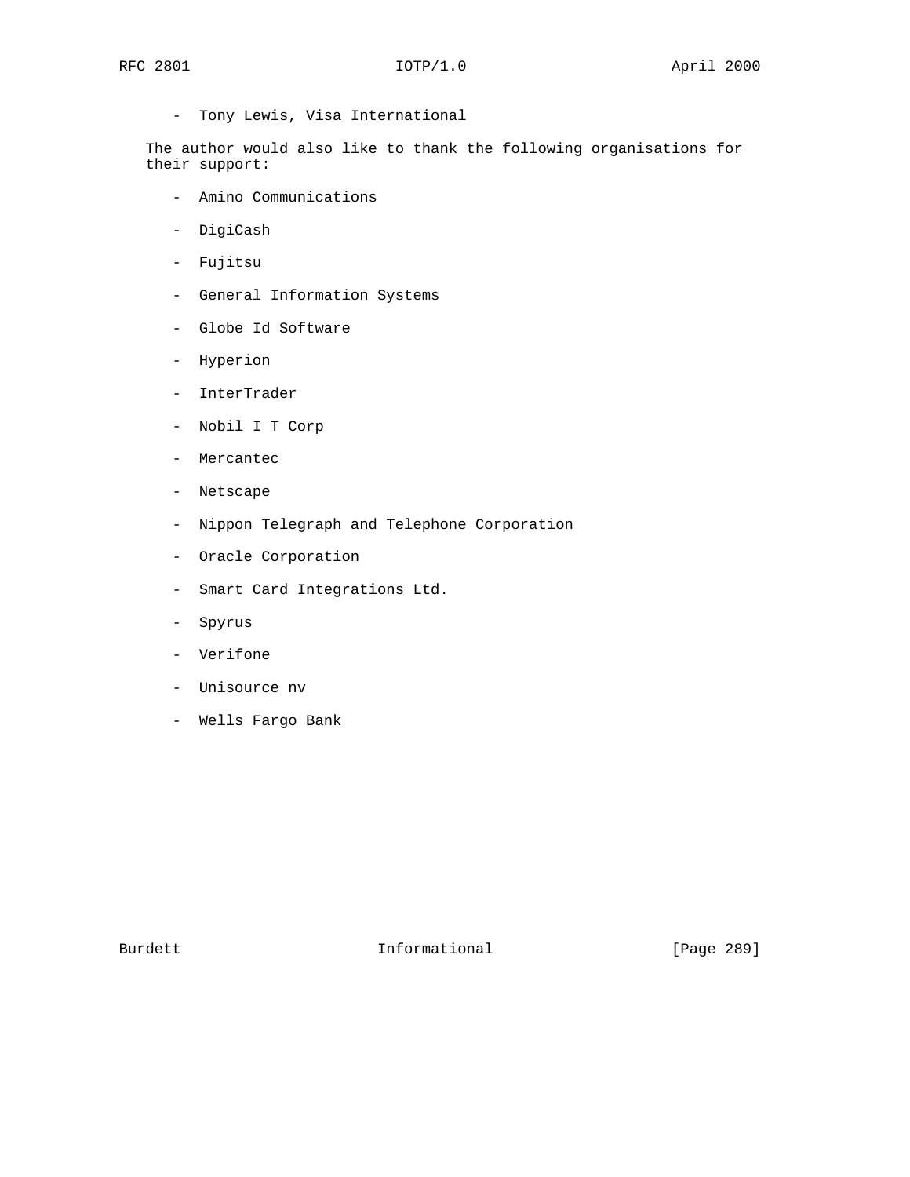- Tony Lewis, Visa International

The author would also like to thank the following organisations for their support:

- Amino Communications
- DigiCash
- Fujitsu
- General Information Systems
- Globe Id Software
- Hyperion
- InterTrader
- Nobil I T Corp
- Mercantec
- Netscape
- Nippon Telegraph and Telephone Corporation
- Oracle Corporation
- Smart Card Integrations Ltd.
- Spyrus
- Verifone
- Unisource nv
- Wells Fargo Bank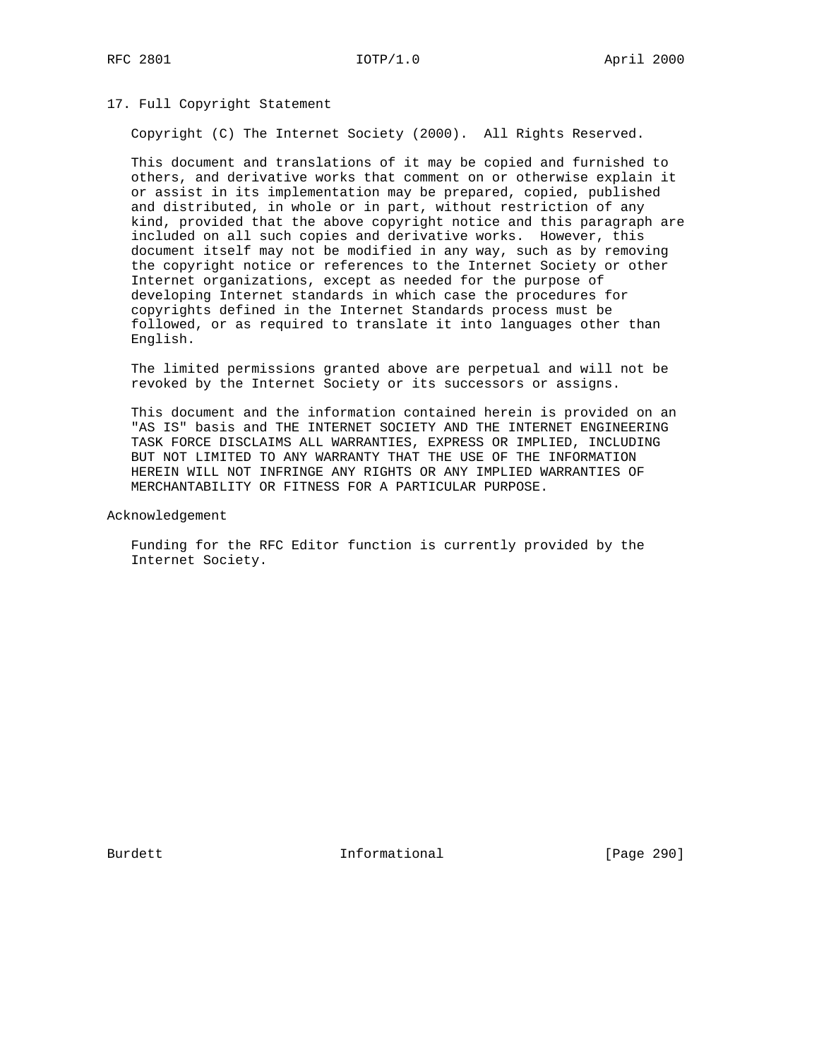## 17. Full Copyright Statement

Copyright (C) The Internet Society (2000). All Rights Reserved.

This document and translations of it may be copied and furnished to others, and derivative works that comment on or otherwise explain it or assist in its implementation may be prepared, copied, published and distributed, in whole or in part, without restriction of any kind, provided that the above copyright notice and this paragraph are included on all such copies and derivative works. However, this document itself may not be modified in any way, such as by removing the copyright notice or references to the Internet Society or other Internet organizations, except as needed for the purpose of developing Internet standards in which case the procedures for copyrights defined in the Internet Standards process must be followed, or as required to translate it into languages other than English.

The limited permissions granted above are perpetual and will not be revoked by the Internet Society or its successors or assigns.

This document and the information contained herein is provided on an "AS IS" basis and THE INTERNET SOCIETY AND THE INTERNET ENGINEERING TASK FORCE DISCLAIMS ALL WARRANTIES, EXPRESS OR IMPLIED, INCLUDING BUT NOT LIMITED TO ANY WARRANTY THAT THE USE OF THE INFORMATION HEREIN WILL NOT INFRINGE ANY RIGHTS OR ANY IMPLIED WARRANTIES OF MERCHANTABILITY OR FITNESS FOR A PARTICULAR PURPOSE.

## Acknowledgement

Funding for the RFC Editor function is currently provided by the Internet Society.